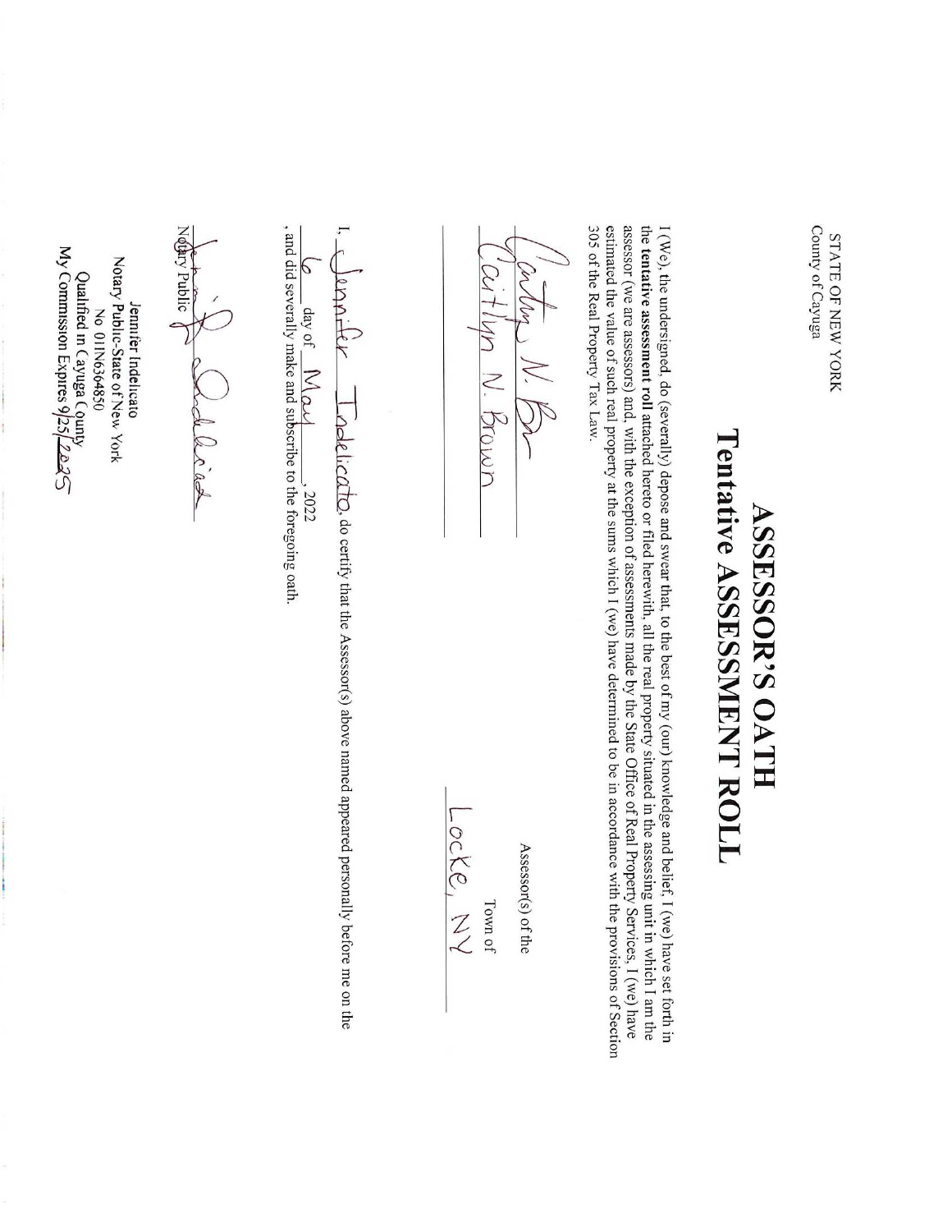STATE OF NEW YORK
County of Cayuga

# ASSESSOR'S OATH
## Tentative ASSESSMENT ROLL

I (We), the undersigned, do (severally) depose and swear that, to the best of my (our) knowledge and belief, I (we) have set forth in the **tentative assessment roll** attached hereto or filed herewith, all the real property situated in the assessing unit in which I am the assessor (we are assessors) and, with the exception of assessments made by the State Office of Real Property Services, I (we) have estimated the value of such real property at the sums which I (we) have determined to be in accordance with the provisions of Section 305 of the Real Property Tax Law.

Caitlyn N. Br
Caitlyn N. Brown

Assessor(s) of the

Town of
Locke, NY

I, Jennifer Indelicato, do certify that the Assessor(s) above named appeared personally before me on the 6 day of May, 2022, and did severally make and subscribe to the foregoing oath.

Jennifer R. Indelicato
Notary Public

Jennifer Indelicato
Notary Public-State of New York
No 01IN6364850
Qualified in Cayuga County
My Commission Expires 9/25/2025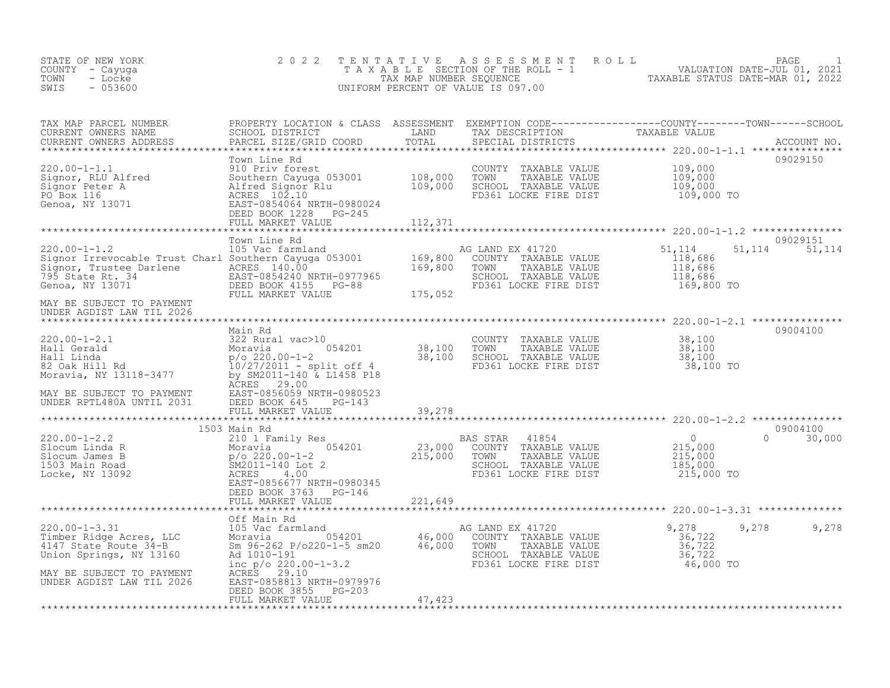STATE OF NEW YORK
COUNTY - Cayuga
TOWN - Locke
SWIS - 053600

# 2022 TENTATIVE ASSESSMENT ROLL

TAXABLE SECTION OF THE ROLL - 1
TAX MAP NUMBER SEQUENCE
UNIFORM PERCENT OF VALUE IS 097.00

VALUATION DATE-JUL 01, 2021
TAXABLE STATUS DATE-MAR 01, 2022

| TAX MAP PARCEL NUMBER / CURRENT OWNERS NAME / CURRENT OWNERS ADDRESS | PROPERTY LOCATION & CLASS / SCHOOL DISTRICT / PARCEL SIZE/GRID COORD | ASSESSMENT LAND / TOTAL | EXEMPTION CODE / TAX DESCRIPTION / SPECIAL DISTRICTS | COUNTY TAXABLE VALUE | TOWN | SCHOOL / ACCOUNT NO. |
|---|---|---|---|---|---|---|
| **220.00-1-1.1** | Town Line Rd | | | | | 09029150 |
| 220.00-1-1.1 | 910 Priv forest | | COUNTY TAXABLE VALUE | 109,000 | | |
| Signor, RLU Alfred | Southern Cayuga 053001 | 108,000 | TOWN TAXABLE VALUE | 109,000 | | |
| Signor Peter A | Alfred Signor Rlu | 109,000 | SCHOOL TAXABLE VALUE | 109,000 | | |
| PO Box 116 | ACRES 102.10 | | FD361 LOCKE FIRE DIST | 109,000 TO | | |
| Genoa, NY 13071 | EAST-0854064 NRTH-0980024 | | | | | |
| | DEED BOOK 1228 PG-245 | | | | | |
| | FULL MARKET VALUE | 112,371 | | | | |
| **220.00-1-1.2** | Town Line Rd | | | | | 09029151 |
| 220.00-1-1.2 | 105 Vac farmland | | AG LAND EX 41720 | 51,114 | 51,114 | 51,114 |
| Signor Irrevocable Trust Charl | Southern Cayuga 053001 | 169,800 | COUNTY TAXABLE VALUE | 118,686 | | |
| Signor, Trustee Darlene | ACRES 140.00 | 169,800 | TOWN TAXABLE VALUE | 118,686 | | |
| 795 State Rt. 34 | EAST-0854240 NRTH-0977965 | | SCHOOL TAXABLE VALUE | 118,686 | | |
| Genoa, NY 13071 | DEED BOOK 4155 PG-88 | | FD361 LOCKE FIRE DIST | 169,800 TO | | |
| | FULL MARKET VALUE | 175,052 | | | | |
| MAY BE SUBJECT TO PAYMENT UNDER AGDIST LAW TIL 2026 | | | | | | |
| **220.00-1-2.1** | Main Rd | | | | | 09004100 |
| 220.00-1-2.1 | 322 Rural vac>10 | | COUNTY TAXABLE VALUE | 38,100 | | |
| Hall Gerald | Moravia 054201 | 38,100 | TOWN TAXABLE VALUE | 38,100 | | |
| Hall Linda | p/o 220.00-1-2 | 38,100 | SCHOOL TAXABLE VALUE | 38,100 | | |
| 82 Oak Hill Rd | 10/27/2011 - split off 4 | | FD361 LOCKE FIRE DIST | 38,100 TO | | |
| Moravia, NY 13118-3477 | by SM2011-140 & L1458 P18 | | | | | |
| | ACRES 29.00 | | | | | |
| MAY BE SUBJECT TO PAYMENT | EAST-0856059 NRTH-0980523 | | | | | |
| UNDER RPTL480A UNTIL 2031 | DEED BOOK 645 PG-143 | | | | | |
| | FULL MARKET VALUE | 39,278 | | | | |
| **220.00-1-2.2** | 1503 Main Rd | | | | | 09004100 |
| 220.00-1-2.2 | 210 1 Family Res | | BAS STAR 41854 | 0 | 0 | 30,000 |
| Slocum Linda R | Moravia 054201 | 23,000 | COUNTY TAXABLE VALUE | 215,000 | | |
| Slocum James B | p/o 220.00-1-2 | 215,000 | TOWN TAXABLE VALUE | 215,000 | | |
| 1503 Main Road | SM2011-140 Lot 2 | | SCHOOL TAXABLE VALUE | 185,000 | | |
| Locke, NY 13092 | ACRES 4.00 | | FD361 LOCKE FIRE DIST | 215,000 TO | | |
| | EAST-0856677 NRTH-0980345 | | | | | |
| | DEED BOOK 3763 PG-146 | | | | | |
| | FULL MARKET VALUE | 221,649 | | | | |
| **220.00-1-3.31** | Off Main Rd | | | | | |
| 220.00-1-3.31 | 105 Vac farmland | | AG LAND EX 41720 | 9,278 | 9,278 | 9,278 |
| Timber Ridge Acres, LLC | Moravia 054201 | 46,000 | COUNTY TAXABLE VALUE | 36,722 | | |
| 4147 State Route 34-B | Sm 96-262 P/o220-1-5 sm20 | 46,000 | TOWN TAXABLE VALUE | 36,722 | | |
| Union Springs, NY 13160 | Ad 1010-191 | | SCHOOL TAXABLE VALUE | 36,722 | | |
| | inc p/o 220.00-1-3.2 | | FD361 LOCKE FIRE DIST | 46,000 TO | | |
| MAY BE SUBJECT TO PAYMENT | ACRES 29.10 | | | | | |
| UNDER AGDIST LAW TIL 2026 | EAST-0858813 NRTH-0979976 | | | | | |
| | DEED BOOK 3855 PG-203 | | | | | |
| | FULL MARKET VALUE | 47,423 | | | | |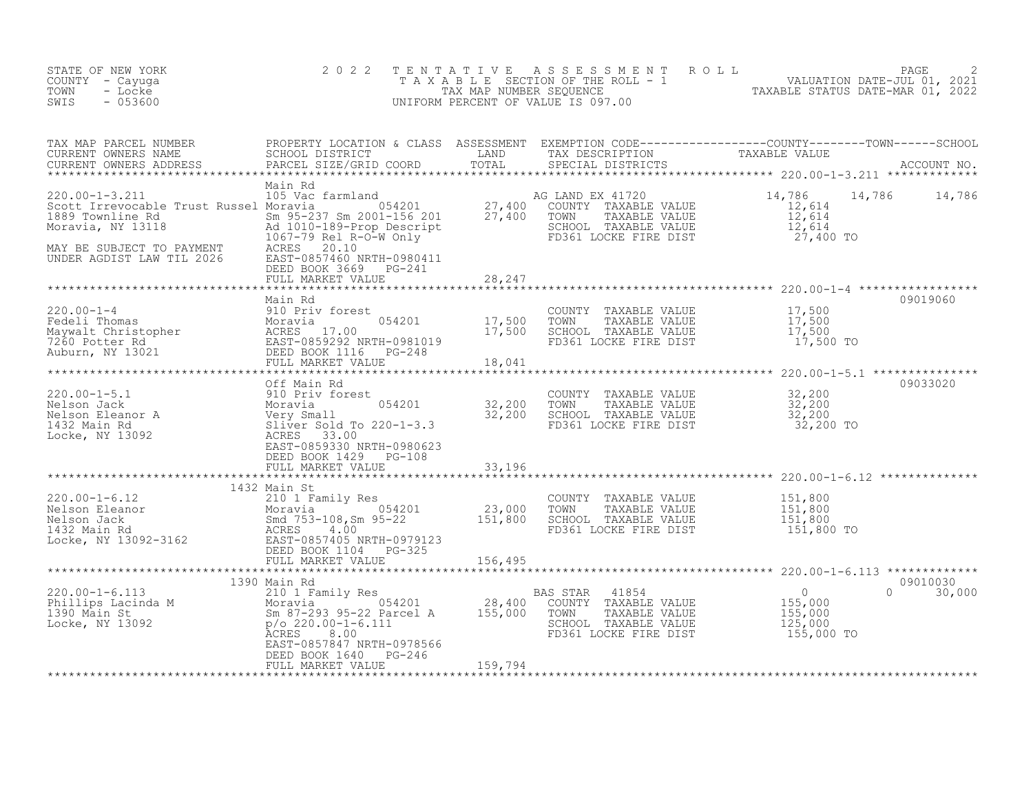STATE OF NEW YORK
COUNTY - Cayuga
TOWN - Locke
SWIS - 053600

2 0 2 2 T E N T A T I V E A S S E S S M E N T R O L L
T A X A B L E SECTION OF THE ROLL - 1
TAX MAP NUMBER SEQUENCE
UNIFORM PERCENT OF VALUE IS 097.00

VALUATION DATE-JUL 01, 2021
TAXABLE STATUS DATE-MAR 01, 2022

| TAX MAP PARCEL NUMBER / CURRENT OWNERS NAME / CURRENT OWNERS ADDRESS | PROPERTY LOCATION & CLASS / SCHOOL DISTRICT / PARCEL SIZE/GRID COORD | ASSESSMENT LAND / TOTAL | EXEMPTION CODE / TAX DESCRIPTION / SPECIAL DISTRICTS | COUNTY | TOWN | SCHOOL | ACCOUNT NO. |
|---|---|---|---|---|---|---|---|
| **220.00-1-3.211** | Main Rd | | | | | | |
| 220.00-1-3.211 | 105 Vac farmland | | AG LAND EX 41720 | 14,786 | 14,786 | 14,786 | |
| Scott Irrevocable Trust Russel | Moravia 054201 | 27,400 | COUNTY TAXABLE VALUE | 12,614 | | | |
| 1889 Townline Rd | Sm 95-237 Sm 2001-156 201 | 27,400 | TOWN TAXABLE VALUE | | 12,614 | | |
| Moravia, NY 13118 | Ad 1010-189-Prop Descript | | SCHOOL TAXABLE VALUE | | | 12,614 | |
| | 1067-79 Rel R-O-W Only | | FD361 LOCKE FIRE DIST | 27,400 TO | | | |
| MAY BE SUBJECT TO PAYMENT | ACRES 20.10 | | | | | | |
| UNDER AGDIST LAW TIL 2026 | EAST-0857460 NRTH-0980411 | | | | | | |
| | DEED BOOK 3669 PG-241 | | | | | | |
| | FULL MARKET VALUE | 28,247 | | | | | |
| **220.00-1-4** | Main Rd | | | | | | 09019060 |
| 220.00-1-4 | 910 Priv forest | | COUNTY TAXABLE VALUE | 17,500 | | | |
| Fedeli Thomas | Moravia 054201 | 17,500 | TOWN TAXABLE VALUE | | 17,500 | | |
| Maywalt Christopher | ACRES 17.00 | 17,500 | SCHOOL TAXABLE VALUE | | | 17,500 | |
| 7260 Potter Rd | EAST-0859292 NRTH-0981019 | | FD361 LOCKE FIRE DIST | 17,500 TO | | | |
| Auburn, NY 13021 | DEED BOOK 1116 PG-248 | | | | | | |
| | FULL MARKET VALUE | 18,041 | | | | | |
| **220.00-1-5.1** | Off Main Rd | | | | | | 09033020 |
| 220.00-1-5.1 | 910 Priv forest | | COUNTY TAXABLE VALUE | 32,200 | | | |
| Nelson Jack | Moravia 054201 | 32,200 | TOWN TAXABLE VALUE | | 32,200 | | |
| Nelson Eleanor A | Very Small | 32,200 | SCHOOL TAXABLE VALUE | | | 32,200 | |
| 1432 Main Rd | Sliver Sold To 220-1-3.3 | | FD361 LOCKE FIRE DIST | 32,200 TO | | | |
| Locke, NY 13092 | ACRES 33.00 | | | | | | |
| | EAST-0859330 NRTH-0980623 | | | | | | |
| | DEED BOOK 1429 PG-108 | | | | | | |
| | FULL MARKET VALUE | 33,196 | | | | | |
| **220.00-1-6.12** | 1432 Main St | | | | | | |
| 220.00-1-6.12 | 210 1 Family Res | | COUNTY TAXABLE VALUE | 151,800 | | | |
| Nelson Eleanor | Moravia 054201 | 23,000 | TOWN TAXABLE VALUE | | 151,800 | | |
| Nelson Jack | Smd 753-108,Sm 95-22 | 151,800 | SCHOOL TAXABLE VALUE | | | 151,800 | |
| 1432 Main Rd | ACRES 4.00 | | FD361 LOCKE FIRE DIST | 151,800 TO | | | |
| Locke, NY 13092-3162 | EAST-0857405 NRTH-0979123 | | | | | | |
| | DEED BOOK 1104 PG-325 | | | | | | |
| | FULL MARKET VALUE | 156,495 | | | | | |
| **220.00-1-6.113** | 1390 Main Rd | | | | | | 09010030 |
| 220.00-1-6.113 | 210 1 Family Res | | BAS STAR 41854 | 0 | 0 | 30,000 | |
| Phillips Lacinda M | Moravia 054201 | 28,400 | COUNTY TAXABLE VALUE | 155,000 | | | |
| 1390 Main St | Sm 87-293 95-22 Parcel A | 155,000 | TOWN TAXABLE VALUE | | 155,000 | | |
| Locke, NY 13092 | p/o 220.00-1-6.111 | | SCHOOL TAXABLE VALUE | | | 125,000 | |
| | ACRES 8.00 | | FD361 LOCKE FIRE DIST | 155,000 TO | | | |
| | EAST-0857847 NRTH-0978566 | | | | | | |
| | DEED BOOK 1640 PG-246 | | | | | | |
| | FULL MARKET VALUE | 159,794 | | | | | |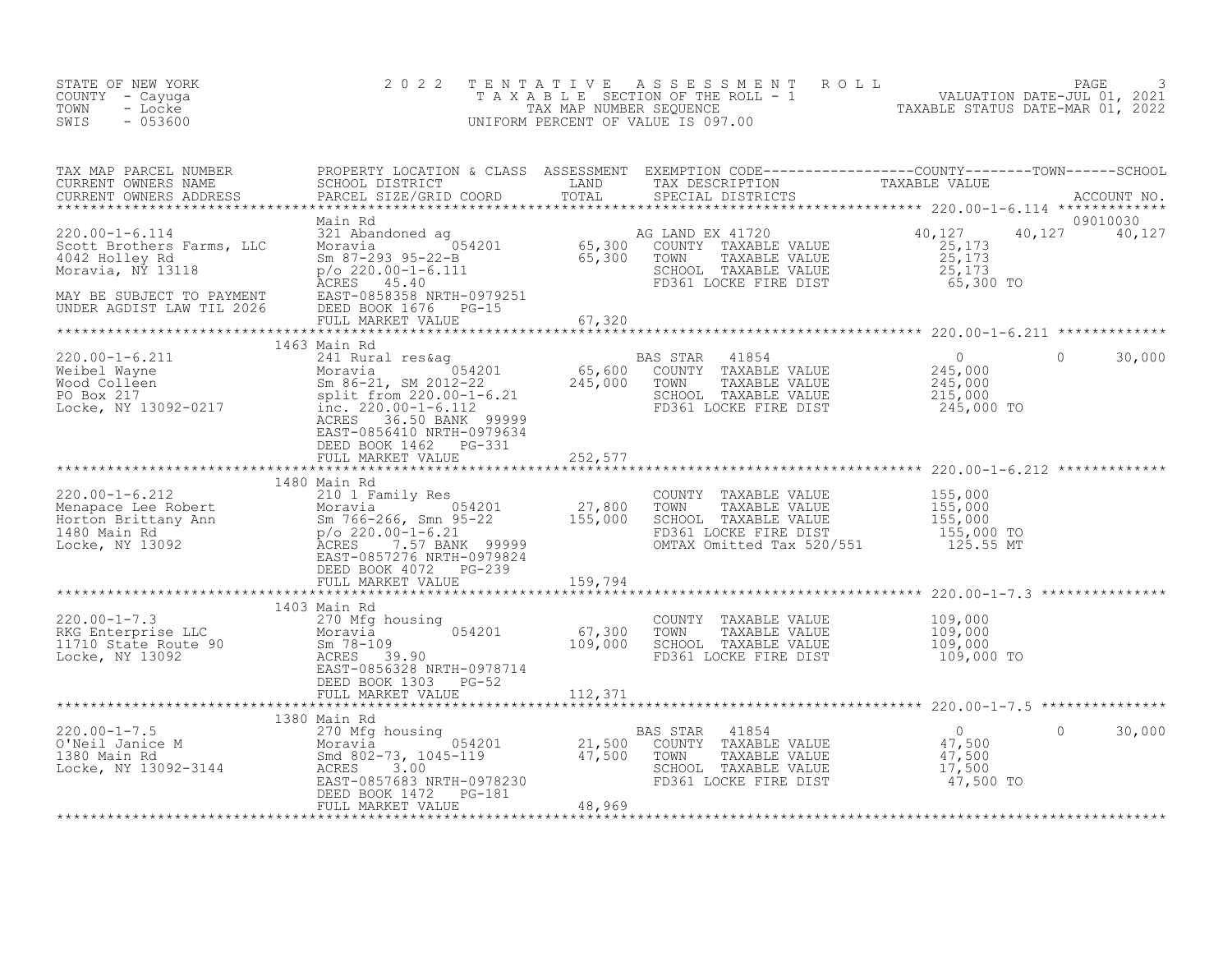STATE OF NEW YORK
COUNTY - Cayuga
TOWN - Locke
SWIS - 053600

# 2022 TENTATIVE ASSESSMENT ROLL

TAXABLE SECTION OF THE ROLL - 1
TAX MAP NUMBER SEQUENCE
UNIFORM PERCENT OF VALUE IS 097.00

VALUATION DATE-JUL 01, 2021
TAXABLE STATUS DATE-MAR 01, 2022

| TAX MAP PARCEL NUMBER / CURRENT OWNERS NAME / CURRENT OWNERS ADDRESS | PROPERTY LOCATION & CLASS / SCHOOL DISTRICT / PARCEL SIZE/GRID COORD | ASSESSMENT LAND | ASSESSMENT TOTAL | EXEMPTION CODE / TAX DESCRIPTION / SPECIAL DISTRICTS | COUNTY TAXABLE VALUE | TOWN | SCHOOL | ACCOUNT NO. |
|---|---|---|---|---|---|---|---|---|
| 220.00-1-6.114 | Main Rd | | | | | | | 09010030 |
| Scott Brothers Farms, LLC | 321 Abandoned ag | | | AG LAND EX 41720 | 40,127 | 40,127 | 40,127 | |
| 4042 Holley Rd | Moravia 054201 | 65,300 | | COUNTY TAXABLE VALUE | 25,173 | | | |
| Moravia, NY 13118 | Sm 87-293 95-22-B | | 65,300 | TOWN TAXABLE VALUE | 25,173 | | | |
| | p/o 220.00-1-6.111 | | | SCHOOL TAXABLE VALUE | 25,173 | | | |
| MAY BE SUBJECT TO PAYMENT | ACRES 45.40 | | | FD361 LOCKE FIRE DIST | 65,300 TO | | | |
| UNDER AGDIST LAW TIL 2026 | EAST-0858358 NRTH-0979251 | | | | | | | |
| | DEED BOOK 1676 PG-15 | | | | | | | |
| | FULL MARKET VALUE | | 67,320 | | | | | |
| 220.00-1-6.211 | 1463 Main Rd | | | | | | | |
| Weibel Wayne | 241 Rural res&ag | | | BAS STAR 41854 | 0 | 0 | 30,000 | |
| Wood Colleen | Moravia 054201 | 65,600 | | COUNTY TAXABLE VALUE | 245,000 | | | |
| PO Box 217 | Sm 86-21, SM 2012-22 | | 245,000 | TOWN TAXABLE VALUE | 245,000 | | | |
| Locke, NY 13092-0217 | split from 220.00-1-6.21 | | | SCHOOL TAXABLE VALUE | 215,000 | | | |
| | inc. 220.00-1-6.112 | | | FD361 LOCKE FIRE DIST | 245,000 TO | | | |
| | ACRES 36.50 BANK 99999 | | | | | | | |
| | EAST-0856410 NRTH-0979634 | | | | | | | |
| | DEED BOOK 1462 PG-331 | | | | | | | |
| | FULL MARKET VALUE | | 252,577 | | | | | |
| 220.00-1-6.212 | 1480 Main Rd | | | | | | | |
| Menapace Lee Robert | 210 1 Family Res | | | COUNTY TAXABLE VALUE | 155,000 | | | |
| Horton Brittany Ann | Moravia 054201 | 27,800 | | TOWN TAXABLE VALUE | 155,000 | | | |
| 1480 Main Rd | Sm 766-266, Smn 95-22 | | 155,000 | SCHOOL TAXABLE VALUE | 155,000 | | | |
| Locke, NY 13092 | p/o 220.00-1-6.21 | | | FD361 LOCKE FIRE DIST | 155,000 TO | | | |
| | ACRES 7.57 BANK 99999 | | | OMTAX Omitted Tax 520/551 | 125.55 MT | | | |
| | EAST-0857276 NRTH-0979824 | | | | | | | |
| | DEED BOOK 4072 PG-239 | | | | | | | |
| | FULL MARKET VALUE | | 159,794 | | | | | |
| 220.00-1-7.3 | 1403 Main Rd | | | | | | | |
| RKG Enterprise LLC | 270 Mfg housing | | | COUNTY TAXABLE VALUE | 109,000 | | | |
| 11710 State Route 90 | Moravia 054201 | 67,300 | | TOWN TAXABLE VALUE | 109,000 | | | |
| Locke, NY 13092 | Sm 78-109 | | 109,000 | SCHOOL TAXABLE VALUE | 109,000 | | | |
| | ACRES 39.90 | | | FD361 LOCKE FIRE DIST | 109,000 TO | | | |
| | EAST-0856328 NRTH-0978714 | | | | | | | |
| | DEED BOOK 1303 PG-52 | | | | | | | |
| | FULL MARKET VALUE | | 112,371 | | | | | |
| 220.00-1-7.5 | 1380 Main Rd | | | | | | | |
| O'Neil Janice M | 270 Mfg housing | | | BAS STAR 41854 | 0 | 0 | 30,000 | |
| 1380 Main Rd | Moravia 054201 | 21,500 | | COUNTY TAXABLE VALUE | 47,500 | | | |
| Locke, NY 13092-3144 | Smd 802-73, 1045-119 | | 47,500 | TOWN TAXABLE VALUE | 47,500 | | | |
| | ACRES 3.00 | | | SCHOOL TAXABLE VALUE | 17,500 | | | |
| | EAST-0857683 NRTH-0978230 | | | FD361 LOCKE FIRE DIST | 47,500 TO | | | |
| | DEED BOOK 1472 PG-181 | | | | | | | |
| | FULL MARKET VALUE | | 48,969 | | | | | |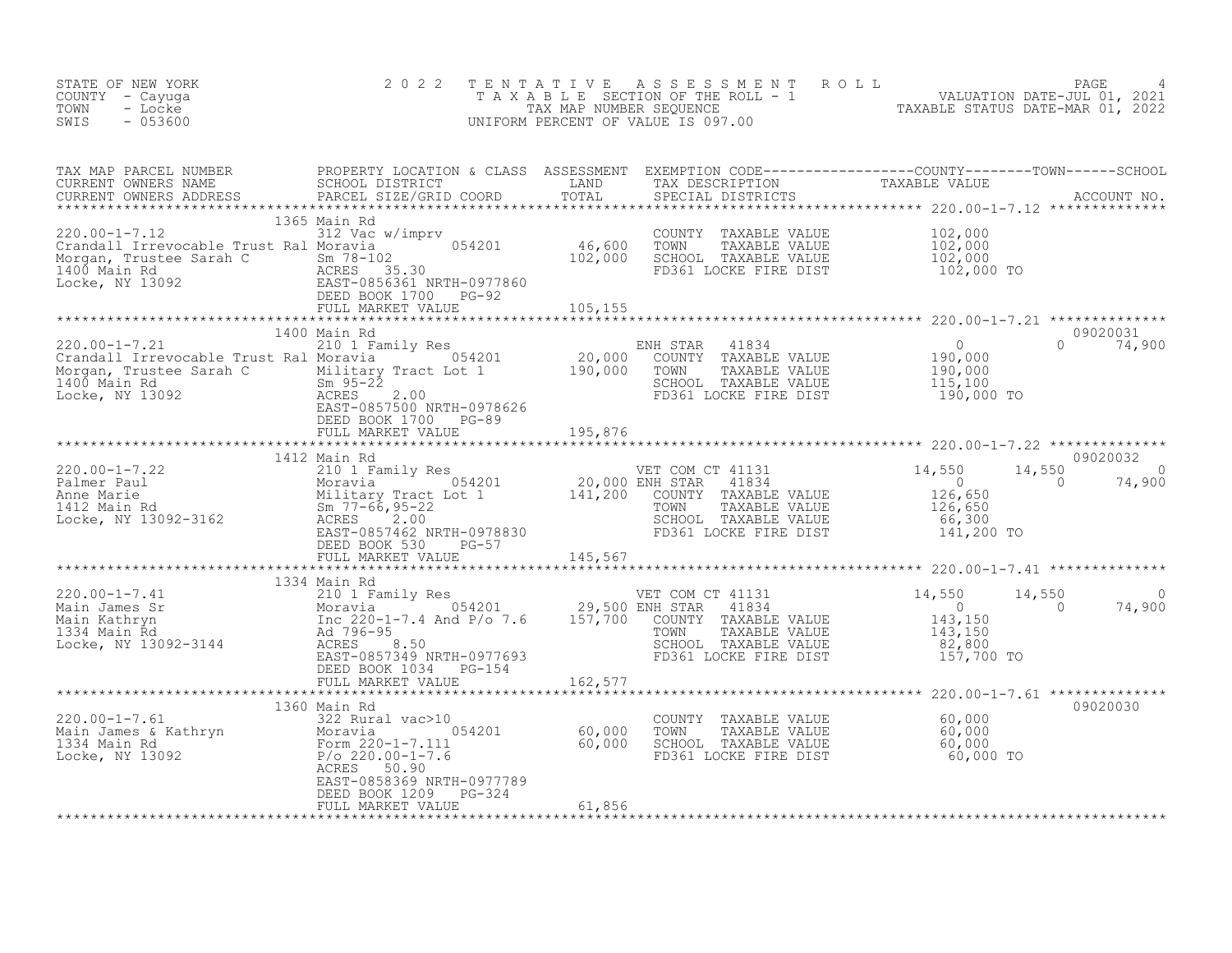STATE OF NEW YORK
COUNTY - Cayuga
TOWN - Locke
SWIS - 053600

# 2022 TENTATIVE ASSESSMENT ROLL

TAXABLE SECTION OF THE ROLL - 1
TAX MAP NUMBER SEQUENCE
UNIFORM PERCENT OF VALUE IS 097.00

VALUATION DATE-JUL 01, 2021
TAXABLE STATUS DATE-MAR 01, 2022

| TAX MAP PARCEL NUMBER / CURRENT OWNERS NAME / CURRENT OWNERS ADDRESS | PROPERTY LOCATION & CLASS / SCHOOL DISTRICT / PARCEL SIZE/GRID COORD | ASSESSMENT LAND / TOTAL | EXEMPTION CODE / TAX DESCRIPTION / SPECIAL DISTRICTS | COUNTY TAXABLE VALUE | TOWN | SCHOOL | ACCOUNT NO. |
|---|---|---|---|---|---|---|---|
| **220.00-1-7.12** | 1365 Main Rd | | | | | | |
| Crandall Irrevocable Trust Ral | 312 Vac w/imprv | | COUNTY TAXABLE VALUE | 102,000 | | | |
| Morgan, Trustee Sarah C | Moravia 054201 | 46,600 | TOWN TAXABLE VALUE | 102,000 | | | |
| 1400 Main Rd | Sm 78-102 | 102,000 | SCHOOL TAXABLE VALUE | 102,000 | | | |
| Locke, NY 13092 | ACRES 35.30 | | FD361 LOCKE FIRE DIST | 102,000 TO | | | |
| | EAST-0856361 NRTH-0977860 | | | | | | |
| | DEED BOOK 1700 PG-92 | | | | | | |
| | FULL MARKET VALUE | 105,155 | | | | | |
| **220.00-1-7.21** | 1400 Main Rd | | | | | | 09020031 |
| Crandall Irrevocable Trust Ral | 210 1 Family Res | | ENH STAR 41834 | 0 | 0 | 74,900 | |
| Morgan, Trustee Sarah C | Moravia 054201 | 20,000 | COUNTY TAXABLE VALUE | 190,000 | | | |
| 1400 Main Rd | Military Tract Lot 1 | 190,000 | TOWN TAXABLE VALUE | 190,000 | | | |
| Locke, NY 13092 | Sm 95-22 | | SCHOOL TAXABLE VALUE | 115,100 | | | |
| | ACRES 2.00 | | FD361 LOCKE FIRE DIST | 190,000 TO | | | |
| | EAST-0857500 NRTH-0978626 | | | | | | |
| | DEED BOOK 1700 PG-89 | | | | | | |
| | FULL MARKET VALUE | 195,876 | | | | | |
| **220.00-1-7.22** | 1412 Main Rd | | | | | | 09020032 |
| Palmer Paul | 210 1 Family Res | | VET COM CT 41131 | 14,550 | 14,550 | 0 | |
| Anne Marie | Moravia 054201 | 20,000 | ENH STAR 41834 | 0 | 0 | 74,900 | |
| 1412 Main Rd | Military Tract Lot 1 | 141,200 | COUNTY TAXABLE VALUE | 126,650 | | | |
| Locke, NY 13092-3162 | Sm 77-66,95-22 | | TOWN TAXABLE VALUE | 126,650 | | | |
| | ACRES 2.00 | | SCHOOL TAXABLE VALUE | 66,300 | | | |
| | EAST-0857462 NRTH-0978830 | | FD361 LOCKE FIRE DIST | 141,200 TO | | | |
| | DEED BOOK 530 PG-57 | | | | | | |
| | FULL MARKET VALUE | 145,567 | | | | | |
| **220.00-1-7.41** | 1334 Main Rd | | | | | | |
| Main James Sr | 210 1 Family Res | | VET COM CT 41131 | 14,550 | 14,550 | 0 | |
| Main Kathryn | Moravia 054201 | 29,500 | ENH STAR 41834 | 0 | 0 | 74,900 | |
| 1334 Main Rd | Inc 220-1-7.4 And P/o 7.6 | 157,700 | COUNTY TAXABLE VALUE | 143,150 | | | |
| Locke, NY 13092-3144 | Ad 796-95 | | TOWN TAXABLE VALUE | 143,150 | | | |
| | ACRES 8.50 | | SCHOOL TAXABLE VALUE | 82,800 | | | |
| | EAST-0857349 NRTH-0977693 | | FD361 LOCKE FIRE DIST | 157,700 TO | | | |
| | DEED BOOK 1034 PG-154 | | | | | | |
| | FULL MARKET VALUE | 162,577 | | | | | |
| **220.00-1-7.61** | 1360 Main Rd | | | | | | 09020030 |
| Main James & Kathryn | 322 Rural vac>10 | | COUNTY TAXABLE VALUE | 60,000 | | | |
| 1334 Main Rd | Moravia 054201 | 60,000 | TOWN TAXABLE VALUE | 60,000 | | | |
| Locke, NY 13092 | Form 220-1-7.111 | 60,000 | SCHOOL TAXABLE VALUE | 60,000 | | | |
| | P/o 220.00-1-7.6 | | FD361 LOCKE FIRE DIST | 60,000 TO | | | |
| | ACRES 50.90 | | | | | | |
| | EAST-0858369 NRTH-0977789 | | | | | | |
| | DEED BOOK 1209 PG-324 | | | | | | |
| | FULL MARKET VALUE | 61,856 | | | | | |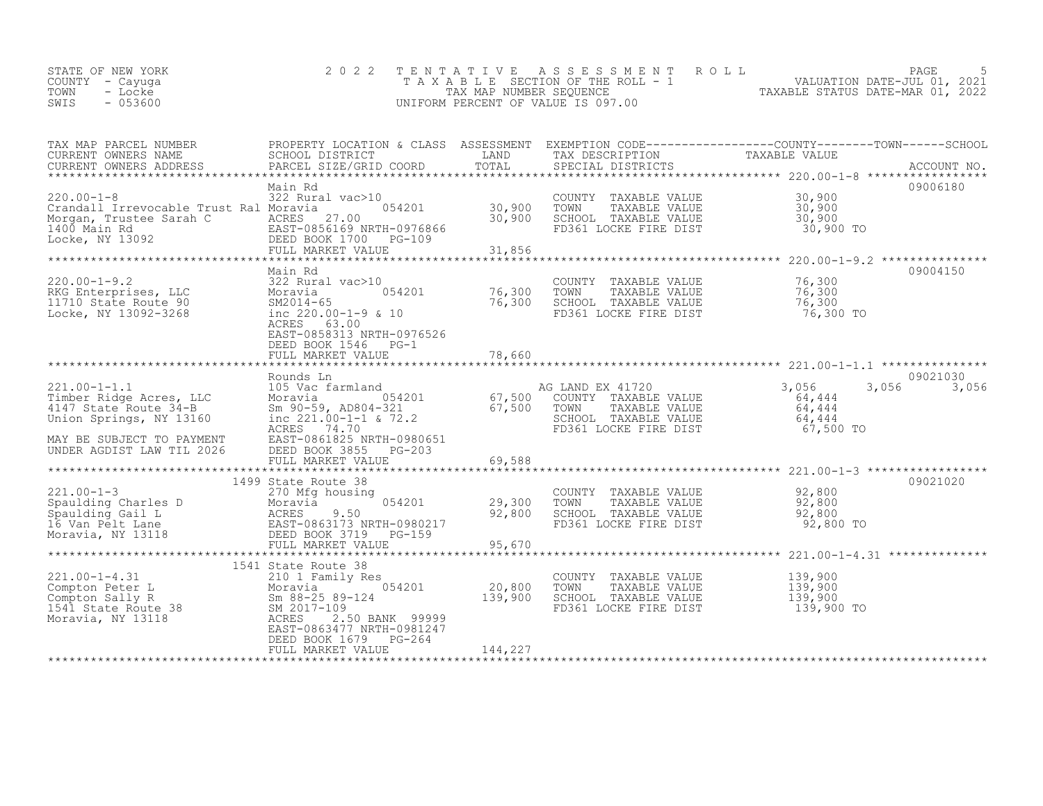STATE OF NEW YORK
COUNTY - Cayuga
TOWN - Locke
SWIS - 053600

# 2022 TENTATIVE ASSESSMENT ROLL

TAXABLE SECTION OF THE ROLL - 1
TAX MAP NUMBER SEQUENCE
UNIFORM PERCENT OF VALUE IS 097.00

VALUATION DATE-JUL 01, 2021
TAXABLE STATUS DATE-MAR 01, 2022

| TAX MAP PARCEL NUMBER / CURRENT OWNERS NAME / CURRENT OWNERS ADDRESS | PROPERTY LOCATION & CLASS / SCHOOL DISTRICT / PARCEL SIZE/GRID COORD | ASSESSMENT LAND / TOTAL | EXEMPTION CODE / TAX DESCRIPTION / SPECIAL DISTRICTS | COUNTY TAXABLE VALUE | TOWN | SCHOOL | ACCOUNT NO. |
|---|---|---|---|---|---|---|---|
| **220.00-1-8** | Main Rd | | | | | | 09006180 |
| 220.00-1-8 | 322 Rural vac>10 | | COUNTY TAXABLE VALUE | 30,900 | | | |
| Crandall Irrevocable Trust Ral | Moravia 054201 | 30,900 | TOWN TAXABLE VALUE | 30,900 | | | |
| Morgan, Trustee Sarah C | ACRES 27.00 | 30,900 | SCHOOL TAXABLE VALUE | 30,900 | | | |
| 1400 Main Rd | EAST-0856169 NRTH-0976866 | | FD361 LOCKE FIRE DIST | 30,900 TO | | | |
| Locke, NY 13092 | DEED BOOK 1700 PG-109 | | | | | | |
| | FULL MARKET VALUE | 31,856 | | | | | |
| **220.00-1-9.2** | Main Rd | | | | | | 09004150 |
| 220.00-1-9.2 | 322 Rural vac>10 | | COUNTY TAXABLE VALUE | 76,300 | | | |
| RKG Enterprises, LLC | Moravia 054201 | 76,300 | TOWN TAXABLE VALUE | 76,300 | | | |
| 11710 State Route 90 | SM2014-65 | 76,300 | SCHOOL TAXABLE VALUE | 76,300 | | | |
| Locke, NY 13092-3268 | inc 220.00-1-9 & 10 | | FD361 LOCKE FIRE DIST | 76,300 TO | | | |
| | ACRES 63.00 | | | | | | |
| | EAST-0858313 NRTH-0976526 | | | | | | |
| | DEED BOOK 1546 PG-1 | | | | | | |
| | FULL MARKET VALUE | 78,660 | | | | | |
| **221.00-1-1.1** | Rounds Ln | | | | | | 09021030 |
| 221.00-1-1.1 | 105 Vac farmland | | AG LAND EX 41720 | 3,056 | 3,056 | 3,056 | |
| Timber Ridge Acres, LLC | Moravia 054201 | 67,500 | COUNTY TAXABLE VALUE | 64,444 | | | |
| 4147 State Route 34-B | Sm 90-59, AD804-321 | 67,500 | TOWN TAXABLE VALUE | 64,444 | | | |
| Union Springs, NY 13160 | inc 221.00-1-1 & 72.2 | | SCHOOL TAXABLE VALUE | 64,444 | | | |
| | ACRES 74.70 | | FD361 LOCKE FIRE DIST | 67,500 TO | | | |
| MAY BE SUBJECT TO PAYMENT | EAST-0861825 NRTH-0980651 | | | | | | |
| UNDER AGDIST LAW TIL 2026 | DEED BOOK 3855 PG-203 | | | | | | |
| | FULL MARKET VALUE | 69,588 | | | | | |
| **221.00-1-3** | 1499 State Route 38 | | | | | | 09021020 |
| 221.00-1-3 | 270 Mfg housing | | COUNTY TAXABLE VALUE | 92,800 | | | |
| Spaulding Charles D | Moravia 054201 | 29,300 | TOWN TAXABLE VALUE | 92,800 | | | |
| Spaulding Gail L | ACRES 9.50 | 92,800 | SCHOOL TAXABLE VALUE | 92,800 | | | |
| 16 Van Pelt Lane | EAST-0863173 NRTH-0980217 | | FD361 LOCKE FIRE DIST | 92,800 TO | | | |
| Moravia, NY 13118 | DEED BOOK 3719 PG-159 | | | | | | |
| | FULL MARKET VALUE | 95,670 | | | | | |
| **221.00-1-4.31** | 1541 State Route 38 | | | | | | |
| 221.00-1-4.31 | 210 1 Family Res | | COUNTY TAXABLE VALUE | 139,900 | | | |
| Compton Peter L | Moravia 054201 | 20,800 | TOWN TAXABLE VALUE | 139,900 | | | |
| Compton Sally R | Sm 88-25 89-124 | 139,900 | SCHOOL TAXABLE VALUE | 139,900 | | | |
| 1541 State Route 38 | SM 2017-109 | | FD361 LOCKE FIRE DIST | 139,900 TO | | | |
| Moravia, NY 13118 | ACRES 2.50 BANK 99999 | | | | | | |
| | EAST-0863477 NRTH-0981247 | | | | | | |
| | DEED BOOK 1679 PG-264 | | | | | | |
| | FULL MARKET VALUE | 144,227 | | | | | |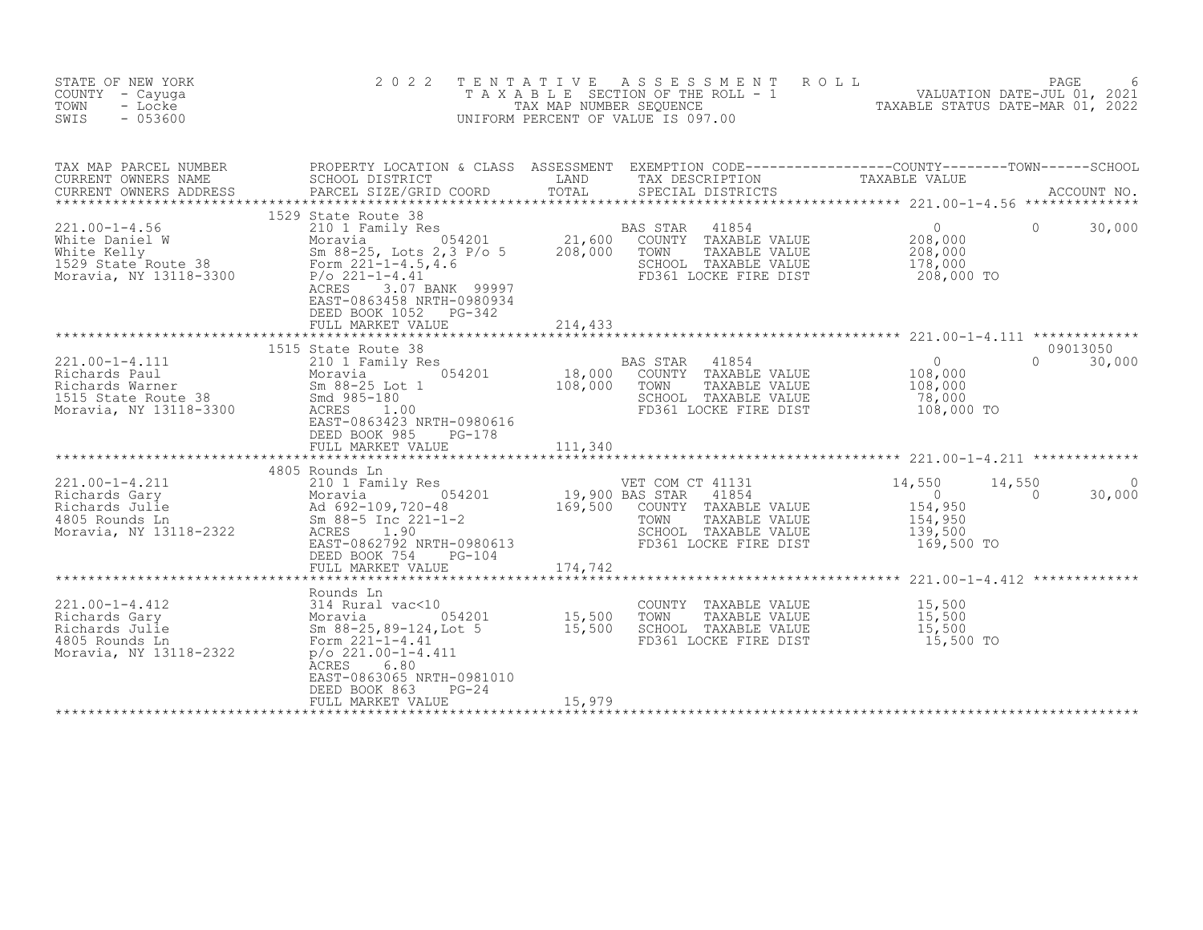STATE OF NEW YORK
COUNTY - Cayuga
TOWN - Locke
SWIS - 053600

# 2022 TENTATIVE ASSESSMENT ROLL

TAXABLE SECTION OF THE ROLL - 1
TAX MAP NUMBER SEQUENCE
UNIFORM PERCENT OF VALUE IS 097.00

VALUATION DATE-JUL 01, 2021
TAXABLE STATUS DATE-MAR 01, 2022

| TAX MAP PARCEL NUMBER / CURRENT OWNERS NAME / CURRENT OWNERS ADDRESS | PROPERTY LOCATION & CLASS / SCHOOL DISTRICT / PARCEL SIZE/GRID COORD | ASSESSMENT LAND / TOTAL | EXEMPTION CODE / TAX DESCRIPTION / SPECIAL DISTRICTS | COUNTY | TOWN | SCHOOL / ACCOUNT NO. |
|---|---|---|---|---|---|---|
| **221.00-1-4.56** | 1529 State Route 38 | | | | | |
| 221.00-1-4.56 | 210 1 Family Res | | BAS STAR 41854 | 0 | 0 | 30,000 |
| White Daniel W | Moravia 054201 | 21,600 | COUNTY TAXABLE VALUE | 208,000 | | |
| White Kelly | Sm 88-25, Lots 2,3 P/o 5 | 208,000 | TOWN TAXABLE VALUE | | 208,000 | |
| 1529 State Route 38 | Form 221-1-4.5,4.6 | | SCHOOL TAXABLE VALUE | | | 178,000 |
| Moravia, NY 13118-3300 | P/o 221-1-4.41 | | FD361 LOCKE FIRE DIST | 208,000 TO | | |
| | ACRES 3.07 BANK 99997 | | | | | |
| | EAST-0863458 NRTH-0980934 | | | | | |
| | DEED BOOK 1052 PG-342 | | | | | |
| | FULL MARKET VALUE | 214,433 | | | | |
| **221.00-1-4.111** | 1515 State Route 38 | | | | | 09013050 |
| 221.00-1-4.111 | 210 1 Family Res | | BAS STAR 41854 | 0 | 0 | 30,000 |
| Richards Paul | Moravia 054201 | 18,000 | COUNTY TAXABLE VALUE | 108,000 | | |
| Richards Warner | Sm 88-25 Lot 1 | 108,000 | TOWN TAXABLE VALUE | | 108,000 | |
| 1515 State Route 38 | Smd 985-180 | | SCHOOL TAXABLE VALUE | | | 78,000 |
| Moravia, NY 13118-3300 | ACRES 1.00 | | FD361 LOCKE FIRE DIST | 108,000 TO | | |
| | EAST-0863423 NRTH-0980616 | | | | | |
| | DEED BOOK 985 PG-178 | | | | | |
| | FULL MARKET VALUE | 111,340 | | | | |
| **221.00-1-4.211** | 4805 Rounds Ln | | | | | |
| 221.00-1-4.211 | 210 1 Family Res | | VET COM CT 41131 | 14,550 | 14,550 | 0 |
| Richards Gary | Moravia 054201 | 19,900 | BAS STAR 41854 | 0 | 0 | 30,000 |
| Richards Julie | Ad 692-109,720-48 | 169,500 | COUNTY TAXABLE VALUE | 154,950 | | |
| 4805 Rounds Ln | Sm 88-5 Inc 221-1-2 | | TOWN TAXABLE VALUE | | 154,950 | |
| Moravia, NY 13118-2322 | ACRES 1.90 | | SCHOOL TAXABLE VALUE | | | 139,500 |
| | EAST-0862792 NRTH-0980613 | | FD361 LOCKE FIRE DIST | 169,500 TO | | |
| | DEED BOOK 754 PG-104 | | | | | |
| | FULL MARKET VALUE | 174,742 | | | | |
| **221.00-1-4.412** | Rounds Ln | | | | | |
| 221.00-1-4.412 | 314 Rural vac<10 | | COUNTY TAXABLE VALUE | 15,500 | | |
| Richards Gary | Moravia 054201 | 15,500 | TOWN TAXABLE VALUE | | 15,500 | |
| Richards Julie | Sm 88-25,89-124,Lot 5 | 15,500 | SCHOOL TAXABLE VALUE | | | 15,500 |
| 4805 Rounds Ln | Form 221-1-4.41 | | FD361 LOCKE FIRE DIST | 15,500 TO | | |
| Moravia, NY 13118-2322 | p/o 221.00-1-4.411 | | | | | |
| | ACRES 6.80 | | | | | |
| | EAST-0863065 NRTH-0981010 | | | | | |
| | DEED BOOK 863 PG-24 | | | | | |
| | FULL MARKET VALUE | 15,979 | | | | |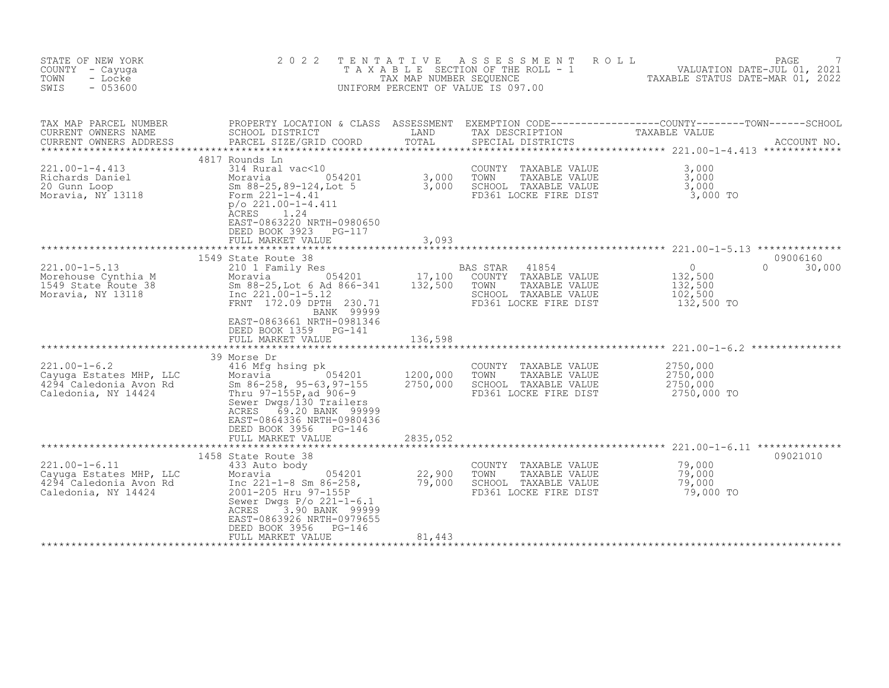STATE OF NEW YORK
COUNTY - Cayuga
TOWN - Locke
SWIS - 053600

2 0 2 2 T E N T A T I V E A S S E S S M E N T R O L L
T A X A B L E SECTION OF THE ROLL - 1
TAX MAP NUMBER SEQUENCE
UNIFORM PERCENT OF VALUE IS 097.00

VALUATION DATE-JUL 01, 2021
TAXABLE STATUS DATE-MAR 01, 2022

| TAX MAP PARCEL NUMBER / CURRENT OWNERS NAME / CURRENT OWNERS ADDRESS | PROPERTY LOCATION & CLASS / SCHOOL DISTRICT / PARCEL SIZE/GRID COORD | ASSESSMENT LAND / TOTAL | EXEMPTION CODE / TAX DESCRIPTION / SPECIAL DISTRICTS | COUNTY TAXABLE VALUE | TOWN | SCHOOL | ACCOUNT NO. |
|---|---|---|---|---|---|---|---|
| **221.00-1-4.413** | 4817 Rounds Ln | | | | | | |
| 221.00-1-4.413 | 314 Rural vac<10 | | COUNTY TAXABLE VALUE | 3,000 | | | |
| Richards Daniel | Moravia 054201 | 3,000 | TOWN TAXABLE VALUE | 3,000 | | | |
| 20 Gunn Loop | Sm 88-25,89-124,Lot 5 | 3,000 | SCHOOL TAXABLE VALUE | 3,000 | | | |
| Moravia, NY 13118 | Form 221-1-4.41 | | FD361 LOCKE FIRE DIST | 3,000 TO | | | |
| | p/o 221.00-1-4.411 | | | | | | |
| | ACRES 1.24 | | | | | | |
| | EAST-0863220 NRTH-0980650 | | | | | | |
| | DEED BOOK 3923 PG-117 | | | | | | |
| | FULL MARKET VALUE | 3,093 | | | | | |
| **221.00-1-5.13** | 1549 State Route 38 | | | | | | 09006160 |
| 221.00-1-5.13 | 210 1 Family Res | | BAS STAR 41854 | 0 | 0 | 30,000 | |
| Morehouse Cynthia M | Moravia 054201 | 17,100 | COUNTY TAXABLE VALUE | 132,500 | | | |
| 1549 State Route 38 | Sm 88-25,Lot 6 Ad 866-341 | 132,500 | TOWN TAXABLE VALUE | 132,500 | | | |
| Moravia, NY 13118 | Inc 221.00-1-5.12 | | SCHOOL TAXABLE VALUE | 102,500 | | | |
| | FRNT 172.09 DPTH 230.71 | | FD361 LOCKE FIRE DIST | 132,500 TO | | | |
| | BANK 99999 | | | | | | |
| | EAST-0863661 NRTH-0981346 | | | | | | |
| | DEED BOOK 1359 PG-141 | | | | | | |
| | FULL MARKET VALUE | 136,598 | | | | | |
| **221.00-1-6.2** | 39 Morse Dr | | | | | | |
| 221.00-1-6.2 | 416 Mfg hsing pk | | COUNTY TAXABLE VALUE | 2750,000 | | | |
| Cayuga Estates MHP, LLC | Moravia 054201 | 1200,000 | TOWN TAXABLE VALUE | 2750,000 | | | |
| 4294 Caledonia Avon Rd | Sm 86-258, 95-63,97-155 | 2750,000 | SCHOOL TAXABLE VALUE | 2750,000 | | | |
| Caledonia, NY 14424 | Thru 97-155P,ad 906-9 | | FD361 LOCKE FIRE DIST | 2750,000 TO | | | |
| | Sewer Dwgs/130 Trailers | | | | | | |
| | ACRES 69.20 BANK 99999 | | | | | | |
| | EAST-0864336 NRTH-0980436 | | | | | | |
| | DEED BOOK 3956 PG-146 | | | | | | |
| | FULL MARKET VALUE | 2835,052 | | | | | |
| **221.00-1-6.11** | 1458 State Route 38 | | | | | | 09021010 |
| 221.00-1-6.11 | 433 Auto body | | COUNTY TAXABLE VALUE | 79,000 | | | |
| Cayuga Estates MHP, LLC | Moravia 054201 | 22,900 | TOWN TAXABLE VALUE | 79,000 | | | |
| 4294 Caledonia Avon Rd | Inc 221-1-8 Sm 86-258, | 79,000 | SCHOOL TAXABLE VALUE | 79,000 | | | |
| Caledonia, NY 14424 | 2001-205 Hru 97-155P | | FD361 LOCKE FIRE DIST | 79,000 TO | | | |
| | Sewer Dwgs P/o 221-1-6.1 | | | | | | |
| | ACRES 3.90 BANK 99999 | | | | | | |
| | EAST-0863926 NRTH-0979655 | | | | | | |
| | DEED BOOK 3956 PG-146 | | | | | | |
| | FULL MARKET VALUE | 81,443 | | | | | |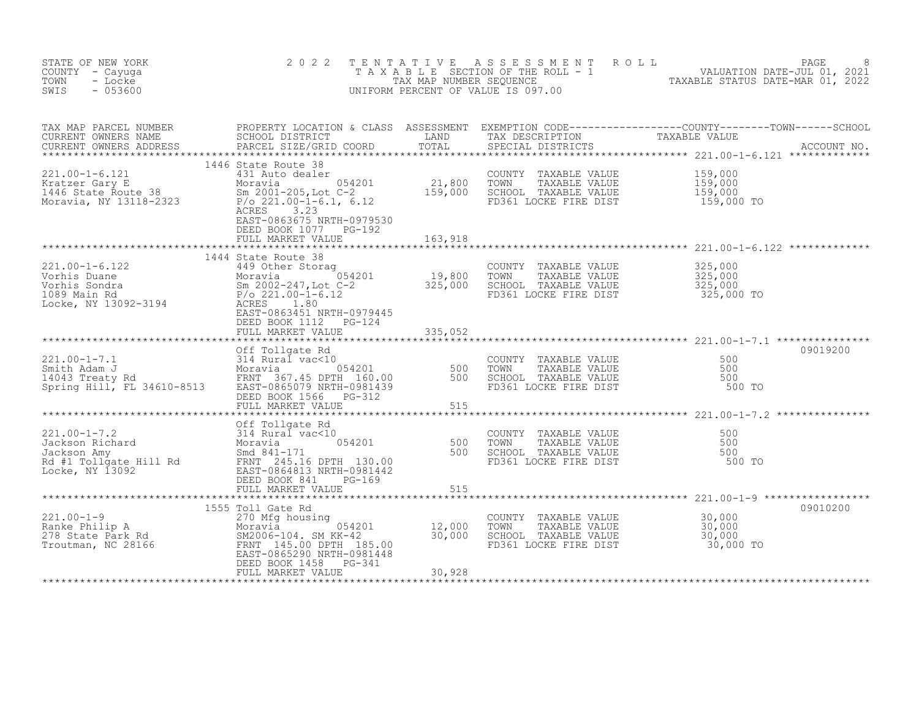STATE OF NEW YORK
COUNTY - Cayuga
TOWN - Locke
SWIS - 053600

# 2022 TENTATIVE ASSESSMENT ROLL

TAXABLE SECTION OF THE ROLL - 1
TAX MAP NUMBER SEQUENCE
UNIFORM PERCENT OF VALUE IS 097.00

VALUATION DATE-JUL 01, 2021
TAXABLE STATUS DATE-MAR 01, 2022

| TAX MAP PARCEL NUMBER / CURRENT OWNERS NAME / CURRENT OWNERS ADDRESS | PROPERTY LOCATION & CLASS / SCHOOL DISTRICT / PARCEL SIZE/GRID COORD | ASSESSMENT LAND / TOTAL | EXEMPTION CODE / TAX DESCRIPTION / SPECIAL DISTRICTS | TAXABLE VALUE (COUNTY / TOWN / SCHOOL) | ACCOUNT NO. |
|---|---|---|---|---|---|
| **221.00-1-6.121** | 1446 State Route 38 | | | | |
| Kratzer Gary E | 431 Auto dealer | | COUNTY TAXABLE VALUE | 159,000 | |
| 1446 State Route 38 | Moravia 054201 | 21,800 | TOWN TAXABLE VALUE | 159,000 | |
| Moravia, NY 13118-2323 | Sm 2001-205,Lot C-2 | 159,000 | SCHOOL TAXABLE VALUE | 159,000 | |
| | P/o 221.00-1-6.1, 6.12 | | FD361 LOCKE FIRE DIST | 159,000 TO | |
| | ACRES 3.23 | | | | |
| | EAST-0863675 NRTH-0979530 | | | | |
| | DEED BOOK 1077 PG-192 | | | | |
| | FULL MARKET VALUE | 163,918 | | | |
| **221.00-1-6.122** | 1444 State Route 38 | | | | |
| Vorhis Duane | 449 Other Storag | | COUNTY TAXABLE VALUE | 325,000 | |
| Vorhis Sondra | Moravia 054201 | 19,800 | TOWN TAXABLE VALUE | 325,000 | |
| 1089 Main Rd | Sm 2002-247,Lot C-2 | 325,000 | SCHOOL TAXABLE VALUE | 325,000 | |
| Locke, NY 13092-3194 | P/o 221.00-1-6.12 | | FD361 LOCKE FIRE DIST | 325,000 TO | |
| | ACRES 1.80 | | | | |
| | EAST-0863451 NRTH-0979445 | | | | |
| | DEED BOOK 1112 PG-124 | | | | |
| | FULL MARKET VALUE | 335,052 | | | |
| **221.00-1-7.1** | Off Tollgate Rd | | | | 09019200 |
| Smith Adam J | 314 Rural vac<10 | | COUNTY TAXABLE VALUE | 500 | |
| 14043 Treaty Rd | Moravia 054201 | 500 | TOWN TAXABLE VALUE | 500 | |
| Spring Hill, FL 34610-8513 | FRNT 367.45 DPTH 160.00 | 500 | SCHOOL TAXABLE VALUE | 500 | |
| | EAST-0865079 NRTH-0981439 | | FD361 LOCKE FIRE DIST | 500 TO | |
| | DEED BOOK 1566 PG-312 | | | | |
| | FULL MARKET VALUE | 515 | | | |
| **221.00-1-7.2** | Off Tollgate Rd | | | | |
| Jackson Richard | 314 Rural vac<10 | | COUNTY TAXABLE VALUE | 500 | |
| Jackson Amy | Moravia 054201 | 500 | TOWN TAXABLE VALUE | 500 | |
| Rd #1 Tollgate Hill Rd | Smd 841-171 | 500 | SCHOOL TAXABLE VALUE | 500 | |
| Locke, NY 13092 | FRNT 245.16 DPTH 130.00 | | FD361 LOCKE FIRE DIST | 500 TO | |
| | EAST-0864813 NRTH-0981442 | | | | |
| | DEED BOOK 841 PG-169 | | | | |
| | FULL MARKET VALUE | 515 | | | |
| **221.00-1-9** | 1555 Toll Gate Rd | | | | 09010200 |
| Ranke Philip A | 270 Mfg housing | | COUNTY TAXABLE VALUE | 30,000 | |
| 278 State Park Rd | Moravia 054201 | 12,000 | TOWN TAXABLE VALUE | 30,000 | |
| Troutman, NC 28166 | SM2006-104. SM KK-42 | 30,000 | SCHOOL TAXABLE VALUE | 30,000 | |
| | FRNT 145.00 DPTH 185.00 | | FD361 LOCKE FIRE DIST | 30,000 TO | |
| | EAST-0865290 NRTH-0981448 | | | | |
| | DEED BOOK 1458 PG-341 | | | | |
| | FULL MARKET VALUE | 30,928 | | | |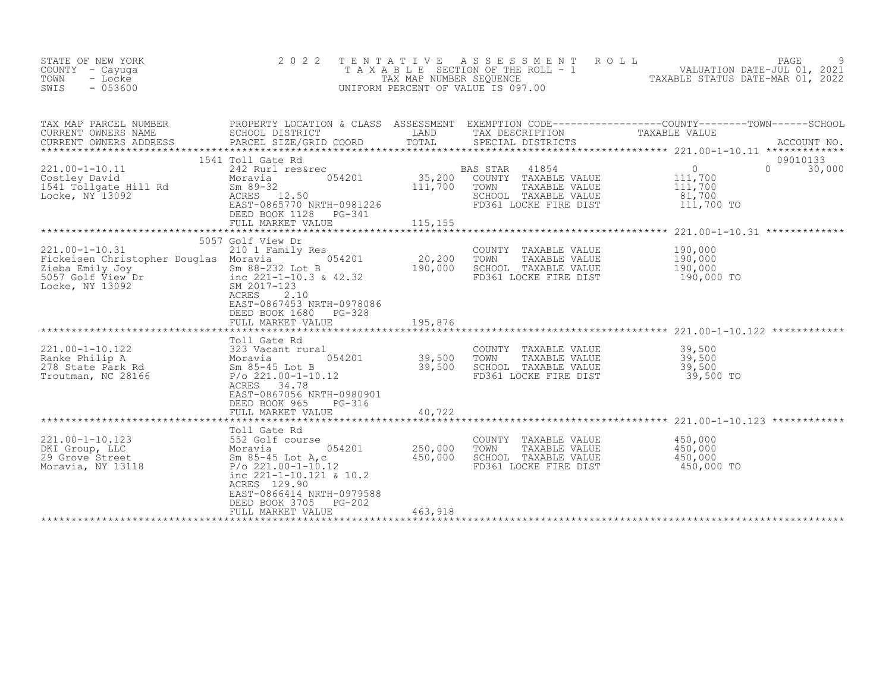STATE OF NEW YORK
COUNTY - Cayuga
TOWN - Locke
SWIS - 053600

2022 TENTATIVE ASSESSMENT ROLL
TAXABLE SECTION OF THE ROLL - 1
TAX MAP NUMBER SEQUENCE
UNIFORM PERCENT OF VALUE IS 097.00

VALUATION DATE-JUL 01, 2021
TAXABLE STATUS DATE-MAR 01, 2022

| TAX MAP PARCEL NUMBER / CURRENT OWNERS NAME / CURRENT OWNERS ADDRESS | PROPERTY LOCATION & CLASS / SCHOOL DISTRICT / PARCEL SIZE/GRID COORD | ASSESSMENT LAND / TOTAL | EXEMPTION CODE / TAX DESCRIPTION / SPECIAL DISTRICTS | COUNTY / TOWN / SCHOOL TAXABLE VALUE | ACCOUNT NO. |
|---|---|---|---|---|---|
| **221.00-1-10.11** | 1541 Toll Gate Rd | | | | 09010133 |
| 221.00-1-10.11 | 242 Rurl res&rec | | BAS STAR 41854 | 0 0 30,000 | |
| Costley David | Moravia 054201 | 35,200 | COUNTY TAXABLE VALUE | 111,700 | |
| 1541 Tollgate Hill Rd | Sm 89-32 | 111,700 | TOWN TAXABLE VALUE | 111,700 | |
| Locke, NY 13092 | ACRES 12.50 | | SCHOOL TAXABLE VALUE | 81,700 | |
| | EAST-0865770 NRTH-0981226 | | FD361 LOCKE FIRE DIST | 111,700 TO | |
| | DEED BOOK 1128 PG-341 | | | | |
| | FULL MARKET VALUE | 115,155 | | | |
| **221.00-1-10.31** | 5057 Golf View Dr | | | | |
| 221.00-1-10.31 | 210 1 Family Res | | COUNTY TAXABLE VALUE | 190,000 | |
| Fickeisen Christopher Douglas | Moravia 054201 | 20,200 | TOWN TAXABLE VALUE | 190,000 | |
| Zieba Emily Joy | Sm 88-232 Lot B | 190,000 | SCHOOL TAXABLE VALUE | 190,000 | |
| 5057 Golf View Dr | inc 221-1-10.3 & 42.32 | | FD361 LOCKE FIRE DIST | 190,000 TO | |
| Locke, NY 13092 | SM 2017-123 | | | | |
| | ACRES 2.10 | | | | |
| | EAST-0867453 NRTH-0978086 | | | | |
| | DEED BOOK 1680 PG-328 | | | | |
| | FULL MARKET VALUE | 195,876 | | | |
| **221.00-1-10.122** | Toll Gate Rd | | | | |
| 221.00-1-10.122 | 323 Vacant rural | | COUNTY TAXABLE VALUE | 39,500 | |
| Ranke Philip A | Moravia 054201 | 39,500 | TOWN TAXABLE VALUE | 39,500 | |
| 278 State Park Rd | Sm 85-45 Lot B | 39,500 | SCHOOL TAXABLE VALUE | 39,500 | |
| Troutman, NC 28166 | P/o 221.00-1-10.12 | | FD361 LOCKE FIRE DIST | 39,500 TO | |
| | ACRES 34.78 | | | | |
| | EAST-0867056 NRTH-0980901 | | | | |
| | DEED BOOK 965 PG-316 | | | | |
| | FULL MARKET VALUE | 40,722 | | | |
| **221.00-1-10.123** | Toll Gate Rd | | | | |
| 221.00-1-10.123 | 552 Golf course | | COUNTY TAXABLE VALUE | 450,000 | |
| DKI Group, LLC | Moravia 054201 | 250,000 | TOWN TAXABLE VALUE | 450,000 | |
| 29 Grove Street | Sm 85-45 Lot A,c | 450,000 | SCHOOL TAXABLE VALUE | 450,000 | |
| Moravia, NY 13118 | P/o 221.00-1-10.12 | | FD361 LOCKE FIRE DIST | 450,000 TO | |
| | inc 221-1-10.121 & 10.2 | | | | |
| | ACRES 129.90 | | | | |
| | EAST-0866414 NRTH-0979588 | | | | |
| | DEED BOOK 3705 PG-202 | | | | |
| | FULL MARKET VALUE | 463,918 | | | |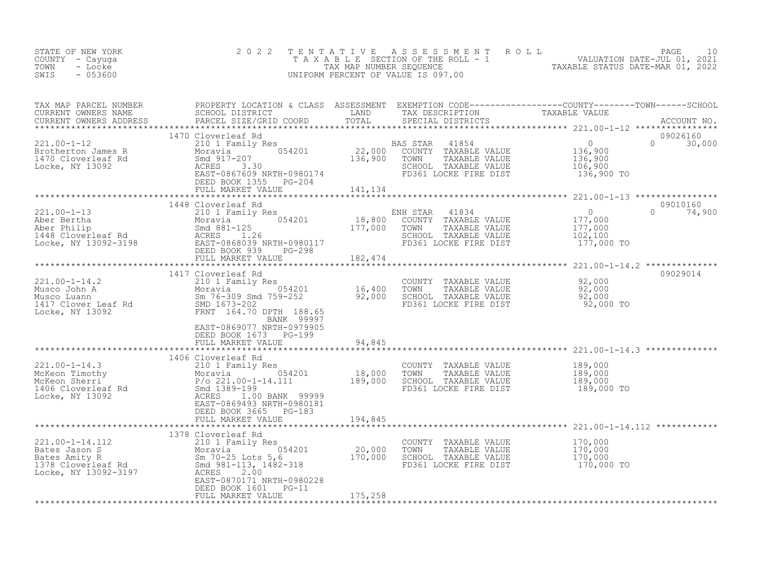STATE OF NEW YORK
COUNTY - Cayuga
TOWN - Locke
SWIS - 053600

# 2022 TENTATIVE ASSESSMENT ROLL

TAXABLE SECTION OF THE ROLL - 1
TAX MAP NUMBER SEQUENCE
UNIFORM PERCENT OF VALUE IS 097.00

VALUATION DATE-JUL 01, 2021
TAXABLE STATUS DATE-MAR 01, 2022

| TAX MAP PARCEL NUMBER / CURRENT OWNERS NAME / CURRENT OWNERS ADDRESS | PROPERTY LOCATION & CLASS / SCHOOL DISTRICT / PARCEL SIZE/GRID COORD | ASSESSMENT LAND / TOTAL | EXEMPTION CODE / TAX DESCRIPTION / SPECIAL DISTRICTS | COUNTY / TAXABLE VALUE | TOWN | SCHOOL / ACCOUNT NO. |
|---|---|---|---|---|---|---|
| **221.00-1-12** | 1470 Cloverleaf Rd | | | | | 09026160 |
| Brotherton James R | 210 1 Family Res | | BAS STAR 41854 | 0 | 0 | 30,000 |
| 1470 Cloverleaf Rd | Moravia 054201 | 22,000 | COUNTY TAXABLE VALUE | 136,900 | | |
| Locke, NY 13092 | Smd 917-207 | 136,900 | TOWN TAXABLE VALUE | 136,900 | | |
| | ACRES 3.30 | | SCHOOL TAXABLE VALUE | 106,900 | | |
| | EAST-0867609 NRTH-0980174 | | FD361 LOCKE FIRE DIST | 136,900 TO | | |
| | DEED BOOK 1355 PG-204 | | | | | |
| | FULL MARKET VALUE | 141,134 | | | | |
| **221.00-1-13** | 1448 Cloverleaf Rd | | | | | 09010160 |
| Aber Bertha | 210 1 Family Res | | ENH STAR 41834 | 0 | 0 | 74,900 |
| Aber Philip | Moravia 054201 | 18,800 | COUNTY TAXABLE VALUE | 177,000 | | |
| 1448 Cloverleaf Rd | Smd 881-125 | 177,000 | TOWN TAXABLE VALUE | 177,000 | | |
| Locke, NY 13092-3198 | ACRES 1.26 | | SCHOOL TAXABLE VALUE | 102,100 | | |
| | EAST-0868039 NRTH-0980117 | | FD361 LOCKE FIRE DIST | 177,000 TO | | |
| | DEED BOOK 939 PG-298 | | | | | |
| | FULL MARKET VALUE | 182,474 | | | | |
| **221.00-1-14.2** | 1417 Cloverleaf Rd | | | | | 09029014 |
| Musco John A | 210 1 Family Res | | COUNTY TAXABLE VALUE | 92,000 | | |
| Musco Luann | Moravia 054201 | 16,400 | TOWN TAXABLE VALUE | 92,000 | | |
| 1417 Clover Leaf Rd | Sm 76-309 Smd 759-252 | 92,000 | SCHOOL TAXABLE VALUE | 92,000 | | |
| Locke, NY 13092 | SMD 1673-202 | | FD361 LOCKE FIRE DIST | 92,000 TO | | |
| | FRNT 164.70 DPTH 188.65 | | | | | |
| | BANK 99997 | | | | | |
| | EAST-0869077 NRTH-0979905 | | | | | |
| | DEED BOOK 1673 PG-199 | | | | | |
| | FULL MARKET VALUE | 94,845 | | | | |
| **221.00-1-14.3** | 1406 Cloverleaf Rd | | | | | |
| McKeon Timothy | 210 1 Family Res | | COUNTY TAXABLE VALUE | 189,000 | | |
| McKeon Sherri | Moravia 054201 | 18,000 | TOWN TAXABLE VALUE | 189,000 | | |
| 1406 Cloverleaf Rd | P/o 221.00-1-14.111 | 189,000 | SCHOOL TAXABLE VALUE | 189,000 | | |
| Locke, NY 13092 | Smd 1389-199 | | FD361 LOCKE FIRE DIST | 189,000 TO | | |
| | ACRES 1.00 BANK 99999 | | | | | |
| | EAST-0869493 NRTH-0980181 | | | | | |
| | DEED BOOK 3665 PG-183 | | | | | |
| | FULL MARKET VALUE | 194,845 | | | | |
| **221.00-1-14.112** | 1378 Cloverleaf Rd | | | | | |
| Bates Jason S | 210 1 Family Res | | COUNTY TAXABLE VALUE | 170,000 | | |
| Bates Amity R | Moravia 054201 | 20,000 | TOWN TAXABLE VALUE | 170,000 | | |
| 1378 Cloverleaf Rd | Sm 70-25 Lots 5,6 | 170,000 | SCHOOL TAXABLE VALUE | 170,000 | | |
| Locke, NY 13092-3197 | Smd 981-113, 1482-318 | | FD361 LOCKE FIRE DIST | 170,000 TO | | |
| | ACRES 2.00 | | | | | |
| | EAST-0870171 NRTH-0980228 | | | | | |
| | DEED BOOK 1601 PG-11 | | | | | |
| | FULL MARKET VALUE | 175,258 | | | | |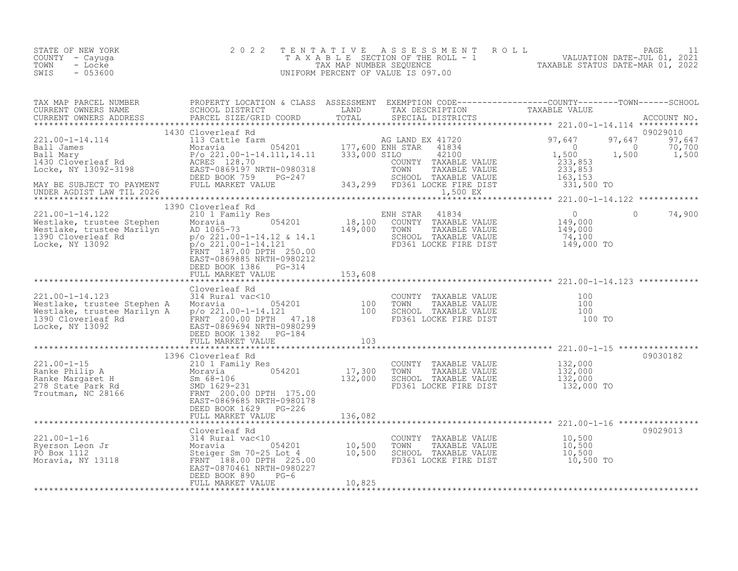STATE OF NEW YORK
COUNTY - Cayuga
TOWN - Locke
SWIS - 053600

2 0 2 2 TENTATIVE ASSESSMENT ROLL
TAXABLE SECTION OF THE ROLL - 1
TAX MAP NUMBER SEQUENCE
UNIFORM PERCENT OF VALUE IS 097.00

VALUATION DATE-JUL 01, 2021
TAXABLE STATUS DATE-MAR 01, 2022

| TAX MAP PARCEL NUMBER / CURRENT OWNERS NAME / CURRENT OWNERS ADDRESS | PROPERTY LOCATION & CLASS / SCHOOL DISTRICT / PARCEL SIZE/GRID COORD | ASSESSMENT LAND / TOTAL | EXEMPTION CODE / TAX DESCRIPTION / SPECIAL DISTRICTS | COUNTY TAXABLE VALUE | TOWN | SCHOOL | ACCOUNT NO. |
|---|---|---|---|---|---|---|---|
| **221.00-1-14.114** | 1430 Cloverleaf Rd | | | | | | 09029010 |
| 221.00-1-14.114 | 113 Cattle farm | | AG LAND EX 41720 | 97,647 | 97,647 | 97,647 | |
| Ball James | Moravia 054201 | 177,600 | ENH STAR 41834 | 0 | 0 | 70,700 | |
| Ball Mary | P/o 221.00-1-14.111,14.11 | 333,000 | SILO 42100 | 1,500 | 1,500 | 1,500 | |
| 1430 Cloverleaf Rd | ACRES 128.70 | | COUNTY TAXABLE VALUE | 233,853 | | | |
| Locke, NY 13092-3198 | EAST-0869197 NRTH-0980318 | | TOWN TAXABLE VALUE | 233,853 | | | |
| | DEED BOOK 759 PG-247 | | SCHOOL TAXABLE VALUE | 163,153 | | | |
| MAY BE SUBJECT TO PAYMENT | FULL MARKET VALUE | 343,299 | FD361 LOCKE FIRE DIST | 331,500 TO | | | |
| UNDER AGDIST LAW TIL 2026 | | | 1,500 EX | | | | |
| **221.00-1-14.122** | 1390 Cloverleaf Rd | | | | | | |
| 221.00-1-14.122 | 210 1 Family Res | | ENH STAR 41834 | 0 | 0 | 74,900 | |
| Westlake, trustee Stephen | Moravia 054201 | 18,100 | COUNTY TAXABLE VALUE | 149,000 | | | |
| Westlake, trustee Marilyn | AD 1065-73 | 149,000 | TOWN TAXABLE VALUE | 149,000 | | | |
| 1390 Cloverleaf Rd | p/o 221.00-1-14.12 & 14.1 | | SCHOOL TAXABLE VALUE | 74,100 | | | |
| Locke, NY 13092 | p/o 221.00-1-14.121 | | FD361 LOCKE FIRE DIST | 149,000 TO | | | |
| | FRNT 187.00 DPTH 250.00 | | | | | | |
| | EAST-0869885 NRTH-0980212 | | | | | | |
| | DEED BOOK 1386 PG-314 | | | | | | |
| | FULL MARKET VALUE | 153,608 | | | | | |
| **221.00-1-14.123** | Cloverleaf Rd | | | | | | |
| 221.00-1-14.123 | 314 Rural vac<10 | | COUNTY TAXABLE VALUE | 100 | | | |
| Westlake, trustee Stephen A | Moravia 054201 | 100 | TOWN TAXABLE VALUE | 100 | | | |
| Westlake, trustee Marilyn A | p/o 221.00-1-14.121 | 100 | SCHOOL TAXABLE VALUE | 100 | | | |
| 1390 Cloverleaf Rd | FRNT 200.00 DPTH 47.18 | | FD361 LOCKE FIRE DIST | 100 TO | | | |
| Locke, NY 13092 | EAST-0869694 NRTH-0980299 | | | | | | |
| | DEED BOOK 1382 PG-184 | | | | | | |
| | FULL MARKET VALUE | 103 | | | | | |
| **221.00-1-15** | 1396 Cloverleaf Rd | | | | | | 09030182 |
| 221.00-1-15 | 210 1 Family Res | | COUNTY TAXABLE VALUE | 132,000 | | | |
| Ranke Philip A | Moravia 054201 | 17,300 | TOWN TAXABLE VALUE | 132,000 | | | |
| Ranke Margaret H | Sm 68-106 | 132,000 | SCHOOL TAXABLE VALUE | 132,000 | | | |
| 278 State Park Rd | SMD 1629-231 | | FD361 LOCKE FIRE DIST | 132,000 TO | | | |
| Troutman, NC 28166 | FRNT 200.00 DPTH 175.00 | | | | | | |
| | EAST-0869685 NRTH-0980178 | | | | | | |
| | DEED BOOK 1629 PG-226 | | | | | | |
| | FULL MARKET VALUE | 136,082 | | | | | |
| **221.00-1-16** | Cloverleaf Rd | | | | | | 09029013 |
| 221.00-1-16 | 314 Rural vac<10 | | COUNTY TAXABLE VALUE | 10,500 | | | |
| Ryerson Leon Jr | Moravia 054201 | 10,500 | TOWN TAXABLE VALUE | 10,500 | | | |
| PO Box 1112 | Steiger Sm 70-25 Lot 4 | 10,500 | SCHOOL TAXABLE VALUE | 10,500 | | | |
| Moravia, NY 13118 | FRNT 188.00 DPTH 225.00 | | FD361 LOCKE FIRE DIST | 10,500 TO | | | |
| | EAST-0870461 NRTH-0980227 | | | | | | |
| | DEED BOOK 890 PG-6 | | | | | | |
| | FULL MARKET VALUE | 10,825 | | | | | |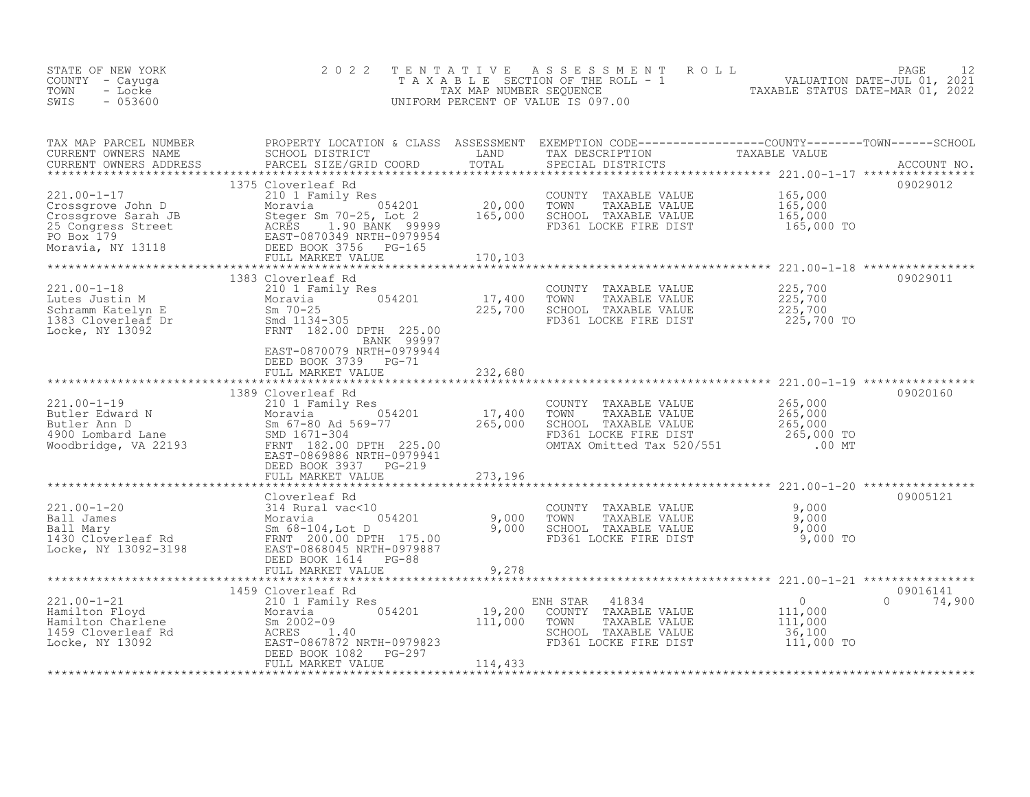STATE OF NEW YORK
COUNTY - Cayuga
TOWN - Locke
SWIS - 053600

2022 TENTATIVE ASSESSMENT ROLL
TAXABLE SECTION OF THE ROLL - 1
TAX MAP NUMBER SEQUENCE
UNIFORM PERCENT OF VALUE IS 097.00

VALUATION DATE-JUL 01, 2021
TAXABLE STATUS DATE-MAR 01, 2022

| TAX MAP PARCEL NUMBER / CURRENT OWNERS NAME / CURRENT OWNERS ADDRESS | PROPERTY LOCATION & CLASS / SCHOOL DISTRICT / PARCEL SIZE/GRID COORD | ASSESSMENT LAND | TOTAL | EXEMPTION CODE / TAX DESCRIPTION / SPECIAL DISTRICTS | COUNTY TAXABLE VALUE | TOWN | SCHOOL | ACCOUNT NO. |
|---|---|---|---|---|---|---|---|---|
| 221.00-1-17 | 1375 Cloverleaf Rd | | | | | | | 09029012 |
| | 210 1 Family Res | | | COUNTY TAXABLE VALUE | 165,000 | | | |
| Crossgrove John D | Moravia 054201 | 20,000 | | TOWN TAXABLE VALUE | 165,000 | | | |
| Crossgrove Sarah JB | Steger Sm 70-25, Lot 2 | | 165,000 | SCHOOL TAXABLE VALUE | 165,000 | | | |
| 25 Congress Street | ACRES 1.90 BANK 99999 | | | FD361 LOCKE FIRE DIST | 165,000 TO | | | |
| PO Box 179 | EAST-0870349 NRTH-0979954 | | | | | | | |
| Moravia, NY 13118 | DEED BOOK 3756 PG-165 | | | | | | | |
| | FULL MARKET VALUE | | 170,103 | | | | | |
| 221.00-1-18 | 1383 Cloverleaf Rd | | | | | | | 09029011 |
| | 210 1 Family Res | | | COUNTY TAXABLE VALUE | 225,700 | | | |
| Lutes Justin M | Moravia 054201 | 17,400 | | TOWN TAXABLE VALUE | 225,700 | | | |
| Schramm Katelyn E | Sm 70-25 | | 225,700 | SCHOOL TAXABLE VALUE | 225,700 | | | |
| 1383 Cloverleaf Dr | Smd 1134-305 | | | FD361 LOCKE FIRE DIST | 225,700 TO | | | |
| Locke, NY 13092 | FRNT 182.00 DPTH 225.00 BANK 99997 | | | | | | | |
| | EAST-0870079 NRTH-0979944 | | | | | | | |
| | DEED BOOK 3739 PG-71 | | | | | | | |
| | FULL MARKET VALUE | | 232,680 | | | | | |
| 221.00-1-19 | 1389 Cloverleaf Rd | | | | | | | 09020160 |
| | 210 1 Family Res | | | COUNTY TAXABLE VALUE | 265,000 | | | |
| Butler Edward N | Moravia 054201 | 17,400 | | TOWN TAXABLE VALUE | 265,000 | | | |
| Butler Ann D | Sm 67-80 Ad 569-77 | | 265,000 | SCHOOL TAXABLE VALUE | 265,000 | | | |
| 4900 Lombard Lane | SMD 1671-304 | | | FD361 LOCKE FIRE DIST | 265,000 TO | | | |
| Woodbridge, VA 22193 | FRNT 182.00 DPTH 225.00 | | | OMTAX Omitted Tax 520/551 | .00 MT | | | |
| | EAST-0869886 NRTH-0979941 | | | | | | | |
| | DEED BOOK 3937 PG-219 | | | | | | | |
| | FULL MARKET VALUE | | 273,196 | | | | | |
| 221.00-1-20 | Cloverleaf Rd | | | | | | | 09005121 |
| | 314 Rural vac<10 | | | COUNTY TAXABLE VALUE | 9,000 | | | |
| Ball James | Moravia 054201 | 9,000 | | TOWN TAXABLE VALUE | 9,000 | | | |
| Ball Mary | Sm 68-104,Lot D | | 9,000 | SCHOOL TAXABLE VALUE | 9,000 | | | |
| 1430 Cloverleaf Rd | FRNT 200.00 DPTH 175.00 | | | FD361 LOCKE FIRE DIST | 9,000 TO | | | |
| Locke, NY 13092-3198 | EAST-0868045 NRTH-0979887 | | | | | | | |
| | DEED BOOK 1614 PG-88 | | | | | | | |
| | FULL MARKET VALUE | | 9,278 | | | | | |
| 221.00-1-21 | 1459 Cloverleaf Rd | | | | | | | 09016141 |
| | 210 1 Family Res | | | ENH STAR 41834 | 0 | 0 | 74,900 | |
| Hamilton Floyd | Moravia 054201 | 19,200 | | COUNTY TAXABLE VALUE | 111,000 | | | |
| Hamilton Charlene | Sm 2002-09 | | 111,000 | TOWN TAXABLE VALUE | 111,000 | | | |
| 1459 Cloverleaf Rd | ACRES 1.40 | | | SCHOOL TAXABLE VALUE | 36,100 | | | |
| Locke, NY 13092 | EAST-0867872 NRTH-0979823 | | | FD361 LOCKE FIRE DIST | 111,000 TO | | | |
| | DEED BOOK 1082 PG-297 | | | | | | | |
| | FULL MARKET VALUE | | 114,433 | | | | | |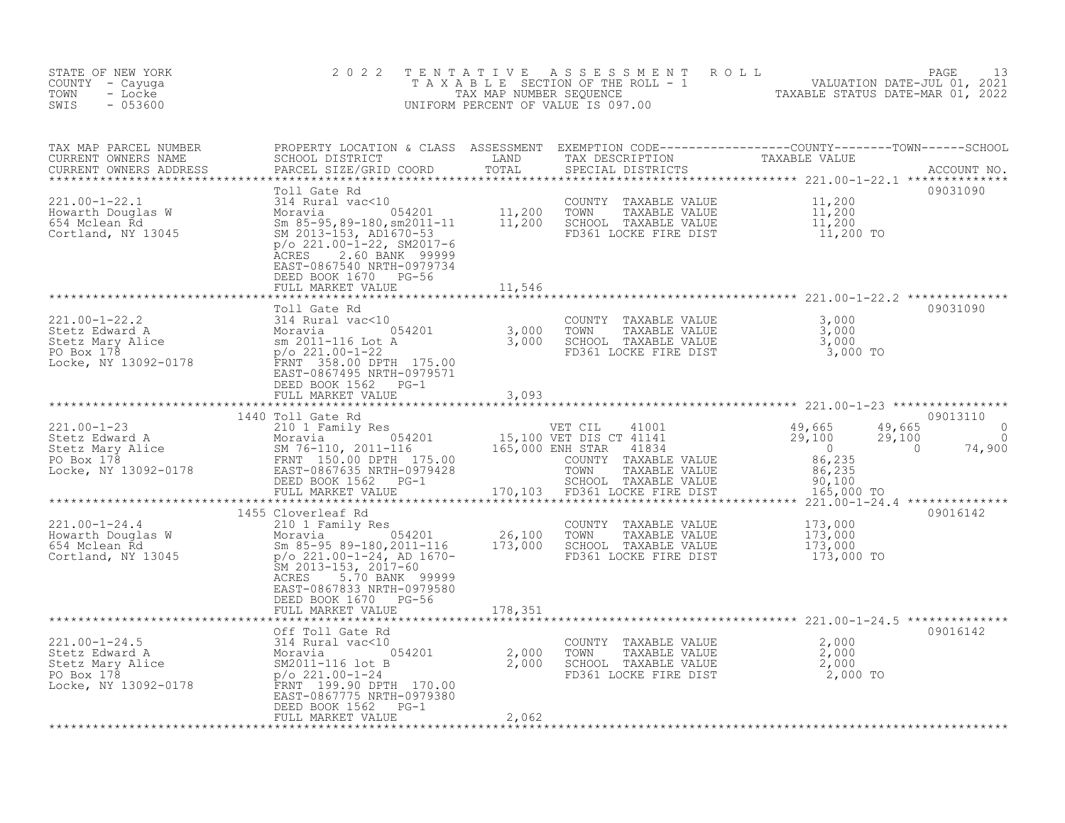STATE OF NEW YORK
COUNTY - Cayuga
TOWN - Locke
SWIS - 053600

2022 TENTATIVE ASSESSMENT ROLL
TAXABLE SECTION OF THE ROLL - 1
TAX MAP NUMBER SEQUENCE
UNIFORM PERCENT OF VALUE IS 097.00

VALUATION DATE-JUL 01, 2021
TAXABLE STATUS DATE-MAR 01, 2022

| TAX MAP PARCEL NUMBER / CURRENT OWNERS NAME / CURRENT OWNERS ADDRESS | PROPERTY LOCATION & CLASS / SCHOOL DISTRICT / PARCEL SIZE/GRID COORD | ASSESSMENT LAND / TOTAL | EXEMPTION CODE / TAX DESCRIPTION / SPECIAL DISTRICTS | COUNTY TAXABLE VALUE | TOWN | SCHOOL | ACCOUNT NO. |
|---|---|---|---|---|---|---|---|
| 221.00-1-22.1 | Toll Gate Rd | | | | | | 09031090 |
| Howarth Douglas W | 314 Rural vac<10 | | COUNTY TAXABLE VALUE | 11,200 | | | |
| 654 Mclean Rd | Moravia 054201 | 11,200 | TOWN TAXABLE VALUE | 11,200 | | | |
| Cortland, NY 13045 | Sm 85-95,89-180,sm2011-11 | 11,200 | SCHOOL TAXABLE VALUE | 11,200 | | | |
| | SM 2013-153, AD1670-53 | | FD361 LOCKE FIRE DIST | 11,200 TO | | | |
| | p/o 221.00-1-22, SM2017-6 | | | | | | |
| | ACRES 2.60 BANK 99999 | | | | | | |
| | EAST-0867540 NRTH-0979734 | | | | | | |
| | DEED BOOK 1670 PG-56 | | | | | | |
| | FULL MARKET VALUE | 11,546 | | | | | |
| 221.00-1-22.2 | Toll Gate Rd | | | | | | 09031090 |
| Stetz Edward A | 314 Rural vac<10 | | COUNTY TAXABLE VALUE | 3,000 | | | |
| Stetz Mary Alice | Moravia 054201 | 3,000 | TOWN TAXABLE VALUE | 3,000 | | | |
| PO Box 178 | sm 2011-116 Lot A | 3,000 | SCHOOL TAXABLE VALUE | 3,000 | | | |
| Locke, NY 13092-0178 | p/o 221.00-1-22 | | FD361 LOCKE FIRE DIST | 3,000 TO | | | |
| | FRNT 358.00 DPTH 175.00 | | | | | | |
| | EAST-0867495 NRTH-0979571 | | | | | | |
| | DEED BOOK 1562 PG-1 | | | | | | |
| | FULL MARKET VALUE | 3,093 | | | | | |
| 221.00-1-23 | 1440 Toll Gate Rd | | | | | | 09013110 |
| Stetz Edward A | 210 1 Family Res | | VET CIL 41001 | 49,665 | 49,665 | 0 | |
| Stetz Mary Alice | Moravia 054201 | 15,100 | VET DIS CT 41141 | 29,100 | 29,100 | 0 | |
| PO Box 178 | SM 76-110, 2011-116 | 165,000 | ENH STAR 41834 | 0 | 0 | 74,900 | |
| Locke, NY 13092-0178 | FRNT 150.00 DPTH 175.00 | | COUNTY TAXABLE VALUE | 86,235 | | | |
| | EAST-0867635 NRTH-0979428 | | TOWN TAXABLE VALUE | 86,235 | | | |
| | DEED BOOK 1562 PG-1 | | SCHOOL TAXABLE VALUE | 90,100 | | | |
| | FULL MARKET VALUE | 170,103 | FD361 LOCKE FIRE DIST | 165,000 TO | | | |
| 221.00-1-24.4 | 1455 Cloverleaf Rd | | | | | | 09016142 |
| Howarth Douglas W | 210 1 Family Res | | COUNTY TAXABLE VALUE | 173,000 | | | |
| 654 Mclean Rd | Moravia 054201 | 26,100 | TOWN TAXABLE VALUE | 173,000 | | | |
| Cortland, NY 13045 | Sm 85-95 89-180,2011-116 | 173,000 | SCHOOL TAXABLE VALUE | 173,000 | | | |
| | p/o 221.00-1-24, AD 1670- | | FD361 LOCKE FIRE DIST | 173,000 TO | | | |
| | SM 2013-153, 2017-60 | | | | | | |
| | ACRES 5.70 BANK 99999 | | | | | | |
| | EAST-0867833 NRTH-0979580 | | | | | | |
| | DEED BOOK 1670 PG-56 | | | | | | |
| | FULL MARKET VALUE | 178,351 | | | | | |
| 221.00-1-24.5 | Off Toll Gate Rd | | | | | | 09016142 |
| Stetz Edward A | 314 Rural vac<10 | | COUNTY TAXABLE VALUE | 2,000 | | | |
| Stetz Mary Alice | Moravia 054201 | 2,000 | TOWN TAXABLE VALUE | 2,000 | | | |
| PO Box 178 | SM2011-116 lot B | 2,000 | SCHOOL TAXABLE VALUE | 2,000 | | | |
| Locke, NY 13092-0178 | p/o 221.00-1-24 | | FD361 LOCKE FIRE DIST | 2,000 TO | | | |
| | FRNT 199.90 DPTH 170.00 | | | | | | |
| | EAST-0867775 NRTH-0979380 | | | | | | |
| | DEED BOOK 1562 PG-1 | | | | | | |
| | FULL MARKET VALUE | 2,062 | | | | | |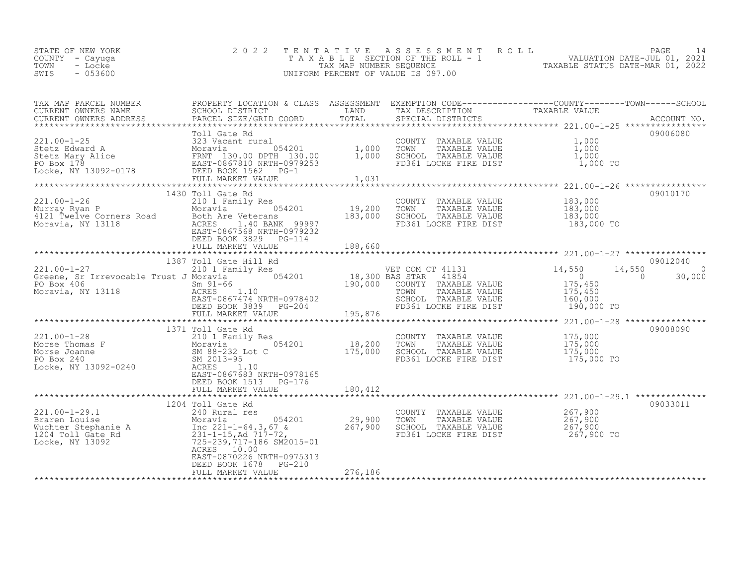STATE OF NEW YORK
COUNTY - Cayuga
TOWN - Locke
SWIS - 053600

# 2022 TENTATIVE ASSESSMENT ROLL

TAXABLE SECTION OF THE ROLL - 1
TAX MAP NUMBER SEQUENCE
UNIFORM PERCENT OF VALUE IS 097.00

VALUATION DATE-JUL 01, 2021
TAXABLE STATUS DATE-MAR 01, 2022

| TAX MAP PARCEL NUMBER / CURRENT OWNERS NAME / CURRENT OWNERS ADDRESS | PROPERTY LOCATION & CLASS / SCHOOL DISTRICT / PARCEL SIZE/GRID COORD | ASSESSMENT LAND / TOTAL | EXEMPTION CODE / TAX DESCRIPTION / SPECIAL DISTRICTS | COUNTY | TOWN | SCHOOL | ACCOUNT NO. |
|---|---|---|---|---|---|---|---|
| **221.00-1-25** | Toll Gate Rd | | | | | | 09006080 |
| Stetz Edward A | 323 Vacant rural | | COUNTY TAXABLE VALUE | 1,000 | | | |
| Stetz Mary Alice | Moravia 054201 | 1,000 | TOWN TAXABLE VALUE | | 1,000 | | |
| PO Box 178 | FRNT 130.00 DPTH 130.00 | 1,000 | SCHOOL TAXABLE VALUE | | | 1,000 | |
| Locke, NY 13092-0178 | EAST-0867810 NRTH-0979253 | | FD361 LOCKE FIRE DIST | 1,000 TO | | | |
| | DEED BOOK 1562 PG-1 | | | | | | |
| | FULL MARKET VALUE | 1,031 | | | | | |
| **221.00-1-26** | 1430 Toll Gate Rd | | | | | | 09010170 |
| Murray Ryan P | 210 1 Family Res | | COUNTY TAXABLE VALUE | 183,000 | | | |
| 4121 Twelve Corners Road | Moravia 054201 | 19,200 | TOWN TAXABLE VALUE | | 183,000 | | |
| Moravia, NY 13118 | Both Are Veterans | 183,000 | SCHOOL TAXABLE VALUE | | | 183,000 | |
| | ACRES 1.40 BANK 99997 | | FD361 LOCKE FIRE DIST | 183,000 TO | | | |
| | EAST-0867568 NRTH-0979232 | | | | | | |
| | DEED BOOK 3829 PG-114 | | | | | | |
| | FULL MARKET VALUE | 188,660 | | | | | |
| **221.00-1-27** | 1387 Toll Gate Hill Rd | | | | | | 09012040 |
| Greene, Sr Irrevocable Trust J | 210 1 Family Res | | VET COM CT 41131 | 14,550 | 14,550 | 0 | |
| PO Box 406 | Moravia 054201 | 18,300 | BAS STAR 41854 | 0 | 0 | 30,000 | |
| Moravia, NY 13118 | Sm 91-66 | 190,000 | COUNTY TAXABLE VALUE | 175,450 | | | |
| | ACRES 1.10 | | TOWN TAXABLE VALUE | | 175,450 | | |
| | EAST-0867474 NRTH-0978402 | | SCHOOL TAXABLE VALUE | | | 160,000 | |
| | DEED BOOK 3839 PG-204 | | FD361 LOCKE FIRE DIST | 190,000 TO | | | |
| | FULL MARKET VALUE | 195,876 | | | | | |
| **221.00-1-28** | 1371 Toll Gate Rd | | | | | | 09008090 |
| Morse Thomas F | 210 1 Family Res | | COUNTY TAXABLE VALUE | 175,000 | | | |
| Morse Joanne | Moravia 054201 | 18,200 | TOWN TAXABLE VALUE | | 175,000 | | |
| PO Box 240 | SM 88-232 Lot C | 175,000 | SCHOOL TAXABLE VALUE | | | 175,000 | |
| Locke, NY 13092-0240 | SM 2013-95 | | FD361 LOCKE FIRE DIST | 175,000 TO | | | |
| | ACRES 1.10 | | | | | | |
| | EAST-0867683 NRTH-0978165 | | | | | | |
| | DEED BOOK 1513 PG-176 | | | | | | |
| | FULL MARKET VALUE | 180,412 | | | | | |
| **221.00-1-29.1** | 1204 Toll Gate Rd | | | | | | 09033011 |
| Braren Louise | 240 Rural res | | COUNTY TAXABLE VALUE | 267,900 | | | |
| Wuchter Stephanie A | Moravia 054201 | 29,900 | TOWN TAXABLE VALUE | | 267,900 | | |
| 1204 Toll Gate Rd | Inc 221-1-64.3,67 & | 267,900 | SCHOOL TAXABLE VALUE | | | 267,900 | |
| Locke, NY 13092 | 231-1-15,Ad 717-72, | | FD361 LOCKE FIRE DIST | 267,900 TO | | | |
| | 725-239,717-186 SM2015-01 | | | | | | |
| | ACRES 10.00 | | | | | | |
| | EAST-0870226 NRTH-0975313 | | | | | | |
| | DEED BOOK 1678 PG-210 | | | | | | |
| | FULL MARKET VALUE | 276,186 | | | | | |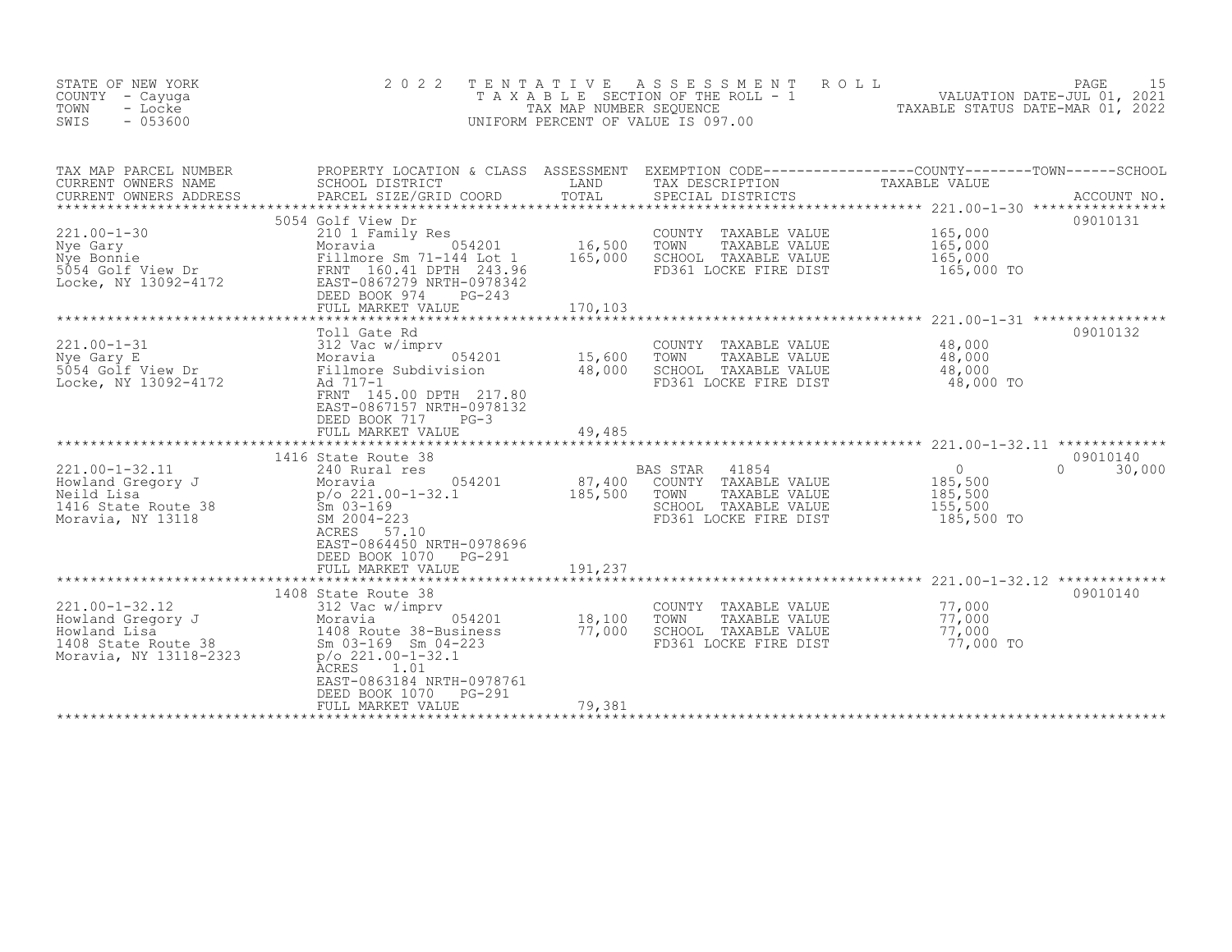STATE OF NEW YORK
COUNTY - Cayuga
TOWN - Locke
SWIS - 053600

# 2022 TENTATIVE ASSESSMENT ROLL

TAXABLE SECTION OF THE ROLL - 1
TAX MAP NUMBER SEQUENCE
UNIFORM PERCENT OF VALUE IS 097.00

VALUATION DATE-JUL 01, 2021
TAXABLE STATUS DATE-MAR 01, 2022

| TAX MAP PARCEL NUMBER / CURRENT OWNERS NAME / CURRENT OWNERS ADDRESS | PROPERTY LOCATION & CLASS / SCHOOL DISTRICT / PARCEL SIZE/GRID COORD | ASSESSMENT LAND / TOTAL | EXEMPTION CODE / TAX DESCRIPTION / SPECIAL DISTRICTS | COUNTY / TAXABLE VALUE | TOWN | SCHOOL | ACCOUNT NO. |
|---|---|---|---|---|---|---|---|
| **221.00-1-30** | 5054 Golf View Dr | | | | | | 09010131 |
| 221.00-1-30 | 210 1 Family Res | | COUNTY TAXABLE VALUE | 165,000 | | | |
| Nye Gary | Moravia 054201 | 16,500 | TOWN TAXABLE VALUE | 165,000 | | | |
| Nye Bonnie | Fillmore Sm 71-144 Lot 1 | 165,000 | SCHOOL TAXABLE VALUE | 165,000 | | | |
| 5054 Golf View Dr | FRNT 160.41 DPTH 243.96 | | FD361 LOCKE FIRE DIST | 165,000 TO | | | |
| Locke, NY 13092-4172 | EAST-0867279 NRTH-0978342 | | | | | | |
| | DEED BOOK 974 PG-243 | | | | | | |
| | FULL MARKET VALUE | 170,103 | | | | | |
| **221.00-1-31** | Toll Gate Rd | | | | | | 09010132 |
| 221.00-1-31 | 312 Vac w/imprv | | COUNTY TAXABLE VALUE | 48,000 | | | |
| Nye Gary E | Moravia 054201 | 15,600 | TOWN TAXABLE VALUE | 48,000 | | | |
| 5054 Golf View Dr | Fillmore Subdivision | 48,000 | SCHOOL TAXABLE VALUE | 48,000 | | | |
| Locke, NY 13092-4172 | Ad 717-1 | | FD361 LOCKE FIRE DIST | 48,000 TO | | | |
| | FRNT 145.00 DPTH 217.80 | | | | | | |
| | EAST-0867157 NRTH-0978132 | | | | | | |
| | DEED BOOK 717 PG-3 | | | | | | |
| | FULL MARKET VALUE | 49,485 | | | | | |
| **221.00-1-32.11** | 1416 State Route 38 | | | | | | 09010140 |
| 221.00-1-32.11 | 240 Rural res | | BAS STAR 41854 | 0 | | 0 | 30,000 |
| Howland Gregory J | Moravia 054201 | 87,400 | COUNTY TAXABLE VALUE | 185,500 | | | |
| Neild Lisa | p/o 221.00-1-32.1 | 185,500 | TOWN TAXABLE VALUE | 185,500 | | | |
| 1416 State Route 38 | Sm 03-169 | | SCHOOL TAXABLE VALUE | 155,500 | | | |
| Moravia, NY 13118 | SM 2004-223 | | FD361 LOCKE FIRE DIST | 185,500 TO | | | |
| | ACRES 57.10 | | | | | | |
| | EAST-0864450 NRTH-0978696 | | | | | | |
| | DEED BOOK 1070 PG-291 | | | | | | |
| | FULL MARKET VALUE | 191,237 | | | | | |
| **221.00-1-32.12** | 1408 State Route 38 | | | | | | 09010140 |
| 221.00-1-32.12 | 312 Vac w/imprv | | COUNTY TAXABLE VALUE | 77,000 | | | |
| Howland Gregory J | Moravia 054201 | 18,100 | TOWN TAXABLE VALUE | 77,000 | | | |
| Howland Lisa | 1408 Route 38-Business | 77,000 | SCHOOL TAXABLE VALUE | 77,000 | | | |
| 1408 State Route 38 | Sm 03-169 Sm 04-223 | | FD361 LOCKE FIRE DIST | 77,000 TO | | | |
| Moravia, NY 13118-2323 | p/o 221.00-1-32.1 | | | | | | |
| | ACRES 1.01 | | | | | | |
| | EAST-0863184 NRTH-0978761 | | | | | | |
| | DEED BOOK 1070 PG-291 | | | | | | |
| | FULL MARKET VALUE | 79,381 | | | | | |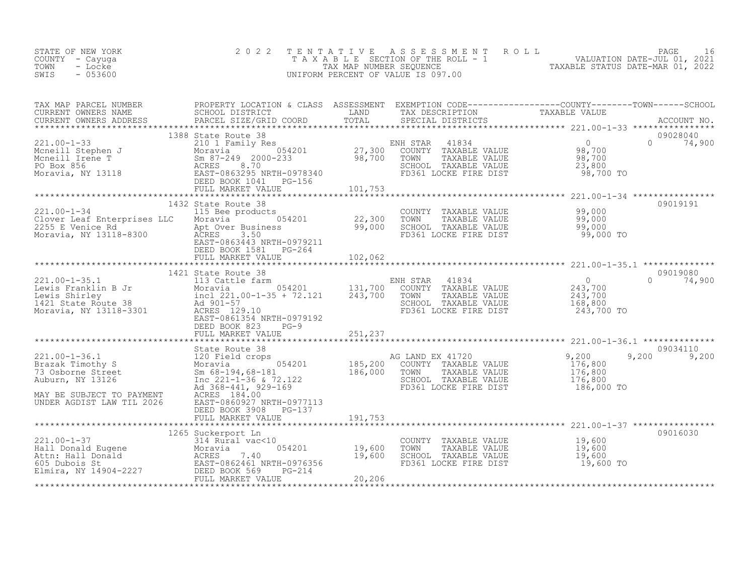STATE OF NEW YORK
COUNTY - Cayuga
TOWN - Locke
SWIS - 053600

2022 TENTATIVE ASSESSMENT ROLL
TAXABLE SECTION OF THE ROLL - 1
TAX MAP NUMBER SEQUENCE
UNIFORM PERCENT OF VALUE IS 097.00

VALUATION DATE-JUL 01, 2021
TAXABLE STATUS DATE-MAR 01, 2022

| TAX MAP PARCEL NUMBER / CURRENT OWNERS NAME / CURRENT OWNERS ADDRESS | PROPERTY LOCATION & CLASS / SCHOOL DISTRICT / PARCEL SIZE/GRID COORD | ASSESSMENT LAND | TOTAL | EXEMPTION CODE / TAX DESCRIPTION / SPECIAL DISTRICTS | COUNTY TAXABLE VALUE | TOWN | SCHOOL | ACCOUNT NO. |
|---|---|---|---|---|---|---|---|---|
| 221.00-1-33 | 1388 State Route 38 | | | | | | | 09028040 |
| Mcneill Stephen J | 210 1 Family Res | | | ENH STAR 41834 | 0 | 0 | 74,900 | |
| Mcneill Irene T | Moravia 054201 | 27,300 | | COUNTY TAXABLE VALUE | 98,700 | | | |
| PO Box 856 | Sm 87-249 2000-233 | | 98,700 | TOWN TAXABLE VALUE | 98,700 | | | |
| Moravia, NY 13118 | ACRES 8.70 | | | SCHOOL TAXABLE VALUE | 23,800 | | | |
| | EAST-0863295 NRTH-0978340 | | | FD361 LOCKE FIRE DIST | 98,700 TO | | | |
| | DEED BOOK 1041 PG-156 | | | | | | | |
| | FULL MARKET VALUE | | 101,753 | | | | | |
| 221.00-1-34 | 1432 State Route 38 | | | | | | | 09019191 |
| Clover Leaf Enterprises LLC | 115 Bee products | | | COUNTY TAXABLE VALUE | 99,000 | | | |
| 2255 E Venice Rd | Moravia 054201 | 22,300 | | TOWN TAXABLE VALUE | 99,000 | | | |
| Moravia, NY 13118-8300 | Apt Over Business | | 99,000 | SCHOOL TAXABLE VALUE | 99,000 | | | |
| | ACRES 3.50 | | | FD361 LOCKE FIRE DIST | 99,000 TO | | | |
| | EAST-0863443 NRTH-0979211 | | | | | | | |
| | DEED BOOK 1581 PG-264 | | | | | | | |
| | FULL MARKET VALUE | | 102,062 | | | | | |
| 221.00-1-35.1 | 1421 State Route 38 | | | | | | | 09019080 |
| Lewis Franklin B Jr | 113 Cattle farm | | | ENH STAR 41834 | 0 | 0 | 74,900 | |
| Lewis Shirley | Moravia 054201 | 131,700 | | COUNTY TAXABLE VALUE | 243,700 | | | |
| 1421 State Route 38 | incl 221.00-1-35 + 72.121 | | 243,700 | TOWN TAXABLE VALUE | 243,700 | | | |
| Moravia, NY 13118-3301 | Ad 901-57 | | | SCHOOL TAXABLE VALUE | 168,800 | | | |
| | ACRES 129.10 | | | FD361 LOCKE FIRE DIST | 243,700 TO | | | |
| | EAST-0861354 NRTH-0979192 | | | | | | | |
| | DEED BOOK 823 PG-9 | | | | | | | |
| | FULL MARKET VALUE | | 251,237 | | | | | |
| 221.00-1-36.1 | State Route 38 | | | | | | | 09034110 |
| Brazak Timothy S | 120 Field crops | | | AG LAND EX 41720 | 9,200 | 9,200 | 9,200 | |
| 73 Osborne Street | Moravia 054201 | 185,200 | | COUNTY TAXABLE VALUE | 176,800 | | | |
| Auburn, NY 13126 | Sm 68-194,68-181 | | 186,000 | TOWN TAXABLE VALUE | 176,800 | | | |
| | Inc 221-1-36 & 72.122 | | | SCHOOL TAXABLE VALUE | 176,800 | | | |
| MAY BE SUBJECT TO PAYMENT | Ad 368-441, 929-169 | | | FD361 LOCKE FIRE DIST | 186,000 TO | | | |
| UNDER AGDIST LAW TIL 2026 | ACRES 184.00 | | | | | | | |
| | EAST-0860927 NRTH-0977113 | | | | | | | |
| | DEED BOOK 3908 PG-137 | | | | | | | |
| | FULL MARKET VALUE | | 191,753 | | | | | |
| 221.00-1-37 | 1265 Suckerport Ln | | | | | | | 09016030 |
| Hall Donald Eugene | 314 Rural vac<10 | | | COUNTY TAXABLE VALUE | 19,600 | | | |
| Attn: Hall Donald | Moravia 054201 | 19,600 | | TOWN TAXABLE VALUE | 19,600 | | | |
| 605 Dubois St | ACRES 7.40 | | 19,600 | SCHOOL TAXABLE VALUE | 19,600 | | | |
| Elmira, NY 14904-2227 | EAST-0862461 NRTH-0976356 | | | FD361 LOCKE FIRE DIST | 19,600 TO | | | |
| | DEED BOOK 569 PG-214 | | | | | | | |
| | FULL MARKET VALUE | | 20,206 | | | | | |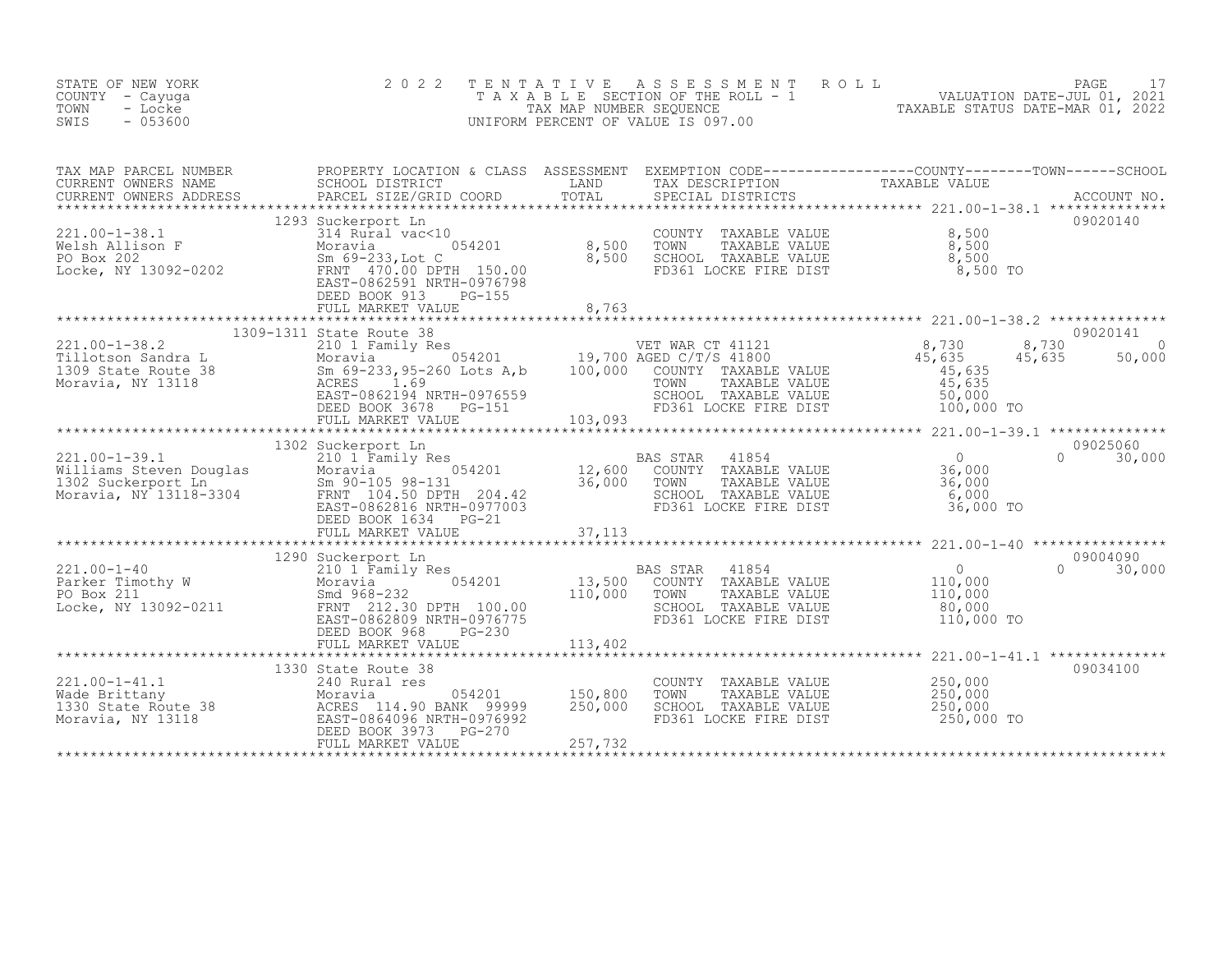STATE OF NEW YORK
COUNTY - Cayuga
TOWN - Locke
SWIS - 053600

2022 TENTATIVE ASSESSMENT ROLL
TAXABLE SECTION OF THE ROLL - 1
TAX MAP NUMBER SEQUENCE
UNIFORM PERCENT OF VALUE IS 097.00

VALUATION DATE-JUL 01, 2021
TAXABLE STATUS DATE-MAR 01, 2022

| TAX MAP PARCEL NUMBER / CURRENT OWNERS NAME / CURRENT OWNERS ADDRESS | PROPERTY LOCATION & CLASS / SCHOOL DISTRICT / PARCEL SIZE/GRID COORD | ASSESSMENT LAND | TOTAL | EXEMPTION CODE / TAX DESCRIPTION / SPECIAL DISTRICTS | COUNTY TAXABLE VALUE | TOWN | SCHOOL | ACCOUNT NO. |
|---|---|---|---|---|---|---|---|---|
| **221.00-1-38.1** | 1293 Suckerport Ln | | | | | | | 09020140 |
| 221.00-1-38.1 | 314 Rural vac<10 | | | COUNTY TAXABLE VALUE | 8,500 | | | |
| Welsh Allison F | Moravia 054201 | 8,500 | | TOWN TAXABLE VALUE | 8,500 | | | |
| PO Box 202 | Sm 69-233,Lot C | | 8,500 | SCHOOL TAXABLE VALUE | 8,500 | | | |
| Locke, NY 13092-0202 | FRNT 470.00 DPTH 150.00 | | | FD361 LOCKE FIRE DIST | 8,500 TO | | | |
| | EAST-0862591 NRTH-0976798 | | | | | | | |
| | DEED BOOK 913 PG-155 | | | | | | | |
| | FULL MARKET VALUE | | 8,763 | | | | | |
| **221.00-1-38.2** | 1309-1311 State Route 38 | | | | | | | 09020141 |
| 221.00-1-38.2 | 210 1 Family Res | | | VET WAR CT 41121 | 8,730 | 8,730 | 0 | |
| Tillotson Sandra L | Moravia 054201 | 19,700 | | AGED C/T/S 41800 | 45,635 | 45,635 | 50,000 | |
| 1309 State Route 38 | Sm 69-233,95-260 Lots A,b | | 100,000 | COUNTY TAXABLE VALUE | 45,635 | | | |
| Moravia, NY 13118 | ACRES 1.69 | | | TOWN TAXABLE VALUE | 45,635 | | | |
| | EAST-0862194 NRTH-0976559 | | | SCHOOL TAXABLE VALUE | 50,000 | | | |
| | DEED BOOK 3678 PG-151 | | | FD361 LOCKE FIRE DIST | 100,000 TO | | | |
| | FULL MARKET VALUE | | 103,093 | | | | | |
| **221.00-1-39.1** | 1302 Suckerport Ln | | | | | | | 09025060 |
| 221.00-1-39.1 | 210 1 Family Res | | | BAS STAR 41854 | 0 | 0 | 30,000 | |
| Williams Steven Douglas | Moravia 054201 | 12,600 | | COUNTY TAXABLE VALUE | 36,000 | | | |
| 1302 Suckerport Ln | Sm 90-105 98-131 | | 36,000 | TOWN TAXABLE VALUE | 36,000 | | | |
| Moravia, NY 13118-3304 | FRNT 104.50 DPTH 204.42 | | | SCHOOL TAXABLE VALUE | 6,000 | | | |
| | EAST-0862816 NRTH-0977003 | | | FD361 LOCKE FIRE DIST | 36,000 TO | | | |
| | DEED BOOK 1634 PG-21 | | | | | | | |
| | FULL MARKET VALUE | | 37,113 | | | | | |
| **221.00-1-40** | 1290 Suckerport Ln | | | | | | | 09004090 |
| 221.00-1-40 | 210 1 Family Res | | | BAS STAR 41854 | 0 | 0 | 30,000 | |
| Parker Timothy W | Moravia 054201 | 13,500 | | COUNTY TAXABLE VALUE | 110,000 | | | |
| PO Box 211 | Smd 968-232 | | 110,000 | TOWN TAXABLE VALUE | 110,000 | | | |
| Locke, NY 13092-0211 | FRNT 212.30 DPTH 100.00 | | | SCHOOL TAXABLE VALUE | 80,000 | | | |
| | EAST-0862809 NRTH-0976775 | | | FD361 LOCKE FIRE DIST | 110,000 TO | | | |
| | DEED BOOK 968 PG-230 | | | | | | | |
| | FULL MARKET VALUE | | 113,402 | | | | | |
| **221.00-1-41.1** | 1330 State Route 38 | | | | | | | 09034100 |
| 221.00-1-41.1 | 240 Rural res | | | COUNTY TAXABLE VALUE | 250,000 | | | |
| Wade Brittany | Moravia 054201 | 150,800 | | TOWN TAXABLE VALUE | 250,000 | | | |
| 1330 State Route 38 | ACRES 114.90 BANK 99999 | | 250,000 | SCHOOL TAXABLE VALUE | 250,000 | | | |
| Moravia, NY 13118 | EAST-0864096 NRTH-0976992 | | | FD361 LOCKE FIRE DIST | 250,000 TO | | | |
| | DEED BOOK 3973 PG-270 | | | | | | | |
| | FULL MARKET VALUE | | 257,732 | | | | | |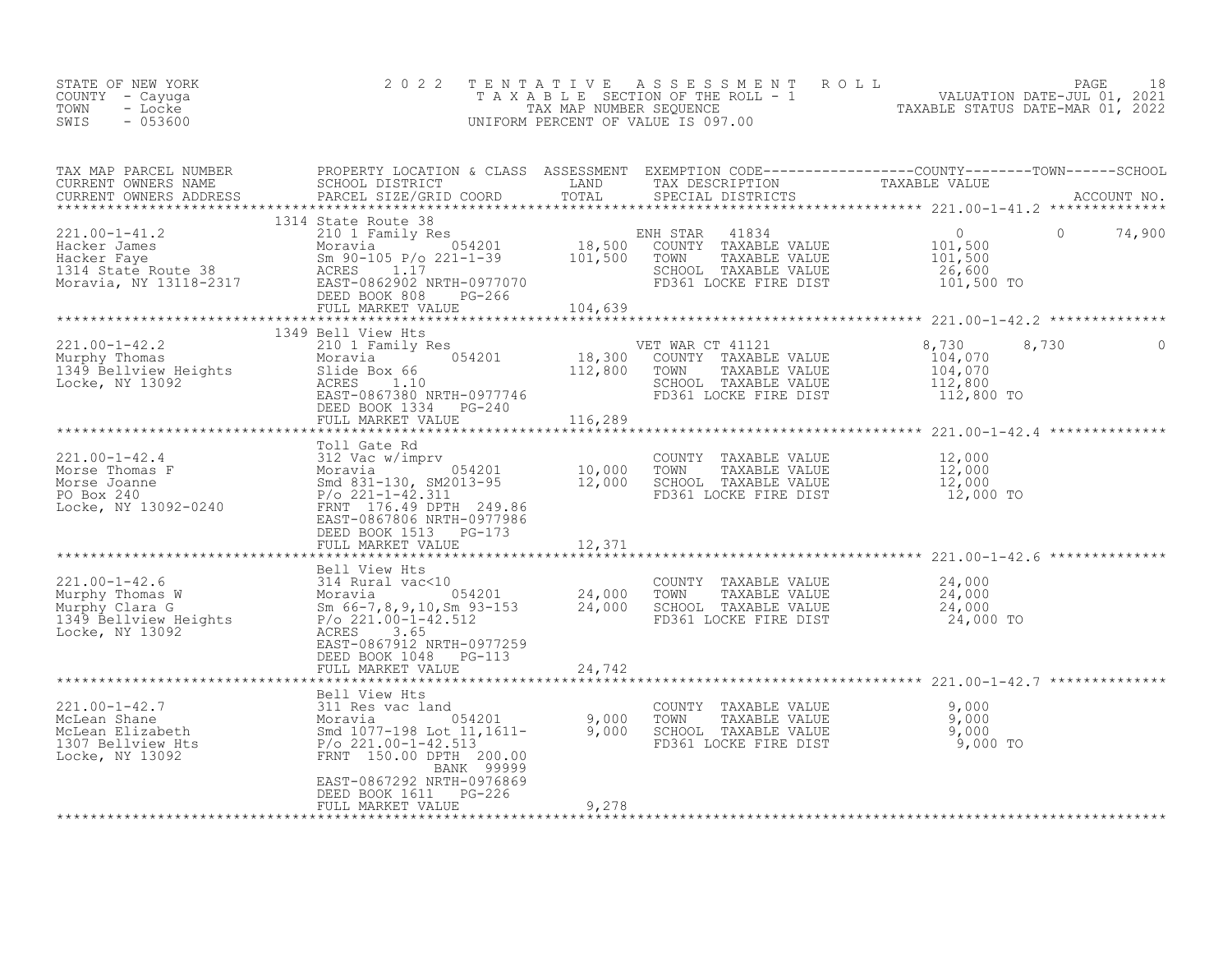STATE OF NEW YORK
COUNTY - Cayuga
TOWN - Locke
SWIS - 053600

# 2022 TENTATIVE ASSESSMENT ROLL

TAXABLE SECTION OF THE ROLL - 1
TAX MAP NUMBER SEQUENCE
UNIFORM PERCENT OF VALUE IS 097.00

VALUATION DATE-JUL 01, 2021
TAXABLE STATUS DATE-MAR 01, 2022

| TAX MAP PARCEL NUMBER / CURRENT OWNERS NAME / CURRENT OWNERS ADDRESS | PROPERTY LOCATION & CLASS / SCHOOL DISTRICT / PARCEL SIZE/GRID COORD | ASSESSMENT LAND | ASSESSMENT TOTAL | EXEMPTION CODE / TAX DESCRIPTION / SPECIAL DISTRICTS | COUNTY TAXABLE VALUE | TOWN | SCHOOL |
|---|---|---|---|---|---|---|---|
| **221.00-1-41.2** | 1314 State Route 38 | | | | | | |
| 221.00-1-41.2 | 210 1 Family Res | | | ENH STAR 41834 | 0 | 0 | 74,900 |
| Hacker James | Moravia 054201 | 18,500 | | COUNTY TAXABLE VALUE | 101,500 | | |
| Hacker Faye | Sm 90-105 P/o 221-1-39 | | 101,500 | TOWN TAXABLE VALUE | 101,500 | | |
| 1314 State Route 38 | ACRES 1.17 | | | SCHOOL TAXABLE VALUE | 26,600 | | |
| Moravia, NY 13118-2317 | EAST-0862902 NRTH-0977070 | | | FD361 LOCKE FIRE DIST | 101,500 TO | | |
| | DEED BOOK 808 PG-266 | | | | | | |
| | FULL MARKET VALUE | | 104,639 | | | | |
| **221.00-1-42.2** | 1349 Bell View Hts | | | | | | |
| 221.00-1-42.2 | 210 1 Family Res | | | VET WAR CT 41121 | 8,730 | 8,730 | 0 |
| Murphy Thomas | Moravia 054201 | 18,300 | | COUNTY TAXABLE VALUE | 104,070 | | |
| 1349 Bellview Heights | Slide Box 66 | | 112,800 | TOWN TAXABLE VALUE | 104,070 | | |
| Locke, NY 13092 | ACRES 1.10 | | | SCHOOL TAXABLE VALUE | 112,800 | | |
| | EAST-0867380 NRTH-0977746 | | | FD361 LOCKE FIRE DIST | 112,800 TO | | |
| | DEED BOOK 1334 PG-240 | | | | | | |
| | FULL MARKET VALUE | | 116,289 | | | | |
| **221.00-1-42.4** | Toll Gate Rd | | | | | | |
| 221.00-1-42.4 | 312 Vac w/imprv | | | COUNTY TAXABLE VALUE | 12,000 | | |
| Morse Thomas F | Moravia 054201 | 10,000 | | TOWN TAXABLE VALUE | 12,000 | | |
| Morse Joanne | Smd 831-130, SM2013-95 | | 12,000 | SCHOOL TAXABLE VALUE | 12,000 | | |
| PO Box 240 | P/o 221-1-42.311 | | | FD361 LOCKE FIRE DIST | 12,000 TO | | |
| Locke, NY 13092-0240 | FRNT 176.49 DPTH 249.86 | | | | | | |
| | EAST-0867806 NRTH-0977986 | | | | | | |
| | DEED BOOK 1513 PG-173 | | | | | | |
| | FULL MARKET VALUE | | 12,371 | | | | |
| **221.00-1-42.6** | Bell View Hts | | | | | | |
| 221.00-1-42.6 | 314 Rural vac<10 | | | COUNTY TAXABLE VALUE | 24,000 | | |
| Murphy Thomas W | Moravia 054201 | 24,000 | | TOWN TAXABLE VALUE | 24,000 | | |
| Murphy Clara G | Sm 66-7,8,9,10,Sm 93-153 | | 24,000 | SCHOOL TAXABLE VALUE | 24,000 | | |
| 1349 Bellview Heights | P/o 221.00-1-42.512 | | | FD361 LOCKE FIRE DIST | 24,000 TO | | |
| Locke, NY 13092 | ACRES 3.65 | | | | | | |
| | EAST-0867912 NRTH-0977259 | | | | | | |
| | DEED BOOK 1048 PG-113 | | | | | | |
| | FULL MARKET VALUE | | 24,742 | | | | |
| **221.00-1-42.7** | Bell View Hts | | | | | | |
| 221.00-1-42.7 | 311 Res vac land | | | COUNTY TAXABLE VALUE | 9,000 | | |
| McLean Shane | Moravia 054201 | 9,000 | | TOWN TAXABLE VALUE | 9,000 | | |
| McLean Elizabeth | Smd 1077-198 Lot 11,1611- | | 9,000 | SCHOOL TAXABLE VALUE | 9,000 | | |
| 1307 Bellview Hts | P/o 221.00-1-42.513 | | | FD361 LOCKE FIRE DIST | 9,000 TO | | |
| Locke, NY 13092 | FRNT 150.00 DPTH 200.00 | | | | | | |
| | BANK 99999 | | | | | | |
| | EAST-0867292 NRTH-0976869 | | | | | | |
| | DEED BOOK 1611 PG-226 | | | | | | |
| | FULL MARKET VALUE | | 9,278 | | | | |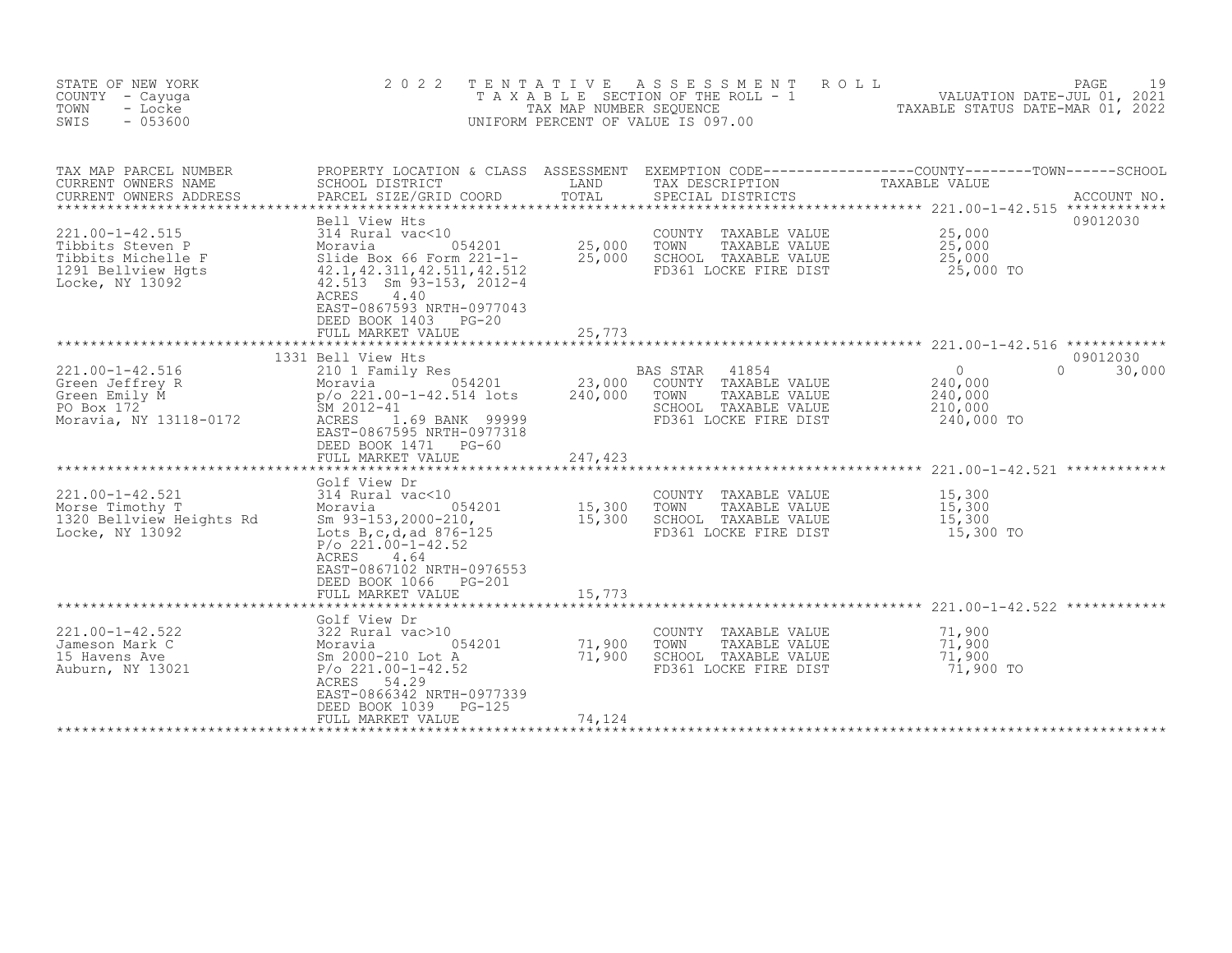STATE OF NEW YORK
COUNTY - Cayuga
TOWN - Locke
SWIS - 053600

2022 TENTATIVE ASSESSMENT ROLL
TAXABLE SECTION OF THE ROLL - 1
TAX MAP NUMBER SEQUENCE
UNIFORM PERCENT OF VALUE IS 097.00

VALUATION DATE-JUL 01, 2021
TAXABLE STATUS DATE-MAR 01, 2022

| TAX MAP PARCEL NUMBER / CURRENT OWNERS NAME / CURRENT OWNERS ADDRESS | PROPERTY LOCATION & CLASS / SCHOOL DISTRICT / PARCEL SIZE/GRID COORD | ASSESSMENT LAND / TOTAL | EXEMPTION CODE / TAX DESCRIPTION / SPECIAL DISTRICTS | COUNTY / TOWN / SCHOOL TAXABLE VALUE | ACCOUNT NO. |
|---|---|---|---|---|---|
| 221.00-1-42.515<br>Tibbits Steven P<br>Tibbits Michelle F<br>1291 Bellview Hgts<br>Locke, NY 13092 | Bell View Hts<br>314 Rural vac<10<br>Moravia 054201<br>Slide Box 66 Form 221-1-<br>42.1,42.311,42.511,42.512<br>42.513 Sm 93-153, 2012-4<br>ACRES 4.40<br>EAST-0867593 NRTH-0977043<br>DEED BOOK 1403 PG-20<br>FULL MARKET VALUE | 25,000<br>25,000<br><br><br><br><br><br><br><br>25,773 | COUNTY TAXABLE VALUE<br>TOWN TAXABLE VALUE<br>SCHOOL TAXABLE VALUE<br>FD361 LOCKE FIRE DIST | 25,000<br>25,000<br>25,000<br>25,000 TO | 09012030 |
| 221.00-1-42.516<br>Green Jeffrey R<br>Green Emily M<br>PO Box 172<br>Moravia, NY 13118-0172 | 1331 Bell View Hts<br>210 1 Family Res<br>Moravia 054201<br>p/o 221.00-1-42.514 lots<br>SM 2012-41<br>ACRES 1.69 BANK 99999<br>EAST-0867595 NRTH-0977318<br>DEED BOOK 1471 PG-60<br>FULL MARKET VALUE | <br>23,000<br>240,000<br><br><br><br><br><br>247,423 | BAS STAR 41854<br>COUNTY TAXABLE VALUE<br>TOWN TAXABLE VALUE<br>SCHOOL TAXABLE VALUE<br>FD361 LOCKE FIRE DIST | 0 0 30,000<br>240,000<br>240,000<br>210,000<br>240,000 TO | 09012030 |
| 221.00-1-42.521<br>Morse Timothy T<br>1320 Bellview Heights Rd<br>Locke, NY 13092 | Golf View Dr<br>314 Rural vac<10<br>Moravia 054201<br>Sm 93-153,2000-210,<br>Lots B,c,d,ad 876-125<br>P/o 221.00-1-42.52<br>ACRES 4.64<br>EAST-0867102 NRTH-0976553<br>DEED BOOK 1066 PG-201<br>FULL MARKET VALUE | 15,300<br>15,300<br><br><br><br><br><br><br>15,773 | COUNTY TAXABLE VALUE<br>TOWN TAXABLE VALUE<br>SCHOOL TAXABLE VALUE<br>FD361 LOCKE FIRE DIST | 15,300<br>15,300<br>15,300<br>15,300 TO | |
| 221.00-1-42.522<br>Jameson Mark C<br>15 Havens Ave<br>Auburn, NY 13021 | Golf View Dr<br>322 Rural vac>10<br>Moravia 054201<br>Sm 2000-210 Lot A<br>P/o 221.00-1-42.52<br>ACRES 54.29<br>EAST-0866342 NRTH-0977339<br>DEED BOOK 1039 PG-125<br>FULL MARKET VALUE | 71,900<br>71,900<br><br><br><br><br><br>74,124 | COUNTY TAXABLE VALUE<br>TOWN TAXABLE VALUE<br>SCHOOL TAXABLE VALUE<br>FD361 LOCKE FIRE DIST | 71,900<br>71,900<br>71,900<br>71,900 TO | |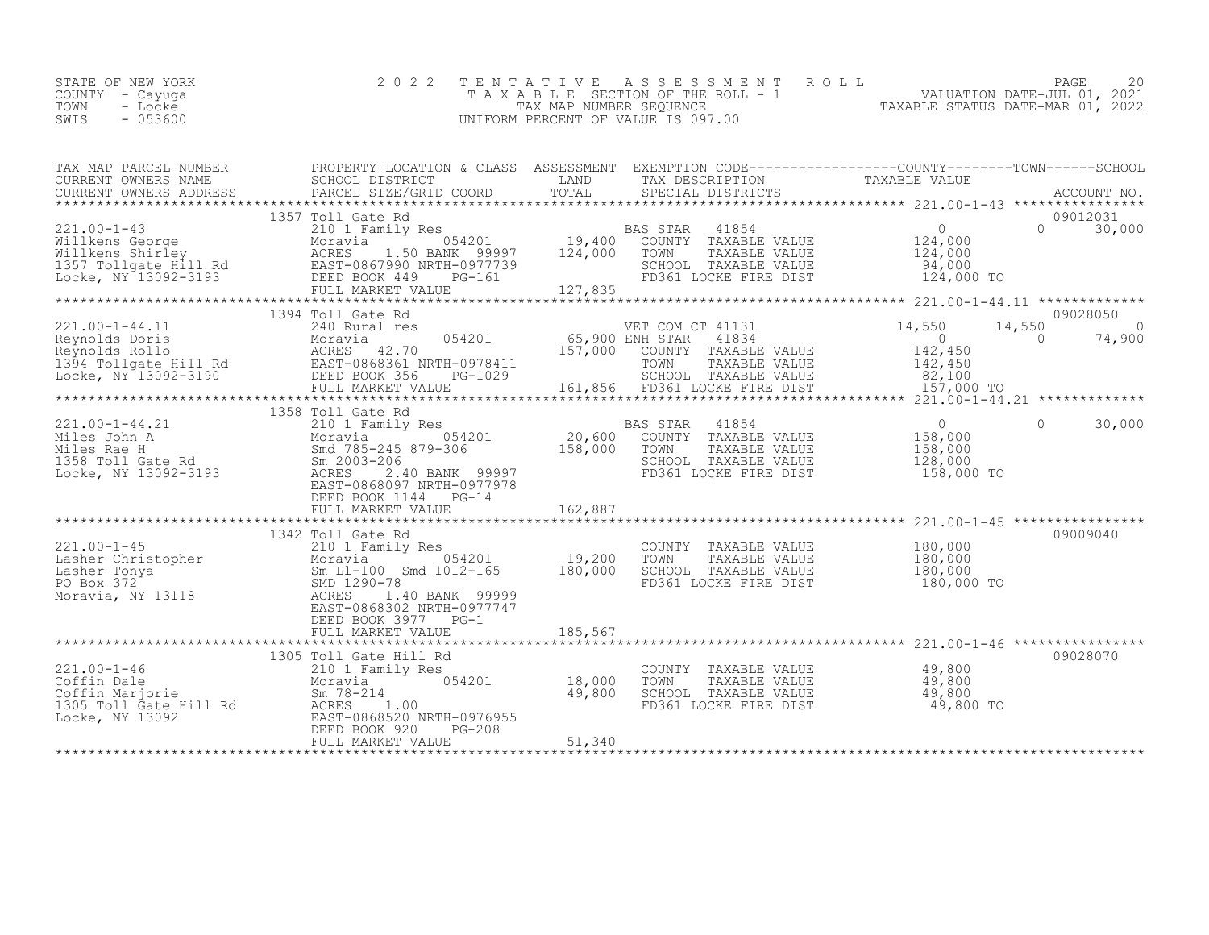STATE OF NEW YORK
COUNTY - Cayuga
TOWN - Locke
SWIS - 053600

# 2022 TENTATIVE ASSESSMENT ROLL

TAXABLE SECTION OF THE ROLL - 1
TAX MAP NUMBER SEQUENCE
UNIFORM PERCENT OF VALUE IS 097.00

VALUATION DATE-JUL 01, 2021
TAXABLE STATUS DATE-MAR 01, 2022

| TAX MAP PARCEL NUMBER / CURRENT OWNERS NAME / CURRENT OWNERS ADDRESS | PROPERTY LOCATION & CLASS / SCHOOL DISTRICT / PARCEL SIZE/GRID COORD | ASSESSMENT LAND | TOTAL | EXEMPTION CODE / TAX DESCRIPTION / SPECIAL DISTRICTS | COUNTY TAXABLE VALUE | TOWN | SCHOOL | ACCOUNT NO. |
|---|---|---|---|---|---|---|---|---|
| **221.00-1-43** | 1357 Toll Gate Rd | | | | | | | 09012031 |
| 221.00-1-43 | 210 1 Family Res | | | BAS STAR 41854 | 0 | 0 | 30,000 | |
| Willkens George | Moravia 054201 | 19,400 | | COUNTY TAXABLE VALUE | 124,000 | | | |
| Willkens Shirley | ACRES 1.50 BANK 99997 | | 124,000 | TOWN TAXABLE VALUE | 124,000 | | | |
| 1357 Tollgate Hill Rd | EAST-0867990 NRTH-0977739 | | | SCHOOL TAXABLE VALUE | 94,000 | | | |
| Locke, NY 13092-3193 | DEED BOOK 449 PG-161 | | | FD361 LOCKE FIRE DIST | 124,000 TO | | | |
| | FULL MARKET VALUE | | 127,835 | | | | | |
| **221.00-1-44.11** | 1394 Toll Gate Rd | | | | | | | 09028050 |
| 221.00-1-44.11 | 240 Rural res | | | VET COM CT 41131 | 14,550 | 14,550 | 0 | |
| Reynolds Doris | Moravia 054201 | 65,900 | | ENH STAR 41834 | 0 | 0 | 74,900 | |
| Reynolds Rollo | ACRES 42.70 | | 157,000 | COUNTY TAXABLE VALUE | 142,450 | | | |
| 1394 Tollgate Hill Rd | EAST-0868361 NRTH-0978411 | | | TOWN TAXABLE VALUE | 142,450 | | | |
| Locke, NY 13092-3190 | DEED BOOK 356 PG-1029 | | | SCHOOL TAXABLE VALUE | 82,100 | | | |
| | FULL MARKET VALUE | | 161,856 | FD361 LOCKE FIRE DIST | 157,000 TO | | | |
| **221.00-1-44.21** | 1358 Toll Gate Rd | | | | | | | |
| 221.00-1-44.21 | 210 1 Family Res | | | BAS STAR 41854 | 0 | 0 | 30,000 | |
| Miles John A | Moravia 054201 | 20,600 | | COUNTY TAXABLE VALUE | 158,000 | | | |
| Miles Rae H | Smd 785-245 879-306 | | 158,000 | TOWN TAXABLE VALUE | 158,000 | | | |
| 1358 Toll Gate Rd | Sm 2003-206 | | | SCHOOL TAXABLE VALUE | 128,000 | | | |
| Locke, NY 13092-3193 | ACRES 2.40 BANK 99997 | | | FD361 LOCKE FIRE DIST | 158,000 TO | | | |
| | EAST-0868097 NRTH-0977978 | | | | | | | |
| | DEED BOOK 1144 PG-14 | | | | | | | |
| | FULL MARKET VALUE | | 162,887 | | | | | |
| **221.00-1-45** | 1342 Toll Gate Rd | | | | | | | 09009040 |
| 221.00-1-45 | 210 1 Family Res | | | COUNTY TAXABLE VALUE | 180,000 | | | |
| Lasher Christopher | Moravia 054201 | 19,200 | | TOWN TAXABLE VALUE | 180,000 | | | |
| Lasher Tonya | Sm L1-100 Smd 1012-165 | | 180,000 | SCHOOL TAXABLE VALUE | 180,000 | | | |
| PO Box 372 | SMD 1290-78 | | | FD361 LOCKE FIRE DIST | 180,000 TO | | | |
| Moravia, NY 13118 | ACRES 1.40 BANK 99999 | | | | | | | |
| | EAST-0868302 NRTH-0977747 | | | | | | | |
| | DEED BOOK 3977 PG-1 | | | | | | | |
| | FULL MARKET VALUE | | 185,567 | | | | | |
| **221.00-1-46** | 1305 Toll Gate Hill Rd | | | | | | | 09028070 |
| 221.00-1-46 | 210 1 Family Res | | | COUNTY TAXABLE VALUE | 49,800 | | | |
| Coffin Dale | Moravia 054201 | 18,000 | | TOWN TAXABLE VALUE | 49,800 | | | |
| Coffin Marjorie | Sm 78-214 | | 49,800 | SCHOOL TAXABLE VALUE | 49,800 | | | |
| 1305 Toll Gate Hill Rd | ACRES 1.00 | | | FD361 LOCKE FIRE DIST | 49,800 TO | | | |
| Locke, NY 13092 | EAST-0868520 NRTH-0976955 | | | | | | | |
| | DEED BOOK 920 PG-208 | | | | | | | |
| | FULL MARKET VALUE | | 51,340 | | | | | |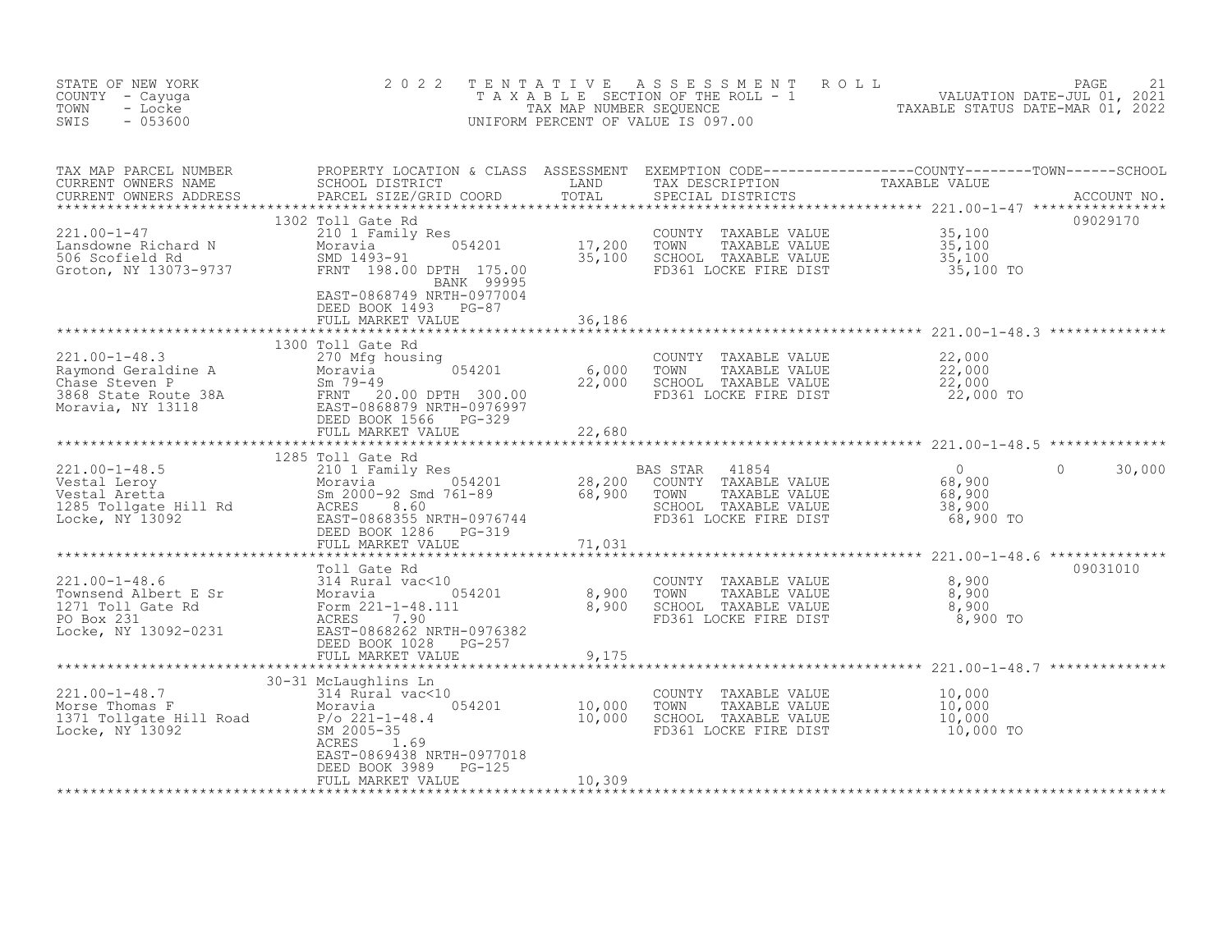STATE OF NEW YORK
COUNTY - Cayuga
TOWN - Locke
SWIS - 053600

# 2022 TENTATIVE ASSESSMENT ROLL
TAXABLE SECTION OF THE ROLL - 1
TAX MAP NUMBER SEQUENCE
UNIFORM PERCENT OF VALUE IS 097.00

VALUATION DATE-JUL 01, 2021
TAXABLE STATUS DATE-MAR 01, 2022

| TAX MAP PARCEL NUMBER / CURRENT OWNERS NAME / CURRENT OWNERS ADDRESS | PROPERTY LOCATION & CLASS / SCHOOL DISTRICT / PARCEL SIZE/GRID COORD | ASSESSMENT LAND / TOTAL | EXEMPTION CODE / TAX DESCRIPTION / SPECIAL DISTRICTS | COUNTY / TOWN / SCHOOL TAXABLE VALUE | ACCOUNT NO. |
|---|---|---|---|---|---|
| 221.00-1-47 | 1302 Toll Gate Rd | | | | 09029170 |
| Lansdowne Richard N | 210 1 Family Res | | COUNTY TAXABLE VALUE | 35,100 | |
| 506 Scofield Rd | Moravia 054201 | 17,200 | TOWN TAXABLE VALUE | 35,100 | |
| Groton, NY 13073-9737 | SMD 1493-91 | 35,100 | SCHOOL TAXABLE VALUE | 35,100 | |
| | FRNT 198.00 DPTH 175.00 | | FD361 LOCKE FIRE DIST | 35,100 TO | |
| | BANK 99995 | | | | |
| | EAST-0868749 NRTH-0977004 | | | | |
| | DEED BOOK 1493 PG-87 | | | | |
| | FULL MARKET VALUE | 36,186 | | | |
| 221.00-1-48.3 | 1300 Toll Gate Rd | | | | |
| Raymond Geraldine A | 270 Mfg housing | | COUNTY TAXABLE VALUE | 22,000 | |
| Chase Steven P | Moravia 054201 | 6,000 | TOWN TAXABLE VALUE | 22,000 | |
| 3868 State Route 38A | Sm 79-49 | 22,000 | SCHOOL TAXABLE VALUE | 22,000 | |
| Moravia, NY 13118 | FRNT 20.00 DPTH 300.00 | | FD361 LOCKE FIRE DIST | 22,000 TO | |
| | EAST-0868879 NRTH-0976997 | | | | |
| | DEED BOOK 1566 PG-329 | | | | |
| | FULL MARKET VALUE | 22,680 | | | |
| 221.00-1-48.5 | 1285 Toll Gate Rd | | | | |
| Vestal Leroy | 210 1 Family Res | | BAS STAR 41854 | 0 0 30,000 | |
| Vestal Aretta | Moravia 054201 | 28,200 | COUNTY TAXABLE VALUE | 68,900 | |
| 1285 Tollgate Hill Rd | Sm 2000-92 Smd 761-89 | 68,900 | TOWN TAXABLE VALUE | 68,900 | |
| Locke, NY 13092 | ACRES 8.60 | | SCHOOL TAXABLE VALUE | 38,900 | |
| | EAST-0868355 NRTH-0976744 | | FD361 LOCKE FIRE DIST | 68,900 TO | |
| | DEED BOOK 1286 PG-319 | | | | |
| | FULL MARKET VALUE | 71,031 | | | |
| 221.00-1-48.6 | Toll Gate Rd | | | | 09031010 |
| Townsend Albert E Sr | 314 Rural vac<10 | | COUNTY TAXABLE VALUE | 8,900 | |
| 1271 Toll Gate Rd | Moravia 054201 | 8,900 | TOWN TAXABLE VALUE | 8,900 | |
| PO Box 231 | Form 221-1-48.111 | 8,900 | SCHOOL TAXABLE VALUE | 8,900 | |
| Locke, NY 13092-0231 | ACRES 7.90 | | FD361 LOCKE FIRE DIST | 8,900 TO | |
| | EAST-0868262 NRTH-0976382 | | | | |
| | DEED BOOK 1028 PG-257 | | | | |
| | FULL MARKET VALUE | 9,175 | | | |
| 221.00-1-48.7 | 30-31 McLaughlins Ln | | | | |
| Morse Thomas F | 314 Rural vac<10 | | COUNTY TAXABLE VALUE | 10,000 | |
| 1371 Tollgate Hill Road | Moravia 054201 | 10,000 | TOWN TAXABLE VALUE | 10,000 | |
| Locke, NY 13092 | P/o 221-1-48.4 | 10,000 | SCHOOL TAXABLE VALUE | 10,000 | |
| | SM 2005-35 | | FD361 LOCKE FIRE DIST | 10,000 TO | |
| | ACRES 1.69 | | | | |
| | EAST-0869438 NRTH-0977018 | | | | |
| | DEED BOOK 3989 PG-125 | | | | |
| | FULL MARKET VALUE | 10,309 | | | |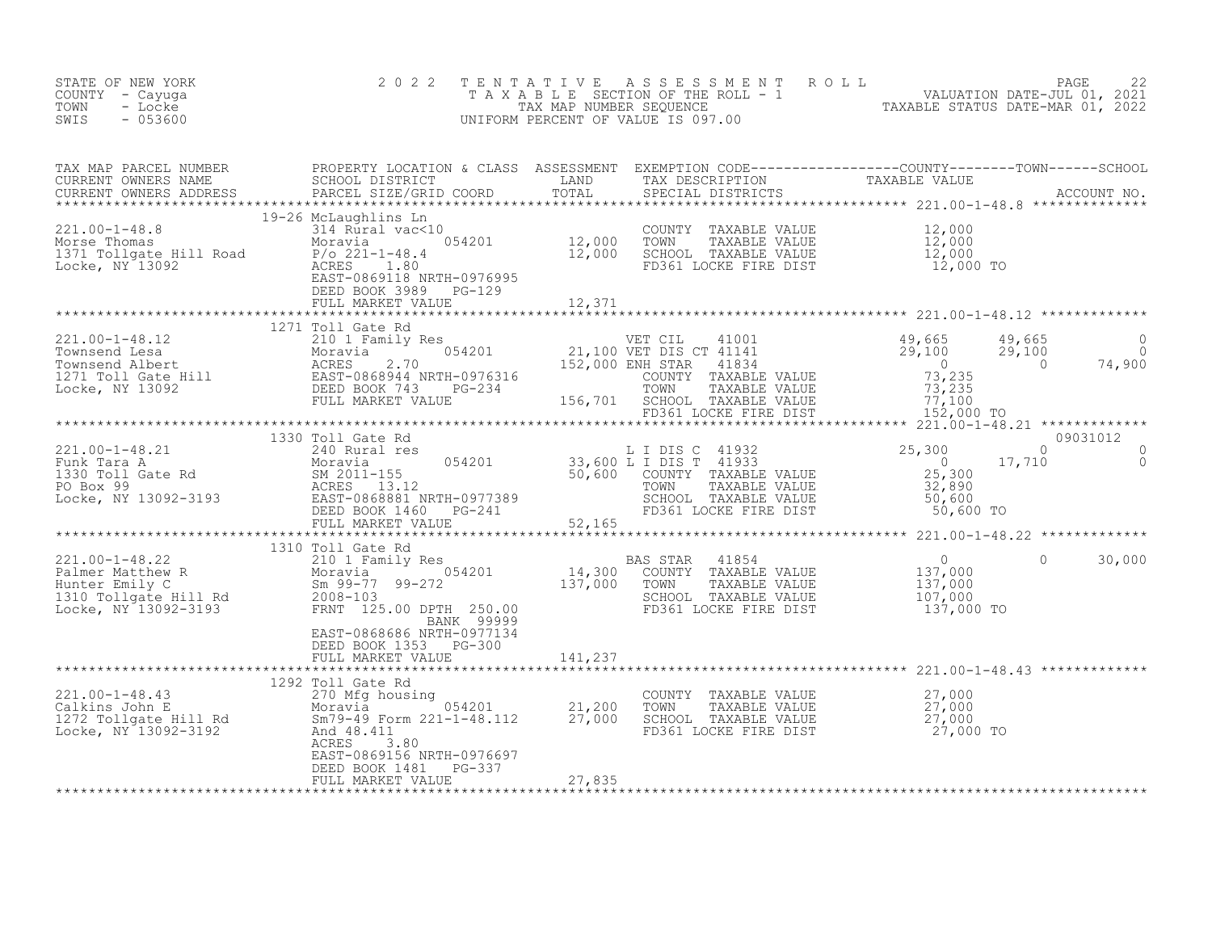STATE OF NEW YORK
COUNTY - Cayuga
TOWN - Locke
SWIS - 053600

2 0 2 2 T E N T A T I V E A S S E S S M E N T R O L L
T A X A B L E SECTION OF THE ROLL - 1
TAX MAP NUMBER SEQUENCE
UNIFORM PERCENT OF VALUE IS 097.00

VALUATION DATE-JUL 01, 2021
TAXABLE STATUS DATE-MAR 01, 2022

| TAX MAP PARCEL NUMBER / CURRENT OWNERS NAME / CURRENT OWNERS ADDRESS | PROPERTY LOCATION & CLASS / SCHOOL DISTRICT / PARCEL SIZE/GRID COORD | ASSESSMENT LAND / TOTAL | EXEMPTION CODE / TAX DESCRIPTION / SPECIAL DISTRICTS | COUNTY TAXABLE VALUE | TOWN | SCHOOL | ACCOUNT NO. |
|---|---|---|---|---|---|---|---|
| **221.00-1-48.8** | 19-26 McLaughlins Ln | | | | | | |
| 221.00-1-48.8 | 314 Rural vac<10 | | COUNTY TAXABLE VALUE | 12,000 | | | |
| Morse Thomas | Moravia 054201 | 12,000 | TOWN TAXABLE VALUE | 12,000 | | | |
| 1371 Tollgate Hill Road | P/o 221-1-48.4 | 12,000 | SCHOOL TAXABLE VALUE | 12,000 | | | |
| Locke, NY 13092 | ACRES 1.80 | | FD361 LOCKE FIRE DIST | 12,000 TO | | | |
| | EAST-0869118 NRTH-0976995 | | | | | | |
| | DEED BOOK 3989 PG-129 | | | | | | |
| | FULL MARKET VALUE | 12,371 | | | | | |
| **221.00-1-48.12** | 1271 Toll Gate Rd | | | | | | |
| 221.00-1-48.12 | 210 1 Family Res | | VET CIL 41001 | 49,665 | 49,665 | 0 | |
| Townsend Lesa | Moravia 054201 | 21,100 | VET DIS CT 41141 | 29,100 | 29,100 | 0 | |
| Townsend Albert | ACRES 2.70 | 152,000 | ENH STAR 41834 | 0 | 0 | 74,900 | |
| 1271 Toll Gate Hill | EAST-0868944 NRTH-0976316 | | COUNTY TAXABLE VALUE | 73,235 | | | |
| Locke, NY 13092 | DEED BOOK 743 PG-234 | | TOWN TAXABLE VALUE | 73,235 | | | |
| | FULL MARKET VALUE | 156,701 | SCHOOL TAXABLE VALUE | 77,100 | | | |
| | | | FD361 LOCKE FIRE DIST | 152,000 TO | | | |
| **221.00-1-48.21** | 1330 Toll Gate Rd | | | | | | 09031012 |
| 221.00-1-48.21 | 240 Rural res | | L I DIS C 41932 | 25,300 | 0 | 0 | |
| Funk Tara A | Moravia 054201 | 33,600 | L I DIS T 41933 | 0 | 17,710 | 0 | |
| 1330 Toll Gate Rd | SM 2011-155 | 50,600 | COUNTY TAXABLE VALUE | 25,300 | | | |
| PO Box 99 | ACRES 13.12 | | TOWN TAXABLE VALUE | 32,890 | | | |
| Locke, NY 13092-3193 | EAST-0868881 NRTH-0977389 | | SCHOOL TAXABLE VALUE | 50,600 | | | |
| | DEED BOOK 1460 PG-241 | | FD361 LOCKE FIRE DIST | 50,600 TO | | | |
| | FULL MARKET VALUE | 52,165 | | | | | |
| **221.00-1-48.22** | 1310 Toll Gate Rd | | | | | | |
| 221.00-1-48.22 | 210 1 Family Res | | BAS STAR 41854 | 0 | 0 | 30,000 | |
| Palmer Matthew R | Moravia 054201 | 14,300 | COUNTY TAXABLE VALUE | 137,000 | | | |
| Hunter Emily C | Sm 99-77 99-272 | 137,000 | TOWN TAXABLE VALUE | 137,000 | | | |
| 1310 Tollgate Hill Rd | 2008-103 | | SCHOOL TAXABLE VALUE | 107,000 | | | |
| Locke, NY 13092-3193 | FRNT 125.00 DPTH 250.00 | | FD361 LOCKE FIRE DIST | 137,000 TO | | | |
| | BANK 99999 | | | | | | |
| | EAST-0868686 NRTH-0977134 | | | | | | |
| | DEED BOOK 1353 PG-300 | | | | | | |
| | FULL MARKET VALUE | 141,237 | | | | | |
| **221.00-1-48.43** | 1292 Toll Gate Rd | | | | | | |
| 221.00-1-48.43 | 270 Mfg housing | | COUNTY TAXABLE VALUE | 27,000 | | | |
| Calkins John E | Moravia 054201 | 21,200 | TOWN TAXABLE VALUE | 27,000 | | | |
| 1272 Tollgate Hill Rd | Sm79-49 Form 221-1-48.112 | 27,000 | SCHOOL TAXABLE VALUE | 27,000 | | | |
| Locke, NY 13092-3192 | And 48.411 | | FD361 LOCKE FIRE DIST | 27,000 TO | | | |
| | ACRES 3.80 | | | | | | |
| | EAST-0869156 NRTH-0976697 | | | | | | |
| | DEED BOOK 1481 PG-337 | | | | | | |
| | FULL MARKET VALUE | 27,835 | | | | | |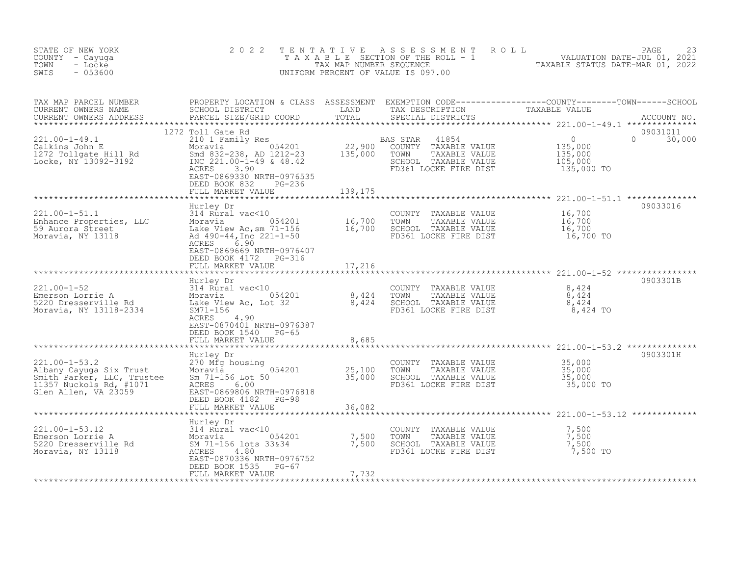STATE OF NEW YORK
COUNTY - Cayuga
TOWN - Locke
SWIS - 053600

2022 TENTATIVE ASSESSMENT ROLL
TAXABLE SECTION OF THE ROLL - 1
TAX MAP NUMBER SEQUENCE
UNIFORM PERCENT OF VALUE IS 097.00

VALUATION DATE-JUL 01, 2021
TAXABLE STATUS DATE-MAR 01, 2022

| TAX MAP PARCEL NUMBER / CURRENT OWNERS NAME / CURRENT OWNERS ADDRESS | PROPERTY LOCATION & CLASS / SCHOOL DISTRICT / PARCEL SIZE/GRID COORD | ASSESSMENT LAND | TOTAL | EXEMPTION CODE / TAX DESCRIPTION / SPECIAL DISTRICTS | COUNTY | TOWN | SCHOOL | ACCOUNT NO. |
|---|---|---|---|---|---|---|---|---|
| 221.00-1-49.1 | 1272 Toll Gate Rd | | | | | | | 09031011 |
| Calkins John E | 210 1 Family Res | | | BAS STAR 41854 | 0 | 0 | 30,000 | |
| 1272 Tollgate Hill Rd | Moravia 054201 | 22,900 | | COUNTY TAXABLE VALUE | 135,000 | | | |
| Locke, NY 13092-3192 | Smd 832-238, AD 1212-23 | | 135,000 | TOWN TAXABLE VALUE | | 135,000 | | |
| | INC 221.00-1-49 & 48.42 | | | SCHOOL TAXABLE VALUE | | | 105,000 | |
| | ACRES 3.90 | | | FD361 LOCKE FIRE DIST | 135,000 TO | | | |
| | EAST-0869330 NRTH-0976535 | | | | | | | |
| | DEED BOOK 832 PG-236 | | | | | | | |
| | FULL MARKET VALUE | | 139,175 | | | | | |
| 221.00-1-51.1 | Hurley Dr | | | | | | | 09033016 |
| Enhance Properties, LLC | 314 Rural vac<10 | | | COUNTY TAXABLE VALUE | 16,700 | | | |
| 59 Aurora Street | Moravia 054201 | 16,700 | | TOWN TAXABLE VALUE | | 16,700 | | |
| Moravia, NY 13118 | Lake View Ac, sm 71-156 | | 16,700 | SCHOOL TAXABLE VALUE | | | 16,700 | |
| | Ad 490-44, Inc 221-1-50 | | | FD361 LOCKE FIRE DIST | 16,700 TO | | | |
| | ACRES 6.90 | | | | | | | |
| | EAST-0869669 NRTH-0976407 | | | | | | | |
| | DEED BOOK 4172 PG-316 | | | | | | | |
| | FULL MARKET VALUE | | 17,216 | | | | | |
| 221.00-1-52 | Hurley Dr | | | | | | | 0903301B |
| Emerson Lorrie A | 314 Rural vac<10 | | | COUNTY TAXABLE VALUE | 8,424 | | | |
| 5220 Dresserville Rd | Moravia 054201 | 8,424 | | TOWN TAXABLE VALUE | | 8,424 | | |
| Moravia, NY 13118-2334 | Lake View Ac, Lot 32 | | 8,424 | SCHOOL TAXABLE VALUE | | | 8,424 | |
| | SM71-156 | | | FD361 LOCKE FIRE DIST | 8,424 TO | | | |
| | ACRES 4.90 | | | | | | | |
| | EAST-0870401 NRTH-0976387 | | | | | | | |
| | DEED BOOK 1540 PG-65 | | | | | | | |
| | FULL MARKET VALUE | | 8,685 | | | | | |
| 221.00-1-53.2 | Hurley Dr | | | | | | | 0903301H |
| Albany Cayuga Six Trust | 270 Mfg housing | | | COUNTY TAXABLE VALUE | 35,000 | | | |
| Smith Parker, LLC, Trustee | Moravia 054201 | 25,100 | | TOWN TAXABLE VALUE | | 35,000 | | |
| 11357 Nuckols Rd, #1071 | Sm 71-156 Lot 50 | | 35,000 | SCHOOL TAXABLE VALUE | | | 35,000 | |
| Glen Allen, VA 23059 | ACRES 6.00 | | | FD361 LOCKE FIRE DIST | 35,000 TO | | | |
| | EAST-0869806 NRTH-0976818 | | | | | | | |
| | DEED BOOK 4182 PG-98 | | | | | | | |
| | FULL MARKET VALUE | | 36,082 | | | | | |
| 221.00-1-53.12 | Hurley Dr | | | | | | | |
| Emerson Lorrie A | 314 Rural vac<10 | | | COUNTY TAXABLE VALUE | 7,500 | | | |
| 5220 Dresserville Rd | Moravia 054201 | 7,500 | | TOWN TAXABLE VALUE | | 7,500 | | |
| Moravia, NY 13118 | SM 71-156 lots 33&34 | | 7,500 | SCHOOL TAXABLE VALUE | | | 7,500 | |
| | ACRES 4.80 | | | FD361 LOCKE FIRE DIST | 7,500 TO | | | |
| | EAST-0870336 NRTH-0976752 | | | | | | | |
| | DEED BOOK 1535 PG-67 | | | | | | | |
| | FULL MARKET VALUE | | 7,732 | | | | | |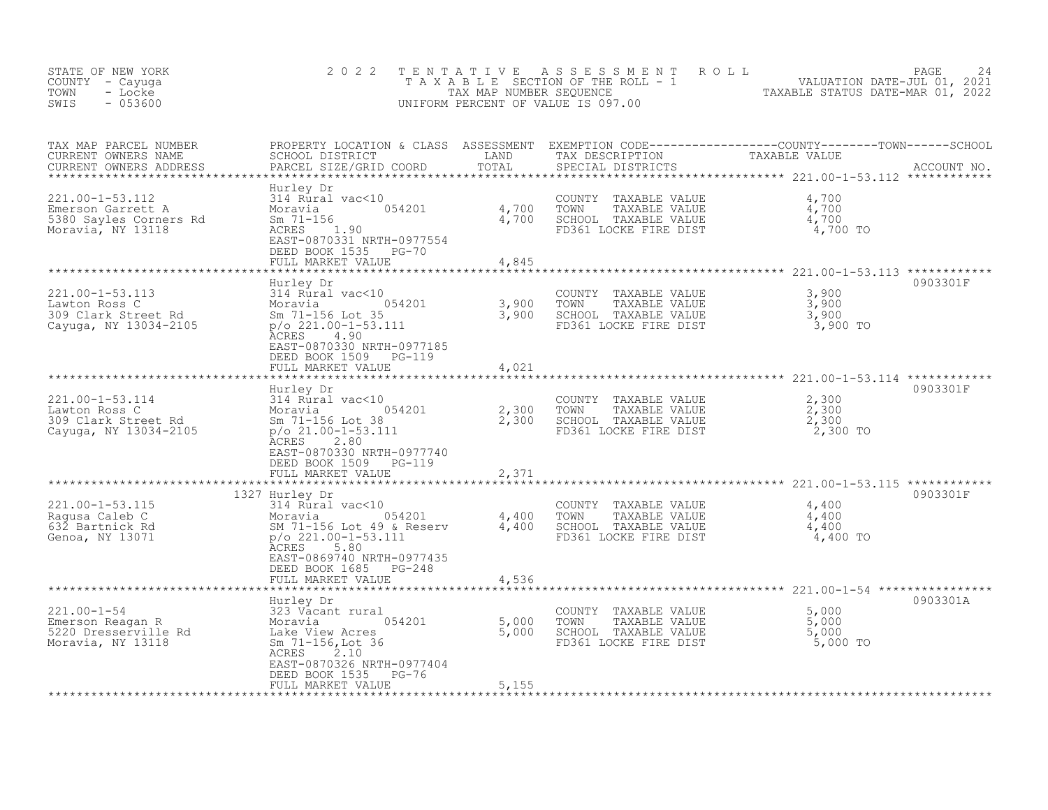STATE OF NEW YORK
COUNTY - Cayuga
TOWN - Locke
SWIS - 053600

2022 TENTATIVE ASSESSMENT ROLL
TAXABLE SECTION OF THE ROLL - 1
TAX MAP NUMBER SEQUENCE
UNIFORM PERCENT OF VALUE IS 097.00

VALUATION DATE-JUL 01, 2021
TAXABLE STATUS DATE-MAR 01, 2022

| TAX MAP PARCEL NUMBER / CURRENT OWNERS NAME / CURRENT OWNERS ADDRESS | PROPERTY LOCATION & CLASS / SCHOOL DISTRICT / PARCEL SIZE/GRID COORD | ASSESSMENT LAND | TOTAL | EXEMPTION CODE / TAX DESCRIPTION / SPECIAL DISTRICTS | TAXABLE VALUE (COUNTY / TOWN / SCHOOL) | ACCOUNT NO. |
|---|---|---|---|---|---|---|
| 221.00-1-53.112 | Hurley Dr | | | | | |
| 221.00-1-53.112 | 314 Rural vac<10 | | | COUNTY TAXABLE VALUE | 4,700 | |
| Emerson Garrett A | Moravia 054201 | 4,700 | | TOWN TAXABLE VALUE | 4,700 | |
| 5380 Sayles Corners Rd | Sm 71-156 | | 4,700 | SCHOOL TAXABLE VALUE | 4,700 | |
| Moravia, NY 13118 | ACRES 1.90 | | | FD361 LOCKE FIRE DIST | 4,700 TO | |
| | EAST-0870331 NRTH-0977554 | | | | | |
| | DEED BOOK 1535 PG-70 | | | | | |
| | FULL MARKET VALUE | | 4,845 | | | |
| 221.00-1-53.113 | Hurley Dr | | | | | 0903301F |
| 221.00-1-53.113 | 314 Rural vac<10 | | | COUNTY TAXABLE VALUE | 3,900 | |
| Lawton Ross C | Moravia 054201 | 3,900 | | TOWN TAXABLE VALUE | 3,900 | |
| 309 Clark Street Rd | Sm 71-156 Lot 35 | | 3,900 | SCHOOL TAXABLE VALUE | 3,900 | |
| Cayuga, NY 13034-2105 | p/o 221.00-1-53.111 | | | FD361 LOCKE FIRE DIST | 3,900 TO | |
| | ACRES 4.90 | | | | | |
| | EAST-0870330 NRTH-0977185 | | | | | |
| | DEED BOOK 1509 PG-119 | | | | | |
| | FULL MARKET VALUE | | 4,021 | | | |
| 221.00-1-53.114 | Hurley Dr | | | | | 0903301F |
| 221.00-1-53.114 | 314 Rural vac<10 | | | COUNTY TAXABLE VALUE | 2,300 | |
| Lawton Ross C | Moravia 054201 | 2,300 | | TOWN TAXABLE VALUE | 2,300 | |
| 309 Clark Street Rd | Sm 71-156 Lot 38 | | 2,300 | SCHOOL TAXABLE VALUE | 2,300 | |
| Cayuga, NY 13034-2105 | p/o 21.00-1-53.111 | | | FD361 LOCKE FIRE DIST | 2,300 TO | |
| | ACRES 2.80 | | | | | |
| | EAST-0870330 NRTH-0977740 | | | | | |
| | DEED BOOK 1509 PG-119 | | | | | |
| | FULL MARKET VALUE | | 2,371 | | | |
| 221.00-1-53.115 | 1327 Hurley Dr | | | | | 0903301F |
| 221.00-1-53.115 | 314 Rural vac<10 | | | COUNTY TAXABLE VALUE | 4,400 | |
| Ragusa Caleb C | Moravia 054201 | 4,400 | | TOWN TAXABLE VALUE | 4,400 | |
| 632 Bartnick Rd | SM 71-156 Lot 49 & Reserv | | 4,400 | SCHOOL TAXABLE VALUE | 4,400 | |
| Genoa, NY 13071 | p/o 221.00-1-53.111 | | | FD361 LOCKE FIRE DIST | 4,400 TO | |
| | ACRES 5.80 | | | | | |
| | EAST-0869740 NRTH-0977435 | | | | | |
| | DEED BOOK 1685 PG-248 | | | | | |
| | FULL MARKET VALUE | | 4,536 | | | |
| 221.00-1-54 | Hurley Dr | | | | | 0903301A |
| 221.00-1-54 | 323 Vacant rural | | | COUNTY TAXABLE VALUE | 5,000 | |
| Emerson Reagan R | Moravia 054201 | 5,000 | | TOWN TAXABLE VALUE | 5,000 | |
| 5220 Dresserville Rd | Lake View Acres | | 5,000 | SCHOOL TAXABLE VALUE | 5,000 | |
| Moravia, NY 13118 | Sm 71-156,Lot 36 | | | FD361 LOCKE FIRE DIST | 5,000 TO | |
| | ACRES 2.10 | | | | | |
| | EAST-0870326 NRTH-0977404 | | | | | |
| | DEED BOOK 1535 PG-76 | | | | | |
| | FULL MARKET VALUE | | 5,155 | | | |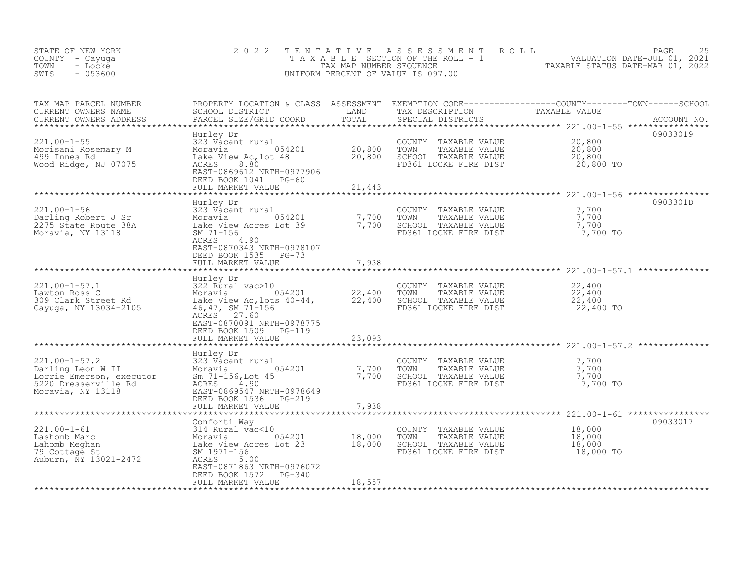STATE OF NEW YORK
COUNTY - Cayuga
TOWN - Locke
SWIS - 053600

# 2022 TENTATIVE ASSESSMENT ROLL
TAXABLE SECTION OF THE ROLL - 1
TAX MAP NUMBER SEQUENCE
UNIFORM PERCENT OF VALUE IS 097.00

VALUATION DATE-JUL 01, 2021
TAXABLE STATUS DATE-MAR 01, 2022

| TAX MAP PARCEL NUMBER / CURRENT OWNERS NAME / CURRENT OWNERS ADDRESS | PROPERTY LOCATION & CLASS / SCHOOL DISTRICT / PARCEL SIZE/GRID COORD | ASSESSMENT LAND / TOTAL | EXEMPTION CODE / TAX DESCRIPTION / SPECIAL DISTRICTS | TAXABLE VALUE (COUNTY / TOWN / SCHOOL) | ACCOUNT NO. |
|---|---|---|---|---|---|
| 221.00-1-55 | Hurley Dr | | | | 09033019 |
| 221.00-1-55 | 323 Vacant rural | | COUNTY TAXABLE VALUE | 20,800 | |
| Morisani Rosemary M | Moravia 054201 | 20,800 | TOWN TAXABLE VALUE | 20,800 | |
| 499 Innes Rd | Lake View Ac,lot 48 | 20,800 | SCHOOL TAXABLE VALUE | 20,800 | |
| Wood Ridge, NJ 07075 | ACRES 8.80 | | FD361 LOCKE FIRE DIST | 20,800 TO | |
| | EAST-0869612 NRTH-0977906 | | | | |
| | DEED BOOK 1041 PG-60 | | | | |
| | FULL MARKET VALUE | 21,443 | | | |
| 221.00-1-56 | Hurley Dr | | | | 0903301D |
| 221.00-1-56 | 323 Vacant rural | | COUNTY TAXABLE VALUE | 7,700 | |
| Darling Robert J Sr | Moravia 054201 | 7,700 | TOWN TAXABLE VALUE | 7,700 | |
| 2275 State Route 38A | Lake View Acres Lot 39 | 7,700 | SCHOOL TAXABLE VALUE | 7,700 | |
| Moravia, NY 13118 | SM 71-156 | | FD361 LOCKE FIRE DIST | 7,700 TO | |
| | ACRES 4.90 | | | | |
| | EAST-0870343 NRTH-0978107 | | | | |
| | DEED BOOK 1535 PG-73 | | | | |
| | FULL MARKET VALUE | 7,938 | | | |
| 221.00-1-57.1 | Hurley Dr | | | | |
| 221.00-1-57.1 | 322 Rural vac>10 | | COUNTY TAXABLE VALUE | 22,400 | |
| Lawton Ross C | Moravia 054201 | 22,400 | TOWN TAXABLE VALUE | 22,400 | |
| 309 Clark Street Rd | Lake View Ac,lots 40-44, | 22,400 | SCHOOL TAXABLE VALUE | 22,400 | |
| Cayuga, NY 13034-2105 | 46,47, SM 71-156 | | FD361 LOCKE FIRE DIST | 22,400 TO | |
| | ACRES 27.60 | | | | |
| | EAST-0870091 NRTH-0978775 | | | | |
| | DEED BOOK 1509 PG-119 | | | | |
| | FULL MARKET VALUE | 23,093 | | | |
| 221.00-1-57.2 | Hurley Dr | | | | |
| 221.00-1-57.2 | 323 Vacant rural | | COUNTY TAXABLE VALUE | 7,700 | |
| Darling Leon W II | Moravia 054201 | 7,700 | TOWN TAXABLE VALUE | 7,700 | |
| Lorrie Emerson, executor | Sm 71-156,Lot 45 | 7,700 | SCHOOL TAXABLE VALUE | 7,700 | |
| 5220 Dresserville Rd | ACRES 4.90 | | FD361 LOCKE FIRE DIST | 7,700 TO | |
| Moravia, NY 13118 | EAST-0869547 NRTH-0978649 | | | | |
| | DEED BOOK 1536 PG-219 | | | | |
| | FULL MARKET VALUE | 7,938 | | | |
| 221.00-1-61 | Conforti Way | | | | 09033017 |
| 221.00-1-61 | 314 Rural vac<10 | | COUNTY TAXABLE VALUE | 18,000 | |
| Lashomb Marc | Moravia 054201 | 18,000 | TOWN TAXABLE VALUE | 18,000 | |
| Lahomb Meghan | Lake View Acres Lot 23 | 18,000 | SCHOOL TAXABLE VALUE | 18,000 | |
| 79 Cottage St | SM 1971-156 | | FD361 LOCKE FIRE DIST | 18,000 TO | |
| Auburn, NY 13021-2472 | ACRES 5.00 | | | | |
| | EAST-0871863 NRTH-0976072 | | | | |
| | DEED BOOK 1572 PG-340 | | | | |
| | FULL MARKET VALUE | 18,557 | | | |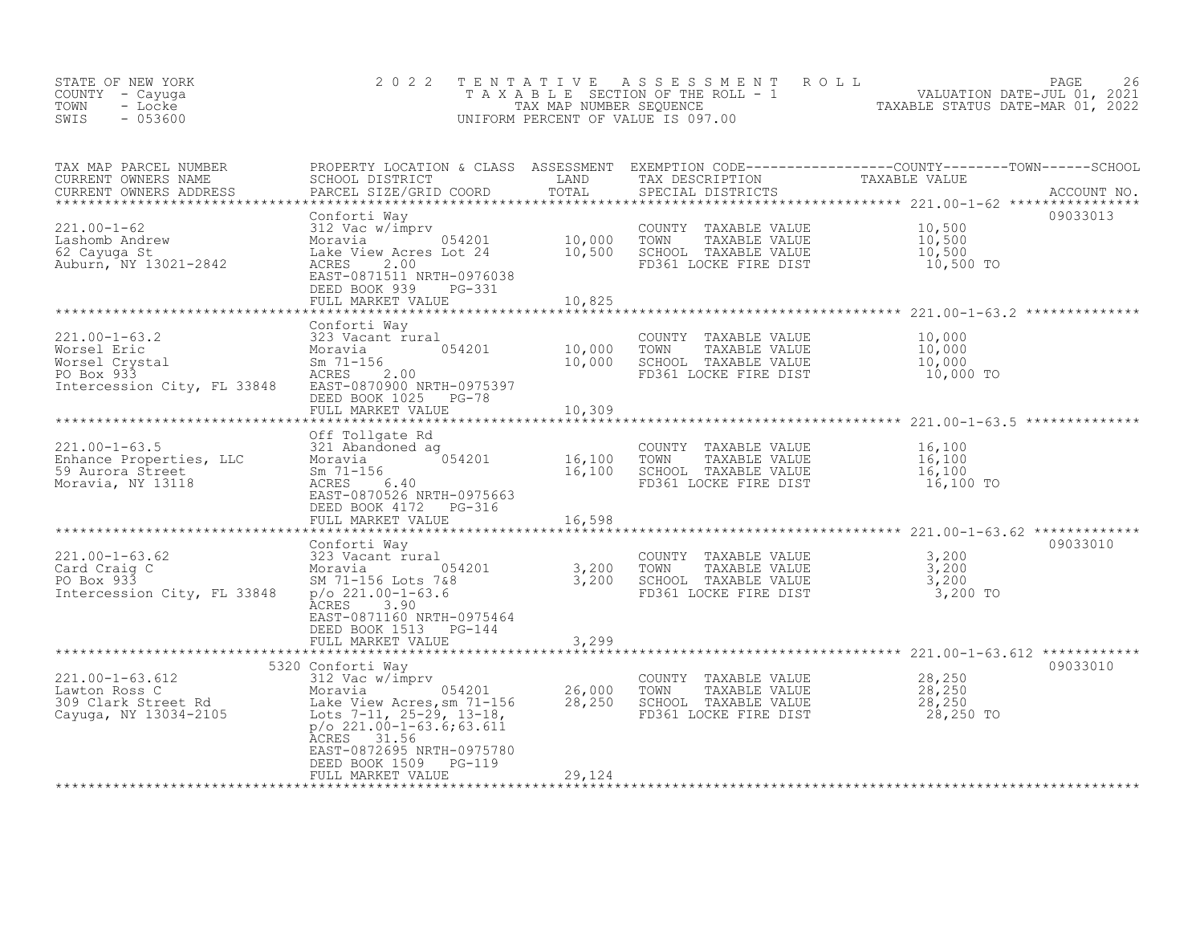STATE OF NEW YORK
COUNTY - Cayuga
TOWN - Locke
SWIS - 053600

2022 TENTATIVE ASSESSMENT ROLL
TAXABLE SECTION OF THE ROLL - 1
TAX MAP NUMBER SEQUENCE
UNIFORM PERCENT OF VALUE IS 097.00

VALUATION DATE-JUL 01, 2021
TAXABLE STATUS DATE-MAR 01, 2022

| TAX MAP PARCEL NUMBER / CURRENT OWNERS NAME / CURRENT OWNERS ADDRESS | PROPERTY LOCATION & CLASS / SCHOOL DISTRICT / PARCEL SIZE/GRID COORD | ASSESSMENT LAND / TOTAL | EXEMPTION CODE / TAX DESCRIPTION / SPECIAL DISTRICTS | TAXABLE VALUE (COUNTY / TOWN / SCHOOL) | ACCOUNT NO. |
|---|---|---|---|---|---|
| 221.00-1-62<br>Lashomb Andrew<br>62 Cayuga St<br>Auburn, NY 13021-2842 | Conforti Way<br>312 Vac w/imprv<br>Moravia 054201<br>Lake View Acres Lot 24<br>ACRES 2.00<br>EAST-0871511 NRTH-0976038<br>DEED BOOK 939 PG-331<br>FULL MARKET VALUE | 10,000<br>10,500<br><br><br><br><br><br>10,825 | COUNTY TAXABLE VALUE<br>TOWN TAXABLE VALUE<br>SCHOOL TAXABLE VALUE<br>FD361 LOCKE FIRE DIST | 10,500<br>10,500<br>10,500<br>10,500 TO | 09033013 |
| 221.00-1-63.2<br>Worsel Eric<br>Worsel Crystal<br>PO Box 933<br>Intercession City, FL 33848 | Conforti Way<br>323 Vacant rural<br>Moravia 054201<br>Sm 71-156<br>ACRES 2.00<br>EAST-0870900 NRTH-0975397<br>DEED BOOK 1025 PG-78<br>FULL MARKET VALUE | 10,000<br>10,000<br><br><br><br><br><br>10,309 | COUNTY TAXABLE VALUE<br>TOWN TAXABLE VALUE<br>SCHOOL TAXABLE VALUE<br>FD361 LOCKE FIRE DIST | 10,000<br>10,000<br>10,000<br>10,000 TO | |
| 221.00-1-63.5<br>Enhance Properties, LLC<br>59 Aurora Street<br>Moravia, NY 13118 | Off Tollgate Rd<br>321 Abandoned ag<br>Moravia 054201<br>Sm 71-156<br>ACRES 6.40<br>EAST-0870526 NRTH-0975663<br>DEED BOOK 4172 PG-316<br>FULL MARKET VALUE | 16,100<br>16,100<br><br><br><br><br><br>16,598 | COUNTY TAXABLE VALUE<br>TOWN TAXABLE VALUE<br>SCHOOL TAXABLE VALUE<br>FD361 LOCKE FIRE DIST | 16,100<br>16,100<br>16,100<br>16,100 TO | |
| 221.00-1-63.62<br>Card Craig C<br>PO Box 933<br>Intercession City, FL 33848 | Conforti Way<br>323 Vacant rural<br>Moravia 054201<br>SM 71-156 Lots 7&8<br>p/o 221.00-1-63.6<br>ACRES 3.90<br>EAST-0871160 NRTH-0975464<br>DEED BOOK 1513 PG-144<br>FULL MARKET VALUE | 3,200<br>3,200<br><br><br><br><br><br><br>3,299 | COUNTY TAXABLE VALUE<br>TOWN TAXABLE VALUE<br>SCHOOL TAXABLE VALUE<br>FD361 LOCKE FIRE DIST | 3,200<br>3,200<br>3,200<br>3,200 TO | 09033010 |
| 221.00-1-63.612<br>Lawton Ross C<br>309 Clark Street Rd<br>Cayuga, NY 13034-2105 | 5320 Conforti Way<br>312 Vac w/imprv<br>Moravia 054201<br>Lake View Acres,sm 71-156<br>Lots 7-11, 25-29, 13-18,<br>p/o 221.00-1-63.6;63.611<br>ACRES 31.56<br>EAST-0872695 NRTH-0975780<br>DEED BOOK 1509 PG-119<br>FULL MARKET VALUE | 26,000<br>28,250<br><br><br><br><br><br><br><br>29,124 | COUNTY TAXABLE VALUE<br>TOWN TAXABLE VALUE<br>SCHOOL TAXABLE VALUE<br>FD361 LOCKE FIRE DIST | 28,250<br>28,250<br>28,250<br>28,250 TO | 09033010 |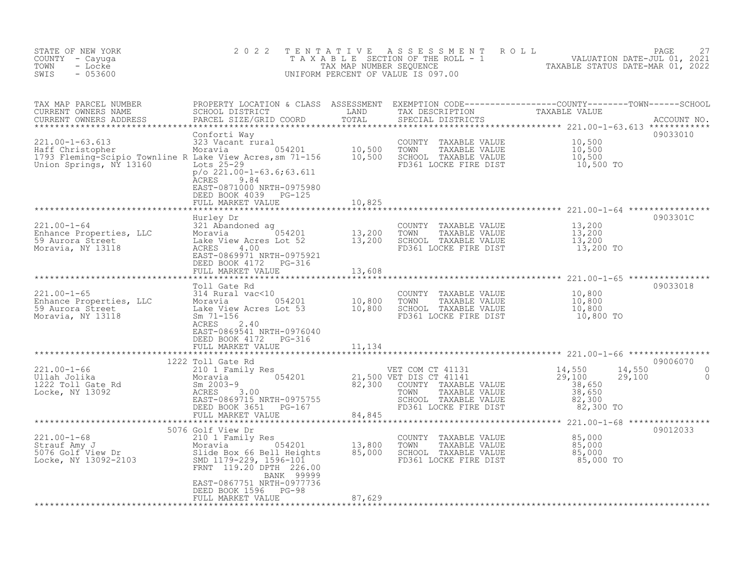STATE OF NEW YORK
COUNTY - Cayuga
TOWN - Locke
SWIS - 053600

2022 TENTATIVE ASSESSMENT ROLL
TAXABLE SECTION OF THE ROLL - 1
TAX MAP NUMBER SEQUENCE
UNIFORM PERCENT OF VALUE IS 097.00

VALUATION DATE-JUL 01, 2021
TAXABLE STATUS DATE-MAR 01, 2022

| TAX MAP PARCEL NUMBER / CURRENT OWNERS NAME / CURRENT OWNERS ADDRESS | PROPERTY LOCATION & CLASS / SCHOOL DISTRICT / PARCEL SIZE/GRID COORD | ASSESSMENT LAND / TOTAL | EXEMPTION CODE / TAX DESCRIPTION / SPECIAL DISTRICTS | COUNTY TAXABLE VALUE | TOWN | SCHOOL | ACCOUNT NO. |
|---|---|---|---|---|---|---|---|
| 221.00-1-63.613 | Conforti Way | | | | | | 09033010 |
| Haff Christopher | 323 Vacant rural | | COUNTY TAXABLE VALUE | 10,500 | | | |
| 1793 Fleming-Scipio Townline R | Moravia 054201 | 10,500 | TOWN TAXABLE VALUE | 10,500 | | | |
| Union Springs, NY 13160 | Lake View Acres,sm 71-156 | 10,500 | SCHOOL TAXABLE VALUE | 10,500 | | | |
| | Lots 25-29 | | FD361 LOCKE FIRE DIST | 10,500 TO | | | |
| | p/o 221.00-1-63.6;63.611 | | | | | | |
| | ACRES 9.84 | | | | | | |
| | EAST-0871000 NRTH-0975980 | | | | | | |
| | DEED BOOK 4039 PG-125 | | | | | | |
| | FULL MARKET VALUE | 10,825 | | | | | |
| 221.00-1-64 | Hurley Dr | | | | | | 0903301C |
| Enhance Properties, LLC | 321 Abandoned ag | | COUNTY TAXABLE VALUE | 13,200 | | | |
| 59 Aurora Street | Moravia 054201 | 13,200 | TOWN TAXABLE VALUE | 13,200 | | | |
| Moravia, NY 13118 | Lake View Acres Lot 52 | 13,200 | SCHOOL TAXABLE VALUE | 13,200 | | | |
| | ACRES 4.00 | | FD361 LOCKE FIRE DIST | 13,200 TO | | | |
| | EAST-0869971 NRTH-0975921 | | | | | | |
| | DEED BOOK 4172 PG-316 | | | | | | |
| | FULL MARKET VALUE | 13,608 | | | | | |
| 221.00-1-65 | Toll Gate Rd | | | | | | 09033018 |
| Enhance Properties, LLC | 314 Rural vac<10 | | COUNTY TAXABLE VALUE | 10,800 | | | |
| 59 Aurora Street | Moravia 054201 | 10,800 | TOWN TAXABLE VALUE | 10,800 | | | |
| Moravia, NY 13118 | Lake View Acres Lot 53 | 10,800 | SCHOOL TAXABLE VALUE | 10,800 | | | |
| | Sm 71-156 | | FD361 LOCKE FIRE DIST | 10,800 TO | | | |
| | ACRES 2.40 | | | | | | |
| | EAST-0869541 NRTH-0976040 | | | | | | |
| | DEED BOOK 4172 PG-316 | | | | | | |
| | FULL MARKET VALUE | 11,134 | | | | | |
| 221.00-1-66 | 1222 Toll Gate Rd | | | | | | 09006070 |
| Ullah Jolika | 210 1 Family Res | | VET COM CT 41131 | 14,550 | 14,550 | 0 | |
| 1222 Toll Gate Rd | Moravia 054201 | 21,500 | VET DIS CT 41141 | 29,100 | 29,100 | 0 | |
| Locke, NY 13092 | Sm 2003-9 | 82,300 | COUNTY TAXABLE VALUE | 38,650 | | | |
| | ACRES 3.00 | | TOWN TAXABLE VALUE | 38,650 | | | |
| | EAST-0869715 NRTH-0975755 | | SCHOOL TAXABLE VALUE | 82,300 | | | |
| | DEED BOOK 3651 PG-167 | | FD361 LOCKE FIRE DIST | 82,300 TO | | | |
| | FULL MARKET VALUE | 84,845 | | | | | |
| 221.00-1-68 | 5076 Golf View Dr | | | | | | 09012033 |
| Strauf Amy J | 210 1 Family Res | | COUNTY TAXABLE VALUE | 85,000 | | | |
| 5076 Golf View Dr | Moravia 054201 | 13,800 | TOWN TAXABLE VALUE | 85,000 | | | |
| Locke, NY 13092-2103 | Slide Box 66 Bell Heights | 85,000 | SCHOOL TAXABLE VALUE | 85,000 | | | |
| | SMD 1179-229, 1596-101 | | FD361 LOCKE FIRE DIST | 85,000 TO | | | |
| | FRNT 119.20 DPTH 226.00 | | | | | | |
| | BANK 99999 | | | | | | |
| | EAST-0867751 NRTH-0977736 | | | | | | |
| | DEED BOOK 1596 PG-98 | | | | | | |
| | FULL MARKET VALUE | 87,629 | | | | | |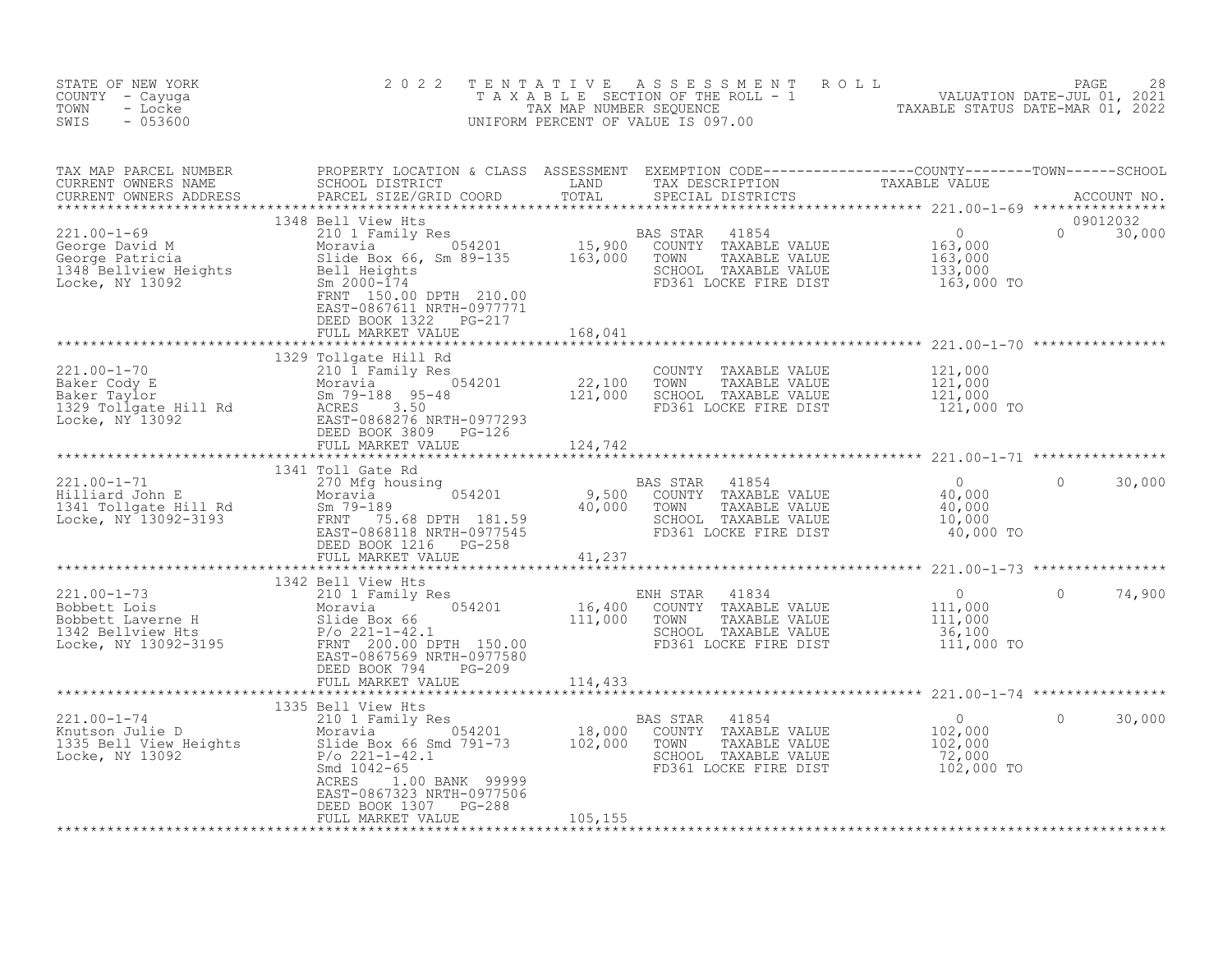STATE OF NEW YORK
COUNTY - Cayuga
TOWN - Locke
SWIS - 053600

# 2022 TENTATIVE ASSESSMENT ROLL

TAXABLE SECTION OF THE ROLL - 1
TAX MAP NUMBER SEQUENCE
UNIFORM PERCENT OF VALUE IS 097.00

VALUATION DATE-JUL 01, 2021
TAXABLE STATUS DATE-MAR 01, 2022

| TAX MAP PARCEL NUMBER / CURRENT OWNERS NAME / CURRENT OWNERS ADDRESS | PROPERTY LOCATION & CLASS / SCHOOL DISTRICT / PARCEL SIZE/GRID COORD | ASSESSMENT LAND / TOTAL | EXEMPTION CODE / TAX DESCRIPTION / SPECIAL DISTRICTS | COUNTY TAXABLE VALUE | TOWN | SCHOOL / ACCOUNT NO. |
|---|---|---|---|---|---|---|
| **221.00-1-69** | 1348 Bell View Hts | | | | | 09012032 |
| George David M | 210 1 Family Res | | BAS STAR 41854 | 0 | 0 | 30,000 |
| George Patricia | Moravia 054201 | 15,900 | COUNTY TAXABLE VALUE | 163,000 | | |
| 1348 Bellview Heights | Slide Box 66, Sm 89-135 | 163,000 | TOWN TAXABLE VALUE | 163,000 | | |
| Locke, NY 13092 | Bell Heights | | SCHOOL TAXABLE VALUE | 133,000 | | |
| | Sm 2000-174 | | FD361 LOCKE FIRE DIST | 163,000 TO | | |
| | FRNT 150.00 DPTH 210.00 | | | | | |
| | EAST-0867611 NRTH-0977771 | | | | | |
| | DEED BOOK 1322 PG-217 | | | | | |
| | FULL MARKET VALUE | 168,041 | | | | |
| **221.00-1-70** | 1329 Tollgate Hill Rd | | | | | |
| Baker Cody E | 210 1 Family Res | | COUNTY TAXABLE VALUE | 121,000 | | |
| Baker Taylor | Moravia 054201 | 22,100 | TOWN TAXABLE VALUE | 121,000 | | |
| 1329 Tollgate Hill Rd | Sm 79-188 95-48 | 121,000 | SCHOOL TAXABLE VALUE | 121,000 | | |
| Locke, NY 13092 | ACRES 3.50 | | FD361 LOCKE FIRE DIST | 121,000 TO | | |
| | EAST-0868276 NRTH-0977293 | | | | | |
| | DEED BOOK 3809 PG-126 | | | | | |
| | FULL MARKET VALUE | 124,742 | | | | |
| **221.00-1-71** | 1341 Toll Gate Rd | | | | | |
| Hilliard John E | 270 Mfg housing | | BAS STAR 41854 | 0 | 0 | 30,000 |
| 1341 Tollgate Hill Rd | Moravia 054201 | 9,500 | COUNTY TAXABLE VALUE | 40,000 | | |
| Locke, NY 13092-3193 | Sm 79-189 | 40,000 | TOWN TAXABLE VALUE | 40,000 | | |
| | FRNT 75.68 DPTH 181.59 | | SCHOOL TAXABLE VALUE | 10,000 | | |
| | EAST-0868118 NRTH-0977545 | | FD361 LOCKE FIRE DIST | 40,000 TO | | |
| | DEED BOOK 1216 PG-258 | | | | | |
| | FULL MARKET VALUE | 41,237 | | | | |
| **221.00-1-73** | 1342 Bell View Hts | | | | | |
| Bobbett Lois | 210 1 Family Res | | ENH STAR 41834 | 0 | 0 | 74,900 |
| Bobbett Laverne H | Moravia 054201 | 16,400 | COUNTY TAXABLE VALUE | 111,000 | | |
| 1342 Bellview Hts | Slide Box 66 | 111,000 | TOWN TAXABLE VALUE | 111,000 | | |
| Locke, NY 13092-3195 | P/o 221-1-42.1 | | SCHOOL TAXABLE VALUE | 36,100 | | |
| | FRNT 200.00 DPTH 150.00 | | FD361 LOCKE FIRE DIST | 111,000 TO | | |
| | EAST-0867569 NRTH-0977580 | | | | | |
| | DEED BOOK 794 PG-209 | | | | | |
| | FULL MARKET VALUE | 114,433 | | | | |
| **221.00-1-74** | 1335 Bell View Hts | | | | | |
| Knutson Julie D | 210 1 Family Res | | BAS STAR 41854 | 0 | 0 | 30,000 |
| 1335 Bell View Heights | Moravia 054201 | 18,000 | COUNTY TAXABLE VALUE | 102,000 | | |
| Locke, NY 13092 | Slide Box 66 Smd 791-73 | 102,000 | TOWN TAXABLE VALUE | 102,000 | | |
| | P/o 221-1-42.1 | | SCHOOL TAXABLE VALUE | 72,000 | | |
| | Smd 1042-65 | | FD361 LOCKE FIRE DIST | 102,000 TO | | |
| | ACRES 1.00 BANK 99999 | | | | | |
| | EAST-0867323 NRTH-0977506 | | | | | |
| | DEED BOOK 1307 PG-288 | | | | | |
| | FULL MARKET VALUE | 105,155 | | | | |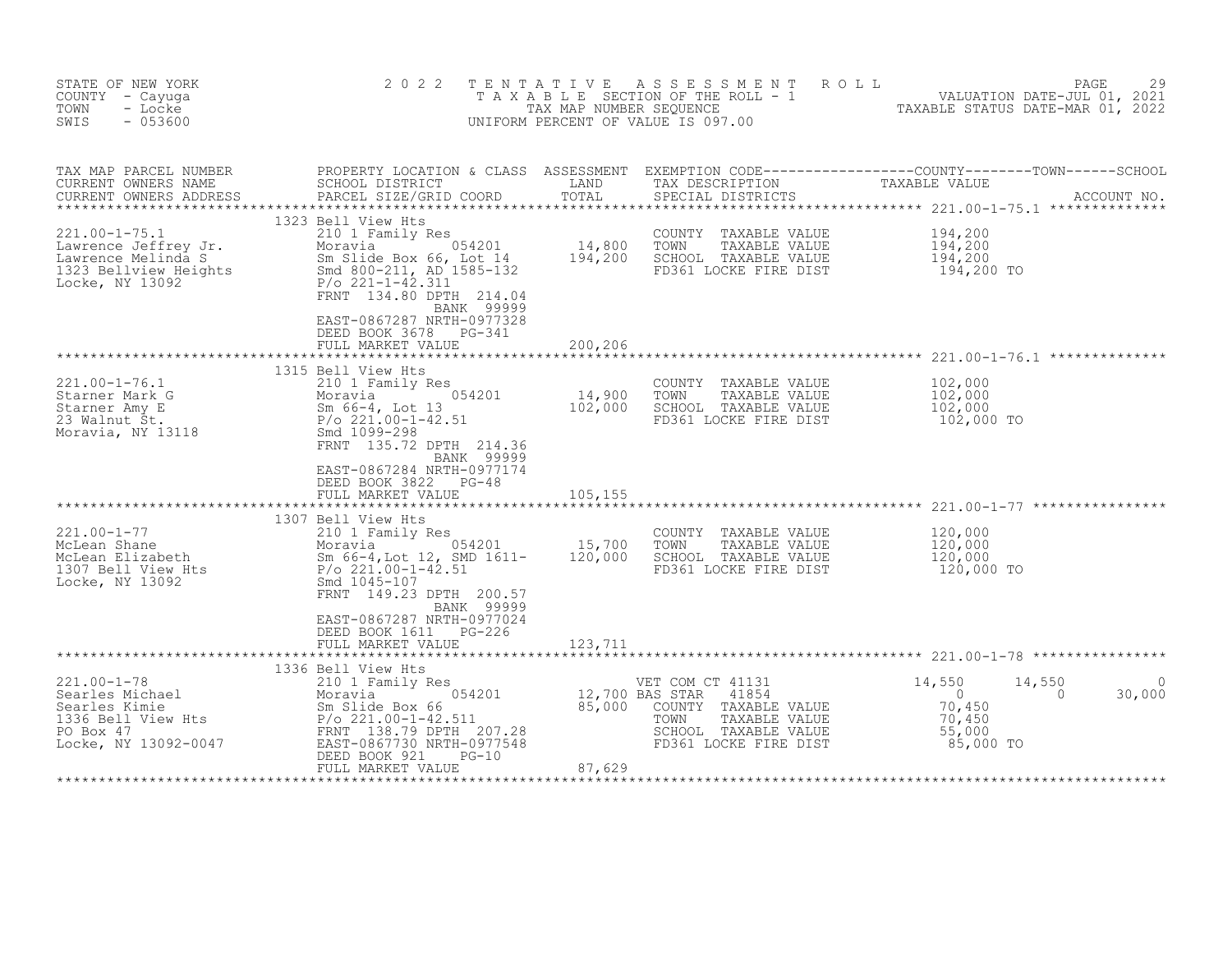STATE OF NEW YORK
COUNTY - Cayuga
TOWN - Locke
SWIS - 053600

2022 TENTATIVE ASSESSMENT ROLL
TAXABLE SECTION OF THE ROLL - 1
TAX MAP NUMBER SEQUENCE
UNIFORM PERCENT OF VALUE IS 097.00

VALUATION DATE-JUL 01, 2021
TAXABLE STATUS DATE-MAR 01, 2022

| TAX MAP PARCEL NUMBER / CURRENT OWNERS NAME / CURRENT OWNERS ADDRESS | PROPERTY LOCATION & CLASS / SCHOOL DISTRICT / PARCEL SIZE/GRID COORD | ASSESSMENT LAND | TOTAL | EXEMPTION CODE / TAX DESCRIPTION / SPECIAL DISTRICTS | COUNTY TAXABLE VALUE | TOWN | SCHOOL / ACCOUNT NO. |
|---|---|---|---|---|---|---|---|
| **221.00-1-75.1** | 1323 Bell View Hts | | | | | | |
| 221.00-1-75.1 | 210 1 Family Res | | | COUNTY TAXABLE VALUE | 194,200 | | |
| Lawrence Jeffrey Jr. | Moravia 054201 | 14,800 | | TOWN TAXABLE VALUE | 194,200 | | |
| Lawrence Melinda S | Sm Slide Box 66, Lot 14 | | 194,200 | SCHOOL TAXABLE VALUE | 194,200 | | |
| 1323 Bellview Heights | Smd 800-211, AD 1585-132 | | | FD361 LOCKE FIRE DIST | 194,200 TO | | |
| Locke, NY 13092 | P/o 221-1-42.311 | | | | | | |
| | FRNT 134.80 DPTH 214.04 | | | | | | |
| | BANK 99999 | | | | | | |
| | EAST-0867287 NRTH-0977328 | | | | | | |
| | DEED BOOK 3678 PG-341 | | | | | | |
| | FULL MARKET VALUE | | 200,206 | | | | |
| **221.00-1-76.1** | 1315 Bell View Hts | | | | | | |
| 221.00-1-76.1 | 210 1 Family Res | | | COUNTY TAXABLE VALUE | 102,000 | | |
| Starner Mark G | Moravia 054201 | 14,900 | | TOWN TAXABLE VALUE | 102,000 | | |
| Starner Amy E | Sm 66-4, Lot 13 | | 102,000 | SCHOOL TAXABLE VALUE | 102,000 | | |
| 23 Walnut St. | P/o 221.00-1-42.51 | | | FD361 LOCKE FIRE DIST | 102,000 TO | | |
| Moravia, NY 13118 | Smd 1099-298 | | | | | | |
| | FRNT 135.72 DPTH 214.36 | | | | | | |
| | BANK 99999 | | | | | | |
| | EAST-0867284 NRTH-0977174 | | | | | | |
| | DEED BOOK 3822 PG-48 | | | | | | |
| | FULL MARKET VALUE | | 105,155 | | | | |
| **221.00-1-77** | 1307 Bell View Hts | | | | | | |
| 221.00-1-77 | 210 1 Family Res | | | COUNTY TAXABLE VALUE | 120,000 | | |
| McLean Shane | Moravia 054201 | 15,700 | | TOWN TAXABLE VALUE | 120,000 | | |
| McLean Elizabeth | Sm 66-4,Lot 12, SMD 1611- | | 120,000 | SCHOOL TAXABLE VALUE | 120,000 | | |
| 1307 Bell View Hts | P/o 221.00-1-42.51 | | | FD361 LOCKE FIRE DIST | 120,000 TO | | |
| Locke, NY 13092 | Smd 1045-107 | | | | | | |
| | FRNT 149.23 DPTH 200.57 | | | | | | |
| | BANK 99999 | | | | | | |
| | EAST-0867287 NRTH-0977024 | | | | | | |
| | DEED BOOK 1611 PG-226 | | | | | | |
| | FULL MARKET VALUE | | 123,711 | | | | |
| **221.00-1-78** | 1336 Bell View Hts | | | | | | |
| 221.00-1-78 | 210 1 Family Res | | | VET COM CT 41131 | 14,550 | 14,550 | 0 |
| Searles Michael | Moravia 054201 | 12,700 | | BAS STAR 41854 | 0 | 0 | 30,000 |
| Searles Kimie | Sm Slide Box 66 | | 85,000 | COUNTY TAXABLE VALUE | 70,450 | | |
| 1336 Bell View Hts | P/o 221.00-1-42.511 | | | TOWN TAXABLE VALUE | 70,450 | | |
| PO Box 47 | FRNT 138.79 DPTH 207.28 | | | SCHOOL TAXABLE VALUE | 55,000 | | |
| Locke, NY 13092-0047 | EAST-0867730 NRTH-0977548 | | | FD361 LOCKE FIRE DIST | 85,000 TO | | |
| | DEED BOOK 921 PG-10 | | | | | | |
| | FULL MARKET VALUE | | 87,629 | | | | |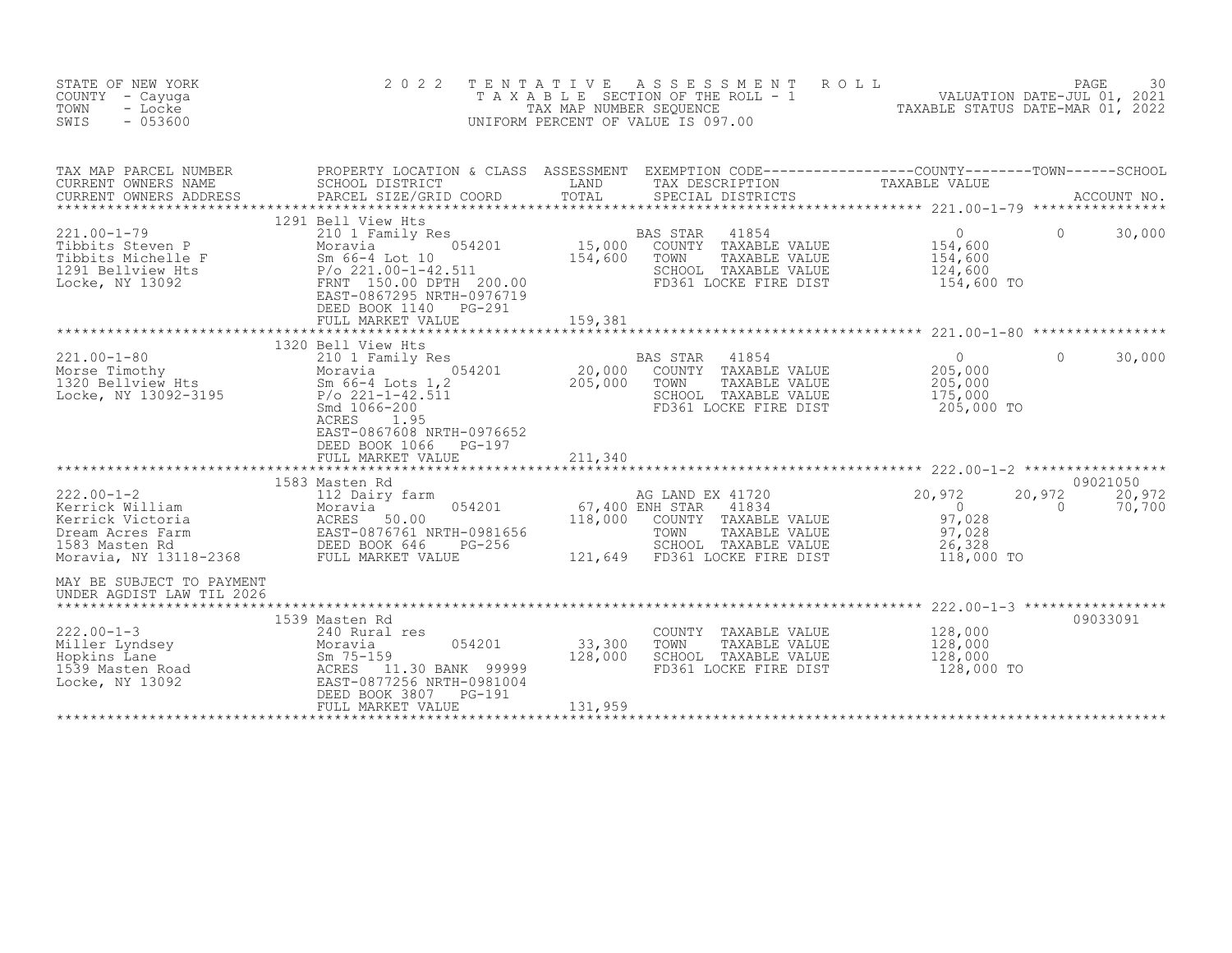STATE OF NEW YORK
COUNTY - Cayuga
TOWN - Locke
SWIS - 053600

2022 TENTATIVE ASSESSMENT ROLL
TAXABLE SECTION OF THE ROLL - 1
TAX MAP NUMBER SEQUENCE
UNIFORM PERCENT OF VALUE IS 097.00

VALUATION DATE-JUL 01, 2021
TAXABLE STATUS DATE-MAR 01, 2022

| TAX MAP PARCEL NUMBER / CURRENT OWNERS NAME / CURRENT OWNERS ADDRESS | PROPERTY LOCATION & CLASS / SCHOOL DISTRICT / PARCEL SIZE/GRID COORD | ASSESSMENT LAND | TOTAL | EXEMPTION CODE / TAX DESCRIPTION / SPECIAL DISTRICTS | COUNTY TAXABLE VALUE | TOWN | SCHOOL | ACCOUNT NO. |
|---|---|---|---|---|---|---|---|---|
| 221.00-1-79 | 1291 Bell View Hts | | | | | | | |
| Tibbits Steven P | 210 1 Family Res | | | BAS STAR 41854 | 0 | 0 | 30,000 | |
| Tibbits Michelle F | Moravia 054201 | 15,000 | | COUNTY TAXABLE VALUE | 154,600 | | | |
| 1291 Bellview Hts | Sm 66-4 Lot 10 | | 154,600 | TOWN TAXABLE VALUE | 154,600 | | | |
| Locke, NY 13092 | P/o 221.00-1-42.511 | | | SCHOOL TAXABLE VALUE | 124,600 | | | |
| | FRNT 150.00 DPTH 200.00 | | | FD361 LOCKE FIRE DIST | 154,600 TO | | | |
| | EAST-0867295 NRTH-0976719 | | | | | | | |
| | DEED BOOK 1140 PG-291 | | | | | | | |
| | FULL MARKET VALUE | | 159,381 | | | | | |
| 221.00-1-80 | 1320 Bell View Hts | | | | | | | |
| Morse Timothy | 210 1 Family Res | | | BAS STAR 41854 | 0 | 0 | 30,000 | |
| 1320 Bellview Hts | Moravia 054201 | 20,000 | | COUNTY TAXABLE VALUE | 205,000 | | | |
| Locke, NY 13092-3195 | Sm 66-4 Lots 1,2 | | 205,000 | TOWN TAXABLE VALUE | 205,000 | | | |
| | P/o 221-1-42.511 | | | SCHOOL TAXABLE VALUE | 175,000 | | | |
| | Smd 1066-200 | | | FD361 LOCKE FIRE DIST | 205,000 TO | | | |
| | ACRES 1.95 | | | | | | | |
| | EAST-0867608 NRTH-0976652 | | | | | | | |
| | DEED BOOK 1066 PG-197 | | | | | | | |
| | FULL MARKET VALUE | | 211,340 | | | | | |
| 222.00-1-2 | 1583 Masten Rd | | | | | | | 09021050 |
| Kerrick William | 112 Dairy farm | | | AG LAND EX 41720 | 20,972 | 20,972 | 20,972 | |
| Kerrick Victoria | Moravia 054201 | 67,400 | | ENH STAR 41834 | 0 | 0 | 70,700 | |
| Dream Acres Farm | ACRES 50.00 | | 118,000 | COUNTY TAXABLE VALUE | 97,028 | | | |
| 1583 Masten Rd | EAST-0876761 NRTH-0981656 | | | TOWN TAXABLE VALUE | 97,028 | | | |
| Moravia, NY 13118-2368 | DEED BOOK 646 PG-256 | | | SCHOOL TAXABLE VALUE | 26,328 | | | |
| | FULL MARKET VALUE | | 121,649 | FD361 LOCKE FIRE DIST | 118,000 TO | | | |
| MAY BE SUBJECT TO PAYMENT UNDER AGDIST LAW TIL 2026 | | | | | | | | |
| 222.00-1-3 | 1539 Masten Rd | | | | | | | 09033091 |
| Miller Lyndsey | 240 Rural res | | | COUNTY TAXABLE VALUE | 128,000 | | | |
| Hopkins Lane | Moravia 054201 | 33,300 | | TOWN TAXABLE VALUE | 128,000 | | | |
| 1539 Masten Road | Sm 75-159 | | 128,000 | SCHOOL TAXABLE VALUE | 128,000 | | | |
| Locke, NY 13092 | ACRES 11.30 BANK 99999 | | | FD361 LOCKE FIRE DIST | 128,000 TO | | | |
| | EAST-0877256 NRTH-0981004 | | | | | | | |
| | DEED BOOK 3807 PG-191 | | | | | | | |
| | FULL MARKET VALUE | | 131,959 | | | | | |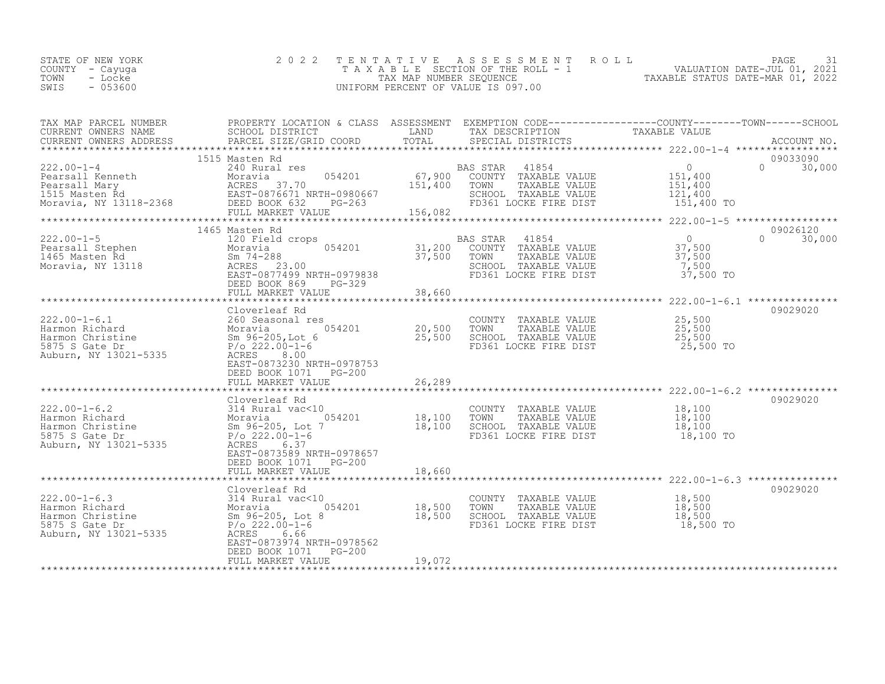STATE OF NEW YORK
COUNTY - Cayuga
TOWN - Locke
SWIS - 053600

2 0 2 2 T E N T A T I V E A S S E S S M E N T R O L L
T A X A B L E SECTION OF THE ROLL - 1
TAX MAP NUMBER SEQUENCE
UNIFORM PERCENT OF VALUE IS 097.00

VALUATION DATE-JUL 01, 2021
TAXABLE STATUS DATE-MAR 01, 2022

| TAX MAP PARCEL NUMBER / CURRENT OWNERS NAME / CURRENT OWNERS ADDRESS | PROPERTY LOCATION & CLASS / SCHOOL DISTRICT / PARCEL SIZE/GRID COORD | ASSESSMENT LAND | TOTAL | EXEMPTION CODE / TAX DESCRIPTION / SPECIAL DISTRICTS | COUNTY / TAXABLE VALUE | TOWN | SCHOOL | ACCOUNT NO. |
|---|---|---|---|---|---|---|---|---|
| 222.00-1-4 | 1515 Masten Rd | | | | | | | 09033090 |
| | 240 Rural res | | | BAS STAR 41854 | 0 | 0 | 30,000 | |
| Pearsall Kenneth | Moravia 054201 | 67,900 | | COUNTY TAXABLE VALUE | 151,400 | | | |
| Pearsall Mary | ACRES 37.70 | | 151,400 | TOWN TAXABLE VALUE | 151,400 | | | |
| 1515 Masten Rd | EAST-0876671 NRTH-0980667 | | | SCHOOL TAXABLE VALUE | 121,400 | | | |
| Moravia, NY 13118-2368 | DEED BOOK 632 PG-263 | | | FD361 LOCKE FIRE DIST | 151,400 TO | | | |
| | FULL MARKET VALUE | | 156,082 | | | | | |
| 222.00-1-5 | 1465 Masten Rd | | | | | | | 09026120 |
| | 120 Field crops | | | BAS STAR 41854 | 0 | 0 | 30,000 | |
| Pearsall Stephen | Moravia 054201 | 31,200 | | COUNTY TAXABLE VALUE | 37,500 | | | |
| 1465 Masten Rd | Sm 74-288 | | 37,500 | TOWN TAXABLE VALUE | 37,500 | | | |
| Moravia, NY 13118 | ACRES 23.00 | | | SCHOOL TAXABLE VALUE | 7,500 | | | |
| | EAST-0877499 NRTH-0979838 | | | FD361 LOCKE FIRE DIST | 37,500 TO | | | |
| | DEED BOOK 869 PG-329 | | | | | | | |
| | FULL MARKET VALUE | | 38,660 | | | | | |
| 222.00-1-6.1 | Cloverleaf Rd | | | | | | | 09029020 |
| | 260 Seasonal res | | | COUNTY TAXABLE VALUE | 25,500 | | | |
| Harmon Richard | Moravia 054201 | 20,500 | | TOWN TAXABLE VALUE | 25,500 | | | |
| Harmon Christine | Sm 96-205,Lot 6 | | 25,500 | SCHOOL TAXABLE VALUE | 25,500 | | | |
| 5875 S Gate Dr | P/o 222.00-1-6 | | | FD361 LOCKE FIRE DIST | 25,500 TO | | | |
| Auburn, NY 13021-5335 | ACRES 8.00 | | | | | | | |
| | EAST-0873230 NRTH-0978753 | | | | | | | |
| | DEED BOOK 1071 PG-200 | | | | | | | |
| | FULL MARKET VALUE | | 26,289 | | | | | |
| 222.00-1-6.2 | Cloverleaf Rd | | | | | | | 09029020 |
| | 314 Rural vac<10 | | | COUNTY TAXABLE VALUE | 18,100 | | | |
| Harmon Richard | Moravia 054201 | 18,100 | | TOWN TAXABLE VALUE | 18,100 | | | |
| Harmon Christine | Sm 96-205, Lot 7 | | 18,100 | SCHOOL TAXABLE VALUE | 18,100 | | | |
| 5875 S Gate Dr | P/o 222.00-1-6 | | | FD361 LOCKE FIRE DIST | 18,100 TO | | | |
| Auburn, NY 13021-5335 | ACRES 6.37 | | | | | | | |
| | EAST-0873589 NRTH-0978657 | | | | | | | |
| | DEED BOOK 1071 PG-200 | | | | | | | |
| | FULL MARKET VALUE | | 18,660 | | | | | |
| 222.00-1-6.3 | Cloverleaf Rd | | | | | | | 09029020 |
| | 314 Rural vac<10 | | | COUNTY TAXABLE VALUE | 18,500 | | | |
| Harmon Richard | Moravia 054201 | 18,500 | | TOWN TAXABLE VALUE | 18,500 | | | |
| Harmon Christine | Sm 96-205, Lot 8 | | 18,500 | SCHOOL TAXABLE VALUE | 18,500 | | | |
| 5875 S Gate Dr | P/o 222.00-1-6 | | | FD361 LOCKE FIRE DIST | 18,500 TO | | | |
| Auburn, NY 13021-5335 | ACRES 6.66 | | | | | | | |
| | EAST-0873974 NRTH-0978562 | | | | | | | |
| | DEED BOOK 1071 PG-200 | | | | | | | |
| | FULL MARKET VALUE | | 19,072 | | | | | |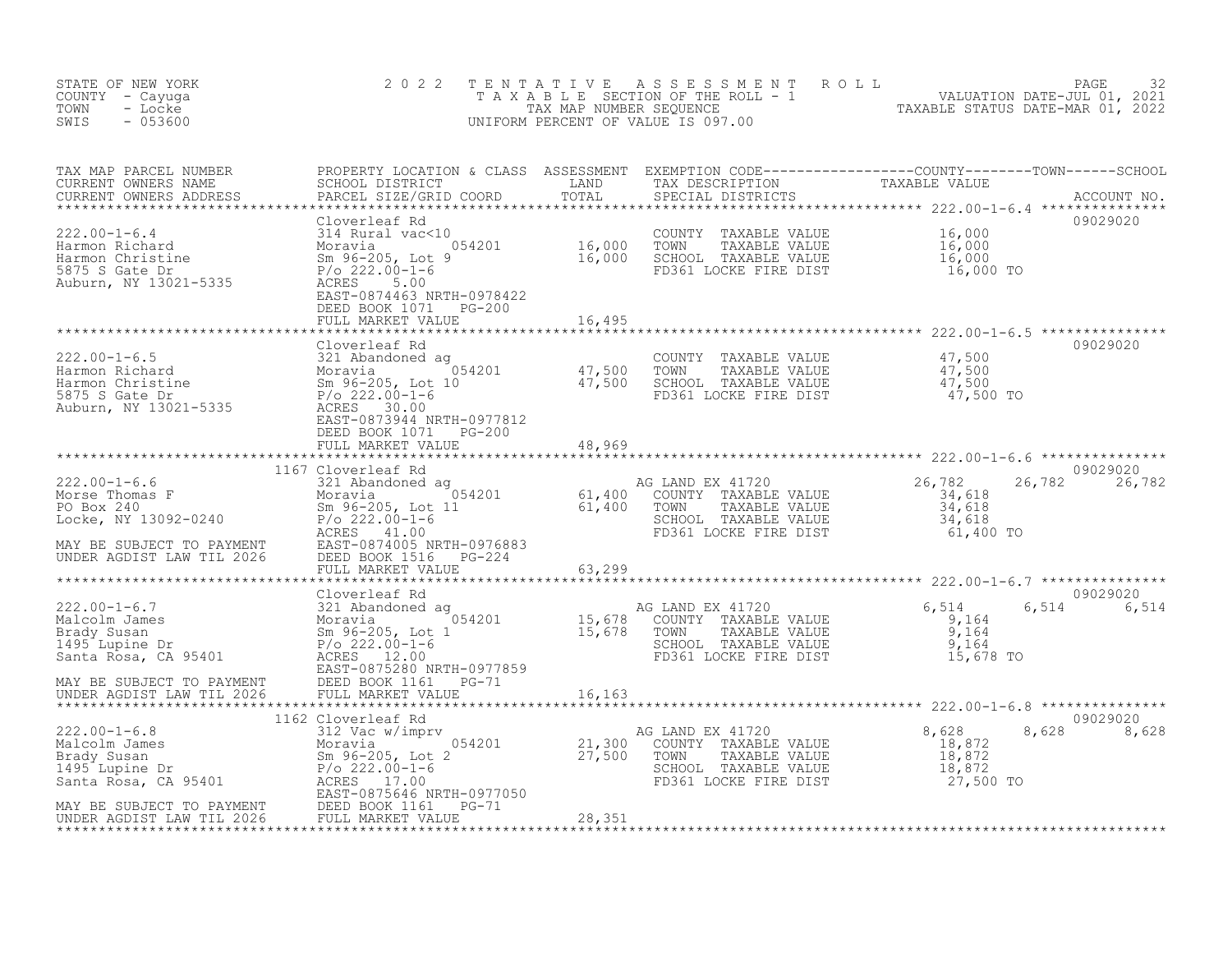STATE OF NEW YORK
COUNTY - Cayuga
TOWN - Locke
SWIS - 053600

2022 TENTATIVE ASSESSMENT ROLL
TAXABLE SECTION OF THE ROLL - 1
TAX MAP NUMBER SEQUENCE
UNIFORM PERCENT OF VALUE IS 097.00

VALUATION DATE-JUL 01, 2021
TAXABLE STATUS DATE-MAR 01, 2022

| TAX MAP PARCEL NUMBER / CURRENT OWNERS NAME / CURRENT OWNERS ADDRESS | PROPERTY LOCATION & CLASS / SCHOOL DISTRICT / PARCEL SIZE/GRID COORD | ASSESSMENT LAND | TOTAL | EXEMPTION CODE / TAX DESCRIPTION / SPECIAL DISTRICTS | COUNTY TAXABLE VALUE | TOWN | SCHOOL | ACCOUNT NO. |
|---|---|---|---|---|---|---|---|---|
| **222.00-1-6.4** | Cloverleaf Rd | | | | | | | 09029020 |
| Harmon Richard | 314 Rural vac<10 | | | COUNTY TAXABLE VALUE | 16,000 | | | |
| Harmon Christine | Moravia 054201 | 16,000 | | TOWN TAXABLE VALUE | 16,000 | | | |
| 5875 S Gate Dr | Sm 96-205, Lot 9 | | 16,000 | SCHOOL TAXABLE VALUE | 16,000 | | | |
| Auburn, NY 13021-5335 | P/o 222.00-1-6 | | | FD361 LOCKE FIRE DIST | 16,000 TO | | | |
| | ACRES 5.00 | | | | | | | |
| | EAST-0874463 NRTH-0978422 | | | | | | | |
| | DEED BOOK 1071 PG-200 | | | | | | | |
| | FULL MARKET VALUE | | 16,495 | | | | | |
| **222.00-1-6.5** | Cloverleaf Rd | | | | | | | 09029020 |
| Harmon Richard | 321 Abandoned ag | | | COUNTY TAXABLE VALUE | 47,500 | | | |
| Harmon Christine | Moravia 054201 | 47,500 | | TOWN TAXABLE VALUE | 47,500 | | | |
| 5875 S Gate Dr | Sm 96-205, Lot 10 | | 47,500 | SCHOOL TAXABLE VALUE | 47,500 | | | |
| Auburn, NY 13021-5335 | P/o 222.00-1-6 | | | FD361 LOCKE FIRE DIST | 47,500 TO | | | |
| | ACRES 30.00 | | | | | | | |
| | EAST-0873944 NRTH-0977812 | | | | | | | |
| | DEED BOOK 1071 PG-200 | | | | | | | |
| | FULL MARKET VALUE | | 48,969 | | | | | |
| **222.00-1-6.6** | 1167 Cloverleaf Rd | | | | | | | 09029020 |
| Morse Thomas F | 321 Abandoned ag | | | AG LAND EX 41720 | 26,782 | 26,782 | 26,782 | |
| PO Box 240 | Moravia 054201 | 61,400 | | COUNTY TAXABLE VALUE | 34,618 | | | |
| Locke, NY 13092-0240 | Sm 96-205, Lot 11 | | 61,400 | TOWN TAXABLE VALUE | 34,618 | | | |
| | P/o 222.00-1-6 | | | SCHOOL TAXABLE VALUE | 34,618 | | | |
| | ACRES 41.00 | | | FD361 LOCKE FIRE DIST | 61,400 TO | | | |
| MAY BE SUBJECT TO PAYMENT | EAST-0874005 NRTH-0976883 | | | | | | | |
| UNDER AGDIST LAW TIL 2026 | DEED BOOK 1516 PG-224 | | | | | | | |
| | FULL MARKET VALUE | | 63,299 | | | | | |
| **222.00-1-6.7** | Cloverleaf Rd | | | | | | | 09029020 |
| Malcolm James | 321 Abandoned ag | | | AG LAND EX 41720 | 6,514 | 6,514 | 6,514 | |
| Brady Susan | Moravia 054201 | 15,678 | | COUNTY TAXABLE VALUE | 9,164 | | | |
| 1495 Lupine Dr | Sm 96-205, Lot 1 | | 15,678 | TOWN TAXABLE VALUE | 9,164 | | | |
| Santa Rosa, CA 95401 | P/o 222.00-1-6 | | | SCHOOL TAXABLE VALUE | 9,164 | | | |
| | ACRES 12.00 | | | FD361 LOCKE FIRE DIST | 15,678 TO | | | |
| | EAST-0875280 NRTH-0977859 | | | | | | | |
| MAY BE SUBJECT TO PAYMENT | DEED BOOK 1161 PG-71 | | | | | | | |
| UNDER AGDIST LAW TIL 2026 | FULL MARKET VALUE | | 16,163 | | | | | |
| **222.00-1-6.8** | 1162 Cloverleaf Rd | | | | | | | 09029020 |
| Malcolm James | 312 Vac w/imprv | | | AG LAND EX 41720 | 8,628 | 8,628 | 8,628 | |
| Brady Susan | Moravia 054201 | 21,300 | | COUNTY TAXABLE VALUE | 18,872 | | | |
| 1495 Lupine Dr | Sm 96-205, Lot 2 | | 27,500 | TOWN TAXABLE VALUE | 18,872 | | | |
| Santa Rosa, CA 95401 | P/o 222.00-1-6 | | | SCHOOL TAXABLE VALUE | 18,872 | | | |
| | ACRES 17.00 | | | FD361 LOCKE FIRE DIST | 27,500 TO | | | |
| | EAST-0875646 NRTH-0977050 | | | | | | | |
| MAY BE SUBJECT TO PAYMENT | DEED BOOK 1161 PG-71 | | | | | | | |
| UNDER AGDIST LAW TIL 2026 | FULL MARKET VALUE | | 28,351 | | | | | |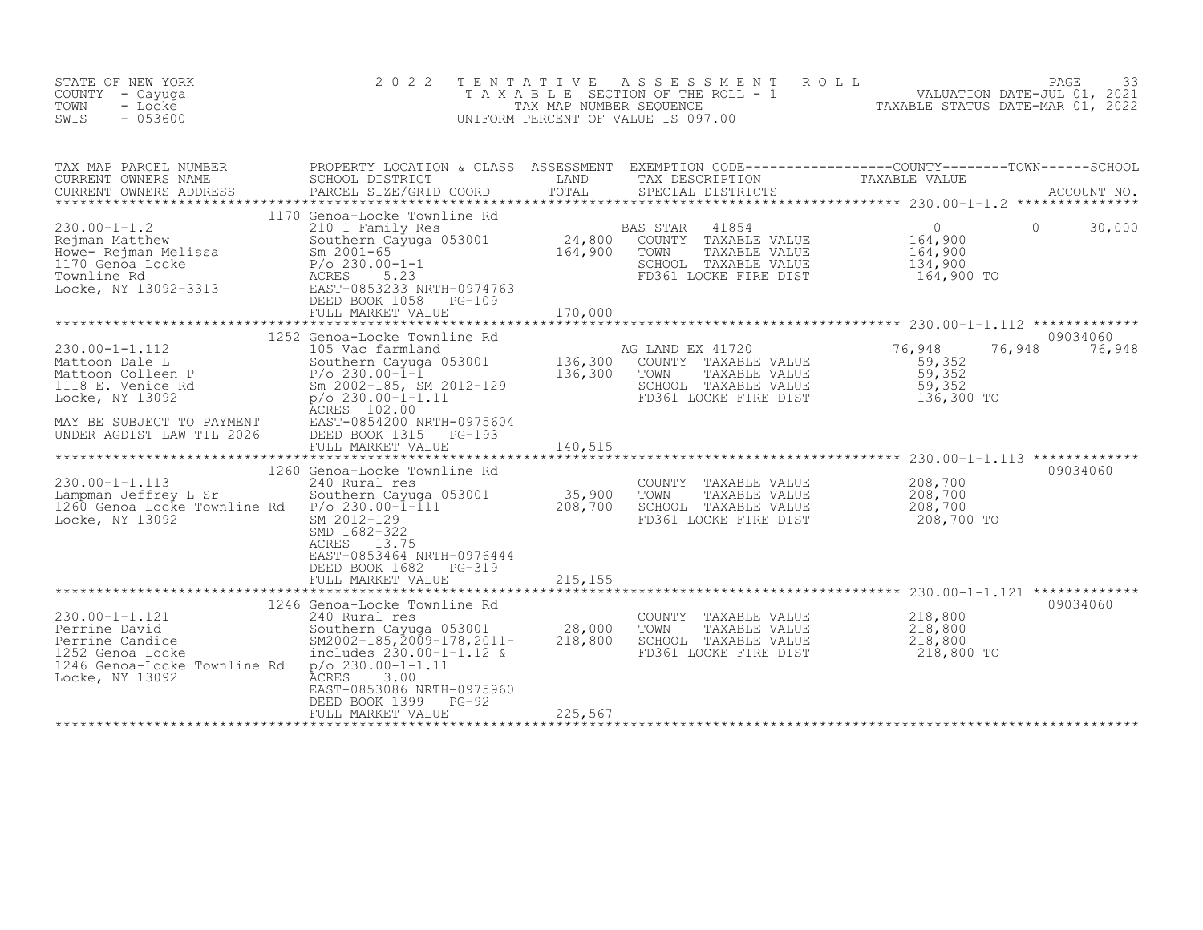STATE OF NEW YORK
COUNTY - Cayuga
TOWN - Locke
SWIS - 053600

2022 TENTATIVE ASSESSMENT ROLL
TAXABLE SECTION OF THE ROLL - 1
TAX MAP NUMBER SEQUENCE
UNIFORM PERCENT OF VALUE IS 097.00

VALUATION DATE-JUL 01, 2021
TAXABLE STATUS DATE-MAR 01, 2022

| TAX MAP PARCEL NUMBER / CURRENT OWNERS NAME / CURRENT OWNERS ADDRESS | PROPERTY LOCATION & CLASS / SCHOOL DISTRICT / PARCEL SIZE/GRID COORD | ASSESSMENT LAND | TOTAL | EXEMPTION CODE / TAX DESCRIPTION / SPECIAL DISTRICTS | COUNTY TAXABLE VALUE | TOWN | SCHOOL | ACCOUNT NO. |
|---|---|---|---|---|---|---|---|---|
| 230.00-1-1.2 | 1170 Genoa-Locke Townline Rd | | | | | | | |
| Rejman Matthew | 210 1 Family Res | | | BAS STAR 41854 | 0 | 0 | 30,000 | |
| Howe- Rejman Melissa | Southern Cayuga 053001 | 24,800 | | COUNTY TAXABLE VALUE | 164,900 | | | |
| 1170 Genoa Locke | Sm 2001-65 | | 164,900 | TOWN TAXABLE VALUE | 164,900 | | | |
| Townline Rd | P/o 230.00-1-1 | | | SCHOOL TAXABLE VALUE | 134,900 | | | |
| Locke, NY 13092-3313 | ACRES 5.23 | | | FD361 LOCKE FIRE DIST | 164,900 TO | | | |
| | EAST-0853233 NRTH-0974763 | | | | | | | |
| | DEED BOOK 1058 PG-109 | | | | | | | |
| | FULL MARKET VALUE | | 170,000 | | | | | |
| 230.00-1-1.112 | 1252 Genoa-Locke Townline Rd | | | | | | | 09034060 |
| Mattoon Dale L | 105 Vac farmland | | | AG LAND EX 41720 | 76,948 | 76,948 | 76,948 | |
| Mattoon Colleen P | Southern Cayuga 053001 | 136,300 | | COUNTY TAXABLE VALUE | 59,352 | | | |
| 1118 E. Venice Rd | P/o 230.00-1-1 | | 136,300 | TOWN TAXABLE VALUE | 59,352 | | | |
| Locke, NY 13092 | Sm 2002-185, SM 2012-129 | | | SCHOOL TAXABLE VALUE | 59,352 | | | |
| | p/o 230.00-1-1.11 | | | FD361 LOCKE FIRE DIST | 136,300 TO | | | |
| | ACRES 102.00 | | | | | | | |
| MAY BE SUBJECT TO PAYMENT | EAST-0854200 NRTH-0975604 | | | | | | | |
| UNDER AGDIST LAW TIL 2026 | DEED BOOK 1315 PG-193 | | | | | | | |
| | FULL MARKET VALUE | | 140,515 | | | | | |
| 230.00-1-1.113 | 1260 Genoa-Locke Townline Rd | | | | | | | 09034060 |
| Lampman Jeffrey L Sr | 240 Rural res | | | COUNTY TAXABLE VALUE | 208,700 | | | |
| 1260 Genoa Locke Townline Rd | Southern Cayuga 053001 | 35,900 | | TOWN TAXABLE VALUE | 208,700 | | | |
| Locke, NY 13092 | P/o 230.00-1-111 | | 208,700 | SCHOOL TAXABLE VALUE | 208,700 | | | |
| | SM 2012-129 | | | FD361 LOCKE FIRE DIST | 208,700 TO | | | |
| | SMD 1682-322 | | | | | | | |
| | ACRES 13.75 | | | | | | | |
| | EAST-0853464 NRTH-0976444 | | | | | | | |
| | DEED BOOK 1682 PG-319 | | | | | | | |
| | FULL MARKET VALUE | | 215,155 | | | | | |
| 230.00-1-1.121 | 1246 Genoa-Locke Townline Rd | | | | | | | 09034060 |
| Perrine David | 240 Rural res | | | COUNTY TAXABLE VALUE | 218,800 | | | |
| Perrine Candice | Southern Cayuga 053001 | 28,000 | | TOWN TAXABLE VALUE | 218,800 | | | |
| 1252 Genoa Locke | SM2002-185,2009-178,2011- | | 218,800 | SCHOOL TAXABLE VALUE | 218,800 | | | |
| 1246 Genoa-Locke Townline Rd | includes 230.00-1-1.12 & | | | FD361 LOCKE FIRE DIST | 218,800 TO | | | |
| Locke, NY 13092 | p/o 230.00-1-1.11 | | | | | | | |
| | ACRES 3.00 | | | | | | | |
| | EAST-0853086 NRTH-0975960 | | | | | | | |
| | DEED BOOK 1399 PG-92 | | | | | | | |
| | FULL MARKET VALUE | | 225,567 | | | | | |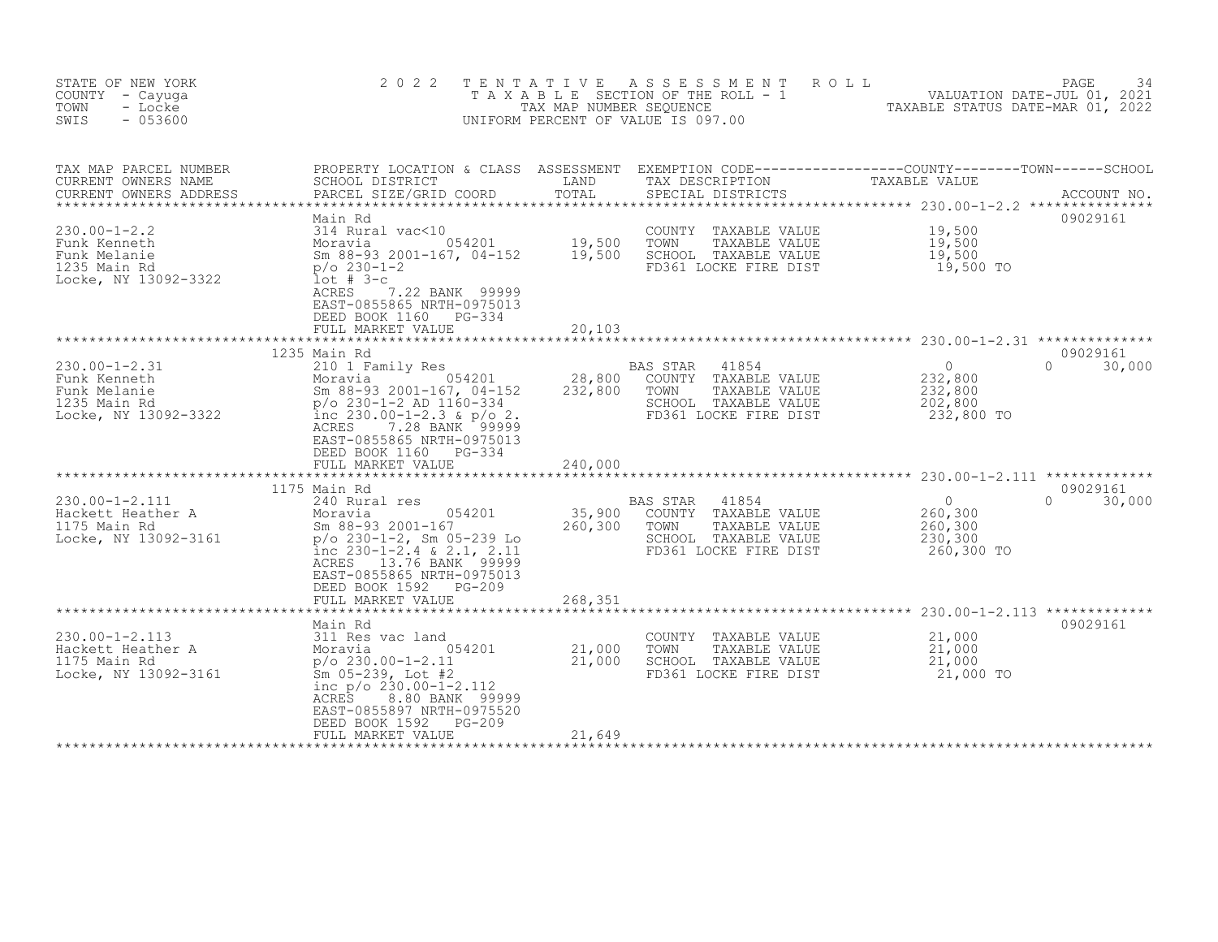STATE OF NEW YORK | 2 0 2 2 T E N T A T I V E A S S E S S M E N T R O L L
COUNTY - Cayuga | T A X A B L E SECTION OF THE ROLL - 1 | VALUATION DATE-JUL 01, 2021
TOWN - Locke | TAX MAP NUMBER SEQUENCE | TAXABLE STATUS DATE-MAR 01, 2022
SWIS - 053600 | UNIFORM PERCENT OF VALUE IS 097.00

| TAX MAP PARCEL NUMBER / CURRENT OWNERS NAME / CURRENT OWNERS ADDRESS | PROPERTY LOCATION & CLASS / SCHOOL DISTRICT / PARCEL SIZE/GRID COORD | ASSESSMENT LAND / TOTAL | EXEMPTION CODE / TAX DESCRIPTION / SPECIAL DISTRICTS | COUNTY / TOWN / SCHOOL TAXABLE VALUE | ACCOUNT NO. |
|---|---|---|---|---|---|
| 230.00-1-2.2 | Main Rd | | | | 09029161 |
| 230.00-1-2.2 | 314 Rural vac<10 | | COUNTY TAXABLE VALUE | 19,500 | |
| Funk Kenneth | Moravia 054201 | 19,500 | TOWN TAXABLE VALUE | 19,500 | |
| Funk Melanie | Sm 88-93 2001-167, 04-152 | 19,500 | SCHOOL TAXABLE VALUE | 19,500 | |
| 1235 Main Rd | p/o 230-1-2 | | FD361 LOCKE FIRE DIST | 19,500 TO | |
| Locke, NY 13092-3322 | lot # 3-c | | | | |
| | ACRES 7.22 BANK 99999 | | | | |
| | EAST-0855865 NRTH-0975013 | | | | |
| | DEED BOOK 1160 PG-334 | | | | |
| | FULL MARKET VALUE | 20,103 | | | |
| 230.00-1-2.31 | 1235 Main Rd | | | | 09029161 |
| 230.00-1-2.31 | 210 1 Family Res | | BAS STAR 41854 | 0 / 0 / 30,000 | |
| Funk Kenneth | Moravia 054201 | 28,800 | COUNTY TAXABLE VALUE | 232,800 | |
| Funk Melanie | Sm 88-93 2001-167, 04-152 | 232,800 | TOWN TAXABLE VALUE | 232,800 | |
| 1235 Main Rd | p/o 230-1-2 AD 1160-334 | | SCHOOL TAXABLE VALUE | 202,800 | |
| Locke, NY 13092-3322 | inc 230.00-1-2.3 & p/o 2. | | FD361 LOCKE FIRE DIST | 232,800 TO | |
| | ACRES 7.28 BANK 99999 | | | | |
| | EAST-0855865 NRTH-0975013 | | | | |
| | DEED BOOK 1160 PG-334 | | | | |
| | FULL MARKET VALUE | 240,000 | | | |
| 230.00-1-2.111 | 1175 Main Rd | | | | 09029161 |
| 230.00-1-2.111 | 240 Rural res | | BAS STAR 41854 | 0 / 0 / 30,000 | |
| Hackett Heather A | Moravia 054201 | 35,900 | COUNTY TAXABLE VALUE | 260,300 | |
| 1175 Main Rd | Sm 88-93 2001-167 | 260,300 | TOWN TAXABLE VALUE | 260,300 | |
| Locke, NY 13092-3161 | p/o 230-1-2, Sm 05-239 Lo | | SCHOOL TAXABLE VALUE | 230,300 | |
| | inc 230-1-2.4 & 2.1, 2.11 | | FD361 LOCKE FIRE DIST | 260,300 TO | |
| | ACRES 13.76 BANK 99999 | | | | |
| | EAST-0855865 NRTH-0975013 | | | | |
| | DEED BOOK 1592 PG-209 | | | | |
| | FULL MARKET VALUE | 268,351 | | | |
| 230.00-1-2.113 | Main Rd | | | | 09029161 |
| 230.00-1-2.113 | 311 Res vac land | | COUNTY TAXABLE VALUE | 21,000 | |
| Hackett Heather A | Moravia 054201 | 21,000 | TOWN TAXABLE VALUE | 21,000 | |
| 1175 Main Rd | p/o 230.00-1-2.11 | 21,000 | SCHOOL TAXABLE VALUE | 21,000 | |
| Locke, NY 13092-3161 | Sm 05-239, Lot #2 | | FD361 LOCKE FIRE DIST | 21,000 TO | |
| | inc p/o 230.00-1-2.112 | | | | |
| | ACRES 8.80 BANK 99999 | | | | |
| | EAST-0855897 NRTH-0975520 | | | | |
| | DEED BOOK 1592 PG-209 | | | | |
| | FULL MARKET VALUE | 21,649 | | | |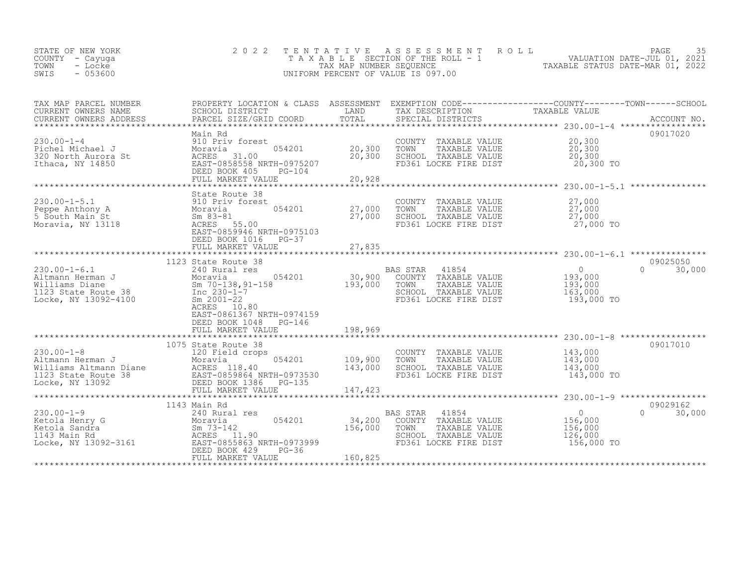STATE OF NEW YORK
COUNTY - Cayuga
TOWN - Locke
SWIS - 053600

# 2022 TENTATIVE ASSESSMENT ROLL

TAXABLE SECTION OF THE ROLL - 1
TAX MAP NUMBER SEQUENCE
UNIFORM PERCENT OF VALUE IS 097.00

VALUATION DATE-JUL 01, 2021
TAXABLE STATUS DATE-MAR 01, 2022

| TAX MAP PARCEL NUMBER / CURRENT OWNERS NAME / CURRENT OWNERS ADDRESS | PROPERTY LOCATION & CLASS / SCHOOL DISTRICT / PARCEL SIZE/GRID COORD | ASSESSMENT LAND / TOTAL | EXEMPTION CODE / TAX DESCRIPTION / SPECIAL DISTRICTS | COUNTY / TOWN / SCHOOL TAXABLE VALUE | ACCOUNT NO. |
|---|---|---|---|---|---|
| **230.00-1-4** | Main Rd | | | | 09017020 |
| 230.00-1-4 | 910 Priv forest | | COUNTY TAXABLE VALUE | 20,300 | |
| Pichel Michael J | Moravia 054201 | 20,300 | TOWN TAXABLE VALUE | 20,300 | |
| 320 North Aurora St | ACRES 31.00 | 20,300 | SCHOOL TAXABLE VALUE | 20,300 | |
| Ithaca, NY 14850 | EAST-0858558 NRTH-0975207 | | FD361 LOCKE FIRE DIST | 20,300 TO | |
| | DEED BOOK 405 PG-104 | | | | |
| | FULL MARKET VALUE | 20,928 | | | |
| **230.00-1-5.1** | State Route 38 | | | | |
| 230.00-1-5.1 | 910 Priv forest | | COUNTY TAXABLE VALUE | 27,000 | |
| Peppe Anthony A | Moravia 054201 | 27,000 | TOWN TAXABLE VALUE | 27,000 | |
| 5 South Main St | Sm 83-81 | 27,000 | SCHOOL TAXABLE VALUE | 27,000 | |
| Moravia, NY 13118 | ACRES 55.00 | | FD361 LOCKE FIRE DIST | 27,000 TO | |
| | EAST-0859946 NRTH-0975103 | | | | |
| | DEED BOOK 1016 PG-37 | | | | |
| | FULL MARKET VALUE | 27,835 | | | |
| **230.00-1-6.1** | 1123 State Route 38 | | | | 09025050 |
| 230.00-1-6.1 | 240 Rural res | | BAS STAR 41854 | 0 / 0 / 30,000 | |
| Altmann Herman J | Moravia 054201 | 30,900 | COUNTY TAXABLE VALUE | 193,000 | |
| Williams Diane | Sm 70-138,91-158 | 193,000 | TOWN TAXABLE VALUE | 193,000 | |
| 1123 State Route 38 | Inc 230-1-7 | | SCHOOL TAXABLE VALUE | 163,000 | |
| Locke, NY 13092-4100 | Sm 2001-22 | | FD361 LOCKE FIRE DIST | 193,000 TO | |
| | ACRES 10.80 | | | | |
| | EAST-0861367 NRTH-0974159 | | | | |
| | DEED BOOK 1048 PG-146 | | | | |
| | FULL MARKET VALUE | 198,969 | | | |
| **230.00-1-8** | 1075 State Route 38 | | | | 09017010 |
| 230.00-1-8 | 120 Field crops | | COUNTY TAXABLE VALUE | 143,000 | |
| Altmann Herman J | Moravia 054201 | 109,900 | TOWN TAXABLE VALUE | 143,000 | |
| Williams Altmann Diane | ACRES 118.40 | 143,000 | SCHOOL TAXABLE VALUE | 143,000 | |
| 1123 State Route 38 | EAST-0859864 NRTH-0973530 | | FD361 LOCKE FIRE DIST | 143,000 TO | |
| Locke, NY 13092 | DEED BOOK 1386 PG-135 | | | | |
| | FULL MARKET VALUE | 147,423 | | | |
| **230.00-1-9** | 1143 Main Rd | | | | 09029162 |
| 230.00-1-9 | 240 Rural res | | BAS STAR 41854 | 0 / 0 / 30,000 | |
| Ketola Henry G | Moravia 054201 | 34,200 | COUNTY TAXABLE VALUE | 156,000 | |
| Ketola Sandra | Sm 73-142 | 156,000 | TOWN TAXABLE VALUE | 156,000 | |
| 1143 Main Rd | ACRES 11.90 | | SCHOOL TAXABLE VALUE | 126,000 | |
| Locke, NY 13092-3161 | EAST-0855863 NRTH-0973999 | | FD361 LOCKE FIRE DIST | 156,000 TO | |
| | DEED BOOK 429 PG-36 | | | | |
| | FULL MARKET VALUE | 160,825 | | | |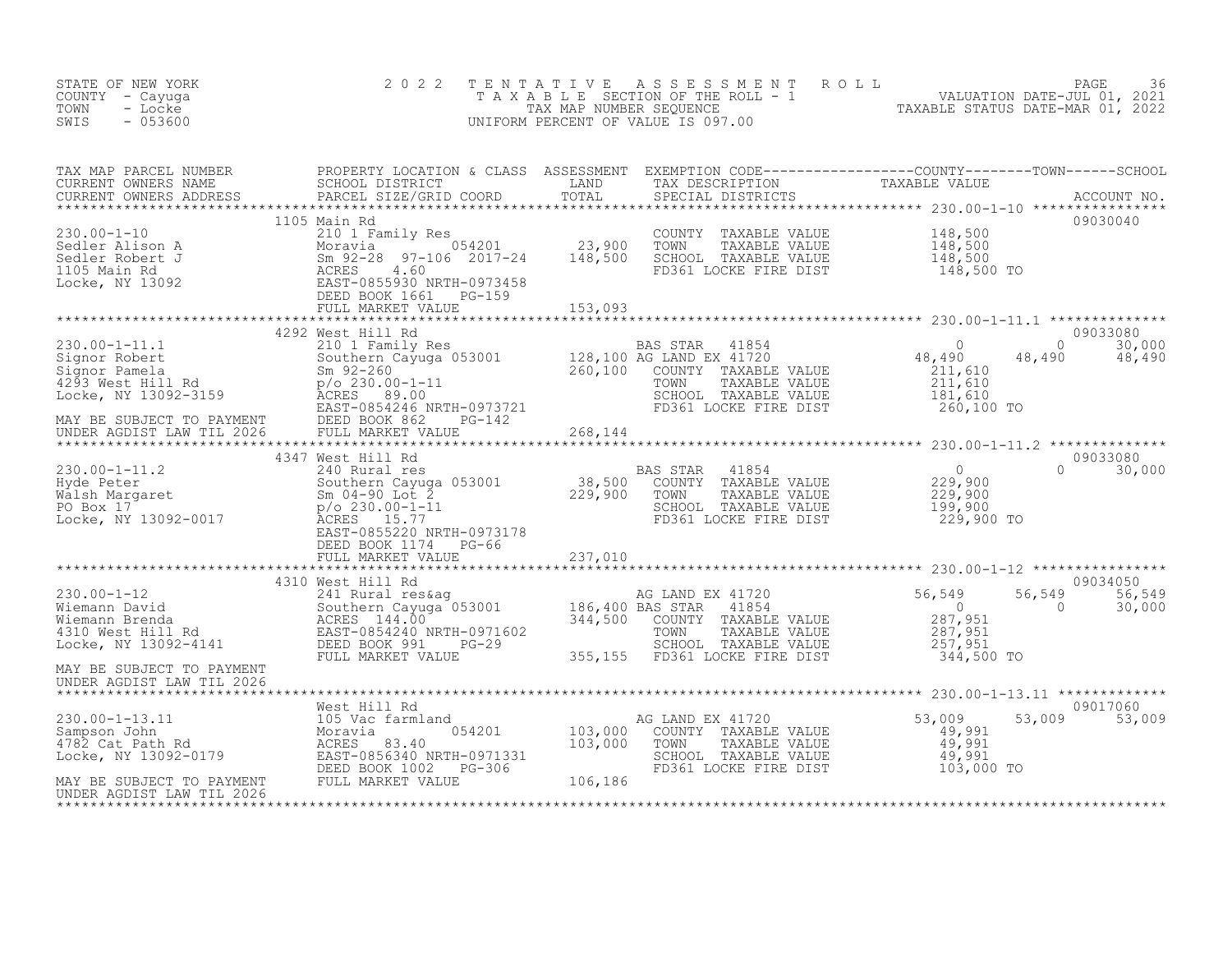STATE OF NEW YORK
COUNTY - Cayuga
TOWN - Locke
SWIS - 053600

# 2022 TENTATIVE ASSESSMENT ROLL
TAXABLE SECTION OF THE ROLL - 1
TAX MAP NUMBER SEQUENCE
UNIFORM PERCENT OF VALUE IS 097.00

VALUATION DATE-JUL 01, 2021
TAXABLE STATUS DATE-MAR 01, 2022

| TAX MAP PARCEL NUMBER / CURRENT OWNERS NAME / CURRENT OWNERS ADDRESS | PROPERTY LOCATION & CLASS / SCHOOL DISTRICT / PARCEL SIZE/GRID COORD | ASSESSMENT LAND / TOTAL | EXEMPTION CODE / TAX DESCRIPTION / SPECIAL DISTRICTS | COUNTY TAXABLE VALUE | TOWN | SCHOOL | ACCOUNT NO. |
|---|---|---|---|---|---|---|---|
| **230.00-1-10** | 1105 Main Rd | | | | | | 09030040 |
| Sedler Alison A | 210 1 Family Res | | COUNTY TAXABLE VALUE | 148,500 | | | |
| Sedler Robert J | Moravia 054201 | 23,900 | TOWN TAXABLE VALUE | 148,500 | | | |
| 1105 Main Rd | Sm 92-28 97-106 2017-24 | 148,500 | SCHOOL TAXABLE VALUE | 148,500 | | | |
| Locke, NY 13092 | ACRES 4.60 | | FD361 LOCKE FIRE DIST | 148,500 TO | | | |
| | EAST-0855930 NRTH-0973458 | | | | | | |
| | DEED BOOK 1661 PG-159 | | | | | | |
| | FULL MARKET VALUE | 153,093 | | | | | |
| **230.00-1-11.1** | 4292 West Hill Rd | | | | | | 09033080 |
| Signor Robert | 210 1 Family Res | | BAS STAR 41854 | 0 | 0 | 30,000 | |
| Signor Pamela | Southern Cayuga 053001 | 128,100 | AG LAND EX 41720 | 48,490 | 48,490 | 48,490 | |
| 4293 West Hill Rd | Sm 92-260 | 260,100 | COUNTY TAXABLE VALUE | 211,610 | | | |
| Locke, NY 13092-3159 | p/o 230.00-1-11 | | TOWN TAXABLE VALUE | 211,610 | | | |
| | ACRES 89.00 | | SCHOOL TAXABLE VALUE | 181,610 | | | |
| | EAST-0854246 NRTH-0973721 | | FD361 LOCKE FIRE DIST | 260,100 TO | | | |
| MAY BE SUBJECT TO PAYMENT | DEED BOOK 862 PG-142 | | | | | | |
| UNDER AGDIST LAW TIL 2026 | FULL MARKET VALUE | 268,144 | | | | | |
| **230.00-1-11.2** | 4347 West Hill Rd | | | | | | 09033080 |
| Hyde Peter | 240 Rural res | | BAS STAR 41854 | 0 | 0 | 30,000 | |
| Walsh Margaret | Southern Cayuga 053001 | 38,500 | COUNTY TAXABLE VALUE | 229,900 | | | |
| PO Box 17 | Sm 04-90 Lot 2 | 229,900 | TOWN TAXABLE VALUE | 229,900 | | | |
| Locke, NY 13092-0017 | p/o 230.00-1-11 | | SCHOOL TAXABLE VALUE | 199,900 | | | |
| | ACRES 15.77 | | FD361 LOCKE FIRE DIST | 229,900 TO | | | |
| | EAST-0855220 NRTH-0973178 | | | | | | |
| | DEED BOOK 1174 PG-66 | | | | | | |
| | FULL MARKET VALUE | 237,010 | | | | | |
| **230.00-1-12** | 4310 West Hill Rd | | | | | | 09034050 |
| Wiemann David | 241 Rural res&ag | | AG LAND EX 41720 | 56,549 | 56,549 | 56,549 | |
| Wiemann Brenda | Southern Cayuga 053001 | 186,400 | BAS STAR 41854 | 0 | 0 | 30,000 | |
| 4310 West Hill Rd | ACRES 144.00 | 344,500 | COUNTY TAXABLE VALUE | 287,951 | | | |
| Locke, NY 13092-4141 | EAST-0854240 NRTH-0971602 | | TOWN TAXABLE VALUE | 287,951 | | | |
| | DEED BOOK 991 PG-29 | | SCHOOL TAXABLE VALUE | 257,951 | | | |
| | FULL MARKET VALUE | 355,155 | FD361 LOCKE FIRE DIST | 344,500 TO | | | |
| MAY BE SUBJECT TO PAYMENT | | | | | | | |
| UNDER AGDIST LAW TIL 2026 | | | | | | | |
| **230.00-1-13.11** | West Hill Rd | | | | | | 09017060 |
| Sampson John | 105 Vac farmland | | AG LAND EX 41720 | 53,009 | 53,009 | 53,009 | |
| 4782 Cat Path Rd | Moravia 054201 | 103,000 | COUNTY TAXABLE VALUE | 49,991 | | | |
| Locke, NY 13092-0179 | ACRES 83.40 | 103,000 | TOWN TAXABLE VALUE | 49,991 | | | |
| | EAST-0856340 NRTH-0971331 | | SCHOOL TAXABLE VALUE | 49,991 | | | |
| | DEED BOOK 1002 PG-306 | | FD361 LOCKE FIRE DIST | 103,000 TO | | | |
| MAY BE SUBJECT TO PAYMENT | FULL MARKET VALUE | 106,186 | | | | | |
| UNDER AGDIST LAW TIL 2026 | | | | | | | |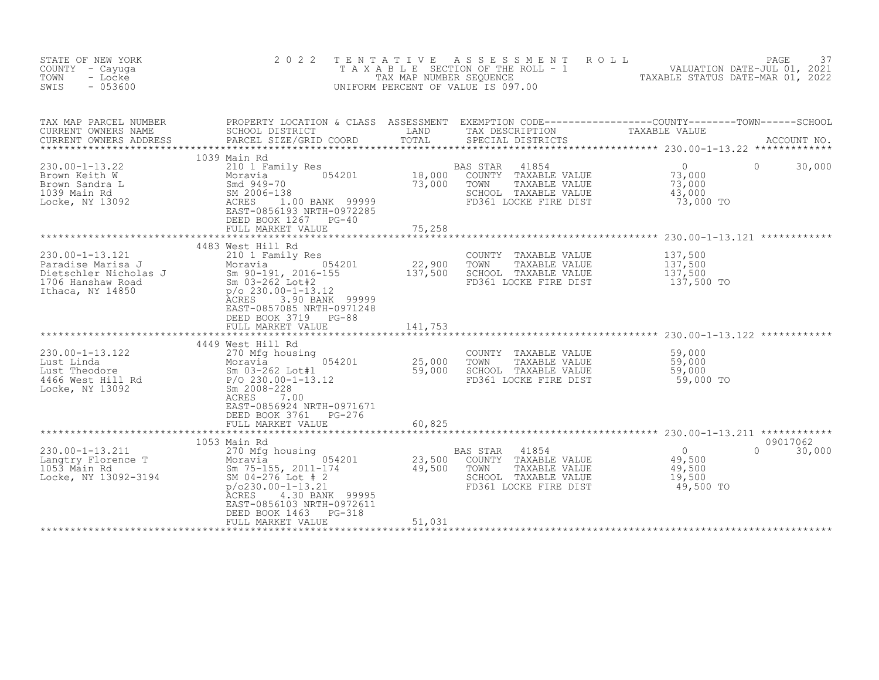STATE OF NEW YORK
COUNTY - Cayuga
TOWN - Locke
SWIS - 053600

2 0 2 2 T E N T A T I V E A S S E S S M E N T R O L L
T A X A B L E SECTION OF THE ROLL - 1
TAX MAP NUMBER SEQUENCE
UNIFORM PERCENT OF VALUE IS 097.00

VALUATION DATE-JUL 01, 2021
TAXABLE STATUS DATE-MAR 01, 2022

| TAX MAP PARCEL NUMBER / CURRENT OWNERS NAME / CURRENT OWNERS ADDRESS | PROPERTY LOCATION & CLASS / SCHOOL DISTRICT / PARCEL SIZE/GRID COORD | ASSESSMENT LAND | TOTAL | EXEMPTION CODE / TAX DESCRIPTION / SPECIAL DISTRICTS | COUNTY TAXABLE VALUE | TOWN | SCHOOL / ACCOUNT NO. |
|---|---|---|---|---|---|---|---|
| **230.00-1-13.22** | 1039 Main Rd | | | | | | |
| 230.00-1-13.22 | 210 1 Family Res | | | BAS STAR 41854 | 0 | 0 | 30,000 |
| Brown Keith W | Moravia 054201 | 18,000 | | COUNTY TAXABLE VALUE | 73,000 | | |
| Brown Sandra L | Smd 949-70 | | 73,000 | TOWN TAXABLE VALUE | 73,000 | | |
| 1039 Main Rd | SM 2006-138 | | | SCHOOL TAXABLE VALUE | 43,000 | | |
| Locke, NY 13092 | ACRES 1.00 BANK 99999 | | | FD361 LOCKE FIRE DIST | 73,000 TO | | |
| | EAST-0856193 NRTH-0972285 | | | | | | |
| | DEED BOOK 1267 PG-40 | | | | | | |
| | FULL MARKET VALUE | | 75,258 | | | | |
| **230.00-1-13.121** | 4483 West Hill Rd | | | | | | |
| 230.00-1-13.121 | 210 1 Family Res | | | COUNTY TAXABLE VALUE | 137,500 | | |
| Paradise Marisa J | Moravia 054201 | 22,900 | | TOWN TAXABLE VALUE | 137,500 | | |
| Dietschler Nicholas J | Sm 90-191, 2016-155 | | 137,500 | SCHOOL TAXABLE VALUE | 137,500 | | |
| 1706 Hanshaw Road | Sm 03-262 Lot#2 | | | FD361 LOCKE FIRE DIST | 137,500 TO | | |
| Ithaca, NY 14850 | p/o 230.00-1-13.12 | | | | | | |
| | ACRES 3.90 BANK 99999 | | | | | | |
| | EAST-0857085 NRTH-0971248 | | | | | | |
| | DEED BOOK 3719 PG-88 | | | | | | |
| | FULL MARKET VALUE | | 141,753 | | | | |
| **230.00-1-13.122** | 4449 West Hill Rd | | | | | | |
| 230.00-1-13.122 | 270 Mfg housing | | | COUNTY TAXABLE VALUE | 59,000 | | |
| Lust Linda | Moravia 054201 | 25,000 | | TOWN TAXABLE VALUE | 59,000 | | |
| Lust Theodore | Sm 03-262 Lot#1 | | 59,000 | SCHOOL TAXABLE VALUE | 59,000 | | |
| 4466 West Hill Rd | P/O 230.00-1-13.12 | | | FD361 LOCKE FIRE DIST | 59,000 TO | | |
| Locke, NY 13092 | Sm 2008-228 | | | | | | |
| | ACRES 7.00 | | | | | | |
| | EAST-0856924 NRTH-0971671 | | | | | | |
| | DEED BOOK 3761 PG-276 | | | | | | |
| | FULL MARKET VALUE | | 60,825 | | | | |
| **230.00-1-13.211** | 1053 Main Rd | | | | | | 09017062 |
| 230.00-1-13.211 | 270 Mfg housing | | | BAS STAR 41854 | 0 | 0 | 30,000 |
| Langtry Florence T | Moravia 054201 | 23,500 | | COUNTY TAXABLE VALUE | 49,500 | | |
| 1053 Main Rd | Sm 75-155, 2011-174 | | 49,500 | TOWN TAXABLE VALUE | 49,500 | | |
| Locke, NY 13092-3194 | SM 04-276 Lot # 2 | | | SCHOOL TAXABLE VALUE | 19,500 | | |
| | p/o230.00-1-13.21 | | | FD361 LOCKE FIRE DIST | 49,500 TO | | |
| | ACRES 4.30 BANK 99995 | | | | | | |
| | EAST-0856103 NRTH-0972611 | | | | | | |
| | DEED BOOK 1463 PG-318 | | | | | | |
| | FULL MARKET VALUE | | 51,031 | | | | |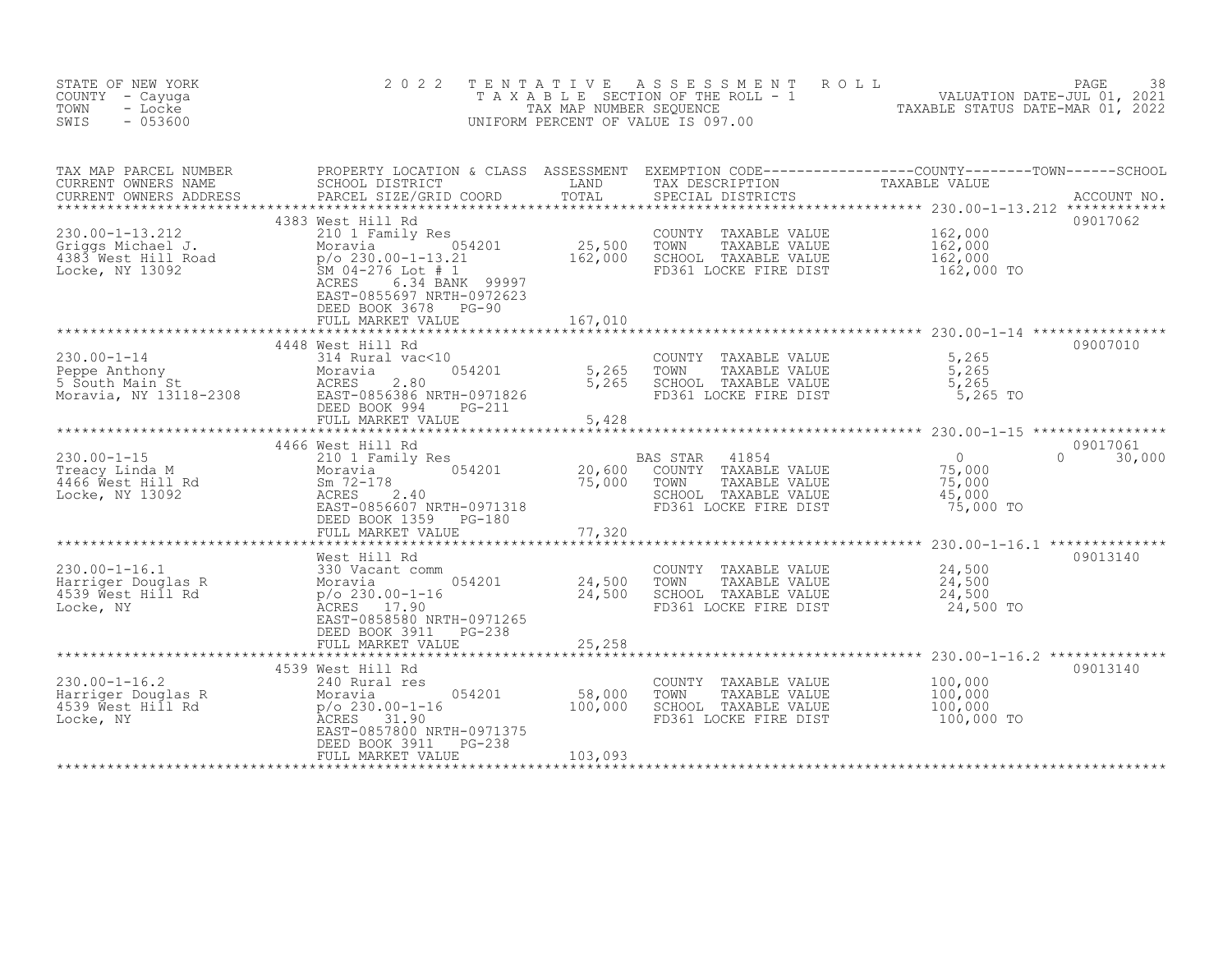STATE OF NEW YORK
COUNTY - Cayuga
TOWN - Locke
SWIS - 053600

2022 TENTATIVE ASSESSMENT ROLL
TAXABLE SECTION OF THE ROLL - 1
TAX MAP NUMBER SEQUENCE
UNIFORM PERCENT OF VALUE IS 097.00

VALUATION DATE-JUL 01, 2021
TAXABLE STATUS DATE-MAR 01, 2022

| TAX MAP PARCEL NUMBER / CURRENT OWNERS NAME / CURRENT OWNERS ADDRESS | PROPERTY LOCATION & CLASS / SCHOOL DISTRICT / PARCEL SIZE/GRID COORD | ASSESSMENT LAND | TOTAL | EXEMPTION CODE / TAX DESCRIPTION / SPECIAL DISTRICTS | COUNTY TAXABLE VALUE | TOWN | SCHOOL | ACCOUNT NO. |
|---|---|---|---|---|---|---|---|---|
| 230.00-1-13.212 | 4383 West Hill Rd | | | | | | | 09017062 |
| Griggs Michael J. | 210 1 Family Res | | | COUNTY TAXABLE VALUE | 162,000 | | | |
| 4383 West Hill Road | Moravia 054201 | 25,500 | | TOWN TAXABLE VALUE | 162,000 | | | |
| Locke, NY 13092 | p/o 230.00-1-13.21 | | 162,000 | SCHOOL TAXABLE VALUE | 162,000 | | | |
| | SM 04-276 Lot # 1 | | | FD361 LOCKE FIRE DIST | 162,000 TO | | | |
| | ACRES 6.34 BANK 99997 | | | | | | | |
| | EAST-0855697 NRTH-0972623 | | | | | | | |
| | DEED BOOK 3678 PG-90 | | | | | | | |
| | FULL MARKET VALUE | | 167,010 | | | | | |
| 230.00-1-14 | 4448 West Hill Rd | | | | | | | 09007010 |
| Peppe Anthony | 314 Rural vac<10 | | | COUNTY TAXABLE VALUE | 5,265 | | | |
| 5 South Main St | Moravia 054201 | 5,265 | | TOWN TAXABLE VALUE | 5,265 | | | |
| Moravia, NY 13118-2308 | ACRES 2.80 | | 5,265 | SCHOOL TAXABLE VALUE | 5,265 | | | |
| | EAST-0856386 NRTH-0971826 | | | FD361 LOCKE FIRE DIST | 5,265 TO | | | |
| | DEED BOOK 994 PG-211 | | | | | | | |
| | FULL MARKET VALUE | | 5,428 | | | | | |
| 230.00-1-15 | 4466 West Hill Rd | | | | | | | 09017061 |
| Treacy Linda M | 210 1 Family Res | | | BAS STAR 41854 | 0 | 0 | 30,000 | |
| 4466 West Hill Rd | Moravia 054201 | 20,600 | | COUNTY TAXABLE VALUE | 75,000 | | | |
| Locke, NY 13092 | Sm 72-178 | | 75,000 | TOWN TAXABLE VALUE | 75,000 | | | |
| | ACRES 2.40 | | | SCHOOL TAXABLE VALUE | 45,000 | | | |
| | EAST-0856607 NRTH-0971318 | | | FD361 LOCKE FIRE DIST | 75,000 TO | | | |
| | DEED BOOK 1359 PG-180 | | | | | | | |
| | FULL MARKET VALUE | | 77,320 | | | | | |
| 230.00-1-16.1 | West Hill Rd | | | | | | | 09013140 |
| Harriger Douglas R | 330 Vacant comm | | | COUNTY TAXABLE VALUE | 24,500 | | | |
| 4539 West Hill Rd | Moravia 054201 | 24,500 | | TOWN TAXABLE VALUE | 24,500 | | | |
| Locke, NY | p/o 230.00-1-16 | | 24,500 | SCHOOL TAXABLE VALUE | 24,500 | | | |
| | ACRES 17.90 | | | FD361 LOCKE FIRE DIST | 24,500 TO | | | |
| | EAST-0858580 NRTH-0971265 | | | | | | | |
| | DEED BOOK 3911 PG-238 | | | | | | | |
| | FULL MARKET VALUE | | 25,258 | | | | | |
| 230.00-1-16.2 | 4539 West Hill Rd | | | | | | | 09013140 |
| Harriger Douglas R | 240 Rural res | | | COUNTY TAXABLE VALUE | 100,000 | | | |
| 4539 West Hill Rd | Moravia 054201 | 58,000 | | TOWN TAXABLE VALUE | 100,000 | | | |
| Locke, NY | p/o 230.00-1-16 | | 100,000 | SCHOOL TAXABLE VALUE | 100,000 | | | |
| | ACRES 31.90 | | | FD361 LOCKE FIRE DIST | 100,000 TO | | | |
| | EAST-0857800 NRTH-0971375 | | | | | | | |
| | DEED BOOK 3911 PG-238 | | | | | | | |
| | FULL MARKET VALUE | | 103,093 | | | | | |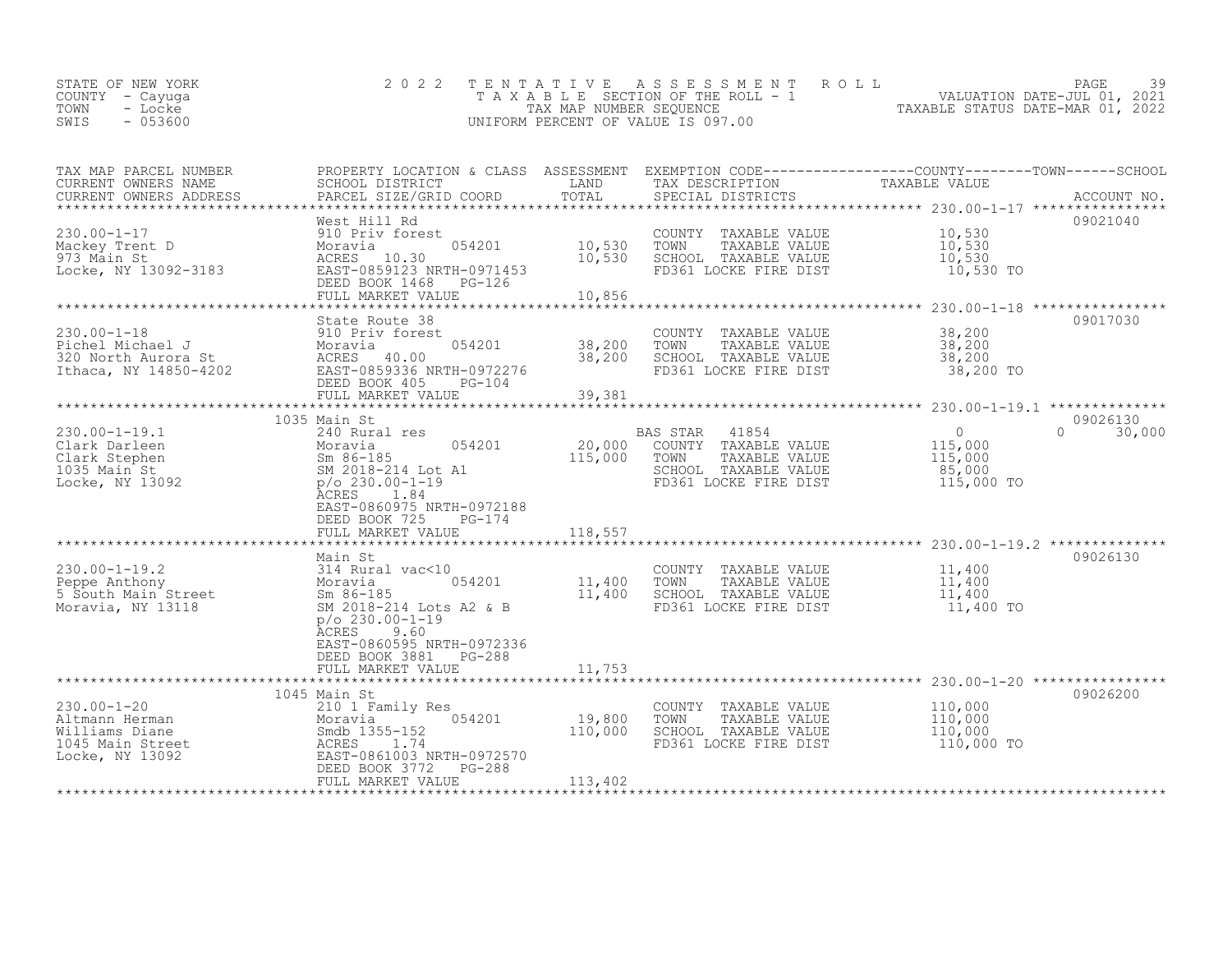STATE OF NEW YORK
COUNTY - Cayuga
TOWN - Locke
SWIS - 053600

2 0 2 2 T E N T A T I V E A S S E S S M E N T R O L L
T A X A B L E SECTION OF THE ROLL - 1
TAX MAP NUMBER SEQUENCE
UNIFORM PERCENT OF VALUE IS 097.00

VALUATION DATE-JUL 01, 2021
TAXABLE STATUS DATE-MAR 01, 2022

| TAX MAP PARCEL NUMBER<br>CURRENT OWNERS NAME<br>CURRENT OWNERS ADDRESS | PROPERTY LOCATION & CLASS<br>SCHOOL DISTRICT<br>PARCEL SIZE/GRID COORD | ASSESSMENT<br>LAND<br>TOTAL | EXEMPTION CODE<br>TAX DESCRIPTION<br>SPECIAL DISTRICTS | COUNTY / TOWN / SCHOOL<br>TAXABLE VALUE | ACCOUNT NO. |
|---|---|---|---|---|---|
| **230.00-1-17** | West Hill Rd | | | | 09021040 |
| 230.00-1-17 | 910 Priv forest | | COUNTY TAXABLE VALUE | 10,530 | |
| Mackey Trent D | Moravia 054201 | 10,530 | TOWN TAXABLE VALUE | 10,530 | |
| 973 Main St | ACRES 10.30 | 10,530 | SCHOOL TAXABLE VALUE | 10,530 | |
| Locke, NY 13092-3183 | EAST-0859123 NRTH-0971453 | | FD361 LOCKE FIRE DIST | 10,530 TO | |
| | DEED BOOK 1468 PG-126 | | | | |
| | FULL MARKET VALUE | 10,856 | | | |
| **230.00-1-18** | State Route 38 | | | | 09017030 |
| 230.00-1-18 | 910 Priv forest | | COUNTY TAXABLE VALUE | 38,200 | |
| Pichel Michael J | Moravia 054201 | 38,200 | TOWN TAXABLE VALUE | 38,200 | |
| 320 North Aurora St | ACRES 40.00 | 38,200 | SCHOOL TAXABLE VALUE | 38,200 | |
| Ithaca, NY 14850-4202 | EAST-0859336 NRTH-0972276 | | FD361 LOCKE FIRE DIST | 38,200 TO | |
| | DEED BOOK 405 PG-104 | | | | |
| | FULL MARKET VALUE | 39,381 | | | |
| **230.00-1-19.1** | 1035 Main St | | | | 09026130 |
| 230.00-1-19.1 | 240 Rural res | | BAS STAR 41854 | 0 / 0 / 30,000 | |
| Clark Darleen | Moravia 054201 | 20,000 | COUNTY TAXABLE VALUE | 115,000 | |
| Clark Stephen | Sm 86-185 | 115,000 | TOWN TAXABLE VALUE | 115,000 | |
| 1035 Main St | SM 2018-214 Lot A1 | | SCHOOL TAXABLE VALUE | 85,000 | |
| Locke, NY 13092 | p/o 230.00-1-19 | | FD361 LOCKE FIRE DIST | 115,000 TO | |
| | ACRES 1.84 | | | | |
| | EAST-0860975 NRTH-0972188 | | | | |
| | DEED BOOK 725 PG-174 | | | | |
| | FULL MARKET VALUE | 118,557 | | | |
| **230.00-1-19.2** | Main St | | | | 09026130 |
| 230.00-1-19.2 | 314 Rural vac<10 | | COUNTY TAXABLE VALUE | 11,400 | |
| Peppe Anthony | Moravia 054201 | 11,400 | TOWN TAXABLE VALUE | 11,400 | |
| 5 South Main Street | Sm 86-185 | 11,400 | SCHOOL TAXABLE VALUE | 11,400 | |
| Moravia, NY 13118 | SM 2018-214 Lots A2 & B | | FD361 LOCKE FIRE DIST | 11,400 TO | |
| | p/o 230.00-1-19 | | | | |
| | ACRES 9.60 | | | | |
| | EAST-0860595 NRTH-0972336 | | | | |
| | DEED BOOK 3881 PG-288 | | | | |
| | FULL MARKET VALUE | 11,753 | | | |
| **230.00-1-20** | 1045 Main St | | | | 09026200 |
| 230.00-1-20 | 210 1 Family Res | | COUNTY TAXABLE VALUE | 110,000 | |
| Altmann Herman | Moravia 054201 | 19,800 | TOWN TAXABLE VALUE | 110,000 | |
| Williams Diane | Smdb 1355-152 | 110,000 | SCHOOL TAXABLE VALUE | 110,000 | |
| 1045 Main Street | ACRES 1.74 | | FD361 LOCKE FIRE DIST | 110,000 TO | |
| Locke, NY 13092 | EAST-0861003 NRTH-0972570 | | | | |
| | DEED BOOK 3772 PG-288 | | | | |
| | FULL MARKET VALUE | 113,402 | | | |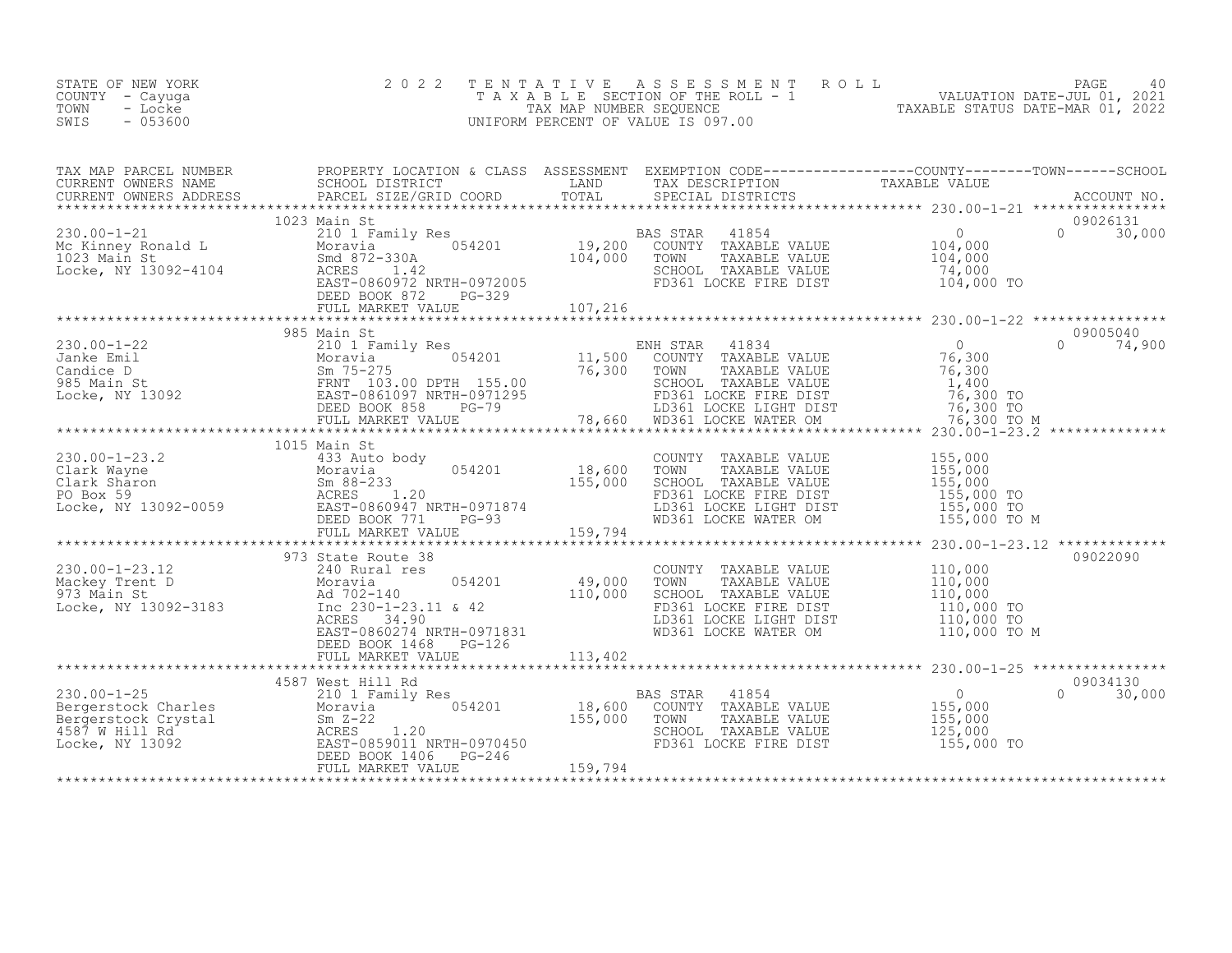STATE OF NEW YORK
COUNTY - Cayuga
TOWN - Locke
SWIS - 053600

2 0 2 2 T E N T A T I V E A S S E S S M E N T R O L L
T A X A B L E SECTION OF THE ROLL - 1
TAX MAP NUMBER SEQUENCE
UNIFORM PERCENT OF VALUE IS 097.00

VALUATION DATE-JUL 01, 2021
TAXABLE STATUS DATE-MAR 01, 2022

| TAX MAP PARCEL NUMBER / CURRENT OWNERS NAME / CURRENT OWNERS ADDRESS | PROPERTY LOCATION & CLASS / SCHOOL DISTRICT / PARCEL SIZE/GRID COORD | ASSESSMENT LAND / TOTAL | EXEMPTION CODE / TAX DESCRIPTION / SPECIAL DISTRICTS | COUNTY / TOWN / SCHOOL TAXABLE VALUE | ACCOUNT NO. |
|---|---|---|---|---|---|
| **230.00-1-21** | 1023 Main St | | | | 09026131 |
| Mc Kinney Ronald L | 210 1 Family Res | | BAS STAR 41854 | 0 / 0 / 30,000 | |
| 1023 Main St | Moravia 054201 | 19,200 | COUNTY TAXABLE VALUE | 104,000 | |
| Locke, NY 13092-4104 | Smd 872-330A | 104,000 | TOWN TAXABLE VALUE | 104,000 | |
| | ACRES 1.42 | | SCHOOL TAXABLE VALUE | 74,000 | |
| | EAST-0860972 NRTH-0972005 | | FD361 LOCKE FIRE DIST | 104,000 TO | |
| | DEED BOOK 872 PG-329 | | | | |
| | FULL MARKET VALUE | 107,216 | | | |
| **230.00-1-22** | 985 Main St | | | | 09005040 |
| Janke Emil | 210 1 Family Res | | ENH STAR 41834 | 0 / 0 / 74,900 | |
| Candice D | Moravia 054201 | 11,500 | COUNTY TAXABLE VALUE | 76,300 | |
| 985 Main St | Sm 75-275 | 76,300 | TOWN TAXABLE VALUE | 76,300 | |
| Locke, NY 13092 | FRNT 103.00 DPTH 155.00 | | SCHOOL TAXABLE VALUE | 1,400 | |
| | EAST-0861097 NRTH-0971295 | | FD361 LOCKE FIRE DIST | 76,300 TO | |
| | DEED BOOK 858 PG-79 | | LD361 LOCKE LIGHT DIST | 76,300 TO | |
| | FULL MARKET VALUE | 78,660 | WD361 LOCKE WATER OM | 76,300 TO M | |
| **230.00-1-23.2** | 1015 Main St | | | | |
| Clark Wayne | 433 Auto body | | COUNTY TAXABLE VALUE | 155,000 | |
| Clark Sharon | Moravia 054201 | 18,600 | TOWN TAXABLE VALUE | 155,000 | |
| PO Box 59 | Sm 88-233 | 155,000 | SCHOOL TAXABLE VALUE | 155,000 | |
| Locke, NY 13092-0059 | ACRES 1.20 | | FD361 LOCKE FIRE DIST | 155,000 TO | |
| | EAST-0860947 NRTH-0971874 | | LD361 LOCKE LIGHT DIST | 155,000 TO | |
| | DEED BOOK 771 PG-93 | | WD361 LOCKE WATER OM | 155,000 TO M | |
| | FULL MARKET VALUE | 159,794 | | | |
| **230.00-1-23.12** | 973 State Route 38 | | | | 09022090 |
| Mackey Trent D | 240 Rural res | | COUNTY TAXABLE VALUE | 110,000 | |
| 973 Main St | Moravia 054201 | 49,000 | TOWN TAXABLE VALUE | 110,000 | |
| Locke, NY 13092-3183 | Ad 702-140 | 110,000 | SCHOOL TAXABLE VALUE | 110,000 | |
| | Inc 230-1-23.11 & 42 | | FD361 LOCKE FIRE DIST | 110,000 TO | |
| | ACRES 34.90 | | LD361 LOCKE LIGHT DIST | 110,000 TO | |
| | EAST-0860274 NRTH-0971831 | | WD361 LOCKE WATER OM | 110,000 TO M | |
| | DEED BOOK 1468 PG-126 | | | | |
| | FULL MARKET VALUE | 113,402 | | | |
| **230.00-1-25** | 4587 West Hill Rd | | | | 09034130 |
| Bergerstock Charles | 210 1 Family Res | | BAS STAR 41854 | 0 / 0 / 30,000 | |
| Bergerstock Crystal | Moravia 054201 | 18,600 | COUNTY TAXABLE VALUE | 155,000 | |
| 4587 W Hill Rd | Sm Z-22 | 155,000 | TOWN TAXABLE VALUE | 155,000 | |
| Locke, NY 13092 | ACRES 1.20 | | SCHOOL TAXABLE VALUE | 125,000 | |
| | EAST-0859011 NRTH-0970450 | | FD361 LOCKE FIRE DIST | 155,000 TO | |
| | DEED BOOK 1406 PG-246 | | | | |
| | FULL MARKET VALUE | 159,794 | | | |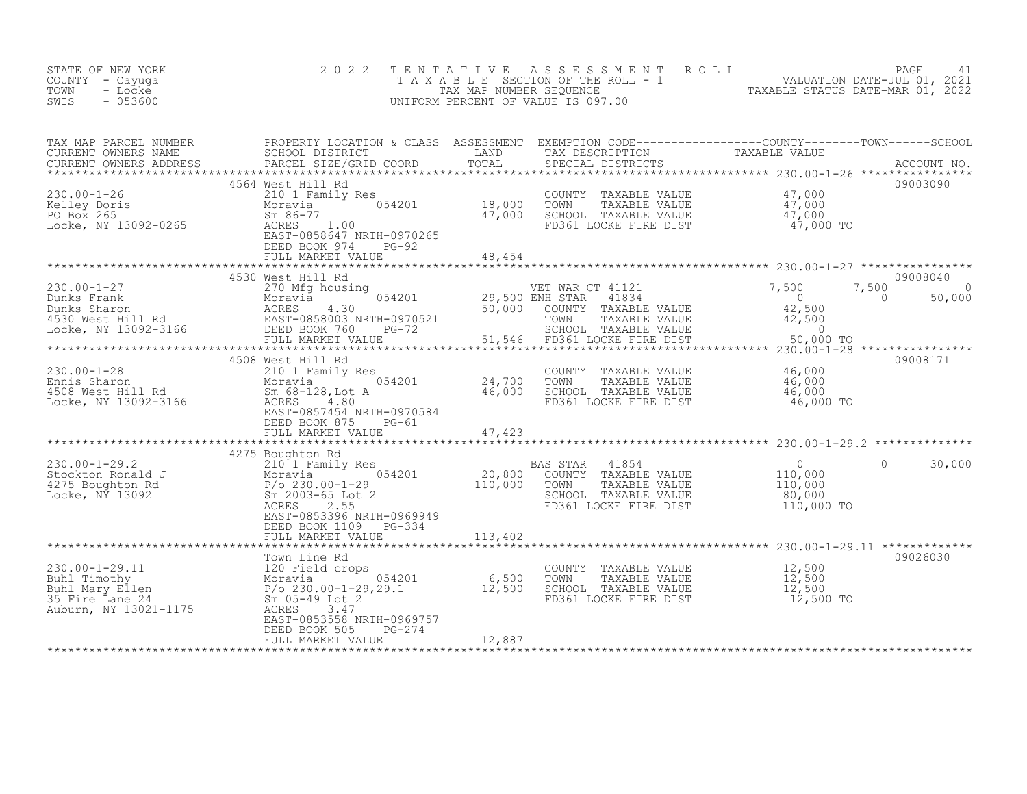STATE OF NEW YORK
COUNTY - Cayuga
TOWN - Locke
SWIS - 053600

# 2022 TENTATIVE ASSESSMENT ROLL
TAXABLE SECTION OF THE ROLL - 1
TAX MAP NUMBER SEQUENCE
UNIFORM PERCENT OF VALUE IS 097.00

VALUATION DATE-JUL 01, 2021
TAXABLE STATUS DATE-MAR 01, 2022

| TAX MAP PARCEL NUMBER / CURRENT OWNERS NAME / CURRENT OWNERS ADDRESS | PROPERTY LOCATION & CLASS / SCHOOL DISTRICT / PARCEL SIZE/GRID COORD | ASSESSMENT LAND | ASSESSMENT TOTAL | EXEMPTION CODE / TAX DESCRIPTION / SPECIAL DISTRICTS | COUNTY TAXABLE VALUE | TOWN | SCHOOL | ACCOUNT NO. |
|---|---|---|---|---|---|---|---|---|
| 230.00-1-26 | 4564 West Hill Rd | | | | | | | 09003090 |
| Kelley Doris | 210 1 Family Res | | | COUNTY TAXABLE VALUE | 47,000 | | | |
| PO Box 265 | Moravia 054201 | 18,000 | | TOWN TAXABLE VALUE | 47,000 | | | |
| Locke, NY 13092-0265 | Sm 86-77 | | 47,000 | SCHOOL TAXABLE VALUE | 47,000 | | | |
| | ACRES 1.00 | | | FD361 LOCKE FIRE DIST | 47,000 TO | | | |
| | EAST-0858647 NRTH-0970265 | | | | | | | |
| | DEED BOOK 974 PG-92 | | | | | | | |
| | FULL MARKET VALUE | | 48,454 | | | | | |
| 230.00-1-27 | 4530 West Hill Rd | | | | | | | 09008040 |
| Dunks Frank | 270 Mfg housing | | | VET WAR CT 41121 | 7,500 | 7,500 | 0 | |
| Dunks Sharon | Moravia 054201 | 29,500 | | ENH STAR 41834 | 0 | 0 | 50,000 | |
| 4530 West Hill Rd | ACRES 4.30 | | 50,000 | COUNTY TAXABLE VALUE | 42,500 | | | |
| Locke, NY 13092-3166 | EAST-0858003 NRTH-0970521 | | | TOWN TAXABLE VALUE | 42,500 | | | |
| | DEED BOOK 760 PG-72 | | | SCHOOL TAXABLE VALUE | 0 | | | |
| | FULL MARKET VALUE | | 51,546 | FD361 LOCKE FIRE DIST | 50,000 TO | | | |
| 230.00-1-28 | 4508 West Hill Rd | | | | | | | 09008171 |
| Ennis Sharon | 210 1 Family Res | | | COUNTY TAXABLE VALUE | 46,000 | | | |
| 4508 West Hill Rd | Moravia 054201 | 24,700 | | TOWN TAXABLE VALUE | 46,000 | | | |
| Locke, NY 13092-3166 | Sm 68-128,Lot A | | 46,000 | SCHOOL TAXABLE VALUE | 46,000 | | | |
| | ACRES 4.80 | | | FD361 LOCKE FIRE DIST | 46,000 TO | | | |
| | EAST-0857454 NRTH-0970584 | | | | | | | |
| | DEED BOOK 875 PG-61 | | | | | | | |
| | FULL MARKET VALUE | | 47,423 | | | | | |
| 230.00-1-29.2 | 4275 Boughton Rd | | | | | | | |
| Stockton Ronald J | 210 1 Family Res | | | BAS STAR 41854 | 0 | 0 | 30,000 | |
| 4275 Boughton Rd | Moravia 054201 | 20,800 | | COUNTY TAXABLE VALUE | 110,000 | | | |
| Locke, NY 13092 | P/o 230.00-1-29 | | 110,000 | TOWN TAXABLE VALUE | 110,000 | | | |
| | Sm 2003-65 Lot 2 | | | SCHOOL TAXABLE VALUE | 80,000 | | | |
| | ACRES 2.55 | | | FD361 LOCKE FIRE DIST | 110,000 TO | | | |
| | EAST-0853396 NRTH-0969949 | | | | | | | |
| | DEED BOOK 1109 PG-334 | | | | | | | |
| | FULL MARKET VALUE | | 113,402 | | | | | |
| 230.00-1-29.11 | Town Line Rd | | | | | | | 09026030 |
| Buhl Timothy | 120 Field crops | | | COUNTY TAXABLE VALUE | 12,500 | | | |
| Buhl Mary Ellen | Moravia 054201 | 6,500 | | TOWN TAXABLE VALUE | 12,500 | | | |
| 35 Fire Lane 24 | P/o 230.00-1-29,29.1 | | 12,500 | SCHOOL TAXABLE VALUE | 12,500 | | | |
| Auburn, NY 13021-1175 | Sm 05-49 Lot 2 | | | FD361 LOCKE FIRE DIST | 12,500 TO | | | |
| | ACRES 3.47 | | | | | | | |
| | EAST-0853558 NRTH-0969757 | | | | | | | |
| | DEED BOOK 505 PG-274 | | | | | | | |
| | FULL MARKET VALUE | | 12,887 | | | | | |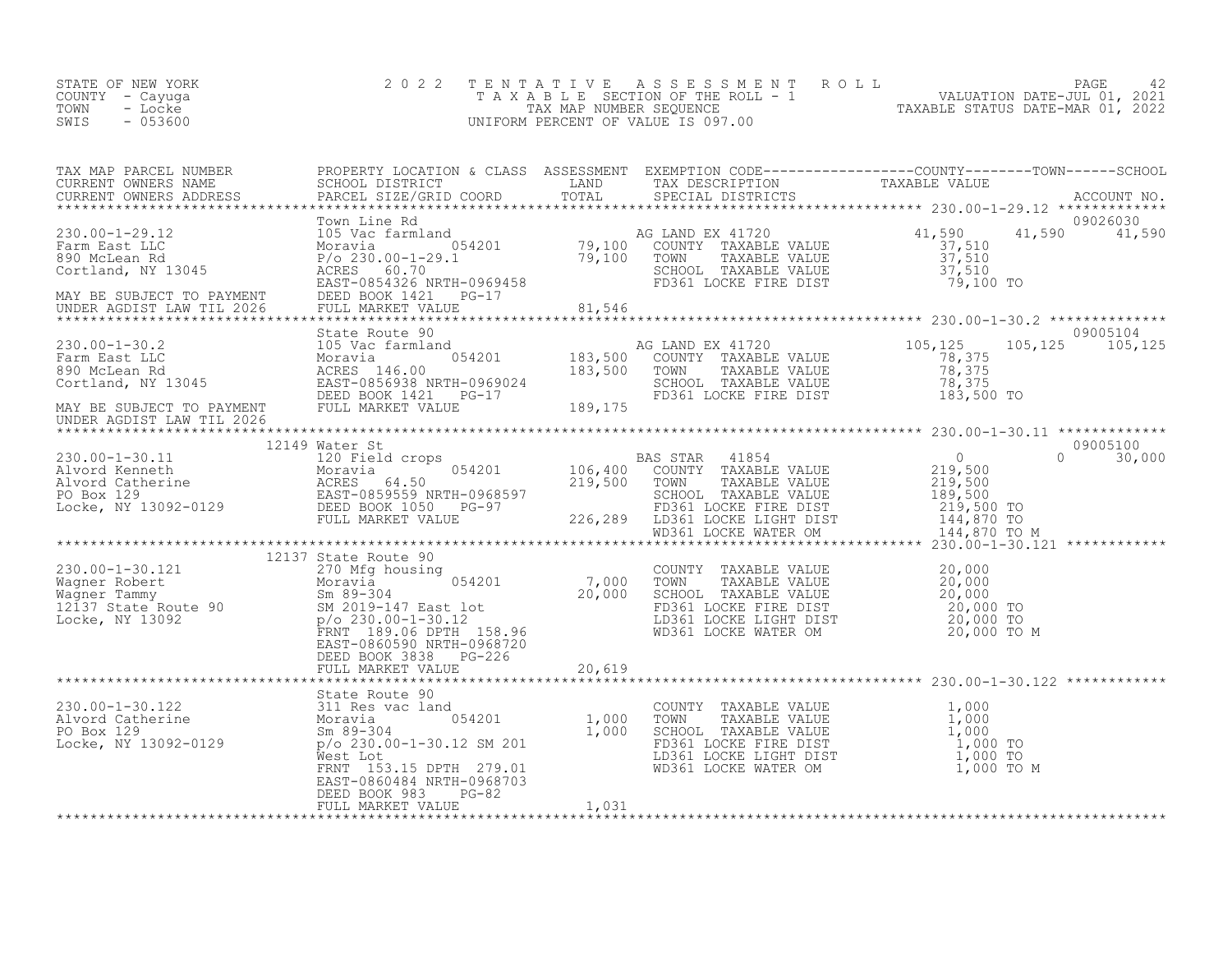STATE OF NEW YORK
COUNTY - Cayuga
TOWN - Locke
SWIS - 053600

2 0 2 2 T E N T A T I V E A S S E S S M E N T R O L L
T A X A B L E SECTION OF THE ROLL - 1
TAX MAP NUMBER SEQUENCE
UNIFORM PERCENT OF VALUE IS 097.00

VALUATION DATE-JUL 01, 2021
TAXABLE STATUS DATE-MAR 01, 2022

| TAX MAP PARCEL NUMBER / CURRENT OWNERS NAME / CURRENT OWNERS ADDRESS | PROPERTY LOCATION & CLASS / SCHOOL DISTRICT / PARCEL SIZE/GRID COORD | ASSESSMENT LAND / TOTAL | EXEMPTION CODE / TAX DESCRIPTION / SPECIAL DISTRICTS | COUNTY TAXABLE VALUE | TOWN | SCHOOL | ACCOUNT NO. |
|---|---|---|---|---|---|---|---|
| 230.00-1-29.12 | Town Line Rd | | | | | | 09026030 |
| Farm East LLC | 105 Vac farmland | | AG LAND EX 41720 | 41,590 | 41,590 | 41,590 | |
| 890 McLean Rd | Moravia 054201 | 79,100 | COUNTY TAXABLE VALUE | 37,510 | | | |
| Cortland, NY 13045 | P/o 230.00-1-29.1 | 79,100 | TOWN TAXABLE VALUE | 37,510 | | | |
| | ACRES 60.70 | | SCHOOL TAXABLE VALUE | 37,510 | | | |
| | EAST-0854326 NRTH-0969458 | | FD361 LOCKE FIRE DIST | 79,100 TO | | | |
| MAY BE SUBJECT TO PAYMENT | DEED BOOK 1421 PG-17 | | | | | | |
| UNDER AGDIST LAW TIL 2026 | FULL MARKET VALUE | 81,546 | | | | | |
| 230.00-1-30.2 | State Route 90 | | | | | | 09005104 |
| Farm East LLC | 105 Vac farmland | | AG LAND EX 41720 | 105,125 | 105,125 | 105,125 | |
| 890 McLean Rd | Moravia 054201 | 183,500 | COUNTY TAXABLE VALUE | 78,375 | | | |
| Cortland, NY 13045 | ACRES 146.00 | 183,500 | TOWN TAXABLE VALUE | 78,375 | | | |
| | EAST-0856938 NRTH-0969024 | | SCHOOL TAXABLE VALUE | 78,375 | | | |
| | DEED BOOK 1421 PG-17 | | FD361 LOCKE FIRE DIST | 183,500 TO | | | |
| MAY BE SUBJECT TO PAYMENT | FULL MARKET VALUE | 189,175 | | | | | |
| UNDER AGDIST LAW TIL 2026 | | | | | | | |
| 230.00-1-30.11 | 12149 Water St | | | | | | 09005100 |
| Alvord Kenneth | 120 Field crops | | BAS STAR 41854 | 0 | 0 | 30,000 | |
| Alvord Catherine | Moravia 054201 | 106,400 | COUNTY TAXABLE VALUE | 219,500 | | | |
| PO Box 129 | ACRES 64.50 | 219,500 | TOWN TAXABLE VALUE | 219,500 | | | |
| Locke, NY 13092-0129 | EAST-0859559 NRTH-0968597 | | SCHOOL TAXABLE VALUE | 189,500 | | | |
| | DEED BOOK 1050 PG-97 | | FD361 LOCKE FIRE DIST | 219,500 TO | | | |
| | FULL MARKET VALUE | 226,289 | LD361 LOCKE LIGHT DIST | 144,870 TO | | | |
| | | | WD361 LOCKE WATER OM | 144,870 TO M | | | |
| 230.00-1-30.121 | 12137 State Route 90 | | | | | | |
| Wagner Robert | 270 Mfg housing | | COUNTY TAXABLE VALUE | 20,000 | | | |
| Wagner Tammy | Moravia 054201 | 7,000 | TOWN TAXABLE VALUE | 20,000 | | | |
| 12137 State Route 90 | Sm 89-304 | 20,000 | SCHOOL TAXABLE VALUE | 20,000 | | | |
| Locke, NY 13092 | SM 2019-147 East lot | | FD361 LOCKE FIRE DIST | 20,000 TO | | | |
| | p/o 230.00-1-30.12 | | LD361 LOCKE LIGHT DIST | 20,000 TO | | | |
| | FRNT 189.06 DPTH 158.96 | | WD361 LOCKE WATER OM | 20,000 TO M | | | |
| | EAST-0860590 NRTH-0968720 | | | | | | |
| | DEED BOOK 3838 PG-226 | | | | | | |
| | FULL MARKET VALUE | 20,619 | | | | | |
| 230.00-1-30.122 | State Route 90 | | | | | | |
| Alvord Catherine | 311 Res vac land | | COUNTY TAXABLE VALUE | 1,000 | | | |
| PO Box 129 | Moravia 054201 | 1,000 | TOWN TAXABLE VALUE | 1,000 | | | |
| Locke, NY 13092-0129 | Sm 89-304 | 1,000 | SCHOOL TAXABLE VALUE | 1,000 | | | |
| | p/o 230.00-1-30.12 SM 201 | | FD361 LOCKE FIRE DIST | 1,000 TO | | | |
| | West Lot | | LD361 LOCKE LIGHT DIST | 1,000 TO | | | |
| | FRNT 153.15 DPTH 279.01 | | WD361 LOCKE WATER OM | 1,000 TO M | | | |
| | EAST-0860484 NRTH-0968703 | | | | | | |
| | DEED BOOK 983 PG-82 | | | | | | |
| | FULL MARKET VALUE | 1,031 | | | | | |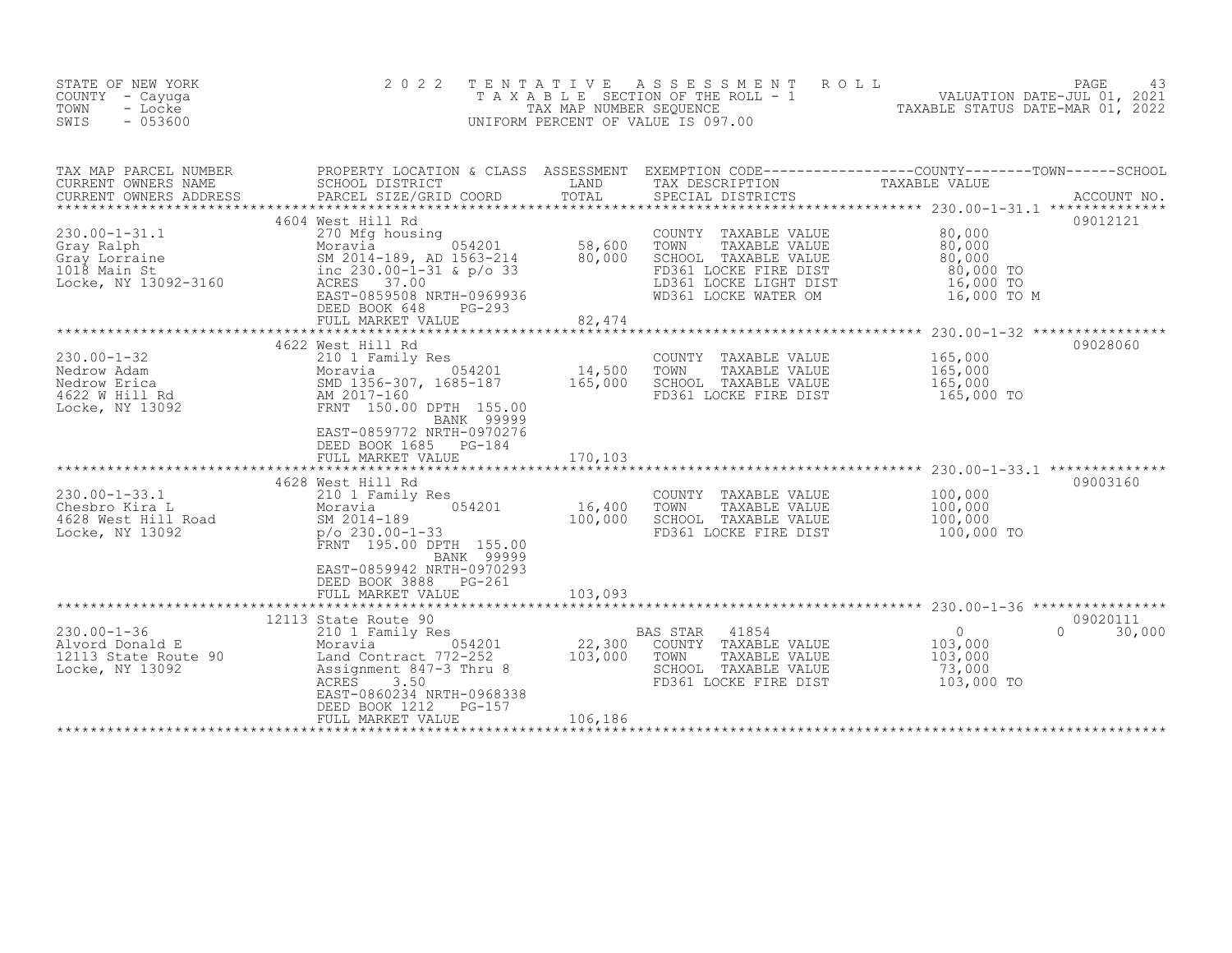STATE OF NEW YORK
COUNTY - Cayuga
TOWN - Locke
SWIS - 053600

2 0 2 2 T E N T A T I V E A S S E S S M E N T R O L L
T A X A B L E SECTION OF THE ROLL - 1
TAX MAP NUMBER SEQUENCE
UNIFORM PERCENT OF VALUE IS 097.00

VALUATION DATE-JUL 01, 2021
TAXABLE STATUS DATE-MAR 01, 2022

| TAX MAP PARCEL NUMBER / CURRENT OWNERS NAME / CURRENT OWNERS ADDRESS | PROPERTY LOCATION & CLASS / SCHOOL DISTRICT / PARCEL SIZE/GRID COORD | ASSESSMENT LAND / TOTAL | EXEMPTION CODE / TAX DESCRIPTION / SPECIAL DISTRICTS | COUNTY / TOWN / SCHOOL TAXABLE VALUE | ACCOUNT NO. |
|---|---|---|---|---|---|
| **230.00-1-31.1** | 4604 West Hill Rd | | | | 09012121 |
| Gray Ralph | 270 Mfg housing | | COUNTY TAXABLE VALUE | 80,000 | |
| Gray Lorraine | Moravia 054201 | 58,600 | TOWN TAXABLE VALUE | 80,000 | |
| 1018 Main St | SM 2014-189, AD 1563-214 | 80,000 | SCHOOL TAXABLE VALUE | 80,000 | |
| Locke, NY 13092-3160 | inc 230.00-1-31 & p/o 33 | | FD361 LOCKE FIRE DIST | 80,000 TO | |
| | ACRES 37.00 | | LD361 LOCKE LIGHT DIST | 16,000 TO | |
| | EAST-0859508 NRTH-0969936 | | WD361 LOCKE WATER OM | 16,000 TO M | |
| | DEED BOOK 648 PG-293 | | | | |
| | FULL MARKET VALUE | 82,474 | | | |
| **230.00-1-32** | 4622 West Hill Rd | | | | 09028060 |
| Nedrow Adam | 210 1 Family Res | | COUNTY TAXABLE VALUE | 165,000 | |
| Nedrow Erica | Moravia 054201 | 14,500 | TOWN TAXABLE VALUE | 165,000 | |
| 4622 W Hill Rd | SMD 1356-307, 1685-187 | 165,000 | SCHOOL TAXABLE VALUE | 165,000 | |
| Locke, NY 13092 | AM 2017-160 | | FD361 LOCKE FIRE DIST | 165,000 TO | |
| | FRNT 150.00 DPTH 155.00 | | | | |
| | BANK 99999 | | | | |
| | EAST-0859772 NRTH-0970276 | | | | |
| | DEED BOOK 1685 PG-184 | | | | |
| | FULL MARKET VALUE | 170,103 | | | |
| **230.00-1-33.1** | 4628 West Hill Rd | | | | 09003160 |
| Chesbro Kira L | 210 1 Family Res | | COUNTY TAXABLE VALUE | 100,000 | |
| 4628 West Hill Road | Moravia 054201 | 16,400 | TOWN TAXABLE VALUE | 100,000 | |
| Locke, NY 13092 | SM 2014-189 | 100,000 | SCHOOL TAXABLE VALUE | 100,000 | |
| | p/o 230.00-1-33 | | FD361 LOCKE FIRE DIST | 100,000 TO | |
| | FRNT 195.00 DPTH 155.00 | | | | |
| | BANK 99999 | | | | |
| | EAST-0859942 NRTH-0970293 | | | | |
| | DEED BOOK 3888 PG-261 | | | | |
| | FULL MARKET VALUE | 103,093 | | | |
| **230.00-1-36** | 12113 State Route 90 | | | | 09020111 |
| Alvord Donald E | 210 1 Family Res | | BAS STAR 41854 | 0 / 0 / 30,000 | |
| 12113 State Route 90 | Moravia 054201 | 22,300 | COUNTY TAXABLE VALUE | 103,000 | |
| Locke, NY 13092 | Land Contract 772-252 | 103,000 | TOWN TAXABLE VALUE | 103,000 | |
| | Assignment 847-3 Thru 8 | | SCHOOL TAXABLE VALUE | 73,000 | |
| | ACRES 3.50 | | FD361 LOCKE FIRE DIST | 103,000 TO | |
| | EAST-0860234 NRTH-0968338 | | | | |
| | DEED BOOK 1212 PG-157 | | | | |
| | FULL MARKET VALUE | 106,186 | | | |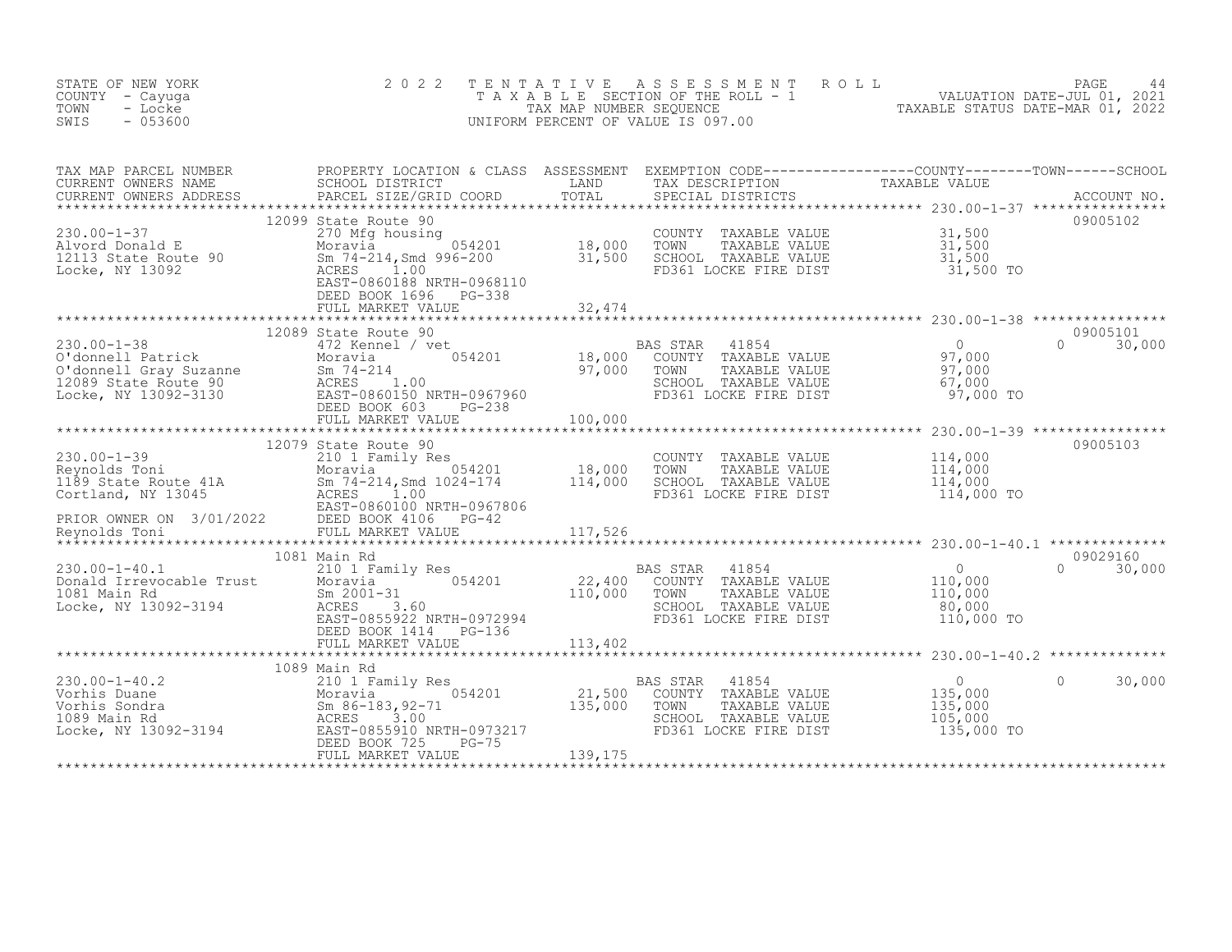STATE OF NEW YORK
COUNTY - Cayuga
TOWN - Locke
SWIS - 053600

# 2022 TENTATIVE ASSESSMENT ROLL
TAXABLE SECTION OF THE ROLL - 1
TAX MAP NUMBER SEQUENCE
UNIFORM PERCENT OF VALUE IS 097.00

VALUATION DATE-JUL 01, 2021
TAXABLE STATUS DATE-MAR 01, 2022

| TAX MAP PARCEL NUMBER / CURRENT OWNERS NAME / CURRENT OWNERS ADDRESS | PROPERTY LOCATION & CLASS / SCHOOL DISTRICT / PARCEL SIZE/GRID COORD | ASSESSMENT LAND | TOTAL | EXEMPTION CODE / TAX DESCRIPTION / SPECIAL DISTRICTS | COUNTY / TAXABLE VALUE | TOWN | SCHOOL | ACCOUNT NO. |
|---|---|---|---|---|---|---|---|---|
| 230.00-1-37 | 12099 State Route 90 | | | | | | | 09005102 |
| | 270 Mfg housing | | | COUNTY TAXABLE VALUE | 31,500 | | | |
| Alvord Donald E | Moravia 054201 | 18,000 | | TOWN TAXABLE VALUE | 31,500 | | | |
| 12113 State Route 90 | Sm 74-214,Smd 996-200 | | 31,500 | SCHOOL TAXABLE VALUE | 31,500 | | | |
| Locke, NY 13092 | ACRES 1.00 | | | FD361 LOCKE FIRE DIST | 31,500 TO | | | |
| | EAST-0860188 NRTH-0968110 | | | | | | | |
| | DEED BOOK 1696 PG-338 | | | | | | | |
| | FULL MARKET VALUE | | 32,474 | | | | | |
| 230.00-1-38 | 12089 State Route 90 | | | | | | | 09005101 |
| | 472 Kennel / vet | | | BAS STAR 41854 | 0 | 0 | 30,000 | |
| O'donnell Patrick | Moravia 054201 | 18,000 | | COUNTY TAXABLE VALUE | 97,000 | | | |
| O'donnell Gray Suzanne | Sm 74-214 | | 97,000 | TOWN TAXABLE VALUE | 97,000 | | | |
| 12089 State Route 90 | ACRES 1.00 | | | SCHOOL TAXABLE VALUE | 67,000 | | | |
| Locke, NY 13092-3130 | EAST-0860150 NRTH-0967960 | | | FD361 LOCKE FIRE DIST | 97,000 TO | | | |
| | DEED BOOK 603 PG-238 | | | | | | | |
| | FULL MARKET VALUE | | 100,000 | | | | | |
| 230.00-1-39 | 12079 State Route 90 | | | | | | | 09005103 |
| | 210 1 Family Res | | | COUNTY TAXABLE VALUE | 114,000 | | | |
| Reynolds Toni | Moravia 054201 | 18,000 | | TOWN TAXABLE VALUE | 114,000 | | | |
| 1189 State Route 41A | Sm 74-214,Smd 1024-174 | | 114,000 | SCHOOL TAXABLE VALUE | 114,000 | | | |
| Cortland, NY 13045 | ACRES 1.00 | | | FD361 LOCKE FIRE DIST | 114,000 TO | | | |
| | EAST-0860100 NRTH-0967806 | | | | | | | |
| PRIOR OWNER ON 3/01/2022 | DEED BOOK 4106 PG-42 | | | | | | | |
| Reynolds Toni | FULL MARKET VALUE | | 117,526 | | | | | |
| 230.00-1-40.1 | 1081 Main Rd | | | | | | | 09029160 |
| | 210 1 Family Res | | | BAS STAR 41854 | 0 | 0 | 30,000 | |
| Donald Irrevocable Trust | Moravia 054201 | 22,400 | | COUNTY TAXABLE VALUE | 110,000 | | | |
| 1081 Main Rd | Sm 2001-31 | | 110,000 | TOWN TAXABLE VALUE | 110,000 | | | |
| Locke, NY 13092-3194 | ACRES 3.60 | | | SCHOOL TAXABLE VALUE | 80,000 | | | |
| | EAST-0855922 NRTH-0972994 | | | FD361 LOCKE FIRE DIST | 110,000 TO | | | |
| | DEED BOOK 1414 PG-136 | | | | | | | |
| | FULL MARKET VALUE | | 113,402 | | | | | |
| 230.00-1-40.2 | 1089 Main Rd | | | | | | | |
| | 210 1 Family Res | | | BAS STAR 41854 | 0 | 0 | 30,000 | |
| Vorhis Duane | Moravia 054201 | 21,500 | | COUNTY TAXABLE VALUE | 135,000 | | | |
| Vorhis Sondra | Sm 86-183,92-71 | | 135,000 | TOWN TAXABLE VALUE | 135,000 | | | |
| 1089 Main Rd | ACRES 3.00 | | | SCHOOL TAXABLE VALUE | 105,000 | | | |
| Locke, NY 13092-3194 | EAST-0855910 NRTH-0973217 | | | FD361 LOCKE FIRE DIST | 135,000 TO | | | |
| | DEED BOOK 725 PG-75 | | | | | | | |
| | FULL MARKET VALUE | | 139,175 | | | | | |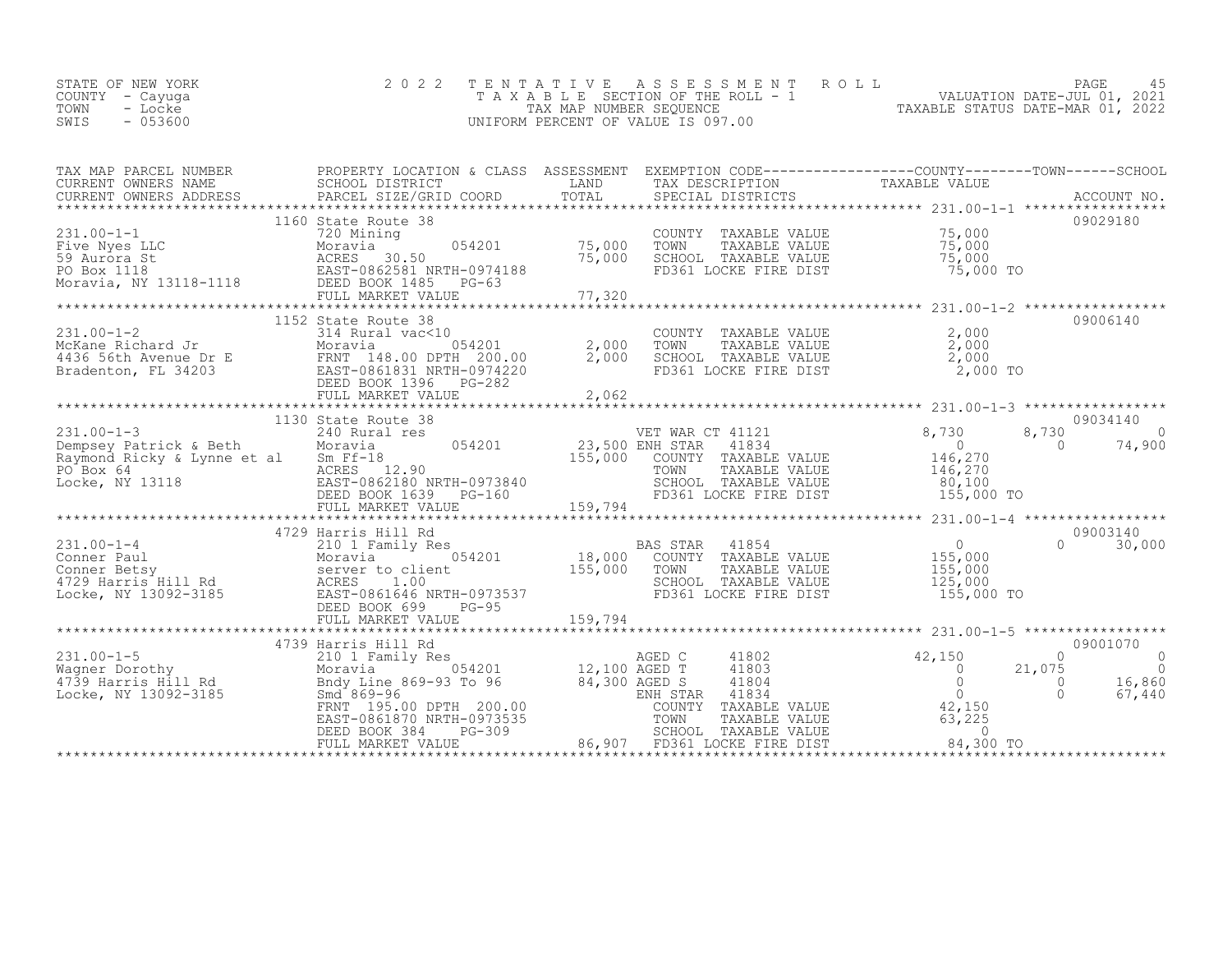STATE OF NEW YORK
COUNTY - Cayuga
TOWN - Locke
SWIS - 053600

# 2022 TENTATIVE ASSESSMENT ROLL

TAXABLE SECTION OF THE ROLL - 1
TAX MAP NUMBER SEQUENCE
UNIFORM PERCENT OF VALUE IS 097.00

VALUATION DATE-JUL 01, 2021
TAXABLE STATUS DATE-MAR 01, 2022

| TAX MAP PARCEL NUMBER / CURRENT OWNERS NAME / CURRENT OWNERS ADDRESS | PROPERTY LOCATION & CLASS / SCHOOL DISTRICT / PARCEL SIZE/GRID COORD | ASSESSMENT LAND | TOTAL | EXEMPTION CODE / TAX DESCRIPTION / SPECIAL DISTRICTS | COUNTY TAXABLE VALUE | TOWN | SCHOOL | ACCOUNT NO. |
|---|---|---|---|---|---|---|---|---|
| **231.00-1-1** | 1160 State Route 38 | | | | | | | 09029180 |
| Five Nyes LLC | 720 Mining | | | COUNTY TAXABLE VALUE | 75,000 | | | |
| 59 Aurora St | Moravia 054201 | 75,000 | | TOWN TAXABLE VALUE | 75,000 | | | |
| PO Box 1118 | ACRES 30.50 | | 75,000 | SCHOOL TAXABLE VALUE | 75,000 | | | |
| Moravia, NY 13118-1118 | EAST-0862581 NRTH-0974188 | | | FD361 LOCKE FIRE DIST | 75,000 TO | | | |
| | DEED BOOK 1485 PG-63 | | | | | | | |
| | FULL MARKET VALUE | | 77,320 | | | | | |
| **231.00-1-2** | 1152 State Route 38 | | | | | | | 09006140 |
| McKane Richard Jr | 314 Rural vac<10 | | | COUNTY TAXABLE VALUE | 2,000 | | | |
| 4436 56th Avenue Dr E | Moravia 054201 | 2,000 | | TOWN TAXABLE VALUE | 2,000 | | | |
| Bradenton, FL 34203 | FRNT 148.00 DPTH 200.00 | | 2,000 | SCHOOL TAXABLE VALUE | 2,000 | | | |
| | EAST-0861831 NRTH-0974220 | | | FD361 LOCKE FIRE DIST | 2,000 TO | | | |
| | DEED BOOK 1396 PG-282 | | | | | | | |
| | FULL MARKET VALUE | | 2,062 | | | | | |
| **231.00-1-3** | 1130 State Route 38 | | | | | | | 09034140 |
| Dempsey Patrick & Beth | 240 Rural res | | | VET WAR CT 41121 | 8,730 | 8,730 | 0 | |
| Raymond Ricky & Lynne et al | Moravia 054201 | 23,500 | | ENH STAR 41834 | 0 | 0 | 74,900 | |
| PO Box 64 | Sm Ff-18 | | 155,000 | COUNTY TAXABLE VALUE | 146,270 | | | |
| Locke, NY 13118 | ACRES 12.90 | | | TOWN TAXABLE VALUE | 146,270 | | | |
| | EAST-0862180 NRTH-0973840 | | | SCHOOL TAXABLE VALUE | 80,100 | | | |
| | DEED BOOK 1639 PG-160 | | | FD361 LOCKE FIRE DIST | 155,000 TO | | | |
| | FULL MARKET VALUE | | 159,794 | | | | | |
| **231.00-1-4** | 4729 Harris Hill Rd | | | | | | | 09003140 |
| Conner Paul | 210 1 Family Res | | | BAS STAR 41854 | 0 | 0 | 30,000 | |
| Conner Betsy | Moravia 054201 | 18,000 | | COUNTY TAXABLE VALUE | 155,000 | | | |
| 4729 Harris Hill Rd | server to client | | 155,000 | TOWN TAXABLE VALUE | 155,000 | | | |
| Locke, NY 13092-3185 | ACRES 1.00 | | | SCHOOL TAXABLE VALUE | 125,000 | | | |
| | EAST-0861646 NRTH-0973537 | | | FD361 LOCKE FIRE DIST | 155,000 TO | | | |
| | DEED BOOK 699 PG-95 | | | | | | | |
| | FULL MARKET VALUE | | 159,794 | | | | | |
| **231.00-1-5** | 4739 Harris Hill Rd | | | | | | | 09001070 |
| Wagner Dorothy | 210 1 Family Res | | | AGED C 41802 | 42,150 | 0 | 0 | |
| 4739 Harris Hill Rd | Moravia 054201 | 12,100 | | AGED T 41803 | 0 | 21,075 | 0 | |
| Locke, NY 13092-3185 | Bndy Line 869-93 To 96 | | 84,300 | AGED S 41804 | 0 | 0 | 16,860 | |
| | Smd 869-96 | | | ENH STAR 41834 | 0 | 0 | 67,440 | |
| | FRNT 195.00 DPTH 200.00 | | | COUNTY TAXABLE VALUE | 42,150 | | | |
| | EAST-0861870 NRTH-0973535 | | | TOWN TAXABLE VALUE | 63,225 | | | |
| | DEED BOOK 384 PG-309 | | | SCHOOL TAXABLE VALUE | 0 | | | |
| | FULL MARKET VALUE | | 86,907 | FD361 LOCKE FIRE DIST | 84,300 TO | | | |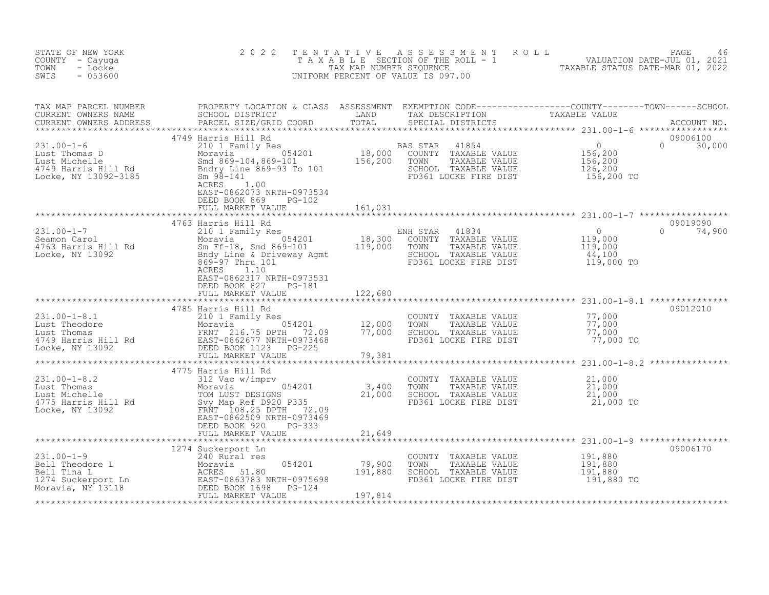STATE OF NEW YORK
COUNTY - Cayuga
TOWN - Locke
SWIS - 053600

2 0 2 2 T E N T A T I V E A S S E S S M E N T R O L L
T A X A B L E SECTION OF THE ROLL - 1
TAX MAP NUMBER SEQUENCE
UNIFORM PERCENT OF VALUE IS 097.00

VALUATION DATE-JUL 01, 2021
TAXABLE STATUS DATE-MAR 01, 2022

| TAX MAP PARCEL NUMBER / CURRENT OWNERS NAME / CURRENT OWNERS ADDRESS | PROPERTY LOCATION & CLASS / SCHOOL DISTRICT / PARCEL SIZE/GRID COORD | ASSESSMENT LAND / TOTAL | EXEMPTION CODE / TAX DESCRIPTION / SPECIAL DISTRICTS | COUNTY / TOWN / SCHOOL TAXABLE VALUE | ACCOUNT NO. |
|---|---|---|---|---|---|
| **231.00-1-6** | 4749 Harris Hill Rd | | | | 09006100 |
| Lust Thomas D | 210 1 Family Res | | BAS STAR 41854 | 0 0 30,000 | |
| Lust Michelle | Moravia 054201 | 18,000 | COUNTY TAXABLE VALUE | 156,200 | |
| 4749 Harris Hill Rd | Smd 869-104,869-101 | 156,200 | TOWN TAXABLE VALUE | 156,200 | |
| Locke, NY 13092-3185 | Bndry Line 869-93 To 101 | | SCHOOL TAXABLE VALUE | 126,200 | |
| | Sm 98-141 | | FD361 LOCKE FIRE DIST | 156,200 TO | |
| | ACRES 1.00 | | | | |
| | EAST-0862073 NRTH-0973534 | | | | |
| | DEED BOOK 869 PG-102 | | | | |
| | FULL MARKET VALUE | 161,031 | | | |
| **231.00-1-7** | 4763 Harris Hill Rd | | | | 09019090 |
| Seamon Carol | 210 1 Family Res | | ENH STAR 41834 | 0 0 74,900 | |
| 4763 Harris Hill Rd | Moravia 054201 | 18,300 | COUNTY TAXABLE VALUE | 119,000 | |
| Locke, NY 13092 | Sm Ff-18, Smd 869-101 | 119,000 | TOWN TAXABLE VALUE | 119,000 | |
| | Bndy Line & Driveway Agmt | | SCHOOL TAXABLE VALUE | 44,100 | |
| | 869-97 Thru 101 | | FD361 LOCKE FIRE DIST | 119,000 TO | |
| | ACRES 1.10 | | | | |
| | EAST-0862317 NRTH-0973531 | | | | |
| | DEED BOOK 827 PG-181 | | | | |
| | FULL MARKET VALUE | 122,680 | | | |
| **231.00-1-8.1** | 4785 Harris Hill Rd | | | | 09012010 |
| Lust Theodore | 210 1 Family Res | | COUNTY TAXABLE VALUE | 77,000 | |
| Lust Thomas | Moravia 054201 | 12,000 | TOWN TAXABLE VALUE | 77,000 | |
| 4749 Harris Hill Rd | FRNT 216.75 DPTH 72.09 | 77,000 | SCHOOL TAXABLE VALUE | 77,000 | |
| Locke, NY 13092 | EAST-0862677 NRTH-0973468 | | FD361 LOCKE FIRE DIST | 77,000 TO | |
| | DEED BOOK 1123 PG-225 | | | | |
| | FULL MARKET VALUE | 79,381 | | | |
| **231.00-1-8.2** | 4775 Harris Hill Rd | | | | |
| Lust Thomas | 312 Vac w/imprv | | COUNTY TAXABLE VALUE | 21,000 | |
| Lust Michelle | Moravia 054201 | 3,400 | TOWN TAXABLE VALUE | 21,000 | |
| 4775 Harris Hill Rd | TOM LUST DESIGNS | 21,000 | SCHOOL TAXABLE VALUE | 21,000 | |
| Locke, NY 13092 | Svy Map Ref D920 P335 | | FD361 LOCKE FIRE DIST | 21,000 TO | |
| | FRNT 108.25 DPTH 72.09 | | | | |
| | EAST-0862509 NRTH-0973469 | | | | |
| | DEED BOOK 920 PG-333 | | | | |
| | FULL MARKET VALUE | 21,649 | | | |
| **231.00-1-9** | 1274 Suckerport Ln | | | | 09006170 |
| Bell Theodore L | 240 Rural res | | COUNTY TAXABLE VALUE | 191,880 | |
| Bell Tina L | Moravia 054201 | 79,900 | TOWN TAXABLE VALUE | 191,880 | |
| 1274 Suckerport Ln | ACRES 51.80 | 191,880 | SCHOOL TAXABLE VALUE | 191,880 | |
| Moravia, NY 13118 | EAST-0863783 NRTH-0975698 | | FD361 LOCKE FIRE DIST | 191,880 TO | |
| | DEED BOOK 1698 PG-124 | | | | |
| | FULL MARKET VALUE | 197,814 | | | |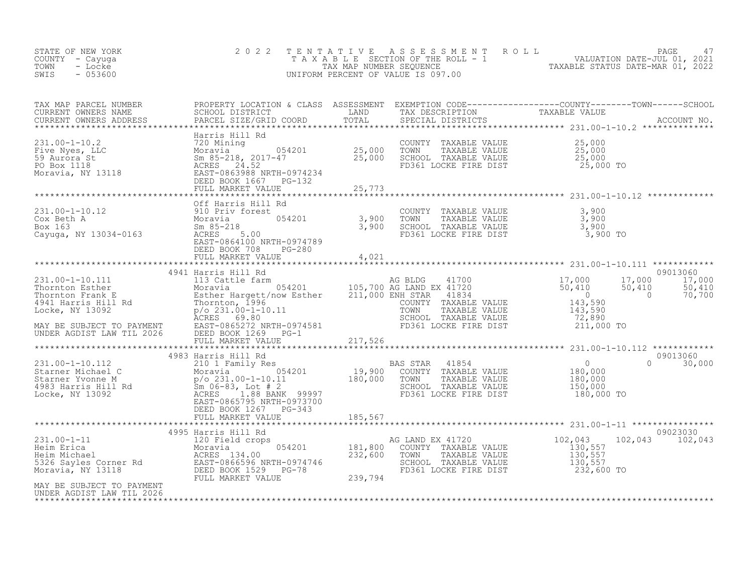STATE OF NEW YORK
COUNTY - Cayuga
TOWN - Locke
SWIS - 053600

2022 TENTATIVE ASSESSMENT ROLL
TAXABLE SECTION OF THE ROLL - 1
TAX MAP NUMBER SEQUENCE
UNIFORM PERCENT OF VALUE IS 097.00

VALUATION DATE-JUL 01, 2021
TAXABLE STATUS DATE-MAR 01, 2022

| TAX MAP PARCEL NUMBER / CURRENT OWNERS NAME / CURRENT OWNERS ADDRESS | PROPERTY LOCATION & CLASS / SCHOOL DISTRICT / PARCEL SIZE/GRID COORD | ASSESSMENT LAND / TOTAL | EXEMPTION CODE / TAX DESCRIPTION / SPECIAL DISTRICTS | COUNTY TAXABLE VALUE | TOWN | SCHOOL | ACCOUNT NO. |
|---|---|---|---|---|---|---|---|
| **231.00-1-10.2** | Harris Hill Rd | | | | | | |
| Five Nyes, LLC | 720 Mining | | COUNTY TAXABLE VALUE | 25,000 | | | |
| 59 Aurora St | Moravia 054201 | 25,000 | TOWN TAXABLE VALUE | 25,000 | | | |
| PO Box 1118 | Sm 85-218, 2017-47 | 25,000 | SCHOOL TAXABLE VALUE | 25,000 | | | |
| Moravia, NY 13118 | ACRES 24.52 | | FD361 LOCKE FIRE DIST | 25,000 TO | | | |
| | EAST-0863988 NRTH-0974234 | | | | | | |
| | DEED BOOK 1667 PG-132 | | | | | | |
| | FULL MARKET VALUE | 25,773 | | | | | |
| **231.00-1-10.12** | Off Harris Hill Rd | | | | | | |
| Cox Beth A | 910 Priv forest | | COUNTY TAXABLE VALUE | 3,900 | | | |
| Box 163 | Moravia 054201 | 3,900 | TOWN TAXABLE VALUE | 3,900 | | | |
| Cayuga, NY 13034-0163 | Sm 85-218 | 3,900 | SCHOOL TAXABLE VALUE | 3,900 | | | |
| | ACRES 5.00 | | FD361 LOCKE FIRE DIST | 3,900 TO | | | |
| | EAST-0864100 NRTH-0974789 | | | | | | |
| | DEED BOOK 708 PG-280 | | | | | | |
| | FULL MARKET VALUE | 4,021 | | | | | |
| **231.00-1-10.111** | 4941 Harris Hill Rd | | | | | | 09013060 |
| Thornton Esther | 113 Cattle farm | | AG BLDG 41700 | 17,000 | 17,000 | 17,000 | |
| Thornton Frank E | Moravia 054201 | 105,700 | AG LAND EX 41720 | 50,410 | 50,410 | 50,410 | |
| 4941 Harris Hill Rd | Esther Hargett/now Esther | 211,000 | ENH STAR 41834 | 0 | 0 | 70,700 | |
| Locke, NY 13092 | Thornton, 1996 | | COUNTY TAXABLE VALUE | 143,590 | | | |
| | p/o 231.00-1-10.11 | | TOWN TAXABLE VALUE | 143,590 | | | |
| MAY BE SUBJECT TO PAYMENT | ACRES 69.80 | | SCHOOL TAXABLE VALUE | 72,890 | | | |
| UNDER AGDIST LAW TIL 2026 | EAST-0865272 NRTH-0974581 | | FD361 LOCKE FIRE DIST | 211,000 TO | | | |
| | DEED BOOK 1269 PG-1 | | | | | | |
| | FULL MARKET VALUE | 217,526 | | | | | |
| **231.00-1-10.112** | 4983 Harris Hill Rd | | | | | | 09013060 |
| Starner Michael C | 210 1 Family Res | | BAS STAR 41854 | 0 | 0 | 30,000 | |
| Starner Yvonne M | Moravia 054201 | 19,900 | COUNTY TAXABLE VALUE | 180,000 | | | |
| 4983 Harris Hill Rd | p/o 231.00-1-10.11 | 180,000 | TOWN TAXABLE VALUE | 180,000 | | | |
| Locke, NY 13092 | Sm 06-83, Lot # 2 | | SCHOOL TAXABLE VALUE | 150,000 | | | |
| | ACRES 1.88 BANK 99997 | | FD361 LOCKE FIRE DIST | 180,000 TO | | | |
| | EAST-0865795 NRTH-0973700 | | | | | | |
| | DEED BOOK 1267 PG-343 | | | | | | |
| | FULL MARKET VALUE | 185,567 | | | | | |
| **231.00-1-11** | 4995 Harris Hill Rd | | | | | | 09023030 |
| Heim Erica | 120 Field crops | | AG LAND EX 41720 | 102,043 | 102,043 | 102,043 | |
| Heim Michael | Moravia 054201 | 181,800 | COUNTY TAXABLE VALUE | 130,557 | | | |
| 5326 Sayles Corner Rd | ACRES 134.00 | 232,600 | TOWN TAXABLE VALUE | 130,557 | | | |
| Moravia, NY 13118 | EAST-0866596 NRTH-0974746 | | SCHOOL TAXABLE VALUE | 130,557 | | | |
| | DEED BOOK 1529 PG-78 | | FD361 LOCKE FIRE DIST | 232,600 TO | | | |
| MAY BE SUBJECT TO PAYMENT | FULL MARKET VALUE | 239,794 | | | | | |
| UNDER AGDIST LAW TIL 2026 | | | | | | | |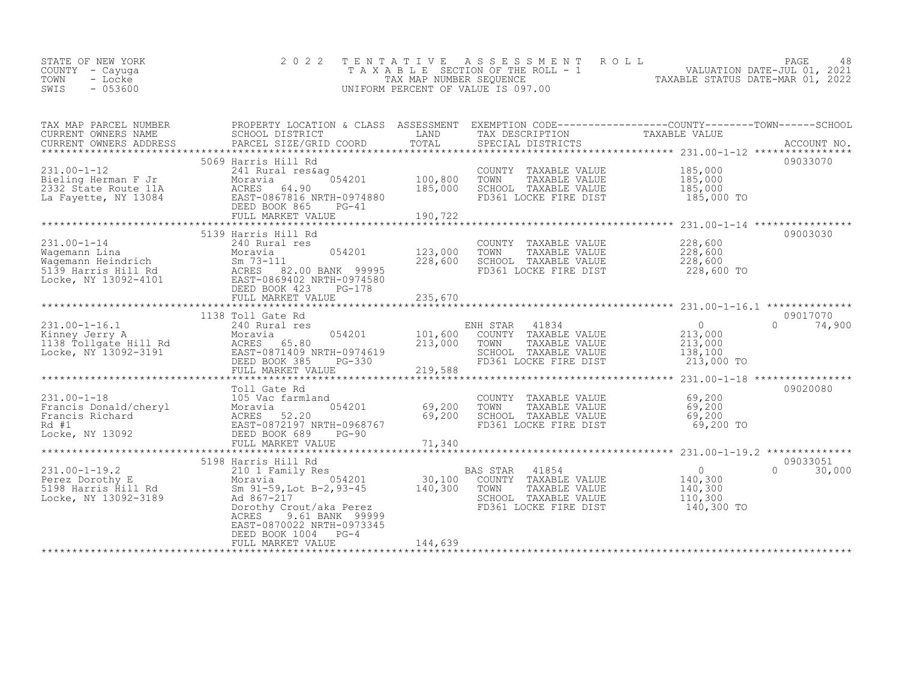STATE OF NEW YORK
COUNTY - Cayuga
TOWN - Locke
SWIS - 053600

2022 TENTATIVE ASSESSMENT ROLL
TAXABLE SECTION OF THE ROLL - 1
TAX MAP NUMBER SEQUENCE
UNIFORM PERCENT OF VALUE IS 097.00

VALUATION DATE-JUL 01, 2021
TAXABLE STATUS DATE-MAR 01, 2022

| TAX MAP PARCEL NUMBER / CURRENT OWNERS NAME / CURRENT OWNERS ADDRESS | PROPERTY LOCATION & CLASS / SCHOOL DISTRICT / PARCEL SIZE/GRID COORD | ASSESSMENT LAND | TOTAL | EXEMPTION CODE / TAX DESCRIPTION / SPECIAL DISTRICTS | COUNTY TAXABLE VALUE | TOWN | SCHOOL | ACCOUNT NO. |
|---|---|---|---|---|---|---|---|---|
| 231.00-1-12 | 5069 Harris Hill Rd | | | | | | | 09033070 |
| Bieling Herman F Jr | 241 Rural res&ag | | | COUNTY TAXABLE VALUE | 185,000 | | | |
| 2332 State Route 11A | Moravia 054201 | 100,800 | | TOWN TAXABLE VALUE | 185,000 | | | |
| La Fayette, NY 13084 | ACRES 64.90 | | 185,000 | SCHOOL TAXABLE VALUE | 185,000 | | | |
| | EAST-0867816 NRTH-0974880 | | | FD361 LOCKE FIRE DIST | 185,000 TO | | | |
| | DEED BOOK 865 PG-41 | | | | | | | |
| | FULL MARKET VALUE | | 190,722 | | | | | |
| 231.00-1-14 | 5139 Harris Hill Rd | | | | | | | 09003030 |
| Wagemann Lina | 240 Rural res | | | COUNTY TAXABLE VALUE | 228,600 | | | |
| Wagemann Heindrich | Moravia 054201 | 123,000 | | TOWN TAXABLE VALUE | 228,600 | | | |
| 5139 Harris Hill Rd | Sm 73-111 | | 228,600 | SCHOOL TAXABLE VALUE | 228,600 | | | |
| Locke, NY 13092-4101 | ACRES 82.00 BANK 99995 | | | FD361 LOCKE FIRE DIST | 228,600 TO | | | |
| | EAST-0869402 NRTH-0974580 | | | | | | | |
| | DEED BOOK 423 PG-178 | | | | | | | |
| | FULL MARKET VALUE | | 235,670 | | | | | |
| 231.00-1-16.1 | 1138 Toll Gate Rd | | | | | | | 09017070 |
| Kinney Jerry A | 240 Rural res | | | ENH STAR 41834 | 0 | | 0 | 74,900 |
| 1138 Tollgate Hill Rd | Moravia 054201 | 101,600 | | COUNTY TAXABLE VALUE | 213,000 | | | |
| Locke, NY 13092-3191 | ACRES 65.80 | | 213,000 | TOWN TAXABLE VALUE | 213,000 | | | |
| | EAST-0871409 NRTH-0974619 | | | SCHOOL TAXABLE VALUE | 138,100 | | | |
| | DEED BOOK 385 PG-330 | | | FD361 LOCKE FIRE DIST | 213,000 TO | | | |
| | FULL MARKET VALUE | | 219,588 | | | | | |
| 231.00-1-18 | Toll Gate Rd | | | | | | | 09020080 |
| Francis Donald/cheryl | 105 Vac farmland | | | COUNTY TAXABLE VALUE | 69,200 | | | |
| Francis Richard | Moravia 054201 | 69,200 | | TOWN TAXABLE VALUE | 69,200 | | | |
| Rd #1 | ACRES 52.20 | | 69,200 | SCHOOL TAXABLE VALUE | 69,200 | | | |
| Locke, NY 13092 | EAST-0872197 NRTH-0968767 | | | FD361 LOCKE FIRE DIST | 69,200 TO | | | |
| | DEED BOOK 689 PG-90 | | | | | | | |
| | FULL MARKET VALUE | | 71,340 | | | | | |
| 231.00-1-19.2 | 5198 Harris Hill Rd | | | | | | | 09033051 |
| Perez Dorothy E | 210 1 Family Res | | | BAS STAR 41854 | 0 | | 0 | 30,000 |
| 5198 Harris Hill Rd | Moravia 054201 | 30,100 | | COUNTY TAXABLE VALUE | 140,300 | | | |
| Locke, NY 13092-3189 | Sm 91-59,Lot B-2,93-45 | | 140,300 | TOWN TAXABLE VALUE | 140,300 | | | |
| | Ad 867-217 | | | SCHOOL TAXABLE VALUE | 110,300 | | | |
| | Dorothy Crout/aka Perez | | | FD361 LOCKE FIRE DIST | 140,300 TO | | | |
| | ACRES 9.61 BANK 99999 | | | | | | | |
| | EAST-0870022 NRTH-0973345 | | | | | | | |
| | DEED BOOK 1004 PG-4 | | | | | | | |
| | FULL MARKET VALUE | | 144,639 | | | | | |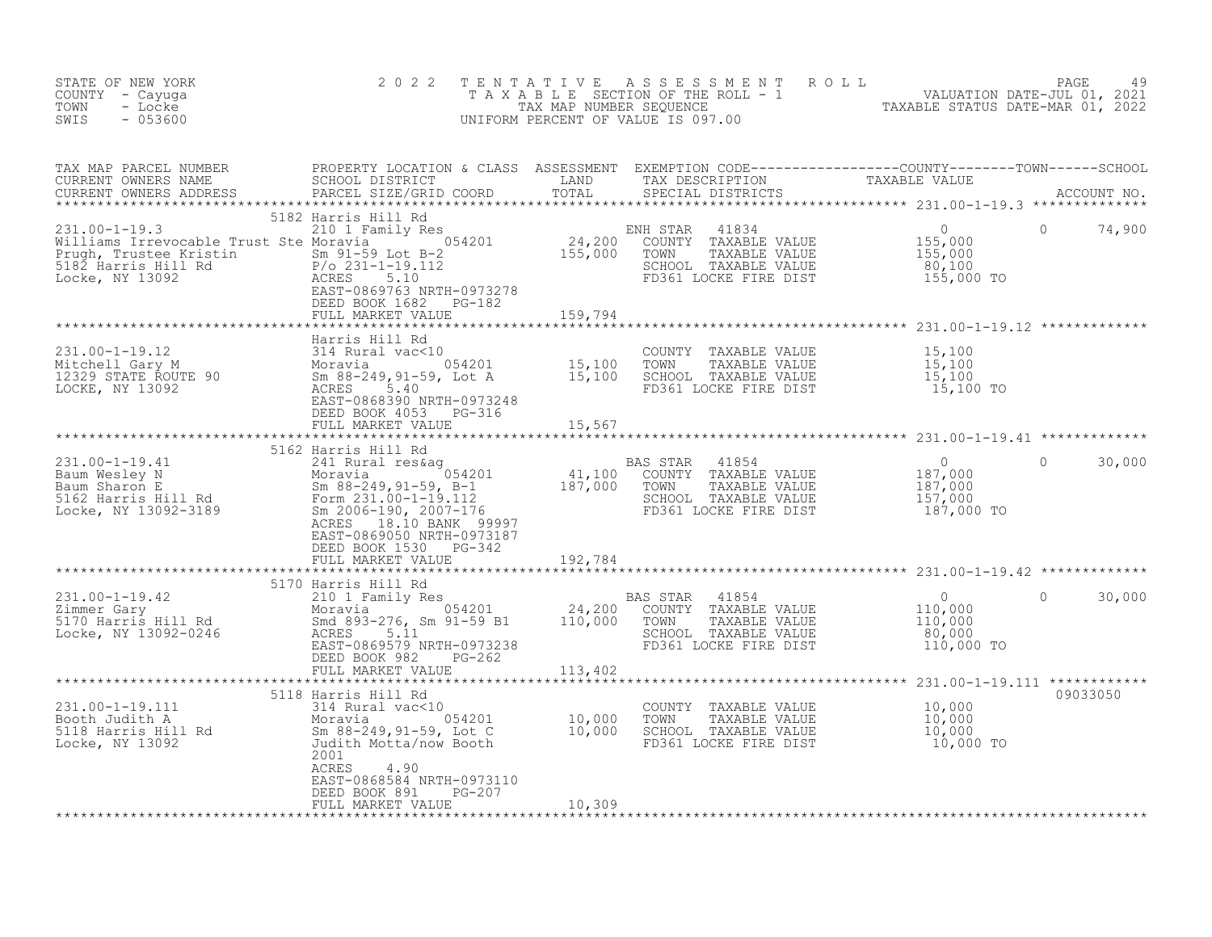STATE OF NEW YORK
COUNTY - Cayuga
TOWN - Locke
SWIS - 053600

# 2022 TENTATIVE ASSESSMENT ROLL

TAXABLE SECTION OF THE ROLL - 1
TAX MAP NUMBER SEQUENCE
UNIFORM PERCENT OF VALUE IS 097.00

VALUATION DATE-JUL 01, 2021
TAXABLE STATUS DATE-MAR 01, 2022

| TAX MAP PARCEL NUMBER / CURRENT OWNERS NAME / CURRENT OWNERS ADDRESS | PROPERTY LOCATION & CLASS / SCHOOL DISTRICT / PARCEL SIZE/GRID COORD | ASSESSMENT LAND | ASSESSMENT TOTAL | EXEMPTION CODE / TAX DESCRIPTION / SPECIAL DISTRICTS | COUNTY TAXABLE VALUE | TOWN | SCHOOL | ACCOUNT NO. |
|---|---|---|---|---|---|---|---|---|
| **231.00-1-19.3** | 5182 Harris Hill Rd | | | | | | | |
| Williams Irrevocable Trust Ste | 210 1 Family Res | | | ENH STAR 41834 | 0 | 0 | 74,900 | |
| Prugh, Trustee Kristin | Moravia 054201 | 24,200 | | COUNTY TAXABLE VALUE | 155,000 | | | |
| 5182 Harris Hill Rd | Sm 91-59 Lot B-2 | | 155,000 | TOWN TAXABLE VALUE | 155,000 | | | |
| Locke, NY 13092 | P/o 231-1-19.112 | | | SCHOOL TAXABLE VALUE | 80,100 | | | |
| | ACRES 5.10 | | | FD361 LOCKE FIRE DIST | 155,000 TO | | | |
| | EAST-0869763 NRTH-0973278 | | | | | | | |
| | DEED BOOK 1682 PG-182 | | | | | | | |
| | FULL MARKET VALUE | | 159,794 | | | | | |
| **231.00-1-19.12** | Harris Hill Rd | | | | | | | |
| Mitchell Gary M | 314 Rural vac<10 | | | COUNTY TAXABLE VALUE | 15,100 | | | |
| 12329 STATE ROUTE 90 | Moravia 054201 | 15,100 | | TOWN TAXABLE VALUE | 15,100 | | | |
| LOCKE, NY 13092 | Sm 88-249,91-59, Lot A | | 15,100 | SCHOOL TAXABLE VALUE | 15,100 | | | |
| | ACRES 5.40 | | | FD361 LOCKE FIRE DIST | 15,100 TO | | | |
| | EAST-0868390 NRTH-0973248 | | | | | | | |
| | DEED BOOK 4053 PG-316 | | | | | | | |
| | FULL MARKET VALUE | | 15,567 | | | | | |
| **231.00-1-19.41** | 5162 Harris Hill Rd | | | | | | | |
| Baum Wesley N | 241 Rural res&ag | | | BAS STAR 41854 | 0 | 0 | 30,000 | |
| Baum Sharon E | Moravia 054201 | 41,100 | | COUNTY TAXABLE VALUE | 187,000 | | | |
| 5162 Harris Hill Rd | Sm 88-249,91-59, B-1 | | 187,000 | TOWN TAXABLE VALUE | 187,000 | | | |
| Locke, NY 13092-3189 | Form 231.00-1-19.112 | | | SCHOOL TAXABLE VALUE | 157,000 | | | |
| | Sm 2006-190, 2007-176 | | | FD361 LOCKE FIRE DIST | 187,000 TO | | | |
| | ACRES 18.10 BANK 99997 | | | | | | | |
| | EAST-0869050 NRTH-0973187 | | | | | | | |
| | DEED BOOK 1530 PG-342 | | | | | | | |
| | FULL MARKET VALUE | | 192,784 | | | | | |
| **231.00-1-19.42** | 5170 Harris Hill Rd | | | | | | | |
| Zimmer Gary | 210 1 Family Res | | | BAS STAR 41854 | 0 | 0 | 30,000 | |
| 5170 Harris Hill Rd | Moravia 054201 | 24,200 | | COUNTY TAXABLE VALUE | 110,000 | | | |
| Locke, NY 13092-0246 | Smd 893-276, Sm 91-59 B1 | | 110,000 | TOWN TAXABLE VALUE | 110,000 | | | |
| | ACRES 5.11 | | | SCHOOL TAXABLE VALUE | 80,000 | | | |
| | EAST-0869579 NRTH-0973238 | | | FD361 LOCKE FIRE DIST | 110,000 TO | | | |
| | DEED BOOK 982 PG-262 | | | | | | | |
| | FULL MARKET VALUE | | 113,402 | | | | | |
| **231.00-1-19.111** | 5118 Harris Hill Rd | | | | | | | 09033050 |
| Booth Judith A | 314 Rural vac<10 | | | COUNTY TAXABLE VALUE | 10,000 | | | |
| 5118 Harris Hill Rd | Moravia 054201 | 10,000 | | TOWN TAXABLE VALUE | 10,000 | | | |
| Locke, NY 13092 | Sm 88-249,91-59, Lot C | | 10,000 | SCHOOL TAXABLE VALUE | 10,000 | | | |
| | Judith Motta/now Booth | | | FD361 LOCKE FIRE DIST | 10,000 TO | | | |
| | 2001 | | | | | | | |
| | ACRES 4.90 | | | | | | | |
| | EAST-0868584 NRTH-0973110 | | | | | | | |
| | DEED BOOK 891 PG-207 | | | | | | | |
| | FULL MARKET VALUE | | 10,309 | | | | | |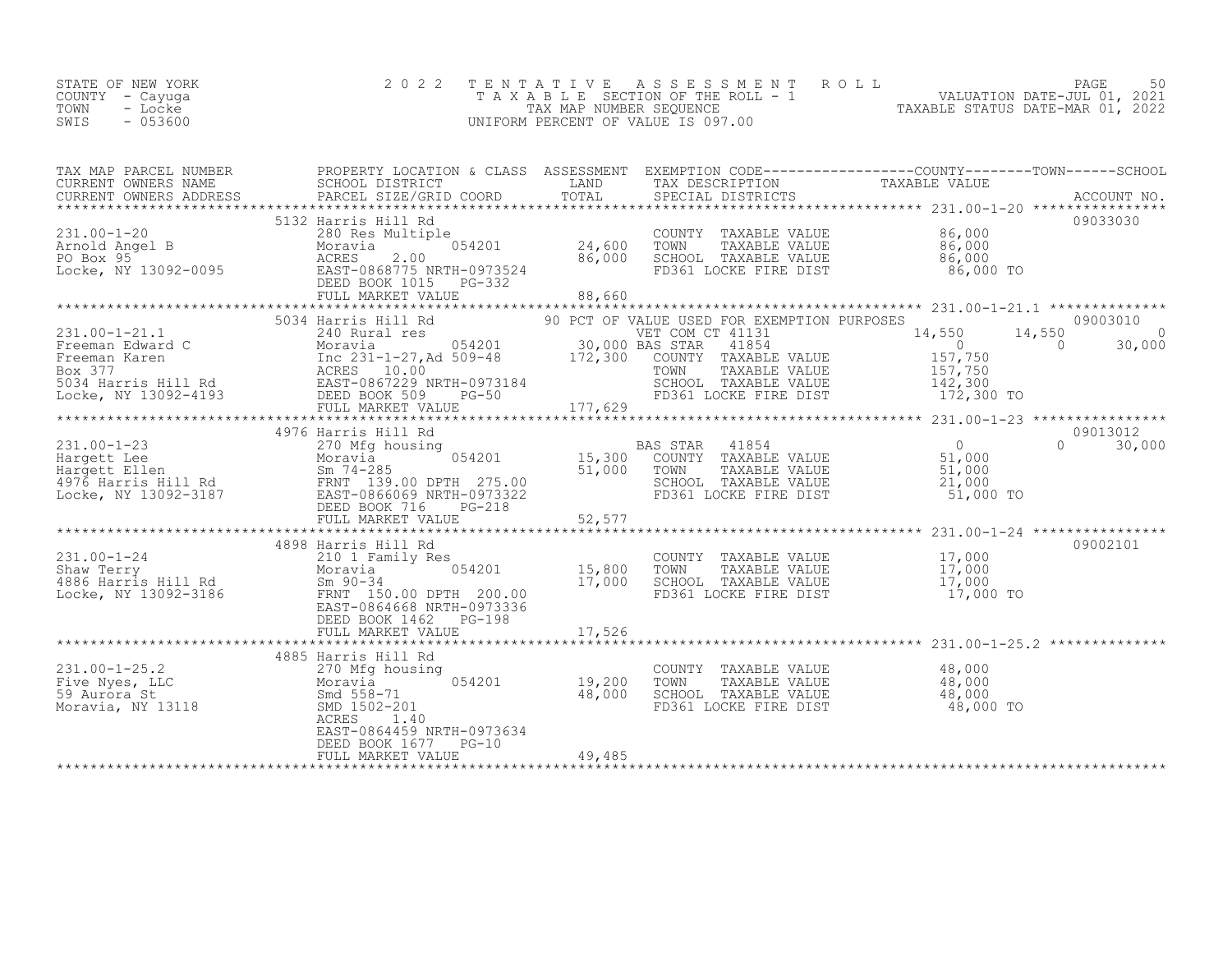STATE OF NEW YORK
COUNTY - Cayuga
TOWN - Locke
SWIS - 053600

2 0 2 2 T E N T A T I V E A S S E S S M E N T R O L L
T A X A B L E SECTION OF THE ROLL - 1
TAX MAP NUMBER SEQUENCE
UNIFORM PERCENT OF VALUE IS 097.00

VALUATION DATE-JUL 01, 2021
TAXABLE STATUS DATE-MAR 01, 2022

| TAX MAP PARCEL NUMBER / CURRENT OWNERS NAME / CURRENT OWNERS ADDRESS | PROPERTY LOCATION & CLASS / SCHOOL DISTRICT / PARCEL SIZE/GRID COORD | ASSESSMENT LAND / TOTAL | EXEMPTION CODE / TAX DESCRIPTION / SPECIAL DISTRICTS | COUNTY TAXABLE VALUE | TOWN | SCHOOL | ACCOUNT NO. |
|---|---|---|---|---|---|---|---|
| 231.00-1-20 | 5132 Harris Hill Rd | | | | | | 09033030 |
| Arnold Angel B | 280 Res Multiple | | COUNTY TAXABLE VALUE | 86,000 | | | |
| PO Box 95 | Moravia 054201 | 24,600 | TOWN TAXABLE VALUE | 86,000 | | | |
| Locke, NY 13092-0095 | ACRES 2.00 | 86,000 | SCHOOL TAXABLE VALUE | 86,000 | | | |
| | EAST-0868775 NRTH-0973524 | | FD361 LOCKE FIRE DIST | 86,000 TO | | | |
| | DEED BOOK 1015 PG-332 | | | | | | |
| | FULL MARKET VALUE | 88,660 | | | | | |
| 231.00-1-21.1 | 5034 Harris Hill Rd | | 90 PCT OF VALUE USED FOR EXEMPTION PURPOSES | | | | 09003010 |
| Freeman Edward C | 240 Rural res | | VET COM CT 41131 | 14,550 | 14,550 | 0 | |
| Freeman Karen | Moravia 054201 | 30,000 | BAS STAR 41854 | 0 | 0 | 30,000 | |
| Box 377 | Inc 231-1-27,Ad 509-48 | 172,300 | COUNTY TAXABLE VALUE | 157,750 | | | |
| 5034 Harris Hill Rd | ACRES 10.00 | | TOWN TAXABLE VALUE | 157,750 | | | |
| Locke, NY 13092-4193 | EAST-0867229 NRTH-0973184 | | SCHOOL TAXABLE VALUE | 142,300 | | | |
| | DEED BOOK 509 PG-50 | | FD361 LOCKE FIRE DIST | 172,300 TO | | | |
| | FULL MARKET VALUE | 177,629 | | | | | |
| 231.00-1-23 | 4976 Harris Hill Rd | | | | | | 09013012 |
| Hargett Lee | 270 Mfg housing | | BAS STAR 41854 | 0 | 0 | 30,000 | |
| Hargett Ellen | Moravia 054201 | 15,300 | COUNTY TAXABLE VALUE | 51,000 | | | |
| 4976 Harris Hill Rd | Sm 74-285 | 51,000 | TOWN TAXABLE VALUE | 51,000 | | | |
| Locke, NY 13092-3187 | FRNT 139.00 DPTH 275.00 | | SCHOOL TAXABLE VALUE | 21,000 | | | |
| | EAST-0866069 NRTH-0973322 | | FD361 LOCKE FIRE DIST | 51,000 TO | | | |
| | DEED BOOK 716 PG-218 | | | | | | |
| | FULL MARKET VALUE | 52,577 | | | | | |
| 231.00-1-24 | 4898 Harris Hill Rd | | | | | | 09002101 |
| Shaw Terry | 210 1 Family Res | | COUNTY TAXABLE VALUE | 17,000 | | | |
| 4886 Harris Hill Rd | Moravia 054201 | 15,800 | TOWN TAXABLE VALUE | 17,000 | | | |
| Locke, NY 13092-3186 | Sm 90-34 | 17,000 | SCHOOL TAXABLE VALUE | 17,000 | | | |
| | FRNT 150.00 DPTH 200.00 | | FD361 LOCKE FIRE DIST | 17,000 TO | | | |
| | EAST-0864668 NRTH-0973336 | | | | | | |
| | DEED BOOK 1462 PG-198 | | | | | | |
| | FULL MARKET VALUE | 17,526 | | | | | |
| 231.00-1-25.2 | 4885 Harris Hill Rd | | | | | | |
| Five Nyes, LLC | 270 Mfg housing | | COUNTY TAXABLE VALUE | 48,000 | | | |
| 59 Aurora St | Moravia 054201 | 19,200 | TOWN TAXABLE VALUE | 48,000 | | | |
| Moravia, NY 13118 | Smd 558-71 | 48,000 | SCHOOL TAXABLE VALUE | 48,000 | | | |
| | SMD 1502-201 | | FD361 LOCKE FIRE DIST | 48,000 TO | | | |
| | ACRES 1.40 | | | | | | |
| | EAST-0864459 NRTH-0973634 | | | | | | |
| | DEED BOOK 1677 PG-10 | | | | | | |
| | FULL MARKET VALUE | 49,485 | | | | | |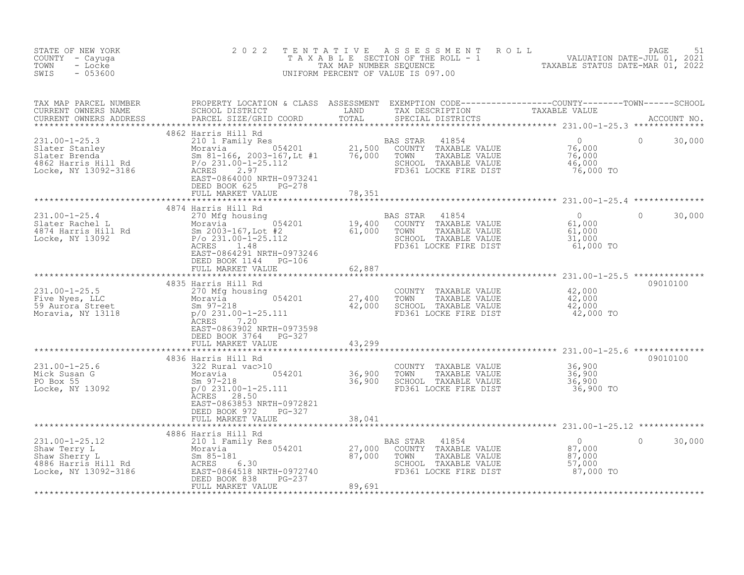STATE OF NEW YORK
COUNTY - Cayuga
TOWN - Locke
SWIS - 053600

2022 TENTATIVE ASSESSMENT ROLL
TAXABLE SECTION OF THE ROLL - 1
TAX MAP NUMBER SEQUENCE
UNIFORM PERCENT OF VALUE IS 097.00

VALUATION DATE-JUL 01, 2021
TAXABLE STATUS DATE-MAR 01, 2022

| TAX MAP PARCEL NUMBER / CURRENT OWNERS NAME / CURRENT OWNERS ADDRESS | PROPERTY LOCATION & CLASS / SCHOOL DISTRICT / PARCEL SIZE/GRID COORD | ASSESSMENT LAND | TOTAL | EXEMPTION CODE / TAX DESCRIPTION / SPECIAL DISTRICTS | COUNTY TAXABLE VALUE | TOWN | SCHOOL | ACCOUNT NO. |
|---|---|---|---|---|---|---|---|---|
| 231.00-1-25.3 | 4862 Harris Hill Rd | | | | | | | |
| Slater Stanley | 210 1 Family Res | | | BAS STAR 41854 | 0 | 0 | 30,000 | |
| Slater Brenda | Moravia 054201 | 21,500 | | COUNTY TAXABLE VALUE | 76,000 | | | |
| 4862 Harris Hill Rd | Sm 81-166, 2003-167,Lt #1 | | 76,000 | TOWN TAXABLE VALUE | 76,000 | | | |
| Locke, NY 13092-3186 | P/o 231.00-1-25.112 | | | SCHOOL TAXABLE VALUE | 46,000 | | | |
| | ACRES 2.97 | | | FD361 LOCKE FIRE DIST | 76,000 TO | | | |
| | EAST-0864000 NRTH-0973241 | | | | | | | |
| | DEED BOOK 625 PG-278 | | | | | | | |
| | FULL MARKET VALUE | | 78,351 | | | | | |
| 231.00-1-25.4 | 4874 Harris Hill Rd | | | | | | | |
| Slater Rachel L | 270 Mfg housing | | | BAS STAR 41854 | 0 | 0 | 30,000 | |
| 4874 Harris Hill Rd | Moravia 054201 | 19,400 | | COUNTY TAXABLE VALUE | 61,000 | | | |
| Locke, NY 13092 | Sm 2003-167,Lot #2 | | 61,000 | TOWN TAXABLE VALUE | 61,000 | | | |
| | P/o 231.00-1-25.112 | | | SCHOOL TAXABLE VALUE | 31,000 | | | |
| | ACRES 1.48 | | | FD361 LOCKE FIRE DIST | 61,000 TO | | | |
| | EAST-0864291 NRTH-0973246 | | | | | | | |
| | DEED BOOK 1144 PG-106 | | | | | | | |
| | FULL MARKET VALUE | | 62,887 | | | | | |
| 231.00-1-25.5 | 4835 Harris Hill Rd | | | | | | | 09010100 |
| Five Nyes, LLC | 270 Mfg housing | | | COUNTY TAXABLE VALUE | 42,000 | | | |
| 59 Aurora Street | Moravia 054201 | 27,400 | | TOWN TAXABLE VALUE | 42,000 | | | |
| Moravia, NY 13118 | Sm 97-218 | | 42,000 | SCHOOL TAXABLE VALUE | 42,000 | | | |
| | p/0 231.00-1-25.111 | | | FD361 LOCKE FIRE DIST | 42,000 TO | | | |
| | ACRES 7.20 | | | | | | | |
| | EAST-0863902 NRTH-0973598 | | | | | | | |
| | DEED BOOK 3764 PG-327 | | | | | | | |
| | FULL MARKET VALUE | | 43,299 | | | | | |
| 231.00-1-25.6 | 4836 Harris Hill Rd | | | | | | | 09010100 |
| Mick Susan G | 322 Rural vac>10 | | | COUNTY TAXABLE VALUE | 36,900 | | | |
| PO Box 55 | Moravia 054201 | 36,900 | | TOWN TAXABLE VALUE | 36,900 | | | |
| Locke, NY 13092 | Sm 97-218 | | 36,900 | SCHOOL TAXABLE VALUE | 36,900 | | | |
| | p/0 231.00-1-25.111 | | | FD361 LOCKE FIRE DIST | 36,900 TO | | | |
| | ACRES 28.50 | | | | | | | |
| | EAST-0863853 NRTH-0972821 | | | | | | | |
| | DEED BOOK 972 PG-327 | | | | | | | |
| | FULL MARKET VALUE | | 38,041 | | | | | |
| 231.00-1-25.12 | 4886 Harris Hill Rd | | | | | | | |
| Shaw Terry L | 210 1 Family Res | | | BAS STAR 41854 | 0 | 0 | 30,000 | |
| Shaw Sherry L | Moravia 054201 | 27,000 | | COUNTY TAXABLE VALUE | 87,000 | | | |
| 4886 Harris Hill Rd | Sm 85-181 | | 87,000 | TOWN TAXABLE VALUE | 87,000 | | | |
| Locke, NY 13092-3186 | ACRES 6.30 | | | SCHOOL TAXABLE VALUE | 57,000 | | | |
| | EAST-0864518 NRTH-0972740 | | | FD361 LOCKE FIRE DIST | 87,000 TO | | | |
| | DEED BOOK 838 PG-237 | | | | | | | |
| | FULL MARKET VALUE | | 89,691 | | | | | |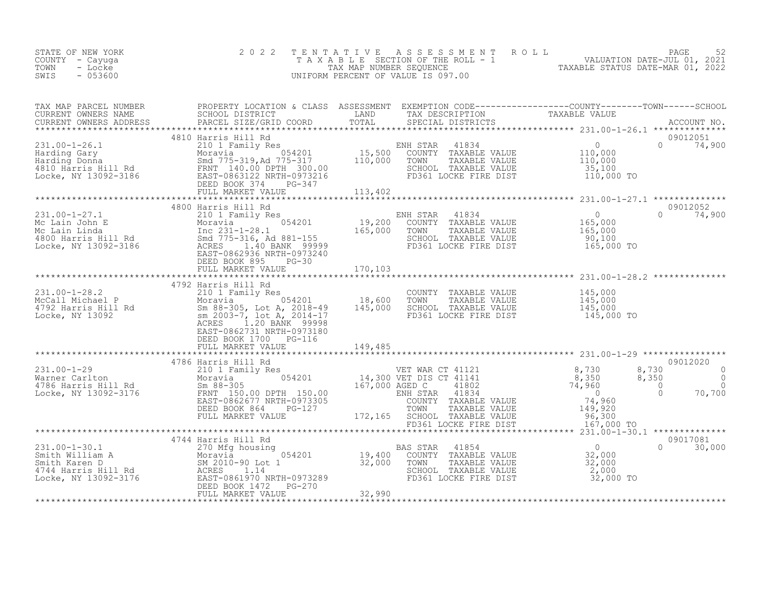STATE OF NEW YORK
COUNTY - Cayuga
TOWN - Locke
SWIS - 053600

# 2022 TENTATIVE ASSESSMENT ROLL

TAXABLE SECTION OF THE ROLL - 1
TAX MAP NUMBER SEQUENCE
UNIFORM PERCENT OF VALUE IS 097.00

VALUATION DATE-JUL 01, 2021
TAXABLE STATUS DATE-MAR 01, 2022

| TAX MAP PARCEL NUMBER / CURRENT OWNERS NAME / CURRENT OWNERS ADDRESS | PROPERTY LOCATION & CLASS / SCHOOL DISTRICT / PARCEL SIZE/GRID COORD | ASSESSMENT LAND / TOTAL | EXEMPTION CODE / TAX DESCRIPTION / SPECIAL DISTRICTS | COUNTY TAXABLE VALUE | TOWN | SCHOOL / ACCOUNT NO. |
|---|---|---|---|---|---|---|
| **231.00-1-26.1** | 4810 Harris Hill Rd | | | | | 09012051 |
| 231.00-1-26.1 | 210 1 Family Res | | ENH STAR 41834 | 0 | 0 | 74,900 |
| Harding Gary | Moravia 054201 | 15,500 | COUNTY TAXABLE VALUE | 110,000 | | |
| Harding Donna | Smd 775-319,Ad 775-317 | 110,000 | TOWN TAXABLE VALUE | 110,000 | | |
| 4810 Harris Hill Rd | FRNT 140.00 DPTH 300.00 | | SCHOOL TAXABLE VALUE | 35,100 | | |
| Locke, NY 13092-3186 | EAST-0863122 NRTH-0973216 | | FD361 LOCKE FIRE DIST | 110,000 TO | | |
| | DEED BOOK 374 PG-347 | | | | | |
| | FULL MARKET VALUE | 113,402 | | | | |
| **231.00-1-27.1** | 4800 Harris Hill Rd | | | | | 09012052 |
| 231.00-1-27.1 | 210 1 Family Res | | ENH STAR 41834 | 0 | 0 | 74,900 |
| Mc Lain John E | Moravia 054201 | 19,200 | COUNTY TAXABLE VALUE | 165,000 | | |
| Mc Lain Linda | Inc 231-1-28.1 | 165,000 | TOWN TAXABLE VALUE | 165,000 | | |
| 4800 Harris Hill Rd | Smd 775-316, Ad 881-155 | | SCHOOL TAXABLE VALUE | 90,100 | | |
| Locke, NY 13092-3186 | ACRES 1.40 BANK 99999 | | FD361 LOCKE FIRE DIST | 165,000 TO | | |
| | EAST-0862936 NRTH-0973240 | | | | | |
| | DEED BOOK 895 PG-30 | | | | | |
| | FULL MARKET VALUE | 170,103 | | | | |
| **231.00-1-28.2** | 4792 Harris Hill Rd | | | | | |
| 231.00-1-28.2 | 210 1 Family Res | | COUNTY TAXABLE VALUE | 145,000 | | |
| McCall Michael P | Moravia 054201 | 18,600 | TOWN TAXABLE VALUE | 145,000 | | |
| 4792 Harris Hill Rd | Sm 88-305, Lot A, 2018-49 | 145,000 | SCHOOL TAXABLE VALUE | 145,000 | | |
| Locke, NY 13092 | sm 2003-7, lot A, 2014-17 | | FD361 LOCKE FIRE DIST | 145,000 TO | | |
| | ACRES 1.20 BANK 99998 | | | | | |
| | EAST-0862731 NRTH-0973180 | | | | | |
| | DEED BOOK 1700 PG-116 | | | | | |
| | FULL MARKET VALUE | 149,485 | | | | |
| **231.00-1-29** | 4786 Harris Hill Rd | | | | | 09012020 |
| 231.00-1-29 | 210 1 Family Res | | VET WAR CT 41121 | 8,730 | 8,730 | 0 |
| Warner Carlton | Moravia 054201 | 14,300 | VET DIS CT 41141 | 8,350 | 8,350 | 0 |
| 4786 Harris Hill Rd | Sm 88-305 | 167,000 | AGED C 41802 | 74,960 | 0 | 0 |
| Locke, NY 13092-3176 | FRNT 150.00 DPTH 150.00 | | ENH STAR 41834 | 0 | 0 | 70,700 |
| | EAST-0862677 NRTH-0973305 | | COUNTY TAXABLE VALUE | 74,960 | | |
| | DEED BOOK 864 PG-127 | | TOWN TAXABLE VALUE | 149,920 | | |
| | FULL MARKET VALUE | 172,165 | SCHOOL TAXABLE VALUE | 96,300 | | |
| | | | FD361 LOCKE FIRE DIST | 167,000 TO | | |
| **231.00-1-30.1** | 4744 Harris Hill Rd | | | | | 09017081 |
| 231.00-1-30.1 | 270 Mfg housing | | BAS STAR 41854 | 0 | 0 | 30,000 |
| Smith William A | Moravia 054201 | 19,400 | COUNTY TAXABLE VALUE | 32,000 | | |
| Smith Karen D | SM 2010-90 Lot 1 | 32,000 | TOWN TAXABLE VALUE | 32,000 | | |
| 4744 Harris Hill Rd | ACRES 1.14 | | SCHOOL TAXABLE VALUE | 2,000 | | |
| Locke, NY 13092-3176 | EAST-0861970 NRTH-0973289 | | FD361 LOCKE FIRE DIST | 32,000 TO | | |
| | DEED BOOK 1472 PG-270 | | | | | |
| | FULL MARKET VALUE | 32,990 | | | | |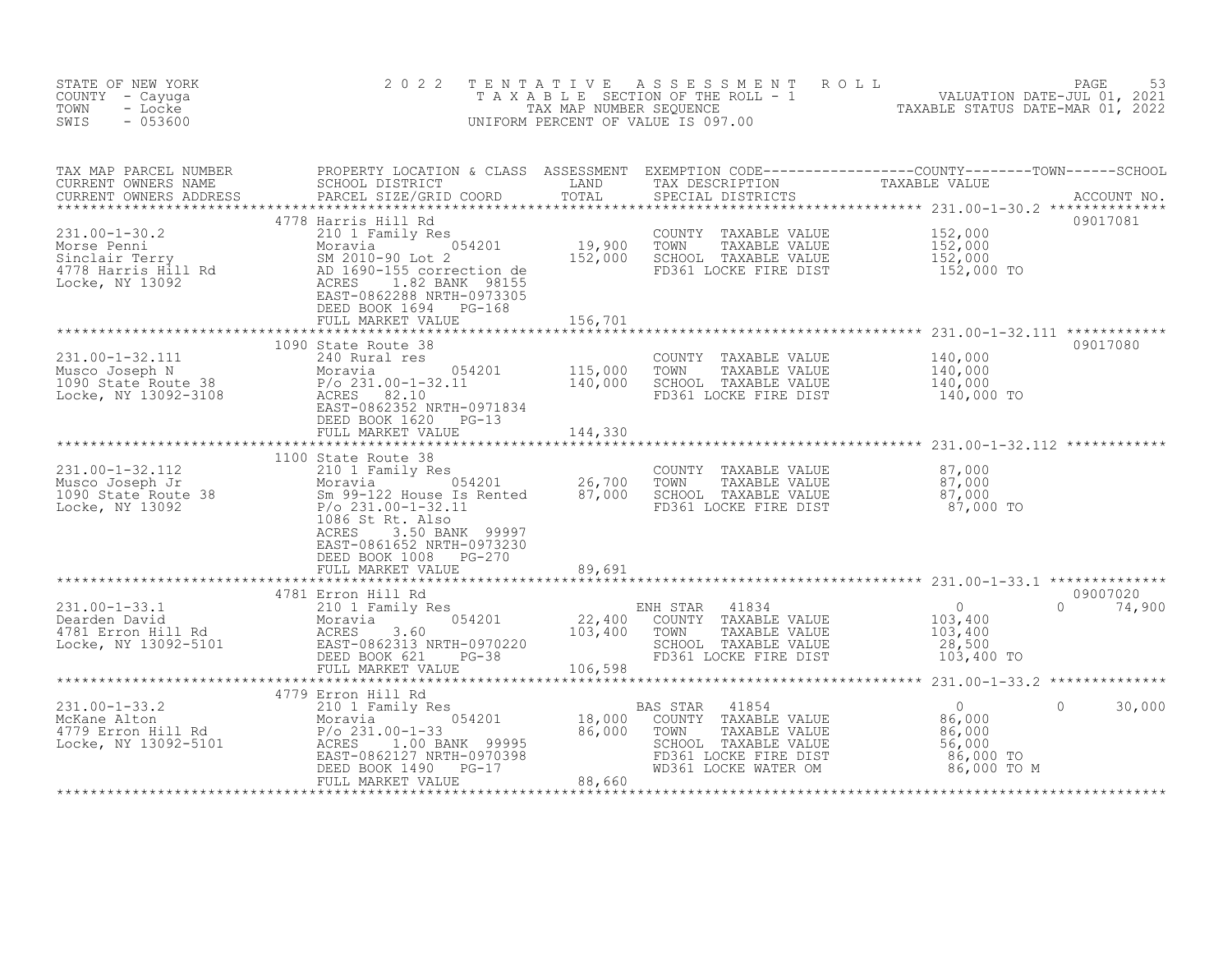STATE OF NEW YORK
COUNTY - Cayuga
TOWN - Locke
SWIS - 053600

2022 TENTATIVE ASSESSMENT ROLL
TAXABLE SECTION OF THE ROLL - 1
TAX MAP NUMBER SEQUENCE
UNIFORM PERCENT OF VALUE IS 097.00

VALUATION DATE-JUL 01, 2021
TAXABLE STATUS DATE-MAR 01, 2022

| TAX MAP PARCEL NUMBER / CURRENT OWNERS NAME / CURRENT OWNERS ADDRESS | PROPERTY LOCATION & CLASS / SCHOOL DISTRICT / PARCEL SIZE/GRID COORD | ASSESSMENT LAND | TOTAL | EXEMPTION CODE / TAX DESCRIPTION / SPECIAL DISTRICTS | COUNTY / TOWN / SCHOOL TAXABLE VALUE | ACCOUNT NO. |
|---|---|---|---|---|---|---|
| 231.00-1-30.2 | 4778 Harris Hill Rd | | | | | 09017081 |
| Morse Penni | 210 1 Family Res | | | COUNTY TAXABLE VALUE | 152,000 | |
| Sinclair Terry | Moravia 054201 | 19,900 | | TOWN TAXABLE VALUE | 152,000 | |
| 4778 Harris Hill Rd | SM 2010-90 Lot 2 | | 152,000 | SCHOOL TAXABLE VALUE | 152,000 | |
| Locke, NY 13092 | AD 1690-155 correction de | | | FD361 LOCKE FIRE DIST | 152,000 TO | |
| | ACRES 1.82 BANK 98155 | | | | | |
| | EAST-0862288 NRTH-0973305 | | | | | |
| | DEED BOOK 1694 PG-168 | | | | | |
| | FULL MARKET VALUE | | 156,701 | | | |
| 231.00-1-32.111 | 1090 State Route 38 | | | | | 09017080 |
| Musco Joseph N | 240 Rural res | | | COUNTY TAXABLE VALUE | 140,000 | |
| 1090 State Route 38 | Moravia 054201 | 115,000 | | TOWN TAXABLE VALUE | 140,000 | |
| Locke, NY 13092-3108 | P/o 231.00-1-32.11 | | 140,000 | SCHOOL TAXABLE VALUE | 140,000 | |
| | ACRES 82.10 | | | FD361 LOCKE FIRE DIST | 140,000 TO | |
| | EAST-0862352 NRTH-0971834 | | | | | |
| | DEED BOOK 1620 PG-13 | | | | | |
| | FULL MARKET VALUE | | 144,330 | | | |
| 231.00-1-32.112 | 1100 State Route 38 | | | | | |
| Musco Joseph Jr | 210 1 Family Res | | | COUNTY TAXABLE VALUE | 87,000 | |
| 1090 State Route 38 | Moravia 054201 | 26,700 | | TOWN TAXABLE VALUE | 87,000 | |
| Locke, NY 13092 | Sm 99-122 House Is Rented | | 87,000 | SCHOOL TAXABLE VALUE | 87,000 | |
| | P/o 231.00-1-32.11 | | | FD361 LOCKE FIRE DIST | 87,000 TO | |
| | 1086 St Rt. Also | | | | | |
| | ACRES 3.50 BANK 99997 | | | | | |
| | EAST-0861652 NRTH-0973230 | | | | | |
| | DEED BOOK 1008 PG-270 | | | | | |
| | FULL MARKET VALUE | | 89,691 | | | |
| 231.00-1-33.1 | 4781 Erron Hill Rd | | | | | 09007020 |
| Dearden David | 210 1 Family Res | | | ENH STAR 41834 | 0 0 74,900 | |
| 4781 Erron Hill Rd | Moravia 054201 | 22,400 | | COUNTY TAXABLE VALUE | 103,400 | |
| Locke, NY 13092-5101 | ACRES 3.60 | | 103,400 | TOWN TAXABLE VALUE | 103,400 | |
| | EAST-0862313 NRTH-0970220 | | | SCHOOL TAXABLE VALUE | 28,500 | |
| | DEED BOOK 621 PG-38 | | | FD361 LOCKE FIRE DIST | 103,400 TO | |
| | FULL MARKET VALUE | | 106,598 | | | |
| 231.00-1-33.2 | 4779 Erron Hill Rd | | | | | |
| McKane Alton | 210 1 Family Res | | | BAS STAR 41854 | 0 0 30,000 | |
| 4779 Erron Hill Rd | Moravia 054201 | 18,000 | | COUNTY TAXABLE VALUE | 86,000 | |
| Locke, NY 13092-5101 | P/o 231.00-1-33 | | 86,000 | TOWN TAXABLE VALUE | 86,000 | |
| | ACRES 1.00 BANK 99995 | | | SCHOOL TAXABLE VALUE | 56,000 | |
| | EAST-0862127 NRTH-0970398 | | | FD361 LOCKE FIRE DIST | 86,000 TO | |
| | DEED BOOK 1490 PG-17 | | | WD361 LOCKE WATER OM | 86,000 TO M | |
| | FULL MARKET VALUE | | 88,660 | | | |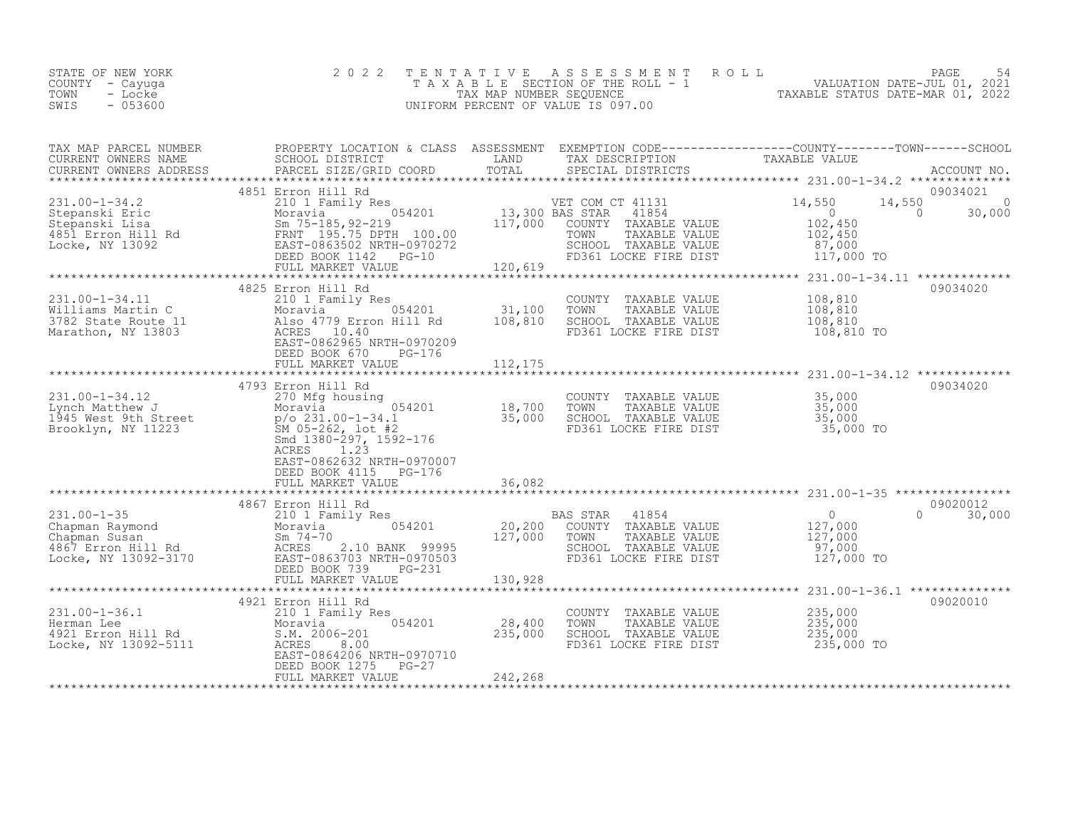STATE OF NEW YORK
COUNTY - Cayuga
TOWN - Locke
SWIS - 053600

2022 TENTATIVE ASSESSMENT ROLL
TAXABLE SECTION OF THE ROLL - 1
TAX MAP NUMBER SEQUENCE
UNIFORM PERCENT OF VALUE IS 097.00

VALUATION DATE-JUL 01, 2021
TAXABLE STATUS DATE-MAR 01, 2022

| TAX MAP PARCEL NUMBER / CURRENT OWNERS NAME / CURRENT OWNERS ADDRESS | PROPERTY LOCATION & CLASS / SCHOOL DISTRICT / PARCEL SIZE/GRID COORD | ASSESSMENT LAND / TOTAL | EXEMPTION CODE / TAX DESCRIPTION / SPECIAL DISTRICTS | COUNTY | TOWN | SCHOOL | ACCOUNT NO. |
|---|---|---|---|---|---|---|---|
| **231.00-1-34.2** | 4851 Erron Hill Rd | | | | | | 09034021 |
| 231.00-1-34.2 | 210 1 Family Res | | VET COM CT 41131 | 14,550 | 14,550 | 0 | |
| Stepanski Eric | Moravia 054201 | 13,300 | BAS STAR 41854 | 0 | 0 | 30,000 | |
| Stepanski Lisa | Sm 75-185,92-219 | 117,000 | COUNTY TAXABLE VALUE | 102,450 | | | |
| 4851 Erron Hill Rd | FRNT 195.75 DPTH 100.00 | | TOWN TAXABLE VALUE | | 102,450 | | |
| Locke, NY 13092 | EAST-0863502 NRTH-0970272 | | SCHOOL TAXABLE VALUE | | | 87,000 | |
| | DEED BOOK 1142 PG-10 | | FD361 LOCKE FIRE DIST | 117,000 TO | | | |
| | FULL MARKET VALUE | 120,619 | | | | | |
| **231.00-1-34.11** | 4825 Erron Hill Rd | | | | | | 09034020 |
| 231.00-1-34.11 | 210 1 Family Res | | COUNTY TAXABLE VALUE | 108,810 | | | |
| Williams Martin C | Moravia 054201 | 31,100 | TOWN TAXABLE VALUE | | 108,810 | | |
| 3782 State Route 11 | Also 4779 Erron Hill Rd | 108,810 | SCHOOL TAXABLE VALUE | | | 108,810 | |
| Marathon, NY 13803 | ACRES 10.40 | | FD361 LOCKE FIRE DIST | 108,810 TO | | | |
| | EAST-0862965 NRTH-0970209 | | | | | | |
| | DEED BOOK 670 PG-176 | | | | | | |
| | FULL MARKET VALUE | 112,175 | | | | | |
| **231.00-1-34.12** | 4793 Erron Hill Rd | | | | | | 09034020 |
| 231.00-1-34.12 | 270 Mfg housing | | COUNTY TAXABLE VALUE | 35,000 | | | |
| Lynch Matthew J | Moravia 054201 | 18,700 | TOWN TAXABLE VALUE | | 35,000 | | |
| 1945 West 9th Street | p/o 231.00-1-34.1 | 35,000 | SCHOOL TAXABLE VALUE | | | 35,000 | |
| Brooklyn, NY 11223 | SM 05-262, lot #2 | | FD361 LOCKE FIRE DIST | 35,000 TO | | | |
| | Smd 1380-297, 1592-176 | | | | | | |
| | ACRES 1.23 | | | | | | |
| | EAST-0862632 NRTH-0970007 | | | | | | |
| | DEED BOOK 4115 PG-176 | | | | | | |
| | FULL MARKET VALUE | 36,082 | | | | | |
| **231.00-1-35** | 4867 Erron Hill Rd | | | | | | 09020012 |
| 231.00-1-35 | 210 1 Family Res | | BAS STAR 41854 | 0 | 0 | 30,000 | |
| Chapman Raymond | Moravia 054201 | 20,200 | COUNTY TAXABLE VALUE | 127,000 | | | |
| Chapman Susan | Sm 74-70 | 127,000 | TOWN TAXABLE VALUE | | 127,000 | | |
| 4867 Erron Hill Rd | ACRES 2.10 BANK 99995 | | SCHOOL TAXABLE VALUE | | | 97,000 | |
| Locke, NY 13092-3170 | EAST-0863703 NRTH-0970503 | | FD361 LOCKE FIRE DIST | 127,000 TO | | | |
| | DEED BOOK 739 PG-231 | | | | | | |
| | FULL MARKET VALUE | 130,928 | | | | | |
| **231.00-1-36.1** | 4921 Erron Hill Rd | | | | | | 09020010 |
| 231.00-1-36.1 | 210 1 Family Res | | COUNTY TAXABLE VALUE | 235,000 | | | |
| Herman Lee | Moravia 054201 | 28,400 | TOWN TAXABLE VALUE | | 235,000 | | |
| 4921 Erron Hill Rd | S.M. 2006-201 | 235,000 | SCHOOL TAXABLE VALUE | | | 235,000 | |
| Locke, NY 13092-5111 | ACRES 8.00 | | FD361 LOCKE FIRE DIST | 235,000 TO | | | |
| | EAST-0864206 NRTH-0970710 | | | | | | |
| | DEED BOOK 1275 PG-27 | | | | | | |
| | FULL MARKET VALUE | 242,268 | | | | | |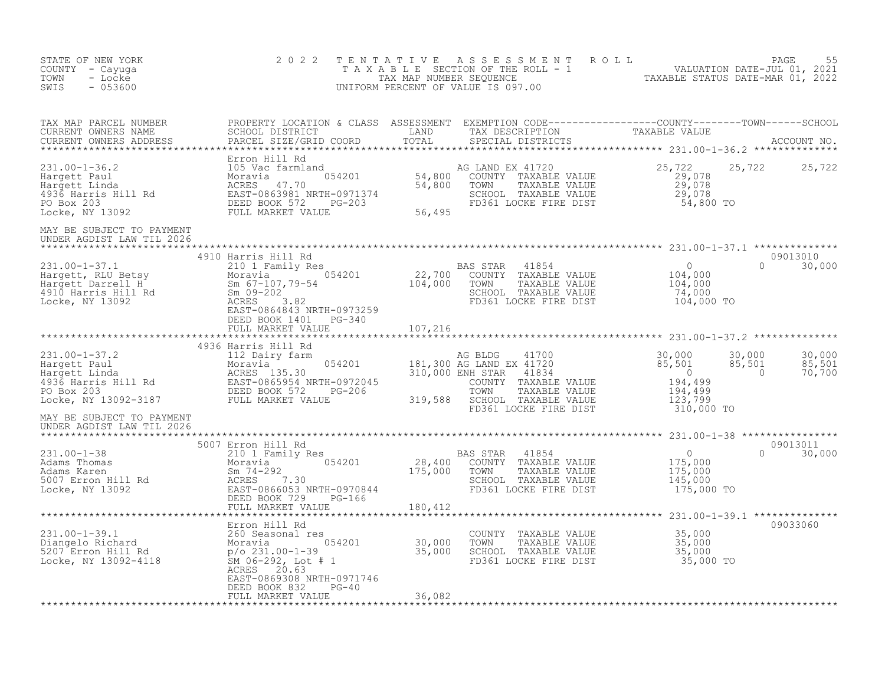STATE OF NEW YORK
COUNTY - Cayuga
TOWN - Locke
SWIS - 053600

2022 TENTATIVE ASSESSMENT ROLL
TAXABLE SECTION OF THE ROLL - 1
TAX MAP NUMBER SEQUENCE
UNIFORM PERCENT OF VALUE IS 097.00

VALUATION DATE-JUL 01, 2021
TAXABLE STATUS DATE-MAR 01, 2022

| TAX MAP PARCEL NUMBER / CURRENT OWNERS NAME / CURRENT OWNERS ADDRESS | PROPERTY LOCATION & CLASS / SCHOOL DISTRICT / PARCEL SIZE/GRID COORD | ASSESSMENT LAND / TOTAL | EXEMPTION CODE / TAX DESCRIPTION / SPECIAL DISTRICTS | COUNTY TAXABLE VALUE | TOWN | SCHOOL | ACCOUNT NO. |
|---|---|---|---|---|---|---|---|
| **231.00-1-36.2** | Erron Hill Rd | | | | | | |
| 231.00-1-36.2 | 105 Vac farmland | | AG LAND EX 41720 | 25,722 | 25,722 | 25,722 | |
| Hargett Paul | Moravia 054201 | 54,800 | COUNTY TAXABLE VALUE | 29,078 | | | |
| Hargett Linda | ACRES 47.70 | 54,800 | TOWN TAXABLE VALUE | 29,078 | | | |
| 4936 Harris Hill Rd | EAST-0863981 NRTH-0971374 | | SCHOOL TAXABLE VALUE | 29,078 | | | |
| PO Box 203 | DEED BOOK 572 PG-203 | | FD361 LOCKE FIRE DIST | 54,800 TO | | | |
| Locke, NY 13092 | FULL MARKET VALUE | 56,495 | | | | | |
| MAY BE SUBJECT TO PAYMENT UNDER AGDIST LAW TIL 2026 | | | | | | | |
| **231.00-1-37.1** | 4910 Harris Hill Rd | | | | | | 09013010 |
| 231.00-1-37.1 | 210 1 Family Res | | BAS STAR 41854 | 0 | 0 | 30,000 | |
| Hargett, RLU Betsy | Moravia 054201 | 22,700 | COUNTY TAXABLE VALUE | 104,000 | | | |
| Hargett Darrell H | Sm 67-107,79-54 | 104,000 | TOWN TAXABLE VALUE | 104,000 | | | |
| 4910 Harris Hill Rd | Sm 09-202 | | SCHOOL TAXABLE VALUE | 74,000 | | | |
| Locke, NY 13092 | ACRES 3.82 | | FD361 LOCKE FIRE DIST | 104,000 TO | | | |
| | EAST-0864843 NRTH-0973259 | | | | | | |
| | DEED BOOK 1401 PG-340 | | | | | | |
| | FULL MARKET VALUE | 107,216 | | | | | |
| **231.00-1-37.2** | 4936 Harris Hill Rd | | | | | | |
| 231.00-1-37.2 | 112 Dairy farm | | AG BLDG 41700 | 30,000 | 30,000 | 30,000 | |
| Hargett Paul | Moravia 054201 | 181,300 | AG LAND EX 41720 | 85,501 | 85,501 | 85,501 | |
| Hargett Linda | ACRES 135.30 | 310,000 | ENH STAR 41834 | 0 | 0 | 70,700 | |
| 4936 Harris Hill Rd | EAST-0865954 NRTH-0972045 | | COUNTY TAXABLE VALUE | 194,499 | | | |
| PO Box 203 | DEED BOOK 572 PG-206 | | TOWN TAXABLE VALUE | 194,499 | | | |
| Locke, NY 13092-3187 | FULL MARKET VALUE | 319,588 | SCHOOL TAXABLE VALUE | 123,799 | | | |
| | | | FD361 LOCKE FIRE DIST | 310,000 TO | | | |
| MAY BE SUBJECT TO PAYMENT UNDER AGDIST LAW TIL 2026 | | | | | | | |
| **231.00-1-38** | 5007 Erron Hill Rd | | | | | | 09013011 |
| 231.00-1-38 | 210 1 Family Res | | BAS STAR 41854 | 0 | 0 | 30,000 | |
| Adams Thomas | Moravia 054201 | 28,400 | COUNTY TAXABLE VALUE | 175,000 | | | |
| Adams Karen | Sm 74-292 | 175,000 | TOWN TAXABLE VALUE | 175,000 | | | |
| 5007 Erron Hill Rd | ACRES 7.30 | | SCHOOL TAXABLE VALUE | 145,000 | | | |
| Locke, NY 13092 | EAST-0866053 NRTH-0970844 | | FD361 LOCKE FIRE DIST | 175,000 TO | | | |
| | DEED BOOK 729 PG-166 | | | | | | |
| | FULL MARKET VALUE | 180,412 | | | | | |
| **231.00-1-39.1** | Erron Hill Rd | | | | | | 09033060 |
| 231.00-1-39.1 | 260 Seasonal res | | COUNTY TAXABLE VALUE | 35,000 | | | |
| Diangelo Richard | Moravia 054201 | 30,000 | TOWN TAXABLE VALUE | 35,000 | | | |
| 5207 Erron Hill Rd | p/o 231.00-1-39 | 35,000 | SCHOOL TAXABLE VALUE | 35,000 | | | |
| Locke, NY 13092-4118 | SM 06-292, Lot # 1 | | FD361 LOCKE FIRE DIST | 35,000 TO | | | |
| | ACRES 20.63 | | | | | | |
| | EAST-0869308 NRTH-0971746 | | | | | | |
| | DEED BOOK 832 PG-40 | | | | | | |
| | FULL MARKET VALUE | 36,082 | | | | | |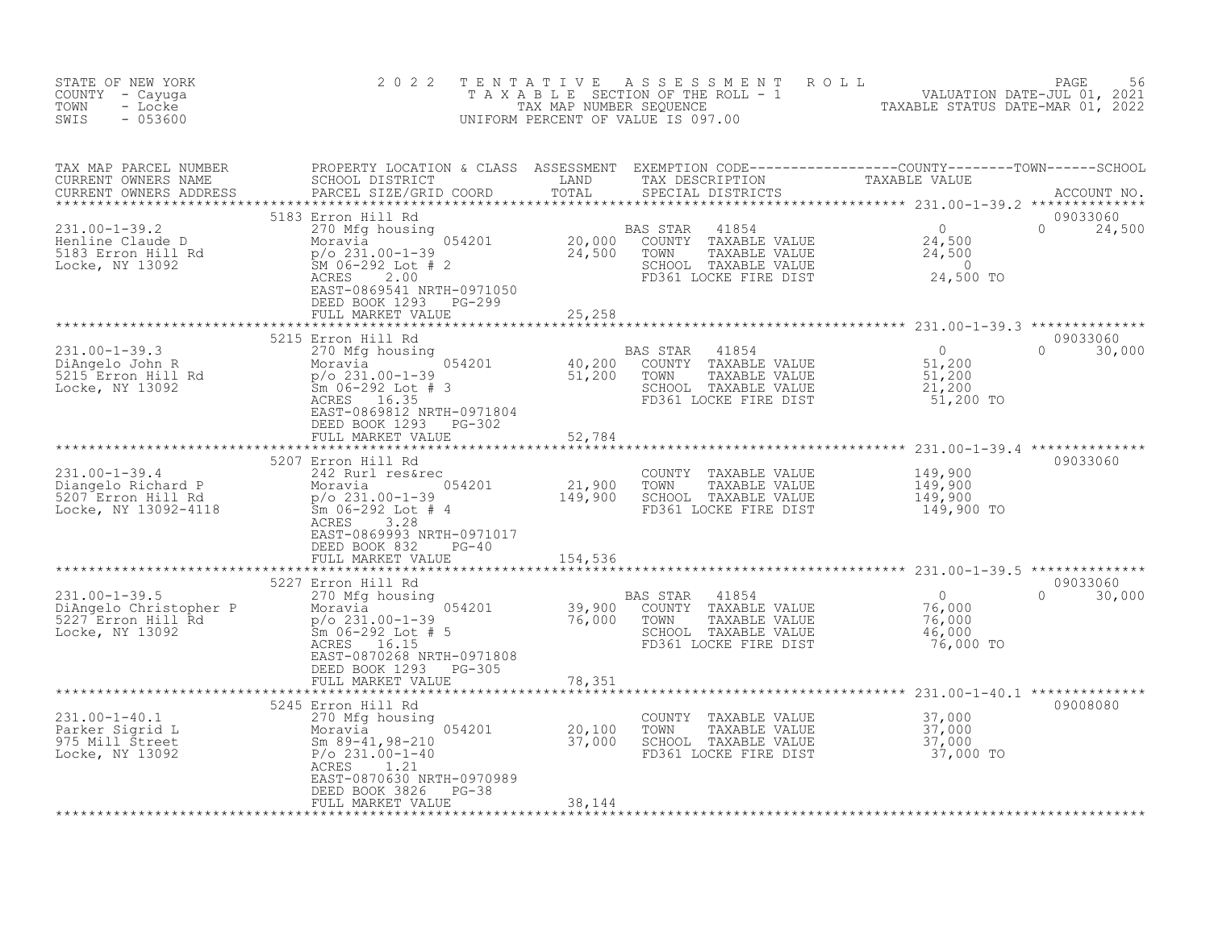STATE OF NEW YORK | COUNTY - Cayuga | TOWN - Locke | SWIS - 053600

# 2022 TENTATIVE ASSESSMENT ROLL

TAXABLE SECTION OF THE ROLL - 1
TAX MAP NUMBER SEQUENCE
UNIFORM PERCENT OF VALUE IS 097.00

VALUATION DATE-JUL 01, 2021
TAXABLE STATUS DATE-MAR 01, 2022

| TAX MAP PARCEL NUMBER / CURRENT OWNERS NAME / CURRENT OWNERS ADDRESS | PROPERTY LOCATION & CLASS / SCHOOL DISTRICT / PARCEL SIZE/GRID COORD | ASSESSMENT LAND | ASSESSMENT TOTAL | EXEMPTION CODE / TAX DESCRIPTION / SPECIAL DISTRICTS | COUNTY TAXABLE VALUE | TOWN | SCHOOL | ACCOUNT NO. |
|---|---|---|---|---|---|---|---|---|
| 231.00-1-39.2 | 5183 Erron Hill Rd | | | | | | | 09033060 |
| Henline Claude D | 270 Mfg housing | | | BAS STAR 41854 | 0 | 0 | 24,500 | |
| 5183 Erron Hill Rd | Moravia 054201 | 20,000 | | COUNTY TAXABLE VALUE | 24,500 | | | |
| Locke, NY 13092 | p/o 231.00-1-39 | | 24,500 | TOWN TAXABLE VALUE | 24,500 | | | |
| | SM 06-292 Lot # 2 | | | SCHOOL TAXABLE VALUE | 0 | | | |
| | ACRES 2.00 | | | FD361 LOCKE FIRE DIST | 24,500 TO | | | |
| | EAST-0869541 NRTH-0971050 | | | | | | | |
| | DEED BOOK 1293 PG-299 | | | | | | | |
| | FULL MARKET VALUE | | 25,258 | | | | | |
| 231.00-1-39.3 | 5215 Erron Hill Rd | | | | | | | 09033060 |
| DiAngelo John R | 270 Mfg housing | | | BAS STAR 41854 | 0 | 0 | 30,000 | |
| 5215 Erron Hill Rd | Moravia 054201 | 40,200 | | COUNTY TAXABLE VALUE | 51,200 | | | |
| Locke, NY 13092 | p/o 231.00-1-39 | | 51,200 | TOWN TAXABLE VALUE | 51,200 | | | |
| | Sm 06-292 Lot # 3 | | | SCHOOL TAXABLE VALUE | 21,200 | | | |
| | ACRES 16.35 | | | FD361 LOCKE FIRE DIST | 51,200 TO | | | |
| | EAST-0869812 NRTH-0971804 | | | | | | | |
| | DEED BOOK 1293 PG-302 | | | | | | | |
| | FULL MARKET VALUE | | 52,784 | | | | | |
| 231.00-1-39.4 | 5207 Erron Hill Rd | | | | | | | 09033060 |
| Diangelo Richard P | 242 Rurl res&rec | | | COUNTY TAXABLE VALUE | 149,900 | | | |
| 5207 Erron Hill Rd | Moravia 054201 | 21,900 | | TOWN TAXABLE VALUE | 149,900 | | | |
| Locke, NY 13092-4118 | p/o 231.00-1-39 | | 149,900 | SCHOOL TAXABLE VALUE | 149,900 | | | |
| | Sm 06-292 Lot # 4 | | | FD361 LOCKE FIRE DIST | 149,900 TO | | | |
| | ACRES 3.28 | | | | | | | |
| | EAST-0869993 NRTH-0971017 | | | | | | | |
| | DEED BOOK 832 PG-40 | | | | | | | |
| | FULL MARKET VALUE | | 154,536 | | | | | |
| 231.00-1-39.5 | 5227 Erron Hill Rd | | | | | | | 09033060 |
| DiAngelo Christopher P | 270 Mfg housing | | | BAS STAR 41854 | 0 | 0 | 30,000 | |
| 5227 Erron Hill Rd | Moravia 054201 | 39,900 | | COUNTY TAXABLE VALUE | 76,000 | | | |
| Locke, NY 13092 | p/o 231.00-1-39 | | 76,000 | TOWN TAXABLE VALUE | 76,000 | | | |
| | Sm 06-292 Lot # 5 | | | SCHOOL TAXABLE VALUE | 46,000 | | | |
| | ACRES 16.15 | | | FD361 LOCKE FIRE DIST | 76,000 TO | | | |
| | EAST-0870268 NRTH-0971808 | | | | | | | |
| | DEED BOOK 1293 PG-305 | | | | | | | |
| | FULL MARKET VALUE | | 78,351 | | | | | |
| 231.00-1-40.1 | 5245 Erron Hill Rd | | | | | | | 09008080 |
| Parker Sigrid L | 270 Mfg housing | | | COUNTY TAXABLE VALUE | 37,000 | | | |
| 975 Mill Street | Moravia 054201 | 20,100 | | TOWN TAXABLE VALUE | 37,000 | | | |
| Locke, NY 13092 | Sm 89-41,98-210 | | 37,000 | SCHOOL TAXABLE VALUE | 37,000 | | | |
| | P/o 231.00-1-40 | | | FD361 LOCKE FIRE DIST | 37,000 TO | | | |
| | ACRES 1.21 | | | | | | | |
| | EAST-0870630 NRTH-0970989 | | | | | | | |
| | DEED BOOK 3826 PG-38 | | | | | | | |
| | FULL MARKET VALUE | | 38,144 | | | | | |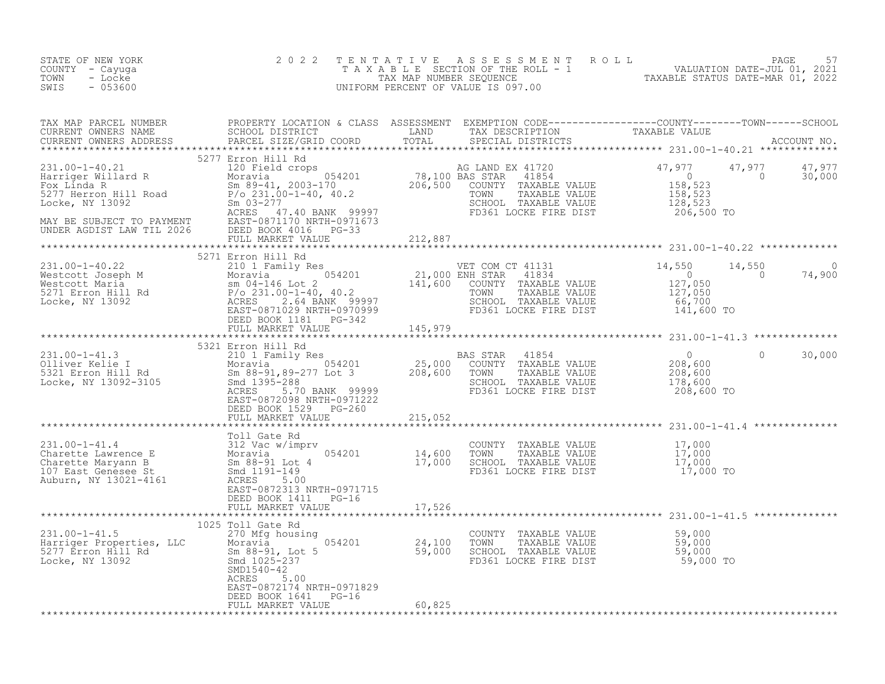STATE OF NEW YORK — COUNTY - Cayuga — TOWN - Locke — SWIS - 053600

2022 TENTATIVE ASSESSMENT ROLL
TAXABLE SECTION OF THE ROLL - 1
TAX MAP NUMBER SEQUENCE
UNIFORM PERCENT OF VALUE IS 097.00

VALUATION DATE-JUL 01, 2021
TAXABLE STATUS DATE-MAR 01, 2022

| TAX MAP PARCEL NUMBER / CURRENT OWNERS NAME / CURRENT OWNERS ADDRESS | PROPERTY LOCATION & CLASS / SCHOOL DISTRICT / PARCEL SIZE/GRID COORD | ASSESSMENT LAND | ASSESSMENT TOTAL | EXEMPTION CODE / TAX DESCRIPTION / SPECIAL DISTRICTS | COUNTY TAXABLE VALUE | TOWN | SCHOOL |
|---|---|---|---|---|---|---|---|
| **231.00-1-40.21** | 5277 Erron Hill Rd | | | | | | |
| Harriger Willard R | 120 Field crops | | | AG LAND EX 41720 | 47,977 | 47,977 | 47,977 |
| Fox Linda R | Moravia 054201 | 78,100 | | BAS STAR 41854 | 0 | 0 | 30,000 |
| 5277 Herron Hill Road | Sm 89-41, 2003-170 | | 206,500 | COUNTY TAXABLE VALUE | 158,523 | | |
| Locke, NY 13092 | P/o 231.00-1-40, 40.2 | | | TOWN TAXABLE VALUE | 158,523 | | |
| | Sm 03-277 | | | SCHOOL TAXABLE VALUE | 128,523 | | |
| | ACRES 47.40 BANK 99997 | | | FD361 LOCKE FIRE DIST | 206,500 TO | | |
| MAY BE SUBJECT TO PAYMENT | EAST-0871170 NRTH-0971673 | | | | | | |
| UNDER AGDIST LAW TIL 2026 | DEED BOOK 4016 PG-33 | | | | | | |
| | FULL MARKET VALUE | | 212,887 | | | | |
| **231.00-1-40.22** | 5271 Erron Hill Rd | | | | | | |
| Westcott Joseph M | 210 1 Family Res | | | VET COM CT 41131 | 14,550 | 14,550 | 0 |
| Westcott Maria | Moravia 054201 | 21,000 | | ENH STAR 41834 | 0 | 0 | 74,900 |
| 5271 Erron Hill Rd | sm 04-146 Lot 2 | | 141,600 | COUNTY TAXABLE VALUE | 127,050 | | |
| Locke, NY 13092 | P/o 231.00-1-40, 40.2 | | | TOWN TAXABLE VALUE | 127,050 | | |
| | ACRES 2.64 BANK 99997 | | | SCHOOL TAXABLE VALUE | 66,700 | | |
| | EAST-0871029 NRTH-0970999 | | | FD361 LOCKE FIRE DIST | 141,600 TO | | |
| | DEED BOOK 1181 PG-342 | | | | | | |
| | FULL MARKET VALUE | | 145,979 | | | | |
| **231.00-1-41.3** | 5321 Erron Hill Rd | | | | | | |
| Olliver Kelie I | 210 1 Family Res | | | BAS STAR 41854 | 0 | 0 | 30,000 |
| 5321 Erron Hill Rd | Moravia 054201 | 25,000 | | COUNTY TAXABLE VALUE | 208,600 | | |
| Locke, NY 13092-3105 | Sm 88-91,89-277 Lot 3 | | 208,600 | TOWN TAXABLE VALUE | 208,600 | | |
| | Smd 1395-288 | | | SCHOOL TAXABLE VALUE | 178,600 | | |
| | ACRES 5.70 BANK 99999 | | | FD361 LOCKE FIRE DIST | 208,600 TO | | |
| | EAST-0872098 NRTH-0971222 | | | | | | |
| | DEED BOOK 1529 PG-260 | | | | | | |
| | FULL MARKET VALUE | | 215,052 | | | | |
| **231.00-1-41.4** | Toll Gate Rd | | | | | | |
| Charette Lawrence E | 312 Vac w/imprv | | | COUNTY TAXABLE VALUE | 17,000 | | |
| Charette Maryann B | Moravia 054201 | 14,600 | | TOWN TAXABLE VALUE | 17,000 | | |
| 107 East Genesee St | Sm 88-91 Lot 4 | | 17,000 | SCHOOL TAXABLE VALUE | 17,000 | | |
| Auburn, NY 13021-4161 | Smd 1191-149 | | | FD361 LOCKE FIRE DIST | 17,000 TO | | |
| | ACRES 5.00 | | | | | | |
| | EAST-0872313 NRTH-0971715 | | | | | | |
| | DEED BOOK 1411 PG-16 | | | | | | |
| | FULL MARKET VALUE | | 17,526 | | | | |
| **231.00-1-41.5** | 1025 Toll Gate Rd | | | | | | |
| Harriger Properties, LLC | 270 Mfg housing | | | COUNTY TAXABLE VALUE | 59,000 | | |
| 5277 Erron Hill Rd | Moravia 054201 | 24,100 | | TOWN TAXABLE VALUE | 59,000 | | |
| Locke, NY 13092 | Sm 88-91, Lot 5 | | 59,000 | SCHOOL TAXABLE VALUE | 59,000 | | |
| | Smd 1025-237 | | | FD361 LOCKE FIRE DIST | 59,000 TO | | |
| | SMD1540-42 | | | | | | |
| | ACRES 5.00 | | | | | | |
| | EAST-0872174 NRTH-0971829 | | | | | | |
| | DEED BOOK 1641 PG-16 | | | | | | |
| | FULL MARKET VALUE | | 60,825 | | | | |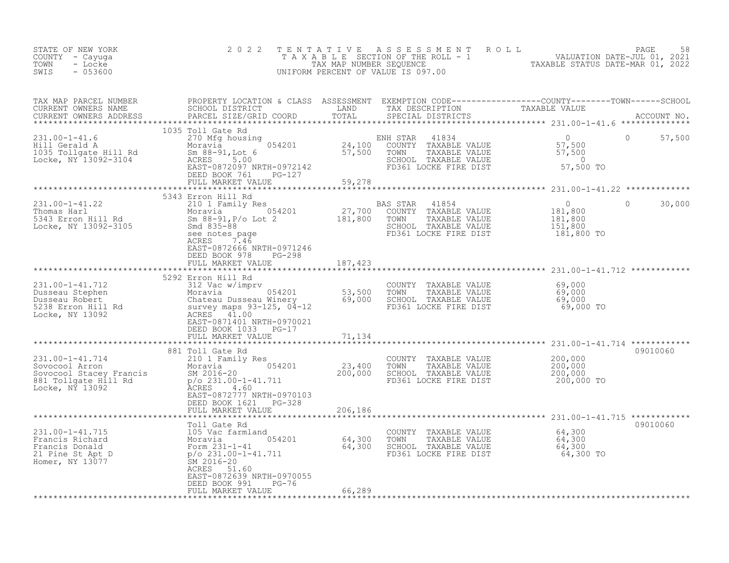STATE OF NEW YORK
COUNTY - Cayuga
TOWN - Locke
SWIS - 053600

# 2022 TENTATIVE ASSESSMENT ROLL
TAXABLE SECTION OF THE ROLL - 1
TAX MAP NUMBER SEQUENCE
UNIFORM PERCENT OF VALUE IS 097.00

VALUATION DATE-JUL 01, 2021
TAXABLE STATUS DATE-MAR 01, 2022

| TAX MAP PARCEL NUMBER / CURRENT OWNERS NAME / CURRENT OWNERS ADDRESS | PROPERTY LOCATION & CLASS / SCHOOL DISTRICT / PARCEL SIZE/GRID COORD | ASSESSMENT LAND / TOTAL | EXEMPTION CODE / TAX DESCRIPTION / SPECIAL DISTRICTS | COUNTY | TOWN | SCHOOL | ACCOUNT NO. |
|---|---|---|---|---|---|---|---|
| 231.00-1-41.6 | 1035 Toll Gate Rd | | | | | | |
| | 270 Mfg housing | | ENH STAR 41834 | 0 | 0 | 57,500 | |
| Hill Gerald A | Moravia 054201 | 24,100 | COUNTY TAXABLE VALUE | 57,500 | | | |
| 1035 Tollgate Hill Rd | Sm 88-91,Lot 6 | 57,500 | TOWN TAXABLE VALUE | | 57,500 | | |
| Locke, NY 13092-3104 | ACRES 5.00 | | SCHOOL TAXABLE VALUE | | | 0 | |
| | EAST-0872097 NRTH-0972142 | | FD361 LOCKE FIRE DIST | 57,500 TO | | | |
| | DEED BOOK 761 PG-127 | | | | | | |
| | FULL MARKET VALUE | 59,278 | | | | | |
| 231.00-1-41.22 | 5343 Erron Hill Rd | | | | | | |
| | 210 1 Family Res | | BAS STAR 41854 | 0 | 0 | 30,000 | |
| Thomas Harl | Moravia 054201 | 27,700 | COUNTY TAXABLE VALUE | 181,800 | | | |
| 5343 Erron Hill Rd | Sm 88-91,P/o Lot 2 | 181,800 | TOWN TAXABLE VALUE | | 181,800 | | |
| Locke, NY 13092-3105 | Smd 835-88 | | SCHOOL TAXABLE VALUE | | | 151,800 | |
| | see notes page | | FD361 LOCKE FIRE DIST | 181,800 TO | | | |
| | ACRES 7.46 | | | | | | |
| | EAST-0872666 NRTH-0971246 | | | | | | |
| | DEED BOOK 978 PG-298 | | | | | | |
| | FULL MARKET VALUE | 187,423 | | | | | |
| 231.00-1-41.712 | 5292 Erron Hill Rd | | | | | | |
| | 312 Vac w/imprv | | COUNTY TAXABLE VALUE | 69,000 | | | |
| Dusseau Stephen | Moravia 054201 | 53,500 | TOWN TAXABLE VALUE | | 69,000 | | |
| Dusseau Robert | Chateau Dusseau Winery | 69,000 | SCHOOL TAXABLE VALUE | | | 69,000 | |
| 5238 Erron Hill Rd | survey maps 93-125, 04-12 | | FD361 LOCKE FIRE DIST | 69,000 TO | | | |
| Locke, NY 13092 | ACRES 41.00 | | | | | | |
| | EAST-0871401 NRTH-0970021 | | | | | | |
| | DEED BOOK 1033 PG-17 | | | | | | |
| | FULL MARKET VALUE | 71,134 | | | | | |
| 231.00-1-41.714 | 881 Toll Gate Rd | | | | | | 09010060 |
| | 210 1 Family Res | | COUNTY TAXABLE VALUE | 200,000 | | | |
| Sovocool Arron | Moravia 054201 | 23,400 | TOWN TAXABLE VALUE | | 200,000 | | |
| Sovocool Stacey Francis | SM 2016-20 | 200,000 | SCHOOL TAXABLE VALUE | | | 200,000 | |
| 881 Tollgate Hill Rd | p/o 231.00-1-41.711 | | FD361 LOCKE FIRE DIST | 200,000 TO | | | |
| Locke, NY 13092 | ACRES 4.60 | | | | | | |
| | EAST-0872777 NRTH-0970103 | | | | | | |
| | DEED BOOK 1621 PG-328 | | | | | | |
| | FULL MARKET VALUE | 206,186 | | | | | |
| 231.00-1-41.715 | Toll Gate Rd | | | | | | 09010060 |
| | 105 Vac farmland | | COUNTY TAXABLE VALUE | 64,300 | | | |
| Francis Richard | Moravia 054201 | 64,300 | TOWN TAXABLE VALUE | | 64,300 | | |
| Francis Donald | Form 231-1-41 | 64,300 | SCHOOL TAXABLE VALUE | | | 64,300 | |
| 21 Pine St Apt D | p/o 231.00-1-41.711 | | FD361 LOCKE FIRE DIST | 64,300 TO | | | |
| Homer, NY 13077 | SM 2016-20 | | | | | | |
| | ACRES 51.60 | | | | | | |
| | EAST-0872639 NRTH-0970055 | | | | | | |
| | DEED BOOK 991 PG-76 | | | | | | |
| | FULL MARKET VALUE | 66,289 | | | | | |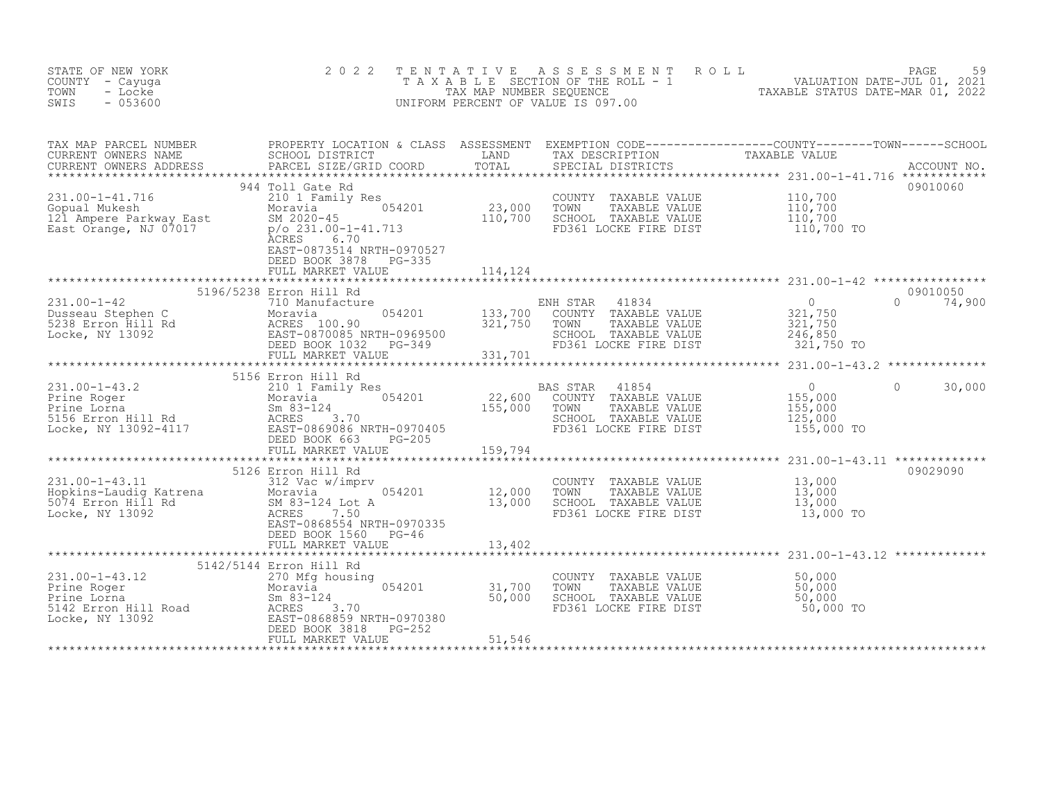STATE OF NEW YORK
COUNTY - Cayuga
TOWN - Locke
SWIS - 053600

2022 TENTATIVE ASSESSMENT ROLL
TAXABLE SECTION OF THE ROLL - 1
TAX MAP NUMBER SEQUENCE
UNIFORM PERCENT OF VALUE IS 097.00

VALUATION DATE-JUL 01, 2021
TAXABLE STATUS DATE-MAR 01, 2022

| TAX MAP PARCEL NUMBER / CURRENT OWNERS NAME / CURRENT OWNERS ADDRESS | PROPERTY LOCATION & CLASS / SCHOOL DISTRICT / PARCEL SIZE/GRID COORD | ASSESSMENT LAND / TOTAL | EXEMPTION CODE / TAX DESCRIPTION / SPECIAL DISTRICTS | COUNTY | TOWN | SCHOOL | ACCOUNT NO. |
|---|---|---|---|---|---|---|---|
| **231.00-1-41.716** | 944 Toll Gate Rd | | | | | | 09010060 |
| Gopual Mukesh | 210 1 Family Res | | COUNTY TAXABLE VALUE | 110,700 | | | |
| 121 Ampere Parkway East | Moravia 054201 | 23,000 | TOWN TAXABLE VALUE | | 110,700 | | |
| East Orange, NJ 07017 | SM 2020-45 | 110,700 | SCHOOL TAXABLE VALUE | | | 110,700 | |
| | p/o 231.00-1-41.713 | | FD361 LOCKE FIRE DIST | 110,700 TO | | | |
| | ACRES 6.70 | | | | | | |
| | EAST-0873514 NRTH-0970527 | | | | | | |
| | DEED BOOK 3878 PG-335 | | | | | | |
| | FULL MARKET VALUE | 114,124 | | | | | |
| **231.00-1-42** | 5196/5238 Erron Hill Rd | | | | | | 09010050 |
| Dusseau Stephen C | 710 Manufacture | | ENH STAR 41834 | 0 | | 0 | 74,900 |
| 5238 Erron Hill Rd | Moravia 054201 | 133,700 | COUNTY TAXABLE VALUE | 321,750 | | | |
| Locke, NY 13092 | ACRES 100.90 | 321,750 | TOWN TAXABLE VALUE | | 321,750 | | |
| | EAST-0870085 NRTH-0969500 | | SCHOOL TAXABLE VALUE | | | 246,850 | |
| | DEED BOOK 1032 PG-349 | | FD361 LOCKE FIRE DIST | 321,750 TO | | | |
| | FULL MARKET VALUE | 331,701 | | | | | |
| **231.00-1-43.2** | 5156 Erron Hill Rd | | | | | | |
| Prine Roger | 210 1 Family Res | | BAS STAR 41854 | 0 | | 0 | 30,000 |
| Prine Lorna | Moravia 054201 | 22,600 | COUNTY TAXABLE VALUE | 155,000 | | | |
| 5156 Erron Hill Rd | Sm 83-124 | 155,000 | TOWN TAXABLE VALUE | | 155,000 | | |
| Locke, NY 13092-4117 | ACRES 3.70 | | SCHOOL TAXABLE VALUE | | | 125,000 | |
| | EAST-0869086 NRTH-0970405 | | FD361 LOCKE FIRE DIST | 155,000 TO | | | |
| | DEED BOOK 663 PG-205 | | | | | | |
| | FULL MARKET VALUE | 159,794 | | | | | |
| **231.00-1-43.11** | 5126 Erron Hill Rd | | | | | | 09029090 |
| Hopkins-Laudig Katrena | 312 Vac w/imprv | | COUNTY TAXABLE VALUE | 13,000 | | | |
| 5074 Erron Hill Rd | Moravia 054201 | 12,000 | TOWN TAXABLE VALUE | | 13,000 | | |
| Locke, NY 13092 | SM 83-124 Lot A | 13,000 | SCHOOL TAXABLE VALUE | | | 13,000 | |
| | ACRES 7.50 | | FD361 LOCKE FIRE DIST | 13,000 TO | | | |
| | EAST-0868554 NRTH-0970335 | | | | | | |
| | DEED BOOK 1560 PG-46 | | | | | | |
| | FULL MARKET VALUE | 13,402 | | | | | |
| **231.00-1-43.12** | 5142/5144 Erron Hill Rd | | | | | | |
| Prine Roger | 270 Mfg housing | | COUNTY TAXABLE VALUE | 50,000 | | | |
| Prine Lorna | Moravia 054201 | 31,700 | TOWN TAXABLE VALUE | | 50,000 | | |
| 5142 Erron Hill Road | Sm 83-124 | 50,000 | SCHOOL TAXABLE VALUE | | | 50,000 | |
| Locke, NY 13092 | ACRES 3.70 | | FD361 LOCKE FIRE DIST | 50,000 TO | | | |
| | EAST-0868859 NRTH-0970380 | | | | | | |
| | DEED BOOK 3818 PG-252 | | | | | | |
| | FULL MARKET VALUE | 51,546 | | | | | |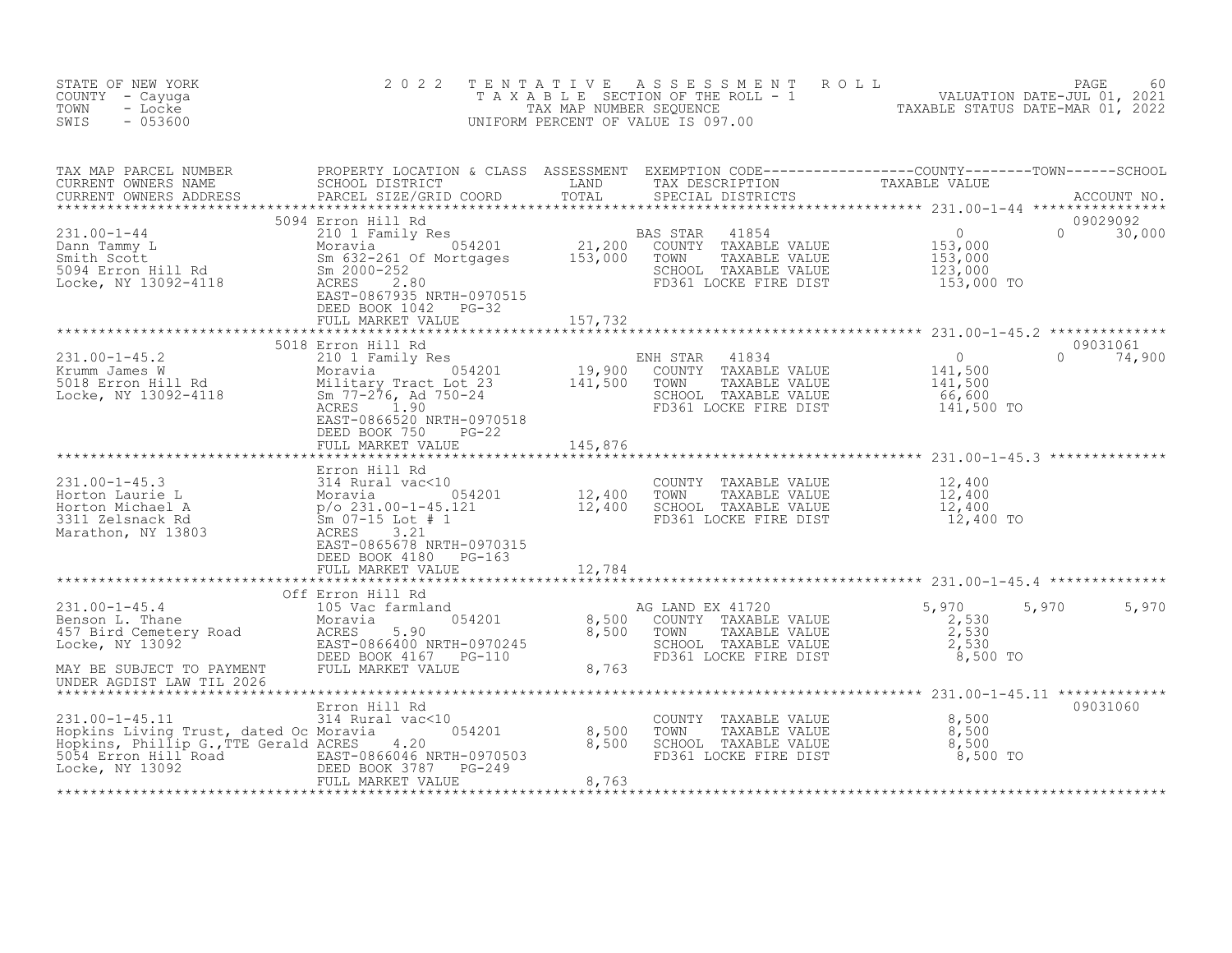STATE OF NEW YORK
COUNTY - Cayuga
TOWN - Locke
SWIS - 053600

# 2022 TENTATIVE ASSESSMENT ROLL
TAXABLE SECTION OF THE ROLL - 1
TAX MAP NUMBER SEQUENCE
UNIFORM PERCENT OF VALUE IS 097.00

VALUATION DATE-JUL 01, 2021
TAXABLE STATUS DATE-MAR 01, 2022

| TAX MAP PARCEL NUMBER / CURRENT OWNERS NAME / CURRENT OWNERS ADDRESS | PROPERTY LOCATION & CLASS / SCHOOL DISTRICT / PARCEL SIZE/GRID COORD | ASSESSMENT LAND | TOTAL | EXEMPTION CODE / TAX DESCRIPTION / SPECIAL DISTRICTS | COUNTY TAXABLE VALUE | TOWN | SCHOOL | ACCOUNT NO. |
|---|---|---|---|---|---|---|---|---|
| **231.00-1-44** | 5094 Erron Hill Rd | | | | | | | 09029092 |
| 231.00-1-44 | 210 1 Family Res | | | BAS STAR 41854 | 0 | 0 | 30,000 | |
| Dann Tammy L | Moravia 054201 | 21,200 | | COUNTY TAXABLE VALUE | 153,000 | | | |
| Smith Scott | Sm 632-261 Of Mortgages | | 153,000 | TOWN TAXABLE VALUE | 153,000 | | | |
| 5094 Erron Hill Rd | Sm 2000-252 | | | SCHOOL TAXABLE VALUE | 123,000 | | | |
| Locke, NY 13092-4118 | ACRES 2.80 | | | FD361 LOCKE FIRE DIST | 153,000 TO | | | |
| | EAST-0867935 NRTH-0970515 | | | | | | | |
| | DEED BOOK 1042 PG-32 | | | | | | | |
| | FULL MARKET VALUE | | 157,732 | | | | | |
| **231.00-1-45.2** | 5018 Erron Hill Rd | | | | | | | 09031061 |
| 231.00-1-45.2 | 210 1 Family Res | | | ENH STAR 41834 | 0 | 0 | 74,900 | |
| Krumm James W | Moravia 054201 | 19,900 | | COUNTY TAXABLE VALUE | 141,500 | | | |
| 5018 Erron Hill Rd | Military Tract Lot 23 | | 141,500 | TOWN TAXABLE VALUE | 141,500 | | | |
| Locke, NY 13092-4118 | Sm 77-276, Ad 750-24 | | | SCHOOL TAXABLE VALUE | 66,600 | | | |
| | ACRES 1.90 | | | FD361 LOCKE FIRE DIST | 141,500 TO | | | |
| | EAST-0866520 NRTH-0970518 | | | | | | | |
| | DEED BOOK 750 PG-22 | | | | | | | |
| | FULL MARKET VALUE | | 145,876 | | | | | |
| **231.00-1-45.3** | Erron Hill Rd | | | | | | | |
| 231.00-1-45.3 | 314 Rural vac<10 | | | COUNTY TAXABLE VALUE | 12,400 | | | |
| Horton Laurie L | Moravia 054201 | 12,400 | | TOWN TAXABLE VALUE | 12,400 | | | |
| Horton Michael A | p/o 231.00-1-45.121 | | 12,400 | SCHOOL TAXABLE VALUE | 12,400 | | | |
| 3311 Zelsnack Rd | Sm 07-15 Lot # 1 | | | FD361 LOCKE FIRE DIST | 12,400 TO | | | |
| Marathon, NY 13803 | ACRES 3.21 | | | | | | | |
| | EAST-0865678 NRTH-0970315 | | | | | | | |
| | DEED BOOK 4180 PG-163 | | | | | | | |
| | FULL MARKET VALUE | | 12,784 | | | | | |
| **231.00-1-45.4** | Off Erron Hill Rd | | | | | | | |
| 231.00-1-45.4 | 105 Vac farmland | | | AG LAND EX 41720 | 5,970 | 5,970 | 5,970 | |
| Benson L. Thane | Moravia 054201 | 8,500 | | COUNTY TAXABLE VALUE | 2,530 | | | |
| 457 Bird Cemetery Road | ACRES 5.90 | | 8,500 | TOWN TAXABLE VALUE | 2,530 | | | |
| Locke, NY 13092 | EAST-0866400 NRTH-0970245 | | | SCHOOL TAXABLE VALUE | 2,530 | | | |
| | DEED BOOK 4167 PG-110 | | | FD361 LOCKE FIRE DIST | 8,500 TO | | | |
| MAY BE SUBJECT TO PAYMENT | FULL MARKET VALUE | | 8,763 | | | | | |
| UNDER AGDIST LAW TIL 2026 | | | | | | | | |
| **231.00-1-45.11** | Erron Hill Rd | | | | | | | 09031060 |
| 231.00-1-45.11 | 314 Rural vac<10 | | | COUNTY TAXABLE VALUE | 8,500 | | | |
| Hopkins Living Trust, dated Oc | Moravia 054201 | 8,500 | | TOWN TAXABLE VALUE | 8,500 | | | |
| Hopkins, Phillip G.,TTE Gerald | ACRES 4.20 | | 8,500 | SCHOOL TAXABLE VALUE | 8,500 | | | |
| 5054 Erron Hill Road | EAST-0866046 NRTH-0970503 | | | FD361 LOCKE FIRE DIST | 8,500 TO | | | |
| Locke, NY 13092 | DEED BOOK 3787 PG-249 | | | | | | | |
| | FULL MARKET VALUE | | 8,763 | | | | | |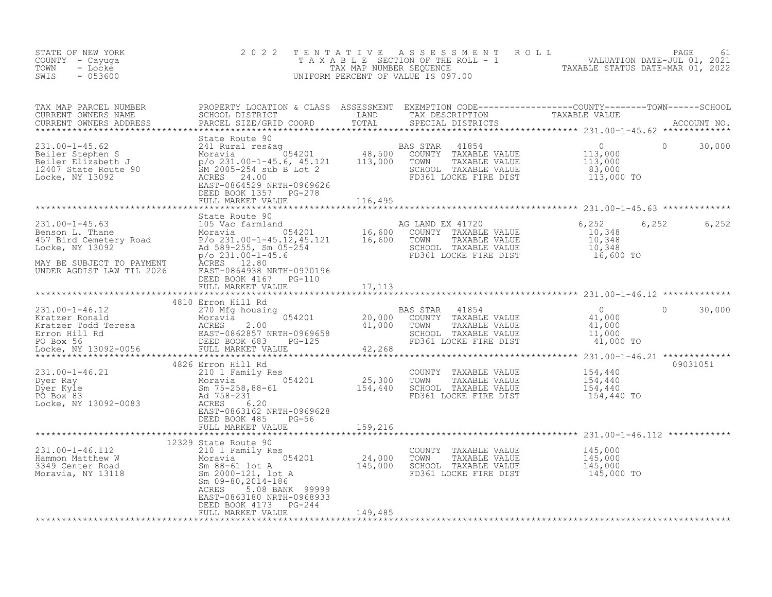STATE OF NEW YORK — 2022 TENTATIVE ASSESSMENT ROLL
COUNTY - Cayuga — TAXABLE SECTION OF THE ROLL - 1 — VALUATION DATE-JUL 01, 2021
TOWN - Locke — TAX MAP NUMBER SEQUENCE — TAXABLE STATUS DATE-MAR 01, 2022
SWIS - 053600 — UNIFORM PERCENT OF VALUE IS 097.00

| TAX MAP PARCEL NUMBER / CURRENT OWNERS NAME / CURRENT OWNERS ADDRESS | PROPERTY LOCATION & CLASS / SCHOOL DISTRICT / PARCEL SIZE/GRID COORD | ASSESSMENT LAND | ASSESSMENT TOTAL | EXEMPTION CODE / TAX DESCRIPTION / SPECIAL DISTRICTS | COUNTY TAXABLE VALUE | TOWN | SCHOOL | ACCOUNT NO. |
|---|---|---|---|---|---|---|---|---|
| 231.00-1-45.62 | State Route 90 | | | | | | | |
| | 241 Rural res&ag | | | BAS STAR 41854 | 0 | 0 | 30,000 | |
| Beiler Stephen S | Moravia 054201 | 48,500 | | COUNTY TAXABLE VALUE | 113,000 | | | |
| Beiler Elizabeth J | p/o 231.00-1-45.6, 45.121 | | 113,000 | TOWN TAXABLE VALUE | 113,000 | | | |
| 12407 State Route 90 | SM 2005-254 sub B Lot 2 | | | SCHOOL TAXABLE VALUE | 83,000 | | | |
| Locke, NY 13092 | ACRES 24.00 | | | FD361 LOCKE FIRE DIST | 113,000 TO | | | |
| | EAST-0864529 NRTH-0969626 | | | | | | | |
| | DEED BOOK 1357 PG-278 | | | | | | | |
| | FULL MARKET VALUE | | 116,495 | | | | | |
| 231.00-1-45.63 | State Route 90 | | | | | | | |
| | 105 Vac farmland | | | AG LAND EX 41720 | 6,252 | 6,252 | 6,252 | |
| Benson L. Thane | Moravia 054201 | 16,600 | | COUNTY TAXABLE VALUE | 10,348 | | | |
| 457 Bird Cemetery Road | P/o 231.00-1-45.12,45.121 | | 16,600 | TOWN TAXABLE VALUE | 10,348 | | | |
| Locke, NY 13092 | Ad 589-255, Sm 05-254 | | | SCHOOL TAXABLE VALUE | 10,348 | | | |
| | p/o 231.00-1-45.6 | | | FD361 LOCKE FIRE DIST | 16,600 TO | | | |
| MAY BE SUBJECT TO PAYMENT | ACRES 12.80 | | | | | | | |
| UNDER AGDIST LAW TIL 2026 | EAST-0864938 NRTH-0970196 | | | | | | | |
| | DEED BOOK 4167 PG-110 | | | | | | | |
| | FULL MARKET VALUE | | 17,113 | | | | | |
| 231.00-1-46.12 | 4810 Erron Hill Rd | | | | | | | |
| | 270 Mfg housing | | | BAS STAR 41854 | 0 | 0 | 30,000 | |
| Kratzer Ronald | Moravia 054201 | 20,000 | | COUNTY TAXABLE VALUE | 41,000 | | | |
| Kratzer Todd Teresa | ACRES 2.00 | | 41,000 | TOWN TAXABLE VALUE | 41,000 | | | |
| Erron Hill Rd | EAST-0862857 NRTH-0969658 | | | SCHOOL TAXABLE VALUE | 11,000 | | | |
| PO Box 56 | DEED BOOK 683 PG-125 | | | FD361 LOCKE FIRE DIST | 41,000 TO | | | |
| Locke, NY 13092-0056 | FULL MARKET VALUE | | 42,268 | | | | | |
| 231.00-1-46.21 | 4826 Erron Hill Rd | | | | | | | 09031051 |
| | 210 1 Family Res | | | COUNTY TAXABLE VALUE | 154,440 | | | |
| Dyer Ray | Moravia 054201 | 25,300 | | TOWN TAXABLE VALUE | 154,440 | | | |
| Dyer Kyle | Sm 75-258,88-61 | | 154,440 | SCHOOL TAXABLE VALUE | 154,440 | | | |
| PO Box 83 | Ad 758-231 | | | FD361 LOCKE FIRE DIST | 154,440 TO | | | |
| Locke, NY 13092-0083 | ACRES 6.20 | | | | | | | |
| | EAST-0863162 NRTH-0969628 | | | | | | | |
| | DEED BOOK 485 PG-56 | | | | | | | |
| | FULL MARKET VALUE | | 159,216 | | | | | |
| 231.00-1-46.112 | 12329 State Route 90 | | | | | | | |
| | 210 1 Family Res | | | COUNTY TAXABLE VALUE | 145,000 | | | |
| Hammon Matthew W | Moravia 054201 | 24,000 | | TOWN TAXABLE VALUE | 145,000 | | | |
| 3349 Center Road | Sm 88-61 lot A | | 145,000 | SCHOOL TAXABLE VALUE | 145,000 | | | |
| Moravia, NY 13118 | Sm 2000-121, lot A | | | FD361 LOCKE FIRE DIST | 145,000 TO | | | |
| | Sm 09-80,2014-186 | | | | | | | |
| | ACRES 5.08 BANK 99999 | | | | | | | |
| | EAST-0863180 NRTH-0968933 | | | | | | | |
| | DEED BOOK 4173 PG-244 | | | | | | | |
| | FULL MARKET VALUE | | 149,485 | | | | | |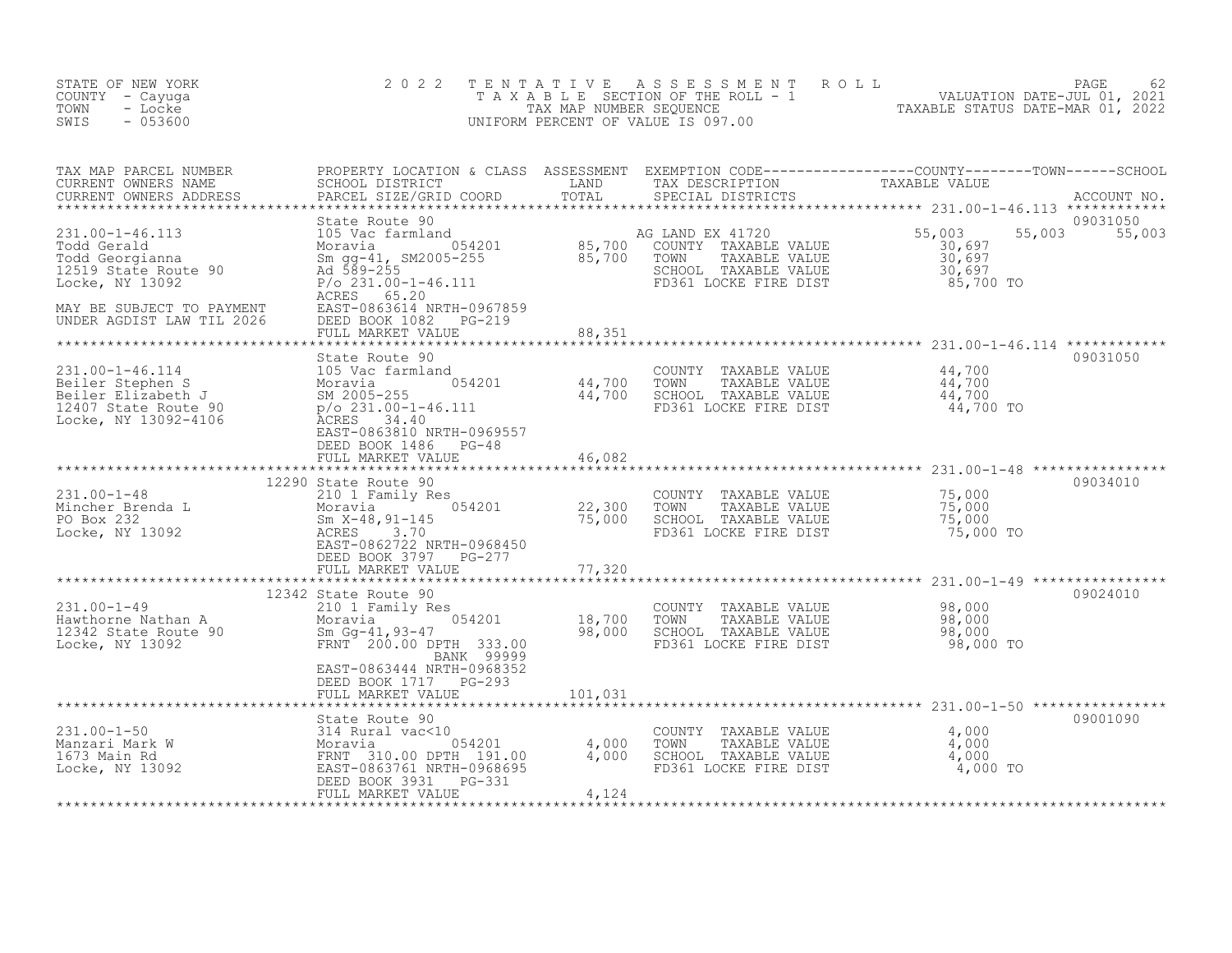STATE OF NEW YORK
COUNTY - Cayuga
TOWN - Locke
SWIS - 053600

2 0 2 2 T E N T A T I V E A S S E S S M E N T R O L L
T A X A B L E SECTION OF THE ROLL - 1
TAX MAP NUMBER SEQUENCE
UNIFORM PERCENT OF VALUE IS 097.00

VALUATION DATE-JUL 01, 2021
TAXABLE STATUS DATE-MAR 01, 2022

| TAX MAP PARCEL NUMBER / CURRENT OWNERS NAME / CURRENT OWNERS ADDRESS | PROPERTY LOCATION & CLASS / SCHOOL DISTRICT / PARCEL SIZE/GRID COORD | ASSESSMENT LAND | ASSESSMENT TOTAL | EXEMPTION CODE / TAX DESCRIPTION / SPECIAL DISTRICTS | COUNTY TAXABLE VALUE | TOWN | SCHOOL | ACCOUNT NO. |
|---|---|---|---|---|---|---|---|---|
| **231.00-1-46.113** | State Route 90 | | | | | | | 09031050 |
| 231.00-1-46.113 | 105 Vac farmland | | | AG LAND EX 41720 | 55,003 | 55,003 | 55,003 | |
| Todd Gerald | Moravia 054201 | 85,700 | | COUNTY TAXABLE VALUE | 30,697 | | | |
| Todd Georgianna | Sm gg-41, SM2005-255 | | 85,700 | TOWN TAXABLE VALUE | 30,697 | | | |
| 12519 State Route 90 | Ad 589-255 | | | SCHOOL TAXABLE VALUE | 30,697 | | | |
| Locke, NY 13092 | P/o 231.00-1-46.111 | | | FD361 LOCKE FIRE DIST | 85,700 TO | | | |
| | ACRES 65.20 | | | | | | | |
| MAY BE SUBJECT TO PAYMENT | EAST-0863614 NRTH-0967859 | | | | | | | |
| UNDER AGDIST LAW TIL 2026 | DEED BOOK 1082 PG-219 | | | | | | | |
| | FULL MARKET VALUE | | 88,351 | | | | | |
| **231.00-1-46.114** | State Route 90 | | | | | | | 09031050 |
| 231.00-1-46.114 | 105 Vac farmland | | | COUNTY TAXABLE VALUE | 44,700 | | | |
| Beiler Stephen S | Moravia 054201 | 44,700 | | TOWN TAXABLE VALUE | 44,700 | | | |
| Beiler Elizabeth J | SM 2005-255 | | 44,700 | SCHOOL TAXABLE VALUE | 44,700 | | | |
| 12407 State Route 90 | p/o 231.00-1-46.111 | | | FD361 LOCKE FIRE DIST | 44,700 TO | | | |
| Locke, NY 13092-4106 | ACRES 34.40 | | | | | | | |
| | EAST-0863810 NRTH-0969557 | | | | | | | |
| | DEED BOOK 1486 PG-48 | | | | | | | |
| | FULL MARKET VALUE | | 46,082 | | | | | |
| **231.00-1-48** | 12290 State Route 90 | | | | | | | 09034010 |
| 231.00-1-48 | 210 1 Family Res | | | COUNTY TAXABLE VALUE | 75,000 | | | |
| Mincher Brenda L | Moravia 054201 | 22,300 | | TOWN TAXABLE VALUE | 75,000 | | | |
| PO Box 232 | Sm X-48,91-145 | | 75,000 | SCHOOL TAXABLE VALUE | 75,000 | | | |
| Locke, NY 13092 | ACRES 3.70 | | | FD361 LOCKE FIRE DIST | 75,000 TO | | | |
| | EAST-0862722 NRTH-0968450 | | | | | | | |
| | DEED BOOK 3797 PG-277 | | | | | | | |
| | FULL MARKET VALUE | | 77,320 | | | | | |
| **231.00-1-49** | 12342 State Route 90 | | | | | | | 09024010 |
| 231.00-1-49 | 210 1 Family Res | | | COUNTY TAXABLE VALUE | 98,000 | | | |
| Hawthorne Nathan A | Moravia 054201 | 18,700 | | TOWN TAXABLE VALUE | 98,000 | | | |
| 12342 State Route 90 | Sm Gg-41,93-47 | | 98,000 | SCHOOL TAXABLE VALUE | 98,000 | | | |
| Locke, NY 13092 | FRNT 200.00 DPTH 333.00 | | | FD361 LOCKE FIRE DIST | 98,000 TO | | | |
| | BANK 99999 | | | | | | | |
| | EAST-0863444 NRTH-0968352 | | | | | | | |
| | DEED BOOK 1717 PG-293 | | | | | | | |
| | FULL MARKET VALUE | | 101,031 | | | | | |
| **231.00-1-50** | State Route 90 | | | | | | | 09001090 |
| 231.00-1-50 | 314 Rural vac<10 | | | COUNTY TAXABLE VALUE | 4,000 | | | |
| Manzari Mark W | Moravia 054201 | 4,000 | | TOWN TAXABLE VALUE | 4,000 | | | |
| 1673 Main Rd | FRNT 310.00 DPTH 191.00 | | 4,000 | SCHOOL TAXABLE VALUE | 4,000 | | | |
| Locke, NY 13092 | EAST-0863761 NRTH-0968695 | | | FD361 LOCKE FIRE DIST | 4,000 TO | | | |
| | DEED BOOK 3931 PG-331 | | | | | | | |
| | FULL MARKET VALUE | | 4,124 | | | | | |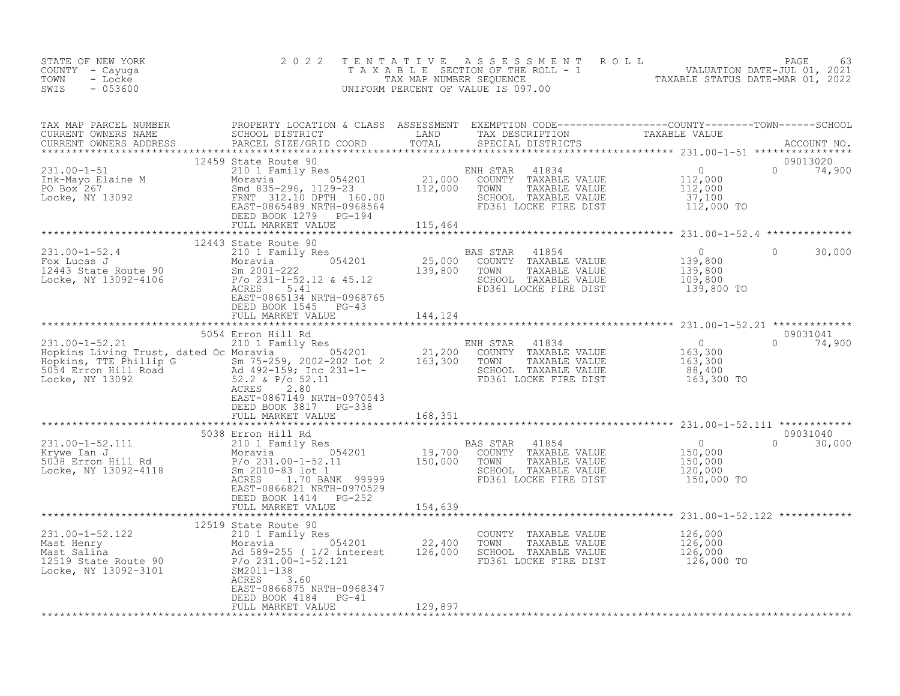STATE OF NEW YORK
COUNTY - Cayuga
TOWN - Locke
SWIS - 053600

# 2022 TENTATIVE ASSESSMENT ROLL

TAXABLE SECTION OF THE ROLL - 1
TAX MAP NUMBER SEQUENCE
UNIFORM PERCENT OF VALUE IS 097.00

VALUATION DATE-JUL 01, 2021
TAXABLE STATUS DATE-MAR 01, 2022

| TAX MAP PARCEL NUMBER / CURRENT OWNERS NAME / CURRENT OWNERS ADDRESS | PROPERTY LOCATION & CLASS / SCHOOL DISTRICT / PARCEL SIZE/GRID COORD | ASSESSMENT LAND / TOTAL | EXEMPTION CODE / TAX DESCRIPTION / SPECIAL DISTRICTS | COUNTY | TOWN | SCHOOL | ACCOUNT NO. |
|---|---|---|---|---|---|---|---|
| **231.00-1-51** | 12459 State Route 90 | | | | | | 09013020 |
| Ink-Mayo Elaine M | 210 1 Family Res | | ENH STAR 41834 | 0 | 0 | 74,900 | |
| PO Box 267 | Moravia 054201 | 21,000 | COUNTY TAXABLE VALUE | 112,000 | | | |
| Locke, NY 13092 | Smd 835-296, 1129-23 | 112,000 | TOWN TAXABLE VALUE | | 112,000 | | |
| | FRNT 312.10 DPTH 160.00 | | SCHOOL TAXABLE VALUE | | | 37,100 | |
| | EAST-0865489 NRTH-0968564 | | FD361 LOCKE FIRE DIST | 112,000 TO | | | |
| | DEED BOOK 1279 PG-194 | | | | | | |
| | FULL MARKET VALUE | 115,464 | | | | | |
| **231.00-1-52.4** | 12443 State Route 90 | | | | | | |
| Fox Lucas J | 210 1 Family Res | | BAS STAR 41854 | 0 | 0 | 30,000 | |
| 12443 State Route 90 | Moravia 054201 | 25,000 | COUNTY TAXABLE VALUE | 139,800 | | | |
| Locke, NY 13092-4106 | Sm 2001-222 | 139,800 | TOWN TAXABLE VALUE | | 139,800 | | |
| | P/o 231-1-52.12 & 45.12 | | SCHOOL TAXABLE VALUE | | | 109,800 | |
| | ACRES 5.41 | | FD361 LOCKE FIRE DIST | 139,800 TO | | | |
| | EAST-0865134 NRTH-0968765 | | | | | | |
| | DEED BOOK 1545 PG-43 | | | | | | |
| | FULL MARKET VALUE | 144,124 | | | | | |
| **231.00-1-52.21** | 5054 Erron Hill Rd | | | | | | 09031041 |
| Hopkins Living Trust, dated Oc | 210 1 Family Res | | ENH STAR 41834 | 0 | 0 | 74,900 | |
| Hopkins, TTE Phillip G | Moravia 054201 | 21,200 | COUNTY TAXABLE VALUE | 163,300 | | | |
| 5054 Erron Hill Road | Sm 75-259, 2002-202 Lot 2 | 163,300 | TOWN TAXABLE VALUE | | 163,300 | | |
| Locke, NY 13092 | Ad 492-159; Inc 231-1-52.2 & P/o 52.11 | | SCHOOL TAXABLE VALUE | | | 88,400 | |
| | ACRES 2.80 | | FD361 LOCKE FIRE DIST | 163,300 TO | | | |
| | EAST-0867149 NRTH-0970543 | | | | | | |
| | DEED BOOK 3817 PG-338 | | | | | | |
| | FULL MARKET VALUE | 168,351 | | | | | |
| **231.00-1-52.111** | 5038 Erron Hill Rd | | | | | | 09031040 |
| Krywe Ian J | 210 1 Family Res | | BAS STAR 41854 | 0 | 0 | 30,000 | |
| 5038 Erron Hill Rd | Moravia 054201 | 19,700 | COUNTY TAXABLE VALUE | 150,000 | | | |
| Locke, NY 13092-4118 | P/o 231.00-1-52.11 | 150,000 | TOWN TAXABLE VALUE | | 150,000 | | |
| | Sm 2010-83 lot 1 | | SCHOOL TAXABLE VALUE | | | 120,000 | |
| | ACRES 1.70 BANK 99999 | | FD361 LOCKE FIRE DIST | 150,000 TO | | | |
| | EAST-0866821 NRTH-0970529 | | | | | | |
| | DEED BOOK 1414 PG-252 | | | | | | |
| | FULL MARKET VALUE | 154,639 | | | | | |
| **231.00-1-52.122** | 12519 State Route 90 | | | | | | |
| Mast Henry | 210 1 Family Res | | COUNTY TAXABLE VALUE | 126,000 | | | |
| Mast Salina | Moravia 054201 | 22,400 | TOWN TAXABLE VALUE | | 126,000 | | |
| 12519 State Route 90 | Ad 589-255 ( 1/2 interest | 126,000 | SCHOOL TAXABLE VALUE | | | 126,000 | |
| Locke, NY 13092-3101 | P/o 231.00-1-52.121 | | FD361 LOCKE FIRE DIST | 126,000 TO | | | |
| | SM2011-138 | | | | | | |
| | ACRES 3.60 | | | | | | |
| | EAST-0866875 NRTH-0968347 | | | | | | |
| | DEED BOOK 4184 PG-41 | | | | | | |
| | FULL MARKET VALUE | 129,897 | | | | | |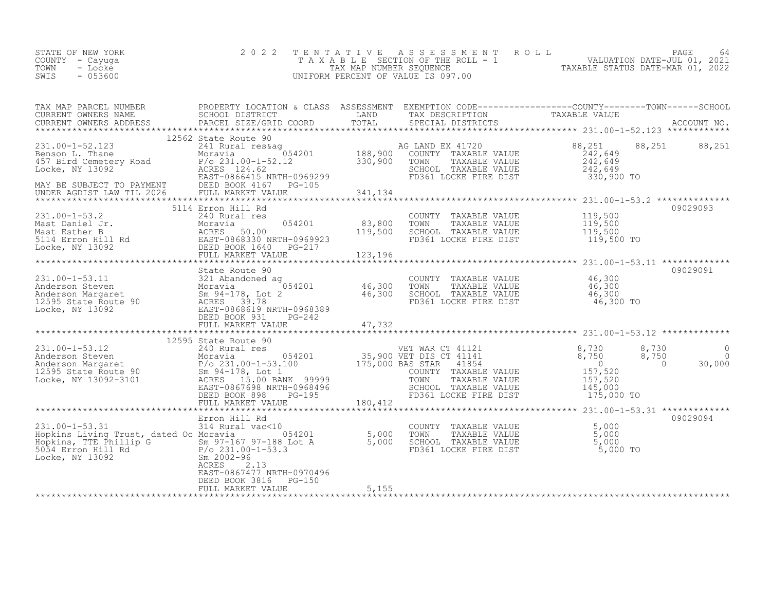STATE OF NEW YORK  
COUNTY - Cayuga  
TOWN - Locke  
SWIS - 053600

2022 TENTATIVE ASSESSMENT ROLL  
TAXABLE SECTION OF THE ROLL - 1  
TAX MAP NUMBER SEQUENCE  
UNIFORM PERCENT OF VALUE IS 097.00

VALUATION DATE-JUL 01, 2021  
TAXABLE STATUS DATE-MAR 01, 2022

| TAX MAP PARCEL NUMBER / CURRENT OWNERS NAME / CURRENT OWNERS ADDRESS | PROPERTY LOCATION & CLASS / SCHOOL DISTRICT / PARCEL SIZE/GRID COORD | ASSESSMENT LAND / TOTAL | EXEMPTION CODE / TAX DESCRIPTION / SPECIAL DISTRICTS | COUNTY TAXABLE VALUE | TOWN | SCHOOL | ACCOUNT NO. |
|---|---|---|---|---|---|---|---|
| **231.00-1-52.123** | 12562 State Route 90 | | | | | | |
| 231.00-1-52.123 | 241 Rural res&ag | | AG LAND EX 41720 | 88,251 | 88,251 | 88,251 | |
| Benson L. Thane | Moravia 054201 | 188,900 | COUNTY TAXABLE VALUE | 242,649 | | | |
| 457 Bird Cemetery Road | P/o 231.00-1-52.12 | 330,900 | TOWN TAXABLE VALUE | 242,649 | | | |
| Locke, NY 13092 | ACRES 124.62 | | SCHOOL TAXABLE VALUE | 242,649 | | | |
| | EAST-0866415 NRTH-0969299 | | FD361 LOCKE FIRE DIST | 330,900 TO | | | |
| MAY BE SUBJECT TO PAYMENT | DEED BOOK 4167 PG-105 | | | | | | |
| UNDER AGDIST LAW TIL 2026 | FULL MARKET VALUE | 341,134 | | | | | |
| **231.00-1-53.2** | 5114 Erron Hill Rd | | | | | | 09029093 |
| 231.00-1-53.2 | 240 Rural res | | COUNTY TAXABLE VALUE | 119,500 | | | |
| Mast Daniel Jr. | Moravia 054201 | 83,800 | TOWN TAXABLE VALUE | 119,500 | | | |
| Mast Esther B | ACRES 50.00 | 119,500 | SCHOOL TAXABLE VALUE | 119,500 | | | |
| 5114 Erron Hill Rd | EAST-0868330 NRTH-0969923 | | FD361 LOCKE FIRE DIST | 119,500 TO | | | |
| Locke, NY 13092 | DEED BOOK 1640 PG-217 | | | | | | |
| | FULL MARKET VALUE | 123,196 | | | | | |
| **231.00-1-53.11** | State Route 90 | | | | | | 09029091 |
| 231.00-1-53.11 | 321 Abandoned ag | | COUNTY TAXABLE VALUE | 46,300 | | | |
| Anderson Steven | Moravia 054201 | 46,300 | TOWN TAXABLE VALUE | 46,300 | | | |
| Anderson Margaret | Sm 94-178, Lot 2 | 46,300 | SCHOOL TAXABLE VALUE | 46,300 | | | |
| 12595 State Route 90 | ACRES 39.78 | | FD361 LOCKE FIRE DIST | 46,300 TO | | | |
| Locke, NY 13092 | EAST-0868619 NRTH-0968389 | | | | | | |
| | DEED BOOK 931 PG-242 | | | | | | |
| | FULL MARKET VALUE | 47,732 | | | | | |
| **231.00-1-53.12** | 12595 State Route 90 | | | | | | |
| 231.00-1-53.12 | 240 Rural res | | VET WAR CT 41121 | 8,730 | 8,730 | 0 | |
| Anderson Steven | Moravia 054201 | 35,900 | VET DIS CT 41141 | 8,750 | 8,750 | 0 | |
| Anderson Margaret | P/o 231.00-1-53.100 | 175,000 | BAS STAR 41854 | 0 | 0 | 30,000 | |
| 12595 State Route 90 | Sm 94-178, Lot 1 | | COUNTY TAXABLE VALUE | 157,520 | | | |
| Locke, NY 13092-3101 | ACRES 15.00 BANK 99999 | | TOWN TAXABLE VALUE | 157,520 | | | |
| | EAST-0867698 NRTH-0968496 | | SCHOOL TAXABLE VALUE | 145,000 | | | |
| | DEED BOOK 898 PG-195 | | FD361 LOCKE FIRE DIST | 175,000 TO | | | |
| | FULL MARKET VALUE | 180,412 | | | | | |
| **231.00-1-53.31** | Erron Hill Rd | | | | | | 09029094 |
| 231.00-1-53.31 | 314 Rural vac<10 | | COUNTY TAXABLE VALUE | 5,000 | | | |
| Hopkins Living Trust, dated Oc | Moravia 054201 | 5,000 | TOWN TAXABLE VALUE | 5,000 | | | |
| Hopkins, TTE Phillip G | Sm 97-167 97-188 Lot A | 5,000 | SCHOOL TAXABLE VALUE | 5,000 | | | |
| 5054 Erron Hill Rd | P/o 231.00-1-53.3 | | FD361 LOCKE FIRE DIST | 5,000 TO | | | |
| Locke, NY 13092 | Sm 2002-96 | | | | | | |
| | ACRES 2.13 | | | | | | |
| | EAST-0867477 NRTH-0970496 | | | | | | |
| | DEED BOOK 3816 PG-150 | | | | | | |
| | FULL MARKET VALUE | 5,155 | | | | | |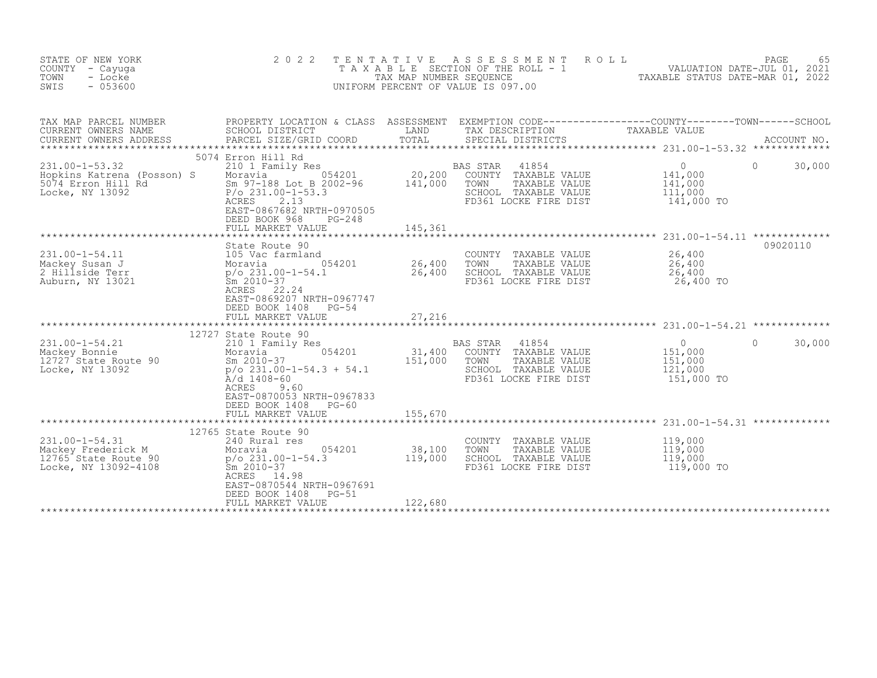STATE OF NEW YORK
COUNTY - Cayuga
TOWN - Locke
SWIS - 053600

2022 TENTATIVE ASSESSMENT ROLL
TAXABLE SECTION OF THE ROLL - 1
TAX MAP NUMBER SEQUENCE
UNIFORM PERCENT OF VALUE IS 097.00

VALUATION DATE-JUL 01, 2021
TAXABLE STATUS DATE-MAR 01, 2022

| TAX MAP PARCEL NUMBER / CURRENT OWNERS NAME / CURRENT OWNERS ADDRESS | PROPERTY LOCATION & CLASS / SCHOOL DISTRICT / PARCEL SIZE/GRID COORD | ASSESSMENT LAND | ASSESSMENT TOTAL | EXEMPTION CODE / TAX DESCRIPTION / SPECIAL DISTRICTS | COUNTY | TOWN | SCHOOL | TAXABLE VALUE | ACCOUNT NO. |
|---|---|---|---|---|---|---|---|---|---|
| **231.00-1-53.32** | 5074 Erron Hill Rd | | | | | | | | |
| 231.00-1-53.32 | 210 1 Family Res | | | BAS STAR 41854 | 0 | 0 | 30,000 | | |
| Hopkins Katrena (Posson) S | Moravia 054201 | 20,200 | | COUNTY TAXABLE VALUE | | | | 141,000 | |
| 5074 Erron Hill Rd | Sm 97-188 Lot B 2002-96 | | 141,000 | TOWN TAXABLE VALUE | | | | 141,000 | |
| Locke, NY 13092 | P/o 231.00-1-53.3 | | | SCHOOL TAXABLE VALUE | | | | 111,000 | |
| | ACRES 2.13 | | | FD361 LOCKE FIRE DIST | | | | 141,000 TO | |
| | EAST-0867682 NRTH-0970505 | | | | | | | | |
| | DEED BOOK 968 PG-248 | | | | | | | | |
| | FULL MARKET VALUE | | 145,361 | | | | | | |
| **231.00-1-54.11** | State Route 90 | | | | | | | | 09020110 |
| 231.00-1-54.11 | 105 Vac farmland | | | COUNTY TAXABLE VALUE | | | | 26,400 | |
| Mackey Susan J | Moravia 054201 | 26,400 | | TOWN TAXABLE VALUE | | | | 26,400 | |
| 2 Hillside Terr | p/o 231.00-1-54.1 | | 26,400 | SCHOOL TAXABLE VALUE | | | | 26,400 | |
| Auburn, NY 13021 | Sm 2010-37 | | | FD361 LOCKE FIRE DIST | | | | 26,400 TO | |
| | ACRES 22.24 | | | | | | | | |
| | EAST-0869207 NRTH-0967747 | | | | | | | | |
| | DEED BOOK 1408 PG-54 | | | | | | | | |
| | FULL MARKET VALUE | | 27,216 | | | | | | |
| **231.00-1-54.21** | 12727 State Route 90 | | | | | | | | |
| 231.00-1-54.21 | 210 1 Family Res | | | BAS STAR 41854 | 0 | 0 | 30,000 | | |
| Mackey Bonnie | Moravia 054201 | 31,400 | | COUNTY TAXABLE VALUE | | | | 151,000 | |
| 12727 State Route 90 | Sm 2010-37 | | 151,000 | TOWN TAXABLE VALUE | | | | 151,000 | |
| Locke, NY 13092 | p/o 231.00-1-54.3 + 54.1 | | | SCHOOL TAXABLE VALUE | | | | 121,000 | |
| | A/d 1408-60 | | | FD361 LOCKE FIRE DIST | | | | 151,000 TO | |
| | ACRES 9.60 | | | | | | | | |
| | EAST-0870053 NRTH-0967833 | | | | | | | | |
| | DEED BOOK 1408 PG-60 | | | | | | | | |
| | FULL MARKET VALUE | | 155,670 | | | | | | |
| **231.00-1-54.31** | 12765 State Route 90 | | | | | | | | |
| 231.00-1-54.31 | 240 Rural res | | | COUNTY TAXABLE VALUE | | | | 119,000 | |
| Mackey Frederick M | Moravia 054201 | 38,100 | | TOWN TAXABLE VALUE | | | | 119,000 | |
| 12765 State Route 90 | p/o 231.00-1-54.3 | | 119,000 | SCHOOL TAXABLE VALUE | | | | 119,000 | |
| Locke, NY 13092-4108 | Sm 2010-37 | | | FD361 LOCKE FIRE DIST | | | | 119,000 TO | |
| | ACRES 14.98 | | | | | | | | |
| | EAST-0870544 NRTH-0967691 | | | | | | | | |
| | DEED BOOK 1408 PG-51 | | | | | | | | |
| | FULL MARKET VALUE | | 122,680 | | | | | | |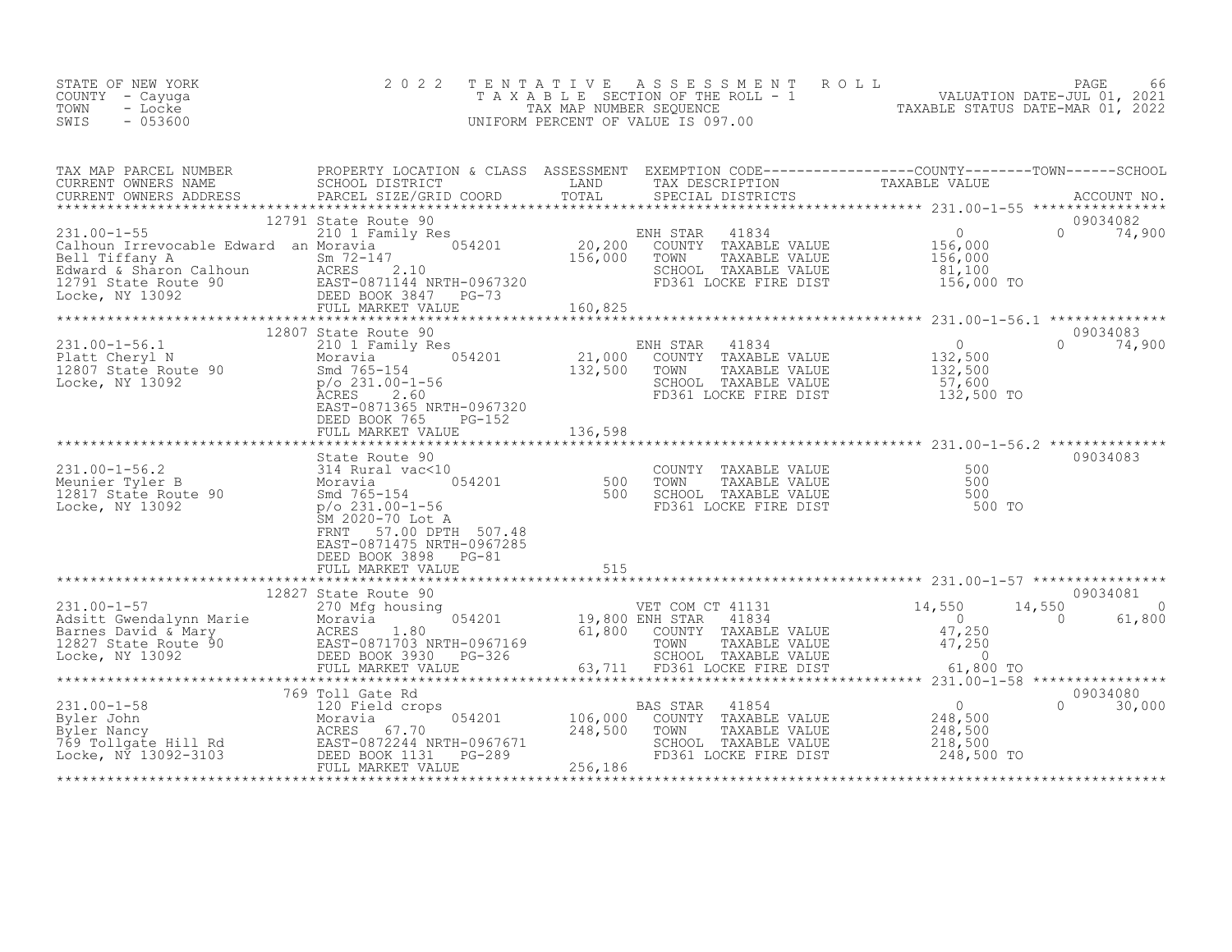STATE OF NEW YORK
COUNTY - Cayuga
TOWN - Locke
SWIS - 053600

2022 TENTATIVE ASSESSMENT ROLL
TAXABLE SECTION OF THE ROLL - 1
TAX MAP NUMBER SEQUENCE
UNIFORM PERCENT OF VALUE IS 097.00

VALUATION DATE-JUL 01, 2021
TAXABLE STATUS DATE-MAR 01, 2022

| TAX MAP PARCEL NUMBER / CURRENT OWNERS NAME / CURRENT OWNERS ADDRESS | PROPERTY LOCATION & CLASS / SCHOOL DISTRICT / PARCEL SIZE/GRID COORD | ASSESSMENT LAND / TOTAL | EXEMPTION CODE / TAX DESCRIPTION / SPECIAL DISTRICTS | COUNTY TAXABLE VALUE | TOWN | SCHOOL / ACCOUNT NO. |
|---|---|---|---|---|---|---|
| **231.00-1-55** | 12791 State Route 90 | | | | | 09034082 |
| 231.00-1-55 | 210 1 Family Res | | ENH STAR 41834 | 0 | 0 | 74,900 |
| Calhoun Irrevocable Edward an | Moravia 054201 | 20,200 | COUNTY TAXABLE VALUE | 156,000 | | |
| Bell Tiffany A | Sm 72-147 | 156,000 | TOWN TAXABLE VALUE | 156,000 | | |
| Edward & Sharon Calhoun | ACRES 2.10 | | SCHOOL TAXABLE VALUE | 81,100 | | |
| 12791 State Route 90 | EAST-0871144 NRTH-0967320 | | FD361 LOCKE FIRE DIST | 156,000 TO | | |
| Locke, NY 13092 | DEED BOOK 3847 PG-73 | | | | | |
| | FULL MARKET VALUE | 160,825 | | | | |
| **231.00-1-56.1** | 12807 State Route 90 | | | | | 09034083 |
| 231.00-1-56.1 | 210 1 Family Res | | ENH STAR 41834 | 0 | 0 | 74,900 |
| Platt Cheryl N | Moravia 054201 | 21,000 | COUNTY TAXABLE VALUE | 132,500 | | |
| 12807 State Route 90 | Smd 765-154 | 132,500 | TOWN TAXABLE VALUE | 132,500 | | |
| Locke, NY 13092 | p/o 231.00-1-56 | | SCHOOL TAXABLE VALUE | 57,600 | | |
| | ACRES 2.60 | | FD361 LOCKE FIRE DIST | 132,500 TO | | |
| | EAST-0871365 NRTH-0967320 | | | | | |
| | DEED BOOK 765 PG-152 | | | | | |
| | FULL MARKET VALUE | 136,598 | | | | |
| **231.00-1-56.2** | State Route 90 | | | | | 09034083 |
| 231.00-1-56.2 | 314 Rural vac<10 | | COUNTY TAXABLE VALUE | 500 | | |
| Meunier Tyler B | Moravia 054201 | 500 | TOWN TAXABLE VALUE | 500 | | |
| 12817 State Route 90 | Smd 765-154 | 500 | SCHOOL TAXABLE VALUE | 500 | | |
| Locke, NY 13092 | p/o 231.00-1-56 | | FD361 LOCKE FIRE DIST | 500 TO | | |
| | SM 2020-70 Lot A | | | | | |
| | FRNT 57.00 DPTH 507.48 | | | | | |
| | EAST-0871475 NRTH-0967285 | | | | | |
| | DEED BOOK 3898 PG-81 | | | | | |
| | FULL MARKET VALUE | 515 | | | | |
| **231.00-1-57** | 12827 State Route 90 | | | | | 09034081 |
| 231.00-1-57 | 270 Mfg housing | | VET COM CT 41131 | 14,550 | 14,550 | 0 |
| Adsitt Gwendalynn Marie | Moravia 054201 | 19,800 | ENH STAR 41834 | 0 | 0 | 61,800 |
| Barnes David & Mary | ACRES 1.80 | 61,800 | COUNTY TAXABLE VALUE | 47,250 | | |
| 12827 State Route 90 | EAST-0871703 NRTH-0967169 | | TOWN TAXABLE VALUE | 47,250 | | |
| Locke, NY 13092 | DEED BOOK 3930 PG-326 | | SCHOOL TAXABLE VALUE | 0 | | |
| | FULL MARKET VALUE | 63,711 | FD361 LOCKE FIRE DIST | 61,800 TO | | |
| **231.00-1-58** | 769 Toll Gate Rd | | | | | 09034080 |
| 231.00-1-58 | 120 Field crops | | BAS STAR 41854 | 0 | 0 | 30,000 |
| Byler John | Moravia 054201 | 106,000 | COUNTY TAXABLE VALUE | 248,500 | | |
| Byler Nancy | ACRES 67.70 | 248,500 | TOWN TAXABLE VALUE | 248,500 | | |
| 769 Tollgate Hill Rd | EAST-0872244 NRTH-0967671 | | SCHOOL TAXABLE VALUE | 218,500 | | |
| Locke, NY 13092-3103 | DEED BOOK 1131 PG-289 | | FD361 LOCKE FIRE DIST | 248,500 TO | | |
| | FULL MARKET VALUE | 256,186 | | | | |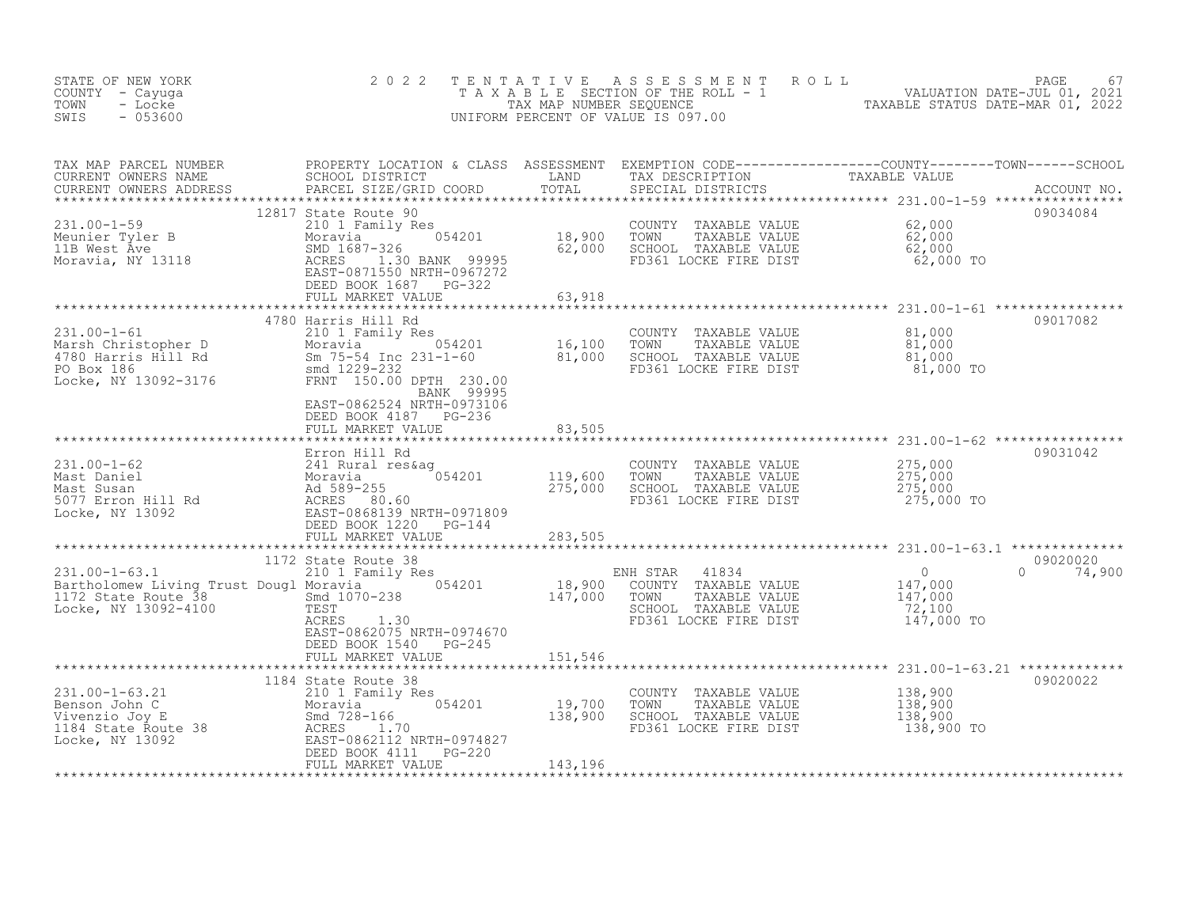STATE OF NEW YORK
COUNTY - Cayuga
TOWN - Locke
SWIS - 053600

2022 TENTATIVE ASSESSMENT ROLL
TAXABLE SECTION OF THE ROLL - 1
TAX MAP NUMBER SEQUENCE
UNIFORM PERCENT OF VALUE IS 097.00

VALUATION DATE-JUL 01, 2021
TAXABLE STATUS DATE-MAR 01, 2022

| TAX MAP PARCEL NUMBER / CURRENT OWNERS NAME / CURRENT OWNERS ADDRESS | PROPERTY LOCATION & CLASS / SCHOOL DISTRICT / PARCEL SIZE/GRID COORD | ASSESSMENT LAND | ASSESSMENT TOTAL | EXEMPTION CODE / TAX DESCRIPTION / SPECIAL DISTRICTS | COUNTY TAXABLE VALUE | TOWN | SCHOOL | ACCOUNT NO. |
|---|---|---|---|---|---|---|---|---|
| 231.00-1-59 | 12817 State Route 90 | | | | | | | 09034084 |
| Meunier Tyler B | 210 1 Family Res | | | COUNTY TAXABLE VALUE | 62,000 | | | |
| 11B West Ave | Moravia 054201 | 18,900 | | TOWN TAXABLE VALUE | 62,000 | | | |
| Moravia, NY 13118 | SMD 1687-326 | | 62,000 | SCHOOL TAXABLE VALUE | 62,000 | | | |
| | ACRES 1.30 BANK 99995 | | | FD361 LOCKE FIRE DIST | 62,000 TO | | | |
| | EAST-0871550 NRTH-0967272 | | | | | | | |
| | DEED BOOK 1687 PG-322 | | | | | | | |
| | FULL MARKET VALUE | | 63,918 | | | | | |
| 231.00-1-61 | 4780 Harris Hill Rd | | | | | | | 09017082 |
| Marsh Christopher D | 210 1 Family Res | | | COUNTY TAXABLE VALUE | 81,000 | | | |
| 4780 Harris Hill Rd | Moravia 054201 | 16,100 | | TOWN TAXABLE VALUE | 81,000 | | | |
| PO Box 186 | Sm 75-54 Inc 231-1-60 | | 81,000 | SCHOOL TAXABLE VALUE | 81,000 | | | |
| Locke, NY 13092-3176 | smd 1229-232 | | | FD361 LOCKE FIRE DIST | 81,000 TO | | | |
| | FRNT 150.00 DPTH 230.00 | | | | | | | |
| | BANK 99995 | | | | | | | |
| | EAST-0862524 NRTH-0973106 | | | | | | | |
| | DEED BOOK 4187 PG-236 | | | | | | | |
| | FULL MARKET VALUE | | 83,505 | | | | | |
| 231.00-1-62 | Erron Hill Rd | | | | | | | 09031042 |
| Mast Daniel | 241 Rural res&ag | | | COUNTY TAXABLE VALUE | 275,000 | | | |
| Mast Susan | Moravia 054201 | 119,600 | | TOWN TAXABLE VALUE | 275,000 | | | |
| 5077 Erron Hill Rd | Ad 589-255 | | 275,000 | SCHOOL TAXABLE VALUE | 275,000 | | | |
| Locke, NY 13092 | ACRES 80.60 | | | FD361 LOCKE FIRE DIST | 275,000 TO | | | |
| | EAST-0868139 NRTH-0971809 | | | | | | | |
| | DEED BOOK 1220 PG-144 | | | | | | | |
| | FULL MARKET VALUE | | 283,505 | | | | | |
| 231.00-1-63.1 | 1172 State Route 38 | | | | | | | 09020020 |
| Bartholomew Living Trust Dougl | 210 1 Family Res | | | ENH STAR 41834 | 0 | 0 | 74,900 | |
| 1172 State Route 38 | Moravia 054201 | 18,900 | | COUNTY TAXABLE VALUE | 147,000 | | | |
| Locke, NY 13092-4100 | Smd 1070-238 | | 147,000 | TOWN TAXABLE VALUE | 147,000 | | | |
| | TEST | | | SCHOOL TAXABLE VALUE | 72,100 | | | |
| | ACRES 1.30 | | | FD361 LOCKE FIRE DIST | 147,000 TO | | | |
| | EAST-0862075 NRTH-0974670 | | | | | | | |
| | DEED BOOK 1540 PG-245 | | | | | | | |
| | FULL MARKET VALUE | | 151,546 | | | | | |
| 231.00-1-63.21 | 1184 State Route 38 | | | | | | | 09020022 |
| Benson John C | 210 1 Family Res | | | COUNTY TAXABLE VALUE | 138,900 | | | |
| Vivenzio Joy E | Moravia 054201 | 19,700 | | TOWN TAXABLE VALUE | 138,900 | | | |
| 1184 State Route 38 | Smd 728-166 | | 138,900 | SCHOOL TAXABLE VALUE | 138,900 | | | |
| Locke, NY 13092 | ACRES 1.70 | | | FD361 LOCKE FIRE DIST | 138,900 TO | | | |
| | EAST-0862112 NRTH-0974827 | | | | | | | |
| | DEED BOOK 4111 PG-220 | | | | | | | |
| | FULL MARKET VALUE | | 143,196 | | | | | |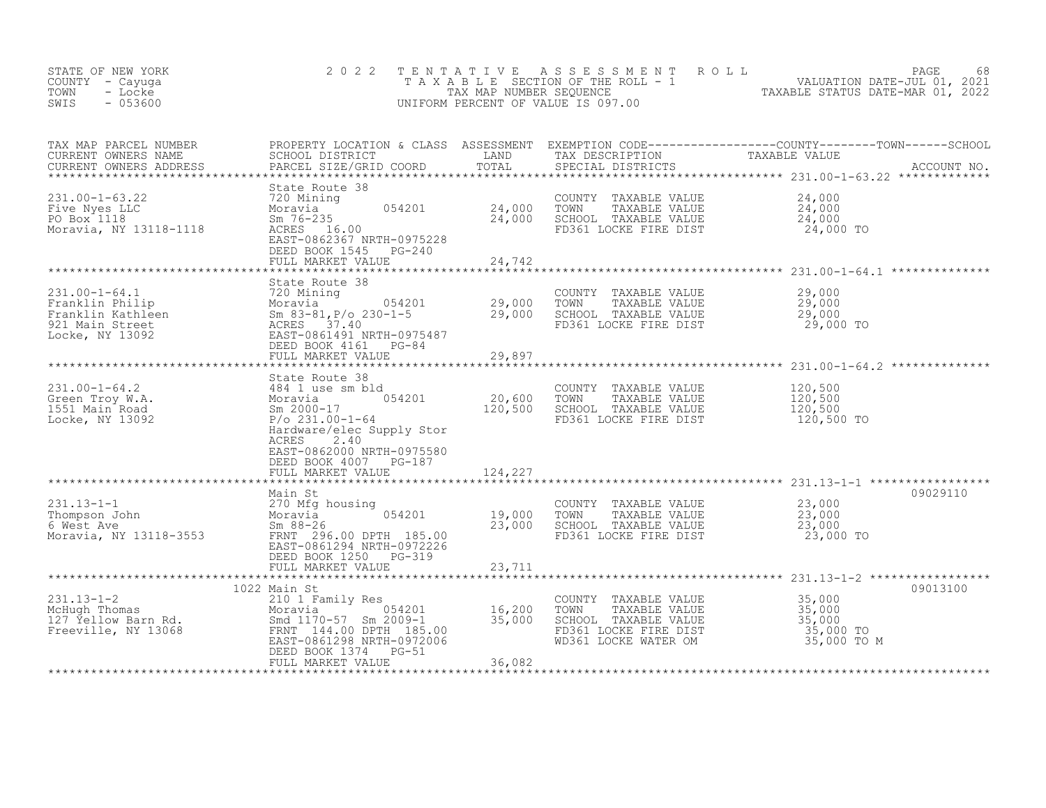STATE OF NEW YORK
COUNTY - Cayuga
TOWN - Locke
SWIS - 053600

# 2022 TENTATIVE ASSESSMENT ROLL

TAXABLE SECTION OF THE ROLL - 1
TAX MAP NUMBER SEQUENCE
UNIFORM PERCENT OF VALUE IS 097.00

VALUATION DATE-JUL 01, 2021
TAXABLE STATUS DATE-MAR 01, 2022

| TAX MAP PARCEL NUMBER / CURRENT OWNERS NAME / CURRENT OWNERS ADDRESS | PROPERTY LOCATION & CLASS / SCHOOL DISTRICT / PARCEL SIZE/GRID COORD | ASSESSMENT LAND / TOTAL | EXEMPTION CODE / TAX DESCRIPTION / SPECIAL DISTRICTS | COUNTY--------TOWN------SCHOOL TAXABLE VALUE | ACCOUNT NO. |
|---|---|---|---|---|---|
| 231.00-1-63.22 | State Route 38 | | | | |
| 231.00-1-63.22 | 720 Mining | | COUNTY TAXABLE VALUE | 24,000 | |
| Five Nyes LLC | Moravia 054201 | 24,000 | TOWN TAXABLE VALUE | 24,000 | |
| PO Box 1118 | Sm 76-235 | 24,000 | SCHOOL TAXABLE VALUE | 24,000 | |
| Moravia, NY 13118-1118 | ACRES 16.00 | | FD361 LOCKE FIRE DIST | 24,000 TO | |
| | EAST-0862367 NRTH-0975228 | | | | |
| | DEED BOOK 1545 PG-240 | | | | |
| | FULL MARKET VALUE | 24,742 | | | |
| 231.00-1-64.1 | State Route 38 | | | | |
| 231.00-1-64.1 | 720 Mining | | COUNTY TAXABLE VALUE | 29,000 | |
| Franklin Philip | Moravia 054201 | 29,000 | TOWN TAXABLE VALUE | 29,000 | |
| Franklin Kathleen | Sm 83-81,P/o 230-1-5 | 29,000 | SCHOOL TAXABLE VALUE | 29,000 | |
| 921 Main Street | ACRES 37.40 | | FD361 LOCKE FIRE DIST | 29,000 TO | |
| Locke, NY 13092 | EAST-0861491 NRTH-0975487 | | | | |
| | DEED BOOK 4161 PG-84 | | | | |
| | FULL MARKET VALUE | 29,897 | | | |
| 231.00-1-64.2 | State Route 38 | | | | |
| 231.00-1-64.2 | 484 1 use sm bld | | COUNTY TAXABLE VALUE | 120,500 | |
| Green Troy W.A. | Moravia 054201 | 20,600 | TOWN TAXABLE VALUE | 120,500 | |
| 1551 Main Road | Sm 2000-17 | 120,500 | SCHOOL TAXABLE VALUE | 120,500 | |
| Locke, NY 13092 | P/o 231.00-1-64 | | FD361 LOCKE FIRE DIST | 120,500 TO | |
| | Hardware/elec Supply Stor | | | | |
| | ACRES 2.40 | | | | |
| | EAST-0862000 NRTH-0975580 | | | | |
| | DEED BOOK 4007 PG-187 | | | | |
| | FULL MARKET VALUE | 124,227 | | | |
| 231.13-1-1 | Main St | | | | 09029110 |
| 231.13-1-1 | 270 Mfg housing | | COUNTY TAXABLE VALUE | 23,000 | |
| Thompson John | Moravia 054201 | 19,000 | TOWN TAXABLE VALUE | 23,000 | |
| 6 West Ave | Sm 88-26 | 23,000 | SCHOOL TAXABLE VALUE | 23,000 | |
| Moravia, NY 13118-3553 | FRNT 296.00 DPTH 185.00 | | FD361 LOCKE FIRE DIST | 23,000 TO | |
| | EAST-0861294 NRTH-0972226 | | | | |
| | DEED BOOK 1250 PG-319 | | | | |
| | FULL MARKET VALUE | 23,711 | | | |
| 231.13-1-2 | 1022 Main St | | | | 09013100 |
| 231.13-1-2 | 210 1 Family Res | | COUNTY TAXABLE VALUE | 35,000 | |
| McHugh Thomas | Moravia 054201 | 16,200 | TOWN TAXABLE VALUE | 35,000 | |
| 127 Yellow Barn Rd. | Smd 1170-57 Sm 2009-1 | 35,000 | SCHOOL TAXABLE VALUE | 35,000 | |
| Freeville, NY 13068 | FRNT 144.00 DPTH 185.00 | | FD361 LOCKE FIRE DIST | 35,000 TO | |
| | EAST-0861298 NRTH-0972006 | | WD361 LOCKE WATER OM | 35,000 TO M | |
| | DEED BOOK 1374 PG-51 | | | | |
| | FULL MARKET VALUE | 36,082 | | | |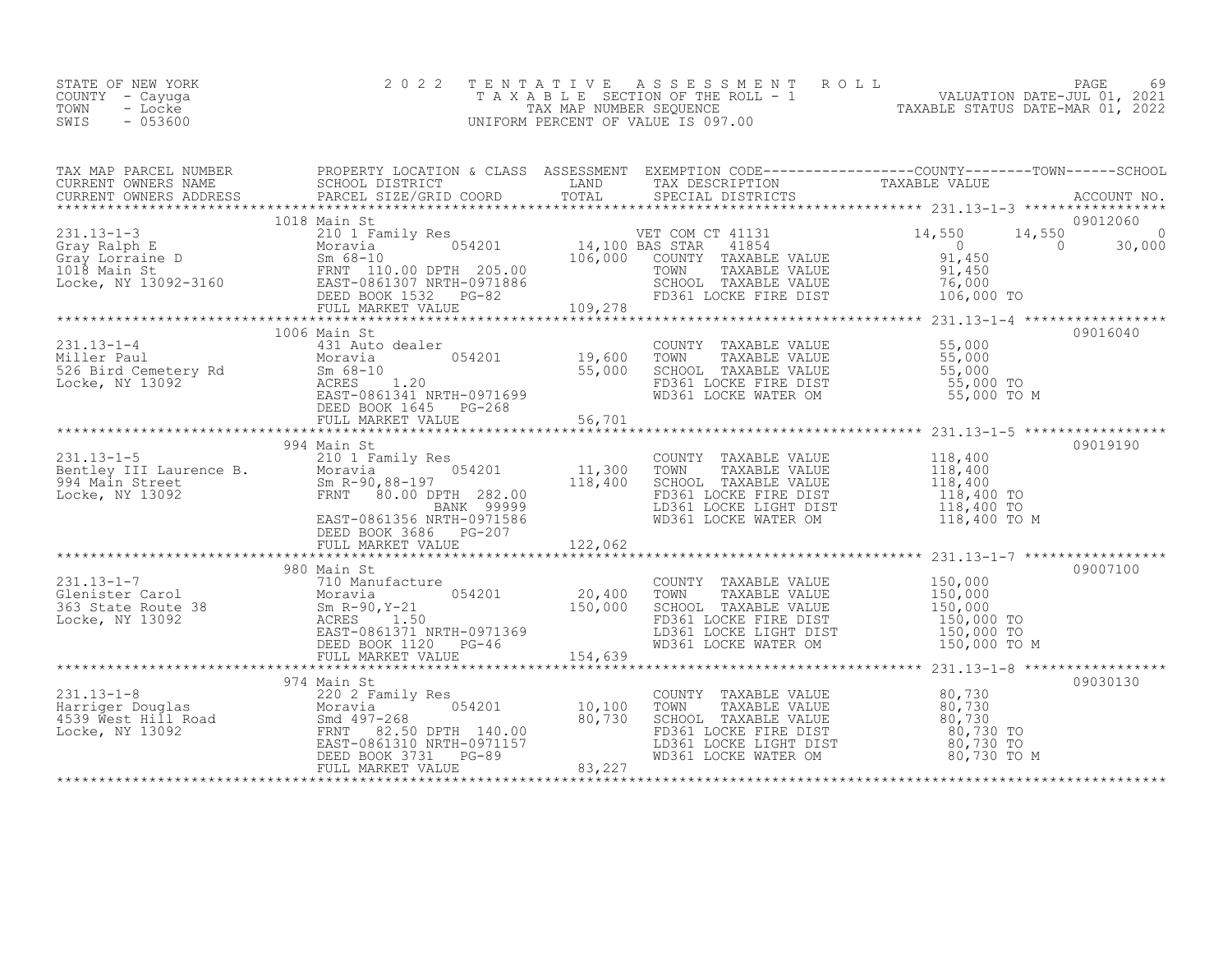STATE OF NEW YORK
COUNTY - Cayuga
TOWN - Locke
SWIS - 053600

2022 TENTATIVE ASSESSMENT ROLL
TAXABLE SECTION OF THE ROLL - 1
TAX MAP NUMBER SEQUENCE
UNIFORM PERCENT OF VALUE IS 097.00

VALUATION DATE-JUL 01, 2021
TAXABLE STATUS DATE-MAR 01, 2022

| TAX MAP PARCEL NUMBER / CURRENT OWNERS NAME / CURRENT OWNERS ADDRESS | PROPERTY LOCATION & CLASS / SCHOOL DISTRICT / PARCEL SIZE/GRID COORD | ASSESSMENT LAND / TOTAL | EXEMPTION CODE / TAX DESCRIPTION / SPECIAL DISTRICTS | COUNTY TAXABLE VALUE | TOWN | SCHOOL | ACCOUNT NO. |
|---|---|---|---|---|---|---|---|
| 231.13-1-3 | 1018 Main St | | | | | | 09012060 |
| Gray Ralph E | 210 1 Family Res | | VET COM CT 41131 | 14,550 | 14,550 | 0 | |
| Gray Lorraine D | Moravia 054201 | 14,100 | BAS STAR 41854 | 0 | 0 | 30,000 | |
| 1018 Main St | Sm 68-10 | 106,000 | COUNTY TAXABLE VALUE | 91,450 | | | |
| Locke, NY 13092-3160 | FRNT 110.00 DPTH 205.00 | | TOWN TAXABLE VALUE | 91,450 | | | |
| | EAST-0861307 NRTH-0971886 | | SCHOOL TAXABLE VALUE | 76,000 | | | |
| | DEED BOOK 1532 PG-82 | | FD361 LOCKE FIRE DIST | 106,000 TO | | | |
| | FULL MARKET VALUE | 109,278 | | | | | |
| 231.13-1-4 | 1006 Main St | | | | | | 09016040 |
| Miller Paul | 431 Auto dealer | | COUNTY TAXABLE VALUE | 55,000 | | | |
| 526 Bird Cemetery Rd | Moravia 054201 | 19,600 | TOWN TAXABLE VALUE | 55,000 | | | |
| Locke, NY 13092 | Sm 68-10 | 55,000 | SCHOOL TAXABLE VALUE | 55,000 | | | |
| | ACRES 1.20 | | FD361 LOCKE FIRE DIST | 55,000 TO | | | |
| | EAST-0861341 NRTH-0971699 | | WD361 LOCKE WATER OM | 55,000 TO M | | | |
| | DEED BOOK 1645 PG-268 | | | | | | |
| | FULL MARKET VALUE | 56,701 | | | | | |
| 231.13-1-5 | 994 Main St | | | | | | 09019190 |
| Bentley III Laurence B. | 210 1 Family Res | | COUNTY TAXABLE VALUE | 118,400 | | | |
| 994 Main Street | Moravia 054201 | 11,300 | TOWN TAXABLE VALUE | 118,400 | | | |
| Locke, NY 13092 | Sm R-90,88-197 | 118,400 | SCHOOL TAXABLE VALUE | 118,400 | | | |
| | FRNT 80.00 DPTH 282.00 | | FD361 LOCKE FIRE DIST | 118,400 TO | | | |
| | BANK 99999 | | LD361 LOCKE LIGHT DIST | 118,400 TO | | | |
| | EAST-0861356 NRTH-0971586 | | WD361 LOCKE WATER OM | 118,400 TO M | | | |
| | DEED BOOK 3686 PG-207 | | | | | | |
| | FULL MARKET VALUE | 122,062 | | | | | |
| 231.13-1-7 | 980 Main St | | | | | | 09007100 |
| Glenister Carol | 710 Manufacture | | COUNTY TAXABLE VALUE | 150,000 | | | |
| 363 State Route 38 | Moravia 054201 | 20,400 | TOWN TAXABLE VALUE | 150,000 | | | |
| Locke, NY 13092 | Sm R-90,Y-21 | 150,000 | SCHOOL TAXABLE VALUE | 150,000 | | | |
| | ACRES 1.50 | | FD361 LOCKE FIRE DIST | 150,000 TO | | | |
| | EAST-0861371 NRTH-0971369 | | LD361 LOCKE LIGHT DIST | 150,000 TO | | | |
| | DEED BOOK 1120 PG-46 | | WD361 LOCKE WATER OM | 150,000 TO M | | | |
| | FULL MARKET VALUE | 154,639 | | | | | |
| 231.13-1-8 | 974 Main St | | | | | | 09030130 |
| Harriger Douglas | 220 2 Family Res | | COUNTY TAXABLE VALUE | 80,730 | | | |
| 4539 West Hill Road | Moravia 054201 | 10,100 | TOWN TAXABLE VALUE | 80,730 | | | |
| Locke, NY 13092 | Smd 497-268 | 80,730 | SCHOOL TAXABLE VALUE | 80,730 | | | |
| | FRNT 82.50 DPTH 140.00 | | FD361 LOCKE FIRE DIST | 80,730 TO | | | |
| | EAST-0861310 NRTH-0971157 | | LD361 LOCKE LIGHT DIST | 80,730 TO | | | |
| | DEED BOOK 3731 PG-89 | | WD361 LOCKE WATER OM | 80,730 TO M | | | |
| | FULL MARKET VALUE | 83,227 | | | | | |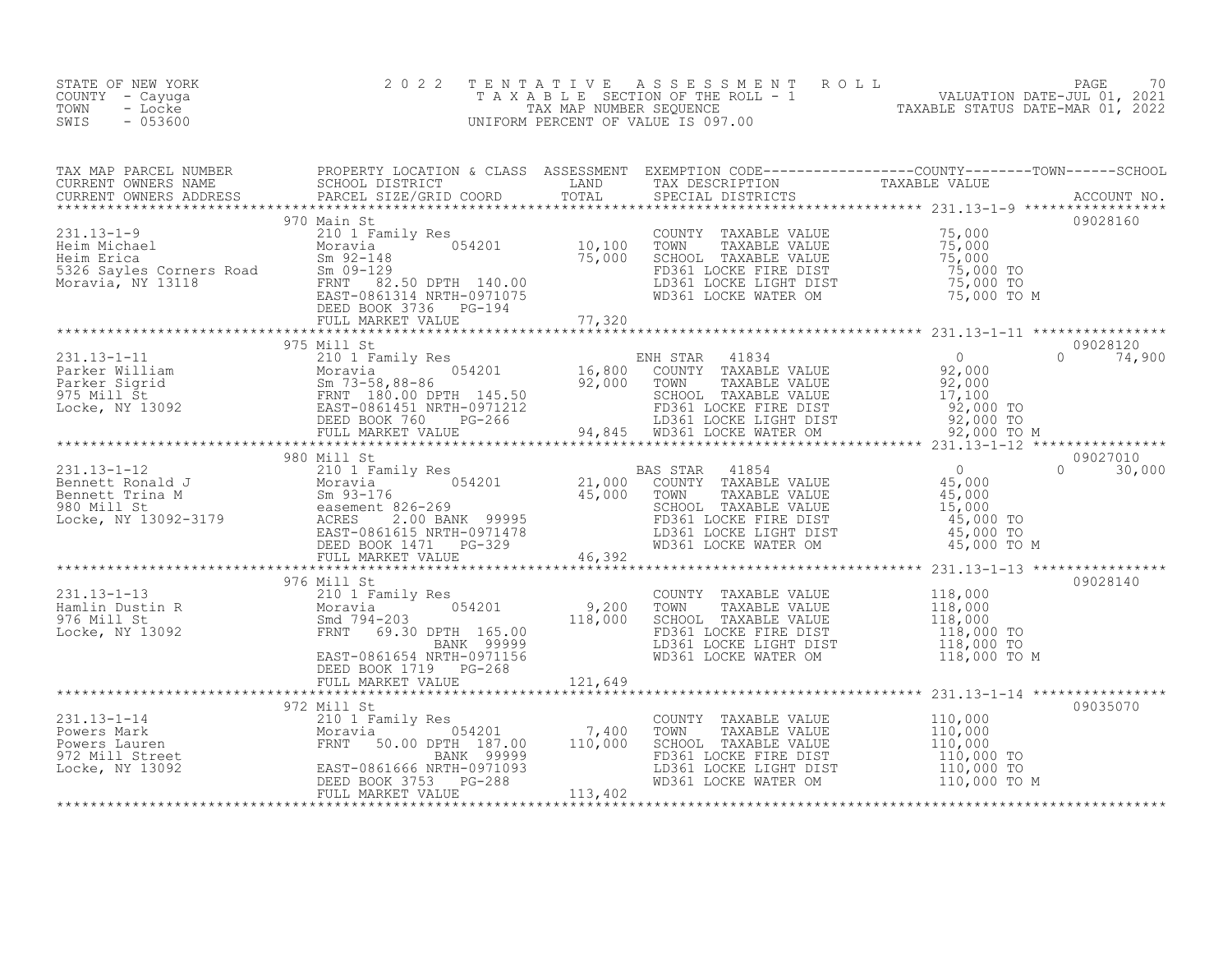STATE OF NEW YORK
COUNTY - Cayuga
TOWN - Locke
SWIS - 053600

# 2022 TENTATIVE ASSESSMENT ROLL

TAXABLE SECTION OF THE ROLL - 1
TAX MAP NUMBER SEQUENCE
UNIFORM PERCENT OF VALUE IS 097.00

VALUATION DATE-JUL 01, 2021
TAXABLE STATUS DATE-MAR 01, 2022

| TAX MAP PARCEL NUMBER / CURRENT OWNERS NAME / CURRENT OWNERS ADDRESS | PROPERTY LOCATION & CLASS / SCHOOL DISTRICT / PARCEL SIZE/GRID COORD | ASSESSMENT LAND | TOTAL | EXEMPTION CODE / TAX DESCRIPTION / SPECIAL DISTRICTS | COUNTY / TOWN TAXABLE VALUE | SCHOOL | ACCOUNT NO. |
|---|---|---|---|---|---|---|---|
| **231.13-1-9** | 970 Main St | | | | | | 09028160 |
| Heim Michael | 210 1 Family Res | | | COUNTY TAXABLE VALUE | 75,000 | | |
| Heim Erica | Moravia 054201 | 10,100 | | TOWN TAXABLE VALUE | 75,000 | | |
| 5326 Sayles Corners Road | Sm 92-148 | | 75,000 | SCHOOL TAXABLE VALUE | 75,000 | | |
| Moravia, NY 13118 | Sm 09-129 | | | FD361 LOCKE FIRE DIST | 75,000 TO | | |
| | FRNT 82.50 DPTH 140.00 | | | LD361 LOCKE LIGHT DIST | 75,000 TO | | |
| | EAST-0861314 NRTH-0971075 | | | WD361 LOCKE WATER OM | 75,000 TO M | | |
| | DEED BOOK 3736 PG-194 | | | | | | |
| | FULL MARKET VALUE | | 77,320 | | | | |
| **231.13-1-11** | 975 Mill St | | | | | | 09028120 |
| Parker William | 210 1 Family Res | | | ENH STAR 41834 | 0 | 0 74,900 | |
| Parker Sigrid | Moravia 054201 | 16,800 | | COUNTY TAXABLE VALUE | 92,000 | | |
| 975 Mill St | Sm 73-58,88-86 | | 92,000 | TOWN TAXABLE VALUE | 92,000 | | |
| Locke, NY 13092 | FRNT 180.00 DPTH 145.50 | | | SCHOOL TAXABLE VALUE | 17,100 | | |
| | EAST-0861451 NRTH-0971212 | | | FD361 LOCKE FIRE DIST | 92,000 TO | | |
| | DEED BOOK 760 PG-266 | | | LD361 LOCKE LIGHT DIST | 92,000 TO | | |
| | FULL MARKET VALUE | | 94,845 | WD361 LOCKE WATER OM | 92,000 TO M | | |
| **231.13-1-12** | 980 Mill St | | | | | | 09027010 |
| Bennett Ronald J | 210 1 Family Res | | | BAS STAR 41854 | 0 | 0 30,000 | |
| Bennett Trina M | Moravia 054201 | 21,000 | | COUNTY TAXABLE VALUE | 45,000 | | |
| 980 Mill St | Sm 93-176 | | 45,000 | TOWN TAXABLE VALUE | 45,000 | | |
| Locke, NY 13092-3179 | easement 826-269 | | | SCHOOL TAXABLE VALUE | 15,000 | | |
| | ACRES 2.00 BANK 99995 | | | FD361 LOCKE FIRE DIST | 45,000 TO | | |
| | EAST-0861615 NRTH-0971478 | | | LD361 LOCKE LIGHT DIST | 45,000 TO | | |
| | DEED BOOK 1471 PG-329 | | | WD361 LOCKE WATER OM | 45,000 TO M | | |
| | FULL MARKET VALUE | | 46,392 | | | | |
| **231.13-1-13** | 976 Mill St | | | | | | 09028140 |
| Hamlin Dustin R | 210 1 Family Res | | | COUNTY TAXABLE VALUE | 118,000 | | |
| 976 Mill St | Moravia 054201 | 9,200 | | TOWN TAXABLE VALUE | 118,000 | | |
| Locke, NY 13092 | Smd 794-203 | | 118,000 | SCHOOL TAXABLE VALUE | 118,000 | | |
| | FRNT 69.30 DPTH 165.00 | | | FD361 LOCKE FIRE DIST | 118,000 TO | | |
| | BANK 99999 | | | LD361 LOCKE LIGHT DIST | 118,000 TO | | |
| | EAST-0861654 NRTH-0971156 | | | WD361 LOCKE WATER OM | 118,000 TO M | | |
| | DEED BOOK 1719 PG-268 | | | | | | |
| | FULL MARKET VALUE | | 121,649 | | | | |
| **231.13-1-14** | 972 Mill St | | | | | | 09035070 |
| Powers Mark | 210 1 Family Res | | | COUNTY TAXABLE VALUE | 110,000 | | |
| Powers Lauren | Moravia 054201 | 7,400 | | TOWN TAXABLE VALUE | 110,000 | | |
| 972 Mill Street | FRNT 50.00 DPTH 187.00 | | 110,000 | SCHOOL TAXABLE VALUE | 110,000 | | |
| Locke, NY 13092 | BANK 99999 | | | FD361 LOCKE FIRE DIST | 110,000 TO | | |
| | EAST-0861666 NRTH-0971093 | | | LD361 LOCKE LIGHT DIST | 110,000 TO | | |
| | DEED BOOK 3753 PG-288 | | | WD361 LOCKE WATER OM | 110,000 TO M | | |
| | FULL MARKET VALUE | | 113,402 | | | | |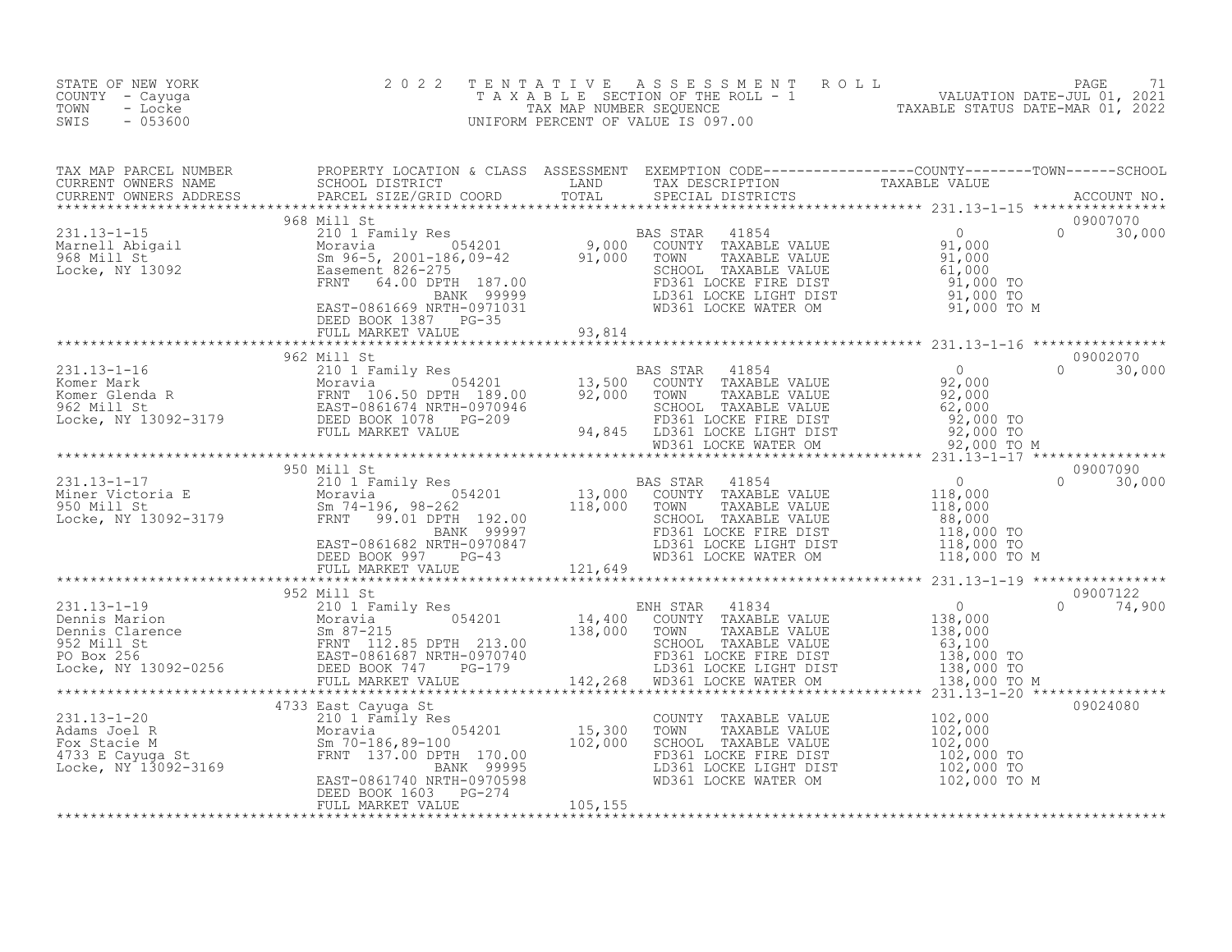STATE OF NEW YORK
COUNTY - Cayuga
TOWN - Locke
SWIS - 053600

# 2022 TENTATIVE ASSESSMENT ROLL

TAXABLE SECTION OF THE ROLL - 1
TAX MAP NUMBER SEQUENCE
UNIFORM PERCENT OF VALUE IS 097.00

VALUATION DATE-JUL 01, 2021
TAXABLE STATUS DATE-MAR 01, 2022

| TAX MAP PARCEL NUMBER / CURRENT OWNERS NAME / CURRENT OWNERS ADDRESS | PROPERTY LOCATION & CLASS / SCHOOL DISTRICT / PARCEL SIZE/GRID COORD | ASSESSMENT LAND / TOTAL | EXEMPTION CODE / TAX DESCRIPTION / SPECIAL DISTRICTS | COUNTY TAXABLE VALUE | TOWN | SCHOOL / ACCOUNT NO. |
|---|---|---|---|---|---|---|
| **231.13-1-15** | 968 Mill St | | | | | 09007070 |
| 231.13-1-15 | 210 1 Family Res | | BAS STAR 41854 | 0 | 0 | 30,000 |
| Marnell Abigail | Moravia 054201 | 9,000 | COUNTY TAXABLE VALUE | 91,000 | | |
| 968 Mill St | Sm 96-5, 2001-186,09-42 | 91,000 | TOWN TAXABLE VALUE | 91,000 | | |
| Locke, NY 13092 | Easement 826-275 | | SCHOOL TAXABLE VALUE | 61,000 | | |
| | FRNT 64.00 DPTH 187.00 | | FD361 LOCKE FIRE DIST | 91,000 TO | | |
| | BANK 99999 | | LD361 LOCKE LIGHT DIST | 91,000 TO | | |
| | EAST-0861669 NRTH-0971031 | | WD361 LOCKE WATER OM | 91,000 TO M | | |
| | DEED BOOK 1387 PG-35 | | | | | |
| | FULL MARKET VALUE | 93,814 | | | | |
| **231.13-1-16** | 962 Mill St | | | | | 09002070 |
| 231.13-1-16 | 210 1 Family Res | | BAS STAR 41854 | 0 | 0 | 30,000 |
| Komer Mark | Moravia 054201 | 13,500 | COUNTY TAXABLE VALUE | 92,000 | | |
| Komer Glenda R | FRNT 106.50 DPTH 189.00 | 92,000 | TOWN TAXABLE VALUE | 92,000 | | |
| 962 Mill St | EAST-0861674 NRTH-0970946 | | SCHOOL TAXABLE VALUE | 62,000 | | |
| Locke, NY 13092-3179 | DEED BOOK 1078 PG-209 | | FD361 LOCKE FIRE DIST | 92,000 TO | | |
| | FULL MARKET VALUE | 94,845 | LD361 LOCKE LIGHT DIST | 92,000 TO | | |
| | | | WD361 LOCKE WATER OM | 92,000 TO M | | |
| **231.13-1-17** | 950 Mill St | | | | | 09007090 |
| 231.13-1-17 | 210 1 Family Res | | BAS STAR 41854 | 0 | 0 | 30,000 |
| Miner Victoria E | Moravia 054201 | 13,000 | COUNTY TAXABLE VALUE | 118,000 | | |
| 950 Mill St | Sm 74-196, 98-262 | 118,000 | TOWN TAXABLE VALUE | 118,000 | | |
| Locke, NY 13092-3179 | FRNT 99.01 DPTH 192.00 | | SCHOOL TAXABLE VALUE | 88,000 | | |
| | BANK 99997 | | FD361 LOCKE FIRE DIST | 118,000 TO | | |
| | EAST-0861682 NRTH-0970847 | | LD361 LOCKE LIGHT DIST | 118,000 TO | | |
| | DEED BOOK 997 PG-43 | | WD361 LOCKE WATER OM | 118,000 TO M | | |
| | FULL MARKET VALUE | 121,649 | | | | |
| **231.13-1-19** | 952 Mill St | | | | | 09007122 |
| 231.13-1-19 | 210 1 Family Res | | ENH STAR 41834 | 0 | 0 | 74,900 |
| Dennis Marion | Moravia 054201 | 14,400 | COUNTY TAXABLE VALUE | 138,000 | | |
| Dennis Clarence | Sm 87-215 | 138,000 | TOWN TAXABLE VALUE | 138,000 | | |
| 952 Mill St | FRNT 112.85 DPTH 213.00 | | SCHOOL TAXABLE VALUE | 63,100 | | |
| PO Box 256 | EAST-0861687 NRTH-0970740 | | FD361 LOCKE FIRE DIST | 138,000 TO | | |
| Locke, NY 13092-0256 | DEED BOOK 747 PG-179 | | LD361 LOCKE LIGHT DIST | 138,000 TO | | |
| | FULL MARKET VALUE | 142,268 | WD361 LOCKE WATER OM | 138,000 TO M | | |
| **231.13-1-20** | 4733 East Cayuga St | | | | | 09024080 |
| 231.13-1-20 | 210 1 Family Res | | COUNTY TAXABLE VALUE | 102,000 | | |
| Adams Joel R | Moravia 054201 | 15,300 | TOWN TAXABLE VALUE | 102,000 | | |
| Fox Stacie M | Sm 70-186,89-100 | 102,000 | SCHOOL TAXABLE VALUE | 102,000 | | |
| 4733 E Cayuga St | FRNT 137.00 DPTH 170.00 | | FD361 LOCKE FIRE DIST | 102,000 TO | | |
| Locke, NY 13092-3169 | BANK 99995 | | LD361 LOCKE LIGHT DIST | 102,000 TO | | |
| | EAST-0861740 NRTH-0970598 | | WD361 LOCKE WATER OM | 102,000 TO M | | |
| | DEED BOOK 1603 PG-274 | | | | | |
| | FULL MARKET VALUE | 105,155 | | | | |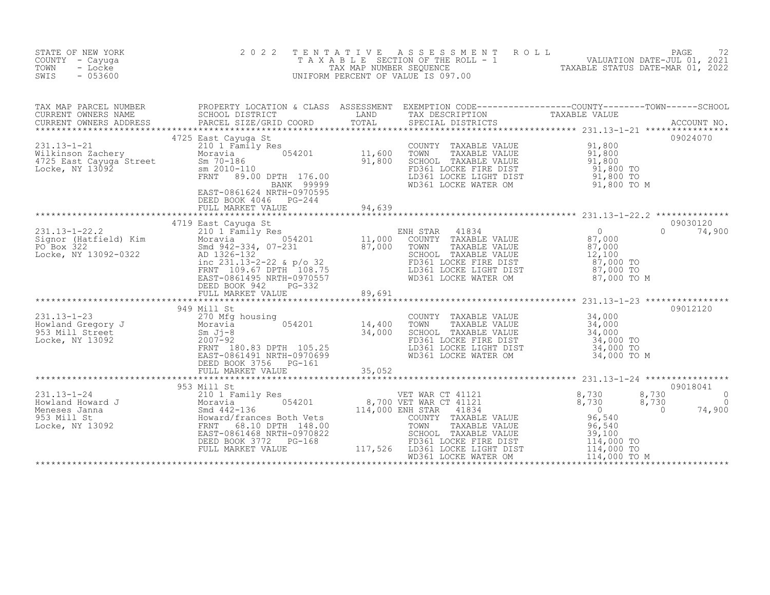STATE OF NEW YORK
COUNTY - Cayuga
TOWN - Locke
SWIS - 053600

# 2022 TENTATIVE ASSESSMENT ROLL

TAXABLE SECTION OF THE ROLL - 1
TAX MAP NUMBER SEQUENCE
UNIFORM PERCENT OF VALUE IS 097.00

VALUATION DATE-JUL 01, 2021
TAXABLE STATUS DATE-MAR 01, 2022

| TAX MAP PARCEL NUMBER / CURRENT OWNERS NAME / CURRENT OWNERS ADDRESS | PROPERTY LOCATION & CLASS / SCHOOL DISTRICT / PARCEL SIZE/GRID COORD | ASSESSMENT LAND / TOTAL | EXEMPTION CODE / TAX DESCRIPTION / SPECIAL DISTRICTS | COUNTY | TOWN | SCHOOL | ACCOUNT NO. |
|---|---|---|---|---|---|---|---|
| **231.13-1-21** | 4725 East Cayuga St | | | | | | 09024070 |
| Wilkinson Zachery | 210 1 Family Res | | COUNTY TAXABLE VALUE | 91,800 | | | |
| 4725 East Cayuga Street | Moravia 054201 | 11,600 | TOWN TAXABLE VALUE | | 91,800 | | |
| Locke, NY 13092 | Sm 70-186 | 91,800 | SCHOOL TAXABLE VALUE | | | 91,800 | |
| | sm 2010-110 | | FD361 LOCKE FIRE DIST | 91,800 TO | | | |
| | FRNT 89.00 DPTH 176.00 | | LD361 LOCKE LIGHT DIST | 91,800 TO | | | |
| | BANK 99999 | | WD361 LOCKE WATER OM | 91,800 TO M | | | |
| | EAST-0861624 NRTH-0970595 | | | | | | |
| | DEED BOOK 4046 PG-244 | | | | | | |
| | FULL MARKET VALUE | 94,639 | | | | | |
| **231.13-1-22.2** | 4719 East Cayuga St | | | | | | 09030120 |
| Signor (Hatfield) Kim | 210 1 Family Res | | ENH STAR 41834 | 0 | 0 | 74,900 | |
| PO Box 322 | Moravia 054201 | 11,000 | COUNTY TAXABLE VALUE | 87,000 | | | |
| Locke, NY 13092-0322 | Smd 942-334, 07-231 | 87,000 | TOWN TAXABLE VALUE | | 87,000 | | |
| | AD 1326-132 | | SCHOOL TAXABLE VALUE | | | 12,100 | |
| | inc 231.13-2-22 & p/o 32 | | FD361 LOCKE FIRE DIST | 87,000 TO | | | |
| | FRNT 109.67 DPTH 108.75 | | LD361 LOCKE LIGHT DIST | 87,000 TO | | | |
| | EAST-0861495 NRTH-0970557 | | WD361 LOCKE WATER OM | 87,000 TO M | | | |
| | DEED BOOK 942 PG-332 | | | | | | |
| | FULL MARKET VALUE | 89,691 | | | | | |
| **231.13-1-23** | 949 Mill St | | | | | | 09012120 |
| Howland Gregory J | 270 Mfg housing | | COUNTY TAXABLE VALUE | 34,000 | | | |
| 953 Mill Street | Moravia 054201 | 14,400 | TOWN TAXABLE VALUE | | 34,000 | | |
| Locke, NY 13092 | Sm Jj-8 | 34,000 | SCHOOL TAXABLE VALUE | | | 34,000 | |
| | 2007-92 | | FD361 LOCKE FIRE DIST | 34,000 TO | | | |
| | FRNT 180.83 DPTH 105.25 | | LD361 LOCKE LIGHT DIST | 34,000 TO | | | |
| | EAST-0861491 NRTH-0970699 | | WD361 LOCKE WATER OM | 34,000 TO M | | | |
| | DEED BOOK 3756 PG-161 | | | | | | |
| | FULL MARKET VALUE | 35,052 | | | | | |
| **231.13-1-24** | 953 Mill St | | | | | | 09018041 |
| Howland Howard J | 210 1 Family Res | | VET WAR CT 41121 | 8,730 | 8,730 | 0 | |
| Meneses Janna | Moravia 054201 | 8,700 | VET WAR CT 41121 | 8,730 | 8,730 | 0 | |
| 953 Mill St | Smd 442-136 | 114,000 | ENH STAR 41834 | 0 | 0 | 74,900 | |
| Locke, NY 13092 | Howard/frances Both Vets | | COUNTY TAXABLE VALUE | 96,540 | | | |
| | FRNT 68.10 DPTH 148.00 | | TOWN TAXABLE VALUE | | 96,540 | | |
| | EAST-0861468 NRTH-0970822 | | SCHOOL TAXABLE VALUE | | | 39,100 | |
| | DEED BOOK 3772 PG-168 | | FD361 LOCKE FIRE DIST | 114,000 TO | | | |
| | FULL MARKET VALUE | 117,526 | LD361 LOCKE LIGHT DIST | 114,000 TO | | | |
| | | | WD361 LOCKE WATER OM | 114,000 TO M | | | |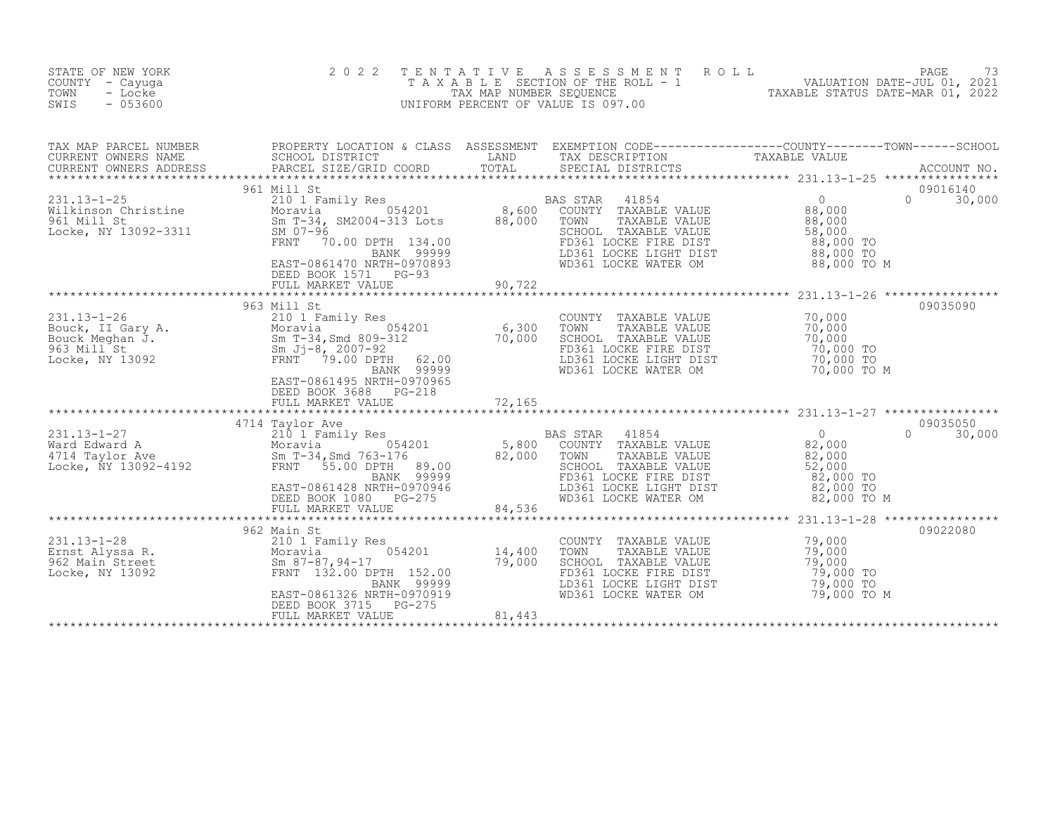STATE OF NEW YORK
COUNTY - Cayuga
TOWN - Locke
SWIS - 053600

2022 TENTATIVE ASSESSMENT ROLL
TAXABLE SECTION OF THE ROLL - 1
TAX MAP NUMBER SEQUENCE
UNIFORM PERCENT OF VALUE IS 097.00

VALUATION DATE-JUL 01, 2021
TAXABLE STATUS DATE-MAR 01, 2022

| TAX MAP PARCEL NUMBER / CURRENT OWNERS NAME / CURRENT OWNERS ADDRESS | PROPERTY LOCATION & CLASS / SCHOOL DISTRICT / PARCEL SIZE/GRID COORD | ASSESSMENT LAND / TOTAL | EXEMPTION CODE / TAX DESCRIPTION / SPECIAL DISTRICTS | COUNTY / TAXABLE VALUE | TOWN | SCHOOL / ACCOUNT NO. |
|---|---|---|---|---|---|---|
| **231.13-1-25** | 961 Mill St | | | | | 09016140 |
| Wilkinson Christine | 210 1 Family Res | | BAS STAR 41854 | 0 | 0 | 30,000 |
| 961 Mill St | Moravia 054201 | 8,600 | COUNTY TAXABLE VALUE | 88,000 | | |
| Locke, NY 13092-3311 | Sm T-34, SM2004-313 Lots | 88,000 | TOWN TAXABLE VALUE | 88,000 | | |
| | SM 07-96 | | SCHOOL TAXABLE VALUE | 58,000 | | |
| | FRNT 70.00 DPTH 134.00 | | FD361 LOCKE FIRE DIST | 88,000 TO | | |
| | BANK 99999 | | LD361 LOCKE LIGHT DIST | 88,000 TO | | |
| | EAST-0861470 NRTH-0970893 | | WD361 LOCKE WATER OM | 88,000 TO M | | |
| | DEED BOOK 1571 PG-93 | | | | | |
| | FULL MARKET VALUE | 90,722 | | | | |
| **231.13-1-26** | 963 Mill St | | | | | 09035090 |
| Bouck, II Gary A. | 210 1 Family Res | | COUNTY TAXABLE VALUE | 70,000 | | |
| Bouck Meghan J. | Moravia 054201 | 6,300 | TOWN TAXABLE VALUE | 70,000 | | |
| 963 Mill St | Sm T-34,Smd 809-312 | 70,000 | SCHOOL TAXABLE VALUE | 70,000 | | |
| Locke, NY 13092 | Sm Jj-8, 2007-92 | | FD361 LOCKE FIRE DIST | 70,000 TO | | |
| | FRNT 79.00 DPTH 62.00 | | LD361 LOCKE LIGHT DIST | 70,000 TO | | |
| | BANK 99999 | | WD361 LOCKE WATER OM | 70,000 TO M | | |
| | EAST-0861495 NRTH-0970965 | | | | | |
| | DEED BOOK 3688 PG-218 | | | | | |
| | FULL MARKET VALUE | 72,165 | | | | |
| **231.13-1-27** | 4714 Taylor Ave | | | | | 09035050 |
| Ward Edward A | 210 1 Family Res | | BAS STAR 41854 | 0 | 0 | 30,000 |
| 4714 Taylor Ave | Moravia 054201 | 5,800 | COUNTY TAXABLE VALUE | 82,000 | | |
| Locke, NY 13092-4192 | Sm T-34,Smd 763-176 | 82,000 | TOWN TAXABLE VALUE | 82,000 | | |
| | FRNT 55.00 DPTH 89.00 | | SCHOOL TAXABLE VALUE | 52,000 | | |
| | BANK 99999 | | FD361 LOCKE FIRE DIST | 82,000 TO | | |
| | EAST-0861428 NRTH-0970946 | | LD361 LOCKE LIGHT DIST | 82,000 TO | | |
| | DEED BOOK 1080 PG-275 | | WD361 LOCKE WATER OM | 82,000 TO M | | |
| | FULL MARKET VALUE | 84,536 | | | | |
| **231.13-1-28** | 962 Main St | | | | | 09022080 |
| Ernst Alyssa R. | 210 1 Family Res | | COUNTY TAXABLE VALUE | 79,000 | | |
| 962 Main Street | Moravia 054201 | 14,400 | TOWN TAXABLE VALUE | 79,000 | | |
| Locke, NY 13092 | Sm 87-87,94-17 | 79,000 | SCHOOL TAXABLE VALUE | 79,000 | | |
| | FRNT 132.00 DPTH 152.00 | | FD361 LOCKE FIRE DIST | 79,000 TO | | |
| | BANK 99999 | | LD361 LOCKE LIGHT DIST | 79,000 TO | | |
| | EAST-0861326 NRTH-0970919 | | WD361 LOCKE WATER OM | 79,000 TO M | | |
| | DEED BOOK 3715 PG-275 | | | | | |
| | FULL MARKET VALUE | 81,443 | | | | |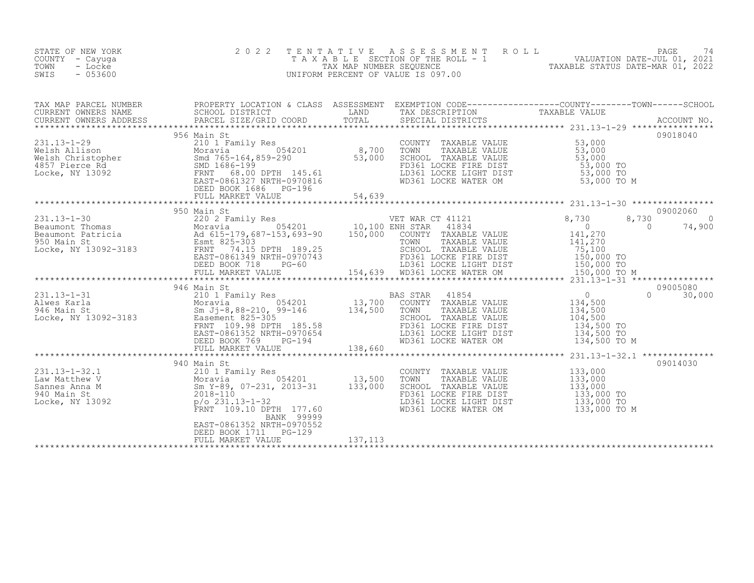STATE OF NEW YORK
COUNTY - Cayuga
TOWN - Locke
SWIS - 053600

2022 TENTATIVE ASSESSMENT ROLL
TAXABLE SECTION OF THE ROLL - 1
TAX MAP NUMBER SEQUENCE
UNIFORM PERCENT OF VALUE IS 097.00

VALUATION DATE-JUL 01, 2021
TAXABLE STATUS DATE-MAR 01, 2022

| TAX MAP PARCEL NUMBER / CURRENT OWNERS NAME / CURRENT OWNERS ADDRESS | PROPERTY LOCATION & CLASS / SCHOOL DISTRICT / PARCEL SIZE/GRID COORD | ASSESSMENT LAND / TOTAL | EXEMPTION CODE / TAX DESCRIPTION / SPECIAL DISTRICTS | COUNTY TAXABLE VALUE | TOWN | SCHOOL | ACCOUNT NO. |
|---|---|---|---|---|---|---|---|
| 231.13-1-29 | 956 Main St | | | | | | 09018040 |
| Welsh Allison | 210 1 Family Res | | COUNTY TAXABLE VALUE | 53,000 | | | |
| Welsh Christopher | Moravia 054201 | 8,700 | TOWN TAXABLE VALUE | 53,000 | | | |
| 4857 Pierce Rd | Smd 765-164,859-290 | 53,000 | SCHOOL TAXABLE VALUE | 53,000 | | | |
| Locke, NY 13092 | SMD 1686-199 | | FD361 LOCKE FIRE DIST | 53,000 TO | | | |
| | FRNT 68.00 DPTH 145.61 | | LD361 LOCKE LIGHT DIST | 53,000 TO | | | |
| | EAST-0861327 NRTH-0970816 | | WD361 LOCKE WATER OM | 53,000 TO M | | | |
| | DEED BOOK 1686 PG-196 | | | | | | |
| | FULL MARKET VALUE | 54,639 | | | | | |
| 231.13-1-30 | 950 Main St | | | | | | 09002060 |
| Beaumont Thomas | 220 2 Family Res | | VET WAR CT 41121 | 8,730 | 8,730 | 0 | |
| Beaumont Patricia | Moravia 054201 | 10,100 | ENH STAR 41834 | 0 | 0 | 74,900 | |
| 950 Main St | Ad 615-179,687-153,693-90 | 150,000 | COUNTY TAXABLE VALUE | 141,270 | | | |
| Locke, NY 13092-3183 | Esmt 825-303 | | TOWN TAXABLE VALUE | 141,270 | | | |
| | FRNT 74.15 DPTH 189.25 | | SCHOOL TAXABLE VALUE | 75,100 | | | |
| | EAST-0861349 NRTH-0970743 | | FD361 LOCKE FIRE DIST | 150,000 TO | | | |
| | DEED BOOK 718 PG-60 | | LD361 LOCKE LIGHT DIST | 150,000 TO | | | |
| | FULL MARKET VALUE | 154,639 | WD361 LOCKE WATER OM | 150,000 TO M | | | |
| 231.13-1-31 | 946 Main St | | | | | | 09005080 |
| Alwes Karla | 210 1 Family Res | | BAS STAR 41854 | 0 | 0 | 30,000 | |
| 946 Main St | Moravia 054201 | 13,700 | COUNTY TAXABLE VALUE | 134,500 | | | |
| Locke, NY 13092-3183 | Sm Jj-8,88-210, 99-146 | 134,500 | TOWN TAXABLE VALUE | 134,500 | | | |
| | Easement 825-305 | | SCHOOL TAXABLE VALUE | 104,500 | | | |
| | FRNT 109.98 DPTH 185.58 | | FD361 LOCKE FIRE DIST | 134,500 TO | | | |
| | EAST-0861352 NRTH-0970654 | | LD361 LOCKE LIGHT DIST | 134,500 TO | | | |
| | DEED BOOK 769 PG-194 | | WD361 LOCKE WATER OM | 134,500 TO M | | | |
| | FULL MARKET VALUE | 138,660 | | | | | |
| 231.13-1-32.1 | 940 Main St | | | | | | 09014030 |
| Law Matthew V | 210 1 Family Res | | COUNTY TAXABLE VALUE | 133,000 | | | |
| Sannes Anna M | Moravia 054201 | 13,500 | TOWN TAXABLE VALUE | 133,000 | | | |
| 940 Main St | Sm Y-89, 07-231, 2013-31 | 133,000 | SCHOOL TAXABLE VALUE | 133,000 | | | |
| Locke, NY 13092 | 2018-110 | | FD361 LOCKE FIRE DIST | 133,000 TO | | | |
| | p/o 231.13-1-32 | | LD361 LOCKE LIGHT DIST | 133,000 TO | | | |
| | FRNT 109.10 DPTH 177.60 | | WD361 LOCKE WATER OM | 133,000 TO M | | | |
| | BANK 99999 | | | | | | |
| | EAST-0861352 NRTH-0970552 | | | | | | |
| | DEED BOOK 1711 PG-129 | | | | | | |
| | FULL MARKET VALUE | 137,113 | | | | | |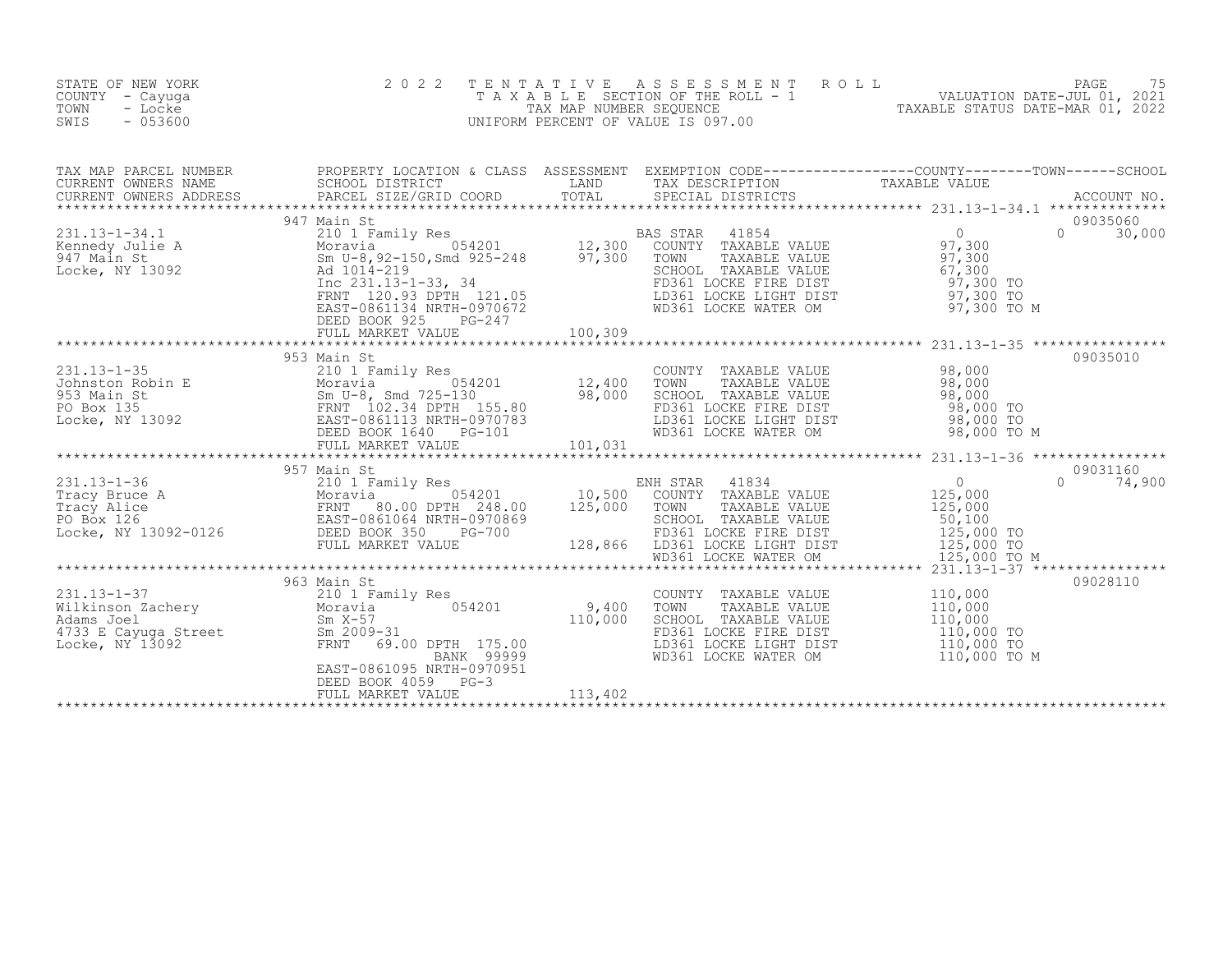STATE OF NEW YORK
COUNTY - Cayuga
TOWN - Locke
SWIS - 053600

2022 TENTATIVE ASSESSMENT ROLL
TAXABLE SECTION OF THE ROLL - 1
TAX MAP NUMBER SEQUENCE
UNIFORM PERCENT OF VALUE IS 097.00

VALUATION DATE-JUL 01, 2021
TAXABLE STATUS DATE-MAR 01, 2022

| TAX MAP PARCEL NUMBER / CURRENT OWNERS NAME / CURRENT OWNERS ADDRESS | PROPERTY LOCATION & CLASS / SCHOOL DISTRICT / PARCEL SIZE/GRID COORD | ASSESSMENT LAND | TOTAL | EXEMPTION CODE / TAX DESCRIPTION / SPECIAL DISTRICTS | COUNTY TAXABLE VALUE | TOWN | SCHOOL | ACCOUNT NO. |
|---|---|---|---|---|---|---|---|---|
| 231.13-1-34.1 | 947 Main St | | | | | | | 09035060 |
| Kennedy Julie A | 210 1 Family Res | | | BAS STAR 41854 | 0 | 0 | 30,000 | |
| 947 Main St | Moravia 054201 | 12,300 | | COUNTY TAXABLE VALUE | 97,300 | | | |
| Locke, NY 13092 | Sm U-8,92-150,Smd 925-248 | | 97,300 | TOWN TAXABLE VALUE | 97,300 | | | |
| | Ad 1014-219 | | | SCHOOL TAXABLE VALUE | 67,300 | | | |
| | Inc 231.13-1-33, 34 | | | FD361 LOCKE FIRE DIST | 97,300 TO | | | |
| | FRNT 120.93 DPTH 121.05 | | | LD361 LOCKE LIGHT DIST | 97,300 TO | | | |
| | EAST-0861134 NRTH-0970672 | | | WD361 LOCKE WATER OM | 97,300 TO M | | | |
| | DEED BOOK 925 PG-247 | | | | | | | |
| | FULL MARKET VALUE | | 100,309 | | | | | |
| 231.13-1-35 | 953 Main St | | | | | | | 09035010 |
| Johnston Robin E | 210 1 Family Res | | | COUNTY TAXABLE VALUE | 98,000 | | | |
| 953 Main St | Moravia 054201 | 12,400 | | TOWN TAXABLE VALUE | 98,000 | | | |
| PO Box 135 | Sm U-8, Smd 725-130 | | 98,000 | SCHOOL TAXABLE VALUE | 98,000 | | | |
| Locke, NY 13092 | FRNT 102.34 DPTH 155.80 | | | FD361 LOCKE FIRE DIST | 98,000 TO | | | |
| | EAST-0861113 NRTH-0970783 | | | LD361 LOCKE LIGHT DIST | 98,000 TO | | | |
| | DEED BOOK 1640 PG-101 | | | WD361 LOCKE WATER OM | 98,000 TO M | | | |
| | FULL MARKET VALUE | | 101,031 | | | | | |
| 231.13-1-36 | 957 Main St | | | | | | | 09031160 |
| Tracy Bruce A | 210 1 Family Res | | | ENH STAR 41834 | 0 | 0 | 74,900 | |
| Tracy Alice | Moravia 054201 | 10,500 | | COUNTY TAXABLE VALUE | 125,000 | | | |
| PO Box 126 | FRNT 80.00 DPTH 248.00 | | 125,000 | TOWN TAXABLE VALUE | 125,000 | | | |
| Locke, NY 13092-0126 | EAST-0861064 NRTH-0970869 | | | SCHOOL TAXABLE VALUE | 50,100 | | | |
| | DEED BOOK 350 PG-700 | | | FD361 LOCKE FIRE DIST | 125,000 TO | | | |
| | FULL MARKET VALUE | | 128,866 | LD361 LOCKE LIGHT DIST | 125,000 TO | | | |
| | | | | WD361 LOCKE WATER OM | 125,000 TO M | | | |
| 231.13-1-37 | 963 Main St | | | | | | | 09028110 |
| Wilkinson Zachery | 210 1 Family Res | | | COUNTY TAXABLE VALUE | 110,000 | | | |
| Adams Joel | Moravia 054201 | 9,400 | | TOWN TAXABLE VALUE | 110,000 | | | |
| 4733 E Cayuga Street | Sm X-57 | | 110,000 | SCHOOL TAXABLE VALUE | 110,000 | | | |
| Locke, NY 13092 | Sm 2009-31 | | | FD361 LOCKE FIRE DIST | 110,000 TO | | | |
| | FRNT 69.00 DPTH 175.00 | | | LD361 LOCKE LIGHT DIST | 110,000 TO | | | |
| | BANK 99999 | | | WD361 LOCKE WATER OM | 110,000 TO M | | | |
| | EAST-0861095 NRTH-0970951 | | | | | | | |
| | DEED BOOK 4059 PG-3 | | | | | | | |
| | FULL MARKET VALUE | | 113,402 | | | | | |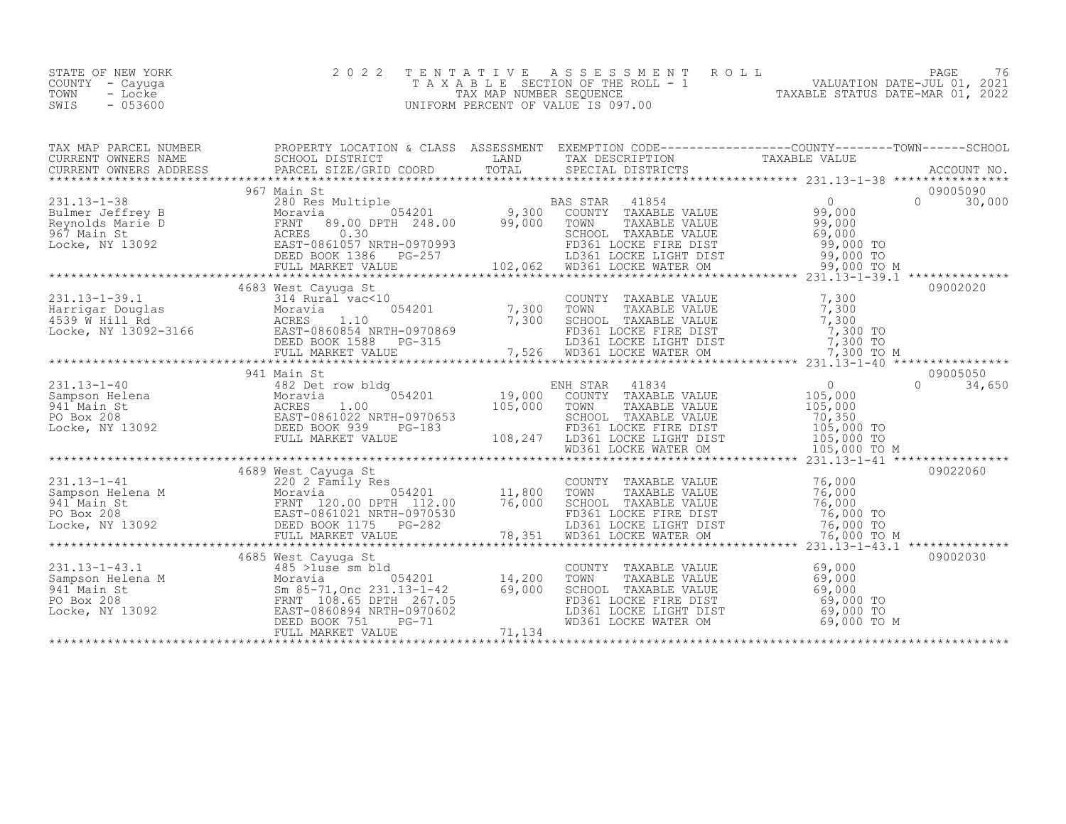STATE OF NEW YORK
COUNTY - Cayuga
TOWN - Locke
SWIS - 053600

# 2022 TENTATIVE ASSESSMENT ROLL
TAXABLE SECTION OF THE ROLL - 1
TAX MAP NUMBER SEQUENCE
UNIFORM PERCENT OF VALUE IS 097.00

VALUATION DATE-JUL 01, 2021
TAXABLE STATUS DATE-MAR 01, 2022

| TAX MAP PARCEL NUMBER / CURRENT OWNERS NAME / CURRENT OWNERS ADDRESS | PROPERTY LOCATION & CLASS / SCHOOL DISTRICT / PARCEL SIZE/GRID COORD | ASSESSMENT LAND / TOTAL | EXEMPTION CODE / TAX DESCRIPTION / SPECIAL DISTRICTS | COUNTY / TOWN / SCHOOL TAXABLE VALUE | ACCOUNT NO. |
|---|---|---|---|---|---|
| **231.13-1-38** | 967 Main St | | | | 09005090 |
| Bulmer Jeffrey B | 280 Res Multiple | | BAS STAR 41854 | 0 0 30,000 | |
| Reynolds Marie D | Moravia 054201 | 9,300 | COUNTY TAXABLE VALUE | 99,000 | |
| 967 Main St | FRNT 89.00 DPTH 248.00 | 99,000 | TOWN TAXABLE VALUE | 99,000 | |
| Locke, NY 13092 | ACRES 0.30 | | SCHOOL TAXABLE VALUE | 69,000 | |
| | EAST-0861057 NRTH-0970993 | | FD361 LOCKE FIRE DIST | 99,000 TO | |
| | DEED BOOK 1386 PG-257 | | LD361 LOCKE LIGHT DIST | 99,000 TO | |
| | FULL MARKET VALUE | 102,062 | WD361 LOCKE WATER OM | 99,000 TO M | |
| **231.13-1-39.1** | 4683 West Cayuga St | | | | 09002020 |
| Harrigar Douglas | 314 Rural vac<10 | | COUNTY TAXABLE VALUE | 7,300 | |
| 4539 W Hill Rd | Moravia 054201 | 7,300 | TOWN TAXABLE VALUE | 7,300 | |
| Locke, NY 13092-3166 | ACRES 1.10 | 7,300 | SCHOOL TAXABLE VALUE | 7,300 | |
| | EAST-0860854 NRTH-0970869 | | FD361 LOCKE FIRE DIST | 7,300 TO | |
| | DEED BOOK 1588 PG-315 | | LD361 LOCKE LIGHT DIST | 7,300 TO | |
| | FULL MARKET VALUE | 7,526 | WD361 LOCKE WATER OM | 7,300 TO M | |
| **231.13-1-40** | 941 Main St | | | | 09005050 |
| Sampson Helena | 482 Det row bldg | | ENH STAR 41834 | 0 0 34,650 | |
| 941 Main St | Moravia 054201 | 19,000 | COUNTY TAXABLE VALUE | 105,000 | |
| PO Box 208 | ACRES 1.00 | 105,000 | TOWN TAXABLE VALUE | 105,000 | |
| Locke, NY 13092 | EAST-0861022 NRTH-0970653 | | SCHOOL TAXABLE VALUE | 70,350 | |
| | DEED BOOK 939 PG-183 | | FD361 LOCKE FIRE DIST | 105,000 TO | |
| | FULL MARKET VALUE | 108,247 | LD361 LOCKE LIGHT DIST | 105,000 TO | |
| | | | WD361 LOCKE WATER OM | 105,000 TO M | |
| **231.13-1-41** | 4689 West Cayuga St | | | | 09022060 |
| Sampson Helena M | 220 2 Family Res | | COUNTY TAXABLE VALUE | 76,000 | |
| 941 Main St | Moravia 054201 | 11,800 | TOWN TAXABLE VALUE | 76,000 | |
| PO Box 208 | FRNT 120.00 DPTH 112.00 | 76,000 | SCHOOL TAXABLE VALUE | 76,000 | |
| Locke, NY 13092 | EAST-0861021 NRTH-0970530 | | FD361 LOCKE FIRE DIST | 76,000 TO | |
| | DEED BOOK 1175 PG-282 | | LD361 LOCKE LIGHT DIST | 76,000 TO | |
| | FULL MARKET VALUE | 78,351 | WD361 LOCKE WATER OM | 76,000 TO M | |
| **231.13-1-43.1** | 4685 West Cayuga St | | | | 09002030 |
| Sampson Helena M | 485 >1use sm bld | | COUNTY TAXABLE VALUE | 69,000 | |
| 941 Main St | Moravia 054201 | 14,200 | TOWN TAXABLE VALUE | 69,000 | |
| PO Box 208 | Sm 85-71,Onc 231.13-1-42 | 69,000 | SCHOOL TAXABLE VALUE | 69,000 | |
| Locke, NY 13092 | FRNT 108.65 DPTH 267.05 | | FD361 LOCKE FIRE DIST | 69,000 TO | |
| | EAST-0860894 NRTH-0970602 | | LD361 LOCKE LIGHT DIST | 69,000 TO | |
| | DEED BOOK 751 PG-71 | | WD361 LOCKE WATER OM | 69,000 TO M | |
| | FULL MARKET VALUE | 71,134 | | | |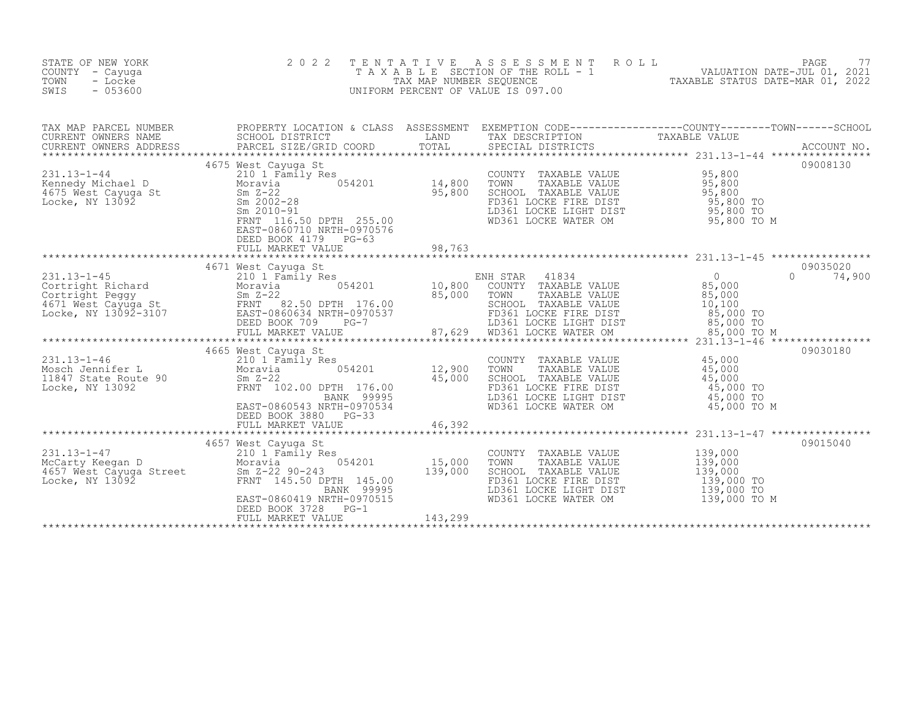STATE OF NEW YORK
COUNTY - Cayuga
TOWN - Locke
SWIS - 053600

2022 TENTATIVE ASSESSMENT ROLL
TAXABLE SECTION OF THE ROLL - 1
TAX MAP NUMBER SEQUENCE
UNIFORM PERCENT OF VALUE IS 097.00

VALUATION DATE-JUL 01, 2021
TAXABLE STATUS DATE-MAR 01, 2022

| TAX MAP PARCEL NUMBER / CURRENT OWNERS NAME / CURRENT OWNERS ADDRESS | PROPERTY LOCATION & CLASS / SCHOOL DISTRICT / PARCEL SIZE/GRID COORD | ASSESSMENT LAND / TOTAL | EXEMPTION CODE / TAX DESCRIPTION / SPECIAL DISTRICTS | COUNTY / TAXABLE VALUE | TOWN | SCHOOL / ACCOUNT NO. |
|---|---|---|---|---|---|---|
| 231.13-1-44 | 4675 West Cayuga St | | | | | 09008130 |
| | 210 1 Family Res | | COUNTY TAXABLE VALUE | 95,800 | | |
| Kennedy Michael D | Moravia 054201 | 14,800 | TOWN TAXABLE VALUE | 95,800 | | |
| 4675 West Cayuga St | Sm Z-22 | 95,800 | SCHOOL TAXABLE VALUE | 95,800 | | |
| Locke, NY 13092 | Sm 2002-28 | | FD361 LOCKE FIRE DIST | 95,800 TO | | |
| | Sm 2010-91 | | LD361 LOCKE LIGHT DIST | 95,800 TO | | |
| | FRNT 116.50 DPTH 255.00 | | WD361 LOCKE WATER OM | 95,800 TO M | | |
| | EAST-0860710 NRTH-0970576 | | | | | |
| | DEED BOOK 4179 PG-63 | | | | | |
| | FULL MARKET VALUE | 98,763 | | | | |
| 231.13-1-45 | 4671 West Cayuga St | | | | | 09035020 |
| | 210 1 Family Res | | ENH STAR 41834 | 0 | 0 | 74,900 |
| Cortright Richard | Moravia 054201 | 10,800 | COUNTY TAXABLE VALUE | 85,000 | | |
| Cortright Peggy | Sm Z-22 | 85,000 | TOWN TAXABLE VALUE | 85,000 | | |
| 4671 West Cayuga St | FRNT 82.50 DPTH 176.00 | | SCHOOL TAXABLE VALUE | 10,100 | | |
| Locke, NY 13092-3107 | EAST-0860634 NRTH-0970537 | | FD361 LOCKE FIRE DIST | 85,000 TO | | |
| | DEED BOOK 709 PG-7 | | LD361 LOCKE LIGHT DIST | 85,000 TO | | |
| | FULL MARKET VALUE | 87,629 | WD361 LOCKE WATER OM | 85,000 TO M | | |
| 231.13-1-46 | 4665 West Cayuga St | | | | | 09030180 |
| | 210 1 Family Res | | COUNTY TAXABLE VALUE | 45,000 | | |
| Mosch Jennifer L | Moravia 054201 | 12,900 | TOWN TAXABLE VALUE | 45,000 | | |
| 11847 State Route 90 | Sm Z-22 | 45,000 | SCHOOL TAXABLE VALUE | 45,000 | | |
| Locke, NY 13092 | FRNT 102.00 DPTH 176.00 | | FD361 LOCKE FIRE DIST | 45,000 TO | | |
| | BANK 99995 | | LD361 LOCKE LIGHT DIST | 45,000 TO | | |
| | EAST-0860543 NRTH-0970534 | | WD361 LOCKE WATER OM | 45,000 TO M | | |
| | DEED BOOK 3880 PG-33 | | | | | |
| | FULL MARKET VALUE | 46,392 | | | | |
| 231.13-1-47 | 4657 West Cayuga St | | | | | 09015040 |
| | 210 1 Family Res | | COUNTY TAXABLE VALUE | 139,000 | | |
| McCarty Keegan D | Moravia 054201 | 15,000 | TOWN TAXABLE VALUE | 139,000 | | |
| 4657 West Cayuga Street | Sm Z-22 90-243 | 139,000 | SCHOOL TAXABLE VALUE | 139,000 | | |
| Locke, NY 13092 | FRNT 145.50 DPTH 145.00 | | FD361 LOCKE FIRE DIST | 139,000 TO | | |
| | BANK 99995 | | LD361 LOCKE LIGHT DIST | 139,000 TO | | |
| | EAST-0860419 NRTH-0970515 | | WD361 LOCKE WATER OM | 139,000 TO M | | |
| | DEED BOOK 3728 PG-1 | | | | | |
| | FULL MARKET VALUE | 143,299 | | | | |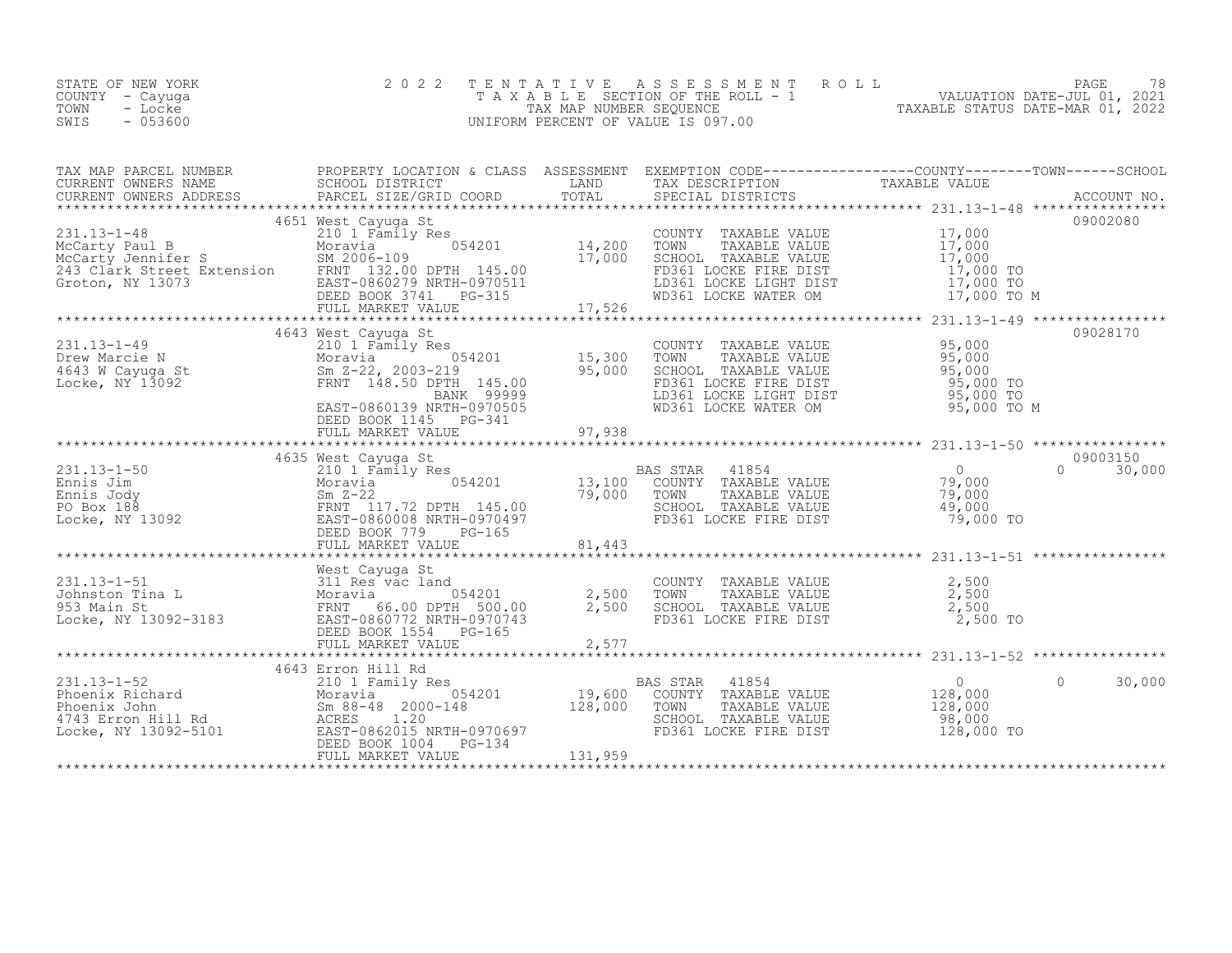STATE OF NEW YORK
COUNTY - Cayuga
TOWN - Locke
SWIS - 053600

2022 TENTATIVE ASSESSMENT ROLL
TAXABLE SECTION OF THE ROLL - 1
TAX MAP NUMBER SEQUENCE
UNIFORM PERCENT OF VALUE IS 097.00

VALUATION DATE-JUL 01, 2021
TAXABLE STATUS DATE-MAR 01, 2022

| TAX MAP PARCEL NUMBER / CURRENT OWNERS NAME / CURRENT OWNERS ADDRESS | PROPERTY LOCATION & CLASS / SCHOOL DISTRICT / PARCEL SIZE/GRID COORD | ASSESSMENT LAND / TOTAL | EXEMPTION CODE / TAX DESCRIPTION / SPECIAL DISTRICTS | COUNTY / TOWN / SCHOOL TAXABLE VALUE | ACCOUNT NO. |
|---|---|---|---|---|---|
| 231.13-1-48 | 4651 West Cayuga St | | | | 09002080 |
| McCarty Paul B | 210 1 Family Res | | COUNTY TAXABLE VALUE | 17,000 | |
| McCarty Jennifer S | Moravia 054201 | 14,200 | TOWN TAXABLE VALUE | 17,000 | |
| 243 Clark Street Extension | SM 2006-109 | 17,000 | SCHOOL TAXABLE VALUE | 17,000 | |
| Groton, NY 13073 | FRNT 132.00 DPTH 145.00 | | FD361 LOCKE FIRE DIST | 17,000 TO | |
| | EAST-0860279 NRTH-0970511 | | LD361 LOCKE LIGHT DIST | 17,000 TO | |
| | DEED BOOK 3741 PG-315 | | WD361 LOCKE WATER OM | 17,000 TO M | |
| | FULL MARKET VALUE | 17,526 | | | |
| 231.13-1-49 | 4643 West Cayuga St | | | | 09028170 |
| Drew Marcie N | 210 1 Family Res | | COUNTY TAXABLE VALUE | 95,000 | |
| 4643 W Cayuga St | Moravia 054201 | 15,300 | TOWN TAXABLE VALUE | 95,000 | |
| Locke, NY 13092 | Sm Z-22, 2003-219 | 95,000 | SCHOOL TAXABLE VALUE | 95,000 | |
| | FRNT 148.50 DPTH 145.00 | | FD361 LOCKE FIRE DIST | 95,000 TO | |
| | BANK 99999 | | LD361 LOCKE LIGHT DIST | 95,000 TO | |
| | EAST-0860139 NRTH-0970505 | | WD361 LOCKE WATER OM | 95,000 TO M | |
| | DEED BOOK 1145 PG-341 | | | | |
| | FULL MARKET VALUE | 97,938 | | | |
| 231.13-1-50 | 4635 West Cayuga St | | | | 09003150 |
| Ennis Jim | 210 1 Family Res | | BAS STAR 41854 | 0 / 0 / 30,000 | |
| Ennis Jody | Moravia 054201 | 13,100 | COUNTY TAXABLE VALUE | 79,000 | |
| PO Box 188 | Sm Z-22 | 79,000 | TOWN TAXABLE VALUE | 79,000 | |
| Locke, NY 13092 | FRNT 117.72 DPTH 145.00 | | SCHOOL TAXABLE VALUE | 49,000 | |
| | EAST-0860008 NRTH-0970497 | | FD361 LOCKE FIRE DIST | 79,000 TO | |
| | DEED BOOK 779 PG-165 | | | | |
| | FULL MARKET VALUE | 81,443 | | | |
| 231.13-1-51 | West Cayuga St | | | | |
| Johnston Tina L | 311 Res vac land | | COUNTY TAXABLE VALUE | 2,500 | |
| 953 Main St | Moravia 054201 | 2,500 | TOWN TAXABLE VALUE | 2,500 | |
| Locke, NY 13092-3183 | FRNT 66.00 DPTH 500.00 | 2,500 | SCHOOL TAXABLE VALUE | 2,500 | |
| | EAST-0860772 NRTH-0970743 | | FD361 LOCKE FIRE DIST | 2,500 TO | |
| | DEED BOOK 1554 PG-165 | | | | |
| | FULL MARKET VALUE | 2,577 | | | |
| 231.13-1-52 | 4643 Erron Hill Rd | | | | |
| Phoenix Richard | 210 1 Family Res | | BAS STAR 41854 | 0 / 0 / 30,000 | |
| Phoenix John | Moravia 054201 | 19,600 | COUNTY TAXABLE VALUE | 128,000 | |
| 4743 Erron Hill Rd | Sm 88-48 2000-148 | 128,000 | TOWN TAXABLE VALUE | 128,000 | |
| Locke, NY 13092-5101 | ACRES 1.20 | | SCHOOL TAXABLE VALUE | 98,000 | |
| | EAST-0862015 NRTH-0970697 | | FD361 LOCKE FIRE DIST | 128,000 TO | |
| | DEED BOOK 1004 PG-134 | | | | |
| | FULL MARKET VALUE | 131,959 | | | |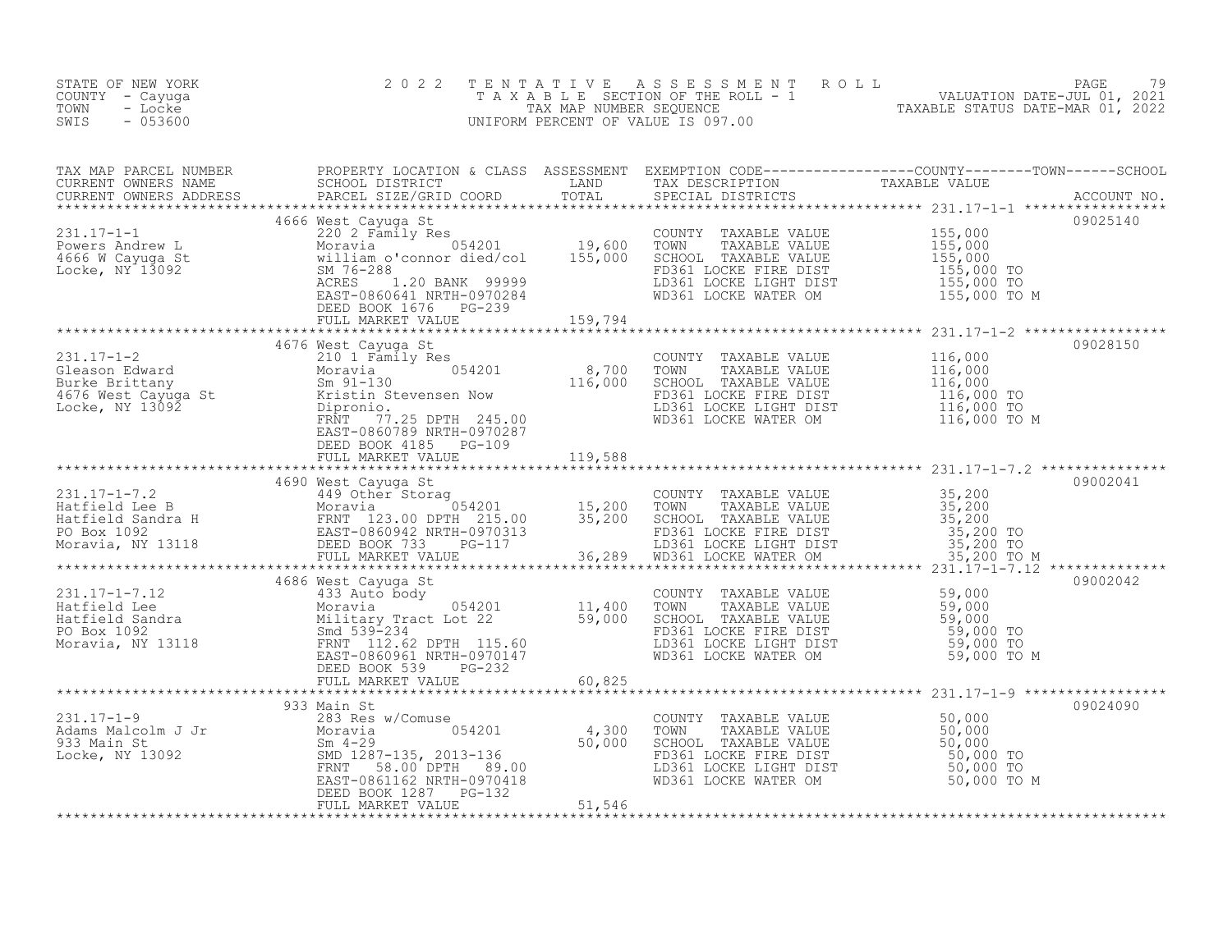STATE OF NEW YORK
COUNTY - Cayuga
TOWN - Locke
SWIS - 053600

# 2022 TENTATIVE ASSESSMENT ROLL
TAXABLE SECTION OF THE ROLL - 1
TAX MAP NUMBER SEQUENCE
UNIFORM PERCENT OF VALUE IS 097.00

VALUATION DATE-JUL 01, 2021
TAXABLE STATUS DATE-MAR 01, 2022

| TAX MAP PARCEL NUMBER / CURRENT OWNERS NAME / CURRENT OWNERS ADDRESS | PROPERTY LOCATION & CLASS / SCHOOL DISTRICT / PARCEL SIZE/GRID COORD | ASSESSMENT LAND | TOTAL | EXEMPTION CODE / TAX DESCRIPTION / SPECIAL DISTRICTS | TAXABLE VALUE (COUNTY / TOWN / SCHOOL) | ACCOUNT NO. |
|---|---|---|---|---|---|---|
| 231.17-1-1 | 4666 West Cayuga St | | | | | 09025140 |
| Powers Andrew L | 220 2 Family Res | | | COUNTY TAXABLE VALUE | 155,000 | |
| 4666 W Cayuga St | Moravia 054201 | 19,600 | | TOWN TAXABLE VALUE | 155,000 | |
| Locke, NY 13092 | william o'connor died/col | | 155,000 | SCHOOL TAXABLE VALUE | 155,000 | |
| | SM 76-288 | | | FD361 LOCKE FIRE DIST | 155,000 TO | |
| | ACRES 1.20 BANK 99999 | | | LD361 LOCKE LIGHT DIST | 155,000 TO | |
| | EAST-0860641 NRTH-0970284 | | | WD361 LOCKE WATER OM | 155,000 TO M | |
| | DEED BOOK 1676 PG-239 | | | | | |
| | FULL MARKET VALUE | | 159,794 | | | |
| 231.17-1-2 | 4676 West Cayuga St | | | | | 09028150 |
| Gleason Edward | 210 1 Family Res | | | COUNTY TAXABLE VALUE | 116,000 | |
| Burke Brittany | Moravia 054201 | 8,700 | | TOWN TAXABLE VALUE | 116,000 | |
| 4676 West Cayuga St | Sm 91-130 | | 116,000 | SCHOOL TAXABLE VALUE | 116,000 | |
| Locke, NY 13092 | Kristin Stevensen Now | | | FD361 LOCKE FIRE DIST | 116,000 TO | |
| | Dipronio. | | | LD361 LOCKE LIGHT DIST | 116,000 TO | |
| | FRNT 77.25 DPTH 245.00 | | | WD361 LOCKE WATER OM | 116,000 TO M | |
| | EAST-0860789 NRTH-0970287 | | | | | |
| | DEED BOOK 4185 PG-109 | | | | | |
| | FULL MARKET VALUE | | 119,588 | | | |
| 231.17-1-7.2 | 4690 West Cayuga St | | | | | 09002041 |
| Hatfield Lee B | 449 Other Storag | | | COUNTY TAXABLE VALUE | 35,200 | |
| Hatfield Sandra H | Moravia 054201 | 15,200 | | TOWN TAXABLE VALUE | 35,200 | |
| PO Box 1092 | FRNT 123.00 DPTH 215.00 | | 35,200 | SCHOOL TAXABLE VALUE | 35,200 | |
| Moravia, NY 13118 | EAST-0860942 NRTH-0970313 | | | FD361 LOCKE FIRE DIST | 35,200 TO | |
| | DEED BOOK 733 PG-117 | | | LD361 LOCKE LIGHT DIST | 35,200 TO | |
| | FULL MARKET VALUE | | 36,289 | WD361 LOCKE WATER OM | 35,200 TO M | |
| 231.17-1-7.12 | 4686 West Cayuga St | | | | | 09002042 |
| Hatfield Lee | 433 Auto body | | | COUNTY TAXABLE VALUE | 59,000 | |
| Hatfield Sandra | Moravia 054201 | 11,400 | | TOWN TAXABLE VALUE | 59,000 | |
| PO Box 1092 | Military Tract Lot 22 | | 59,000 | SCHOOL TAXABLE VALUE | 59,000 | |
| Moravia, NY 13118 | Smd 539-234 | | | FD361 LOCKE FIRE DIST | 59,000 TO | |
| | FRNT 112.62 DPTH 115.60 | | | LD361 LOCKE LIGHT DIST | 59,000 TO | |
| | EAST-0860961 NRTH-0970147 | | | WD361 LOCKE WATER OM | 59,000 TO M | |
| | DEED BOOK 539 PG-232 | | | | | |
| | FULL MARKET VALUE | | 60,825 | | | |
| 231.17-1-9 | 933 Main St | | | | | 09024090 |
| Adams Malcolm J Jr | 283 Res w/Comuse | | | COUNTY TAXABLE VALUE | 50,000 | |
| 933 Main St | Moravia 054201 | 4,300 | | TOWN TAXABLE VALUE | 50,000 | |
| Locke, NY 13092 | Sm 4-29 | | 50,000 | SCHOOL TAXABLE VALUE | 50,000 | |
| | SMD 1287-135, 2013-136 | | | FD361 LOCKE FIRE DIST | 50,000 TO | |
| | FRNT 58.00 DPTH 89.00 | | | LD361 LOCKE LIGHT DIST | 50,000 TO | |
| | EAST-0861162 NRTH-0970418 | | | WD361 LOCKE WATER OM | 50,000 TO M | |
| | DEED BOOK 1287 PG-132 | | | | | |
| | FULL MARKET VALUE | | 51,546 | | | |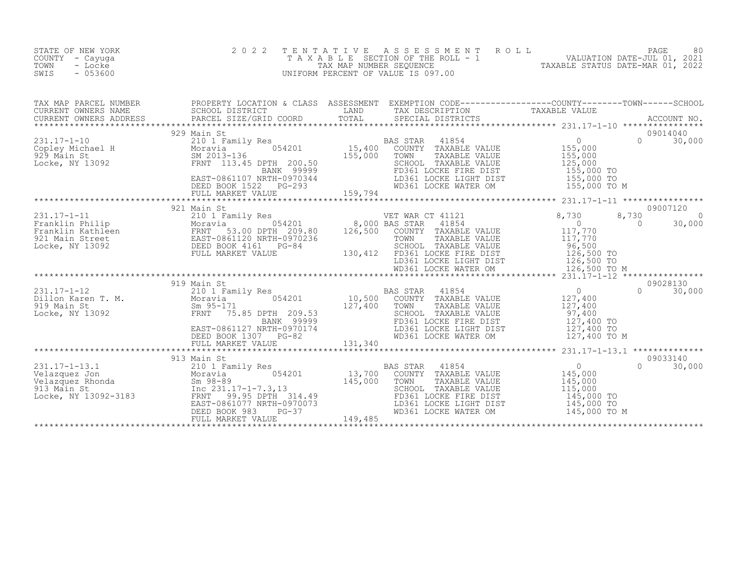STATE OF NEW YORK
COUNTY - Cayuga
TOWN - Locke
SWIS - 053600

# 2022 TENTATIVE ASSESSMENT ROLL

TAXABLE SECTION OF THE ROLL - 1
TAX MAP NUMBER SEQUENCE
UNIFORM PERCENT OF VALUE IS 097.00

VALUATION DATE-JUL 01, 2021
TAXABLE STATUS DATE-MAR 01, 2022

| TAX MAP PARCEL NUMBER / CURRENT OWNERS NAME / CURRENT OWNERS ADDRESS | PROPERTY LOCATION & CLASS / SCHOOL DISTRICT / PARCEL SIZE/GRID COORD | ASSESSMENT LAND / TOTAL | EXEMPTION CODE / TAX DESCRIPTION / SPECIAL DISTRICTS | COUNTY TAXABLE VALUE | TOWN | SCHOOL / ACCOUNT NO. |
|---|---|---|---|---|---|---|
| 231.17-1-10 | 929 Main St | | | | | 09014040 |
| Copley Michael H | 210 1 Family Res | | BAS STAR 41854 | 0 | 0 | 30,000 |
| 929 Main St | Moravia 054201 | 15,400 | COUNTY TAXABLE VALUE | 155,000 | | |
| Locke, NY 13092 | SM 2013-136 | 155,000 | TOWN TAXABLE VALUE | 155,000 | | |
| | FRNT 113.45 DPTH 200.50 | | SCHOOL TAXABLE VALUE | 125,000 | | |
| | BANK 99999 | | FD361 LOCKE FIRE DIST | 155,000 TO | | |
| | EAST-0861107 NRTH-0970344 | | LD361 LOCKE LIGHT DIST | 155,000 TO | | |
| | DEED BOOK 1522 PG-293 | | WD361 LOCKE WATER OM | 155,000 TO M | | |
| | FULL MARKET VALUE | 159,794 | | | | |
| 231.17-1-11 | 921 Main St | | | | | 09007120 |
| Franklin Philip | 210 1 Family Res | | VET WAR CT 41121 | 8,730 | 8,730 | 0 |
| Franklin Kathleen | Moravia 054201 | 8,000 | BAS STAR 41854 | 0 | 0 | 30,000 |
| 921 Main Street | FRNT 53.00 DPTH 209.80 | 126,500 | COUNTY TAXABLE VALUE | 117,770 | | |
| Locke, NY 13092 | EAST-0861120 NRTH-0970236 | | TOWN TAXABLE VALUE | 117,770 | | |
| | DEED BOOK 4161 PG-84 | | SCHOOL TAXABLE VALUE | 96,500 | | |
| | FULL MARKET VALUE | 130,412 | FD361 LOCKE FIRE DIST | 126,500 TO | | |
| | | | LD361 LOCKE LIGHT DIST | 126,500 TO | | |
| | | | WD361 LOCKE WATER OM | 126,500 TO M | | |
| 231.17-1-12 | 919 Main St | | | | | 09028130 |
| Dillon Karen T. M. | 210 1 Family Res | | BAS STAR 41854 | 0 | 0 | 30,000 |
| 919 Main St | Moravia 054201 | 10,500 | COUNTY TAXABLE VALUE | 127,400 | | |
| Locke, NY 13092 | Sm 95-171 | 127,400 | TOWN TAXABLE VALUE | 127,400 | | |
| | FRNT 75.85 DPTH 209.53 | | SCHOOL TAXABLE VALUE | 97,400 | | |
| | BANK 99999 | | FD361 LOCKE FIRE DIST | 127,400 TO | | |
| | EAST-0861127 NRTH-0970174 | | LD361 LOCKE LIGHT DIST | 127,400 TO | | |
| | DEED BOOK 1307 PG-82 | | WD361 LOCKE WATER OM | 127,400 TO M | | |
| | FULL MARKET VALUE | 131,340 | | | | |
| 231.17-1-13.1 | 913 Main St | | | | | 09033140 |
| Velazquez Jon | 210 1 Family Res | | BAS STAR 41854 | 0 | 0 | 30,000 |
| Velazquez Rhonda | Moravia 054201 | 13,700 | COUNTY TAXABLE VALUE | 145,000 | | |
| 913 Main St | Sm 98-89 | 145,000 | TOWN TAXABLE VALUE | 145,000 | | |
| Locke, NY 13092-3183 | Inc 231.17-1-7.3,13 | | SCHOOL TAXABLE VALUE | 115,000 | | |
| | FRNT 99.95 DPTH 314.49 | | FD361 LOCKE FIRE DIST | 145,000 TO | | |
| | EAST-0861077 NRTH-0970073 | | LD361 LOCKE LIGHT DIST | 145,000 TO | | |
| | DEED BOOK 983 PG-37 | | WD361 LOCKE WATER OM | 145,000 TO M | | |
| | FULL MARKET VALUE | 149,485 | | | | |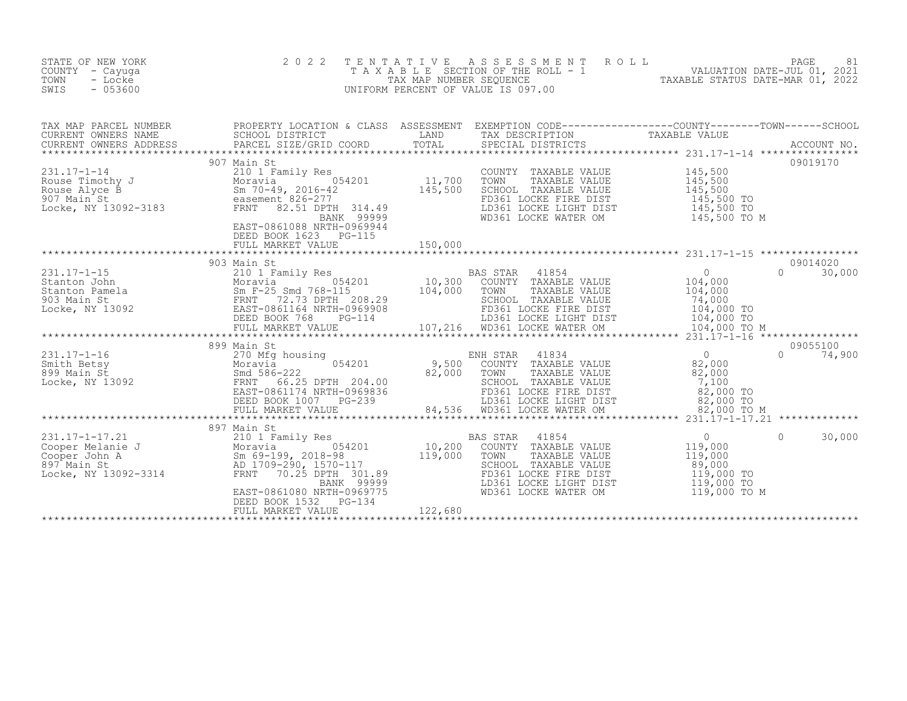STATE OF NEW YORK — 2022 TENTATIVE ASSESSMENT ROLL
COUNTY - Cayuga — TAXABLE SECTION OF THE ROLL - 1 — VALUATION DATE-JUL 01, 2021
TOWN - Locke — TAX MAP NUMBER SEQUENCE — TAXABLE STATUS DATE-MAR 01, 2022
SWIS - 053600 — UNIFORM PERCENT OF VALUE IS 097.00

| TAX MAP PARCEL NUMBER / CURRENT OWNERS NAME / CURRENT OWNERS ADDRESS | PROPERTY LOCATION & CLASS / SCHOOL DISTRICT / PARCEL SIZE/GRID COORD | ASSESSMENT LAND / TOTAL | EXEMPTION CODE / TAX DESCRIPTION / SPECIAL DISTRICTS | COUNTY / TAXABLE VALUE | TOWN | SCHOOL | ACCOUNT NO. |
|---|---|---|---|---|---|---|---|
| 231.17-1-14 | 907 Main St | | | | | | 09019170 |
| 231.17-1-14 | 210 1 Family Res | | COUNTY TAXABLE VALUE | 145,500 | | | |
| Rouse Timothy J | Moravia 054201 | 11,700 | TOWN TAXABLE VALUE | 145,500 | | | |
| Rouse Alyce B | Sm 70-49, 2016-42 | 145,500 | SCHOOL TAXABLE VALUE | 145,500 | | | |
| 907 Main St | easement 826-277 | | FD361 LOCKE FIRE DIST | 145,500 TO | | | |
| Locke, NY 13092-3183 | FRNT 82.51 DPTH 314.49 | | LD361 LOCKE LIGHT DIST | 145,500 TO | | | |
| | BANK 99999 | | WD361 LOCKE WATER OM | 145,500 TO M | | | |
| | EAST-0861088 NRTH-0969944 | | | | | | |
| | DEED BOOK 1623 PG-115 | | | | | | |
| | FULL MARKET VALUE | 150,000 | | | | | |
| 231.17-1-15 | 903 Main St | | | | | | 09014020 |
| 231.17-1-15 | 210 1 Family Res | | BAS STAR 41854 | 0 | | 0 | 30,000 |
| Stanton John | Moravia 054201 | 10,300 | COUNTY TAXABLE VALUE | 104,000 | | | |
| Stanton Pamela | Sm F-25 Smd 768-115 | 104,000 | TOWN TAXABLE VALUE | 104,000 | | | |
| 903 Main St | FRNT 72.73 DPTH 208.29 | | SCHOOL TAXABLE VALUE | 74,000 | | | |
| Locke, NY 13092 | EAST-0861164 NRTH-0969908 | | FD361 LOCKE FIRE DIST | 104,000 TO | | | |
| | DEED BOOK 768 PG-114 | | LD361 LOCKE LIGHT DIST | 104,000 TO | | | |
| | FULL MARKET VALUE | 107,216 | WD361 LOCKE WATER OM | 104,000 TO M | | | |
| 231.17-1-16 | 899 Main St | | | | | | 09055100 |
| 231.17-1-16 | 270 Mfg housing | | ENH STAR 41834 | 0 | | 0 | 74,900 |
| Smith Betsy | Moravia 054201 | 9,500 | COUNTY TAXABLE VALUE | 82,000 | | | |
| 899 Main St | Smd 586-222 | 82,000 | TOWN TAXABLE VALUE | 82,000 | | | |
| Locke, NY 13092 | FRNT 66.25 DPTH 204.00 | | SCHOOL TAXABLE VALUE | 7,100 | | | |
| | EAST-0861174 NRTH-0969836 | | FD361 LOCKE FIRE DIST | 82,000 TO | | | |
| | DEED BOOK 1007 PG-239 | | LD361 LOCKE LIGHT DIST | 82,000 TO | | | |
| | FULL MARKET VALUE | 84,536 | WD361 LOCKE WATER OM | 82,000 TO M | | | |
| 231.17-1-17.21 | 897 Main St | | | | | | |
| 231.17-1-17.21 | 210 1 Family Res | | BAS STAR 41854 | 0 | | 0 | 30,000 |
| Cooper Melanie J | Moravia 054201 | 10,200 | COUNTY TAXABLE VALUE | 119,000 | | | |
| Cooper John A | Sm 69-199, 2018-98 | 119,000 | TOWN TAXABLE VALUE | 119,000 | | | |
| 897 Main St | AD 1709-290, 1570-117 | | SCHOOL TAXABLE VALUE | 89,000 | | | |
| Locke, NY 13092-3314 | FRNT 70.25 DPTH 301.89 | | FD361 LOCKE FIRE DIST | 119,000 TO | | | |
| | BANK 99999 | | LD361 LOCKE LIGHT DIST | 119,000 TO | | | |
| | EAST-0861080 NRTH-0969775 | | WD361 LOCKE WATER OM | 119,000 TO M | | | |
| | DEED BOOK 1532 PG-134 | | | | | | |
| | FULL MARKET VALUE | 122,680 | | | | | |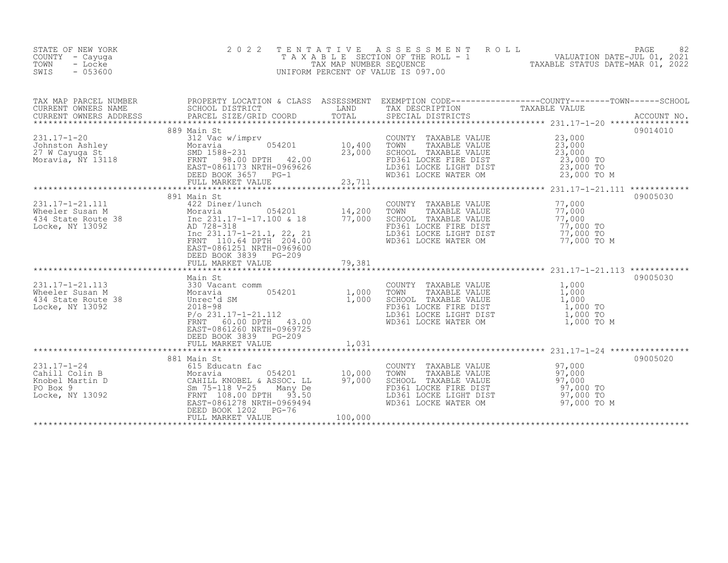STATE OF NEW YORK
COUNTY - Cayuga
TOWN - Locke
SWIS - 053600

2022 TENTATIVE ASSESSMENT ROLL
TAXABLE SECTION OF THE ROLL - 1
TAX MAP NUMBER SEQUENCE
UNIFORM PERCENT OF VALUE IS 097.00

VALUATION DATE-JUL 01, 2021
TAXABLE STATUS DATE-MAR 01, 2022

| TAX MAP PARCEL NUMBER / CURRENT OWNERS NAME / CURRENT OWNERS ADDRESS | PROPERTY LOCATION & CLASS / SCHOOL DISTRICT / PARCEL SIZE/GRID COORD | ASSESSMENT LAND / TOTAL | EXEMPTION CODE / TAX DESCRIPTION / SPECIAL DISTRICTS | TAXABLE VALUE (COUNTY / TOWN / SCHOOL) | ACCOUNT NO. |
|---|---|---|---|---|---|
| 231.17-1-20 | 889 Main St | | | | 09014010 |
| Johnston Ashley | 312 Vac w/imprv | | COUNTY TAXABLE VALUE | 23,000 | |
| 27 W Cayuga St | Moravia 054201 | 10,400 | TOWN TAXABLE VALUE | 23,000 | |
| Moravia, NY 13118 | SMD 1588-231 | 23,000 | SCHOOL TAXABLE VALUE | 23,000 | |
| | FRNT 98.00 DPTH 42.00 | | FD361 LOCKE FIRE DIST | 23,000 TO | |
| | EAST-0861173 NRTH-0969626 | | LD361 LOCKE LIGHT DIST | 23,000 TO | |
| | DEED BOOK 3657 PG-1 | | WD361 LOCKE WATER OM | 23,000 TO M | |
| | FULL MARKET VALUE | 23,711 | | | |
| 231.17-1-21.111 | 891 Main St | | | | 09005030 |
| Wheeler Susan M | 422 Diner/lunch | | COUNTY TAXABLE VALUE | 77,000 | |
| 434 State Route 38 | Moravia 054201 | 14,200 | TOWN TAXABLE VALUE | 77,000 | |
| Locke, NY 13092 | Inc 231.17-1-17.100 & 18 | 77,000 | SCHOOL TAXABLE VALUE | 77,000 | |
| | AD 728-318 | | FD361 LOCKE FIRE DIST | 77,000 TO | |
| | Inc 231.17-1-21.1, 22, 21 | | LD361 LOCKE LIGHT DIST | 77,000 TO | |
| | FRNT 110.64 DPTH 204.00 | | WD361 LOCKE WATER OM | 77,000 TO M | |
| | EAST-0861251 NRTH-0969600 | | | | |
| | DEED BOOK 3839 PG-209 | | | | |
| | FULL MARKET VALUE | 79,381 | | | |
| 231.17-1-21.113 | Main St | | | | 09005030 |
| Wheeler Susan M | 330 Vacant comm | | COUNTY TAXABLE VALUE | 1,000 | |
| 434 State Route 38 | Moravia 054201 | 1,000 | TOWN TAXABLE VALUE | 1,000 | |
| Locke, NY 13092 | Unrec'd SM | 1,000 | SCHOOL TAXABLE VALUE | 1,000 | |
| | 2018-98 | | FD361 LOCKE FIRE DIST | 1,000 TO | |
| | P/o 231.17-1-21.112 | | LD361 LOCKE LIGHT DIST | 1,000 TO | |
| | FRNT 60.00 DPTH 43.00 | | WD361 LOCKE WATER OM | 1,000 TO M | |
| | EAST-0861260 NRTH-0969725 | | | | |
| | DEED BOOK 3839 PG-209 | | | | |
| | FULL MARKET VALUE | 1,031 | | | |
| 231.17-1-24 | 881 Main St | | | | 09005020 |
| Cahill Colin B | 615 Educatn fac | | COUNTY TAXABLE VALUE | 97,000 | |
| Knobel Martin D | Moravia 054201 | 10,000 | TOWN TAXABLE VALUE | 97,000 | |
| PO Box 9 | CAHILL KNOBEL & ASSOC. LL | 97,000 | SCHOOL TAXABLE VALUE | 97,000 | |
| Locke, NY 13092 | Sm 75-118 V-25 Many De | | FD361 LOCKE FIRE DIST | 97,000 TO | |
| | FRNT 108.00 DPTH 93.50 | | LD361 LOCKE LIGHT DIST | 97,000 TO | |
| | EAST-0861278 NRTH-0969494 | | WD361 LOCKE WATER OM | 97,000 TO M | |
| | DEED BOOK 1202 PG-76 | | | | |
| | FULL MARKET VALUE | 100,000 | | | |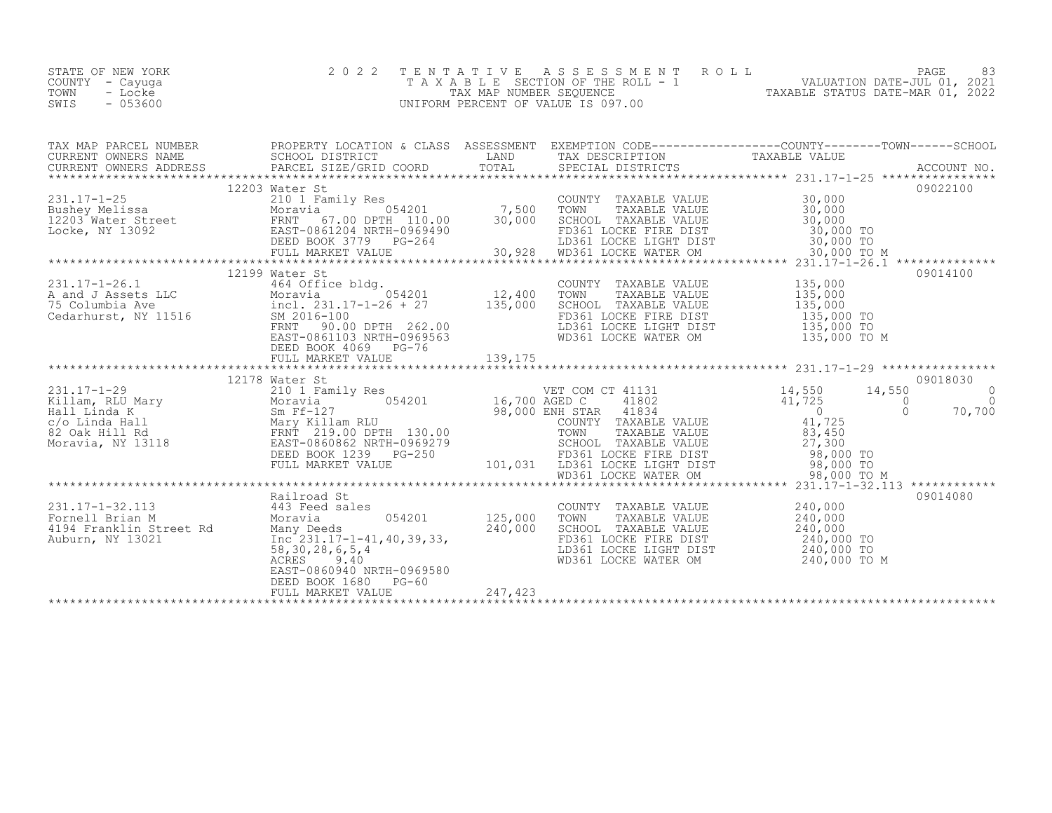STATE OF NEW YORK
COUNTY - Cayuga
TOWN - Locke
SWIS - 053600

# 2022 TENTATIVE ASSESSMENT ROLL

TAXABLE SECTION OF THE ROLL - 1
TAX MAP NUMBER SEQUENCE
UNIFORM PERCENT OF VALUE IS 097.00

VALUATION DATE-JUL 01, 2021
TAXABLE STATUS DATE-MAR 01, 2022

| TAX MAP PARCEL NUMBER / CURRENT OWNERS NAME / CURRENT OWNERS ADDRESS | PROPERTY LOCATION & CLASS / SCHOOL DISTRICT / PARCEL SIZE/GRID COORD | ASSESSMENT LAND | ASSESSMENT TOTAL | EXEMPTION CODE / TAX DESCRIPTION / SPECIAL DISTRICTS | COUNTY TAXABLE VALUE | TOWN | SCHOOL | ACCOUNT NO. |
|---|---|---|---|---|---|---|---|---|
| **231.17-1-25** | 12203 Water St | | | | | | | 09022100 |
| 231.17-1-25 | 210 1 Family Res | | | COUNTY TAXABLE VALUE | 30,000 | | | |
| Bushey Melissa | Moravia 054201 | 7,500 | | TOWN TAXABLE VALUE | 30,000 | | | |
| 12203 Water Street | FRNT 67.00 DPTH 110.00 | | 30,000 | SCHOOL TAXABLE VALUE | 30,000 | | | |
| Locke, NY 13092 | EAST-0861204 NRTH-0969490 | | | FD361 LOCKE FIRE DIST | 30,000 TO | | | |
| | DEED BOOK 3779 PG-264 | | | LD361 LOCKE LIGHT DIST | 30,000 TO | | | |
| | FULL MARKET VALUE | | 30,928 | WD361 LOCKE WATER OM | 30,000 TO M | | | |
| **231.17-1-26.1** | 12199 Water St | | | | | | | 09014100 |
| 231.17-1-26.1 | 464 Office bldg. | | | COUNTY TAXABLE VALUE | 135,000 | | | |
| A and J Assets LLC | Moravia 054201 | 12,400 | | TOWN TAXABLE VALUE | 135,000 | | | |
| 75 Columbia Ave | incl. 231.17-1-26 + 27 | | 135,000 | SCHOOL TAXABLE VALUE | 135,000 | | | |
| Cedarhurst, NY 11516 | SM 2016-100 | | | FD361 LOCKE FIRE DIST | 135,000 TO | | | |
| | FRNT 90.00 DPTH 262.00 | | | LD361 LOCKE LIGHT DIST | 135,000 TO | | | |
| | EAST-0861103 NRTH-0969563 | | | WD361 LOCKE WATER OM | 135,000 TO M | | | |
| | DEED BOOK 4069 PG-76 | | | | | | | |
| | FULL MARKET VALUE | | 139,175 | | | | | |
| **231.17-1-29** | 12178 Water St | | | | | | | 09018030 |
| 231.17-1-29 | 210 1 Family Res | | | VET COM CT 41131 | 14,550 | 14,550 | 0 | |
| Killam, RLU Mary | Moravia 054201 | 16,700 | | AGED C 41802 | 41,725 | 0 | 0 | |
| Hall Linda K | Sm Ff-127 | | 98,000 | ENH STAR 41834 | 0 | 0 | 70,700 | |
| c/o Linda Hall | Mary Killam RLU | | | COUNTY TAXABLE VALUE | 41,725 | | | |
| 82 Oak Hill Rd | FRNT 219.00 DPTH 130.00 | | | TOWN TAXABLE VALUE | 83,450 | | | |
| Moravia, NY 13118 | EAST-0860862 NRTH-0969279 | | | SCHOOL TAXABLE VALUE | 27,300 | | | |
| | DEED BOOK 1239 PG-250 | | | FD361 LOCKE FIRE DIST | 98,000 TO | | | |
| | FULL MARKET VALUE | | 101,031 | LD361 LOCKE LIGHT DIST | 98,000 TO | | | |
| | | | | WD361 LOCKE WATER OM | 98,000 TO M | | | |
| **231.17-1-32.113** | Railroad St | | | | | | | 09014080 |
| 231.17-1-32.113 | 443 Feed sales | | | COUNTY TAXABLE VALUE | 240,000 | | | |
| Fornell Brian M | Moravia 054201 | 125,000 | | TOWN TAXABLE VALUE | 240,000 | | | |
| 4194 Franklin Street Rd | Many Deeds | | 240,000 | SCHOOL TAXABLE VALUE | 240,000 | | | |
| Auburn, NY 13021 | Inc 231.17-1-41,40,39,33, | | | FD361 LOCKE FIRE DIST | 240,000 TO | | | |
| | 58,30,28,6,5,4 | | | LD361 LOCKE LIGHT DIST | 240,000 TO | | | |
| | ACRES 9.40 | | | WD361 LOCKE WATER OM | 240,000 TO M | | | |
| | EAST-0860940 NRTH-0969580 | | | | | | | |
| | DEED BOOK 1680 PG-60 | | | | | | | |
| | FULL MARKET VALUE | | 247,423 | | | | | |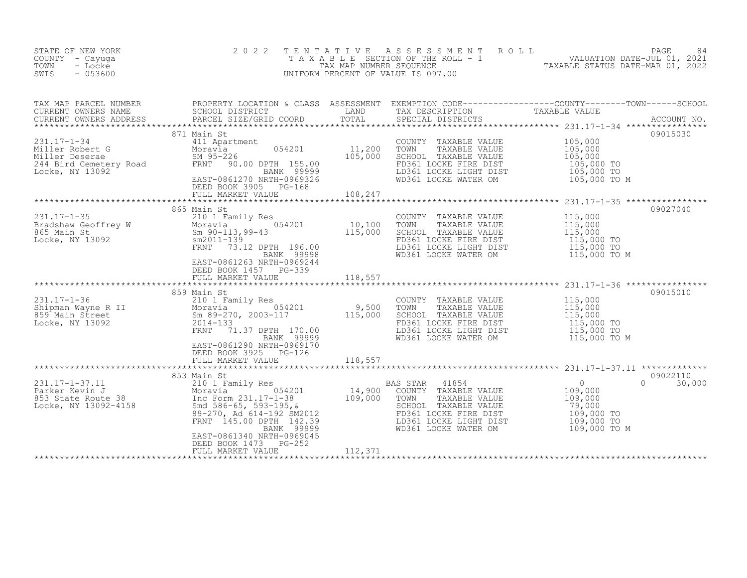STATE OF NEW YORK
COUNTY - Cayuga
TOWN - Locke
SWIS - 053600

2 0 2 2 T E N T A T I V E A S S E S S M E N T R O L L
T A X A B L E SECTION OF THE ROLL - 1
TAX MAP NUMBER SEQUENCE
UNIFORM PERCENT OF VALUE IS 097.00

VALUATION DATE-JUL 01, 2021
TAXABLE STATUS DATE-MAR 01, 2022

| TAX MAP PARCEL NUMBER / CURRENT OWNERS NAME / CURRENT OWNERS ADDRESS | PROPERTY LOCATION & CLASS / SCHOOL DISTRICT / PARCEL SIZE/GRID COORD | ASSESSMENT LAND / TOTAL | EXEMPTION CODE / TAX DESCRIPTION / SPECIAL DISTRICTS | COUNTY / TOWN / SCHOOL TAXABLE VALUE | ACCOUNT NO. |
|---|---|---|---|---|---|
| 231.17-1-34 | 871 Main St | | | | 09015030 |
| Miller Robert G | 411 Apartment | | COUNTY TAXABLE VALUE | 105,000 | |
| Miller Deserae | Moravia 054201 | 11,200 | TOWN TAXABLE VALUE | 105,000 | |
| 244 Bird Cemetery Road | SM 95-226 | 105,000 | SCHOOL TAXABLE VALUE | 105,000 | |
| Locke, NY 13092 | FRNT 90.00 DPTH 155.00 | | FD361 LOCKE FIRE DIST | 105,000 TO | |
| | BANK 99999 | | LD361 LOCKE LIGHT DIST | 105,000 TO | |
| | EAST-0861270 NRTH-0969326 | | WD361 LOCKE WATER OM | 105,000 TO M | |
| | DEED BOOK 3905 PG-168 | | | | |
| | FULL MARKET VALUE | 108,247 | | | |
| 231.17-1-35 | 865 Main St | | | | 09027040 |
| Bradshaw Geoffrey W | 210 1 Family Res | | COUNTY TAXABLE VALUE | 115,000 | |
| 865 Main St | Moravia 054201 | 10,100 | TOWN TAXABLE VALUE | 115,000 | |
| Locke, NY 13092 | Sm 90-113,99-43 | 115,000 | SCHOOL TAXABLE VALUE | 115,000 | |
| | sm2011-139 | | FD361 LOCKE FIRE DIST | 115,000 TO | |
| | FRNT 73.12 DPTH 196.00 | | LD361 LOCKE LIGHT DIST | 115,000 TO | |
| | BANK 99998 | | WD361 LOCKE WATER OM | 115,000 TO M | |
| | EAST-0861263 NRTH-0969244 | | | | |
| | DEED BOOK 1457 PG-339 | | | | |
| | FULL MARKET VALUE | 118,557 | | | |
| 231.17-1-36 | 859 Main St | | | | 09015010 |
| Shipman Wayne R II | 210 1 Family Res | | COUNTY TAXABLE VALUE | 115,000 | |
| 859 Main Street | Moravia 054201 | 9,500 | TOWN TAXABLE VALUE | 115,000 | |
| Locke, NY 13092 | Sm 89-270, 2003-117 | 115,000 | SCHOOL TAXABLE VALUE | 115,000 | |
| | 2014-133 | | FD361 LOCKE FIRE DIST | 115,000 TO | |
| | FRNT 71.37 DPTH 170.00 | | LD361 LOCKE LIGHT DIST | 115,000 TO | |
| | BANK 99999 | | WD361 LOCKE WATER OM | 115,000 TO M | |
| | EAST-0861290 NRTH-0969170 | | | | |
| | DEED BOOK 3925 PG-126 | | | | |
| | FULL MARKET VALUE | 118,557 | | | |
| 231.17-1-37.11 | 853 Main St | | | | 09022110 |
| Parker Kevin J | 210 1 Family Res | | BAS STAR 41854 | 0 0 30,000 | |
| 853 State Route 38 | Moravia 054201 | 14,900 | COUNTY TAXABLE VALUE | 109,000 | |
| Locke, NY 13092-4158 | Inc Form 231.17-1-38 | 109,000 | TOWN TAXABLE VALUE | 109,000 | |
| | Smd 586-65, 593-195,& | | SCHOOL TAXABLE VALUE | 79,000 | |
| | 89-270, Ad 614-192 SM2012 | | FD361 LOCKE FIRE DIST | 109,000 TO | |
| | FRNT 145.00 DPTH 142.39 | | LD361 LOCKE LIGHT DIST | 109,000 TO | |
| | BANK 99999 | | WD361 LOCKE WATER OM | 109,000 TO M | |
| | EAST-0861340 NRTH-0969045 | | | | |
| | DEED BOOK 1473 PG-252 | | | | |
| | FULL MARKET VALUE | 112,371 | | | |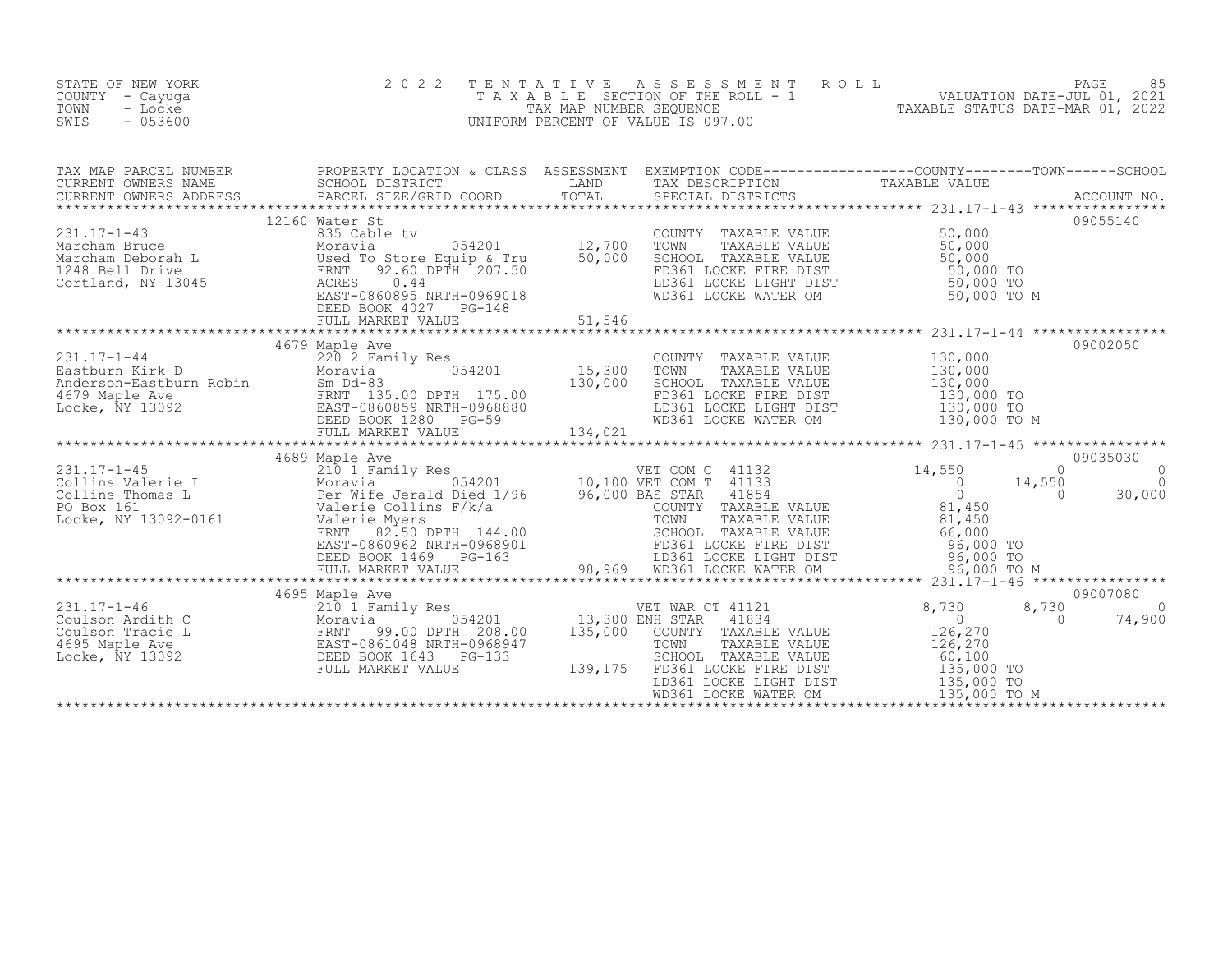STATE OF NEW YORK
COUNTY - Cayuga
TOWN - Locke
SWIS - 053600

2022 TENTATIVE ASSESSMENT ROLL
TAXABLE SECTION OF THE ROLL - 1
TAX MAP NUMBER SEQUENCE
UNIFORM PERCENT OF VALUE IS 097.00

VALUATION DATE-JUL 01, 2021
TAXABLE STATUS DATE-MAR 01, 2022

| TAX MAP PARCEL NUMBER / CURRENT OWNERS NAME / CURRENT OWNERS ADDRESS | PROPERTY LOCATION & CLASS / SCHOOL DISTRICT / PARCEL SIZE/GRID COORD | ASSESSMENT LAND / TOTAL | EXEMPTION CODE / TAX DESCRIPTION / SPECIAL DISTRICTS | COUNTY | TOWN | SCHOOL | ACCOUNT NO. |
|---|---|---|---|---|---|---|---|
| 231.17-1-43 | 12160 Water St | | | | | | 09055140 |
| Marcham Bruce | 835 Cable tv | | COUNTY TAXABLE VALUE | 50,000 | | | |
| Marcham Deborah L | Moravia 054201 | 12,700 | TOWN TAXABLE VALUE | | 50,000 | | |
| 1248 Bell Drive | Used To Store Equip & Tru | 50,000 | SCHOOL TAXABLE VALUE | | | 50,000 | |
| Cortland, NY 13045 | FRNT 92.60 DPTH 207.50 | | FD361 LOCKE FIRE DIST | 50,000 TO | | | |
| | ACRES 0.44 | | LD361 LOCKE LIGHT DIST | 50,000 TO | | | |
| | EAST-0860895 NRTH-0969018 | | WD361 LOCKE WATER OM | 50,000 TO M | | | |
| | DEED BOOK 4027 PG-148 | | | | | | |
| | FULL MARKET VALUE | 51,546 | | | | | |
| 231.17-1-44 | 4679 Maple Ave | | | | | | 09002050 |
| Eastburn Kirk D | 220 2 Family Res | | COUNTY TAXABLE VALUE | 130,000 | | | |
| Anderson-Eastburn Robin | Moravia 054201 | 15,300 | TOWN TAXABLE VALUE | | 130,000 | | |
| 4679 Maple Ave | Sm Dd-83 | 130,000 | SCHOOL TAXABLE VALUE | | | 130,000 | |
| Locke, NY 13092 | FRNT 135.00 DPTH 175.00 | | FD361 LOCKE FIRE DIST | 130,000 TO | | | |
| | EAST-0860859 NRTH-0968880 | | LD361 LOCKE LIGHT DIST | 130,000 TO | | | |
| | DEED BOOK 1280 PG-59 | | WD361 LOCKE WATER OM | 130,000 TO M | | | |
| | FULL MARKET VALUE | 134,021 | | | | | |
| 231.17-1-45 | 4689 Maple Ave | | | | | | 09035030 |
| Collins Valerie I | 210 1 Family Res | | VET COM C 41132 | 14,550 | 0 | 0 | |
| Collins Thomas L | Moravia 054201 | 10,100 | VET COM T 41133 | 0 | 14,550 | 0 | |
| PO Box 161 | Per Wife Jerald Died 1/96 | 96,000 | BAS STAR 41854 | 0 | 0 | 30,000 | |
| Locke, NY 13092-0161 | Valerie Collins F/k/a | | COUNTY TAXABLE VALUE | 81,450 | | | |
| | Valerie Myers | | TOWN TAXABLE VALUE | | 81,450 | | |
| | FRNT 82.50 DPTH 144.00 | | SCHOOL TAXABLE VALUE | | | 66,000 | |
| | EAST-0860962 NRTH-0968901 | | FD361 LOCKE FIRE DIST | 96,000 TO | | | |
| | DEED BOOK 1469 PG-163 | | LD361 LOCKE LIGHT DIST | 96,000 TO | | | |
| | FULL MARKET VALUE | 98,969 | WD361 LOCKE WATER OM | 96,000 TO M | | | |
| 231.17-1-46 | 4695 Maple Ave | | | | | | 09007080 |
| Coulson Ardith C | 210 1 Family Res | | VET WAR CT 41121 | 8,730 | 8,730 | 0 | |
| Coulson Tracie L | Moravia 054201 | 13,300 | ENH STAR 41834 | 0 | 0 | 74,900 | |
| 4695 Maple Ave | FRNT 99.00 DPTH 208.00 | 135,000 | COUNTY TAXABLE VALUE | 126,270 | | | |
| Locke, NY 13092 | EAST-0861048 NRTH-0968947 | | TOWN TAXABLE VALUE | | 126,270 | | |
| | DEED BOOK 1643 PG-133 | | SCHOOL TAXABLE VALUE | | | 60,100 | |
| | FULL MARKET VALUE | 139,175 | FD361 LOCKE FIRE DIST | 135,000 TO | | | |
| | | | LD361 LOCKE LIGHT DIST | 135,000 TO | | | |
| | | | WD361 LOCKE WATER OM | 135,000 TO M | | | |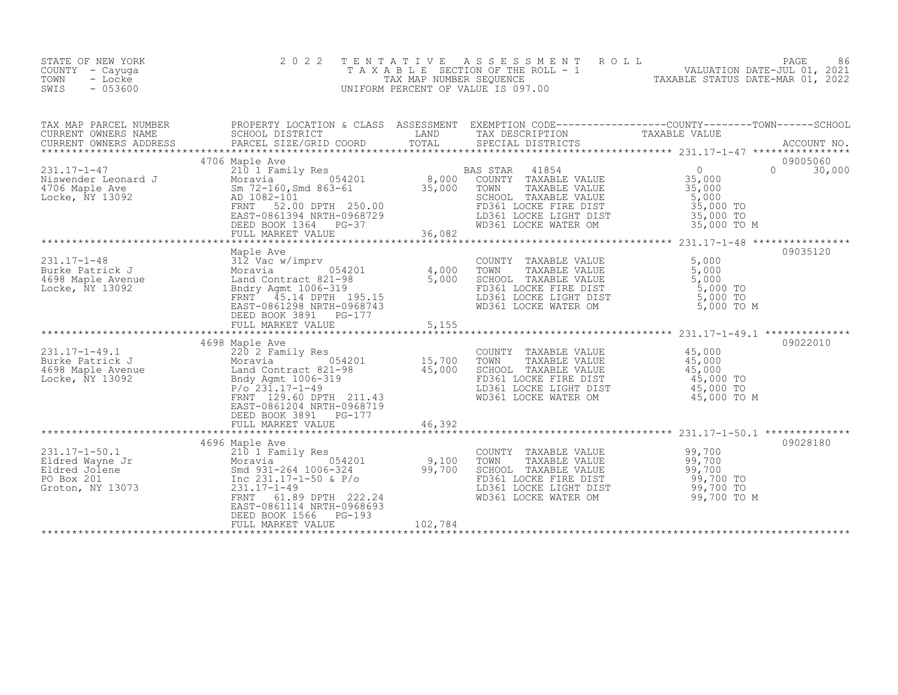STATE OF NEW YORK
COUNTY - Cayuga
TOWN - Locke
SWIS - 053600

# 2022 TENTATIVE ASSESSMENT ROLL

TAXABLE SECTION OF THE ROLL - 1
TAX MAP NUMBER SEQUENCE
UNIFORM PERCENT OF VALUE IS 097.00

VALUATION DATE-JUL 01, 2021
TAXABLE STATUS DATE-MAR 01, 2022

| TAX MAP PARCEL NUMBER / CURRENT OWNERS NAME / CURRENT OWNERS ADDRESS | PROPERTY LOCATION & CLASS / SCHOOL DISTRICT / PARCEL SIZE/GRID COORD | ASSESSMENT LAND | ASSESSMENT TOTAL | EXEMPTION CODE / TAX DESCRIPTION / SPECIAL DISTRICTS | COUNTY TAXABLE VALUE | TOWN | SCHOOL | ACCOUNT NO. |
|---|---|---|---|---|---|---|---|---|
| 231.17-1-47 | 4706 Maple Ave | | | | | | | 09005060 |
| Niswender Leonard J | 210 1 Family Res | | | BAS STAR 41854 | 0 | 0 | 30,000 | |
| 4706 Maple Ave | Moravia 054201 | 8,000 | | COUNTY TAXABLE VALUE | 35,000 | | | |
| Locke, NY 13092 | Sm 72-160,Smd 863-61 | | 35,000 | TOWN TAXABLE VALUE | 35,000 | | | |
| | AD 1082-101 | | | SCHOOL TAXABLE VALUE | 5,000 | | | |
| | FRNT 52.00 DPTH 250.00 | | | FD361 LOCKE FIRE DIST | 35,000 TO | | | |
| | EAST-0861394 NRTH-0968729 | | | LD361 LOCKE LIGHT DIST | 35,000 TO | | | |
| | DEED BOOK 1364 PG-37 | | | WD361 LOCKE WATER OM | 35,000 TO M | | | |
| | FULL MARKET VALUE | | 36,082 | | | | | |
| 231.17-1-48 | Maple Ave | | | | | | | 09035120 |
| Burke Patrick J | 312 Vac w/imprv | | | COUNTY TAXABLE VALUE | 5,000 | | | |
| 4698 Maple Avenue | Moravia 054201 | 4,000 | | TOWN TAXABLE VALUE | 5,000 | | | |
| Locke, NY 13092 | Land Contract 821-98 | | 5,000 | SCHOOL TAXABLE VALUE | 5,000 | | | |
| | Bndry Agmt 1006-319 | | | FD361 LOCKE FIRE DIST | 5,000 TO | | | |
| | FRNT 45.14 DPTH 195.15 | | | LD361 LOCKE LIGHT DIST | 5,000 TO | | | |
| | EAST-0861298 NRTH-0968743 | | | WD361 LOCKE WATER OM | 5,000 TO M | | | |
| | DEED BOOK 3891 PG-177 | | | | | | | |
| | FULL MARKET VALUE | | 5,155 | | | | | |
| 231.17-1-49.1 | 4698 Maple Ave | | | | | | | 09022010 |
| Burke Patrick J | 220 2 Family Res | | | COUNTY TAXABLE VALUE | 45,000 | | | |
| 4698 Maple Avenue | Moravia 054201 | 15,700 | | TOWN TAXABLE VALUE | 45,000 | | | |
| Locke, NY 13092 | Land Contract 821-98 | | 45,000 | SCHOOL TAXABLE VALUE | 45,000 | | | |
| | Bndy Agmt 1006-319 | | | FD361 LOCKE FIRE DIST | 45,000 TO | | | |
| | P/o 231.17-1-49 | | | LD361 LOCKE LIGHT DIST | 45,000 TO | | | |
| | FRNT 129.60 DPTH 211.43 | | | WD361 LOCKE WATER OM | 45,000 TO M | | | |
| | EAST-0861204 NRTH-0968719 | | | | | | | |
| | DEED BOOK 3891 PG-177 | | | | | | | |
| | FULL MARKET VALUE | | 46,392 | | | | | |
| 231.17-1-50.1 | 4696 Maple Ave | | | | | | | 09028180 |
| Eldred Wayne Jr | 210 1 Family Res | | | COUNTY TAXABLE VALUE | 99,700 | | | |
| Eldred Jolene | Moravia 054201 | 9,100 | | TOWN TAXABLE VALUE | 99,700 | | | |
| PO Box 201 | Smd 931-264 1006-324 | | 99,700 | SCHOOL TAXABLE VALUE | 99,700 | | | |
| Groton, NY 13073 | Inc 231.17-1-50 & P/o | | | FD361 LOCKE FIRE DIST | 99,700 TO | | | |
| | 231.17-1-49 | | | LD361 LOCKE LIGHT DIST | 99,700 TO | | | |
| | FRNT 61.89 DPTH 222.24 | | | WD361 LOCKE WATER OM | 99,700 TO M | | | |
| | EAST-0861114 NRTH-0968693 | | | | | | | |
| | DEED BOOK 1566 PG-193 | | | | | | | |
| | FULL MARKET VALUE | | 102,784 | | | | | |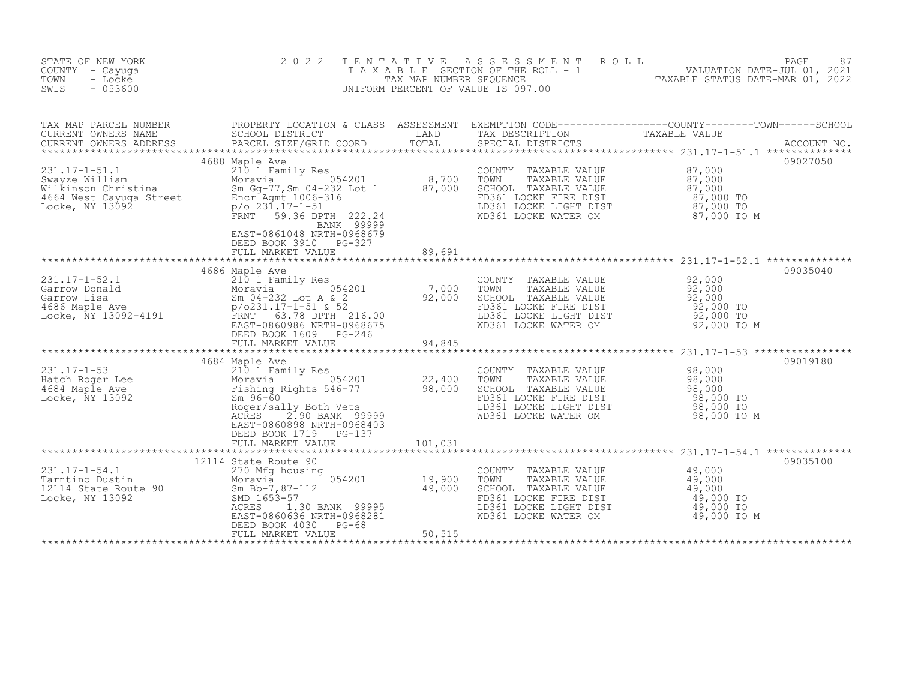STATE OF NEW YORK
COUNTY - Cayuga
TOWN - Locke
SWIS - 053600

2022 TENTATIVE ASSESSMENT ROLL
TAXABLE SECTION OF THE ROLL - 1
TAX MAP NUMBER SEQUENCE
UNIFORM PERCENT OF VALUE IS 097.00

VALUATION DATE-JUL 01, 2021
TAXABLE STATUS DATE-MAR 01, 2022

| TAX MAP PARCEL NUMBER / CURRENT OWNERS NAME / CURRENT OWNERS ADDRESS | PROPERTY LOCATION & CLASS / SCHOOL DISTRICT / PARCEL SIZE/GRID COORD | ASSESSMENT LAND | TOTAL | EXEMPTION CODE / TAX DESCRIPTION / SPECIAL DISTRICTS | TAXABLE VALUE (COUNTY / TOWN / SCHOOL) | ACCOUNT NO. |
|---|---|---|---|---|---|---|
| 231.17-1-51.1 | 4688 Maple Ave | | | | | 09027050 |
| Swayze William | 210 1 Family Res | | | COUNTY TAXABLE VALUE | 87,000 | |
| Wilkinson Christina | Moravia 054201 | 8,700 | | TOWN TAXABLE VALUE | 87,000 | |
| 4664 West Cayuga Street | Sm Gg-77,Sm 04-232 Lot 1 | | 87,000 | SCHOOL TAXABLE VALUE | 87,000 | |
| Locke, NY 13092 | Encr Agmt 1006-316 | | | FD361 LOCKE FIRE DIST | 87,000 TO | |
| | p/o 231.17-1-51 | | | LD361 LOCKE LIGHT DIST | 87,000 TO | |
| | FRNT 59.36 DPTH 222.24 | | | WD361 LOCKE WATER OM | 87,000 TO M | |
| | BANK 99999 | | | | | |
| | EAST-0861048 NRTH-0968679 | | | | | |
| | DEED BOOK 3910 PG-327 | | | | | |
| | FULL MARKET VALUE | | 89,691 | | | |
| 231.17-1-52.1 | 4686 Maple Ave | | | | | 09035040 |
| Garrow Donald | 210 1 Family Res | | | COUNTY TAXABLE VALUE | 92,000 | |
| Garrow Lisa | Moravia 054201 | 7,000 | | TOWN TAXABLE VALUE | 92,000 | |
| 4686 Maple Ave | Sm 04-232 Lot A & 2 | | 92,000 | SCHOOL TAXABLE VALUE | 92,000 | |
| Locke, NY 13092-4191 | p/o231.17-1-51 & 52 | | | FD361 LOCKE FIRE DIST | 92,000 TO | |
| | FRNT 63.78 DPTH 216.00 | | | LD361 LOCKE LIGHT DIST | 92,000 TO | |
| | EAST-0860986 NRTH-0968675 | | | WD361 LOCKE WATER OM | 92,000 TO M | |
| | DEED BOOK 1609 PG-246 | | | | | |
| | FULL MARKET VALUE | | 94,845 | | | |
| 231.17-1-53 | 4684 Maple Ave | | | | | 09019180 |
| Hatch Roger Lee | 210 1 Family Res | | | COUNTY TAXABLE VALUE | 98,000 | |
| 4684 Maple Ave | Moravia 054201 | 22,400 | | TOWN TAXABLE VALUE | 98,000 | |
| Locke, NY 13092 | Fishing Rights 546-77 | | 98,000 | SCHOOL TAXABLE VALUE | 98,000 | |
| | Sm 96-60 | | | FD361 LOCKE FIRE DIST | 98,000 TO | |
| | Roger/sally Both Vets | | | LD361 LOCKE LIGHT DIST | 98,000 TO | |
| | ACRES 2.90 BANK 99999 | | | WD361 LOCKE WATER OM | 98,000 TO M | |
| | EAST-0860898 NRTH-0968403 | | | | | |
| | DEED BOOK 1719 PG-137 | | | | | |
| | FULL MARKET VALUE | | 101,031 | | | |
| 231.17-1-54.1 | 12114 State Route 90 | | | | | 09035100 |
| Tarntino Dustin | 270 Mfg housing | | | COUNTY TAXABLE VALUE | 49,000 | |
| 12114 State Route 90 | Moravia 054201 | 19,900 | | TOWN TAXABLE VALUE | 49,000 | |
| Locke, NY 13092 | Sm Bb-7,87-112 | | 49,000 | SCHOOL TAXABLE VALUE | 49,000 | |
| | SMD 1653-57 | | | FD361 LOCKE FIRE DIST | 49,000 TO | |
| | ACRES 1.30 BANK 99995 | | | LD361 LOCKE LIGHT DIST | 49,000 TO | |
| | EAST-0860636 NRTH-0968281 | | | WD361 LOCKE WATER OM | 49,000 TO M | |
| | DEED BOOK 4030 PG-68 | | | | | |
| | FULL MARKET VALUE | | 50,515 | | | |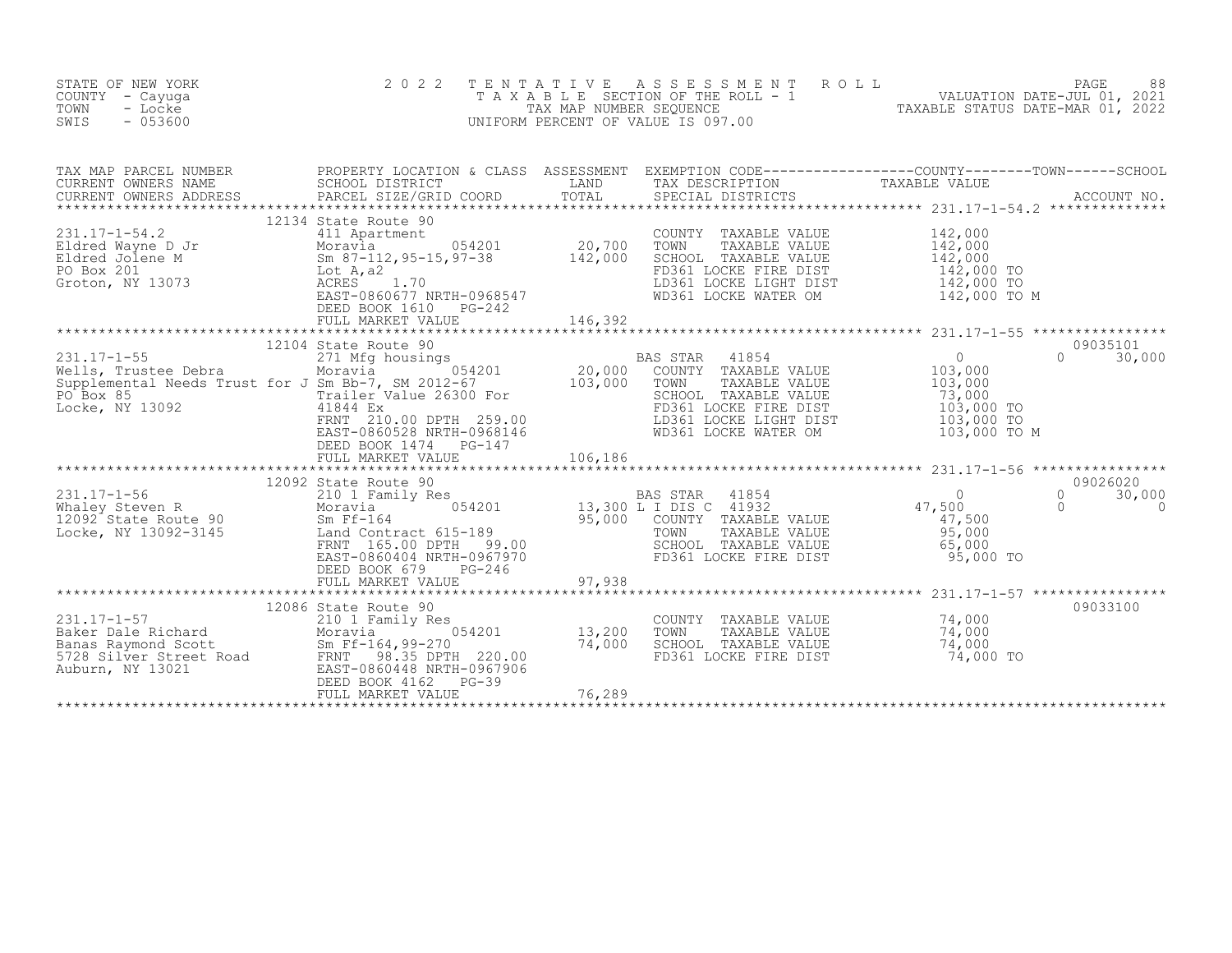STATE OF NEW YORK
COUNTY - Cayuga
TOWN - Locke
SWIS - 053600

2022 TENTATIVE ASSESSMENT ROLL
TAXABLE SECTION OF THE ROLL - 1
TAX MAP NUMBER SEQUENCE
UNIFORM PERCENT OF VALUE IS 097.00

VALUATION DATE-JUL 01, 2021
TAXABLE STATUS DATE-MAR 01, 2022

| TAX MAP PARCEL NUMBER / CURRENT OWNERS NAME / CURRENT OWNERS ADDRESS | PROPERTY LOCATION & CLASS / SCHOOL DISTRICT / PARCEL SIZE/GRID COORD | ASSESSMENT LAND / TOTAL | EXEMPTION CODE / TAX DESCRIPTION / SPECIAL DISTRICTS | COUNTY TAXABLE VALUE | TOWN | SCHOOL | ACCOUNT NO. |
|---|---|---|---|---|---|---|---|
| **231.17-1-54.2** | 12134 State Route 90 | | | | | | |
| 231.17-1-54.2 | 411 Apartment | | COUNTY TAXABLE VALUE | 142,000 | | | |
| Eldred Wayne D Jr | Moravia 054201 | 20,700 | TOWN TAXABLE VALUE | 142,000 | | | |
| Eldred Jolene M | Sm 87-112,95-15,97-38 | 142,000 | SCHOOL TAXABLE VALUE | 142,000 | | | |
| PO Box 201 | Lot A,a2 | | FD361 LOCKE FIRE DIST | 142,000 TO | | | |
| Groton, NY 13073 | ACRES 1.70 | | LD361 LOCKE LIGHT DIST | 142,000 TO | | | |
| | EAST-0860677 NRTH-0968547 | | WD361 LOCKE WATER OM | 142,000 TO M | | | |
| | DEED BOOK 1610 PG-242 | | | | | | |
| | FULL MARKET VALUE | 146,392 | | | | | |
| **231.17-1-55** | 12104 State Route 90 | | | | | | 09035101 |
| 231.17-1-55 | 271 Mfg housings | | BAS STAR 41854 | 0 | 0 | 30,000 | |
| Wells, Trustee Debra | Moravia 054201 | 20,000 | COUNTY TAXABLE VALUE | 103,000 | | | |
| Supplemental Needs Trust for J | Sm Bb-7, SM 2012-67 | 103,000 | TOWN TAXABLE VALUE | 103,000 | | | |
| PO Box 85 | Trailer Value 26300 For | | SCHOOL TAXABLE VALUE | 73,000 | | | |
| Locke, NY 13092 | 41844 Ex | | FD361 LOCKE FIRE DIST | 103,000 TO | | | |
| | FRNT 210.00 DPTH 259.00 | | LD361 LOCKE LIGHT DIST | 103,000 TO | | | |
| | EAST-0860528 NRTH-0968146 | | WD361 LOCKE WATER OM | 103,000 TO M | | | |
| | DEED BOOK 1474 PG-147 | | | | | | |
| | FULL MARKET VALUE | 106,186 | | | | | |
| **231.17-1-56** | 12092 State Route 90 | | | | | | 09026020 |
| 231.17-1-56 | 210 1 Family Res | | BAS STAR 41854 | 0 | 0 | 30,000 | |
| Whaley Steven R | Moravia 054201 | 13,300 | L I DIS C 41932 | 47,500 | 0 | 0 | |
| 12092 State Route 90 | Sm Ff-164 | 95,000 | COUNTY TAXABLE VALUE | 47,500 | | | |
| Locke, NY 13092-3145 | Land Contract 615-189 | | TOWN TAXABLE VALUE | 95,000 | | | |
| | FRNT 165.00 DPTH 99.00 | | SCHOOL TAXABLE VALUE | 65,000 | | | |
| | EAST-0860404 NRTH-0967970 | | FD361 LOCKE FIRE DIST | 95,000 TO | | | |
| | DEED BOOK 679 PG-246 | | | | | | |
| | FULL MARKET VALUE | 97,938 | | | | | |
| **231.17-1-57** | 12086 State Route 90 | | | | | | 09033100 |
| 231.17-1-57 | 210 1 Family Res | | COUNTY TAXABLE VALUE | 74,000 | | | |
| Baker Dale Richard | Moravia 054201 | 13,200 | TOWN TAXABLE VALUE | 74,000 | | | |
| Banas Raymond Scott | Sm Ff-164,99-270 | 74,000 | SCHOOL TAXABLE VALUE | 74,000 | | | |
| 5728 Silver Street Road | FRNT 98.35 DPTH 220.00 | | FD361 LOCKE FIRE DIST | 74,000 TO | | | |
| Auburn, NY 13021 | EAST-0860448 NRTH-0967906 | | | | | | |
| | DEED BOOK 4162 PG-39 | | | | | | |
| | FULL MARKET VALUE | 76,289 | | | | | |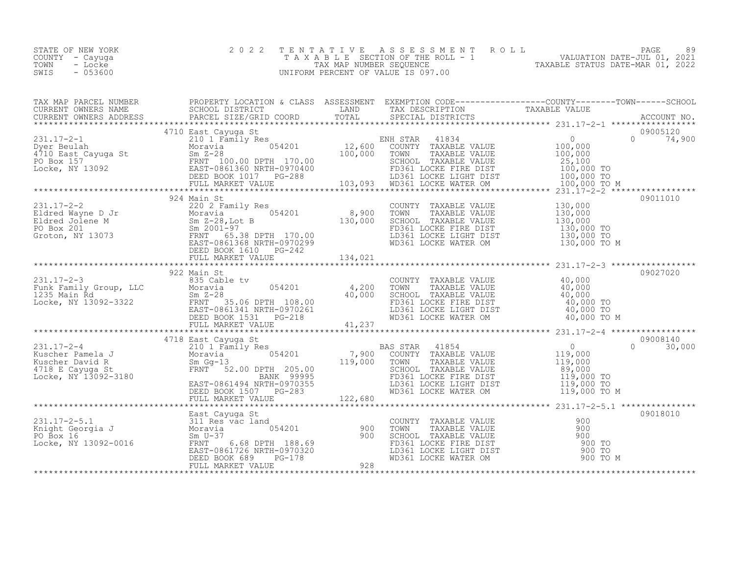STATE OF NEW YORK
COUNTY - Cayuga
TOWN - Locke
SWIS - 053600

2022 TENTATIVE ASSESSMENT ROLL
TAXABLE SECTION OF THE ROLL - 1
TAX MAP NUMBER SEQUENCE
UNIFORM PERCENT OF VALUE IS 097.00

VALUATION DATE-JUL 01, 2021
TAXABLE STATUS DATE-MAR 01, 2022

| TAX MAP PARCEL NUMBER / CURRENT OWNERS NAME / CURRENT OWNERS ADDRESS | PROPERTY LOCATION & CLASS / SCHOOL DISTRICT / PARCEL SIZE/GRID COORD | ASSESSMENT LAND / TOTAL | EXEMPTION CODE / TAX DESCRIPTION / SPECIAL DISTRICTS | COUNTY / TAXABLE VALUE | TOWN | SCHOOL | ACCOUNT NO. |
|---|---|---|---|---|---|---|---|
| 231.17-2-1 | 4710 East Cayuga St | | | | | | 09005120 |
| Dyer Beulah | 210 1 Family Res | | ENH STAR 41834 | 0 | 0 | 74,900 | |
| 4710 East Cayuga St | Moravia 054201 | 12,600 | COUNTY TAXABLE VALUE | 100,000 | | | |
| PO Box 157 | Sm Z-28 | 100,000 | TOWN TAXABLE VALUE | 100,000 | | | |
| Locke, NY 13092 | FRNT 100.00 DPTH 170.00 | | SCHOOL TAXABLE VALUE | 25,100 | | | |
| | EAST-0861360 NRTH-0970400 | | FD361 LOCKE FIRE DIST | 100,000 TO | | | |
| | DEED BOOK 1017 PG-288 | | LD361 LOCKE LIGHT DIST | 100,000 TO | | | |
| | FULL MARKET VALUE | 103,093 | WD361 LOCKE WATER OM | 100,000 TO M | | | |
| 231.17-2-2 | 924 Main St | | | | | | 09011010 |
| Eldred Wayne D Jr | 220 2 Family Res | | COUNTY TAXABLE VALUE | 130,000 | | | |
| Eldred Jolene M | Moravia 054201 | 8,900 | TOWN TAXABLE VALUE | 130,000 | | | |
| PO Box 201 | Sm Z-28,Lot B | 130,000 | SCHOOL TAXABLE VALUE | 130,000 | | | |
| Groton, NY 13073 | Sm 2001-97 | | FD361 LOCKE FIRE DIST | 130,000 TO | | | |
| | FRNT 65.38 DPTH 170.00 | | LD361 LOCKE LIGHT DIST | 130,000 TO | | | |
| | EAST-0861368 NRTH-0970299 | | WD361 LOCKE WATER OM | 130,000 TO M | | | |
| | DEED BOOK 1610 PG-242 | | | | | | |
| | FULL MARKET VALUE | 134,021 | | | | | |
| 231.17-2-3 | 922 Main St | | | | | | 09027020 |
| Funk Family Group, LLC | 835 Cable tv | | COUNTY TAXABLE VALUE | 40,000 | | | |
| 1235 Main Rd | Moravia 054201 | 4,200 | TOWN TAXABLE VALUE | 40,000 | | | |
| Locke, NY 13092-3322 | Sm Z-28 | 40,000 | SCHOOL TAXABLE VALUE | 40,000 | | | |
| | FRNT 35.06 DPTH 108.00 | | FD361 LOCKE FIRE DIST | 40,000 TO | | | |
| | EAST-0861341 NRTH-0970261 | | LD361 LOCKE LIGHT DIST | 40,000 TO | | | |
| | DEED BOOK 1531 PG-218 | | WD361 LOCKE WATER OM | 40,000 TO M | | | |
| | FULL MARKET VALUE | 41,237 | | | | | |
| 231.17-2-4 | 4718 East Cayuga St | | | | | | 09008140 |
| Kuscher Pamela J | 210 1 Family Res | | BAS STAR 41854 | 0 | 0 | 30,000 | |
| Kuscher David R | Moravia 054201 | 7,900 | COUNTY TAXABLE VALUE | 119,000 | | | |
| 4718 E Cayuga St | Sm Gg-13 | 119,000 | TOWN TAXABLE VALUE | 119,000 | | | |
| Locke, NY 13092-3180 | FRNT 52.00 DPTH 205.00 | | SCHOOL TAXABLE VALUE | 89,000 | | | |
| | BANK 99995 | | FD361 LOCKE FIRE DIST | 119,000 TO | | | |
| | EAST-0861494 NRTH-0970355 | | LD361 LOCKE LIGHT DIST | 119,000 TO | | | |
| | DEED BOOK 1507 PG-283 | | WD361 LOCKE WATER OM | 119,000 TO M | | | |
| | FULL MARKET VALUE | 122,680 | | | | | |
| 231.17-2-5.1 | East Cayuga St | | | | | | 09018010 |
| Knight Georgia J | 311 Res vac land | | COUNTY TAXABLE VALUE | 900 | | | |
| PO Box 16 | Moravia 054201 | 900 | TOWN TAXABLE VALUE | 900 | | | |
| Locke, NY 13092-0016 | Sm U-37 | 900 | SCHOOL TAXABLE VALUE | 900 | | | |
| | FRNT 6.68 DPTH 188.69 | | FD361 LOCKE FIRE DIST | 900 TO | | | |
| | EAST-0861726 NRTH-0970320 | | LD361 LOCKE LIGHT DIST | 900 TO | | | |
| | DEED BOOK 689 PG-178 | | WD361 LOCKE WATER OM | 900 TO M | | | |
| | FULL MARKET VALUE | 928 | | | | | |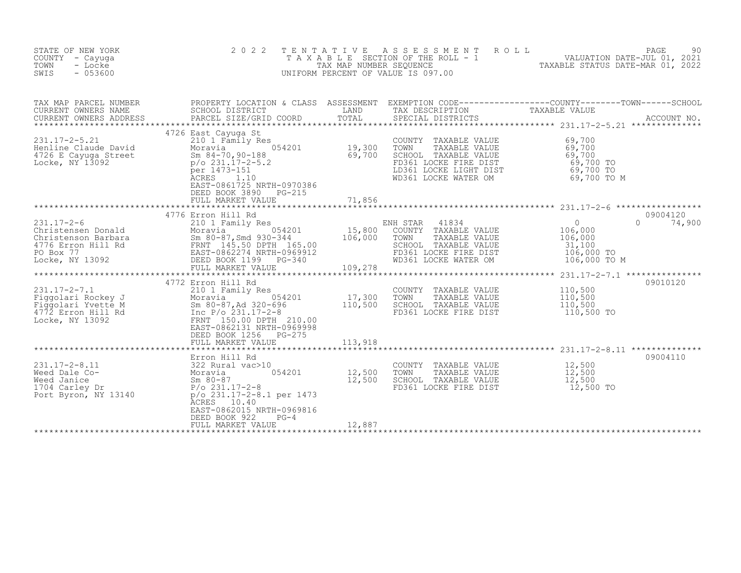STATE OF NEW YORK
COUNTY - Cayuga
TOWN - Locke
SWIS - 053600

2022 TENTATIVE ASSESSMENT ROLL
TAXABLE SECTION OF THE ROLL - 1
TAX MAP NUMBER SEQUENCE
UNIFORM PERCENT OF VALUE IS 097.00

VALUATION DATE-JUL 01, 2021
TAXABLE STATUS DATE-MAR 01, 2022

| TAX MAP PARCEL NUMBER / CURRENT OWNERS NAME / CURRENT OWNERS ADDRESS | PROPERTY LOCATION & CLASS / SCHOOL DISTRICT / PARCEL SIZE/GRID COORD | ASSESSMENT LAND | TOTAL | EXEMPTION CODE / TAX DESCRIPTION / SPECIAL DISTRICTS | COUNTY / TOWN / SCHOOL TAXABLE VALUE | ACCOUNT NO. |
|---|---|---|---|---|---|---|
| 231.17-2-5.21 | 4726 East Cayuga St | | | | | |
| 231.17-2-5.21 | 210 1 Family Res | | | COUNTY TAXABLE VALUE | 69,700 | |
| Henline Claude David | Moravia 054201 | 19,300 | | TOWN TAXABLE VALUE | 69,700 | |
| 4726 E Cayuga Street | Sm 84-70,90-188 | | 69,700 | SCHOOL TAXABLE VALUE | 69,700 | |
| Locke, NY 13092 | p/o 231.17-2-5.2 | | | FD361 LOCKE FIRE DIST | 69,700 TO | |
| | per 1473-151 | | | LD361 LOCKE LIGHT DIST | 69,700 TO | |
| | ACRES 1.10 | | | WD361 LOCKE WATER OM | 69,700 TO M | |
| | EAST-0861725 NRTH-0970386 | | | | | |
| | DEED BOOK 3890 PG-215 | | | | | |
| | FULL MARKET VALUE | | 71,856 | | | |
| 231.17-2-6 | 4776 Erron Hill Rd | | | | | 09004120 |
| 231.17-2-6 | 210 1 Family Res | | | ENH STAR 41834 | 0 / 0 / 74,900 | |
| Christensen Donald | Moravia 054201 | 15,800 | | COUNTY TAXABLE VALUE | 106,000 | |
| Christenson Barbara | Sm 80-87,Smd 930-344 | | 106,000 | TOWN TAXABLE VALUE | 106,000 | |
| 4776 Erron Hill Rd | FRNT 145.50 DPTH 165.00 | | | SCHOOL TAXABLE VALUE | 31,100 | |
| PO Box 77 | EAST-0862274 NRTH-0969912 | | | FD361 LOCKE FIRE DIST | 106,000 TO | |
| Locke, NY 13092 | DEED BOOK 1199 PG-340 | | | WD361 LOCKE WATER OM | 106,000 TO M | |
| | FULL MARKET VALUE | | 109,278 | | | |
| 231.17-2-7.1 | 4772 Erron Hill Rd | | | | | 09010120 |
| 231.17-2-7.1 | 210 1 Family Res | | | COUNTY TAXABLE VALUE | 110,500 | |
| Figgolari Rockey J | Moravia 054201 | 17,300 | | TOWN TAXABLE VALUE | 110,500 | |
| Figgolari Yvette M | Sm 80-87,Ad 320-696 | | 110,500 | SCHOOL TAXABLE VALUE | 110,500 | |
| 4772 Erron Hill Rd | Inc P/o 231.17-2-8 | | | FD361 LOCKE FIRE DIST | 110,500 TO | |
| Locke, NY 13092 | FRNT 150.00 DPTH 210.00 | | | | | |
| | EAST-0862131 NRTH-0969998 | | | | | |
| | DEED BOOK 1256 PG-275 | | | | | |
| | FULL MARKET VALUE | | 113,918 | | | |
| 231.17-2-8.11 | Erron Hill Rd | | | | | 09004110 |
| 231.17-2-8.11 | 322 Rural vac>10 | | | COUNTY TAXABLE VALUE | 12,500 | |
| Weed Dale Co- | Moravia 054201 | 12,500 | | TOWN TAXABLE VALUE | 12,500 | |
| Weed Janice | Sm 80-87 | | 12,500 | SCHOOL TAXABLE VALUE | 12,500 | |
| 1704 Carley Dr | P/o 231.17-2-8 | | | FD361 LOCKE FIRE DIST | 12,500 TO | |
| Port Byron, NY 13140 | p/o 231.17-2-8.1 per 1473 | | | | | |
| | ACRES 10.40 | | | | | |
| | EAST-0862015 NRTH-0969816 | | | | | |
| | DEED BOOK 922 PG-4 | | | | | |
| | FULL MARKET VALUE | | 12,887 | | | |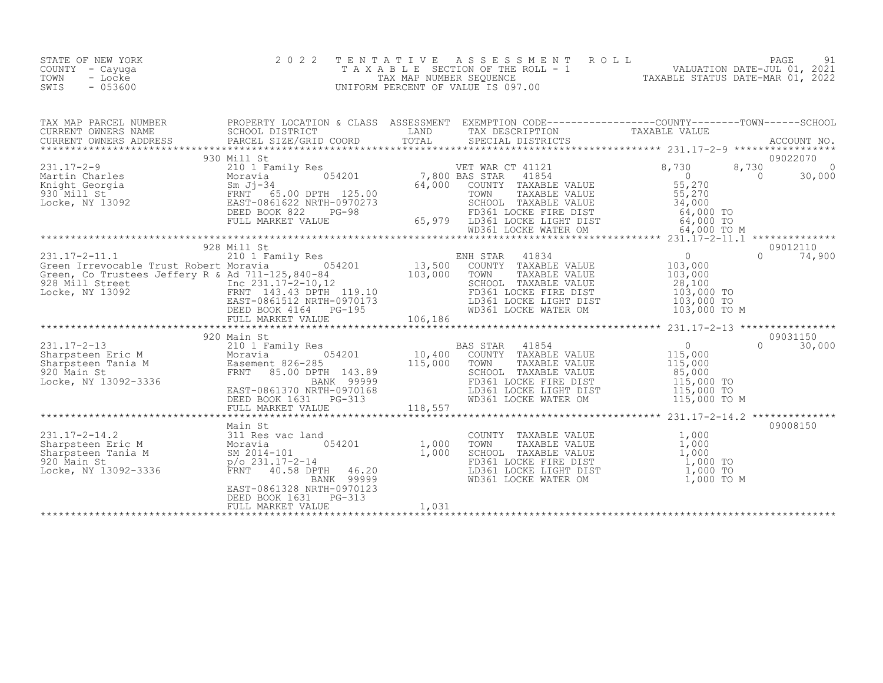STATE OF NEW YORK
COUNTY - Cayuga
TOWN - Locke
SWIS - 053600

# 2022 TENTATIVE ASSESSMENT ROLL
TAXABLE SECTION OF THE ROLL - 1
TAX MAP NUMBER SEQUENCE
UNIFORM PERCENT OF VALUE IS 097.00

VALUATION DATE-JUL 01, 2021
TAXABLE STATUS DATE-MAR 01, 2022

| TAX MAP PARCEL NUMBER / CURRENT OWNERS NAME / CURRENT OWNERS ADDRESS | PROPERTY LOCATION & CLASS / SCHOOL DISTRICT / PARCEL SIZE/GRID COORD | ASSESSMENT LAND / TOTAL | EXEMPTION CODE / TAX DESCRIPTION / SPECIAL DISTRICTS | COUNTY | TOWN | SCHOOL | ACCOUNT NO. |
|---|---|---|---|---|---|---|---|
| 231.17-2-9 | 930 Mill St | | | | | | 09022070 |
| Martin Charles | 210 1 Family Res | | VET WAR CT 41121 | 8,730 | 8,730 | 0 | |
| Knight Georgia | Moravia 054201 | 7,800 | BAS STAR 41854 | 0 | 0 | 30,000 | |
| 930 Mill St | Sm Jj-34 | 64,000 | COUNTY TAXABLE VALUE | 55,270 | | | |
| Locke, NY 13092 | FRNT 65.00 DPTH 125.00 | | TOWN TAXABLE VALUE | | 55,270 | | |
| | EAST-0861622 NRTH-0970273 | | SCHOOL TAXABLE VALUE | | | 34,000 | |
| | DEED BOOK 822 PG-98 | | FD361 LOCKE FIRE DIST | 64,000 TO | | | |
| | FULL MARKET VALUE | 65,979 | LD361 LOCKE LIGHT DIST | 64,000 TO | | | |
| | | | WD361 LOCKE WATER OM | 64,000 TO M | | | |
| 231.17-2-11.1 | 928 Mill St | | | | | | 09012110 |
| Green Irrevocable Trust Robert | 210 1 Family Res | | ENH STAR 41834 | 0 | 0 | 74,900 | |
| Green, Co Trustees Jeffery R & | Moravia 054201 | 13,500 | COUNTY TAXABLE VALUE | 103,000 | | | |
| 928 Mill Street | Ad 711-125,840-84 | 103,000 | TOWN TAXABLE VALUE | | 103,000 | | |
| Locke, NY 13092 | Inc 231.17-2-10,12 | | SCHOOL TAXABLE VALUE | | | 28,100 | |
| | FRNT 143.43 DPTH 119.10 | | FD361 LOCKE FIRE DIST | 103,000 TO | | | |
| | EAST-0861512 NRTH-0970173 | | LD361 LOCKE LIGHT DIST | 103,000 TO | | | |
| | DEED BOOK 4164 PG-195 | | WD361 LOCKE WATER OM | 103,000 TO M | | | |
| | FULL MARKET VALUE | 106,186 | | | | | |
| 231.17-2-13 | 920 Main St | | | | | | 09031150 |
| Sharpsteen Eric M | 210 1 Family Res | | BAS STAR 41854 | 0 | 0 | 30,000 | |
| Sharpsteen Tania M | Moravia 054201 | 10,400 | COUNTY TAXABLE VALUE | 115,000 | | | |
| 920 Main St | Easement 826-285 | 115,000 | TOWN TAXABLE VALUE | | 115,000 | | |
| Locke, NY 13092-3336 | FRNT 85.00 DPTH 143.89 | | SCHOOL TAXABLE VALUE | | | 85,000 | |
| | BANK 99999 | | FD361 LOCKE FIRE DIST | 115,000 TO | | | |
| | EAST-0861370 NRTH-0970168 | | LD361 LOCKE LIGHT DIST | 115,000 TO | | | |
| | DEED BOOK 1631 PG-313 | | WD361 LOCKE WATER OM | 115,000 TO M | | | |
| | FULL MARKET VALUE | 118,557 | | | | | |
| 231.17-2-14.2 | Main St | | | | | | 09008150 |
| Sharpsteen Eric M | 311 Res vac land | | COUNTY TAXABLE VALUE | 1,000 | | | |
| Sharpsteen Tania M | Moravia 054201 | 1,000 | TOWN TAXABLE VALUE | | 1,000 | | |
| 920 Main St | SM 2014-101 | 1,000 | SCHOOL TAXABLE VALUE | | | 1,000 | |
| Locke, NY 13092-3336 | p/o 231.17-2-14 | | FD361 LOCKE FIRE DIST | 1,000 TO | | | |
| | FRNT 40.58 DPTH 46.20 | | LD361 LOCKE LIGHT DIST | 1,000 TO | | | |
| | BANK 99999 | | WD361 LOCKE WATER OM | 1,000 TO M | | | |
| | EAST-0861328 NRTH-0970123 | | | | | | |
| | DEED BOOK 1631 PG-313 | | | | | | |
| | FULL MARKET VALUE | 1,031 | | | | | |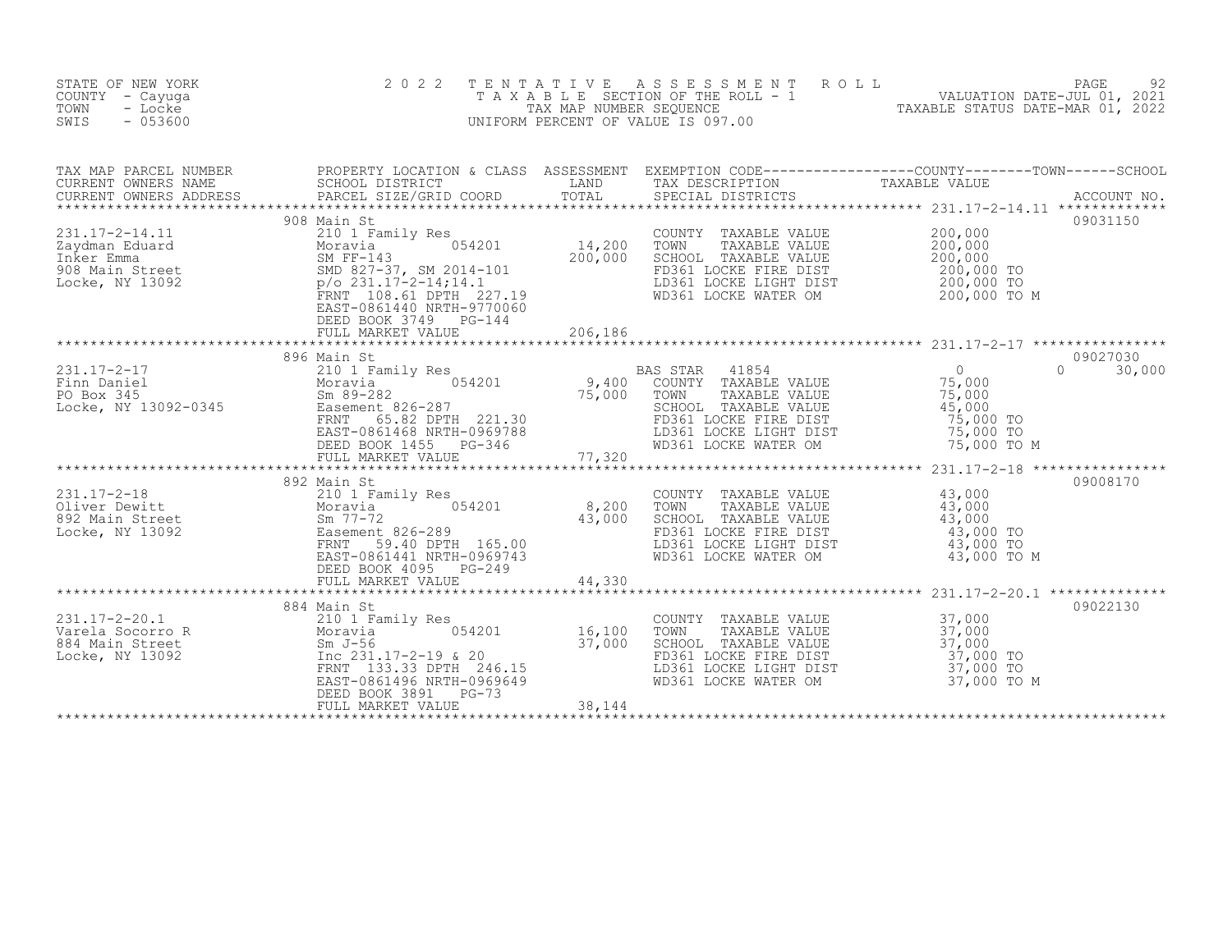STATE OF NEW YORK
COUNTY - Cayuga
TOWN - Locke
SWIS - 053600

2 0 2 2 T E N T A T I V E A S S E S S M E N T R O L L
T A X A B L E SECTION OF THE ROLL - 1
TAX MAP NUMBER SEQUENCE
UNIFORM PERCENT OF VALUE IS 097.00

VALUATION DATE-JUL 01, 2021
TAXABLE STATUS DATE-MAR 01, 2022

| TAX MAP PARCEL NUMBER / CURRENT OWNERS NAME / CURRENT OWNERS ADDRESS | PROPERTY LOCATION & CLASS / SCHOOL DISTRICT / PARCEL SIZE/GRID COORD | ASSESSMENT LAND / TOTAL | EXEMPTION CODE / TAX DESCRIPTION / SPECIAL DISTRICTS | COUNTY / TOWN / SCHOOL TAXABLE VALUE | ACCOUNT NO. |
|---|---|---|---|---|---|
| 231.17-2-14.11 | 908 Main St | | | | 09031150 |
| 231.17-2-14.11 | 210 1 Family Res | | COUNTY TAXABLE VALUE | 200,000 | |
| Zaydman Eduard | Moravia 054201 | 14,200 | TOWN TAXABLE VALUE | 200,000 | |
| Inker Emma | SM FF-143 | 200,000 | SCHOOL TAXABLE VALUE | 200,000 | |
| 908 Main Street | SMD 827-37, SM 2014-101 | | FD361 LOCKE FIRE DIST | 200,000 TO | |
| Locke, NY 13092 | p/o 231.17-2-14;14.1 | | LD361 LOCKE LIGHT DIST | 200,000 TO | |
| | FRNT 108.61 DPTH 227.19 | | WD361 LOCKE WATER OM | 200,000 TO M | |
| | EAST-0861440 NRTH-9770060 | | | | |
| | DEED BOOK 3749 PG-144 | | | | |
| | FULL MARKET VALUE | 206,186 | | | |
| 231.17-2-17 | 896 Main St | | | | 09027030 |
| 231.17-2-17 | 210 1 Family Res | | BAS STAR 41854 | 0 / 0 / 30,000 | |
| Finn Daniel | Moravia 054201 | 9,400 | COUNTY TAXABLE VALUE | 75,000 | |
| PO Box 345 | Sm 89-282 | 75,000 | TOWN TAXABLE VALUE | 75,000 | |
| Locke, NY 13092-0345 | Easement 826-287 | | SCHOOL TAXABLE VALUE | 45,000 | |
| | FRNT 65.82 DPTH 221.30 | | FD361 LOCKE FIRE DIST | 75,000 TO | |
| | EAST-0861468 NRTH-0969788 | | LD361 LOCKE LIGHT DIST | 75,000 TO | |
| | DEED BOOK 1455 PG-346 | | WD361 LOCKE WATER OM | 75,000 TO M | |
| | FULL MARKET VALUE | 77,320 | | | |
| 231.17-2-18 | 892 Main St | | | | 09008170 |
| 231.17-2-18 | 210 1 Family Res | | COUNTY TAXABLE VALUE | 43,000 | |
| Oliver Dewitt | Moravia 054201 | 8,200 | TOWN TAXABLE VALUE | 43,000 | |
| 892 Main Street | Sm 77-72 | 43,000 | SCHOOL TAXABLE VALUE | 43,000 | |
| Locke, NY 13092 | Easement 826-289 | | FD361 LOCKE FIRE DIST | 43,000 TO | |
| | FRNT 59.40 DPTH 165.00 | | LD361 LOCKE LIGHT DIST | 43,000 TO | |
| | EAST-0861441 NRTH-0969743 | | WD361 LOCKE WATER OM | 43,000 TO M | |
| | DEED BOOK 4095 PG-249 | | | | |
| | FULL MARKET VALUE | 44,330 | | | |
| 231.17-2-20.1 | 884 Main St | | | | 09022130 |
| 231.17-2-20.1 | 210 1 Family Res | | COUNTY TAXABLE VALUE | 37,000 | |
| Varela Socorro R | Moravia 054201 | 16,100 | TOWN TAXABLE VALUE | 37,000 | |
| 884 Main Street | Sm J-56 | 37,000 | SCHOOL TAXABLE VALUE | 37,000 | |
| Locke, NY 13092 | Inc 231.17-2-19 & 20 | | FD361 LOCKE FIRE DIST | 37,000 TO | |
| | FRNT 133.33 DPTH 246.15 | | LD361 LOCKE LIGHT DIST | 37,000 TO | |
| | EAST-0861496 NRTH-0969649 | | WD361 LOCKE WATER OM | 37,000 TO M | |
| | DEED BOOK 3891 PG-73 | | | | |
| | FULL MARKET VALUE | 38,144 | | | |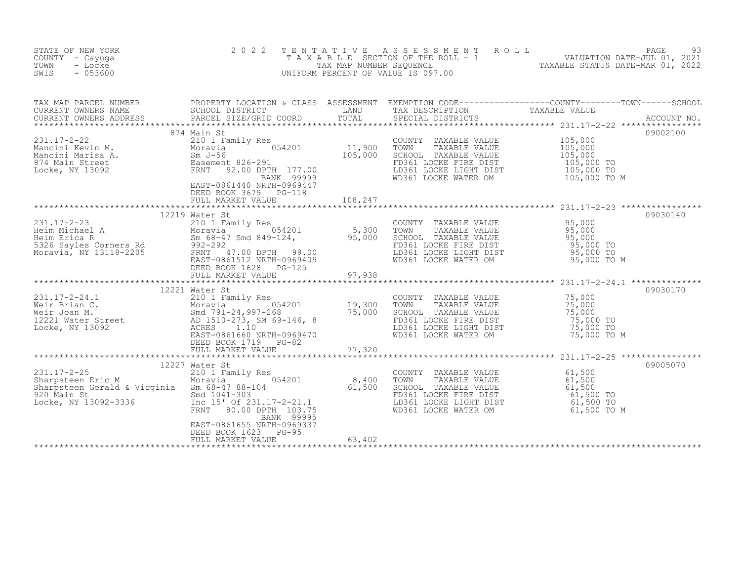STATE OF NEW YORK
COUNTY - Cayuga
TOWN - Locke
SWIS - 053600

2022 TENTATIVE ASSESSMENT ROLL
TAXABLE SECTION OF THE ROLL - 1
TAX MAP NUMBER SEQUENCE
UNIFORM PERCENT OF VALUE IS 097.00

VALUATION DATE-JUL 01, 2021
TAXABLE STATUS DATE-MAR 01, 2022

| TAX MAP PARCEL NUMBER / CURRENT OWNERS NAME / CURRENT OWNERS ADDRESS | PROPERTY LOCATION & CLASS / SCHOOL DISTRICT / PARCEL SIZE/GRID COORD | ASSESSMENT LAND | TOTAL | EXEMPTION CODE / TAX DESCRIPTION / SPECIAL DISTRICTS | TAXABLE VALUE (COUNTY--TOWN--SCHOOL) | ACCOUNT NO. |
|---|---|---|---|---|---|---|
| 231.17-2-22 | 874 Main St | | | | | 09002100 |
| 231.17-2-22 | 210 1 Family Res | | | COUNTY TAXABLE VALUE | 105,000 | |
| Mancini Kevin M. | Moravia 054201 | 11,900 | | TOWN TAXABLE VALUE | 105,000 | |
| Mancini Marisa A. | Sm J-56 | | 105,000 | SCHOOL TAXABLE VALUE | 105,000 | |
| 874 Main Street | Easement 826-291 | | | FD361 LOCKE FIRE DIST | 105,000 TO | |
| Locke, NY 13092 | FRNT 92.00 DPTH 177.00 | | | LD361 LOCKE LIGHT DIST | 105,000 TO | |
| | BANK 99999 | | | WD361 LOCKE WATER OM | 105,000 TO M | |
| | EAST-0861440 NRTH-0969447 | | | | | |
| | DEED BOOK 3679 PG-118 | | | | | |
| | FULL MARKET VALUE | | 108,247 | | | |
| 231.17-2-23 | 12219 Water St | | | | | 09030140 |
| 231.17-2-23 | 210 1 Family Res | | | COUNTY TAXABLE VALUE | 95,000 | |
| Heim Michael A | Moravia 054201 | 5,300 | | TOWN TAXABLE VALUE | 95,000 | |
| Heim Erica R | Sm 68-47 Smd 849-124, | | 95,000 | SCHOOL TAXABLE VALUE | 95,000 | |
| 5326 Sayles Corners Rd | 992-292 | | | FD361 LOCKE FIRE DIST | 95,000 TO | |
| Moravia, NY 13118-2205 | FRNT 47.00 DPTH 99.00 | | | LD361 LOCKE LIGHT DIST | 95,000 TO | |
| | EAST-0861512 NRTH-0969409 | | | WD361 LOCKE WATER OM | 95,000 TO M | |
| | DEED BOOK 1628 PG-125 | | | | | |
| | FULL MARKET VALUE | | 97,938 | | | |
| 231.17-2-24.1 | 12221 Water St | | | | | 09030170 |
| 231.17-2-24.1 | 210 1 Family Res | | | COUNTY TAXABLE VALUE | 75,000 | |
| Weir Brian C. | Moravia 054201 | 19,300 | | TOWN TAXABLE VALUE | 75,000 | |
| Weir Joan M. | Smd 791-24,997-268 | | 75,000 | SCHOOL TAXABLE VALUE | 75,000 | |
| 12221 Water Street | AD 1510-273, SM 69-146, 8 | | | FD361 LOCKE FIRE DIST | 75,000 TO | |
| Locke, NY 13092 | ACRES 1.10 | | | LD361 LOCKE LIGHT DIST | 75,000 TO | |
| | EAST-0861660 NRTH-0969470 | | | WD361 LOCKE WATER OM | 75,000 TO M | |
| | DEED BOOK 1719 PG-82 | | | | | |
| | FULL MARKET VALUE | | 77,320 | | | |
| 231.17-2-25 | 12227 Water St | | | | | 09005070 |
| 231.17-2-25 | 210 1 Family Res | | | COUNTY TAXABLE VALUE | 61,500 | |
| Sharpsteen Eric M | Moravia 054201 | 8,400 | | TOWN TAXABLE VALUE | 61,500 | |
| Sharpsteen Gerald & Virginia | Sm 68-47 88-104 | | 61,500 | SCHOOL TAXABLE VALUE | 61,500 | |
| 920 Main St | Smd 1041-303 | | | FD361 LOCKE FIRE DIST | 61,500 TO | |
| Locke, NY 13092-3336 | Inc 15' Of 231.17-2-21.1 | | | LD361 LOCKE LIGHT DIST | 61,500 TO | |
| | FRNT 80.00 DPTH 103.75 | | | WD361 LOCKE WATER OM | 61,500 TO M | |
| | BANK 99995 | | | | | |
| | EAST-0861655 NRTH-0969337 | | | | | |
| | DEED BOOK 1623 PG-95 | | | | | |
| | FULL MARKET VALUE | | 63,402 | | | |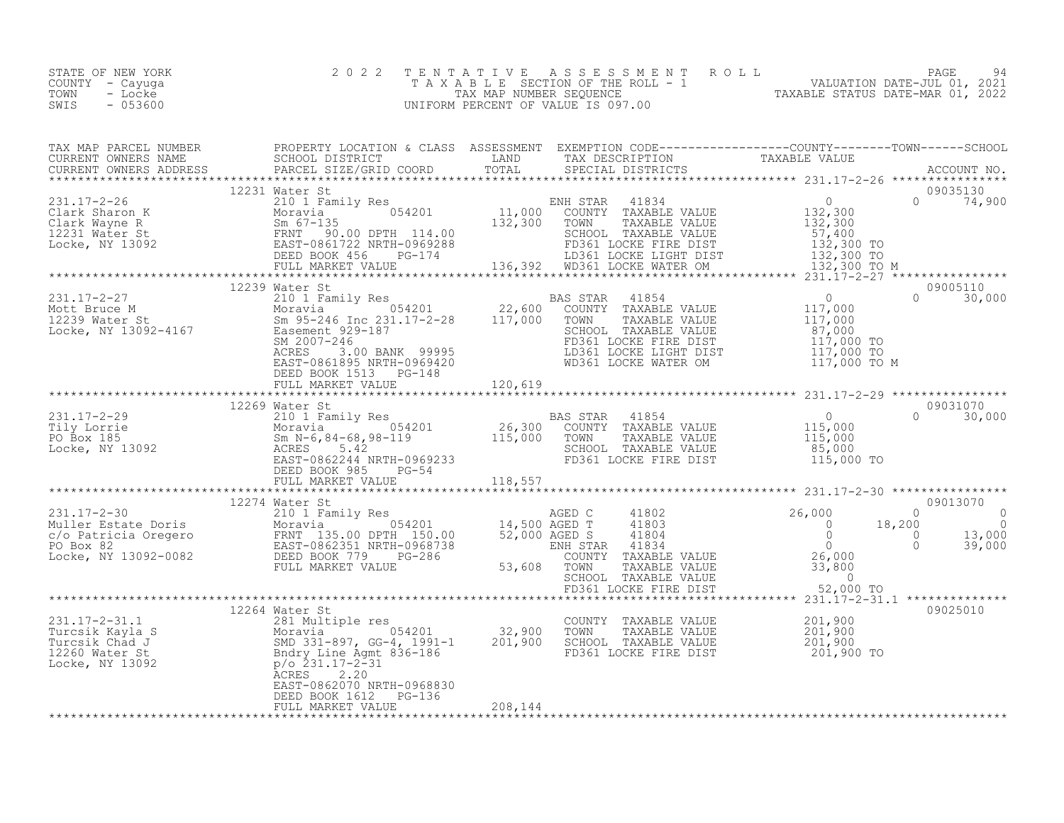STATE OF NEW YORK
COUNTY - Cayuga
TOWN - Locke
SWIS - 053600

2022 TENTATIVE ASSESSMENT ROLL
TAXABLE SECTION OF THE ROLL - 1
TAX MAP NUMBER SEQUENCE
UNIFORM PERCENT OF VALUE IS 097.00

VALUATION DATE-JUL 01, 2021
TAXABLE STATUS DATE-MAR 01, 2022

| TAX MAP PARCEL NUMBER / CURRENT OWNERS NAME / CURRENT OWNERS ADDRESS | PROPERTY LOCATION & CLASS / SCHOOL DISTRICT / PARCEL SIZE/GRID COORD | ASSESSMENT LAND | TOTAL | EXEMPTION CODE / TAX DESCRIPTION / SPECIAL DISTRICTS | COUNTY | TOWN | SCHOOL | ACCOUNT NO. |
|---|---|---|---|---|---|---|---|---|
| **231.17-2-26** | 12231 Water St | | | | | | | 09035130 |
| Clark Sharon K | 210 1 Family Res | | | ENH STAR 41834 | 0 | 0 | 74,900 | |
| Clark Wayne R | Moravia 054201 | 11,000 | | COUNTY TAXABLE VALUE | 132,300 | | | |
| 12231 Water St | Sm 67-135 | | 132,300 | TOWN TAXABLE VALUE | | 132,300 | | |
| Locke, NY 13092 | FRNT 90.00 DPTH 114.00 | | | SCHOOL TAXABLE VALUE | | | 57,400 | |
| | EAST-0861722 NRTH-0969288 | | | FD361 LOCKE FIRE DIST | 132,300 TO | | | |
| | DEED BOOK 456 PG-174 | | | LD361 LOCKE LIGHT DIST | 132,300 TO | | | |
| | FULL MARKET VALUE | | 136,392 | WD361 LOCKE WATER OM | 132,300 TO M | | | |
| **231.17-2-27** | 12239 Water St | | | | | | | 09005110 |
| Mott Bruce M | 210 1 Family Res | | | BAS STAR 41854 | 0 | 0 | 30,000 | |
| 12239 Water St | Moravia 054201 | 22,600 | | COUNTY TAXABLE VALUE | 117,000 | | | |
| Locke, NY 13092-4167 | Sm 95-246 Inc 231.17-2-28 | | 117,000 | TOWN TAXABLE VALUE | | 117,000 | | |
| | Easement 929-187 | | | SCHOOL TAXABLE VALUE | | | 87,000 | |
| | SM 2007-246 | | | FD361 LOCKE FIRE DIST | 117,000 TO | | | |
| | ACRES 3.00 BANK 99995 | | | LD361 LOCKE LIGHT DIST | 117,000 TO | | | |
| | EAST-0861895 NRTH-0969420 | | | WD361 LOCKE WATER OM | 117,000 TO M | | | |
| | DEED BOOK 1513 PG-148 | | | | | | | |
| | FULL MARKET VALUE | | 120,619 | | | | | |
| **231.17-2-29** | 12269 Water St | | | | | | | 09031070 |
| Tily Lorrie | 210 1 Family Res | | | BAS STAR 41854 | 0 | 0 | 30,000 | |
| PO Box 185 | Moravia 054201 | 26,300 | | COUNTY TAXABLE VALUE | 115,000 | | | |
| Locke, NY 13092 | Sm N-6,84-68,98-119 | | 115,000 | TOWN TAXABLE VALUE | | 115,000 | | |
| | ACRES 5.42 | | | SCHOOL TAXABLE VALUE | | | 85,000 | |
| | EAST-0862244 NRTH-0969233 | | | FD361 LOCKE FIRE DIST | 115,000 TO | | | |
| | DEED BOOK 985 PG-54 | | | | | | | |
| | FULL MARKET VALUE | | 118,557 | | | | | |
| **231.17-2-30** | 12274 Water St | | | | | | | 09013070 |
| Muller Estate Doris | 210 1 Family Res | | | AGED C 41802 | 26,000 | 0 | 0 | |
| c/o Patricia Oregero | Moravia 054201 | 14,500 | | AGED T 41803 | 0 | 18,200 | 0 | |
| PO Box 82 | FRNT 135.00 DPTH 150.00 | | 52,000 | AGED S 41804 | 0 | 0 | 13,000 | |
| Locke, NY 13092-0082 | EAST-0862351 NRTH-0968738 | | | ENH STAR 41834 | 0 | 0 | 39,000 | |
| | DEED BOOK 779 PG-286 | | | COUNTY TAXABLE VALUE | 26,000 | | | |
| | FULL MARKET VALUE | | 53,608 | TOWN TAXABLE VALUE | | 33,800 | | |
| | | | | SCHOOL TAXABLE VALUE | | | 0 | |
| | | | | FD361 LOCKE FIRE DIST | 52,000 TO | | | |
| **231.17-2-31.1** | 12264 Water St | | | | | | | 09025010 |
| Turcsik Kayla S | 281 Multiple res | | | COUNTY TAXABLE VALUE | 201,900 | | | |
| Turcsik Chad J | Moravia 054201 | 32,900 | | TOWN TAXABLE VALUE | | 201,900 | | |
| 12260 Water St | SMD 331-897, GG-4, 1991-1 | | 201,900 | SCHOOL TAXABLE VALUE | | | 201,900 | |
| Locke, NY 13092 | Bndry Line Agmt 836-186 | | | FD361 LOCKE FIRE DIST | 201,900 TO | | | |
| | p/o 231.17-2-31 | | | | | | | |
| | ACRES 2.20 | | | | | | | |
| | EAST-0862070 NRTH-0968830 | | | | | | | |
| | DEED BOOK 1612 PG-136 | | | | | | | |
| | FULL MARKET VALUE | | 208,144 | | | | | |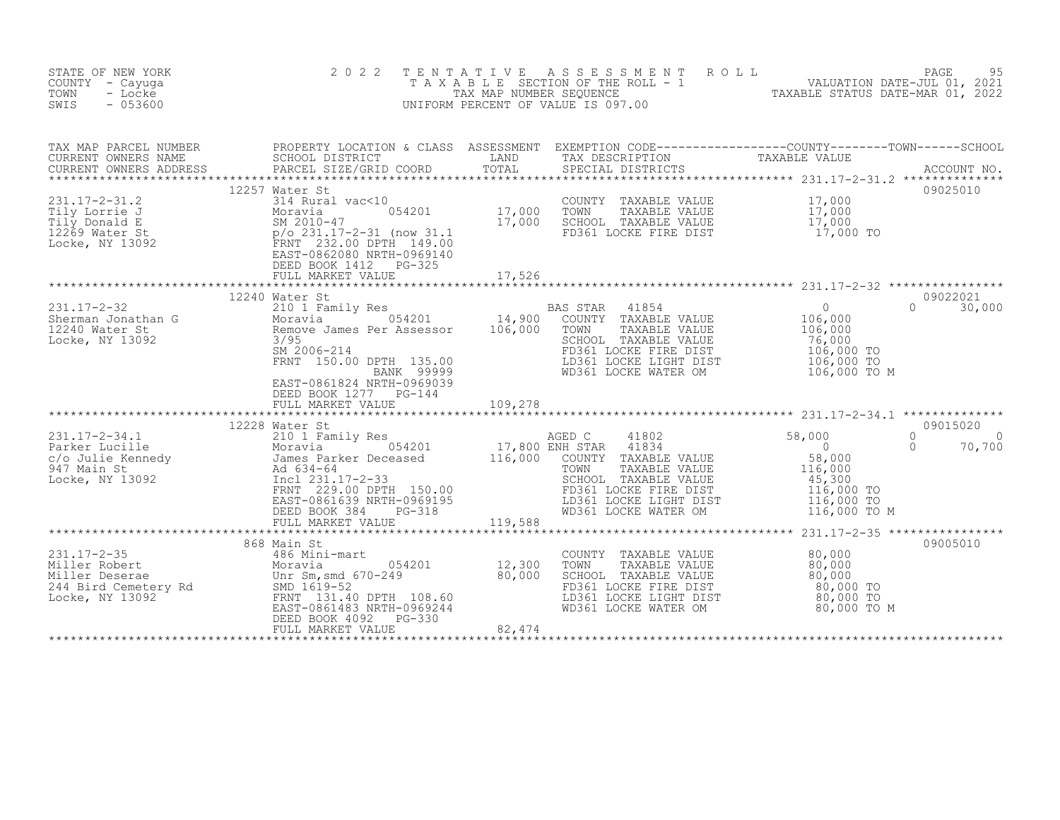STATE OF NEW YORK
COUNTY - Cayuga
TOWN - Locke
SWIS - 053600

2 0 2 2 T E N T A T I V E A S S E S S M E N T R O L L
T A X A B L E SECTION OF THE ROLL - 1
TAX MAP NUMBER SEQUENCE
UNIFORM PERCENT OF VALUE IS 097.00

VALUATION DATE-JUL 01, 2021
TAXABLE STATUS DATE-MAR 01, 2022

| TAX MAP PARCEL NUMBER / CURRENT OWNERS NAME / CURRENT OWNERS ADDRESS | PROPERTY LOCATION & CLASS / SCHOOL DISTRICT / PARCEL SIZE/GRID COORD | ASSESSMENT LAND / TOTAL | EXEMPTION CODE / TAX DESCRIPTION / SPECIAL DISTRICTS | COUNTY TAXABLE VALUE | TOWN | SCHOOL / ACCOUNT NO. |
|---|---|---|---|---|---|---|
| | 12257 Water St | | | | | 09025010 |
| 231.17-2-31.2 | 314 Rural vac<10 | | COUNTY TAXABLE VALUE | 17,000 | | |
| Tily Lorrie J | Moravia 054201 | 17,000 | TOWN TAXABLE VALUE | 17,000 | | |
| Tily Donald E | SM 2010-47 | 17,000 | SCHOOL TAXABLE VALUE | 17,000 | | |
| 12269 Water St | p/o 231.17-2-31 (now 31.1 | | FD361 LOCKE FIRE DIST | 17,000 TO | | |
| Locke, NY 13092 | FRNT 232.00 DPTH 149.00 | | | | | |
| | EAST-0862080 NRTH-0969140 | | | | | |
| | DEED BOOK 1412 PG-325 | | | | | |
| | FULL MARKET VALUE | 17,526 | | | | |
| | 12240 Water St | | | | | 09022021 |
| 231.17-2-32 | 210 1 Family Res | | BAS STAR 41854 | 0 | 0 | 30,000 |
| Sherman Jonathan G | Moravia 054201 | 14,900 | COUNTY TAXABLE VALUE | 106,000 | | |
| 12240 Water St | Remove James Per Assessor | 106,000 | TOWN TAXABLE VALUE | 106,000 | | |
| Locke, NY 13092 | 3/95 | | SCHOOL TAXABLE VALUE | 76,000 | | |
| | SM 2006-214 | | FD361 LOCKE FIRE DIST | 106,000 TO | | |
| | FRNT 150.00 DPTH 135.00 | | LD361 LOCKE LIGHT DIST | 106,000 TO | | |
| | BANK 99999 | | WD361 LOCKE WATER OM | 106,000 TO M | | |
| | EAST-0861824 NRTH-0969039 | | | | | |
| | DEED BOOK 1277 PG-144 | | | | | |
| | FULL MARKET VALUE | 109,278 | | | | |
| | 12228 Water St | | | | | 09015020 |
| 231.17-2-34.1 | 210 1 Family Res | | AGED C 41802 | 58,000 | 0 | 0 |
| Parker Lucille | Moravia 054201 | 17,800 | ENH STAR 41834 | 0 | 0 | 70,700 |
| c/o Julie Kennedy | James Parker Deceased | 116,000 | COUNTY TAXABLE VALUE | 58,000 | | |
| 947 Main St | Ad 634-64 | | TOWN TAXABLE VALUE | 116,000 | | |
| Locke, NY 13092 | Incl 231.17-2-33 | | SCHOOL TAXABLE VALUE | 45,300 | | |
| | FRNT 229.00 DPTH 150.00 | | FD361 LOCKE FIRE DIST | 116,000 TO | | |
| | EAST-0861639 NRTH-0969195 | | LD361 LOCKE LIGHT DIST | 116,000 TO | | |
| | DEED BOOK 384 PG-318 | | WD361 LOCKE WATER OM | 116,000 TO M | | |
| | FULL MARKET VALUE | 119,588 | | | | |
| | 868 Main St | | | | | 09005010 |
| 231.17-2-35 | 486 Mini-mart | | COUNTY TAXABLE VALUE | 80,000 | | |
| Miller Robert | Moravia 054201 | 12,300 | TOWN TAXABLE VALUE | 80,000 | | |
| Miller Deserae | Unr Sm,smd 670-249 | 80,000 | SCHOOL TAXABLE VALUE | 80,000 | | |
| 244 Bird Cemetery Rd | SMD 1619-52 | | FD361 LOCKE FIRE DIST | 80,000 TO | | |
| Locke, NY 13092 | FRNT 131.40 DPTH 108.60 | | LD361 LOCKE LIGHT DIST | 80,000 TO | | |
| | EAST-0861483 NRTH-0969244 | | WD361 LOCKE WATER OM | 80,000 TO M | | |
| | DEED BOOK 4092 PG-330 | | | | | |
| | FULL MARKET VALUE | 82,474 | | | | |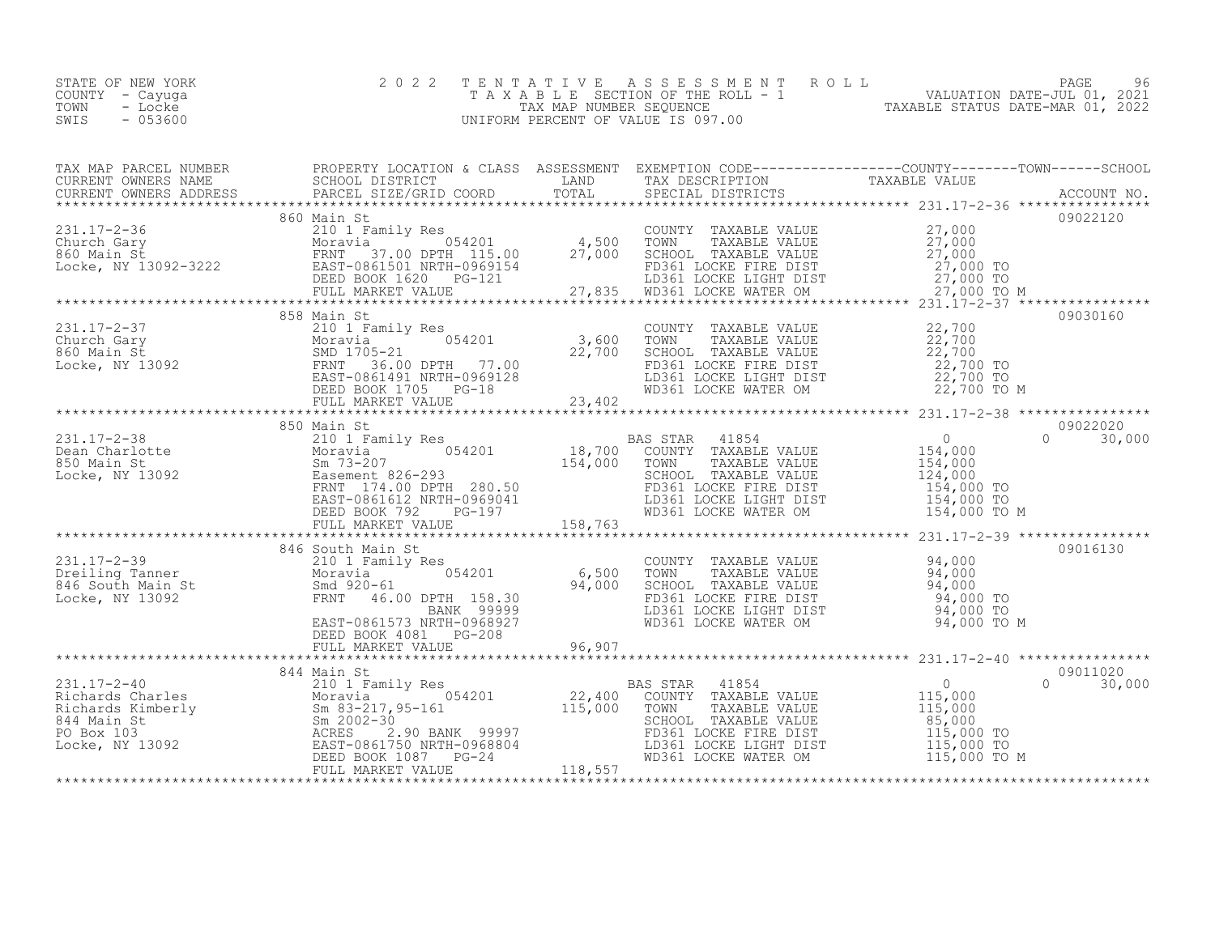STATE OF NEW YORK
COUNTY - Cayuga
TOWN - Locke
SWIS - 053600

# 2022 TENTATIVE ASSESSMENT ROLL

TAXABLE SECTION OF THE ROLL - 1
TAX MAP NUMBER SEQUENCE
UNIFORM PERCENT OF VALUE IS 097.00

VALUATION DATE-JUL 01, 2021
TAXABLE STATUS DATE-MAR 01, 2022

| TAX MAP PARCEL NUMBER / CURRENT OWNERS NAME / CURRENT OWNERS ADDRESS | PROPERTY LOCATION & CLASS / SCHOOL DISTRICT / PARCEL SIZE/GRID COORD | ASSESSMENT LAND | TOTAL | EXEMPTION CODE / TAX DESCRIPTION / SPECIAL DISTRICTS | COUNTY / TAXABLE VALUE | TOWN | SCHOOL | ACCOUNT NO. |
|---|---|---|---|---|---|---|---|---|
| 231.17-2-36 | 860 Main St | | | | | | | 09022120 |
| Church Gary | 210 1 Family Res | | | COUNTY TAXABLE VALUE | 27,000 | | | |
| 860 Main St | Moravia 054201 | 4,500 | | TOWN TAXABLE VALUE | 27,000 | | | |
| Locke, NY 13092-3222 | FRNT 37.00 DPTH 115.00 | | 27,000 | SCHOOL TAXABLE VALUE | 27,000 | | | |
| | EAST-0861501 NRTH-0969154 | | | FD361 LOCKE FIRE DIST | 27,000 TO | | | |
| | DEED BOOK 1620 PG-121 | | | LD361 LOCKE LIGHT DIST | 27,000 TO | | | |
| | FULL MARKET VALUE | | 27,835 | WD361 LOCKE WATER OM | 27,000 TO M | | | |
| 231.17-2-37 | 858 Main St | | | | | | | 09030160 |
| Church Gary | 210 1 Family Res | | | COUNTY TAXABLE VALUE | 22,700 | | | |
| 860 Main St | Moravia 054201 | 3,600 | | TOWN TAXABLE VALUE | 22,700 | | | |
| Locke, NY 13092 | SMD 1705-21 | | 22,700 | SCHOOL TAXABLE VALUE | 22,700 | | | |
| | FRNT 36.00 DPTH 77.00 | | | FD361 LOCKE FIRE DIST | 22,700 TO | | | |
| | EAST-0861491 NRTH-0969128 | | | LD361 LOCKE LIGHT DIST | 22,700 TO | | | |
| | DEED BOOK 1705 PG-18 | | | WD361 LOCKE WATER OM | 22,700 TO M | | | |
| | FULL MARKET VALUE | | 23,402 | | | | | |
| 231.17-2-38 | 850 Main St | | | | | | | 09022020 |
| Dean Charlotte | 210 1 Family Res | | | BAS STAR 41854 | 0 | | 30,000 | |
| 850 Main St | Moravia 054201 | 18,700 | | COUNTY TAXABLE VALUE | 154,000 | | | |
| Locke, NY 13092 | Sm 73-207 | | 154,000 | TOWN TAXABLE VALUE | 154,000 | | | |
| | Easement 826-293 | | | SCHOOL TAXABLE VALUE | 124,000 | | | |
| | FRNT 174.00 DPTH 280.50 | | | FD361 LOCKE FIRE DIST | 154,000 TO | | | |
| | EAST-0861612 NRTH-0969041 | | | LD361 LOCKE LIGHT DIST | 154,000 TO | | | |
| | DEED BOOK 792 PG-197 | | | WD361 LOCKE WATER OM | 154,000 TO M | | | |
| | FULL MARKET VALUE | | 158,763 | | | | | |
| 231.17-2-39 | 846 South Main St | | | | | | | 09016130 |
| Dreiling Tanner | 210 1 Family Res | | | COUNTY TAXABLE VALUE | 94,000 | | | |
| 846 South Main St | Moravia 054201 | 6,500 | | TOWN TAXABLE VALUE | 94,000 | | | |
| Locke, NY 13092 | Smd 920-61 | | 94,000 | SCHOOL TAXABLE VALUE | 94,000 | | | |
| | FRNT 46.00 DPTH 158.30 | | | FD361 LOCKE FIRE DIST | 94,000 TO | | | |
| | BANK 99999 | | | LD361 LOCKE LIGHT DIST | 94,000 TO | | | |
| | EAST-0861573 NRTH-0968927 | | | WD361 LOCKE WATER OM | 94,000 TO M | | | |
| | DEED BOOK 4081 PG-208 | | | | | | | |
| | FULL MARKET VALUE | | 96,907 | | | | | |
| 231.17-2-40 | 844 Main St | | | | | | | 09011020 |
| Richards Charles | 210 1 Family Res | | | BAS STAR 41854 | 0 | | 30,000 | |
| Richards Kimberly | Moravia 054201 | 22,400 | | COUNTY TAXABLE VALUE | 115,000 | | | |
| 844 Main St | Sm 83-217,95-161 | | 115,000 | TOWN TAXABLE VALUE | 115,000 | | | |
| PO Box 103 | Sm 2002-30 | | | SCHOOL TAXABLE VALUE | 85,000 | | | |
| Locke, NY 13092 | ACRES 2.90 BANK 99997 | | | FD361 LOCKE FIRE DIST | 115,000 TO | | | |
| | EAST-0861750 NRTH-0968804 | | | LD361 LOCKE LIGHT DIST | 115,000 TO | | | |
| | DEED BOOK 1087 PG-24 | | | WD361 LOCKE WATER OM | 115,000 TO M | | | |
| | FULL MARKET VALUE | | 118,557 | | | | | |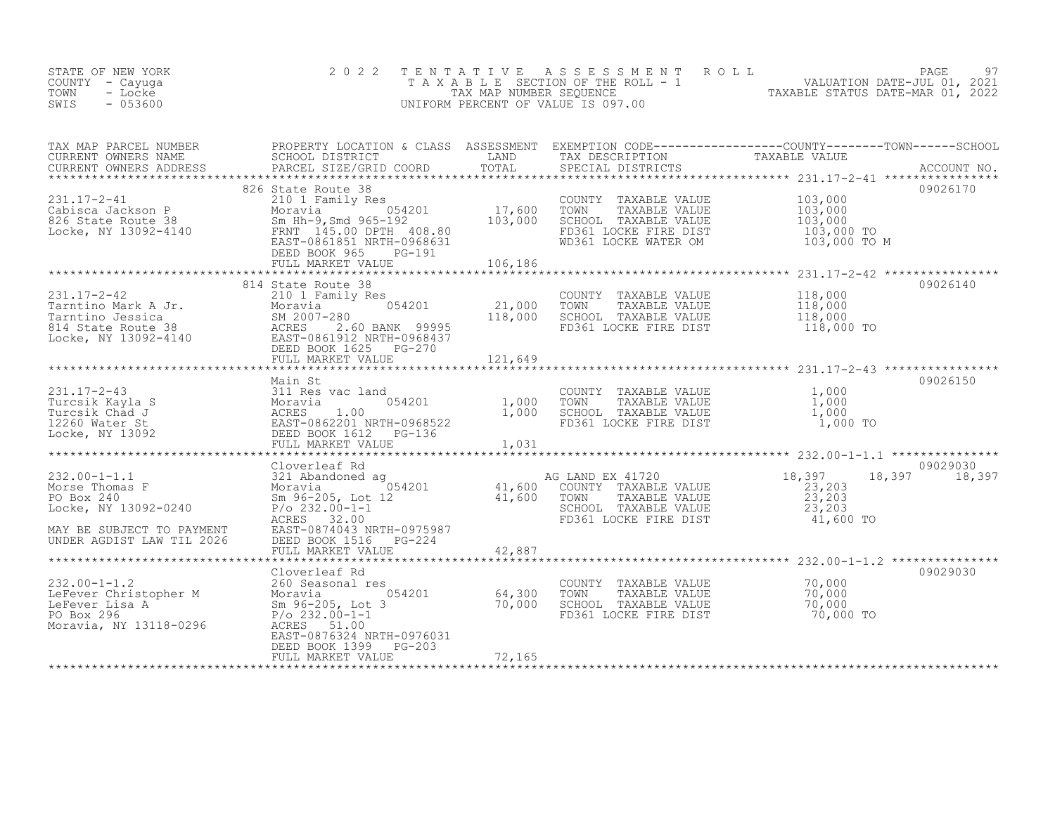STATE OF NEW YORK
COUNTY - Cayuga
TOWN - Locke
SWIS - 053600

# 2022 TENTATIVE ASSESSMENT ROLL

TAXABLE SECTION OF THE ROLL - 1
TAX MAP NUMBER SEQUENCE
UNIFORM PERCENT OF VALUE IS 097.00

VALUATION DATE-JUL 01, 2021
TAXABLE STATUS DATE-MAR 01, 2022

| TAX MAP PARCEL NUMBER / CURRENT OWNERS NAME / CURRENT OWNERS ADDRESS | PROPERTY LOCATION & CLASS / SCHOOL DISTRICT / PARCEL SIZE/GRID COORD | ASSESSMENT LAND / TOTAL | EXEMPTION CODE / TAX DESCRIPTION / SPECIAL DISTRICTS | COUNTY | TOWN | SCHOOL | ACCOUNT NO. |
|---|---|---|---|---|---|---|---|
| 231.17-2-41 | 826 State Route 38 | | | | | | 09026170 |
| Cabisca Jackson P | 210 1 Family Res | | COUNTY TAXABLE VALUE | 103,000 | | | |
| 826 State Route 38 | Moravia 054201 | 17,600 | TOWN TAXABLE VALUE | | 103,000 | | |
| Locke, NY 13092-4140 | Sm Hh-9,Smd 965-192 | 103,000 | SCHOOL TAXABLE VALUE | | | 103,000 | |
| | FRNT 145.00 DPTH 408.80 | | FD361 LOCKE FIRE DIST | 103,000 TO | | | |
| | EAST-0861851 NRTH-0968631 | | WD361 LOCKE WATER OM | 103,000 TO M | | | |
| | DEED BOOK 965 PG-191 | | | | | | |
| | FULL MARKET VALUE | 106,186 | | | | | |
| 231.17-2-42 | 814 State Route 38 | | | | | | 09026140 |
| Tarntino Mark A Jr. | 210 1 Family Res | | COUNTY TAXABLE VALUE | 118,000 | | | |
| Tarntino Jessica | Moravia 054201 | 21,000 | TOWN TAXABLE VALUE | | 118,000 | | |
| 814 State Route 38 | SM 2007-280 | 118,000 | SCHOOL TAXABLE VALUE | | | 118,000 | |
| Locke, NY 13092-4140 | ACRES 2.60 BANK 99995 | | FD361 LOCKE FIRE DIST | 118,000 TO | | | |
| | EAST-0861912 NRTH-0968437 | | | | | | |
| | DEED BOOK 1625 PG-270 | | | | | | |
| | FULL MARKET VALUE | 121,649 | | | | | |
| 231.17-2-43 | Main St | | | | | | 09026150 |
| Turcsik Kayla S | 311 Res vac land | | COUNTY TAXABLE VALUE | 1,000 | | | |
| Turcsik Chad J | Moravia 054201 | 1,000 | TOWN TAXABLE VALUE | | 1,000 | | |
| 12260 Water St | ACRES 1.00 | 1,000 | SCHOOL TAXABLE VALUE | | | 1,000 | |
| Locke, NY 13092 | EAST-0862201 NRTH-0968522 | | FD361 LOCKE FIRE DIST | 1,000 TO | | | |
| | DEED BOOK 1612 PG-136 | | | | | | |
| | FULL MARKET VALUE | 1,031 | | | | | |
| 232.00-1-1.1 | Cloverleaf Rd | | | | | | 09029030 |
| Morse Thomas F | 321 Abandoned ag | | AG LAND EX 41720 | 18,397 | 18,397 | 18,397 | |
| PO Box 240 | Moravia 054201 | 41,600 | COUNTY TAXABLE VALUE | 23,203 | | | |
| Locke, NY 13092-0240 | Sm 96-205, Lot 12 | 41,600 | TOWN TAXABLE VALUE | | 23,203 | | |
| | P/o 232.00-1-1 | | SCHOOL TAXABLE VALUE | | | 23,203 | |
| | ACRES 32.00 | | FD361 LOCKE FIRE DIST | 41,600 TO | | | |
| MAY BE SUBJECT TO PAYMENT | EAST-0874043 NRTH-0975987 | | | | | | |
| UNDER AGDIST LAW TIL 2026 | DEED BOOK 1516 PG-224 | | | | | | |
| | FULL MARKET VALUE | 42,887 | | | | | |
| 232.00-1-1.2 | Cloverleaf Rd | | | | | | 09029030 |
| LeFever Christopher M | 260 Seasonal res | | COUNTY TAXABLE VALUE | 70,000 | | | |
| LeFever Lisa A | Moravia 054201 | 64,300 | TOWN TAXABLE VALUE | | 70,000 | | |
| PO Box 296 | Sm 96-205, Lot 3 | 70,000 | SCHOOL TAXABLE VALUE | | | 70,000 | |
| Moravia, NY 13118-0296 | P/o 232.00-1-1 | | FD361 LOCKE FIRE DIST | 70,000 TO | | | |
| | ACRES 51.00 | | | | | | |
| | EAST-0876324 NRTH-0976031 | | | | | | |
| | DEED BOOK 1399 PG-203 | | | | | | |
| | FULL MARKET VALUE | 72,165 | | | | | |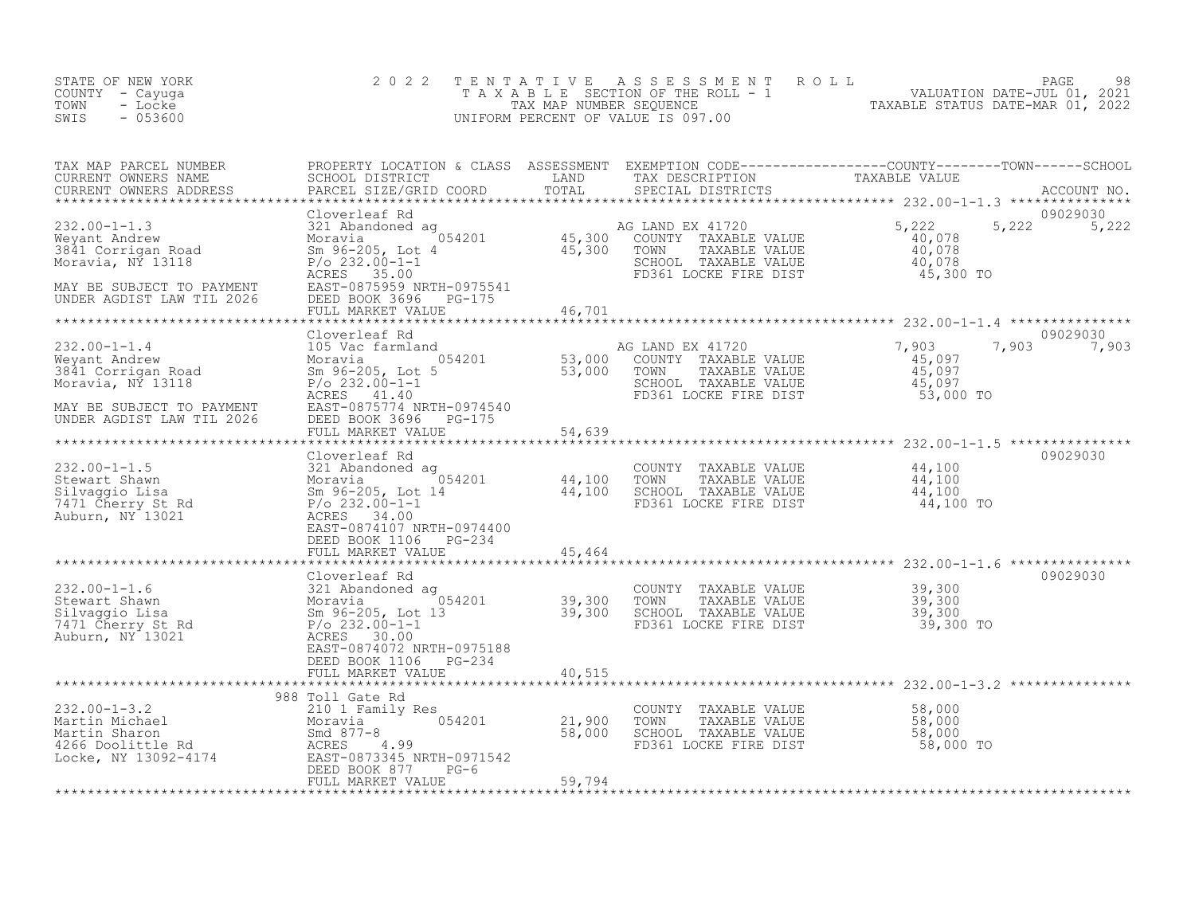STATE OF NEW YORK
COUNTY - Cayuga
TOWN - Locke
SWIS - 053600

2022 TENTATIVE ASSESSMENT ROLL
TAXABLE SECTION OF THE ROLL - 1
TAX MAP NUMBER SEQUENCE
UNIFORM PERCENT OF VALUE IS 097.00

VALUATION DATE-JUL 01, 2021
TAXABLE STATUS DATE-MAR 01, 2022

| TAX MAP PARCEL NUMBER / CURRENT OWNERS NAME / CURRENT OWNERS ADDRESS | PROPERTY LOCATION & CLASS / SCHOOL DISTRICT / PARCEL SIZE/GRID COORD | ASSESSMENT LAND | TOTAL | EXEMPTION CODE / TAX DESCRIPTION / SPECIAL DISTRICTS | COUNTY TAXABLE VALUE | TOWN | SCHOOL | ACCOUNT NO. |
|---|---|---|---|---|---|---|---|---|
| 232.00-1-1.3 | Cloverleaf Rd | | | | | | | 09029030 |
| Weyant Andrew | 321 Abandoned ag | | | AG LAND EX 41720 | 5,222 | 5,222 | 5,222 | |
| 3841 Corrigan Road | Moravia 054201 | 45,300 | | COUNTY TAXABLE VALUE | 40,078 | | | |
| Moravia, NY 13118 | Sm 96-205, Lot 4 | | 45,300 | TOWN TAXABLE VALUE | 40,078 | | | |
| | P/o 232.00-1-1 | | | SCHOOL TAXABLE VALUE | 40,078 | | | |
| | ACRES 35.00 | | | FD361 LOCKE FIRE DIST | 45,300 TO | | | |
| MAY BE SUBJECT TO PAYMENT | EAST-0875959 NRTH-0975541 | | | | | | | |
| UNDER AGDIST LAW TIL 2026 | DEED BOOK 3696 PG-175 | | | | | | | |
| | FULL MARKET VALUE | | 46,701 | | | | | |
| 232.00-1-1.4 | Cloverleaf Rd | | | | | | | 09029030 |
| Weyant Andrew | 105 Vac farmland | | | AG LAND EX 41720 | 7,903 | 7,903 | 7,903 | |
| 3841 Corrigan Road | Moravia 054201 | 53,000 | | COUNTY TAXABLE VALUE | 45,097 | | | |
| Moravia, NY 13118 | Sm 96-205, Lot 5 | | 53,000 | TOWN TAXABLE VALUE | 45,097 | | | |
| | P/o 232.00-1-1 | | | SCHOOL TAXABLE VALUE | 45,097 | | | |
| | ACRES 41.40 | | | FD361 LOCKE FIRE DIST | 53,000 TO | | | |
| MAY BE SUBJECT TO PAYMENT | EAST-0875774 NRTH-0974540 | | | | | | | |
| UNDER AGDIST LAW TIL 2026 | DEED BOOK 3696 PG-175 | | | | | | | |
| | FULL MARKET VALUE | | 54,639 | | | | | |
| 232.00-1-1.5 | Cloverleaf Rd | | | | | | | 09029030 |
| Stewart Shawn | 321 Abandoned ag | | | COUNTY TAXABLE VALUE | 44,100 | | | |
| Silvaggio Lisa | Moravia 054201 | 44,100 | | TOWN TAXABLE VALUE | 44,100 | | | |
| 7471 Cherry St Rd | Sm 96-205, Lot 14 | | 44,100 | SCHOOL TAXABLE VALUE | 44,100 | | | |
| Auburn, NY 13021 | P/o 232.00-1-1 | | | FD361 LOCKE FIRE DIST | 44,100 TO | | | |
| | ACRES 34.00 | | | | | | | |
| | EAST-0874107 NRTH-0974400 | | | | | | | |
| | DEED BOOK 1106 PG-234 | | | | | | | |
| | FULL MARKET VALUE | | 45,464 | | | | | |
| 232.00-1-1.6 | Cloverleaf Rd | | | | | | | 09029030 |
| Stewart Shawn | 321 Abandoned ag | | | COUNTY TAXABLE VALUE | 39,300 | | | |
| Silvaggio Lisa | Moravia 054201 | 39,300 | | TOWN TAXABLE VALUE | 39,300 | | | |
| 7471 Cherry St Rd | Sm 96-205, Lot 13 | | 39,300 | SCHOOL TAXABLE VALUE | 39,300 | | | |
| Auburn, NY 13021 | P/o 232.00-1-1 | | | FD361 LOCKE FIRE DIST | 39,300 TO | | | |
| | ACRES 30.00 | | | | | | | |
| | EAST-0874072 NRTH-0975188 | | | | | | | |
| | DEED BOOK 1106 PG-234 | | | | | | | |
| | FULL MARKET VALUE | | 40,515 | | | | | |
| 232.00-1-3.2 | 988 Toll Gate Rd | | | | | | | |
| Martin Michael | 210 1 Family Res | | | COUNTY TAXABLE VALUE | 58,000 | | | |
| Martin Sharon | Moravia 054201 | 21,900 | | TOWN TAXABLE VALUE | 58,000 | | | |
| 4266 Doolittle Rd | Smd 877-8 | | 58,000 | SCHOOL TAXABLE VALUE | 58,000 | | | |
| Locke, NY 13092-4174 | ACRES 4.99 | | | FD361 LOCKE FIRE DIST | 58,000 TO | | | |
| | EAST-0873345 NRTH-0971542 | | | | | | | |
| | DEED BOOK 877 PG-6 | | | | | | | |
| | FULL MARKET VALUE | | 59,794 | | | | | |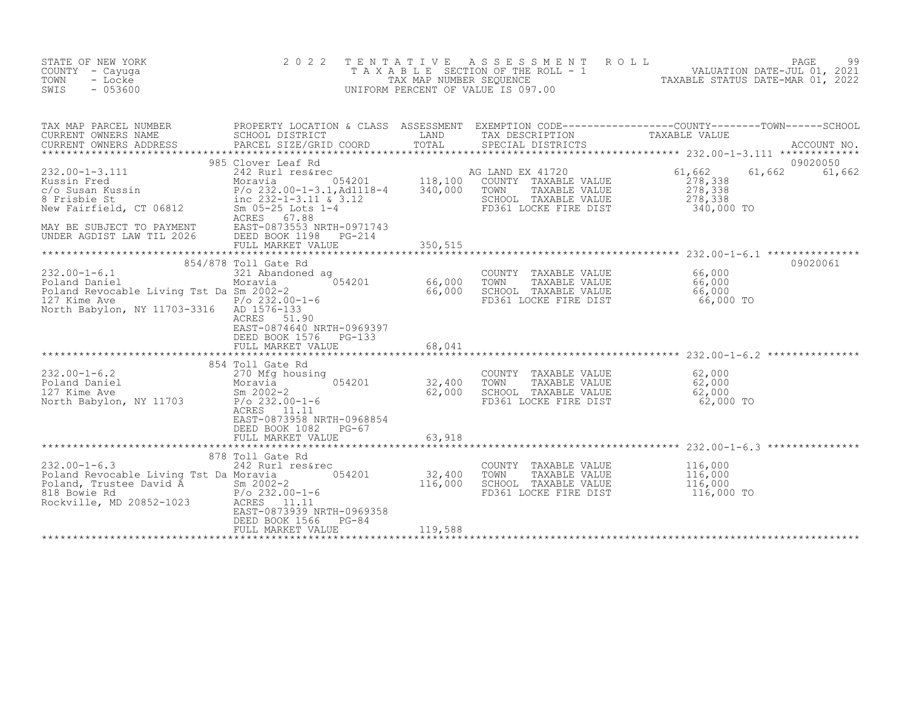STATE OF NEW YORK
COUNTY - Cayuga
TOWN - Locke
SWIS - 053600

2022 TENTATIVE ASSESSMENT ROLL
TAXABLE SECTION OF THE ROLL - 1
TAX MAP NUMBER SEQUENCE
UNIFORM PERCENT OF VALUE IS 097.00

VALUATION DATE-JUL 01, 2021
TAXABLE STATUS DATE-MAR 01, 2022

| TAX MAP PARCEL NUMBER / CURRENT OWNERS NAME / CURRENT OWNERS ADDRESS | PROPERTY LOCATION & CLASS / SCHOOL DISTRICT / PARCEL SIZE/GRID COORD | ASSESSMENT LAND / TOTAL | EXEMPTION CODE / TAX DESCRIPTION / SPECIAL DISTRICTS | COUNTY TAXABLE VALUE | TOWN | SCHOOL / ACCOUNT NO. |
|---|---|---|---|---|---|---|
| 232.00-1-3.111 | 985 Clover Leaf Rd | | | | | 09020050 |
| 232.00-1-3.111 | 242 Rurl res&rec | | AG LAND EX 41720 | 61,662 | 61,662 | 61,662 |
| Kussin Fred | Moravia 054201 | 118,100 | COUNTY TAXABLE VALUE | 278,338 | | |
| c/o Susan Kussin | P/o 232.00-1-3.1,Ad1118-4 | 340,000 | TOWN TAXABLE VALUE | 278,338 | | |
| 8 Frisbie St | inc 232-1-3.11 & 3.12 | | SCHOOL TAXABLE VALUE | 278,338 | | |
| New Fairfield, CT 06812 | Sm 05-25 Lots 1-4 | | FD361 LOCKE FIRE DIST | 340,000 TO | | |
| | ACRES 67.88 | | | | | |
| MAY BE SUBJECT TO PAYMENT | EAST-0873553 NRTH-0971743 | | | | | |
| UNDER AGDIST LAW TIL 2026 | DEED BOOK 1198 PG-214 | | | | | |
| | FULL MARKET VALUE | 350,515 | | | | |
| 232.00-1-6.1 | 854/878 Toll Gate Rd | | | | | 09020061 |
| 232.00-1-6.1 | 321 Abandoned ag | | COUNTY TAXABLE VALUE | 66,000 | | |
| Poland Daniel | Moravia 054201 | 66,000 | TOWN TAXABLE VALUE | 66,000 | | |
| Poland Revocable Living Tst Da | Sm 2002-2 | 66,000 | SCHOOL TAXABLE VALUE | 66,000 | | |
| 127 Kime Ave | P/o 232.00-1-6 | | FD361 LOCKE FIRE DIST | 66,000 TO | | |
| North Babylon, NY 11703-3316 | AD 1576-133 | | | | | |
| | ACRES 51.90 | | | | | |
| | EAST-0874640 NRTH-0969397 | | | | | |
| | DEED BOOK 1576 PG-133 | | | | | |
| | FULL MARKET VALUE | 68,041 | | | | |
| 232.00-1-6.2 | 854 Toll Gate Rd | | | | | |
| 232.00-1-6.2 | 270 Mfg housing | | COUNTY TAXABLE VALUE | 62,000 | | |
| Poland Daniel | Moravia 054201 | 32,400 | TOWN TAXABLE VALUE | 62,000 | | |
| 127 Kime Ave | Sm 2002-2 | 62,000 | SCHOOL TAXABLE VALUE | 62,000 | | |
| North Babylon, NY 11703 | P/o 232.00-1-6 | | FD361 LOCKE FIRE DIST | 62,000 TO | | |
| | ACRES 11.11 | | | | | |
| | EAST-0873958 NRTH-0968854 | | | | | |
| | DEED BOOK 1082 PG-67 | | | | | |
| | FULL MARKET VALUE | 63,918 | | | | |
| 232.00-1-6.3 | 878 Toll Gate Rd | | | | | |
| 232.00-1-6.3 | 242 Rurl res&rec | | COUNTY TAXABLE VALUE | 116,000 | | |
| Poland Revocable Living Tst Da | Moravia 054201 | 32,400 | TOWN TAXABLE VALUE | 116,000 | | |
| Poland, Trustee David A | Sm 2002-2 | 116,000 | SCHOOL TAXABLE VALUE | 116,000 | | |
| 818 Bowie Rd | P/o 232.00-1-6 | | FD361 LOCKE FIRE DIST | 116,000 TO | | |
| Rockville, MD 20852-1023 | ACRES 11.11 | | | | | |
| | EAST-0873939 NRTH-0969358 | | | | | |
| | DEED BOOK 1566 PG-84 | | | | | |
| | FULL MARKET VALUE | 119,588 | | | | |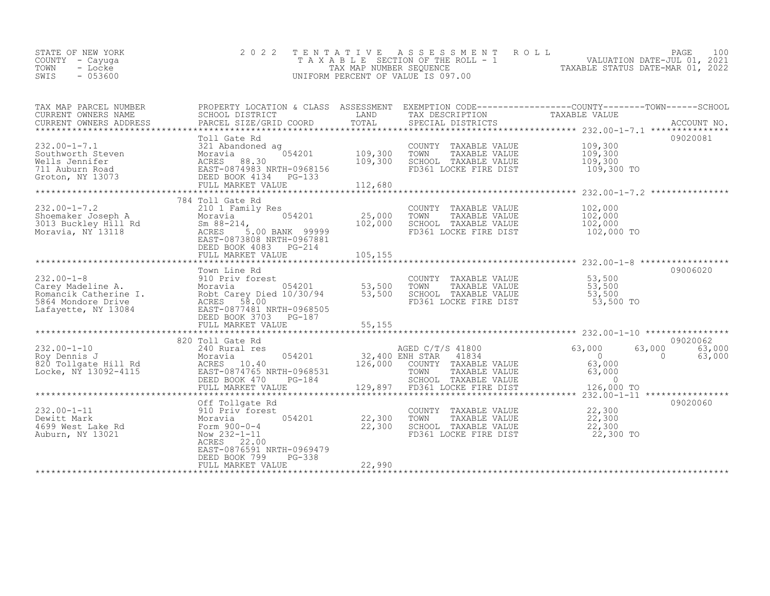STATE OF NEW YORK
COUNTY - Cayuga
TOWN - Locke
SWIS - 053600

2022 TENTATIVE ASSESSMENT ROLL
TAXABLE SECTION OF THE ROLL - 1
TAX MAP NUMBER SEQUENCE
UNIFORM PERCENT OF VALUE IS 097.00

VALUATION DATE-JUL 01, 2021
TAXABLE STATUS DATE-MAR 01, 2022

| TAX MAP PARCEL NUMBER / CURRENT OWNERS NAME / CURRENT OWNERS ADDRESS | PROPERTY LOCATION & CLASS / SCHOOL DISTRICT / PARCEL SIZE/GRID COORD | ASSESSMENT LAND | TOTAL | EXEMPTION CODE / TAX DESCRIPTION / SPECIAL DISTRICTS | COUNTY TAXABLE VALUE | TOWN | SCHOOL | ACCOUNT NO. |
|---|---|---|---|---|---|---|---|---|
| **232.00-1-7.1** | Toll Gate Rd | | | | | | | 09020081 |
| Southworth Steven | 321 Abandoned ag | | | COUNTY TAXABLE VALUE | 109,300 | | | |
| Wells Jennifer | Moravia 054201 | 109,300 | | TOWN TAXABLE VALUE | 109,300 | | | |
| 711 Auburn Road | ACRES 88.30 | | 109,300 | SCHOOL TAXABLE VALUE | 109,300 | | | |
| Groton, NY 13073 | EAST-0874983 NRTH-0968156 | | | FD361 LOCKE FIRE DIST | 109,300 TO | | | |
| | DEED BOOK 4134 PG-133 | | | | | | | |
| | FULL MARKET VALUE | | 112,680 | | | | | |
| **232.00-1-7.2** | 784 Toll Gate Rd | | | | | | | |
| Shoemaker Joseph A | 210 1 Family Res | | | COUNTY TAXABLE VALUE | 102,000 | | | |
| 3013 Buckley Hill Rd | Moravia 054201 | 25,000 | | TOWN TAXABLE VALUE | 102,000 | | | |
| Moravia, NY 13118 | Sm 88-214, | | 102,000 | SCHOOL TAXABLE VALUE | 102,000 | | | |
| | ACRES 5.00 BANK 99999 | | | FD361 LOCKE FIRE DIST | 102,000 TO | | | |
| | EAST-0873808 NRTH-0967881 | | | | | | | |
| | DEED BOOK 4083 PG-214 | | | | | | | |
| | FULL MARKET VALUE | | 105,155 | | | | | |
| **232.00-1-8** | Town Line Rd | | | | | | | 09006020 |
| Carey Madeline A. | 910 Priv forest | | | COUNTY TAXABLE VALUE | 53,500 | | | |
| Romancik Catherine I. | Moravia 054201 | 53,500 | | TOWN TAXABLE VALUE | 53,500 | | | |
| 5864 Mondore Drive | Robt Carey Died 10/30/94 | | 53,500 | SCHOOL TAXABLE VALUE | 53,500 | | | |
| Lafayette, NY 13084 | ACRES 58.00 | | | FD361 LOCKE FIRE DIST | 53,500 TO | | | |
| | EAST-0877481 NRTH-0968505 | | | | | | | |
| | DEED BOOK 3703 PG-187 | | | | | | | |
| | FULL MARKET VALUE | | 55,155 | | | | | |
| **232.00-1-10** | 820 Toll Gate Rd | | | | | | | 09020062 |
| Roy Dennis J | 240 Rural res | | | AGED C/T/S 41800 | 63,000 | 63,000 | 63,000 | |
| 820 Tollgate Hill Rd | Moravia 054201 | 32,400 | | ENH STAR 41834 | 0 | 0 | 63,000 | |
| Locke, NY 13092-4115 | ACRES 10.40 | | 126,000 | COUNTY TAXABLE VALUE | 63,000 | | | |
| | EAST-0874765 NRTH-0968531 | | | TOWN TAXABLE VALUE | 63,000 | | | |
| | DEED BOOK 470 PG-184 | | | SCHOOL TAXABLE VALUE | 0 | | | |
| | FULL MARKET VALUE | | 129,897 | FD361 LOCKE FIRE DIST | 126,000 TO | | | |
| **232.00-1-11** | Off Tollgate Rd | | | | | | | 09020060 |
| Dewitt Mark | 910 Priv forest | | | COUNTY TAXABLE VALUE | 22,300 | | | |
| 4699 West Lake Rd | Moravia 054201 | 22,300 | | TOWN TAXABLE VALUE | 22,300 | | | |
| Auburn, NY 13021 | Form 900-0-4 | | 22,300 | SCHOOL TAXABLE VALUE | 22,300 | | | |
| | Now 232-1-11 | | | FD361 LOCKE FIRE DIST | 22,300 TO | | | |
| | ACRES 22.00 | | | | | | | |
| | EAST-0876591 NRTH-0969479 | | | | | | | |
| | DEED BOOK 799 PG-338 | | | | | | | |
| | FULL MARKET VALUE | | 22,990 | | | | | |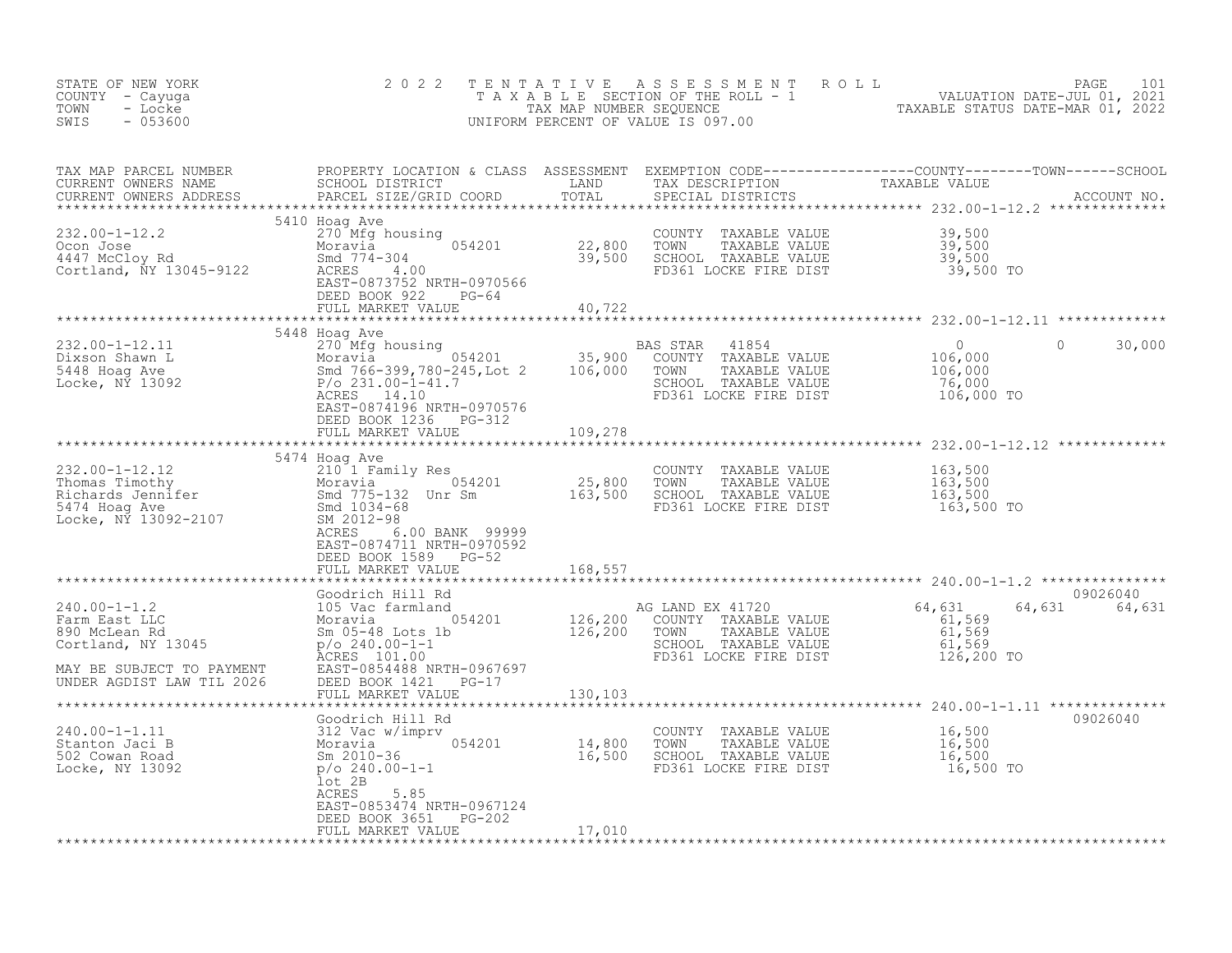STATE OF NEW YORK
COUNTY - Cayuga
TOWN - Locke
SWIS - 053600

2022 TENTATIVE ASSESSMENT ROLL
TAXABLE SECTION OF THE ROLL - 1
TAX MAP NUMBER SEQUENCE
UNIFORM PERCENT OF VALUE IS 097.00

VALUATION DATE-JUL 01, 2021
TAXABLE STATUS DATE-MAR 01, 2022

| TAX MAP PARCEL NUMBER / CURRENT OWNERS NAME / CURRENT OWNERS ADDRESS | PROPERTY LOCATION & CLASS / SCHOOL DISTRICT / PARCEL SIZE/GRID COORD | ASSESSMENT LAND | ASSESSMENT TOTAL | EXEMPTION CODE / TAX DESCRIPTION / SPECIAL DISTRICTS | COUNTY TAXABLE VALUE | TOWN | SCHOOL | ACCOUNT NO. |
|---|---|---|---|---|---|---|---|---|
| 232.00-1-12.2 | 5410 Hoag Ave | | | | | | | |
| Ocon Jose | 270 Mfg housing | | | COUNTY TAXABLE VALUE | 39,500 | | | |
| 4447 McCloy Rd | Moravia 054201 | 22,800 | | TOWN TAXABLE VALUE | 39,500 | | | |
| Cortland, NY 13045-9122 | Smd 774-304 | | 39,500 | SCHOOL TAXABLE VALUE | 39,500 | | | |
| | ACRES 4.00 | | | FD361 LOCKE FIRE DIST | 39,500 TO | | | |
| | EAST-0873752 NRTH-0970566 | | | | | | | |
| | DEED BOOK 922 PG-64 | | | | | | | |
| | FULL MARKET VALUE | | 40,722 | | | | | |
| 232.00-1-12.11 | 5448 Hoag Ave | | | | | | | |
| Dixson Shawn L | 270 Mfg housing | | | BAS STAR 41854 | 0 | 0 | 30,000 | |
| 5448 Hoag Ave | Moravia 054201 | 35,900 | | COUNTY TAXABLE VALUE | 106,000 | | | |
| Locke, NY 13092 | Smd 766-399,780-245,Lot 2 | | 106,000 | TOWN TAXABLE VALUE | 106,000 | | | |
| | P/o 231.00-1-41.7 | | | SCHOOL TAXABLE VALUE | 76,000 | | | |
| | ACRES 14.10 | | | FD361 LOCKE FIRE DIST | 106,000 TO | | | |
| | EAST-0874196 NRTH-0970576 | | | | | | | |
| | DEED BOOK 1236 PG-312 | | | | | | | |
| | FULL MARKET VALUE | | 109,278 | | | | | |
| 232.00-1-12.12 | 5474 Hoag Ave | | | | | | | |
| Thomas Timothy | 210 1 Family Res | | | COUNTY TAXABLE VALUE | 163,500 | | | |
| Richards Jennifer | Moravia 054201 | 25,800 | | TOWN TAXABLE VALUE | 163,500 | | | |
| 5474 Hoag Ave | Smd 775-132 Unr Sm | | 163,500 | SCHOOL TAXABLE VALUE | 163,500 | | | |
| Locke, NY 13092-2107 | Smd 1034-68 | | | FD361 LOCKE FIRE DIST | 163,500 TO | | | |
| | SM 2012-98 | | | | | | | |
| | ACRES 6.00 BANK 99999 | | | | | | | |
| | EAST-0874711 NRTH-0970592 | | | | | | | |
| | DEED BOOK 1589 PG-52 | | | | | | | |
| | FULL MARKET VALUE | | 168,557 | | | | | |
| 240.00-1-1.2 | Goodrich Hill Rd | | | | | | | 09026040 |
| Farm East LLC | 105 Vac farmland | | | AG LAND EX 41720 | 64,631 | 64,631 | 64,631 | |
| 890 McLean Rd | Moravia 054201 | 126,200 | | COUNTY TAXABLE VALUE | 61,569 | | | |
| Cortland, NY 13045 | Sm 05-48 Lots 1b | | 126,200 | TOWN TAXABLE VALUE | 61,569 | | | |
| | p/o 240.00-1-1 | | | SCHOOL TAXABLE VALUE | 61,569 | | | |
| MAY BE SUBJECT TO PAYMENT | ACRES 101.00 | | | FD361 LOCKE FIRE DIST | 126,200 TO | | | |
| UNDER AGDIST LAW TIL 2026 | EAST-0854488 NRTH-0967697 | | | | | | | |
| | DEED BOOK 1421 PG-17 | | | | | | | |
| | FULL MARKET VALUE | | 130,103 | | | | | |
| 240.00-1-1.11 | Goodrich Hill Rd | | | | | | | 09026040 |
| Stanton Jaci B | 312 Vac w/imprv | | | COUNTY TAXABLE VALUE | 16,500 | | | |
| 502 Cowan Road | Moravia 054201 | 14,800 | | TOWN TAXABLE VALUE | 16,500 | | | |
| Locke, NY 13092 | Sm 2010-36 | | 16,500 | SCHOOL TAXABLE VALUE | 16,500 | | | |
| | p/o 240.00-1-1 | | | FD361 LOCKE FIRE DIST | 16,500 TO | | | |
| | lot 2B | | | | | | | |
| | ACRES 5.85 | | | | | | | |
| | EAST-0853474 NRTH-0967124 | | | | | | | |
| | DEED BOOK 3651 PG-202 | | | | | | | |
| | FULL MARKET VALUE | | 17,010 | | | | | |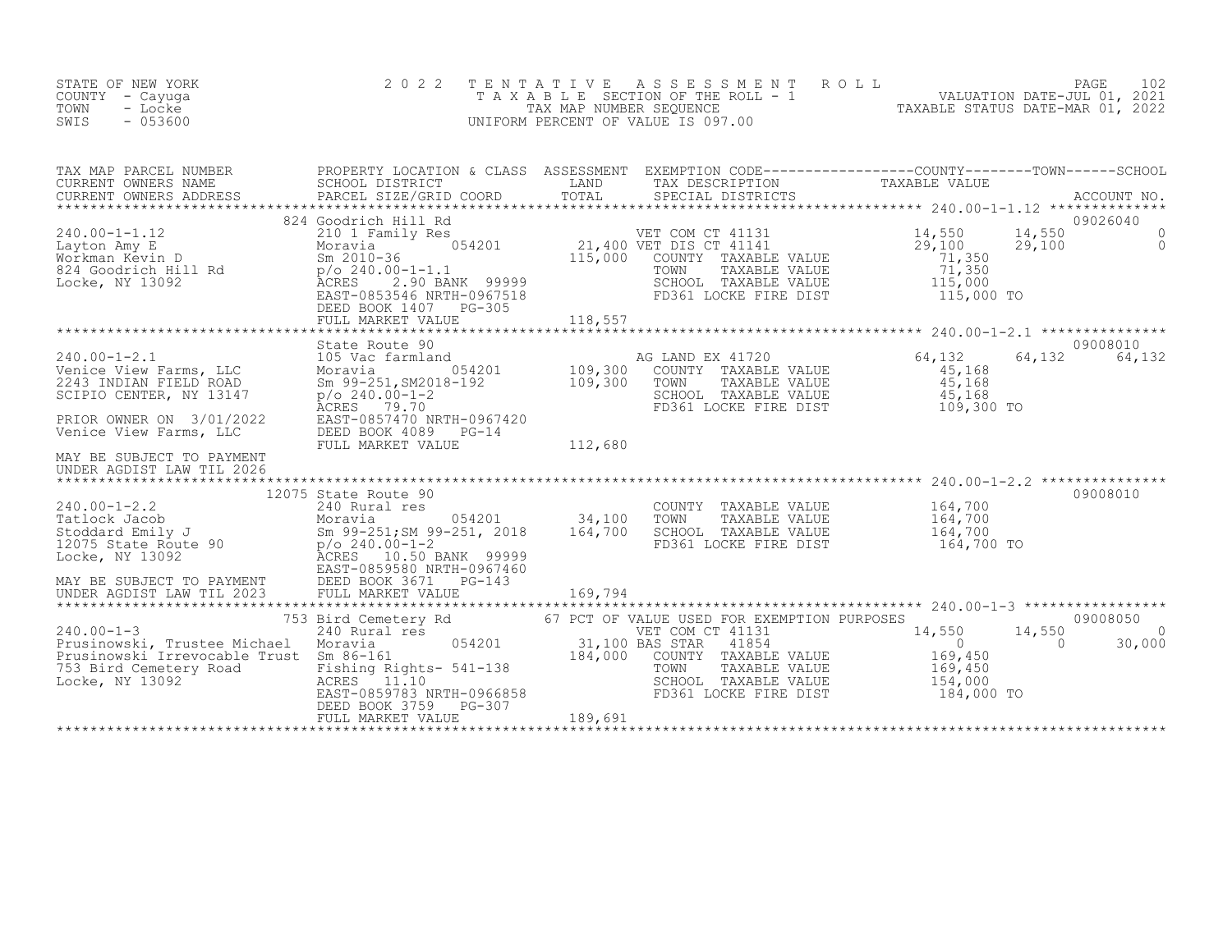STATE OF NEW YORK
COUNTY - Cayuga
TOWN - Locke
SWIS - 053600

2022 TENTATIVE ASSESSMENT ROLL
TAXABLE SECTION OF THE ROLL - 1
TAX MAP NUMBER SEQUENCE
UNIFORM PERCENT OF VALUE IS 097.00

VALUATION DATE-JUL 01, 2021
TAXABLE STATUS DATE-MAR 01, 2022

| TAX MAP PARCEL NUMBER / CURRENT OWNERS NAME / CURRENT OWNERS ADDRESS | PROPERTY LOCATION & CLASS / SCHOOL DISTRICT / PARCEL SIZE/GRID COORD | ASSESSMENT LAND / TOTAL | EXEMPTION CODE / TAX DESCRIPTION / SPECIAL DISTRICTS | COUNTY TAXABLE VALUE | TOWN | SCHOOL | ACCOUNT NO. |
|---|---|---|---|---|---|---|---|
| 240.00-1-1.12 | 824 Goodrich Hill Rd | | | | | | 09026040 |
| Layton Amy E | 210 1 Family Res | | VET COM CT 41131 | 14,550 | 14,550 | 0 | |
| Workman Kevin D | Moravia 054201 | 21,400 | VET DIS CT 41141 | 29,100 | 29,100 | 0 | |
| 824 Goodrich Hill Rd | Sm 2010-36 | 115,000 | COUNTY TAXABLE VALUE | 71,350 | | | |
| Locke, NY 13092 | p/o 240.00-1-1.1 | | TOWN TAXABLE VALUE | 71,350 | | | |
| | ACRES 2.90 BANK 99999 | | SCHOOL TAXABLE VALUE | 115,000 | | | |
| | EAST-0853546 NRTH-0967518 | | FD361 LOCKE FIRE DIST | 115,000 TO | | | |
| | DEED BOOK 1407 PG-305 | | | | | | |
| | FULL MARKET VALUE | 118,557 | | | | | |
| 240.00-1-2.1 | State Route 90 | | | | | | 09008010 |
| Venice View Farms, LLC | 105 Vac farmland | | AG LAND EX 41720 | 64,132 | 64,132 | 64,132 | |
| 2243 INDIAN FIELD ROAD | Moravia 054201 | 109,300 | COUNTY TAXABLE VALUE | 45,168 | | | |
| SCIPIO CENTER, NY 13147 | Sm 99-251,SM2018-192 | 109,300 | TOWN TAXABLE VALUE | 45,168 | | | |
| | p/o 240.00-1-2 | | SCHOOL TAXABLE VALUE | 45,168 | | | |
| PRIOR OWNER ON 3/01/2022 | ACRES 79.70 | | FD361 LOCKE FIRE DIST | 109,300 TO | | | |
| Venice View Farms, LLC | EAST-0857470 NRTH-0967420 | | | | | | |
| | DEED BOOK 4089 PG-14 | | | | | | |
| MAY BE SUBJECT TO PAYMENT UNDER AGDIST LAW TIL 2026 | FULL MARKET VALUE | 112,680 | | | | | |
| 240.00-1-2.2 | 12075 State Route 90 | | | | | | 09008010 |
| Tatlock Jacob | 240 Rural res | | COUNTY TAXABLE VALUE | 164,700 | | | |
| Stoddard Emily J | Moravia 054201 | 34,100 | TOWN TAXABLE VALUE | 164,700 | | | |
| 12075 State Route 90 | Sm 99-251;SM 99-251, 2018 | 164,700 | SCHOOL TAXABLE VALUE | 164,700 | | | |
| Locke, NY 13092 | p/o 240.00-1-2 | | FD361 LOCKE FIRE DIST | 164,700 TO | | | |
| | ACRES 10.50 BANK 99999 | | | | | | |
| | EAST-0859580 NRTH-0967460 | | | | | | |
| MAY BE SUBJECT TO PAYMENT | DEED BOOK 3671 PG-143 | | | | | | |
| UNDER AGDIST LAW TIL 2023 | FULL MARKET VALUE | 169,794 | | | | | |
| 240.00-1-3 | 753 Bird Cemetery Rd | | 67 PCT OF VALUE USED FOR EXEMPTION PURPOSES | | | | 09008050 |
| Prusinowski, Trustee Michael | 240 Rural res | | VET COM CT 41131 | 14,550 | 14,550 | 0 | |
| Prusinowski Irrevocable Trust | Moravia 054201 | 31,100 | BAS STAR 41854 | 0 | 0 | 30,000 | |
| 753 Bird Cemetery Road | Sm 86-161 | 184,000 | COUNTY TAXABLE VALUE | 169,450 | | | |
| Locke, NY 13092 | Fishing Rights- 541-138 | | TOWN TAXABLE VALUE | 169,450 | | | |
| | ACRES 11.10 | | SCHOOL TAXABLE VALUE | 154,000 | | | |
| | EAST-0859783 NRTH-0966858 | | FD361 LOCKE FIRE DIST | 184,000 TO | | | |
| | DEED BOOK 3759 PG-307 | | | | | | |
| | FULL MARKET VALUE | 189,691 | | | | | |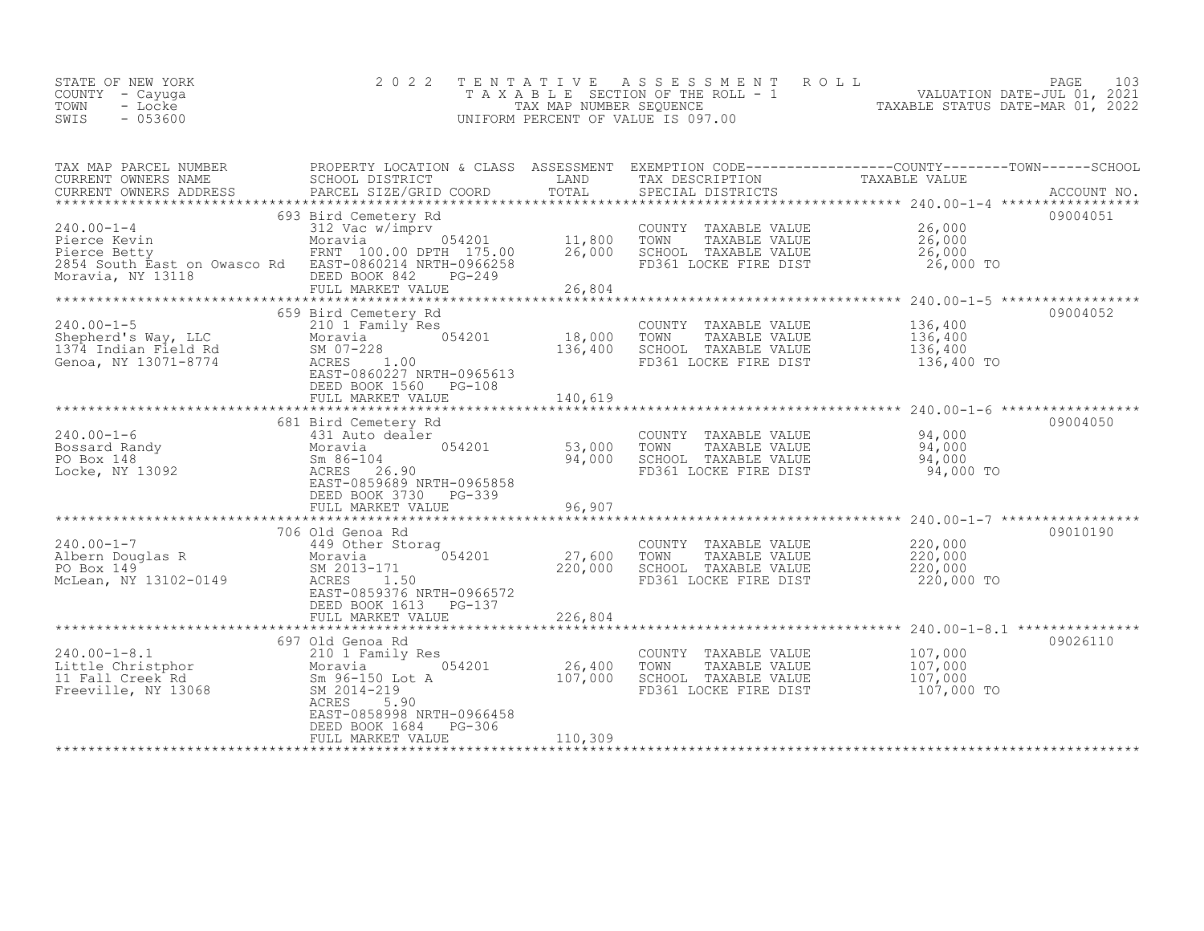STATE OF NEW YORK
COUNTY - Cayuga
TOWN - Locke
SWIS - 053600

2 0 2 2 TENTATIVE ASSESSMENT ROLL
TAXABLE SECTION OF THE ROLL - 1
TAX MAP NUMBER SEQUENCE
UNIFORM PERCENT OF VALUE IS 097.00

VALUATION DATE-JUL 01, 2021
TAXABLE STATUS DATE-MAR 01, 2022

| TAX MAP PARCEL NUMBER / CURRENT OWNERS NAME / CURRENT OWNERS ADDRESS | PROPERTY LOCATION & CLASS / SCHOOL DISTRICT / PARCEL SIZE/GRID COORD | ASSESSMENT LAND | TOTAL | EXEMPTION CODE / TAX DESCRIPTION / SPECIAL DISTRICTS | TAXABLE VALUE | ACCOUNT NO. |
|---|---|---|---|---|---|---|
| 240.00-1-4 | 693 Bird Cemetery Rd | | | | | 09004051 |
| Pierce Kevin | 312 Vac w/imprv | | | COUNTY TAXABLE VALUE | 26,000 | |
| Pierce Betty | Moravia 054201 | 11,800 | | TOWN TAXABLE VALUE | 26,000 | |
| 2854 South East on Owasco Rd | FRNT 100.00 DPTH 175.00 | | 26,000 | SCHOOL TAXABLE VALUE | 26,000 | |
| Moravia, NY 13118 | EAST-0860214 NRTH-0966258 | | | FD361 LOCKE FIRE DIST | 26,000 TO | |
| | DEED BOOK 842 PG-249 | | | | | |
| | FULL MARKET VALUE | | 26,804 | | | |
| 240.00-1-5 | 659 Bird Cemetery Rd | | | | | 09004052 |
| Shepherd's Way, LLC | 210 1 Family Res | | | COUNTY TAXABLE VALUE | 136,400 | |
| 1374 Indian Field Rd | Moravia 054201 | 18,000 | | TOWN TAXABLE VALUE | 136,400 | |
| Genoa, NY 13071-8774 | SM 07-228 | | 136,400 | SCHOOL TAXABLE VALUE | 136,400 | |
| | ACRES 1.00 | | | FD361 LOCKE FIRE DIST | 136,400 TO | |
| | EAST-0860227 NRTH-0965613 | | | | | |
| | DEED BOOK 1560 PG-108 | | | | | |
| | FULL MARKET VALUE | | 140,619 | | | |
| 240.00-1-6 | 681 Bird Cemetery Rd | | | | | 09004050 |
| Bossard Randy | 431 Auto dealer | | | COUNTY TAXABLE VALUE | 94,000 | |
| PO Box 148 | Moravia 054201 | 53,000 | | TOWN TAXABLE VALUE | 94,000 | |
| Locke, NY 13092 | Sm 86-104 | | 94,000 | SCHOOL TAXABLE VALUE | 94,000 | |
| | ACRES 26.90 | | | FD361 LOCKE FIRE DIST | 94,000 TO | |
| | EAST-0859689 NRTH-0965858 | | | | | |
| | DEED BOOK 3730 PG-339 | | | | | |
| | FULL MARKET VALUE | | 96,907 | | | |
| 240.00-1-7 | 706 Old Genoa Rd | | | | | 09010190 |
| Albern Douglas R | 449 Other Storag | | | COUNTY TAXABLE VALUE | 220,000 | |
| PO Box 149 | Moravia 054201 | 27,600 | | TOWN TAXABLE VALUE | 220,000 | |
| McLean, NY 13102-0149 | SM 2013-171 | | 220,000 | SCHOOL TAXABLE VALUE | 220,000 | |
| | ACRES 1.50 | | | FD361 LOCKE FIRE DIST | 220,000 TO | |
| | EAST-0859376 NRTH-0966572 | | | | | |
| | DEED BOOK 1613 PG-137 | | | | | |
| | FULL MARKET VALUE | | 226,804 | | | |
| 240.00-1-8.1 | 697 Old Genoa Rd | | | | | 09026110 |
| Little Christphor | 210 1 Family Res | | | COUNTY TAXABLE VALUE | 107,000 | |
| 11 Fall Creek Rd | Moravia 054201 | 26,400 | | TOWN TAXABLE VALUE | 107,000 | |
| Freeville, NY 13068 | Sm 96-150 Lot A | | 107,000 | SCHOOL TAXABLE VALUE | 107,000 | |
| | SM 2014-219 | | | FD361 LOCKE FIRE DIST | 107,000 TO | |
| | ACRES 5.90 | | | | | |
| | EAST-0858998 NRTH-0966458 | | | | | |
| | DEED BOOK 1684 PG-306 | | | | | |
| | FULL MARKET VALUE | | 110,309 | | | |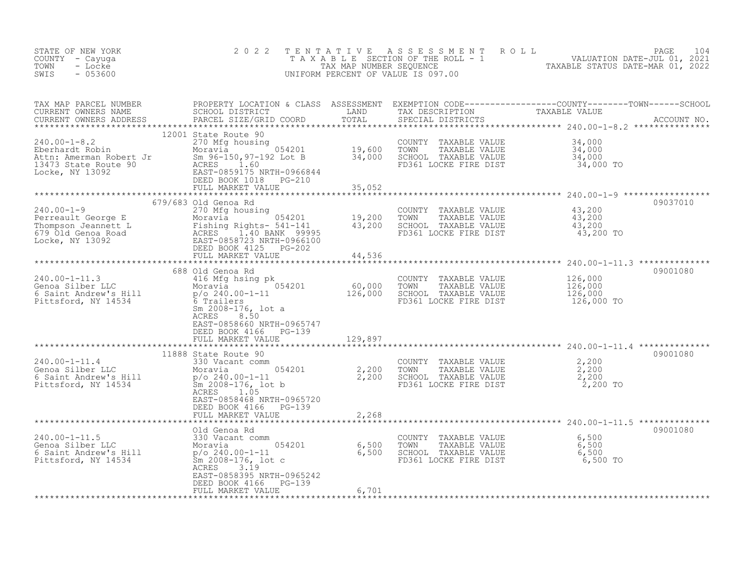STATE OF NEW YORK
COUNTY - Cayuga
TOWN - Locke
SWIS - 053600

2022 TENTATIVE ASSESSMENT ROLL
TAXABLE SECTION OF THE ROLL - 1
TAX MAP NUMBER SEQUENCE
UNIFORM PERCENT OF VALUE IS 097.00

VALUATION DATE-JUL 01, 2021
TAXABLE STATUS DATE-MAR 01, 2022

| TAX MAP PARCEL NUMBER / CURRENT OWNERS NAME / CURRENT OWNERS ADDRESS | PROPERTY LOCATION & CLASS / SCHOOL DISTRICT / PARCEL SIZE/GRID COORD | ASSESSMENT LAND / TOTAL | EXEMPTION CODE / TAX DESCRIPTION / SPECIAL DISTRICTS | TAXABLE VALUE (COUNTY / TOWN / SCHOOL) | ACCOUNT NO. |
|---|---|---|---|---|---|
| **240.00-1-8.2** | 12001 State Route 90 | | | | |
| 240.00-1-8.2 | 270 Mfg housing | | COUNTY TAXABLE VALUE | 34,000 | |
| Eberhardt Robin | Moravia 054201 | 19,600 | TOWN TAXABLE VALUE | 34,000 | |
| Attn: Amerman Robert Jr | Sm 96-150,97-192 Lot B | 34,000 | SCHOOL TAXABLE VALUE | 34,000 | |
| 13473 State Route 90 | ACRES 1.60 | | FD361 LOCKE FIRE DIST | 34,000 TO | |
| Locke, NY 13092 | EAST-0859175 NRTH-0966844 | | | | |
| | DEED BOOK 1018 PG-210 | | | | |
| | FULL MARKET VALUE | 35,052 | | | |
| **240.00-1-9** | 679/683 Old Genoa Rd | | | | 09037010 |
| 240.00-1-9 | 270 Mfg housing | | COUNTY TAXABLE VALUE | 43,200 | |
| Perreault George E | Moravia 054201 | 19,200 | TOWN TAXABLE VALUE | 43,200 | |
| Thompson Jeannett L | Fishing Rights- 541-141 | 43,200 | SCHOOL TAXABLE VALUE | 43,200 | |
| 679 Old Genoa Road | ACRES 1.40 BANK 99995 | | FD361 LOCKE FIRE DIST | 43,200 TO | |
| Locke, NY 13092 | EAST-0858723 NRTH-0966100 | | | | |
| | DEED BOOK 4125 PG-202 | | | | |
| | FULL MARKET VALUE | 44,536 | | | |
| **240.00-1-11.3** | 688 Old Genoa Rd | | | | 09001080 |
| 240.00-1-11.3 | 416 Mfg hsing pk | | COUNTY TAXABLE VALUE | 126,000 | |
| Genoa Silber LLC | Moravia 054201 | 60,000 | TOWN TAXABLE VALUE | 126,000 | |
| 6 Saint Andrew's Hill | p/o 240.00-1-11 | 126,000 | SCHOOL TAXABLE VALUE | 126,000 | |
| Pittsford, NY 14534 | 6 Trailers | | FD361 LOCKE FIRE DIST | 126,000 TO | |
| | Sm 2008-176, lot a | | | | |
| | ACRES 8.50 | | | | |
| | EAST-0858660 NRTH-0965747 | | | | |
| | DEED BOOK 4166 PG-139 | | | | |
| | FULL MARKET VALUE | 129,897 | | | |
| **240.00-1-11.4** | 11888 State Route 90 | | | | 09001080 |
| 240.00-1-11.4 | 330 Vacant comm | | COUNTY TAXABLE VALUE | 2,200 | |
| Genoa Silber LLC | Moravia 054201 | 2,200 | TOWN TAXABLE VALUE | 2,200 | |
| 6 Saint Andrew's Hill | p/o 240.00-1-11 | 2,200 | SCHOOL TAXABLE VALUE | 2,200 | |
| Pittsford, NY 14534 | Sm 2008-176, lot b | | FD361 LOCKE FIRE DIST | 2,200 TO | |
| | ACRES 1.05 | | | | |
| | EAST-0858468 NRTH-0965720 | | | | |
| | DEED BOOK 4166 PG-139 | | | | |
| | FULL MARKET VALUE | 2,268 | | | |
| **240.00-1-11.5** | Old Genoa Rd | | | | 09001080 |
| 240.00-1-11.5 | 330 Vacant comm | | COUNTY TAXABLE VALUE | 6,500 | |
| Genoa Silber LLC | Moravia 054201 | 6,500 | TOWN TAXABLE VALUE | 6,500 | |
| 6 Saint Andrew's Hill | p/o 240.00-1-11 | 6,500 | SCHOOL TAXABLE VALUE | 6,500 | |
| Pittsford, NY 14534 | Sm 2008-176, lot c | | FD361 LOCKE FIRE DIST | 6,500 TO | |
| | ACRES 3.19 | | | | |
| | EAST-0858395 NRTH-0965242 | | | | |
| | DEED BOOK 4166 PG-139 | | | | |
| | FULL MARKET VALUE | 6,701 | | | |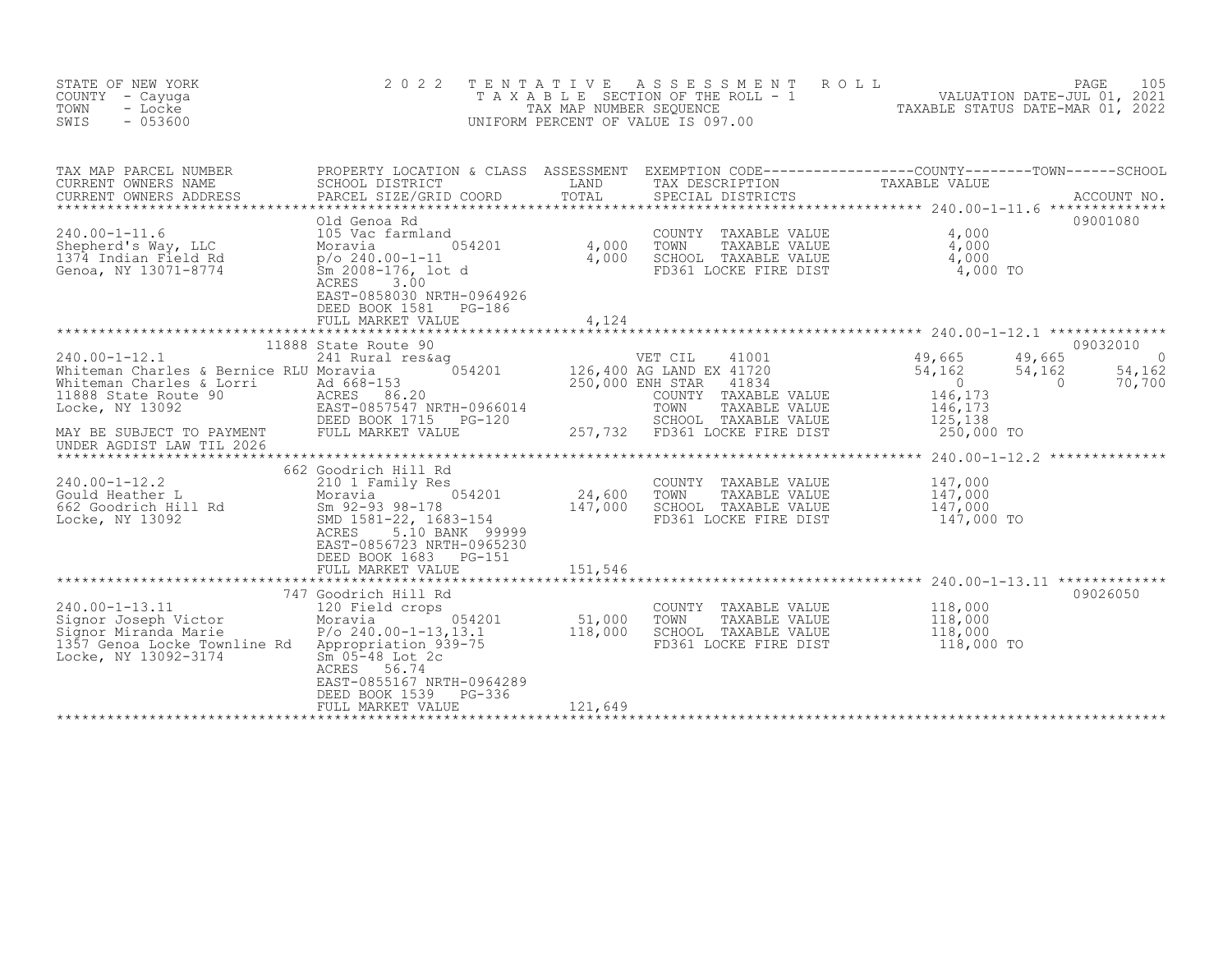STATE OF NEW YORK
COUNTY - Cayuga
TOWN - Locke
SWIS - 053600

2022 TENTATIVE ASSESSMENT ROLL
TAXABLE SECTION OF THE ROLL - 1
TAX MAP NUMBER SEQUENCE
UNIFORM PERCENT OF VALUE IS 097.00

VALUATION DATE-JUL 01, 2021
TAXABLE STATUS DATE-MAR 01, 2022

| TAX MAP PARCEL NUMBER / CURRENT OWNERS NAME / CURRENT OWNERS ADDRESS | PROPERTY LOCATION & CLASS / SCHOOL DISTRICT / PARCEL SIZE/GRID COORD | ASSESSMENT LAND / TOTAL | EXEMPTION CODE / TAX DESCRIPTION / SPECIAL DISTRICTS | COUNTY TAXABLE VALUE | TOWN | SCHOOL | ACCOUNT NO. |
|---|---|---|---|---|---|---|---|
| **240.00-1-11.6** | Old Genoa Rd | | | | | | 09001080 |
| 240.00-1-11.6 | 105 Vac farmland | | COUNTY TAXABLE VALUE | 4,000 | | | |
| Shepherd's Way, LLC | Moravia 054201 | 4,000 | TOWN TAXABLE VALUE | 4,000 | | | |
| 1374 Indian Field Rd | p/o 240.00-1-11 | 4,000 | SCHOOL TAXABLE VALUE | 4,000 | | | |
| Genoa, NY 13071-8774 | Sm 2008-176, lot d | | FD361 LOCKE FIRE DIST | 4,000 TO | | | |
| | ACRES 3.00 | | | | | | |
| | EAST-0858030 NRTH-0964926 | | | | | | |
| | DEED BOOK 1581 PG-186 | | | | | | |
| | FULL MARKET VALUE | 4,124 | | | | | |
| **240.00-1-12.1** | 11888 State Route 90 | | | | | | 09032010 |
| 240.00-1-12.1 | 241 Rural res&ag | | VET CIL 41001 | 49,665 | 49,665 | 0 | |
| Whiteman Charles & Bernice RLU | Moravia 054201 | 126,400 | AG LAND EX 41720 | 54,162 | 54,162 | 54,162 | |
| Whiteman Charles & Lorri | Ad 668-153 | 250,000 | ENH STAR 41834 | 0 | 0 | 70,700 | |
| 11888 State Route 90 | ACRES 86.20 | | COUNTY TAXABLE VALUE | 146,173 | | | |
| Locke, NY 13092 | EAST-0857547 NRTH-0966014 | | TOWN TAXABLE VALUE | 146,173 | | | |
| | DEED BOOK 1715 PG-120 | | SCHOOL TAXABLE VALUE | 125,138 | | | |
| MAY BE SUBJECT TO PAYMENT | FULL MARKET VALUE | 257,732 | FD361 LOCKE FIRE DIST | 250,000 TO | | | |
| UNDER AGDIST LAW TIL 2026 | | | | | | | |
| **240.00-1-12.2** | 662 Goodrich Hill Rd | | | | | | |
| 240.00-1-12.2 | 210 1 Family Res | | COUNTY TAXABLE VALUE | 147,000 | | | |
| Gould Heather L | Moravia 054201 | 24,600 | TOWN TAXABLE VALUE | 147,000 | | | |
| 662 Goodrich Hill Rd | Sm 92-93 98-178 | 147,000 | SCHOOL TAXABLE VALUE | 147,000 | | | |
| Locke, NY 13092 | SMD 1581-22, 1683-154 | | FD361 LOCKE FIRE DIST | 147,000 TO | | | |
| | ACRES 5.10 BANK 99999 | | | | | | |
| | EAST-0856723 NRTH-0965230 | | | | | | |
| | DEED BOOK 1683 PG-151 | | | | | | |
| | FULL MARKET VALUE | 151,546 | | | | | |
| **240.00-1-13.11** | 747 Goodrich Hill Rd | | | | | | 09026050 |
| 240.00-1-13.11 | 120 Field crops | | COUNTY TAXABLE VALUE | 118,000 | | | |
| Signor Joseph Victor | Moravia 054201 | 51,000 | TOWN TAXABLE VALUE | 118,000 | | | |
| Signor Miranda Marie | P/o 240.00-1-13,13.1 | 118,000 | SCHOOL TAXABLE VALUE | 118,000 | | | |
| 1357 Genoa Locke Townline Rd | Appropriation 939-75 | | FD361 LOCKE FIRE DIST | 118,000 TO | | | |
| Locke, NY 13092-3174 | Sm 05-48 Lot 2c | | | | | | |
| | ACRES 56.74 | | | | | | |
| | EAST-0855167 NRTH-0964289 | | | | | | |
| | DEED BOOK 1539 PG-336 | | | | | | |
| | FULL MARKET VALUE | 121,649 | | | | | |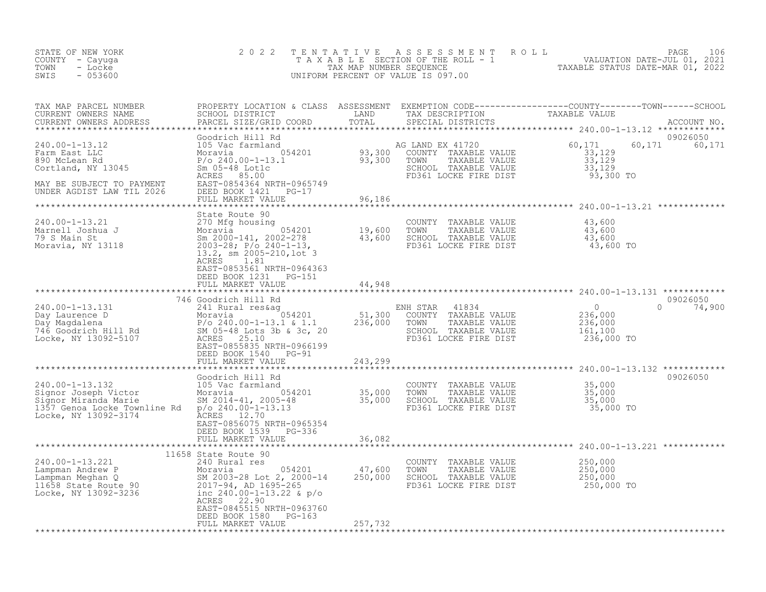STATE OF NEW YORK
COUNTY - Cayuga
TOWN - Locke
SWIS - 053600

# 2022 TENTATIVE ASSESSMENT ROLL

TAXABLE SECTION OF THE ROLL - 1
TAX MAP NUMBER SEQUENCE
UNIFORM PERCENT OF VALUE IS 097.00

VALUATION DATE-JUL 01, 2021
TAXABLE STATUS DATE-MAR 01, 2022

| TAX MAP PARCEL NUMBER / CURRENT OWNERS NAME / CURRENT OWNERS ADDRESS | PROPERTY LOCATION & CLASS / SCHOOL DISTRICT / PARCEL SIZE/GRID COORD | ASSESSMENT LAND | TOTAL | EXEMPTION CODE / TAX DESCRIPTION / SPECIAL DISTRICTS | COUNTY TAXABLE VALUE | TOWN | SCHOOL | ACCOUNT NO. |
|---|---|---|---|---|---|---|---|---|
| **240.00-1-13.12** | Goodrich Hill Rd | | | | | | | 09026050 |
| Farm East LLC | 105 Vac farmland | | | AG LAND EX 41720 | 60,171 | 60,171 | 60,171 | |
| 890 McLean Rd | Moravia 054201 | 93,300 | | COUNTY TAXABLE VALUE | 33,129 | | | |
| Cortland, NY 13045 | P/o 240.00-1-13.1 | | 93,300 | TOWN TAXABLE VALUE | 33,129 | | | |
| | Sm 05-48 Lot1c | | | SCHOOL TAXABLE VALUE | 33,129 | | | |
| MAY BE SUBJECT TO PAYMENT | ACRES 85.00 | | | FD361 LOCKE FIRE DIST | 93,300 TO | | | |
| UNDER AGDIST LAW TIL 2026 | EAST-0854364 NRTH-0965749 | | | | | | | |
| | DEED BOOK 1421 PG-17 | | | | | | | |
| | FULL MARKET VALUE | | 96,186 | | | | | |
| **240.00-1-13.21** | State Route 90 | | | | | | | |
| Marnell Joshua J | 270 Mfg housing | | | COUNTY TAXABLE VALUE | 43,600 | | | |
| 79 S Main St | Moravia 054201 | 19,600 | | TOWN TAXABLE VALUE | 43,600 | | | |
| Moravia, NY 13118 | Sm 2000-141, 2002-278 | | 43,600 | SCHOOL TAXABLE VALUE | 43,600 | | | |
| | 2003-28; P/o 240-1-13, | | | FD361 LOCKE FIRE DIST | 43,600 TO | | | |
| | 13.2, sm 2005-210,lot 3 | | | | | | | |
| | ACRES 1.81 | | | | | | | |
| | EAST-0853561 NRTH-0964363 | | | | | | | |
| | DEED BOOK 1231 PG-151 | | | | | | | |
| | FULL MARKET VALUE | | 44,948 | | | | | |
| **240.00-1-13.131** | 746 Goodrich Hill Rd | | | | | | | 09026050 |
| Day Laurence D | 241 Rural res&ag | | | ENH STAR 41834 | 0 | 0 | 74,900 | |
| Day Magdalena | Moravia 054201 | 51,300 | | COUNTY TAXABLE VALUE | 236,000 | | | |
| 746 Goodrich Hill Rd | P/o 240.00-1-13.1 & 1.1 | | 236,000 | TOWN TAXABLE VALUE | 236,000 | | | |
| Locke, NY 13092-5107 | SM 05-48 Lots 3b & 3c, 20 | | | SCHOOL TAXABLE VALUE | 161,100 | | | |
| | ACRES 25.10 | | | FD361 LOCKE FIRE DIST | 236,000 TO | | | |
| | EAST-0855835 NRTH-0966199 | | | | | | | |
| | DEED BOOK 1540 PG-91 | | | | | | | |
| | FULL MARKET VALUE | | 243,299 | | | | | |
| **240.00-1-13.132** | Goodrich Hill Rd | | | | | | | 09026050 |
| Signor Joseph Victor | 105 Vac farmland | | | COUNTY TAXABLE VALUE | 35,000 | | | |
| Signor Miranda Marie | Moravia 054201 | 35,000 | | TOWN TAXABLE VALUE | 35,000 | | | |
| 1357 Genoa Locke Townline Rd | SM 2014-41, 2005-48 | | 35,000 | SCHOOL TAXABLE VALUE | 35,000 | | | |
| Locke, NY 13092-3174 | p/o 240.00-1-13.13 | | | FD361 LOCKE FIRE DIST | 35,000 TO | | | |
| | ACRES 12.70 | | | | | | | |
| | EAST-0856075 NRTH-0965354 | | | | | | | |
| | DEED BOOK 1539 PG-336 | | | | | | | |
| | FULL MARKET VALUE | | 36,082 | | | | | |
| **240.00-1-13.221** | 11658 State Route 90 | | | | | | | |
| Lampman Andrew P | 240 Rural res | | | COUNTY TAXABLE VALUE | 250,000 | | | |
| Lampman Meghan Q | Moravia 054201 | 47,600 | | TOWN TAXABLE VALUE | 250,000 | | | |
| 11658 State Route 90 | SM 2003-28 Lot 2, 2000-14 | | 250,000 | SCHOOL TAXABLE VALUE | 250,000 | | | |
| Locke, NY 13092-3236 | 2017-94, AD 1695-265 | | | FD361 LOCKE FIRE DIST | 250,000 TO | | | |
| | inc 240.00-1-13.22 & p/o | | | | | | | |
| | ACRES 22.90 | | | | | | | |
| | EAST-0845515 NRTH-0963760 | | | | | | | |
| | DEED BOOK 1580 PG-163 | | | | | | | |
| | FULL MARKET VALUE | | 257,732 | | | | | |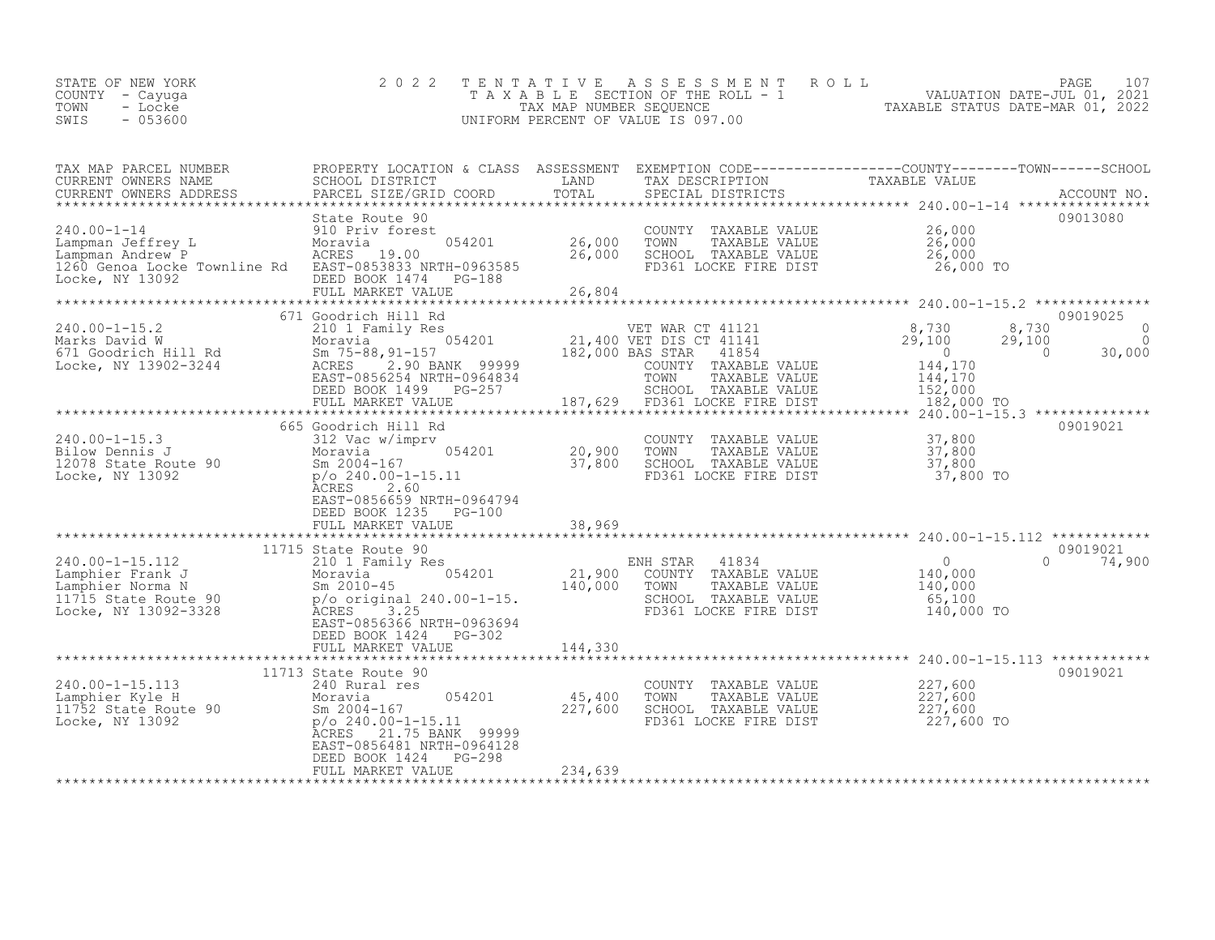STATE OF NEW YORK
COUNTY - Cayuga
TOWN - Locke
SWIS - 053600

# 2022 TENTATIVE ASSESSMENT ROLL

TAXABLE SECTION OF THE ROLL - 1
TAX MAP NUMBER SEQUENCE
UNIFORM PERCENT OF VALUE IS 097.00

VALUATION DATE-JUL 01, 2021
TAXABLE STATUS DATE-MAR 01, 2022

| TAX MAP PARCEL NUMBER / CURRENT OWNERS NAME / CURRENT OWNERS ADDRESS | PROPERTY LOCATION & CLASS / SCHOOL DISTRICT / PARCEL SIZE/GRID COORD | ASSESSMENT LAND / TOTAL | EXEMPTION CODE / TAX DESCRIPTION / SPECIAL DISTRICTS | COUNTY TAXABLE VALUE | TOWN | SCHOOL | ACCOUNT NO. |
|---|---|---|---|---|---|---|---|
| 240.00-1-14 | State Route 90 | | | | | | 09013080 |
| | 910 Priv forest | | COUNTY TAXABLE VALUE | 26,000 | | | |
| Lampman Jeffrey L | Moravia 054201 | 26,000 | TOWN TAXABLE VALUE | 26,000 | | | |
| Lampman Andrew P | ACRES 19.00 | 26,000 | SCHOOL TAXABLE VALUE | 26,000 | | | |
| 1260 Genoa Locke Townline Rd | EAST-0853833 NRTH-0963585 | | FD361 LOCKE FIRE DIST | 26,000 TO | | | |
| Locke, NY 13092 | DEED BOOK 1474 PG-188 | | | | | | |
| | FULL MARKET VALUE | 26,804 | | | | | |
| 240.00-1-15.2 | 671 Goodrich Hill Rd | | | | | | 09019025 |
| | 210 1 Family Res | | VET WAR CT 41121 | 8,730 | 8,730 | 0 | |
| Marks David W | Moravia 054201 | 21,400 | VET DIS CT 41141 | 29,100 | 29,100 | 0 | |
| 671 Goodrich Hill Rd | Sm 75-88,91-157 | 182,000 | BAS STAR 41854 | 0 | 0 | 30,000 | |
| Locke, NY 13902-3244 | ACRES 2.90 BANK 99999 | | COUNTY TAXABLE VALUE | 144,170 | | | |
| | EAST-0856254 NRTH-0964834 | | TOWN TAXABLE VALUE | 144,170 | | | |
| | DEED BOOK 1499 PG-257 | | SCHOOL TAXABLE VALUE | 152,000 | | | |
| | FULL MARKET VALUE | 187,629 | FD361 LOCKE FIRE DIST | 182,000 TO | | | |
| 240.00-1-15.3 | 665 Goodrich Hill Rd | | | | | | 09019021 |
| | 312 Vac w/imprv | | COUNTY TAXABLE VALUE | 37,800 | | | |
| Bilow Dennis J | Moravia 054201 | 20,900 | TOWN TAXABLE VALUE | 37,800 | | | |
| 12078 State Route 90 | Sm 2004-167 | 37,800 | SCHOOL TAXABLE VALUE | 37,800 | | | |
| Locke, NY 13092 | p/o 240.00-1-15.11 | | FD361 LOCKE FIRE DIST | 37,800 TO | | | |
| | ACRES 2.60 | | | | | | |
| | EAST-0856659 NRTH-0964794 | | | | | | |
| | DEED BOOK 1235 PG-100 | | | | | | |
| | FULL MARKET VALUE | 38,969 | | | | | |
| 240.00-1-15.112 | 11715 State Route 90 | | | | | | 09019021 |
| | 210 1 Family Res | | ENH STAR 41834 | 0 | 0 | 74,900 | |
| Lamphier Frank J | Moravia 054201 | 21,900 | COUNTY TAXABLE VALUE | 140,000 | | | |
| Lamphier Norma N | Sm 2010-45 | 140,000 | TOWN TAXABLE VALUE | 140,000 | | | |
| 11715 State Route 90 | p/o original 240.00-1-15. | | SCHOOL TAXABLE VALUE | 65,100 | | | |
| Locke, NY 13092-3328 | ACRES 3.25 | | FD361 LOCKE FIRE DIST | 140,000 TO | | | |
| | EAST-0856366 NRTH-0963694 | | | | | | |
| | DEED BOOK 1424 PG-302 | | | | | | |
| | FULL MARKET VALUE | 144,330 | | | | | |
| 240.00-1-15.113 | 11713 State Route 90 | | | | | | 09019021 |
| | 240 Rural res | | COUNTY TAXABLE VALUE | 227,600 | | | |
| Lamphier Kyle H | Moravia 054201 | 45,400 | TOWN TAXABLE VALUE | 227,600 | | | |
| 11752 State Route 90 | Sm 2004-167 | 227,600 | SCHOOL TAXABLE VALUE | 227,600 | | | |
| Locke, NY 13092 | p/o 240.00-1-15.11 | | FD361 LOCKE FIRE DIST | 227,600 TO | | | |
| | ACRES 21.75 BANK 99999 | | | | | | |
| | EAST-0856481 NRTH-0964128 | | | | | | |
| | DEED BOOK 1424 PG-298 | | | | | | |
| | FULL MARKET VALUE | 234,639 | | | | | |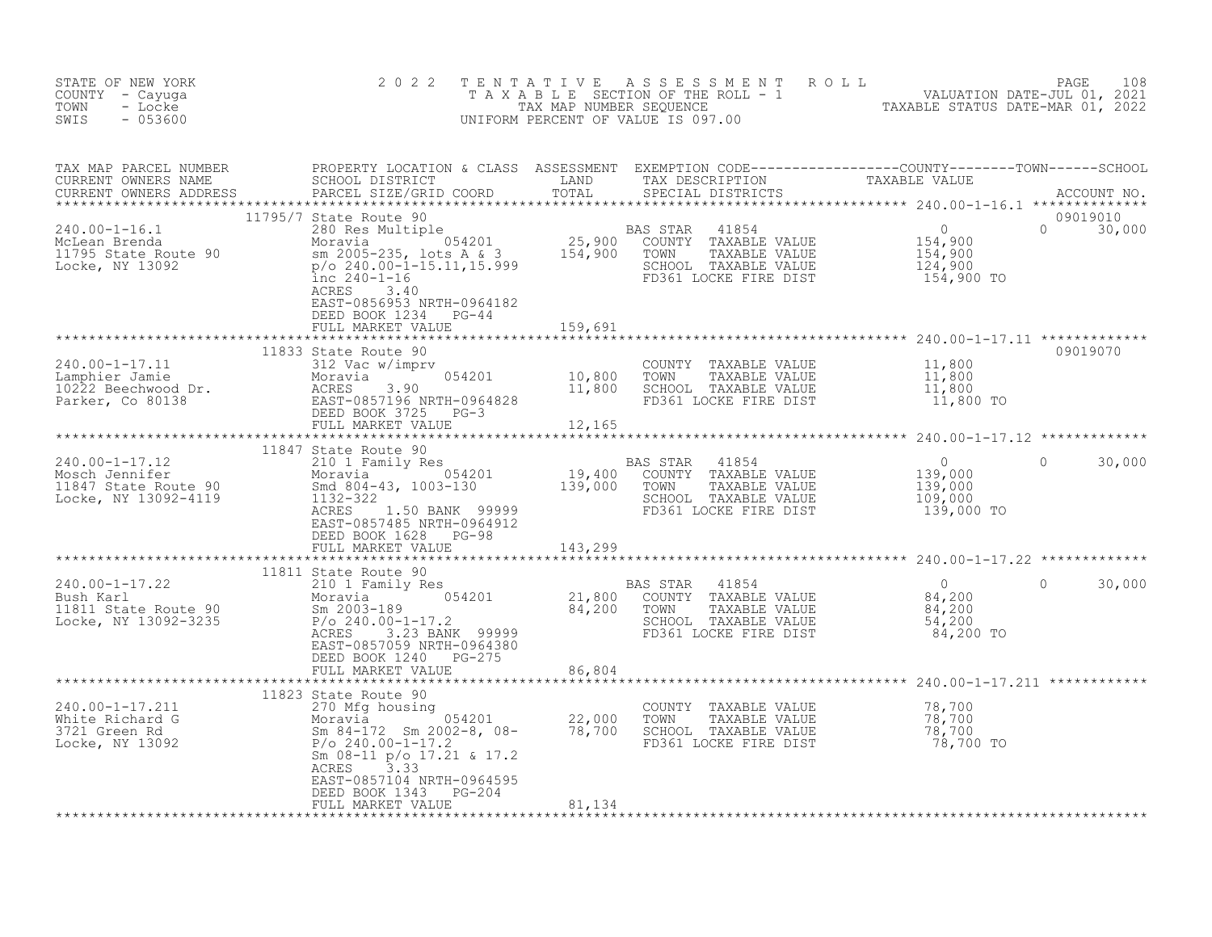STATE OF NEW YORK
COUNTY - Cayuga
TOWN - Locke
SWIS - 053600

2022 TENTATIVE ASSESSMENT ROLL
TAXABLE SECTION OF THE ROLL - 1
TAX MAP NUMBER SEQUENCE
UNIFORM PERCENT OF VALUE IS 097.00

VALUATION DATE-JUL 01, 2021
TAXABLE STATUS DATE-MAR 01, 2022

| TAX MAP PARCEL NUMBER / CURRENT OWNERS NAME / CURRENT OWNERS ADDRESS | PROPERTY LOCATION & CLASS / SCHOOL DISTRICT / PARCEL SIZE/GRID COORD | ASSESSMENT LAND | TOTAL | EXEMPTION CODE / TAX DESCRIPTION / SPECIAL DISTRICTS | COUNTY TAXABLE VALUE | TOWN | SCHOOL | ACCOUNT NO. |
|---|---|---|---|---|---|---|---|---|
| 240.00-1-16.1 | 11795/7 State Route 90 | | | | | | | 09019010 |
| McLean Brenda | 280 Res Multiple | | | BAS STAR 41854 | 0 | 0 | 30,000 | |
| 11795 State Route 90 | Moravia 054201 | 25,900 | | COUNTY TAXABLE VALUE | 154,900 | | | |
| Locke, NY 13092 | sm 2005-235, lots A & 3 | | 154,900 | TOWN TAXABLE VALUE | 154,900 | | | |
| | p/o 240.00-1-15.11,15.999 | | | SCHOOL TAXABLE VALUE | 124,900 | | | |
| | inc 240-1-16 | | | FD361 LOCKE FIRE DIST | 154,900 TO | | | |
| | ACRES 3.40 | | | | | | | |
| | EAST-0856953 NRTH-0964182 | | | | | | | |
| | DEED BOOK 1234 PG-44 | | | | | | | |
| | FULL MARKET VALUE | | 159,691 | | | | | |
| 240.00-1-17.11 | 11833 State Route 90 | | | | | | | 09019070 |
| Lamphier Jamie | 312 Vac w/imprv | | | COUNTY TAXABLE VALUE | 11,800 | | | |
| 10222 Beechwood Dr. | Moravia 054201 | 10,800 | | TOWN TAXABLE VALUE | 11,800 | | | |
| Parker, Co 80138 | ACRES 3.90 | | 11,800 | SCHOOL TAXABLE VALUE | 11,800 | | | |
| | EAST-0857196 NRTH-0964828 | | | FD361 LOCKE FIRE DIST | 11,800 TO | | | |
| | DEED BOOK 3725 PG-3 | | | | | | | |
| | FULL MARKET VALUE | | 12,165 | | | | | |
| 240.00-1-17.12 | 11847 State Route 90 | | | | | | | |
| Mosch Jennifer | 210 1 Family Res | | | BAS STAR 41854 | 0 | 0 | 30,000 | |
| 11847 State Route 90 | Moravia 054201 | 19,400 | | COUNTY TAXABLE VALUE | 139,000 | | | |
| Locke, NY 13092-4119 | Smd 804-43, 1003-130 | | 139,000 | TOWN TAXABLE VALUE | 139,000 | | | |
| | 1132-322 | | | SCHOOL TAXABLE VALUE | 109,000 | | | |
| | ACRES 1.50 BANK 99999 | | | FD361 LOCKE FIRE DIST | 139,000 TO | | | |
| | EAST-0857485 NRTH-0964912 | | | | | | | |
| | DEED BOOK 1628 PG-98 | | | | | | | |
| | FULL MARKET VALUE | | 143,299 | | | | | |
| 240.00-1-17.22 | 11811 State Route 90 | | | | | | | |
| Bush Karl | 210 1 Family Res | | | BAS STAR 41854 | 0 | 0 | 30,000 | |
| 11811 State Route 90 | Moravia 054201 | 21,800 | | COUNTY TAXABLE VALUE | 84,200 | | | |
| Locke, NY 13092-3235 | Sm 2003-189 | | 84,200 | TOWN TAXABLE VALUE | 84,200 | | | |
| | P/o 240.00-1-17.2 | | | SCHOOL TAXABLE VALUE | 54,200 | | | |
| | ACRES 3.23 BANK 99999 | | | FD361 LOCKE FIRE DIST | 84,200 TO | | | |
| | EAST-0857059 NRTH-0964380 | | | | | | | |
| | DEED BOOK 1240 PG-275 | | | | | | | |
| | FULL MARKET VALUE | | 86,804 | | | | | |
| 240.00-1-17.211 | 11823 State Route 90 | | | | | | | |
| White Richard G | 270 Mfg housing | | | COUNTY TAXABLE VALUE | 78,700 | | | |
| 3721 Green Rd | Moravia 054201 | 22,000 | | TOWN TAXABLE VALUE | 78,700 | | | |
| Locke, NY 13092 | Sm 84-172 Sm 2002-8, 08- | | 78,700 | SCHOOL TAXABLE VALUE | 78,700 | | | |
| | P/o 240.00-1-17.2 | | | FD361 LOCKE FIRE DIST | 78,700 TO | | | |
| | Sm 08-11 p/o 17.21 & 17.2 | | | | | | | |
| | ACRES 3.33 | | | | | | | |
| | EAST-0857104 NRTH-0964595 | | | | | | | |
| | DEED BOOK 1343 PG-204 | | | | | | | |
| | FULL MARKET VALUE | | 81,134 | | | | | |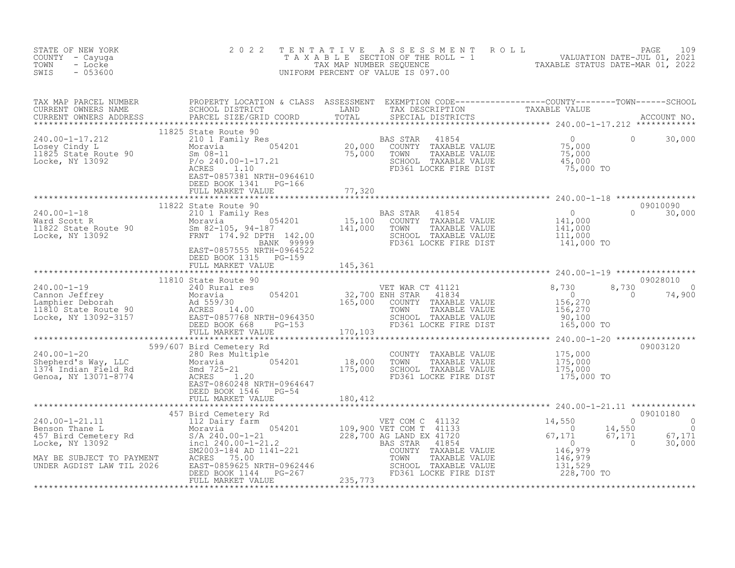STATE OF NEW YORK
COUNTY - Cayuga
TOWN - Locke
SWIS - 053600

# 2022 TENTATIVE ASSESSMENT ROLL
TAXABLE SECTION OF THE ROLL - 1
TAX MAP NUMBER SEQUENCE
UNIFORM PERCENT OF VALUE IS 097.00

VALUATION DATE-JUL 01, 2021
TAXABLE STATUS DATE-MAR 01, 2022

| TAX MAP PARCEL NUMBER / CURRENT OWNERS NAME / CURRENT OWNERS ADDRESS | PROPERTY LOCATION & CLASS / SCHOOL DISTRICT / PARCEL SIZE/GRID COORD | ASSESSMENT LAND / TOTAL | EXEMPTION CODE / TAX DESCRIPTION / SPECIAL DISTRICTS | COUNTY TAXABLE VALUE | TOWN | SCHOOL / ACCOUNT NO. |
|---|---|---|---|---|---|---|
| **240.00-1-17.212** | 11825 State Route 90 | | | | | |
| 240.00-1-17.212 | 210 1 Family Res | | BAS STAR 41854 | 0 | 0 | 30,000 |
| Losey Cindy L | Moravia 054201 | 20,000 | COUNTY TAXABLE VALUE | 75,000 | | |
| 11825 State Route 90 | Sm 08-11 | 75,000 | TOWN TAXABLE VALUE | 75,000 | | |
| Locke, NY 13092 | P/o 240.00-1-17.21 | | SCHOOL TAXABLE VALUE | 45,000 | | |
| | ACRES 1.10 | | FD361 LOCKE FIRE DIST | 75,000 TO | | |
| | EAST-0857381 NRTH-0964610 | | | | | |
| | DEED BOOK 1341 PG-166 | | | | | |
| | FULL MARKET VALUE | 77,320 | | | | |
| **240.00-1-18** | 11822 State Route 90 | | | | | 09010090 |
| 240.00-1-18 | 210 1 Family Res | | BAS STAR 41854 | 0 | 0 | 30,000 |
| Ward Scott R | Moravia 054201 | 15,100 | COUNTY TAXABLE VALUE | 141,000 | | |
| 11822 State Route 90 | Sm 82-105, 94-187 | 141,000 | TOWN TAXABLE VALUE | 141,000 | | |
| Locke, NY 13092 | FRNT 174.92 DPTH 142.00 | | SCHOOL TAXABLE VALUE | 111,000 | | |
| | BANK 99999 | | FD361 LOCKE FIRE DIST | 141,000 TO | | |
| | EAST-0857555 NRTH-0964522 | | | | | |
| | DEED BOOK 1315 PG-159 | | | | | |
| | FULL MARKET VALUE | 145,361 | | | | |
| **240.00-1-19** | 11810 State Route 90 | | | | | 09028010 |
| 240.00-1-19 | 240 Rural res | | VET WAR CT 41121 | 8,730 | 8,730 | 0 |
| Cannon Jeffrey | Moravia 054201 | 32,700 | ENH STAR 41834 | 0 | 0 | 74,900 |
| Lamphier Deborah | Ad 559/30 | 165,000 | COUNTY TAXABLE VALUE | 156,270 | | |
| 11810 State Route 90 | ACRES 14.00 | | TOWN TAXABLE VALUE | 156,270 | | |
| Locke, NY 13092-3157 | EAST-0857768 NRTH-0964350 | | SCHOOL TAXABLE VALUE | 90,100 | | |
| | DEED BOOK 668 PG-153 | | FD361 LOCKE FIRE DIST | 165,000 TO | | |
| | FULL MARKET VALUE | 170,103 | | | | |
| **240.00-1-20** | 599/607 Bird Cemetery Rd | | | | | 09003120 |
| 240.00-1-20 | 280 Res Multiple | | COUNTY TAXABLE VALUE | 175,000 | | |
| Shepherd's Way, LLC | Moravia 054201 | 18,000 | TOWN TAXABLE VALUE | 175,000 | | |
| 1374 Indian Field Rd | Smd 725-21 | 175,000 | SCHOOL TAXABLE VALUE | 175,000 | | |
| Genoa, NY 13071-8774 | ACRES 1.20 | | FD361 LOCKE FIRE DIST | 175,000 TO | | |
| | EAST-0860248 NRTH-0964647 | | | | | |
| | DEED BOOK 1546 PG-54 | | | | | |
| | FULL MARKET VALUE | 180,412 | | | | |
| **240.00-1-21.11** | 457 Bird Cemetery Rd | | | | | 09010180 |
| 240.00-1-21.11 | 112 Dairy farm | | VET COM C 41132 | 14,550 | 0 | 0 |
| Benson Thane L | Moravia 054201 | 109,900 | VET COM T 41133 | 0 | 14,550 | 0 |
| 457 Bird Cemetery Rd | S/A 240.00-1-21 | 228,700 | AG LAND EX 41720 | 67,171 | 67,171 | 67,171 |
| Locke, NY 13092 | incl 240.00-1-21.2 | | BAS STAR 41854 | 0 | 0 | 30,000 |
| | SM2003-184 AD 1141-221 | | COUNTY TAXABLE VALUE | 146,979 | | |
| MAY BE SUBJECT TO PAYMENT | ACRES 75.00 | | TOWN TAXABLE VALUE | 146,979 | | |
| UNDER AGDIST LAW TIL 2026 | EAST-0859625 NRTH-0962446 | | SCHOOL TAXABLE VALUE | 131,529 | | |
| | DEED BOOK 1144 PG-267 | | FD361 LOCKE FIRE DIST | 228,700 TO | | |
| | FULL MARKET VALUE | 235,773 | | | | |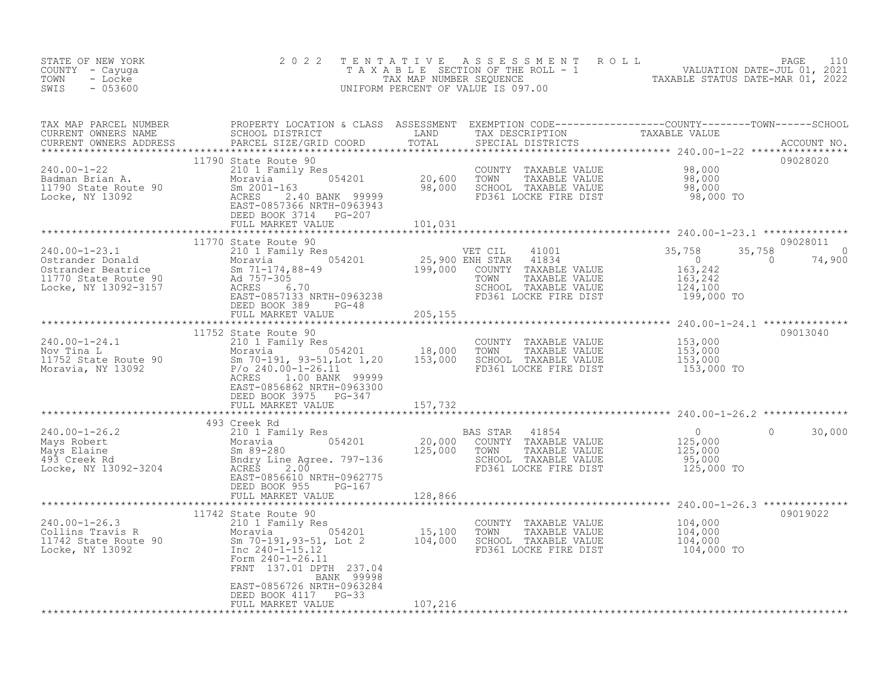STATE OF NEW YORK
COUNTY - Cayuga
TOWN - Locke
SWIS - 053600

2022 TENTATIVE ASSESSMENT ROLL
TAXABLE SECTION OF THE ROLL - 1
TAX MAP NUMBER SEQUENCE
UNIFORM PERCENT OF VALUE IS 097.00

VALUATION DATE-JUL 01, 2021
TAXABLE STATUS DATE-MAR 01, 2022

| TAX MAP PARCEL NUMBER / CURRENT OWNERS NAME / CURRENT OWNERS ADDRESS | PROPERTY LOCATION & CLASS / SCHOOL DISTRICT / PARCEL SIZE/GRID COORD | ASSESSMENT LAND | TOTAL | EXEMPTION CODE / TAX DESCRIPTION / SPECIAL DISTRICTS | COUNTY | TOWN | SCHOOL | ACCOUNT NO. |
|---|---|---|---|---|---|---|---|---|
| 240.00-1-22 | 11790 State Route 90 | | | | | | | 09028020 |
| Badman Brian A. | 210 1 Family Res | | | COUNTY TAXABLE VALUE | 98,000 | | | |
| 11790 State Route 90 | Moravia 054201 | 20,600 | | TOWN TAXABLE VALUE | | 98,000 | | |
| Locke, NY 13092 | Sm 2001-163 | | 98,000 | SCHOOL TAXABLE VALUE | | | 98,000 | |
| | ACRES 2.40 BANK 99999 | | | FD361 LOCKE FIRE DIST | 98,000 TO | | | |
| | EAST-0857366 NRTH-0963943 | | | | | | | |
| | DEED BOOK 3714 PG-207 | | | | | | | |
| | FULL MARKET VALUE | | 101,031 | | | | | |
| 240.00-1-23.1 | 11770 State Route 90 | | | | | | | 09028011 |
| Ostrander Donald | 210 1 Family Res | | | VET CIL 41001 | 35,758 | 35,758 | 0 | |
| Ostrander Beatrice | Moravia 054201 | 25,900 | | ENH STAR 41834 | 0 | 0 | 74,900 | |
| 11770 State Route 90 | Sm 71-174,88-49 | | 199,000 | COUNTY TAXABLE VALUE | 163,242 | | | |
| Locke, NY 13092-3157 | Ad 757-305 | | | TOWN TAXABLE VALUE | | 163,242 | | |
| | ACRES 6.70 | | | SCHOOL TAXABLE VALUE | | | 124,100 | |
| | EAST-0857133 NRTH-0963238 | | | FD361 LOCKE FIRE DIST | 199,000 TO | | | |
| | DEED BOOK 389 PG-48 | | | | | | | |
| | FULL MARKET VALUE | | 205,155 | | | | | |
| 240.00-1-24.1 | 11752 State Route 90 | | | | | | | 09013040 |
| Nov Tina L | 210 1 Family Res | | | COUNTY TAXABLE VALUE | 153,000 | | | |
| 11752 State Route 90 | Moravia 054201 | 18,000 | | TOWN TAXABLE VALUE | | 153,000 | | |
| Moravia, NY 13092 | Sm 70-191, 93-51,Lot 1,20 | | 153,000 | SCHOOL TAXABLE VALUE | | | 153,000 | |
| | P/o 240.00-1-26.11 | | | FD361 LOCKE FIRE DIST | 153,000 TO | | | |
| | ACRES 1.00 BANK 99999 | | | | | | | |
| | EAST-0856862 NRTH-0963300 | | | | | | | |
| | DEED BOOK 3975 PG-347 | | | | | | | |
| | FULL MARKET VALUE | | 157,732 | | | | | |
| 240.00-1-26.2 | 493 Creek Rd | | | | | | | |
| Mays Robert | 210 1 Family Res | | | BAS STAR 41854 | 0 | 0 | 30,000 | |
| Mays Elaine | Moravia 054201 | 20,000 | | COUNTY TAXABLE VALUE | 125,000 | | | |
| 493 Creek Rd | Sm 89-280 | | 125,000 | TOWN TAXABLE VALUE | | 125,000 | | |
| Locke, NY 13092-3204 | Bndry Line Agree. 797-136 | | | SCHOOL TAXABLE VALUE | | | 95,000 | |
| | ACRES 2.00 | | | FD361 LOCKE FIRE DIST | 125,000 TO | | | |
| | EAST-0856610 NRTH-0962775 | | | | | | | |
| | DEED BOOK 955 PG-167 | | | | | | | |
| | FULL MARKET VALUE | | 128,866 | | | | | |
| 240.00-1-26.3 | 11742 State Route 90 | | | | | | | 09019022 |
| Collins Travis R | 210 1 Family Res | | | COUNTY TAXABLE VALUE | 104,000 | | | |
| 11742 State Route 90 | Moravia 054201 | 15,100 | | TOWN TAXABLE VALUE | | 104,000 | | |
| Locke, NY 13092 | Sm 70-191,93-51, Lot 2 | | 104,000 | SCHOOL TAXABLE VALUE | | | 104,000 | |
| | Inc 240-1-15.12 | | | FD361 LOCKE FIRE DIST | 104,000 TO | | | |
| | Form 240-1-26.11 | | | | | | | |
| | FRNT 137.01 DPTH 237.04 | | | | | | | |
| | BANK 99998 | | | | | | | |
| | EAST-0856726 NRTH-0963284 | | | | | | | |
| | DEED BOOK 4117 PG-33 | | | | | | | |
| | FULL MARKET VALUE | | 107,216 | | | | | |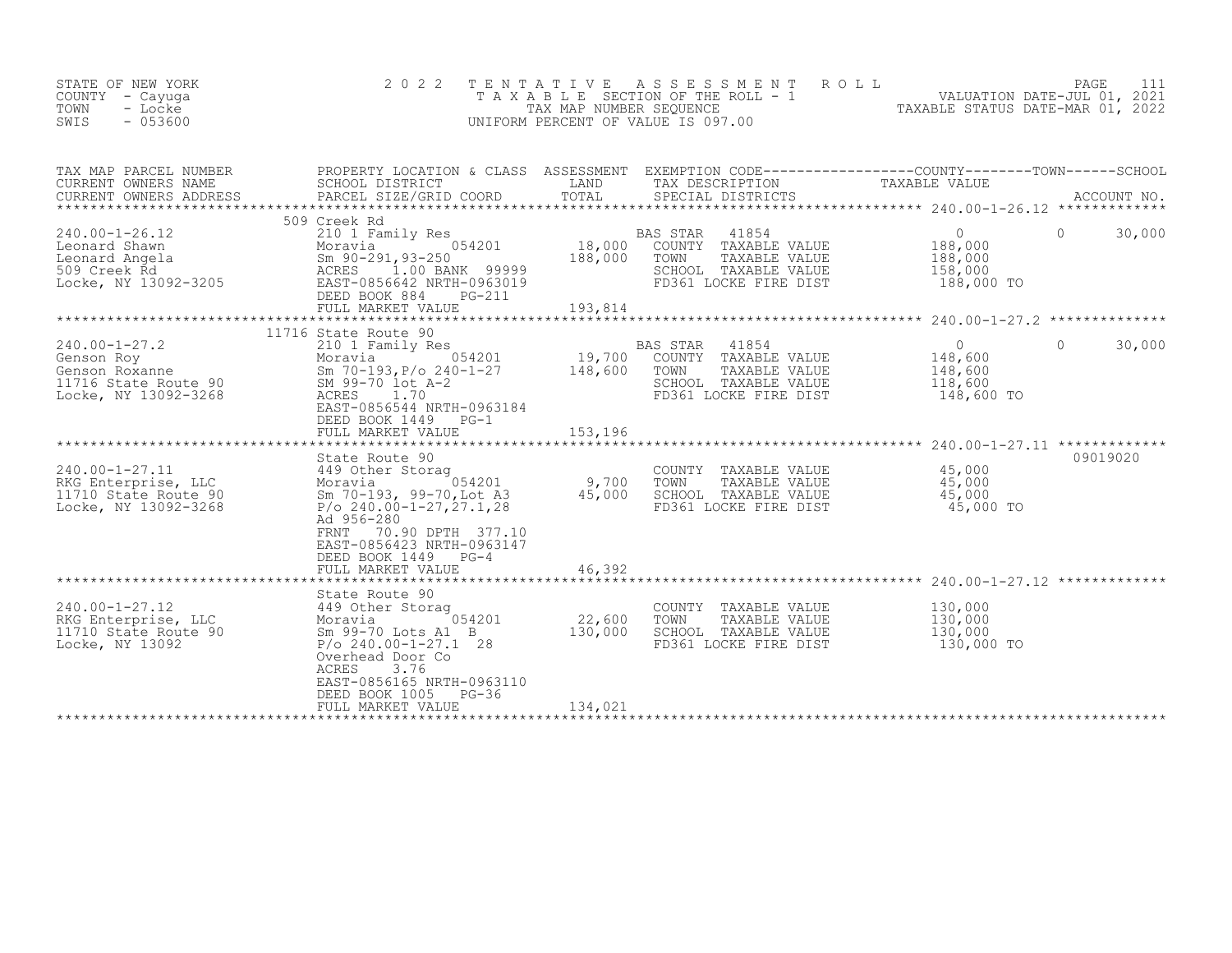STATE OF NEW YORK
COUNTY - Cayuga
TOWN - Locke
SWIS - 053600

2022 TENTATIVE ASSESSMENT ROLL
TAXABLE SECTION OF THE ROLL - 1
TAX MAP NUMBER SEQUENCE
UNIFORM PERCENT OF VALUE IS 097.00

VALUATION DATE-JUL 01, 2021
TAXABLE STATUS DATE-MAR 01, 2022

| TAX MAP PARCEL NUMBER / CURRENT OWNERS NAME / CURRENT OWNERS ADDRESS | PROPERTY LOCATION & CLASS / SCHOOL DISTRICT / PARCEL SIZE/GRID COORD | ASSESSMENT LAND | ASSESSMENT TOTAL | EXEMPTION CODE / TAX DESCRIPTION / SPECIAL DISTRICTS | COUNTY TAXABLE VALUE | TOWN | SCHOOL / ACCOUNT NO. |
|---|---|---|---|---|---|---|---|
| **240.00-1-26.12** | 509 Creek Rd | | | | | | |
| 240.00-1-26.12 | 210 1 Family Res | | | BAS STAR 41854 | 0 | 0 | 30,000 |
| Leonard Shawn | Moravia 054201 | 18,000 | | COUNTY TAXABLE VALUE | 188,000 | | |
| Leonard Angela | Sm 90-291,93-250 | | 188,000 | TOWN TAXABLE VALUE | 188,000 | | |
| 509 Creek Rd | ACRES 1.00 BANK 99999 | | | SCHOOL TAXABLE VALUE | 158,000 | | |
| Locke, NY 13092-3205 | EAST-0856642 NRTH-0963019 | | | FD361 LOCKE FIRE DIST | 188,000 TO | | |
| | DEED BOOK 884 PG-211 | | | | | | |
| | FULL MARKET VALUE | | 193,814 | | | | |
| **240.00-1-27.2** | 11716 State Route 90 | | | | | | |
| 240.00-1-27.2 | 210 1 Family Res | | | BAS STAR 41854 | 0 | 0 | 30,000 |
| Genson Roy | Moravia 054201 | 19,700 | | COUNTY TAXABLE VALUE | 148,600 | | |
| Genson Roxanne | Sm 70-193,P/o 240-1-27 | | 148,600 | TOWN TAXABLE VALUE | 148,600 | | |
| 11716 State Route 90 | SM 99-70 lot A-2 | | | SCHOOL TAXABLE VALUE | 118,600 | | |
| Locke, NY 13092-3268 | ACRES 1.70 | | | FD361 LOCKE FIRE DIST | 148,600 TO | | |
| | EAST-0856544 NRTH-0963184 | | | | | | |
| | DEED BOOK 1449 PG-1 | | | | | | |
| | FULL MARKET VALUE | | 153,196 | | | | |
| **240.00-1-27.11** | State Route 90 | | | | | | 09019020 |
| 240.00-1-27.11 | 449 Other Storag | | | COUNTY TAXABLE VALUE | 45,000 | | |
| RKG Enterprise, LLC | Moravia 054201 | 9,700 | | TOWN TAXABLE VALUE | 45,000 | | |
| 11710 State Route 90 | Sm 70-193, 99-70,Lot A3 | | 45,000 | SCHOOL TAXABLE VALUE | 45,000 | | |
| Locke, NY 13092-3268 | P/o 240.00-1-27,27.1,28 | | | FD361 LOCKE FIRE DIST | 45,000 TO | | |
| | Ad 956-280 | | | | | | |
| | FRNT 70.90 DPTH 377.10 | | | | | | |
| | EAST-0856423 NRTH-0963147 | | | | | | |
| | DEED BOOK 1449 PG-4 | | | | | | |
| | FULL MARKET VALUE | | 46,392 | | | | |
| **240.00-1-27.12** | State Route 90 | | | | | | |
| 240.00-1-27.12 | 449 Other Storag | | | COUNTY TAXABLE VALUE | 130,000 | | |
| RKG Enterprise, LLC | Moravia 054201 | 22,600 | | TOWN TAXABLE VALUE | 130,000 | | |
| 11710 State Route 90 | Sm 99-70 Lots A1 B | | 130,000 | SCHOOL TAXABLE VALUE | 130,000 | | |
| Locke, NY 13092 | P/o 240.00-1-27.1 28 | | | FD361 LOCKE FIRE DIST | 130,000 TO | | |
| | Overhead Door Co | | | | | | |
| | ACRES 3.76 | | | | | | |
| | EAST-0856165 NRTH-0963110 | | | | | | |
| | DEED BOOK 1005 PG-36 | | | | | | |
| | FULL MARKET VALUE | | 134,021 | | | | |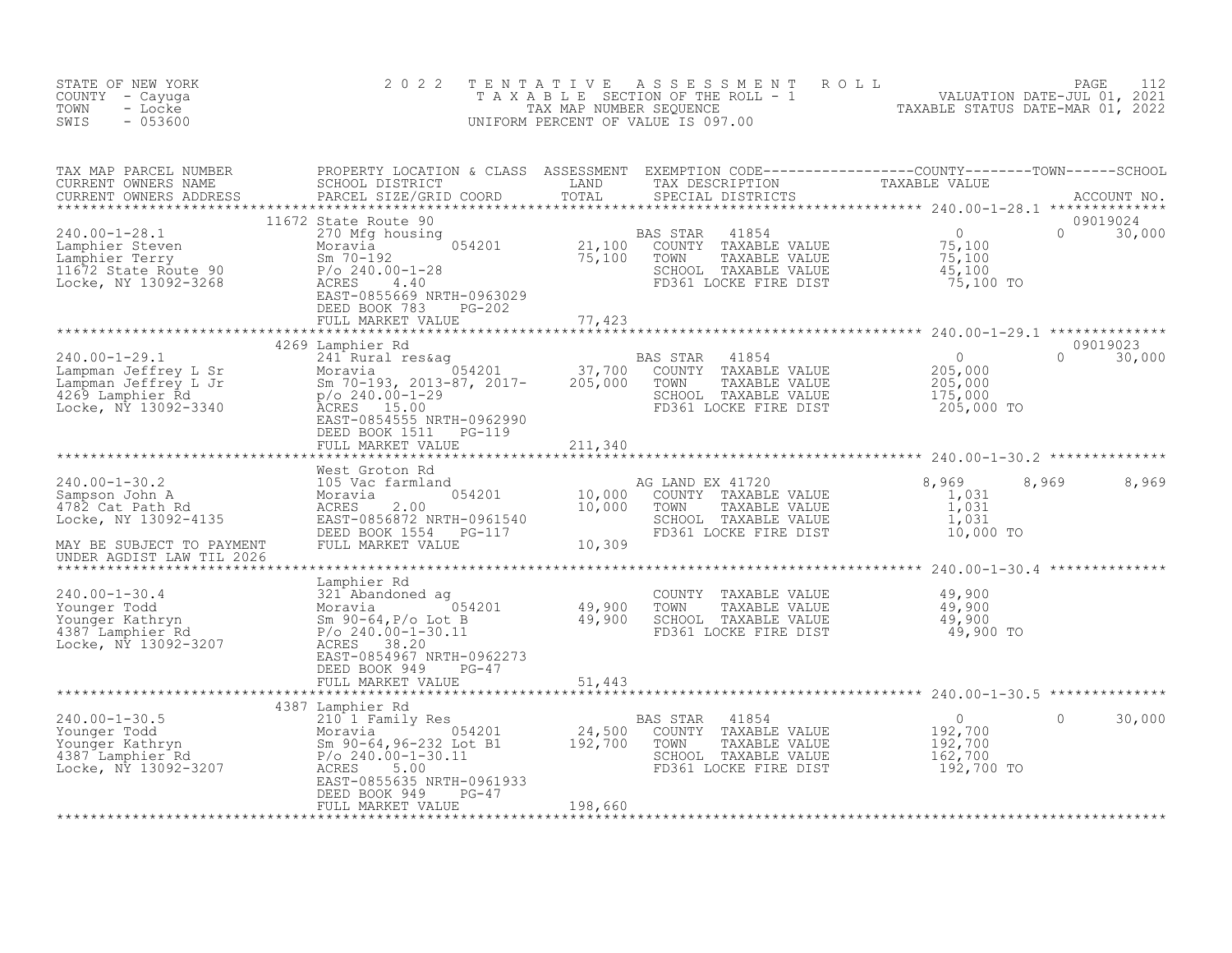STATE OF NEW YORK — COUNTY - Cayuga — TOWN - Locke — SWIS - 053600

# 2022 TENTATIVE ASSESSMENT ROLL

TAXABLE SECTION OF THE ROLL - 1
TAX MAP NUMBER SEQUENCE
UNIFORM PERCENT OF VALUE IS 097.00

VALUATION DATE-JUL 01, 2021
TAXABLE STATUS DATE-MAR 01, 2022

| TAX MAP PARCEL NUMBER / CURRENT OWNERS NAME / CURRENT OWNERS ADDRESS | PROPERTY LOCATION & CLASS / SCHOOL DISTRICT / PARCEL SIZE/GRID COORD | ASSESSMENT LAND / TOTAL | EXEMPTION CODE / TAX DESCRIPTION / SPECIAL DISTRICTS | COUNTY TAXABLE VALUE | TOWN | SCHOOL / ACCOUNT NO. |
|---|---|---|---|---|---|---|
| **240.00-1-28.1** | 11672 State Route 90 | | | | | 09019024 |
| Lamphier Steven | 270 Mfg housing | | BAS STAR 41854 | 0 | 0 | 30,000 |
| Lamphier Terry | Moravia 054201 | 21,100 | COUNTY TAXABLE VALUE | 75,100 | | |
| 11672 State Route 90 | Sm 70-192 | 75,100 | TOWN TAXABLE VALUE | 75,100 | | |
| Locke, NY 13092-3268 | P/o 240.00-1-28 | | SCHOOL TAXABLE VALUE | 45,100 | | |
| | ACRES 4.40 | | FD361 LOCKE FIRE DIST | 75,100 TO | | |
| | EAST-0855669 NRTH-0963029 | | | | | |
| | DEED BOOK 783 PG-202 | | | | | |
| | FULL MARKET VALUE | 77,423 | | | | |
| **240.00-1-29.1** | 4269 Lamphier Rd | | | | | 09019023 |
| Lampman Jeffrey L Sr | 241 Rural res&ag | | BAS STAR 41854 | 0 | 0 | 30,000 |
| Lampman Jeffrey L Jr | Moravia 054201 | 37,700 | COUNTY TAXABLE VALUE | 205,000 | | |
| 4269 Lamphier Rd | Sm 70-193, 2013-87, 2017- | 205,000 | TOWN TAXABLE VALUE | 205,000 | | |
| Locke, NY 13092-3340 | p/o 240.00-1-29 | | SCHOOL TAXABLE VALUE | 175,000 | | |
| | ACRES 15.00 | | FD361 LOCKE FIRE DIST | 205,000 TO | | |
| | EAST-0854555 NRTH-0962990 | | | | | |
| | DEED BOOK 1511 PG-119 | | | | | |
| | FULL MARKET VALUE | 211,340 | | | | |
| **240.00-1-30.2** | West Groton Rd | | | | | |
| Sampson John A | 105 Vac farmland | | AG LAND EX 41720 | 8,969 | 8,969 | 8,969 |
| 4782 Cat Path Rd | Moravia 054201 | 10,000 | COUNTY TAXABLE VALUE | 1,031 | | |
| Locke, NY 13092-4135 | ACRES 2.00 | 10,000 | TOWN TAXABLE VALUE | 1,031 | | |
| | EAST-0856872 NRTH-0961540 | | SCHOOL TAXABLE VALUE | 1,031 | | |
| | DEED BOOK 1554 PG-117 | | FD361 LOCKE FIRE DIST | 10,000 TO | | |
| MAY BE SUBJECT TO PAYMENT UNDER AGDIST LAW TIL 2026 | FULL MARKET VALUE | 10,309 | | | | |
| **240.00-1-30.4** | Lamphier Rd | | | | | |
| Younger Todd | 321 Abandoned ag | | COUNTY TAXABLE VALUE | 49,900 | | |
| Younger Kathryn | Moravia 054201 | 49,900 | TOWN TAXABLE VALUE | 49,900 | | |
| 4387 Lamphier Rd | Sm 90-64,P/o Lot B | 49,900 | SCHOOL TAXABLE VALUE | 49,900 | | |
| Locke, NY 13092-3207 | P/o 240.00-1-30.11 | | FD361 LOCKE FIRE DIST | 49,900 TO | | |
| | ACRES 38.20 | | | | | |
| | EAST-0854967 NRTH-0962273 | | | | | |
| | DEED BOOK 949 PG-47 | | | | | |
| | FULL MARKET VALUE | 51,443 | | | | |
| **240.00-1-30.5** | 4387 Lamphier Rd | | | | | |
| Younger Todd | 210 1 Family Res | | BAS STAR 41854 | 0 | 0 | 30,000 |
| Younger Kathryn | Moravia 054201 | 24,500 | COUNTY TAXABLE VALUE | 192,700 | | |
| 4387 Lamphier Rd | Sm 90-64,96-232 Lot B1 | 192,700 | TOWN TAXABLE VALUE | 192,700 | | |
| Locke, NY 13092-3207 | P/o 240.00-1-30.11 | | SCHOOL TAXABLE VALUE | 162,700 | | |
| | ACRES 5.00 | | FD361 LOCKE FIRE DIST | 192,700 TO | | |
| | EAST-0855635 NRTH-0961933 | | | | | |
| | DEED BOOK 949 PG-47 | | | | | |
| | FULL MARKET VALUE | 198,660 | | | | |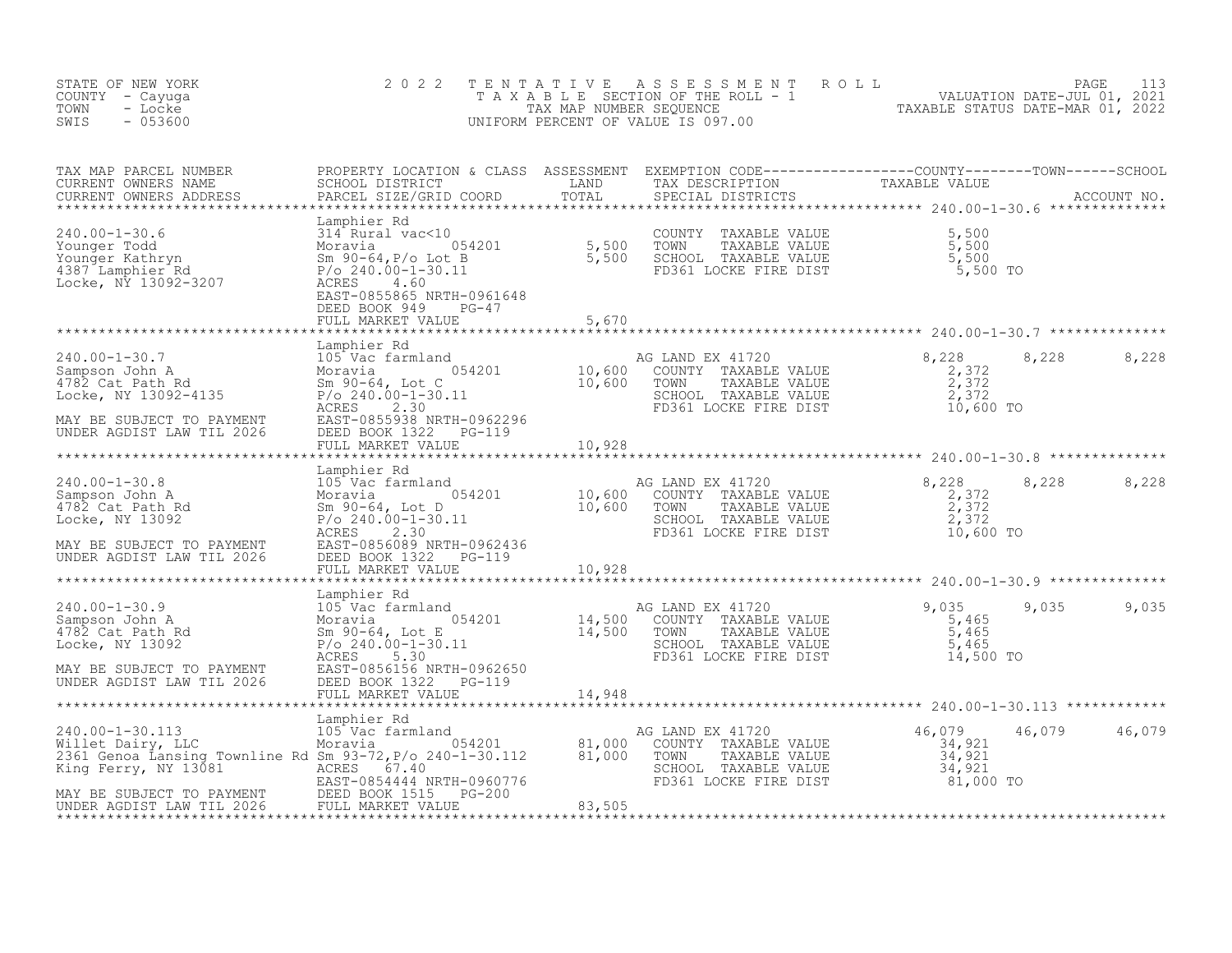STATE OF NEW YORK
COUNTY - Cayuga
TOWN - Locke
SWIS - 053600

2 0 2 2 T E N T A T I V E A S S E S S M E N T R O L L
T A X A B L E SECTION OF THE ROLL - 1
TAX MAP NUMBER SEQUENCE
UNIFORM PERCENT OF VALUE IS 097.00

VALUATION DATE-JUL 01, 2021
TAXABLE STATUS DATE-MAR 01, 2022

| TAX MAP PARCEL NUMBER / CURRENT OWNERS NAME / CURRENT OWNERS ADDRESS | PROPERTY LOCATION & CLASS / SCHOOL DISTRICT / PARCEL SIZE/GRID COORD | ASSESSMENT LAND / TOTAL | EXEMPTION CODE / TAX DESCRIPTION / SPECIAL DISTRICTS | COUNTY TAXABLE VALUE | TOWN | SCHOOL |
|---|---|---|---|---|---|---|
| **240.00-1-30.6** | Lamphier Rd | | | | | |
| 240.00-1-30.6 | 314 Rural vac<10 | | COUNTY TAXABLE VALUE | 5,500 | | |
| Younger Todd | Moravia 054201 | 5,500 | TOWN TAXABLE VALUE | 5,500 | | |
| Younger Kathryn | Sm 90-64,P/o Lot B | 5,500 | SCHOOL TAXABLE VALUE | 5,500 | | |
| 4387 Lamphier Rd | P/o 240.00-1-30.11 | | FD361 LOCKE FIRE DIST | 5,500 TO | | |
| Locke, NY 13092-3207 | ACRES 4.60 | | | | | |
| | EAST-0855865 NRTH-0961648 | | | | | |
| | DEED BOOK 949 PG-47 | | | | | |
| | FULL MARKET VALUE | 5,670 | | | | |
| **240.00-1-30.7** | Lamphier Rd | | | | | |
| 240.00-1-30.7 | 105 Vac farmland | | AG LAND EX 41720 | 8,228 | 8,228 | 8,228 |
| Sampson John A | Moravia 054201 | 10,600 | COUNTY TAXABLE VALUE | 2,372 | | |
| 4782 Cat Path Rd | Sm 90-64, Lot C | 10,600 | TOWN TAXABLE VALUE | 2,372 | | |
| Locke, NY 13092-4135 | P/o 240.00-1-30.11 | | SCHOOL TAXABLE VALUE | 2,372 | | |
| | ACRES 2.30 | | FD361 LOCKE FIRE DIST | 10,600 TO | | |
| MAY BE SUBJECT TO PAYMENT | EAST-0855938 NRTH-0962296 | | | | | |
| UNDER AGDIST LAW TIL 2026 | DEED BOOK 1322 PG-119 | | | | | |
| | FULL MARKET VALUE | 10,928 | | | | |
| **240.00-1-30.8** | Lamphier Rd | | | | | |
| 240.00-1-30.8 | 105 Vac farmland | | AG LAND EX 41720 | 8,228 | 8,228 | 8,228 |
| Sampson John A | Moravia 054201 | 10,600 | COUNTY TAXABLE VALUE | 2,372 | | |
| 4782 Cat Path Rd | Sm 90-64, Lot D | 10,600 | TOWN TAXABLE VALUE | 2,372 | | |
| Locke, NY 13092 | P/o 240.00-1-30.11 | | SCHOOL TAXABLE VALUE | 2,372 | | |
| | ACRES 2.30 | | FD361 LOCKE FIRE DIST | 10,600 TO | | |
| MAY BE SUBJECT TO PAYMENT | EAST-0856089 NRTH-0962436 | | | | | |
| UNDER AGDIST LAW TIL 2026 | DEED BOOK 1322 PG-119 | | | | | |
| | FULL MARKET VALUE | 10,928 | | | | |
| **240.00-1-30.9** | Lamphier Rd | | | | | |
| 240.00-1-30.9 | 105 Vac farmland | | AG LAND EX 41720 | 9,035 | 9,035 | 9,035 |
| Sampson John A | Moravia 054201 | 14,500 | COUNTY TAXABLE VALUE | 5,465 | | |
| 4782 Cat Path Rd | Sm 90-64, Lot E | 14,500 | TOWN TAXABLE VALUE | 5,465 | | |
| Locke, NY 13092 | P/o 240.00-1-30.11 | | SCHOOL TAXABLE VALUE | 5,465 | | |
| | ACRES 5.30 | | FD361 LOCKE FIRE DIST | 14,500 TO | | |
| MAY BE SUBJECT TO PAYMENT | EAST-0856156 NRTH-0962650 | | | | | |
| UNDER AGDIST LAW TIL 2026 | DEED BOOK 1322 PG-119 | | | | | |
| | FULL MARKET VALUE | 14,948 | | | | |
| **240.00-1-30.113** | Lamphier Rd | | | | | |
| 240.00-1-30.113 | 105 Vac farmland | | AG LAND EX 41720 | 46,079 | 46,079 | 46,079 |
| Willet Dairy, LLC | Moravia 054201 | 81,000 | COUNTY TAXABLE VALUE | 34,921 | | |
| 2361 Genoa Lansing Townline Rd | Sm 93-72,P/o 240-1-30.112 | 81,000 | TOWN TAXABLE VALUE | 34,921 | | |
| King Ferry, NY 13081 | ACRES 67.40 | | SCHOOL TAXABLE VALUE | 34,921 | | |
| | EAST-0854444 NRTH-0960776 | | FD361 LOCKE FIRE DIST | 81,000 TO | | |
| MAY BE SUBJECT TO PAYMENT | DEED BOOK 1515 PG-200 | | | | | |
| UNDER AGDIST LAW TIL 2026 | FULL MARKET VALUE | 83,505 | | | | |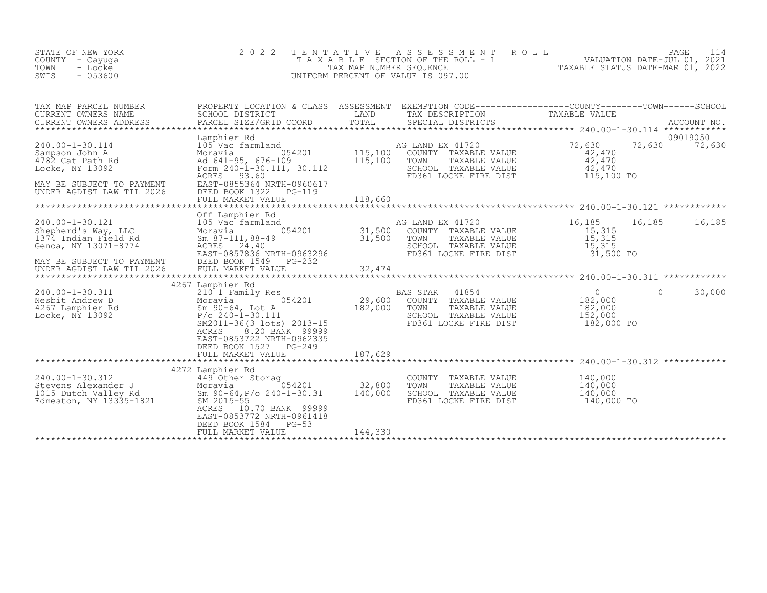STATE OF NEW YORK
COUNTY - Cayuga
TOWN - Locke
SWIS - 053600

# 2022 TENTATIVE ASSESSMENT ROLL

TAXABLE SECTION OF THE ROLL - 1
TAX MAP NUMBER SEQUENCE
UNIFORM PERCENT OF VALUE IS 097.00

VALUATION DATE-JUL 01, 2021
TAXABLE STATUS DATE-MAR 01, 2022

| TAX MAP PARCEL NUMBER / CURRENT OWNERS NAME / CURRENT OWNERS ADDRESS | PROPERTY LOCATION & CLASS / SCHOOL DISTRICT / PARCEL SIZE/GRID COORD | ASSESSMENT LAND / TOTAL | EXEMPTION CODE / TAX DESCRIPTION / SPECIAL DISTRICTS | COUNTY TAXABLE VALUE | TOWN | SCHOOL | ACCOUNT NO. |
|---|---|---|---|---|---|---|---|
| **240.00-1-30.114** | Lamphier Rd | | | | | | 09019050 |
| Sampson John A | 105 Vac farmland | | AG LAND EX 41720 | 72,630 | 72,630 | 72,630 | |
| 4782 Cat Path Rd | Moravia 054201 | 115,100 | COUNTY TAXABLE VALUE | 42,470 | | | |
| Locke, NY 13092 | Ad 641-95, 676-109 | 115,100 | TOWN TAXABLE VALUE | 42,470 | | | |
| | Form 240-1-30.111, 30.112 | | SCHOOL TAXABLE VALUE | 42,470 | | | |
| | ACRES 93.60 | | FD361 LOCKE FIRE DIST | 115,100 TO | | | |
| MAY BE SUBJECT TO PAYMENT | EAST-0855364 NRTH-0960617 | | | | | | |
| UNDER AGDIST LAW TIL 2026 | DEED BOOK 1322 PG-119 | | | | | | |
| | FULL MARKET VALUE | 118,660 | | | | | |
| **240.00-1-30.121** | Off Lamphier Rd | | | | | | |
| Shepherd's Way, LLC | 105 Vac farmland | | AG LAND EX 41720 | 16,185 | 16,185 | 16,185 | |
| 1374 Indian Field Rd | Moravia 054201 | 31,500 | COUNTY TAXABLE VALUE | 15,315 | | | |
| Genoa, NY 13071-8774 | Sm 87-111,88-49 | 31,500 | TOWN TAXABLE VALUE | 15,315 | | | |
| | ACRES 24.40 | | SCHOOL TAXABLE VALUE | 15,315 | | | |
| | EAST-0857836 NRTH-0963296 | | FD361 LOCKE FIRE DIST | 31,500 TO | | | |
| MAY BE SUBJECT TO PAYMENT | DEED BOOK 1549 PG-232 | | | | | | |
| UNDER AGDIST LAW TIL 2026 | FULL MARKET VALUE | 32,474 | | | | | |
| **240.00-1-30.311** | 4267 Lamphier Rd | | | | | | |
| Nesbit Andrew D | 210 1 Family Res | | BAS STAR 41854 | 0 | 0 | 30,000 | |
| 4267 Lamphier Rd | Moravia 054201 | 29,600 | COUNTY TAXABLE VALUE | 182,000 | | | |
| Locke, NY 13092 | Sm 90-64, Lot A | 182,000 | TOWN TAXABLE VALUE | 182,000 | | | |
| | P/o 240-1-30.111 | | SCHOOL TAXABLE VALUE | 152,000 | | | |
| | SM2011-36(3 lots) 2013-15 | | FD361 LOCKE FIRE DIST | 182,000 TO | | | |
| | ACRES 8.20 BANK 99999 | | | | | | |
| | EAST-0853722 NRTH-0962335 | | | | | | |
| | DEED BOOK 1527 PG-249 | | | | | | |
| | FULL MARKET VALUE | 187,629 | | | | | |
| **240.00-1-30.312** | 4272 Lamphier Rd | | | | | | |
| Stevens Alexander J | 449 Other Storag | | COUNTY TAXABLE VALUE | 140,000 | | | |
| 1015 Dutch Valley Rd | Moravia 054201 | 32,800 | TOWN TAXABLE VALUE | 140,000 | | | |
| Edmeston, NY 13335-1821 | Sm 90-64,P/o 240-1-30.31 | 140,000 | SCHOOL TAXABLE VALUE | 140,000 | | | |
| | SM 2015-55 | | FD361 LOCKE FIRE DIST | 140,000 TO | | | |
| | ACRES 10.70 BANK 99999 | | | | | | |
| | EAST-0853772 NRTH-0961418 | | | | | | |
| | DEED BOOK 1584 PG-53 | | | | | | |
| | FULL MARKET VALUE | 144,330 | | | | | |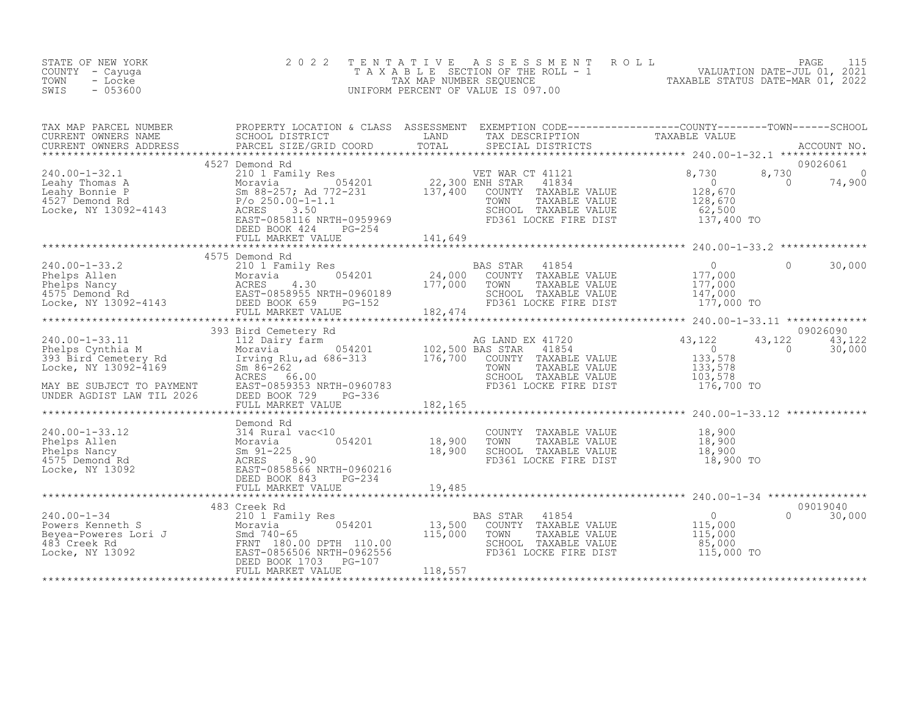STATE OF NEW YORK
COUNTY - Cayuga
TOWN - Locke
SWIS - 053600

# 2022 TENTATIVE ASSESSMENT ROLL
TAXABLE SECTION OF THE ROLL - 1
TAX MAP NUMBER SEQUENCE
UNIFORM PERCENT OF VALUE IS 097.00

VALUATION DATE-JUL 01, 2021
TAXABLE STATUS DATE-MAR 01, 2022

| TAX MAP PARCEL NUMBER / CURRENT OWNERS NAME / CURRENT OWNERS ADDRESS | PROPERTY LOCATION & CLASS / SCHOOL DISTRICT / PARCEL SIZE/GRID COORD | ASSESSMENT LAND | TOTAL | EXEMPTION CODE / TAX DESCRIPTION / SPECIAL DISTRICTS | COUNTY TAXABLE VALUE | TOWN | SCHOOL | ACCOUNT NO. |
|---|---|---|---|---|---|---|---|---|
| **240.00-1-32.1** | 4527 Demond Rd | | | | | | | 09026061 |
| | 210 1 Family Res | | | VET WAR CT 41121 | 8,730 | 8,730 | 0 | |
| Leahy Thomas A | Moravia 054201 | 22,300 | | ENH STAR 41834 | 0 | 0 | 74,900 | |
| Leahy Bonnie P | Sm 88-257; Ad 772-231 | | 137,400 | COUNTY TAXABLE VALUE | 128,670 | | | |
| 4527 Demond Rd | P/o 250.00-1-1.1 | | | TOWN TAXABLE VALUE | 128,670 | | | |
| Locke, NY 13092-4143 | ACRES 3.50 | | | SCHOOL TAXABLE VALUE | 62,500 | | | |
| | EAST-0858116 NRTH-0959969 | | | FD361 LOCKE FIRE DIST | 137,400 TO | | | |
| | DEED BOOK 424 PG-254 | | | | | | | |
| | FULL MARKET VALUE | | 141,649 | | | | | |
| **240.00-1-33.2** | 4575 Demond Rd | | | | | | | |
| | 210 1 Family Res | | | BAS STAR 41854 | 0 | 0 | 30,000 | |
| Phelps Allen | Moravia 054201 | 24,000 | | COUNTY TAXABLE VALUE | 177,000 | | | |
| Phelps Nancy | ACRES 4.30 | | 177,000 | TOWN TAXABLE VALUE | 177,000 | | | |
| 4575 Demond Rd | EAST-0858955 NRTH-0960189 | | | SCHOOL TAXABLE VALUE | 147,000 | | | |
| Locke, NY 13092-4143 | DEED BOOK 659 PG-152 | | | FD361 LOCKE FIRE DIST | 177,000 TO | | | |
| | FULL MARKET VALUE | | 182,474 | | | | | |
| **240.00-1-33.11** | 393 Bird Cemetery Rd | | | | | | | 09026090 |
| | 112 Dairy farm | | | AG LAND EX 41720 | 43,122 | 43,122 | 43,122 | |
| Phelps Cynthia M | Moravia 054201 | 102,500 | | BAS STAR 41854 | 0 | 0 | 30,000 | |
| 393 Bird Cemetery Rd | Irving Rlu,ad 686-313 | | 176,700 | COUNTY TAXABLE VALUE | 133,578 | | | |
| Locke, NY 13092-4169 | Sm 86-262 | | | TOWN TAXABLE VALUE | 133,578 | | | |
| | ACRES 66.00 | | | SCHOOL TAXABLE VALUE | 103,578 | | | |
| MAY BE SUBJECT TO PAYMENT | EAST-0859353 NRTH-0960783 | | | FD361 LOCKE FIRE DIST | 176,700 TO | | | |
| UNDER AGDIST LAW TIL 2026 | DEED BOOK 729 PG-336 | | | | | | | |
| | FULL MARKET VALUE | | 182,165 | | | | | |
| **240.00-1-33.12** | Demond Rd | | | | | | | |
| | 314 Rural vac<10 | | | COUNTY TAXABLE VALUE | 18,900 | | | |
| Phelps Allen | Moravia 054201 | 18,900 | | TOWN TAXABLE VALUE | 18,900 | | | |
| Phelps Nancy | Sm 91-225 | | 18,900 | SCHOOL TAXABLE VALUE | 18,900 | | | |
| 4575 Demond Rd | ACRES 8.90 | | | FD361 LOCKE FIRE DIST | 18,900 TO | | | |
| Locke, NY 13092 | EAST-0858566 NRTH-0960216 | | | | | | | |
| | DEED BOOK 843 PG-234 | | | | | | | |
| | FULL MARKET VALUE | | 19,485 | | | | | |
| **240.00-1-34** | 483 Creek Rd | | | | | | | 09019040 |
| | 210 1 Family Res | | | BAS STAR 41854 | 0 | 0 | 30,000 | |
| Powers Kenneth S | Moravia 054201 | 13,500 | | COUNTY TAXABLE VALUE | 115,000 | | | |
| Beyea-Poweres Lori J | Smd 740-65 | | 115,000 | TOWN TAXABLE VALUE | 115,000 | | | |
| 483 Creek Rd | FRNT 180.00 DPTH 110.00 | | | SCHOOL TAXABLE VALUE | 85,000 | | | |
| Locke, NY 13092 | EAST-0856506 NRTH-0962556 | | | FD361 LOCKE FIRE DIST | 115,000 TO | | | |
| | DEED BOOK 1703 PG-107 | | | | | | | |
| | FULL MARKET VALUE | | 118,557 | | | | | |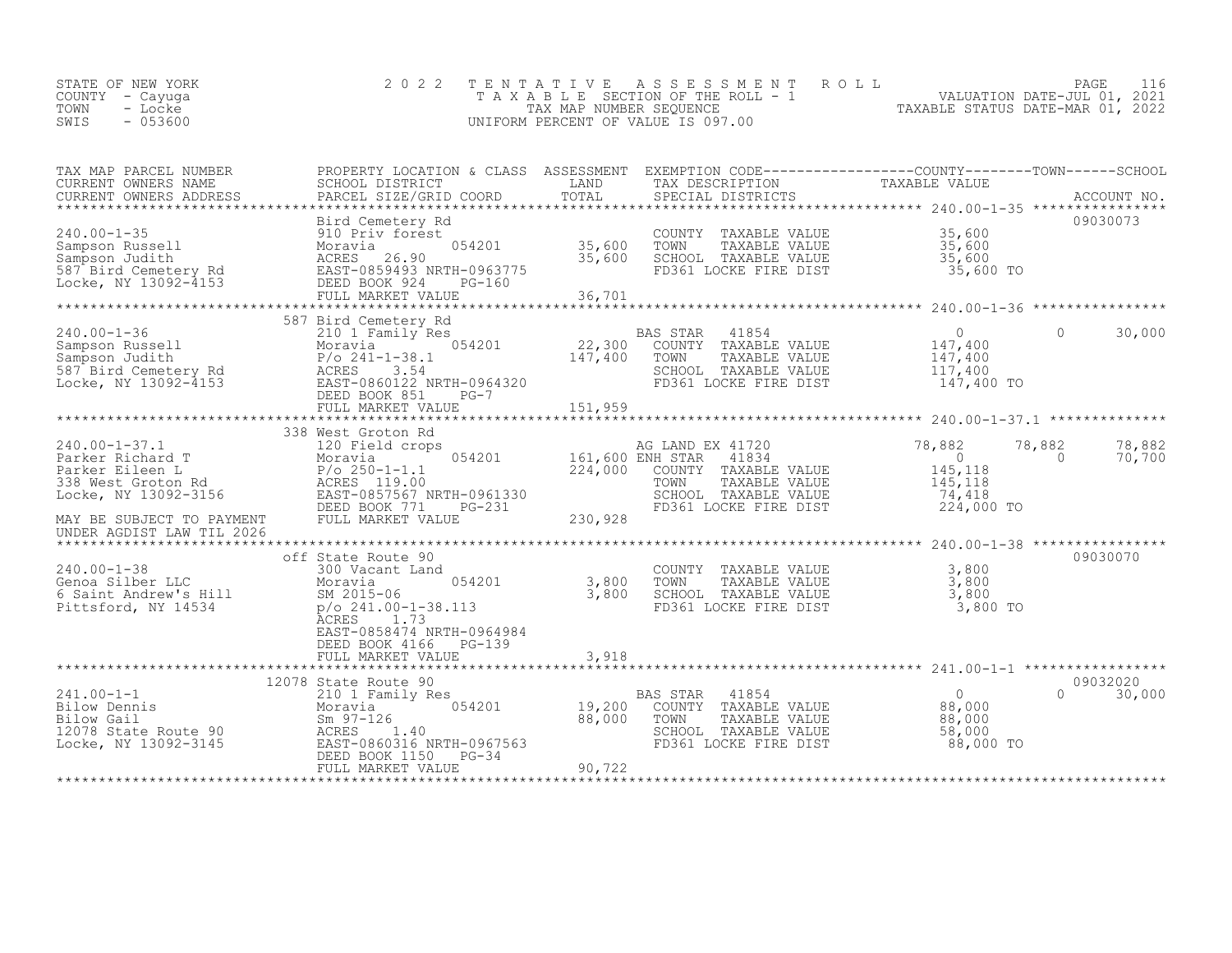STATE OF NEW YORK
COUNTY - Cayuga
TOWN - Locke
SWIS - 053600

2022 TENTATIVE ASSESSMENT ROLL
TAXABLE SECTION OF THE ROLL - 1
TAX MAP NUMBER SEQUENCE
UNIFORM PERCENT OF VALUE IS 097.00

VALUATION DATE-JUL 01, 2021
TAXABLE STATUS DATE-MAR 01, 2022

| TAX MAP PARCEL NUMBER / CURRENT OWNERS NAME / CURRENT OWNERS ADDRESS | PROPERTY LOCATION & CLASS / SCHOOL DISTRICT / PARCEL SIZE/GRID COORD | ASSESSMENT LAND | ASSESSMENT TOTAL | EXEMPTION CODE / TAX DESCRIPTION / SPECIAL DISTRICTS | COUNTY TAXABLE VALUE | TOWN | SCHOOL | ACCOUNT NO. |
|---|---|---|---|---|---|---|---|---|
| 240.00-1-35 | Bird Cemetery Rd | | | | | | | 09030073 |
| Sampson Russell | 910 Priv forest | | | COUNTY TAXABLE VALUE | 35,600 | | | |
| Sampson Judith | Moravia 054201 | 35,600 | | TOWN TAXABLE VALUE | 35,600 | | | |
| 587 Bird Cemetery Rd | ACRES 26.90 | | 35,600 | SCHOOL TAXABLE VALUE | 35,600 | | | |
| Locke, NY 13092-4153 | EAST-0859493 NRTH-0963775 | | | FD361 LOCKE FIRE DIST | 35,600 TO | | | |
| | DEED BOOK 924 PG-160 | | | | | | | |
| | FULL MARKET VALUE | | 36,701 | | | | | |
| 240.00-1-36 | 587 Bird Cemetery Rd | | | | | | | |
| Sampson Russell | 210 1 Family Res | | | BAS STAR 41854 | 0 | 0 | 30,000 | |
| Sampson Judith | Moravia 054201 | 22,300 | | COUNTY TAXABLE VALUE | 147,400 | | | |
| 587 Bird Cemetery Rd | P/o 241-1-38.1 | | 147,400 | TOWN TAXABLE VALUE | 147,400 | | | |
| Locke, NY 13092-4153 | ACRES 3.54 | | | SCHOOL TAXABLE VALUE | 117,400 | | | |
| | EAST-0860122 NRTH-0964320 | | | FD361 LOCKE FIRE DIST | 147,400 TO | | | |
| | DEED BOOK 851 PG-7 | | | | | | | |
| | FULL MARKET VALUE | | 151,959 | | | | | |
| 240.00-1-37.1 | 338 West Groton Rd | | | | | | | |
| Parker Richard T | 120 Field crops | | | AG LAND EX 41720 | 78,882 | 78,882 | 78,882 | |
| Parker Eileen L | Moravia 054201 | 161,600 | | ENH STAR 41834 | 0 | 0 | 70,700 | |
| 338 West Groton Rd | P/o 250-1-1.1 | | 224,000 | COUNTY TAXABLE VALUE | 145,118 | | | |
| Locke, NY 13092-3156 | ACRES 119.00 | | | TOWN TAXABLE VALUE | 145,118 | | | |
| | EAST-0857567 NRTH-0961330 | | | SCHOOL TAXABLE VALUE | 74,418 | | | |
| | DEED BOOK 771 PG-231 | | | FD361 LOCKE FIRE DIST | 224,000 TO | | | |
| MAY BE SUBJECT TO PAYMENT | FULL MARKET VALUE | | 230,928 | | | | | |
| UNDER AGDIST LAW TIL 2026 | | | | | | | | |
| 240.00-1-38 | off State Route 90 | | | | | | | 09030070 |
| Genoa Silber LLC | 300 Vacant Land | | | COUNTY TAXABLE VALUE | 3,800 | | | |
| 6 Saint Andrew's Hill | Moravia 054201 | 3,800 | | TOWN TAXABLE VALUE | 3,800 | | | |
| Pittsford, NY 14534 | SM 2015-06 | | 3,800 | SCHOOL TAXABLE VALUE | 3,800 | | | |
| | p/o 241.00-1-38.113 | | | FD361 LOCKE FIRE DIST | 3,800 TO | | | |
| | ACRES 1.73 | | | | | | | |
| | EAST-0858474 NRTH-0964984 | | | | | | | |
| | DEED BOOK 4166 PG-139 | | | | | | | |
| | FULL MARKET VALUE | | 3,918 | | | | | |
| 241.00-1-1 | 12078 State Route 90 | | | | | | | 09032020 |
| Bilow Dennis | 210 1 Family Res | | | BAS STAR 41854 | 0 | 0 | 30,000 | |
| Bilow Gail | Moravia 054201 | 19,200 | | COUNTY TAXABLE VALUE | 88,000 | | | |
| 12078 State Route 90 | Sm 97-126 | | 88,000 | TOWN TAXABLE VALUE | 88,000 | | | |
| Locke, NY 13092-3145 | ACRES 1.40 | | | SCHOOL TAXABLE VALUE | 58,000 | | | |
| | EAST-0860316 NRTH-0967563 | | | FD361 LOCKE FIRE DIST | 88,000 TO | | | |
| | DEED BOOK 1150 PG-34 | | | | | | | |
| | FULL MARKET VALUE | | 90,722 | | | | | |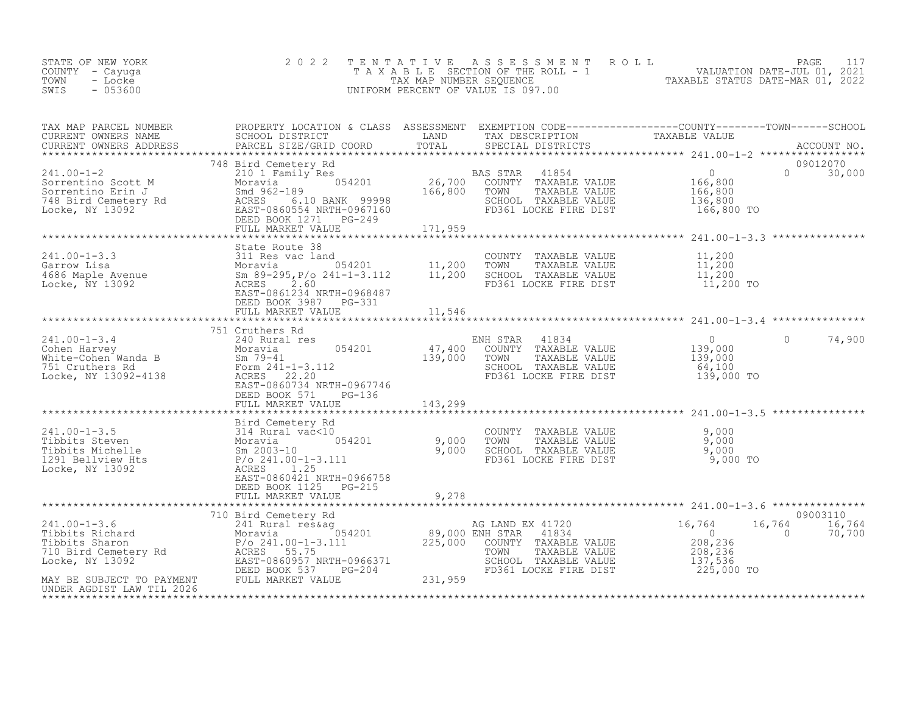STATE OF NEW YORK
COUNTY - Cayuga
TOWN - Locke
SWIS - 053600

2 0 2 2 TENTATIVE ASSESSMENT ROLL
TAXABLE SECTION OF THE ROLL - 1
TAX MAP NUMBER SEQUENCE
UNIFORM PERCENT OF VALUE IS 097.00

PAGE 117
VALUATION DATE-JUL 01, 2021
TAXABLE STATUS DATE-MAR 01, 2022

| TAX MAP PARCEL NUMBER<br>CURRENT OWNERS NAME<br>CURRENT OWNERS ADDRESS | PROPERTY LOCATION & CLASS<br>SCHOOL DISTRICT<br>PARCEL SIZE/GRID COORD | ASSESSMENT<br>LAND<br>TOTAL | EXEMPTION CODE<br>TAX DESCRIPTION<br>SPECIAL DISTRICTS | COUNTY<br>TAXABLE VALUE | TOWN | SCHOOL<br>ACCOUNT NO. |
|---|---|---|---|---|---|---|
| **241.00-1-2** | 748 Bird Cemetery Rd | | | | | 09012070 |
| 241.00-1-2 | 210 1 Family Res | | BAS STAR 41854 | 0 | 0 | 30,000 |
| Sorrentino Scott M | Moravia 054201 | 26,700 | COUNTY TAXABLE VALUE | 166,800 | | |
| Sorrentino Erin J | Smd 962-189 | 166,800 | TOWN TAXABLE VALUE | 166,800 | | |
| 748 Bird Cemetery Rd | ACRES 6.10 BANK 99998 | | SCHOOL TAXABLE VALUE | 136,800 | | |
| Locke, NY 13092 | EAST-0860554 NRTH-0967160 | | FD361 LOCKE FIRE DIST | 166,800 TO | | |
| | DEED BOOK 1271 PG-249 | | | | | |
| | FULL MARKET VALUE | 171,959 | | | | |
| **241.00-1-3.3** | State Route 38 | | | | | |
| 241.00-1-3.3 | 311 Res vac land | | COUNTY TAXABLE VALUE | 11,200 | | |
| Garrow Lisa | Moravia 054201 | 11,200 | TOWN TAXABLE VALUE | 11,200 | | |
| 4686 Maple Avenue | Sm 89-295,P/o 241-1-3.112 | 11,200 | SCHOOL TAXABLE VALUE | 11,200 | | |
| Locke, NY 13092 | ACRES 2.60 | | FD361 LOCKE FIRE DIST | 11,200 TO | | |
| | EAST-0861234 NRTH-0968487 | | | | | |
| | DEED BOOK 3987 PG-331 | | | | | |
| | FULL MARKET VALUE | 11,546 | | | | |
| **241.00-1-3.4** | 751 Cruthers Rd | | | | | |
| 241.00-1-3.4 | 240 Rural res | | ENH STAR 41834 | 0 | 0 | 74,900 |
| Cohen Harvey | Moravia 054201 | 47,400 | COUNTY TAXABLE VALUE | 139,000 | | |
| White-Cohen Wanda B | Sm 79-41 | 139,000 | TOWN TAXABLE VALUE | 139,000 | | |
| 751 Cruthers Rd | Form 241-1-3.112 | | SCHOOL TAXABLE VALUE | 64,100 | | |
| Locke, NY 13092-4138 | ACRES 22.20 | | FD361 LOCKE FIRE DIST | 139,000 TO | | |
| | EAST-0860734 NRTH-0967746 | | | | | |
| | DEED BOOK 571 PG-136 | | | | | |
| | FULL MARKET VALUE | 143,299 | | | | |
| **241.00-1-3.5** | Bird Cemetery Rd | | | | | |
| 241.00-1-3.5 | 314 Rural vac<10 | | COUNTY TAXABLE VALUE | 9,000 | | |
| Tibbits Steven | Moravia 054201 | 9,000 | TOWN TAXABLE VALUE | 9,000 | | |
| Tibbits Michelle | Sm 2003-10 | 9,000 | SCHOOL TAXABLE VALUE | 9,000 | | |
| 1291 Bellview Hts | P/o 241.00-1-3.111 | | FD361 LOCKE FIRE DIST | 9,000 TO | | |
| Locke, NY 13092 | ACRES 1.25 | | | | | |
| | EAST-0860421 NRTH-0966758 | | | | | |
| | DEED BOOK 1125 PG-215 | | | | | |
| | FULL MARKET VALUE | 9,278 | | | | |
| **241.00-1-3.6** | 710 Bird Cemetery Rd | | | | | 09003110 |
| 241.00-1-3.6 | 241 Rural res&ag | | AG LAND EX 41720 | 16,764 | 16,764 | 16,764 |
| Tibbits Richard | Moravia 054201 | 89,000 | ENH STAR 41834 | 0 | 0 | 70,700 |
| Tibbits Sharon | P/o 241.00-1-3.111 | 225,000 | COUNTY TAXABLE VALUE | 208,236 | | |
| 710 Bird Cemetery Rd | ACRES 55.75 | | TOWN TAXABLE VALUE | 208,236 | | |
| Locke, NY 13092 | EAST-0860957 NRTH-0966371 | | SCHOOL TAXABLE VALUE | 137,536 | | |
| | DEED BOOK 537 PG-204 | | FD361 LOCKE FIRE DIST | 225,000 TO | | |
| MAY BE SUBJECT TO PAYMENT<br>UNDER AGDIST LAW TIL 2026 | FULL MARKET VALUE | 231,959 | | | | |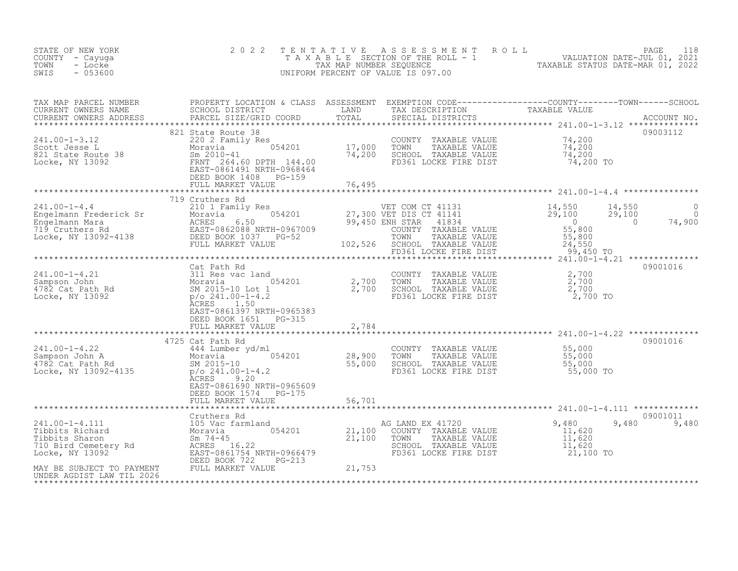STATE OF NEW YORK
COUNTY - Cayuga
TOWN - Locke
SWIS - 053600

# 2022 TENTATIVE ASSESSMENT ROLL
TAXABLE SECTION OF THE ROLL - 1
TAX MAP NUMBER SEQUENCE
UNIFORM PERCENT OF VALUE IS 097.00

VALUATION DATE-JUL 01, 2021
TAXABLE STATUS DATE-MAR 01, 2022

| TAX MAP PARCEL NUMBER / CURRENT OWNERS NAME / CURRENT OWNERS ADDRESS | PROPERTY LOCATION & CLASS / SCHOOL DISTRICT / PARCEL SIZE/GRID COORD | ASSESSMENT LAND / TOTAL | EXEMPTION CODE / TAX DESCRIPTION / SPECIAL DISTRICTS | COUNTY | TOWN | SCHOOL | ACCOUNT NO. |
|---|---|---|---|---|---|---|---|
| **241.00-1-3.12** | 821 State Route 38 | | | | | | 09003112 |
| Scott Jesse L | 220 2 Family Res | | COUNTY TAXABLE VALUE | 74,200 | | | |
| 821 State Route 38 | Moravia 054201 | 17,000 | TOWN TAXABLE VALUE | | 74,200 | | |
| Locke, NY 13092 | Sm 2010-41 | 74,200 | SCHOOL TAXABLE VALUE | | | 74,200 | |
| | FRNT 264.60 DPTH 144.00 | | FD361 LOCKE FIRE DIST | 74,200 TO | | | |
| | EAST-0861491 NRTH-0968464 | | | | | | |
| | DEED BOOK 1408 PG-159 | | | | | | |
| | FULL MARKET VALUE | 76,495 | | | | | |
| **241.00-1-4.4** | 719 Cruthers Rd | | | | | | |
| Engelmann Frederick Sr | 210 1 Family Res | | VET COM CT 41131 | 14,550 | 14,550 | 0 | |
| Engelmann Mara | Moravia 054201 | 27,300 | VET DIS CT 41141 | 29,100 | 29,100 | 0 | |
| 719 Cruthers Rd | ACRES 6.50 | 99,450 | ENH STAR 41834 | 0 | 0 | 74,900 | |
| Locke, NY 13092-4138 | EAST-0862088 NRTH-0967009 | | COUNTY TAXABLE VALUE | 55,800 | | | |
| | DEED BOOK 1037 PG-52 | | TOWN TAXABLE VALUE | | 55,800 | | |
| | FULL MARKET VALUE | 102,526 | SCHOOL TAXABLE VALUE | | | 24,550 | |
| | | | FD361 LOCKE FIRE DIST | 99,450 TO | | | |
| **241.00-1-4.21** | Cat Path Rd | | | | | | 09001016 |
| Sampson John | 311 Res vac land | | COUNTY TAXABLE VALUE | 2,700 | | | |
| 4782 Cat Path Rd | Moravia 054201 | 2,700 | TOWN TAXABLE VALUE | | 2,700 | | |
| Locke, NY 13092 | SM 2015-10 Lot 1 | 2,700 | SCHOOL TAXABLE VALUE | | | 2,700 | |
| | p/o 241.00-1-4.2 | | FD361 LOCKE FIRE DIST | 2,700 TO | | | |
| | ACRES 1.50 | | | | | | |
| | EAST-0861397 NRTH-0965383 | | | | | | |
| | DEED BOOK 1651 PG-315 | | | | | | |
| | FULL MARKET VALUE | 2,784 | | | | | |
| **241.00-1-4.22** | 4725 Cat Path Rd | | | | | | 09001016 |
| Sampson John A | 444 Lumber yd/ml | | COUNTY TAXABLE VALUE | 55,000 | | | |
| 4782 Cat Path Rd | Moravia 054201 | 28,900 | TOWN TAXABLE VALUE | | 55,000 | | |
| Locke, NY 13092-4135 | SM 2015-10 | 55,000 | SCHOOL TAXABLE VALUE | | | 55,000 | |
| | p/o 241.00-1-4.2 | | FD361 LOCKE FIRE DIST | 55,000 TO | | | |
| | ACRES 9.20 | | | | | | |
| | EAST-0861690 NRTH-0965609 | | | | | | |
| | DEED BOOK 1574 PG-175 | | | | | | |
| | FULL MARKET VALUE | 56,701 | | | | | |
| **241.00-1-4.111** | Cruthers Rd | | | | | | 09001011 |
| Tibbits Richard | 105 Vac farmland | | AG LAND EX 41720 | 9,480 | 9,480 | 9,480 | |
| Tibbits Sharon | Moravia 054201 | 21,100 | COUNTY TAXABLE VALUE | 11,620 | | | |
| 710 Bird Cemetery Rd | Sm 74-45 | 21,100 | TOWN TAXABLE VALUE | | 11,620 | | |
| Locke, NY 13092 | ACRES 16.22 | | SCHOOL TAXABLE VALUE | | | 11,620 | |
| | EAST-0861754 NRTH-0966479 | | FD361 LOCKE FIRE DIST | 21,100 TO | | | |
| | DEED BOOK 722 PG-213 | | | | | | |
| MAY BE SUBJECT TO PAYMENT UNDER AGDIST LAW TIL 2026 | FULL MARKET VALUE | 21,753 | | | | | |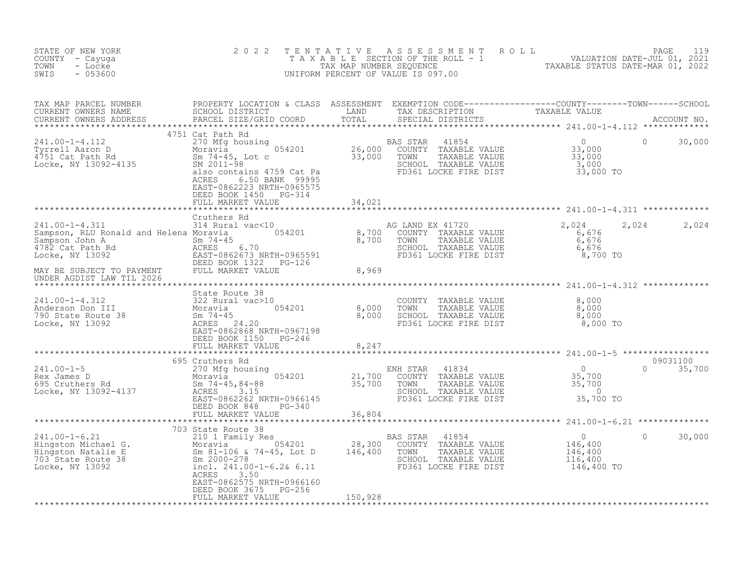STATE OF NEW YORK
COUNTY - Cayuga
TOWN - Locke
SWIS - 053600

2022 TENTATIVE ASSESSMENT ROLL
TAXABLE SECTION OF THE ROLL - 1
TAX MAP NUMBER SEQUENCE
UNIFORM PERCENT OF VALUE IS 097.00

VALUATION DATE-JUL 01, 2021
TAXABLE STATUS DATE-MAR 01, 2022

| TAX MAP PARCEL NUMBER / CURRENT OWNERS NAME / CURRENT OWNERS ADDRESS | PROPERTY LOCATION & CLASS / SCHOOL DISTRICT / PARCEL SIZE/GRID COORD | ASSESSMENT LAND | TOTAL | EXEMPTION CODE / TAX DESCRIPTION / SPECIAL DISTRICTS | COUNTY TAXABLE VALUE | TOWN | SCHOOL | ACCOUNT NO. |
|---|---|---|---|---|---|---|---|---|
| **241.00-1-4.112** | 4751 Cat Path Rd | | | | | | | |
| 241.00-1-4.112 | 270 Mfg housing | | | BAS STAR 41854 | 0 | 0 | 30,000 | |
| Tyrrell Aaron D | Moravia 054201 | 26,000 | | COUNTY TAXABLE VALUE | 33,000 | | | |
| 4751 Cat Path Rd | Sm 74-45, Lot c | | 33,000 | TOWN TAXABLE VALUE | 33,000 | | | |
| Locke, NY 13092-4135 | SM 2011-98 | | | SCHOOL TAXABLE VALUE | 3,000 | | | |
| | also contains 4759 Cat Pa | | | FD361 LOCKE FIRE DIST | 33,000 TO | | | |
| | ACRES 6.50 BANK 99995 | | | | | | | |
| | EAST-0862223 NRTH-0965575 | | | | | | | |
| | DEED BOOK 1450 PG-314 | | | | | | | |
| | FULL MARKET VALUE | | 34,021 | | | | | |
| **241.00-1-4.311** | Cruthers Rd | | | | | | | |
| 241.00-1-4.311 | 314 Rural vac<10 | | | AG LAND EX 41720 | 2,024 | 2,024 | 2,024 | |
| Sampson, RLU Ronald and Helena | Moravia 054201 | 8,700 | | COUNTY TAXABLE VALUE | 6,676 | | | |
| Sampson John A | Sm 74-45 | | 8,700 | TOWN TAXABLE VALUE | 6,676 | | | |
| 4782 Cat Path Rd | ACRES 6.70 | | | SCHOOL TAXABLE VALUE | 6,676 | | | |
| Locke, NY 13092 | EAST-0862673 NRTH-0965591 | | | FD361 LOCKE FIRE DIST | 8,700 TO | | | |
| | DEED BOOK 1322 PG-126 | | | | | | | |
| MAY BE SUBJECT TO PAYMENT UNDER AGDIST LAW TIL 2026 | FULL MARKET VALUE | | 8,969 | | | | | |
| **241.00-1-4.312** | State Route 38 | | | | | | | |
| 241.00-1-4.312 | 322 Rural vac>10 | | | COUNTY TAXABLE VALUE | 8,000 | | | |
| Anderson Don III | Moravia 054201 | 8,000 | | TOWN TAXABLE VALUE | 8,000 | | | |
| 790 State Route 38 | Sm 74-45 | | 8,000 | SCHOOL TAXABLE VALUE | 8,000 | | | |
| Locke, NY 13092 | ACRES 24.20 | | | FD361 LOCKE FIRE DIST | 8,000 TO | | | |
| | EAST-0862868 NRTH-0967198 | | | | | | | |
| | DEED BOOK 1150 PG-246 | | | | | | | |
| | FULL MARKET VALUE | | 8,247 | | | | | |
| **241.00-1-5** | 695 Cruthers Rd | | | | | | | 09031100 |
| 241.00-1-5 | 270 Mfg housing | | | ENH STAR 41834 | 0 | 0 | 35,700 | |
| Rex James D | Moravia 054201 | 21,700 | | COUNTY TAXABLE VALUE | 35,700 | | | |
| 695 Cruthers Rd | Sm 74-45,84-88 | | 35,700 | TOWN TAXABLE VALUE | 35,700 | | | |
| Locke, NY 13092-4137 | ACRES 3.15 | | | SCHOOL TAXABLE VALUE | 0 | | | |
| | EAST-0862262 NRTH-0966145 | | | FD361 LOCKE FIRE DIST | 35,700 TO | | | |
| | DEED BOOK 848 PG-340 | | | | | | | |
| | FULL MARKET VALUE | | 36,804 | | | | | |
| **241.00-1-6.21** | 703 State Route 38 | | | | | | | |
| 241.00-1-6.21 | 210 1 Family Res | | | BAS STAR 41854 | 0 | 0 | 30,000 | |
| Hingston Michael G. | Moravia 054201 | 28,300 | | COUNTY TAXABLE VALUE | 146,400 | | | |
| Hingston Natalie E | Sm 81-106 & 74-45, Lot D | | 146,400 | TOWN TAXABLE VALUE | 146,400 | | | |
| 703 State Route 38 | Sm 2000-278 | | | SCHOOL TAXABLE VALUE | 116,400 | | | |
| Locke, NY 13092 | incl. 241.00-1-6.2& 6.11 | | | FD361 LOCKE FIRE DIST | 146,400 TO | | | |
| | ACRES 3.50 | | | | | | | |
| | EAST-0862575 NRTH-0966160 | | | | | | | |
| | DEED BOOK 3675 PG-256 | | | | | | | |
| | FULL MARKET VALUE | | 150,928 | | | | | |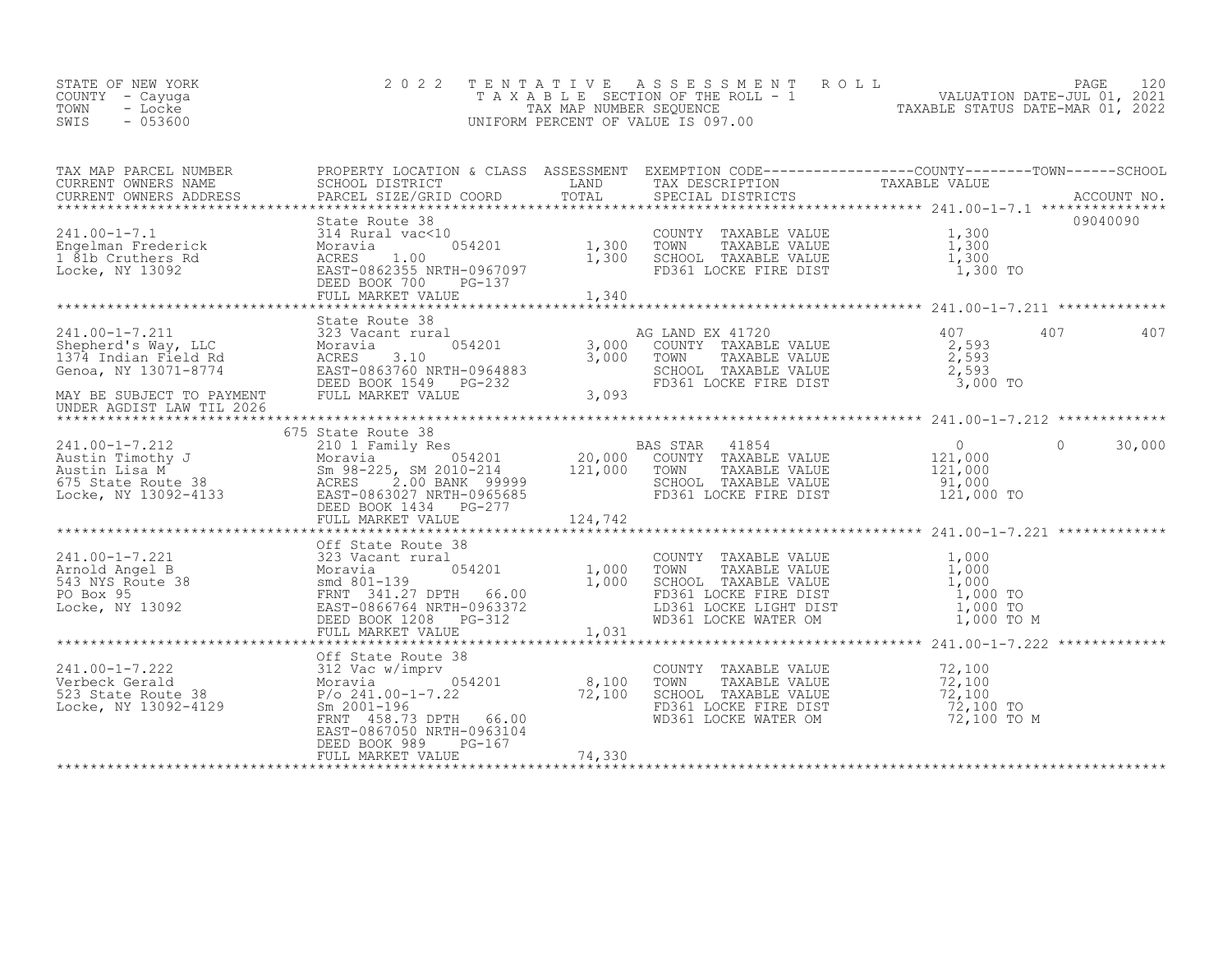STATE OF NEW YORK
COUNTY - Cayuga
TOWN - Locke
SWIS - 053600

2 0 2 2 T E N T A T I V E A S S E S S M E N T R O L L
T A X A B L E SECTION OF THE ROLL - 1
TAX MAP NUMBER SEQUENCE
UNIFORM PERCENT OF VALUE IS 097.00

VALUATION DATE-JUL 01, 2021
TAXABLE STATUS DATE-MAR 01, 2022

| TAX MAP PARCEL NUMBER / CURRENT OWNERS NAME / CURRENT OWNERS ADDRESS | PROPERTY LOCATION & CLASS / SCHOOL DISTRICT / PARCEL SIZE/GRID COORD | ASSESSMENT LAND / TOTAL | EXEMPTION CODE / TAX DESCRIPTION / SPECIAL DISTRICTS | COUNTY TAXABLE VALUE | TOWN | SCHOOL | ACCOUNT NO. |
|---|---|---|---|---|---|---|---|
| **241.00-1-7.1** | State Route 38 | | | | | | 09040090 |
| 241.00-1-7.1 | 314 Rural vac<10 | | COUNTY TAXABLE VALUE | 1,300 | | | |
| Engelman Frederick | Moravia 054201 | 1,300 | TOWN TAXABLE VALUE | 1,300 | | | |
| 1 81b Cruthers Rd | ACRES 1.00 | 1,300 | SCHOOL TAXABLE VALUE | 1,300 | | | |
| Locke, NY 13092 | EAST-0862355 NRTH-0967097 | | FD361 LOCKE FIRE DIST | 1,300 TO | | | |
| | DEED BOOK 700 PG-137 | | | | | | |
| | FULL MARKET VALUE | 1,340 | | | | | |
| **241.00-1-7.211** | State Route 38 | | | | | | |
| 241.00-1-7.211 | 323 Vacant rural | | AG LAND EX 41720 | 407 | 407 | 407 | |
| Shepherd's Way, LLC | Moravia 054201 | 3,000 | COUNTY TAXABLE VALUE | 2,593 | | | |
| 1374 Indian Field Rd | ACRES 3.10 | 3,000 | TOWN TAXABLE VALUE | 2,593 | | | |
| Genoa, NY 13071-8774 | EAST-0863760 NRTH-0964883 | | SCHOOL TAXABLE VALUE | 2,593 | | | |
| | DEED BOOK 1549 PG-232 | | FD361 LOCKE FIRE DIST | 3,000 TO | | | |
| MAY BE SUBJECT TO PAYMENT | FULL MARKET VALUE | 3,093 | | | | | |
| UNDER AGDIST LAW TIL 2026 | | | | | | | |
| **241.00-1-7.212** | 675 State Route 38 | | | | | | |
| 241.00-1-7.212 | 210 1 Family Res | | BAS STAR 41854 | 0 | 0 | 30,000 | |
| Austin Timothy J | Moravia 054201 | 20,000 | COUNTY TAXABLE VALUE | 121,000 | | | |
| Austin Lisa M | Sm 98-225, SM 2010-214 | 121,000 | TOWN TAXABLE VALUE | 121,000 | | | |
| 675 State Route 38 | ACRES 2.00 BANK 99999 | | SCHOOL TAXABLE VALUE | 91,000 | | | |
| Locke, NY 13092-4133 | EAST-0863027 NRTH-0965685 | | FD361 LOCKE FIRE DIST | 121,000 TO | | | |
| | DEED BOOK 1434 PG-277 | | | | | | |
| | FULL MARKET VALUE | 124,742 | | | | | |
| **241.00-1-7.221** | Off State Route 38 | | | | | | |
| 241.00-1-7.221 | 323 Vacant rural | | COUNTY TAXABLE VALUE | 1,000 | | | |
| Arnold Angel B | Moravia 054201 | 1,000 | TOWN TAXABLE VALUE | 1,000 | | | |
| 543 NYS Route 38 | smd 801-139 | 1,000 | SCHOOL TAXABLE VALUE | 1,000 | | | |
| PO Box 95 | FRNT 341.27 DPTH 66.00 | | FD361 LOCKE FIRE DIST | 1,000 TO | | | |
| Locke, NY 13092 | EAST-0866764 NRTH-0963372 | | LD361 LOCKE LIGHT DIST | 1,000 TO | | | |
| | DEED BOOK 1208 PG-312 | | WD361 LOCKE WATER OM | 1,000 TO M | | | |
| | FULL MARKET VALUE | 1,031 | | | | | |
| **241.00-1-7.222** | Off State Route 38 | | | | | | |
| 241.00-1-7.222 | 312 Vac w/imprv | | COUNTY TAXABLE VALUE | 72,100 | | | |
| Verbeck Gerald | Moravia 054201 | 8,100 | TOWN TAXABLE VALUE | 72,100 | | | |
| 523 State Route 38 | P/o 241.00-1-7.22 | 72,100 | SCHOOL TAXABLE VALUE | 72,100 | | | |
| Locke, NY 13092-4129 | Sm 2001-196 | | FD361 LOCKE FIRE DIST | 72,100 TO | | | |
| | FRNT 458.73 DPTH 66.00 | | WD361 LOCKE WATER OM | 72,100 TO M | | | |
| | EAST-0867050 NRTH-0963104 | | | | | | |
| | DEED BOOK 989 PG-167 | | | | | | |
| | FULL MARKET VALUE | 74,330 | | | | | |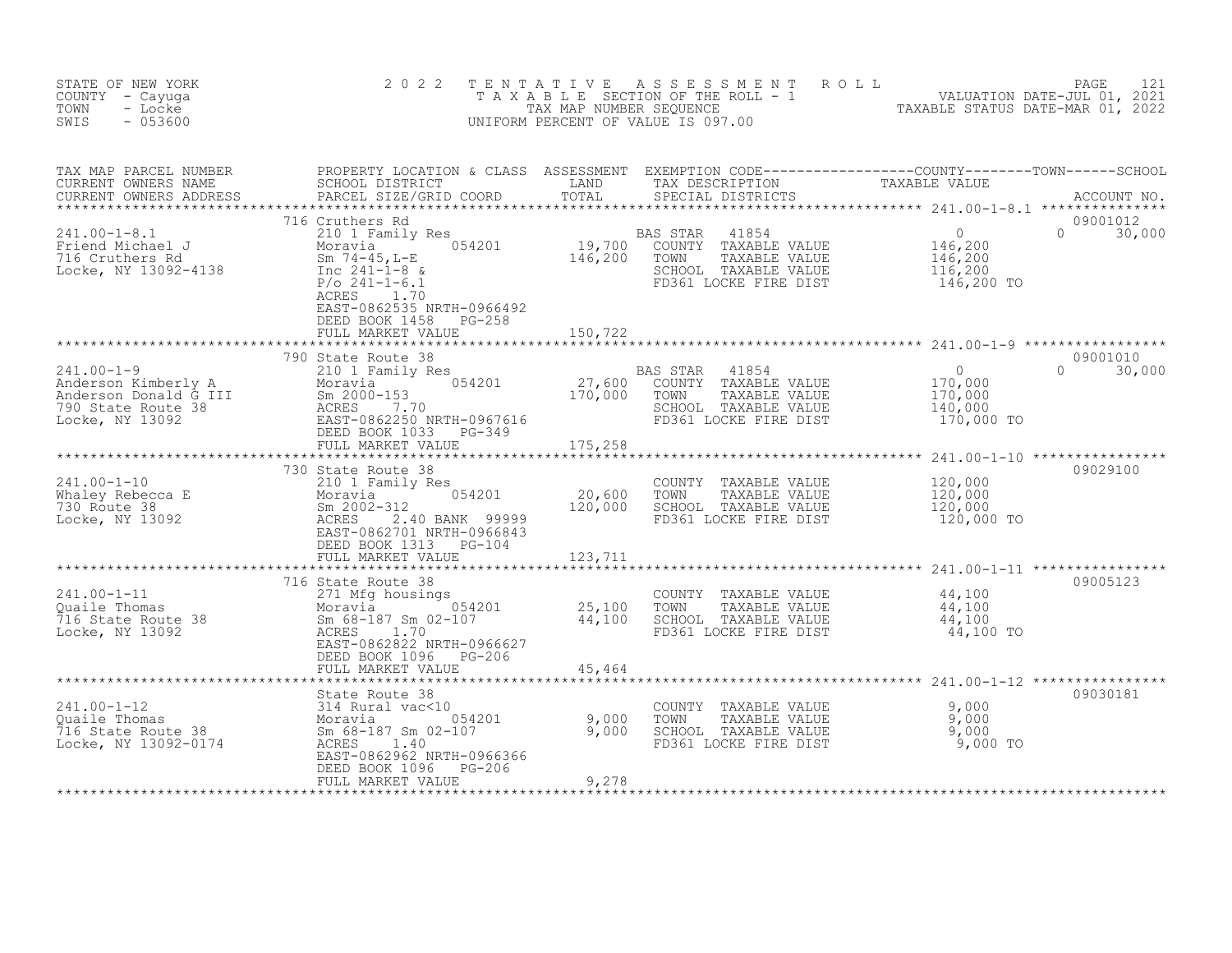STATE OF NEW YORK
COUNTY - Cayuga
TOWN - Locke
SWIS - 053600

2022 TENTATIVE ASSESSMENT ROLL
TAXABLE SECTION OF THE ROLL - 1
TAX MAP NUMBER SEQUENCE
UNIFORM PERCENT OF VALUE IS 097.00

VALUATION DATE-JUL 01, 2021
TAXABLE STATUS DATE-MAR 01, 2022

| TAX MAP PARCEL NUMBER / CURRENT OWNERS NAME / CURRENT OWNERS ADDRESS | PROPERTY LOCATION & CLASS / SCHOOL DISTRICT / PARCEL SIZE/GRID COORD | ASSESSMENT LAND / TOTAL | EXEMPTION CODE / TAX DESCRIPTION / SPECIAL DISTRICTS | COUNTY / TOWN / SCHOOL TAXABLE VALUE | ACCOUNT NO. |
|---|---|---|---|---|---|
| 241.00-1-8.1 | 716 Cruthers Rd | | | | 09001012 |
| Friend Michael J | 210 1 Family Res | | BAS STAR 41854 | 0 0 30,000 | |
| 716 Cruthers Rd | Moravia 054201 | 19,700 | COUNTY TAXABLE VALUE | 146,200 | |
| Locke, NY 13092-4138 | Sm 74-45,L-E | 146,200 | TOWN TAXABLE VALUE | 146,200 | |
| | Inc 241-1-8 & | | SCHOOL TAXABLE VALUE | 116,200 | |
| | P/o 241-1-6.1 | | FD361 LOCKE FIRE DIST | 146,200 TO | |
| | ACRES 1.70 | | | | |
| | EAST-0862535 NRTH-0966492 | | | | |
| | DEED BOOK 1458 PG-258 | | | | |
| | FULL MARKET VALUE | 150,722 | | | |
| 241.00-1-9 | 790 State Route 38 | | | | 09001010 |
| Anderson Kimberly A | 210 1 Family Res | | BAS STAR 41854 | 0 0 30,000 | |
| Anderson Donald G III | Moravia 054201 | 27,600 | COUNTY TAXABLE VALUE | 170,000 | |
| 790 State Route 38 | Sm 2000-153 | 170,000 | TOWN TAXABLE VALUE | 170,000 | |
| Locke, NY 13092 | ACRES 7.70 | | SCHOOL TAXABLE VALUE | 140,000 | |
| | EAST-0862250 NRTH-0967616 | | FD361 LOCKE FIRE DIST | 170,000 TO | |
| | DEED BOOK 1033 PG-349 | | | | |
| | FULL MARKET VALUE | 175,258 | | | |
| 241.00-1-10 | 730 State Route 38 | | | | 09029100 |
| Whaley Rebecca E | 210 1 Family Res | | COUNTY TAXABLE VALUE | 120,000 | |
| 730 Route 38 | Moravia 054201 | 20,600 | TOWN TAXABLE VALUE | 120,000 | |
| Locke, NY 13092 | Sm 2002-312 | 120,000 | SCHOOL TAXABLE VALUE | 120,000 | |
| | ACRES 2.40 BANK 99999 | | FD361 LOCKE FIRE DIST | 120,000 TO | |
| | EAST-0862701 NRTH-0966843 | | | | |
| | DEED BOOK 1313 PG-104 | | | | |
| | FULL MARKET VALUE | 123,711 | | | |
| 241.00-1-11 | 716 State Route 38 | | | | 09005123 |
| Quaile Thomas | 271 Mfg housings | | COUNTY TAXABLE VALUE | 44,100 | |
| 716 State Route 38 | Moravia 054201 | 25,100 | TOWN TAXABLE VALUE | 44,100 | |
| Locke, NY 13092 | Sm 68-187 Sm 02-107 | 44,100 | SCHOOL TAXABLE VALUE | 44,100 | |
| | ACRES 1.70 | | FD361 LOCKE FIRE DIST | 44,100 TO | |
| | EAST-0862822 NRTH-0966627 | | | | |
| | DEED BOOK 1096 PG-206 | | | | |
| | FULL MARKET VALUE | 45,464 | | | |
| 241.00-1-12 | State Route 38 | | | | 09030181 |
| Quaile Thomas | 314 Rural vac<10 | | COUNTY TAXABLE VALUE | 9,000 | |
| 716 State Route 38 | Moravia 054201 | 9,000 | TOWN TAXABLE VALUE | 9,000 | |
| Locke, NY 13092-0174 | Sm 68-187 Sm 02-107 | 9,000 | SCHOOL TAXABLE VALUE | 9,000 | |
| | ACRES 1.40 | | FD361 LOCKE FIRE DIST | 9,000 TO | |
| | EAST-0862962 NRTH-0966366 | | | | |
| | DEED BOOK 1096 PG-206 | | | | |
| | FULL MARKET VALUE | 9,278 | | | |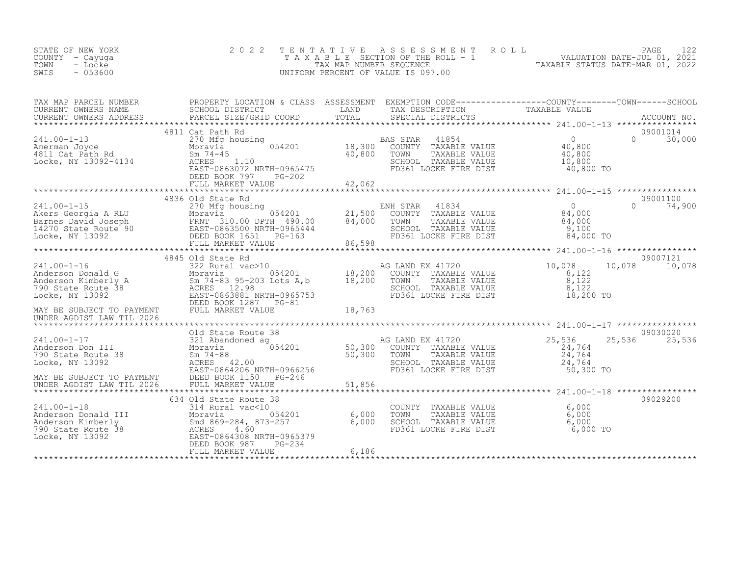STATE OF NEW YORK
COUNTY - Cayuga
TOWN - Locke
SWIS - 053600

2022 TENTATIVE ASSESSMENT ROLL
TAXABLE SECTION OF THE ROLL - 1
TAX MAP NUMBER SEQUENCE
UNIFORM PERCENT OF VALUE IS 097.00

VALUATION DATE-JUL 01, 2021
TAXABLE STATUS DATE-MAR 01, 2022

| TAX MAP PARCEL NUMBER / CURRENT OWNERS NAME / CURRENT OWNERS ADDRESS | PROPERTY LOCATION & CLASS / SCHOOL DISTRICT / PARCEL SIZE/GRID COORD | ASSESSMENT LAND | TOTAL | EXEMPTION CODE / TAX DESCRIPTION / SPECIAL DISTRICTS | COUNTY TAXABLE VALUE | TOWN | SCHOOL | ACCOUNT NO. |
|---|---|---|---|---|---|---|---|---|
| 241.00-1-13 | 4811 Cat Path Rd | | | | | | | 09001014 |
| Amerman Joyce | 270 Mfg housing | | | BAS STAR 41854 | 0 | 0 | 30,000 | |
| 4811 Cat Path Rd | Moravia 054201 | 18,300 | | COUNTY TAXABLE VALUE | 40,800 | | | |
| Locke, NY 13092-4134 | Sm 74-45 | | 40,800 | TOWN TAXABLE VALUE | 40,800 | | | |
| | ACRES 1.10 | | | SCHOOL TAXABLE VALUE | 10,800 | | | |
| | EAST-0863072 NRTH-0965475 | | | FD361 LOCKE FIRE DIST | 40,800 TO | | | |
| | DEED BOOK 797 PG-202 | | | | | | | |
| | FULL MARKET VALUE | | 42,062 | | | | | |
| 241.00-1-15 | 4836 Old State Rd | | | | | | | 09001100 |
| Akers Georgia A RLU | 270 Mfg housing | | | ENH STAR 41834 | 0 | 0 | 74,900 | |
| Barnes David Joseph | Moravia 054201 | 21,500 | | COUNTY TAXABLE VALUE | 84,000 | | | |
| 14270 State Route 90 | FRNT 310.00 DPTH 490.00 | | 84,000 | TOWN TAXABLE VALUE | 84,000 | | | |
| Locke, NY 13092 | EAST-0863500 NRTH-0965444 | | | SCHOOL TAXABLE VALUE | 9,100 | | | |
| | DEED BOOK 1651 PG-163 | | | FD361 LOCKE FIRE DIST | 84,000 TO | | | |
| | FULL MARKET VALUE | | 86,598 | | | | | |
| 241.00-1-16 | 4845 Old State Rd | | | | | | | 09007121 |
| Anderson Donald G | 322 Rural vac>10 | | | AG LAND EX 41720 | 10,078 | 10,078 | 10,078 | |
| Anderson Kimberly A | Moravia 054201 | 18,200 | | COUNTY TAXABLE VALUE | 8,122 | | | |
| 790 State Route 38 | Sm 74-83 95-203 Lots A,b | | 18,200 | TOWN TAXABLE VALUE | 8,122 | | | |
| Locke, NY 13092 | ACRES 12.98 | | | SCHOOL TAXABLE VALUE | 8,122 | | | |
| | EAST-0863881 NRTH-0965753 | | | FD361 LOCKE FIRE DIST | 18,200 TO | | | |
| | DEED BOOK 1287 PG-81 | | | | | | | |
| MAY BE SUBJECT TO PAYMENT UNDER AGDIST LAW TIL 2026 | FULL MARKET VALUE | | 18,763 | | | | | |
| 241.00-1-17 | Old State Route 38 | | | | | | | 09030020 |
| Anderson Don III | 321 Abandoned ag | | | AG LAND EX 41720 | 25,536 | 25,536 | 25,536 | |
| 790 State Route 38 | Moravia 054201 | 50,300 | | COUNTY TAXABLE VALUE | 24,764 | | | |
| Locke, NY 13092 | Sm 74-88 | | 50,300 | TOWN TAXABLE VALUE | 24,764 | | | |
| | ACRES 42.00 | | | SCHOOL TAXABLE VALUE | 24,764 | | | |
| | EAST-0864206 NRTH-0966256 | | | FD361 LOCKE FIRE DIST | 50,300 TO | | | |
| MAY BE SUBJECT TO PAYMENT | DEED BOOK 1150 PG-246 | | | | | | | |
| UNDER AGDIST LAW TIL 2026 | FULL MARKET VALUE | | 51,856 | | | | | |
| 241.00-1-18 | 634 Old State Route 38 | | | | | | | 09029200 |
| Anderson Donald III | 314 Rural vac<10 | | | COUNTY TAXABLE VALUE | 6,000 | | | |
| Anderson Kimberly | Moravia 054201 | 6,000 | | TOWN TAXABLE VALUE | 6,000 | | | |
| 790 State Route 38 | Smd 869-284, 873-257 | | 6,000 | SCHOOL TAXABLE VALUE | 6,000 | | | |
| Locke, NY 13092 | ACRES 4.60 | | | FD361 LOCKE FIRE DIST | 6,000 TO | | | |
| | EAST-0864308 NRTH-0965379 | | | | | | | |
| | DEED BOOK 987 PG-234 | | | | | | | |
| | FULL MARKET VALUE | | 6,186 | | | | | |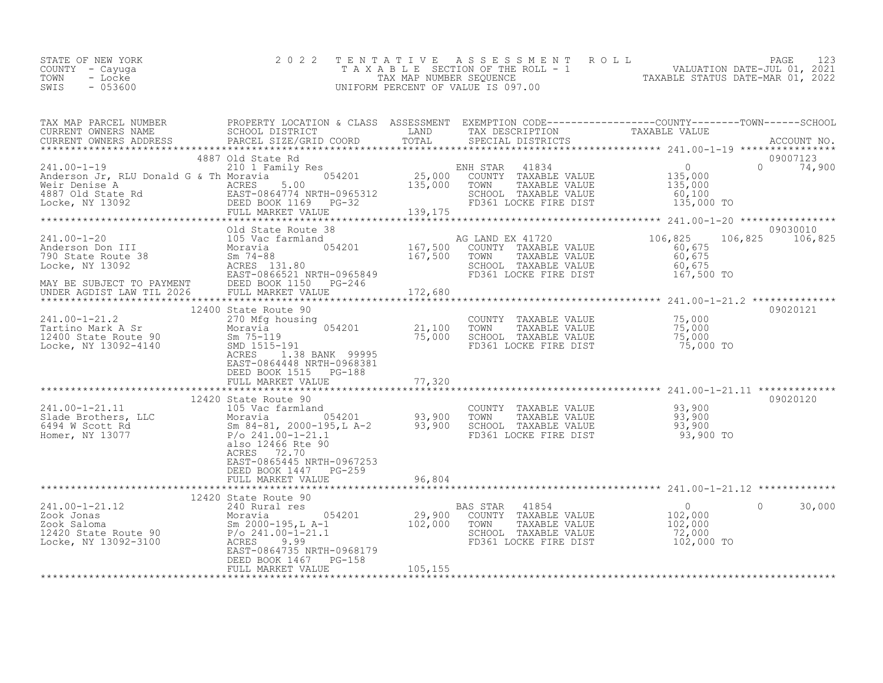STATE OF NEW YORK
COUNTY - Cayuga
TOWN - Locke
SWIS - 053600

2022 TENTATIVE ASSESSMENT ROLL
TAXABLE SECTION OF THE ROLL - 1
TAX MAP NUMBER SEQUENCE
UNIFORM PERCENT OF VALUE IS 097.00

VALUATION DATE-JUL 01, 2021
TAXABLE STATUS DATE-MAR 01, 2022

| TAX MAP PARCEL NUMBER / CURRENT OWNERS NAME / CURRENT OWNERS ADDRESS | PROPERTY LOCATION & CLASS / SCHOOL DISTRICT / PARCEL SIZE/GRID COORD | ASSESSMENT LAND / TOTAL | EXEMPTION CODE / TAX DESCRIPTION / SPECIAL DISTRICTS | COUNTY / TOWN / SCHOOL TAXABLE VALUE | ACCOUNT NO. |
|---|---|---|---|---|---|
| 241.00-1-19 | 4887 Old State Rd | | | | 09007123 |
| Anderson Jr, RLU Donald G & Th | 210 1 Family Res | | ENH STAR 41834 | 0 0 74,900 | |
| Weir Denise A | Moravia 054201 | 25,000 | COUNTY TAXABLE VALUE | 135,000 | |
| 4887 Old State Rd | ACRES 5.00 | 135,000 | TOWN TAXABLE VALUE | 135,000 | |
| Locke, NY 13092 | EAST-0864774 NRTH-0965312 | | SCHOOL TAXABLE VALUE | 60,100 | |
| | DEED BOOK 1169 PG-32 | | FD361 LOCKE FIRE DIST | 135,000 TO | |
| | FULL MARKET VALUE | 139,175 | | | |
| 241.00-1-20 | Old State Route 38 | | | | 09030010 |
| Anderson Don III | 105 Vac farmland | | AG LAND EX 41720 | 106,825 106,825 106,825 | |
| 790 State Route 38 | Moravia 054201 | 167,500 | COUNTY TAXABLE VALUE | 60,675 | |
| Locke, NY 13092 | Sm 74-88 | 167,500 | TOWN TAXABLE VALUE | 60,675 | |
| | ACRES 131.80 | | SCHOOL TAXABLE VALUE | 60,675 | |
| MAY BE SUBJECT TO PAYMENT | EAST-0866521 NRTH-0965849 | | FD361 LOCKE FIRE DIST | 167,500 TO | |
| UNDER AGDIST LAW TIL 2026 | DEED BOOK 1150 PG-246 | | | | |
| | FULL MARKET VALUE | 172,680 | | | |
| 241.00-1-21.2 | 12400 State Route 90 | | | | 09020121 |
| Tartino Mark A Sr | 270 Mfg housing | | COUNTY TAXABLE VALUE | 75,000 | |
| 12400 State Route 90 | Moravia 054201 | 21,100 | TOWN TAXABLE VALUE | 75,000 | |
| Locke, NY 13092-4140 | Sm 75-119 | 75,000 | SCHOOL TAXABLE VALUE | 75,000 | |
| | SMD 1515-191 | | FD361 LOCKE FIRE DIST | 75,000 TO | |
| | ACRES 1.38 BANK 99995 | | | | |
| | EAST-0864448 NRTH-0968381 | | | | |
| | DEED BOOK 1515 PG-188 | | | | |
| | FULL MARKET VALUE | 77,320 | | | |
| 241.00-1-21.11 | 12420 State Route 90 | | | | 09020120 |
| Slade Brothers, LLC | 105 Vac farmland | | COUNTY TAXABLE VALUE | 93,900 | |
| 6494 W Scott Rd | Moravia 054201 | 93,900 | TOWN TAXABLE VALUE | 93,900 | |
| Homer, NY 13077 | Sm 84-81, 2000-195,L A-2 | 93,900 | SCHOOL TAXABLE VALUE | 93,900 | |
| | P/o 241.00-1-21.1 | | FD361 LOCKE FIRE DIST | 93,900 TO | |
| | also 12466 Rte 90 | | | | |
| | ACRES 72.70 | | | | |
| | EAST-0865445 NRTH-0967253 | | | | |
| | DEED BOOK 1447 PG-259 | | | | |
| | FULL MARKET VALUE | 96,804 | | | |
| 241.00-1-21.12 | 12420 State Route 90 | | | | |
| Zook Jonas | 240 Rural res | | BAS STAR 41854 | 0 0 30,000 | |
| Zook Saloma | Moravia 054201 | 29,900 | COUNTY TAXABLE VALUE | 102,000 | |
| 12420 State Route 90 | Sm 2000-195,L A-1 | 102,000 | TOWN TAXABLE VALUE | 102,000 | |
| Locke, NY 13092-3100 | P/o 241.00-1-21.1 | | SCHOOL TAXABLE VALUE | 72,000 | |
| | ACRES 9.99 | | FD361 LOCKE FIRE DIST | 102,000 TO | |
| | EAST-0864735 NRTH-0968179 | | | | |
| | DEED BOOK 1467 PG-158 | | | | |
| | FULL MARKET VALUE | 105,155 | | | |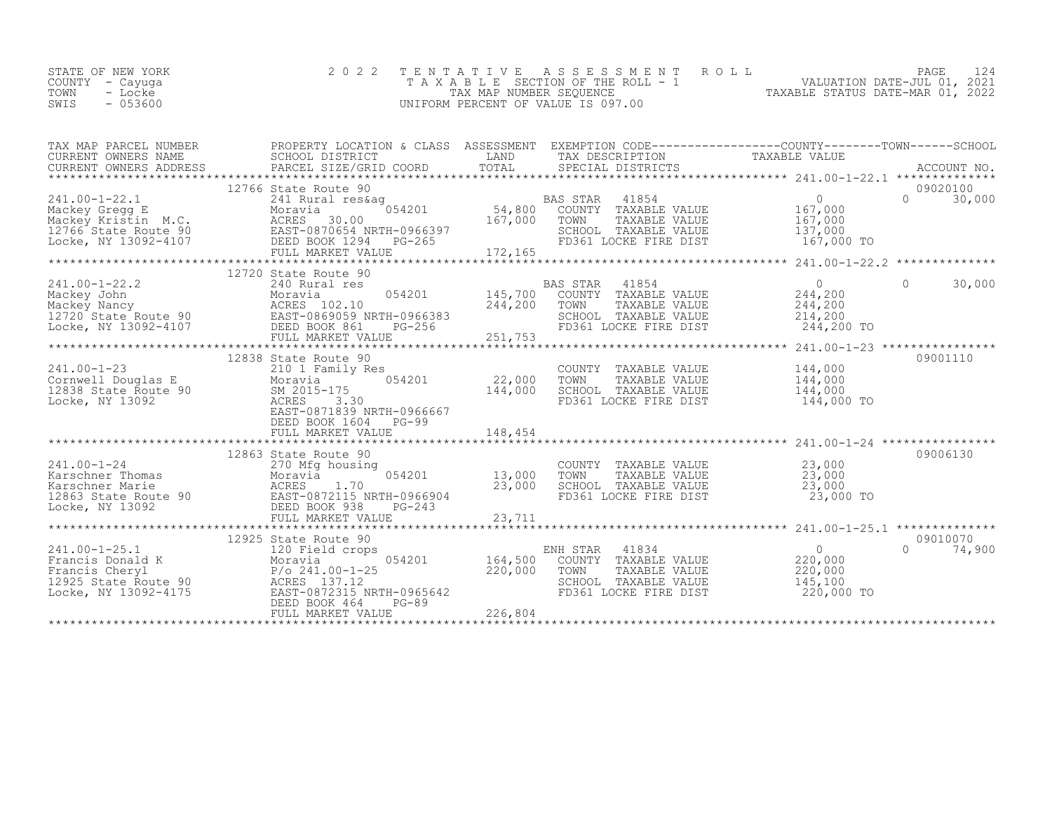STATE OF NEW YORK
COUNTY - Cayuga
TOWN - Locke
SWIS - 053600

# 2022 TENTATIVE ASSESSMENT ROLL
TAXABLE SECTION OF THE ROLL - 1
TAX MAP NUMBER SEQUENCE
UNIFORM PERCENT OF VALUE IS 097.00

VALUATION DATE-JUL 01, 2021
TAXABLE STATUS DATE-MAR 01, 2022

| TAX MAP PARCEL NUMBER / CURRENT OWNERS NAME / CURRENT OWNERS ADDRESS | PROPERTY LOCATION & CLASS / SCHOOL DISTRICT / PARCEL SIZE/GRID COORD | ASSESSMENT LAND / TOTAL | EXEMPTION CODE / TAX DESCRIPTION / SPECIAL DISTRICTS | COUNTY TAXABLE VALUE | TOWN | SCHOOL / ACCOUNT NO. |
|---|---|---|---|---|---|---|
| **241.00-1-22.1** | 12766 State Route 90 | | | | | 09020100 |
| 241.00-1-22.1 | 241 Rural res&ag | | BAS STAR 41854 | 0 | 0 | 30,000 |
| Mackey Gregg E | Moravia 054201 | 54,800 | COUNTY TAXABLE VALUE | 167,000 | | |
| Mackey Kristin M.C. | ACRES 30.00 | 167,000 | TOWN TAXABLE VALUE | 167,000 | | |
| 12766 State Route 90 | EAST-0870654 NRTH-0966397 | | SCHOOL TAXABLE VALUE | 137,000 | | |
| Locke, NY 13092-4107 | DEED BOOK 1294 PG-265 | | FD361 LOCKE FIRE DIST | 167,000 TO | | |
| | FULL MARKET VALUE | 172,165 | | | | |
| **241.00-1-22.2** | 12720 State Route 90 | | | | | |
| 241.00-1-22.2 | 240 Rural res | | BAS STAR 41854 | 0 | 0 | 30,000 |
| Mackey John | Moravia 054201 | 145,700 | COUNTY TAXABLE VALUE | 244,200 | | |
| Mackey Nancy | ACRES 102.10 | 244,200 | TOWN TAXABLE VALUE | 244,200 | | |
| 12720 State Route 90 | EAST-0869059 NRTH-0966383 | | SCHOOL TAXABLE VALUE | 214,200 | | |
| Locke, NY 13092-4107 | DEED BOOK 861 PG-256 | | FD361 LOCKE FIRE DIST | 244,200 TO | | |
| | FULL MARKET VALUE | 251,753 | | | | |
| **241.00-1-23** | 12838 State Route 90 | | | | | 09001110 |
| 241.00-1-23 | 210 1 Family Res | | COUNTY TAXABLE VALUE | 144,000 | | |
| Cornwell Douglas E | Moravia 054201 | 22,000 | TOWN TAXABLE VALUE | 144,000 | | |
| 12838 State Route 90 | SM 2015-175 | 144,000 | SCHOOL TAXABLE VALUE | 144,000 | | |
| Locke, NY 13092 | ACRES 3.30 | | FD361 LOCKE FIRE DIST | 144,000 TO | | |
| | EAST-0871839 NRTH-0966667 | | | | | |
| | DEED BOOK 1604 PG-99 | | | | | |
| | FULL MARKET VALUE | 148,454 | | | | |
| **241.00-1-24** | 12863 State Route 90 | | | | | 09006130 |
| 241.00-1-24 | 270 Mfg housing | | COUNTY TAXABLE VALUE | 23,000 | | |
| Karschner Thomas | Moravia 054201 | 13,000 | TOWN TAXABLE VALUE | 23,000 | | |
| Karschner Marie | ACRES 1.70 | 23,000 | SCHOOL TAXABLE VALUE | 23,000 | | |
| 12863 State Route 90 | EAST-0872115 NRTH-0966904 | | FD361 LOCKE FIRE DIST | 23,000 TO | | |
| Locke, NY 13092 | DEED BOOK 938 PG-243 | | | | | |
| | FULL MARKET VALUE | 23,711 | | | | |
| **241.00-1-25.1** | 12925 State Route 90 | | | | | 09010070 |
| 241.00-1-25.1 | 120 Field crops | | ENH STAR 41834 | 0 | 0 | 74,900 |
| Francis Donald K | Moravia 054201 | 164,500 | COUNTY TAXABLE VALUE | 220,000 | | |
| Francis Cheryl | P/o 241.00-1-25 | 220,000 | TOWN TAXABLE VALUE | 220,000 | | |
| 12925 State Route 90 | ACRES 137.12 | | SCHOOL TAXABLE VALUE | 145,100 | | |
| Locke, NY 13092-4175 | EAST-0872315 NRTH-0965642 | | FD361 LOCKE FIRE DIST | 220,000 TO | | |
| | DEED BOOK 464 PG-89 | | | | | |
| | FULL MARKET VALUE | 226,804 | | | | |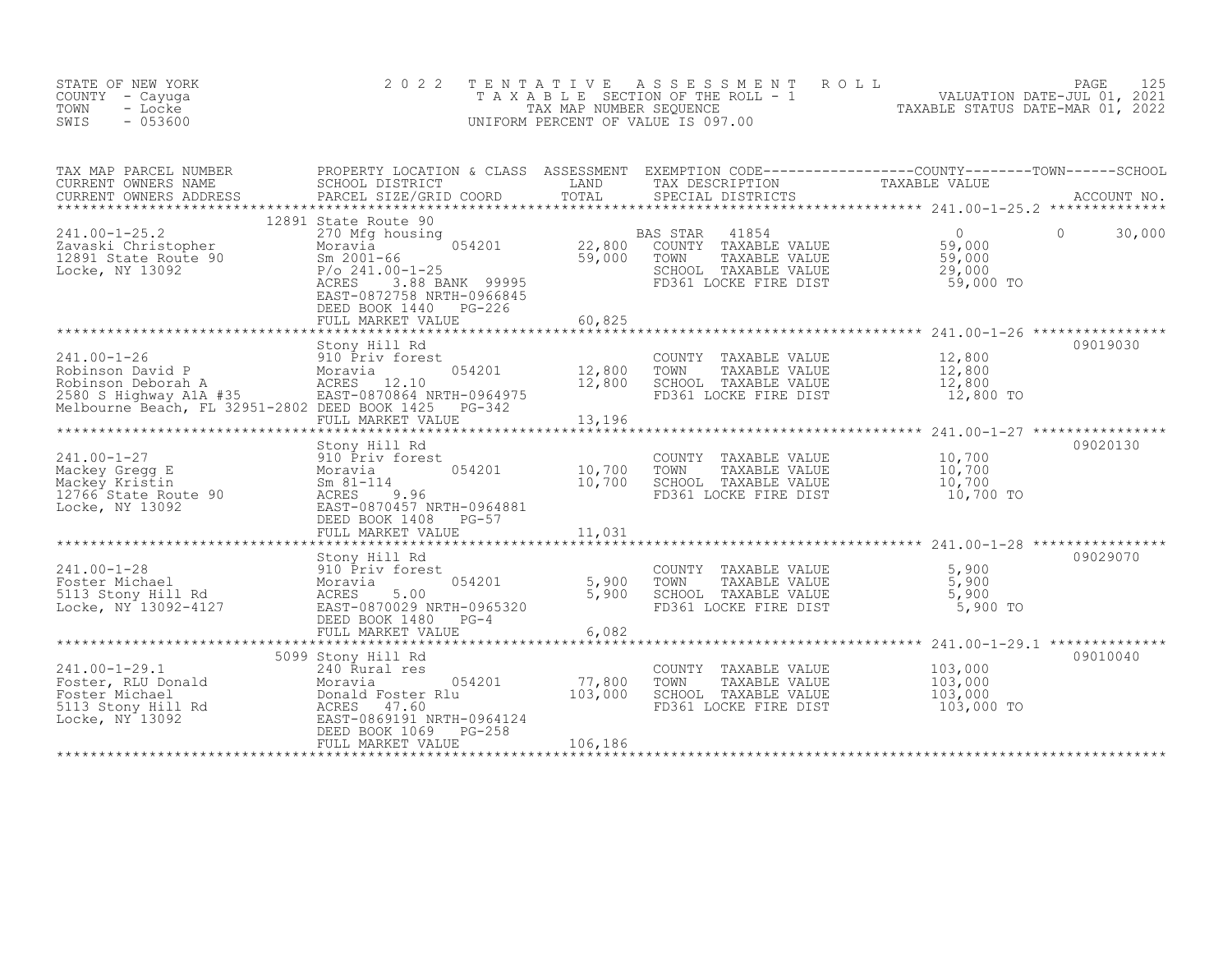STATE OF NEW YORK
COUNTY - Cayuga
TOWN - Locke
SWIS - 053600

# 2022 TENTATIVE ASSESSMENT ROLL

TAXABLE SECTION OF THE ROLL - 1
TAX MAP NUMBER SEQUENCE
UNIFORM PERCENT OF VALUE IS 097.00

VALUATION DATE-JUL 01, 2021
TAXABLE STATUS DATE-MAR 01, 2022

| TAX MAP PARCEL NUMBER / CURRENT OWNERS NAME / CURRENT OWNERS ADDRESS | PROPERTY LOCATION & CLASS / SCHOOL DISTRICT / PARCEL SIZE/GRID COORD | ASSESSMENT LAND | TOTAL | EXEMPTION CODE / TAX DESCRIPTION / SPECIAL DISTRICTS | COUNTY TAXABLE VALUE | TOWN | SCHOOL | ACCOUNT NO. |
|---|---|---|---|---|---|---|---|---|
| 241.00-1-25.2 | 12891 State Route 90 | | | | | | | |
| | 270 Mfg housing | | | BAS STAR 41854 | 0 | 0 | 30,000 | |
| Zavaski Christopher | Moravia 054201 | 22,800 | | COUNTY TAXABLE VALUE | 59,000 | | | |
| 12891 State Route 90 | Sm 2001-66 | | 59,000 | TOWN TAXABLE VALUE | 59,000 | | | |
| Locke, NY 13092 | P/o 241.00-1-25 | | | SCHOOL TAXABLE VALUE | 29,000 | | | |
| | ACRES 3.88 BANK 99995 | | | FD361 LOCKE FIRE DIST | 59,000 TO | | | |
| | EAST-0872758 NRTH-0966845 | | | | | | | |
| | DEED BOOK 1440 PG-226 | | | | | | | |
| | FULL MARKET VALUE | | 60,825 | | | | | |
| 241.00-1-26 | Stony Hill Rd | | | | | | | 09019030 |
| | 910 Priv forest | | | COUNTY TAXABLE VALUE | 12,800 | | | |
| Robinson David P | Moravia 054201 | 12,800 | | TOWN TAXABLE VALUE | 12,800 | | | |
| Robinson Deborah A | ACRES 12.10 | | 12,800 | SCHOOL TAXABLE VALUE | 12,800 | | | |
| 2580 S Highway A1A #35 | EAST-0870864 NRTH-0964975 | | | FD361 LOCKE FIRE DIST | 12,800 TO | | | |
| Melbourne Beach, FL 32951-2802 | DEED BOOK 1425 PG-342 | | | | | | | |
| | FULL MARKET VALUE | | 13,196 | | | | | |
| 241.00-1-27 | Stony Hill Rd | | | | | | | 09020130 |
| | 910 Priv forest | | | COUNTY TAXABLE VALUE | 10,700 | | | |
| Mackey Gregg E | Moravia 054201 | 10,700 | | TOWN TAXABLE VALUE | 10,700 | | | |
| Mackey Kristin | Sm 81-114 | | 10,700 | SCHOOL TAXABLE VALUE | 10,700 | | | |
| 12766 State Route 90 | ACRES 9.96 | | | FD361 LOCKE FIRE DIST | 10,700 TO | | | |
| Locke, NY 13092 | EAST-0870457 NRTH-0964881 | | | | | | | |
| | DEED BOOK 1408 PG-57 | | | | | | | |
| | FULL MARKET VALUE | | 11,031 | | | | | |
| 241.00-1-28 | Stony Hill Rd | | | | | | | 09029070 |
| | 910 Priv forest | | | COUNTY TAXABLE VALUE | 5,900 | | | |
| Foster Michael | Moravia 054201 | 5,900 | | TOWN TAXABLE VALUE | 5,900 | | | |
| 5113 Stony Hill Rd | ACRES 5.00 | | 5,900 | SCHOOL TAXABLE VALUE | 5,900 | | | |
| Locke, NY 13092-4127 | EAST-0870029 NRTH-0965320 | | | FD361 LOCKE FIRE DIST | 5,900 TO | | | |
| | DEED BOOK 1480 PG-4 | | | | | | | |
| | FULL MARKET VALUE | | 6,082 | | | | | |
| 241.00-1-29.1 | 5099 Stony Hill Rd | | | | | | | 09010040 |
| | 240 Rural res | | | COUNTY TAXABLE VALUE | 103,000 | | | |
| Foster, RLU Donald | Moravia 054201 | 77,800 | | TOWN TAXABLE VALUE | 103,000 | | | |
| Foster Michael | Donald Foster Rlu | | 103,000 | SCHOOL TAXABLE VALUE | 103,000 | | | |
| 5113 Stony Hill Rd | ACRES 47.60 | | | FD361 LOCKE FIRE DIST | 103,000 TO | | | |
| Locke, NY 13092 | EAST-0869191 NRTH-0964124 | | | | | | | |
| | DEED BOOK 1069 PG-258 | | | | | | | |
| | FULL MARKET VALUE | | 106,186 | | | | | |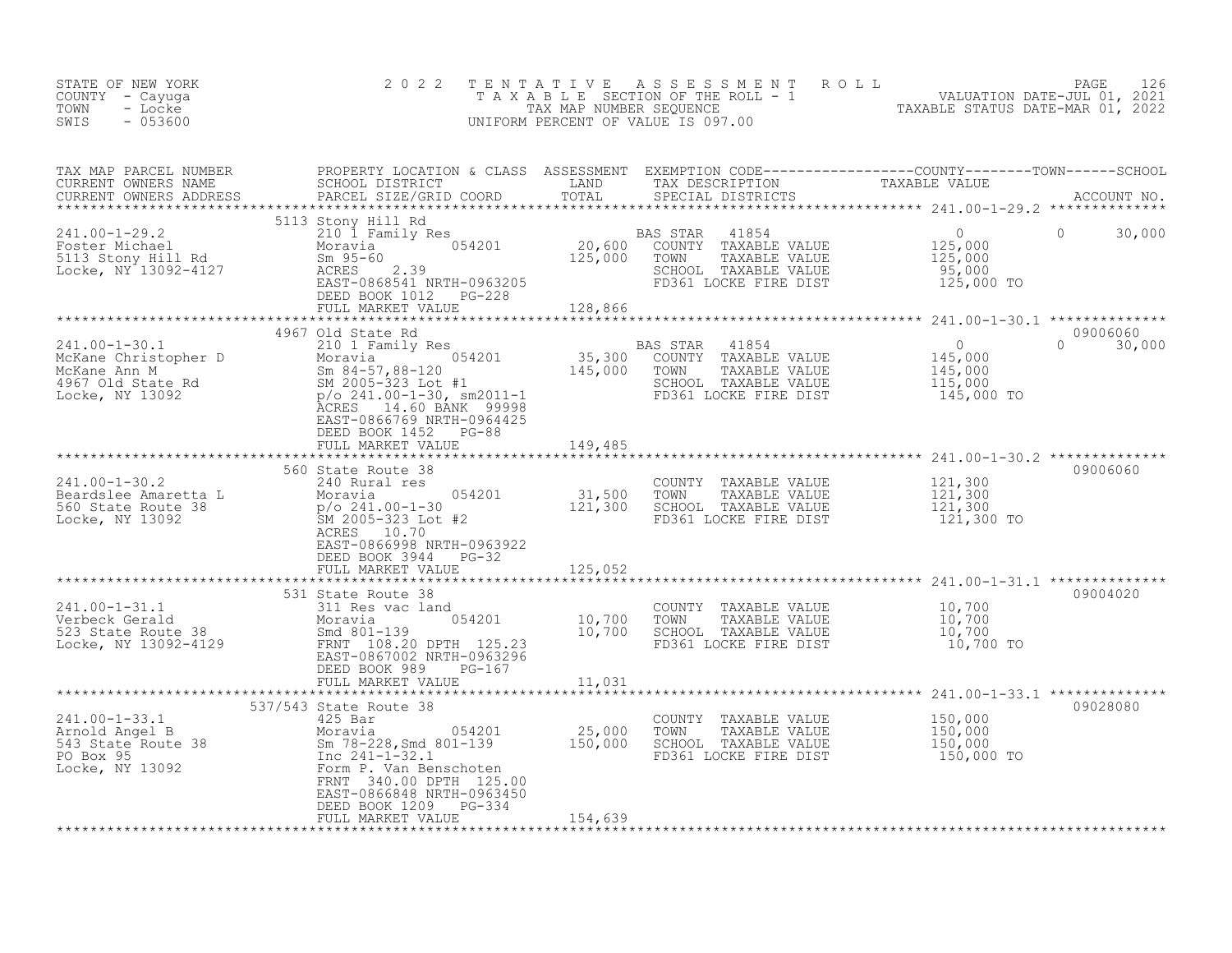STATE OF NEW YORK — COUNTY - Cayuga — TOWN - Locke — SWIS - 053600

# 2022 TENTATIVE ASSESSMENT ROLL

TAXABLE SECTION OF THE ROLL - 1
TAX MAP NUMBER SEQUENCE
UNIFORM PERCENT OF VALUE IS 097.00

VALUATION DATE-JUL 01, 2021
TAXABLE STATUS DATE-MAR 01, 2022

| TAX MAP PARCEL NUMBER / CURRENT OWNERS NAME / CURRENT OWNERS ADDRESS | PROPERTY LOCATION & CLASS / SCHOOL DISTRICT / PARCEL SIZE/GRID COORD | ASSESSMENT LAND | ASSESSMENT TOTAL | EXEMPTION CODE / TAX DESCRIPTION / SPECIAL DISTRICTS | COUNTY TAXABLE VALUE | TOWN | SCHOOL | ACCOUNT NO. |
|---|---|---|---|---|---|---|---|---|
| 241.00-1-29.2 | 5113 Stony Hill Rd | | | | | | | |
| Foster Michael | 210 1 Family Res | | | BAS STAR 41854 | 0 | 0 | 30,000 | |
| 5113 Stony Hill Rd | Moravia 054201 | 20,600 | | COUNTY TAXABLE VALUE | 125,000 | | | |
| Locke, NY 13092-4127 | Sm 95-60 | | 125,000 | TOWN TAXABLE VALUE | 125,000 | | | |
| | ACRES 2.39 | | | SCHOOL TAXABLE VALUE | 95,000 | | | |
| | EAST-0868541 NRTH-0963205 | | | FD361 LOCKE FIRE DIST | 125,000 TO | | | |
| | DEED BOOK 1012 PG-228 | | | | | | | |
| | FULL MARKET VALUE | | 128,866 | | | | | |
| 241.00-1-30.1 | 4967 Old State Rd | | | | | | | 09006060 |
| McKane Christopher D | 210 1 Family Res | | | BAS STAR 41854 | 0 | 0 | 30,000 | |
| McKane Ann M | Moravia 054201 | 35,300 | | COUNTY TAXABLE VALUE | 145,000 | | | |
| 4967 Old State Rd | Sm 84-57,88-120 | | 145,000 | TOWN TAXABLE VALUE | 145,000 | | | |
| Locke, NY 13092 | SM 2005-323 Lot #1 | | | SCHOOL TAXABLE VALUE | 115,000 | | | |
| | p/o 241.00-1-30, sm2011-1 | | | FD361 LOCKE FIRE DIST | 145,000 TO | | | |
| | ACRES 14.60 BANK 99998 | | | | | | | |
| | EAST-0866769 NRTH-0964425 | | | | | | | |
| | DEED BOOK 1452 PG-88 | | | | | | | |
| | FULL MARKET VALUE | | 149,485 | | | | | |
| 241.00-1-30.2 | 560 State Route 38 | | | | | | | 09006060 |
| Beardslee Amaretta L | 240 Rural res | | | COUNTY TAXABLE VALUE | 121,300 | | | |
| 560 State Route 38 | Moravia 054201 | 31,500 | | TOWN TAXABLE VALUE | 121,300 | | | |
| Locke, NY 13092 | p/o 241.00-1-30 | | 121,300 | SCHOOL TAXABLE VALUE | 121,300 | | | |
| | SM 2005-323 Lot #2 | | | FD361 LOCKE FIRE DIST | 121,300 TO | | | |
| | ACRES 10.70 | | | | | | | |
| | EAST-0866998 NRTH-0963922 | | | | | | | |
| | DEED BOOK 3944 PG-32 | | | | | | | |
| | FULL MARKET VALUE | | 125,052 | | | | | |
| 241.00-1-31.1 | 531 State Route 38 | | | | | | | 09004020 |
| Verbeck Gerald | 311 Res vac land | | | COUNTY TAXABLE VALUE | 10,700 | | | |
| 523 State Route 38 | Moravia 054201 | 10,700 | | TOWN TAXABLE VALUE | 10,700 | | | |
| Locke, NY 13092-4129 | Smd 801-139 | | 10,700 | SCHOOL TAXABLE VALUE | 10,700 | | | |
| | FRNT 108.20 DPTH 125.23 | | | FD361 LOCKE FIRE DIST | 10,700 TO | | | |
| | EAST-0867002 NRTH-0963296 | | | | | | | |
| | DEED BOOK 989 PG-167 | | | | | | | |
| | FULL MARKET VALUE | | 11,031 | | | | | |
| 241.00-1-33.1 | 537/543 State Route 38 | | | | | | | 09028080 |
| Arnold Angel B | 425 Bar | | | COUNTY TAXABLE VALUE | 150,000 | | | |
| 543 State Route 38 | Moravia 054201 | 25,000 | | TOWN TAXABLE VALUE | 150,000 | | | |
| PO Box 95 | Sm 78-228,Smd 801-139 | | 150,000 | SCHOOL TAXABLE VALUE | 150,000 | | | |
| Locke, NY 13092 | Inc 241-1-32.1 | | | FD361 LOCKE FIRE DIST | 150,000 TO | | | |
| | Form P. Van Benschoten | | | | | | | |
| | FRNT 340.00 DPTH 125.00 | | | | | | | |
| | EAST-0866848 NRTH-0963450 | | | | | | | |
| | DEED BOOK 1209 PG-334 | | | | | | | |
| | FULL MARKET VALUE | | 154,639 | | | | | |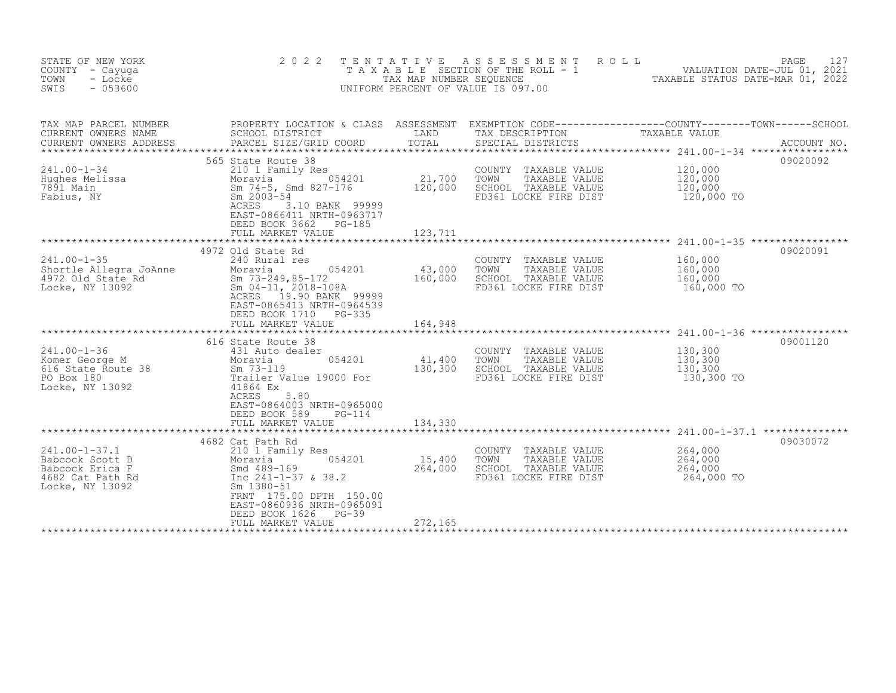STATE OF NEW YORK
COUNTY - Cayuga
TOWN - Locke
SWIS - 053600

# 2022 TENTATIVE ASSESSMENT ROLL

TAXABLE SECTION OF THE ROLL - 1
TAX MAP NUMBER SEQUENCE
UNIFORM PERCENT OF VALUE IS 097.00

VALUATION DATE-JUL 01, 2021
TAXABLE STATUS DATE-MAR 01, 2022

| TAX MAP PARCEL NUMBER / CURRENT OWNERS NAME / CURRENT OWNERS ADDRESS | PROPERTY LOCATION & CLASS / SCHOOL DISTRICT / PARCEL SIZE/GRID COORD | ASSESSMENT LAND / TOTAL | EXEMPTION CODE / TAX DESCRIPTION / SPECIAL DISTRICTS | TAXABLE VALUE (COUNTY / TOWN / SCHOOL) | ACCOUNT NO. |
|---|---|---|---|---|---|
| **241.00-1-34** | 565 State Route 38 | | | | 09020092 |
| Hughes Melissa | 210 1 Family Res | | COUNTY TAXABLE VALUE | 120,000 | |
| 7891 Main | Moravia 054201 | 21,700 | TOWN TAXABLE VALUE | 120,000 | |
| Fabius, NY | Sm 74-5, Smd 827-176 | 120,000 | SCHOOL TAXABLE VALUE | 120,000 | |
| | Sm 2003-54 | | FD361 LOCKE FIRE DIST | 120,000 TO | |
| | ACRES 3.10 BANK 99999 | | | | |
| | EAST-0866411 NRTH-0963717 | | | | |
| | DEED BOOK 3662 PG-185 | | | | |
| | FULL MARKET VALUE | 123,711 | | | |
| **241.00-1-35** | 4972 Old State Rd | | | | 09020091 |
| Shortle Allegra JoAnne | 240 Rural res | | COUNTY TAXABLE VALUE | 160,000 | |
| 4972 Old State Rd | Moravia 054201 | 43,000 | TOWN TAXABLE VALUE | 160,000 | |
| Locke, NY 13092 | Sm 73-249,85-172 | 160,000 | SCHOOL TAXABLE VALUE | 160,000 | |
| | Sm 04-11, 2018-108A | | FD361 LOCKE FIRE DIST | 160,000 TO | |
| | ACRES 19.90 BANK 99999 | | | | |
| | EAST-0865413 NRTH-0964539 | | | | |
| | DEED BOOK 1710 PG-335 | | | | |
| | FULL MARKET VALUE | 164,948 | | | |
| **241.00-1-36** | 616 State Route 38 | | | | 09001120 |
| Komer George M | 431 Auto dealer | | COUNTY TAXABLE VALUE | 130,300 | |
| 616 State Route 38 | Moravia 054201 | 41,400 | TOWN TAXABLE VALUE | 130,300 | |
| PO Box 180 | Sm 73-119 | 130,300 | SCHOOL TAXABLE VALUE | 130,300 | |
| Locke, NY 13092 | Trailer Value 19000 For | | FD361 LOCKE FIRE DIST | 130,300 TO | |
| | 41864 Ex | | | | |
| | ACRES 5.80 | | | | |
| | EAST-0864003 NRTH-0965000 | | | | |
| | DEED BOOK 589 PG-114 | | | | |
| | FULL MARKET VALUE | 134,330 | | | |
| **241.00-1-37.1** | 4682 Cat Path Rd | | | | 09030072 |
| Babcock Scott D | 210 1 Family Res | | COUNTY TAXABLE VALUE | 264,000 | |
| Babcock Erica F | Moravia 054201 | 15,400 | TOWN TAXABLE VALUE | 264,000 | |
| 4682 Cat Path Rd | Smd 489-169 | 264,000 | SCHOOL TAXABLE VALUE | 264,000 | |
| Locke, NY 13092 | Inc 241-1-37 & 38.2 | | FD361 LOCKE FIRE DIST | 264,000 TO | |
| | Sm 1380-51 | | | | |
| | FRNT 175.00 DPTH 150.00 | | | | |
| | EAST-0860936 NRTH-0965091 | | | | |
| | DEED BOOK 1626 PG-39 | | | | |
| | FULL MARKET VALUE | 272,165 | | | |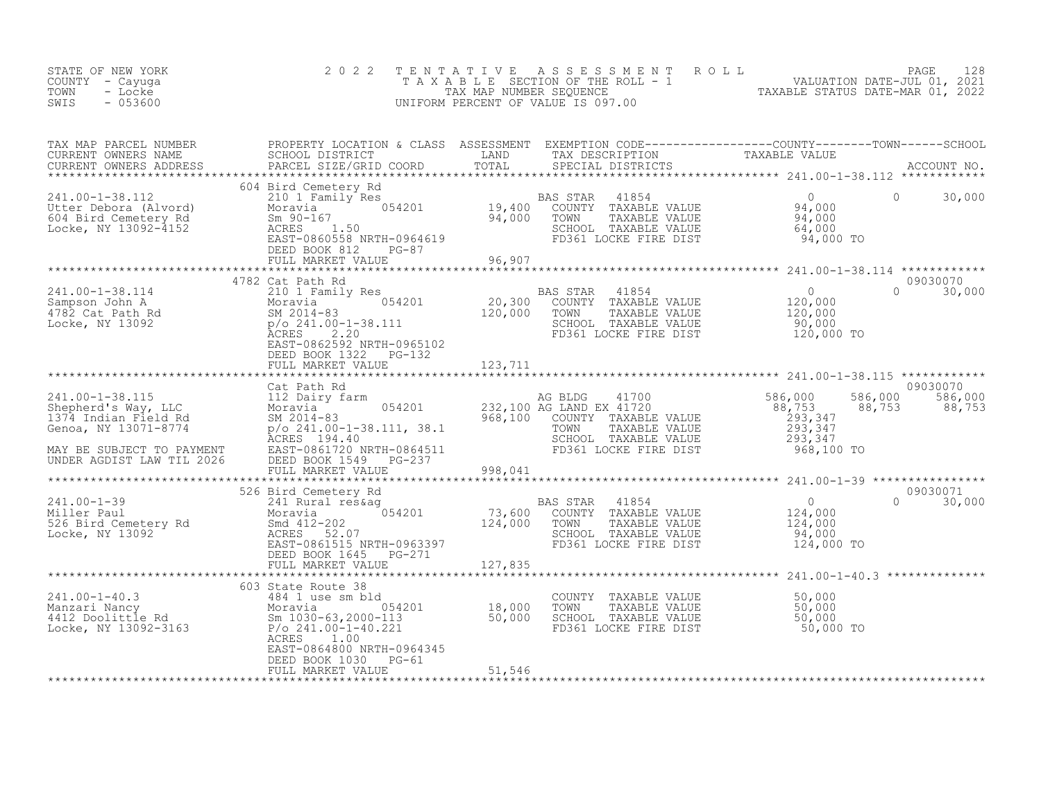STATE OF NEW YORK
COUNTY - Cayuga
TOWN - Locke
SWIS - 053600

2022 TENTATIVE ASSESSMENT ROLL
TAXABLE SECTION OF THE ROLL - 1
TAX MAP NUMBER SEQUENCE
UNIFORM PERCENT OF VALUE IS 097.00

VALUATION DATE-JUL 01, 2021
TAXABLE STATUS DATE-MAR 01, 2022

| TAX MAP PARCEL NUMBER / CURRENT OWNERS NAME / CURRENT OWNERS ADDRESS | PROPERTY LOCATION & CLASS / SCHOOL DISTRICT / PARCEL SIZE/GRID COORD | ASSESSMENT LAND | TOTAL | EXEMPTION CODE / TAX DESCRIPTION / SPECIAL DISTRICTS | COUNTY TAXABLE VALUE | TOWN | SCHOOL | ACCOUNT NO. |
|---|---|---|---|---|---|---|---|---|
| 241.00-1-38.112 | 604 Bird Cemetery Rd | | | | | | | |
| Utter Debora (Alvord) | 210 1 Family Res | | | BAS STAR 41854 | 0 | 0 | 30,000 | |
| 604 Bird Cemetery Rd | Moravia 054201 | 19,400 | | COUNTY TAXABLE VALUE | 94,000 | | | |
| Locke, NY 13092-4152 | Sm 90-167 | | 94,000 | TOWN TAXABLE VALUE | 94,000 | | | |
| | ACRES 1.50 | | | SCHOOL TAXABLE VALUE | 64,000 | | | |
| | EAST-0860558 NRTH-0964619 | | | FD361 LOCKE FIRE DIST | 94,000 TO | | | |
| | DEED BOOK 812 PG-87 | | | | | | | |
| | FULL MARKET VALUE | | 96,907 | | | | | |
| 241.00-1-38.114 | 4782 Cat Path Rd | | | | | | | 09030070 |
| Sampson John A | 210 1 Family Res | | | BAS STAR 41854 | 0 | 0 | 30,000 | |
| 4782 Cat Path Rd | Moravia 054201 | 20,300 | | COUNTY TAXABLE VALUE | 120,000 | | | |
| Locke, NY 13092 | SM 2014-83 | | 120,000 | TOWN TAXABLE VALUE | 120,000 | | | |
| | p/o 241.00-1-38.111 | | | SCHOOL TAXABLE VALUE | 90,000 | | | |
| | ACRES 2.20 | | | FD361 LOCKE FIRE DIST | 120,000 TO | | | |
| | EAST-0862592 NRTH-0965102 | | | | | | | |
| | DEED BOOK 1322 PG-132 | | | | | | | |
| | FULL MARKET VALUE | | 123,711 | | | | | |
| 241.00-1-38.115 | Cat Path Rd | | | | | | | 09030070 |
| Shepherd's Way, LLC | 112 Dairy farm | | | AG BLDG 41700 | 586,000 | 586,000 | 586,000 | |
| 1374 Indian Field Rd | Moravia 054201 | 232,100 | | AG LAND EX 41720 | 88,753 | 88,753 | 88,753 | |
| Genoa, NY 13071-8774 | SM 2014-83 | | 968,100 | COUNTY TAXABLE VALUE | 293,347 | | | |
| | p/o 241.00-1-38.111, 38.1 | | | TOWN TAXABLE VALUE | 293,347 | | | |
| | ACRES 194.40 | | | SCHOOL TAXABLE VALUE | 293,347 | | | |
| MAY BE SUBJECT TO PAYMENT | EAST-0861720 NRTH-0864511 | | | FD361 LOCKE FIRE DIST | 968,100 TO | | | |
| UNDER AGDIST LAW TIL 2026 | DEED BOOK 1549 PG-237 | | | | | | | |
| | FULL MARKET VALUE | | 998,041 | | | | | |
| 241.00-1-39 | 526 Bird Cemetery Rd | | | | | | | 09030071 |
| Miller Paul | 241 Rural res&ag | | | BAS STAR 41854 | 0 | 0 | 30,000 | |
| 526 Bird Cemetery Rd | Moravia 054201 | 73,600 | | COUNTY TAXABLE VALUE | 124,000 | | | |
| Locke, NY 13092 | Smd 412-202 | | 124,000 | TOWN TAXABLE VALUE | 124,000 | | | |
| | ACRES 52.07 | | | SCHOOL TAXABLE VALUE | 94,000 | | | |
| | EAST-0861515 NRTH-0963397 | | | FD361 LOCKE FIRE DIST | 124,000 TO | | | |
| | DEED BOOK 1645 PG-271 | | | | | | | |
| | FULL MARKET VALUE | | 127,835 | | | | | |
| 241.00-1-40.3 | 603 State Route 38 | | | | | | | |
| Manzari Nancy | 484 1 use sm bld | | | COUNTY TAXABLE VALUE | 50,000 | | | |
| 4412 Doolittle Rd | Moravia 054201 | 18,000 | | TOWN TAXABLE VALUE | 50,000 | | | |
| Locke, NY 13092-3163 | Sm 1030-63,2000-113 | | 50,000 | SCHOOL TAXABLE VALUE | 50,000 | | | |
| | P/o 241.00-1-40.221 | | | FD361 LOCKE FIRE DIST | 50,000 TO | | | |
| | ACRES 1.00 | | | | | | | |
| | EAST-0864800 NRTH-0964345 | | | | | | | |
| | DEED BOOK 1030 PG-61 | | | | | | | |
| | FULL MARKET VALUE | | 51,546 | | | | | |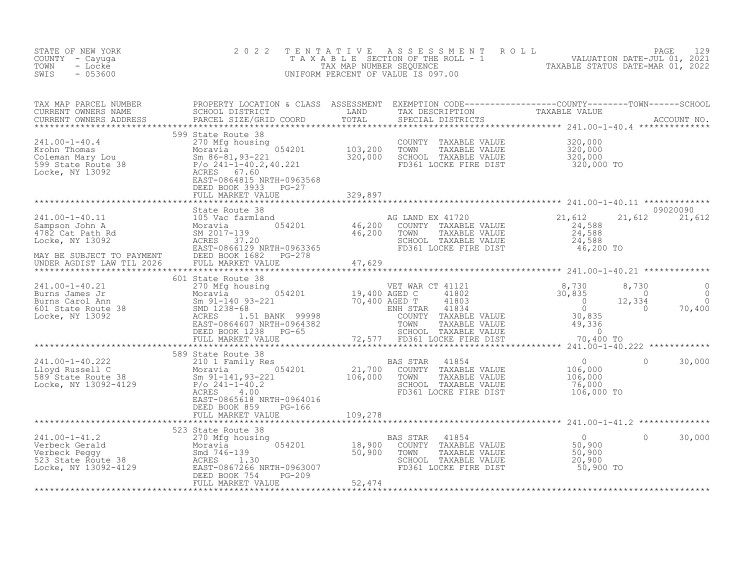STATE OF NEW YORK
COUNTY - Cayuga
TOWN - Locke
SWIS - 053600

2022 TENTATIVE ASSESSMENT ROLL
TAXABLE SECTION OF THE ROLL - 1
TAX MAP NUMBER SEQUENCE
UNIFORM PERCENT OF VALUE IS 097.00

VALUATION DATE-JUL 01, 2021
TAXABLE STATUS DATE-MAR 01, 2022

| TAX MAP PARCEL NUMBER / CURRENT OWNERS NAME / CURRENT OWNERS ADDRESS | PROPERTY LOCATION & CLASS / SCHOOL DISTRICT / PARCEL SIZE/GRID COORD | ASSESSMENT LAND / TOTAL | EXEMPTION CODE / TAX DESCRIPTION / SPECIAL DISTRICTS | COUNTY TAXABLE VALUE | TOWN | SCHOOL / ACCOUNT NO. |
|---|---|---|---|---|---|---|
| 241.00-1-40.4 | 599 State Route 38 | | | | | |
| 241.00-1-40.4 | 270 Mfg housing | | COUNTY TAXABLE VALUE | 320,000 | | |
| Krohn Thomas | Moravia 054201 | 103,200 | TOWN TAXABLE VALUE | 320,000 | | |
| Coleman Mary Lou | Sm 86-81,93-221 | 320,000 | SCHOOL TAXABLE VALUE | 320,000 | | |
| 599 State Route 38 | P/o 241-1-40.2,40.221 | | FD361 LOCKE FIRE DIST | 320,000 TO | | |
| Locke, NY 13092 | ACRES 67.60 | | | | | |
| | EAST-0864815 NRTH-0963568 | | | | | |
| | DEED BOOK 3933 PG-27 | | | | | |
| | FULL MARKET VALUE | 329,897 | | | | |
| 241.00-1-40.11 | State Route 38 | | | | | 09020090 |
| 241.00-1-40.11 | 105 Vac farmland | | AG LAND EX 41720 | 21,612 | 21,612 | 21,612 |
| Sampson John A | Moravia 054201 | 46,200 | COUNTY TAXABLE VALUE | 24,588 | | |
| 4782 Cat Path Rd | SM 2017-139 | 46,200 | TOWN TAXABLE VALUE | 24,588 | | |
| Locke, NY 13092 | ACRES 37.20 | | SCHOOL TAXABLE VALUE | 24,588 | | |
| | EAST-0866129 NRTH-0963365 | | FD361 LOCKE FIRE DIST | 46,200 TO | | |
| MAY BE SUBJECT TO PAYMENT | DEED BOOK 1682 PG-278 | | | | | |
| UNDER AGDIST LAW TIL 2026 | FULL MARKET VALUE | 47,629 | | | | |
| 241.00-1-40.21 | 601 State Route 38 | | | | | |
| 241.00-1-40.21 | 270 Mfg housing | | VET WAR CT 41121 | 8,730 | 8,730 | 0 |
| Burns James Jr | Moravia 054201 | 19,400 | AGED C 41802 | 30,835 | 0 | 0 |
| Burns Carol Ann | Sm 91-140 93-221 | 70,400 | AGED T 41803 | 0 | 12,334 | 0 |
| 601 State Route 38 | SMD 1238-68 | | ENH STAR 41834 | 0 | 0 | 70,400 |
| Locke, NY 13092 | ACRES 1.51 BANK 99998 | | COUNTY TAXABLE VALUE | 30,835 | | |
| | EAST-0864607 NRTH-0964382 | | TOWN TAXABLE VALUE | 49,336 | | |
| | DEED BOOK 1238 PG-65 | | SCHOOL TAXABLE VALUE | 0 | | |
| | FULL MARKET VALUE | 72,577 | FD361 LOCKE FIRE DIST | 70,400 TO | | |
| 241.00-1-40.222 | 589 State Route 38 | | | | | |
| 241.00-1-40.222 | 210 1 Family Res | | BAS STAR 41854 | 0 | 0 | 30,000 |
| Lloyd Russell C | Moravia 054201 | 21,700 | COUNTY TAXABLE VALUE | 106,000 | | |
| 589 State Route 38 | Sm 91-141,93-221 | 106,000 | TOWN TAXABLE VALUE | 106,000 | | |
| Locke, NY 13092-4129 | P/o 241-1-40.2 | | SCHOOL TAXABLE VALUE | 76,000 | | |
| | ACRES 4.00 | | FD361 LOCKE FIRE DIST | 106,000 TO | | |
| | EAST-0865618 NRTH-0964016 | | | | | |
| | DEED BOOK 859 PG-166 | | | | | |
| | FULL MARKET VALUE | 109,278 | | | | |
| 241.00-1-41.2 | 523 State Route 38 | | | | | |
| 241.00-1-41.2 | 270 Mfg housing | | BAS STAR 41854 | 0 | 0 | 30,000 |
| Verbeck Gerald | Moravia 054201 | 18,900 | COUNTY TAXABLE VALUE | 50,900 | | |
| Verbeck Peggy | Smd 746-139 | 50,900 | TOWN TAXABLE VALUE | 50,900 | | |
| 523 State Route 38 | ACRES 1.30 | | SCHOOL TAXABLE VALUE | 20,900 | | |
| Locke, NY 13092-4129 | EAST-0867266 NRTH-0963007 | | FD361 LOCKE FIRE DIST | 50,900 TO | | |
| | DEED BOOK 754 PG-209 | | | | | |
| | FULL MARKET VALUE | 52,474 | | | | |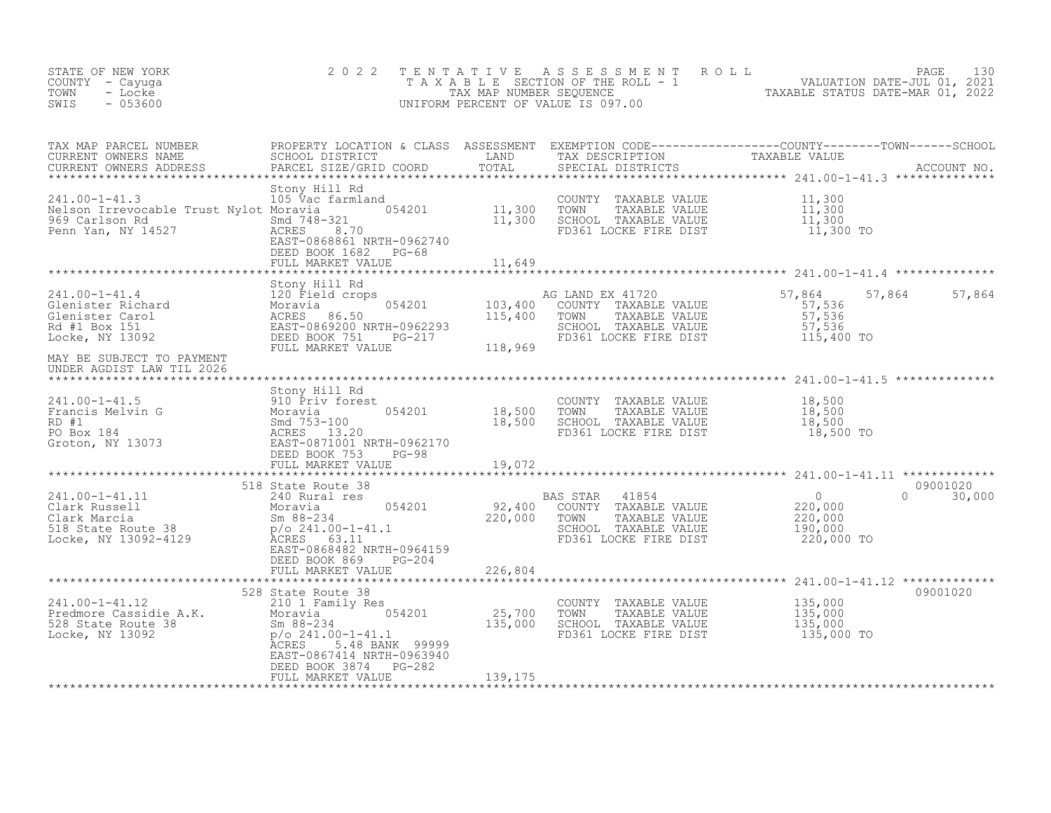STATE OF NEW YORK
COUNTY - Cayuga
TOWN - Locke
SWIS - 053600

2022 TENTATIVE ASSESSMENT ROLL
TAXABLE SECTION OF THE ROLL - 1
TAX MAP NUMBER SEQUENCE
UNIFORM PERCENT OF VALUE IS 097.00

VALUATION DATE-JUL 01, 2021
TAXABLE STATUS DATE-MAR 01, 2022

| TAX MAP PARCEL NUMBER / CURRENT OWNERS NAME / CURRENT OWNERS ADDRESS | PROPERTY LOCATION & CLASS / SCHOOL DISTRICT / PARCEL SIZE/GRID COORD | ASSESSMENT LAND / TOTAL | EXEMPTION CODE / TAX DESCRIPTION / SPECIAL DISTRICTS | COUNTY TAXABLE VALUE | TOWN | SCHOOL / ACCOUNT NO. |
|---|---|---|---|---|---|---|
| **241.00-1-41.3** | Stony Hill Rd | | | | | |
| 241.00-1-41.3 | 105 Vac farmland | | COUNTY TAXABLE VALUE | 11,300 | | |
| Nelson Irrevocable Trust Nylot | Moravia 054201 | 11,300 | TOWN TAXABLE VALUE | 11,300 | | |
| 969 Carlson Rd | Smd 748-321 | 11,300 | SCHOOL TAXABLE VALUE | 11,300 | | |
| Penn Yan, NY 14527 | ACRES 8.70 | | FD361 LOCKE FIRE DIST | 11,300 TO | | |
| | EAST-0868861 NRTH-0962740 | | | | | |
| | DEED BOOK 1682 PG-68 | | | | | |
| | FULL MARKET VALUE | 11,649 | | | | |
| **241.00-1-41.4** | Stony Hill Rd | | | | | |
| 241.00-1-41.4 | 120 Field crops | | AG LAND EX 41720 | 57,864 | 57,864 | 57,864 |
| Glenister Richard | Moravia 054201 | 103,400 | COUNTY TAXABLE VALUE | 57,536 | | |
| Glenister Carol | ACRES 86.50 | 115,400 | TOWN TAXABLE VALUE | 57,536 | | |
| Rd #1 Box 151 | EAST-0869200 NRTH-0962293 | | SCHOOL TAXABLE VALUE | 57,536 | | |
| Locke, NY 13092 | DEED BOOK 751 PG-217 | | FD361 LOCKE FIRE DIST | 115,400 TO | | |
| | FULL MARKET VALUE | 118,969 | | | | |
| MAY BE SUBJECT TO PAYMENT UNDER AGDIST LAW TIL 2026 | | | | | | |
| **241.00-1-41.5** | Stony Hill Rd | | | | | |
| 241.00-1-41.5 | 910 Priv forest | | COUNTY TAXABLE VALUE | 18,500 | | |
| Francis Melvin G | Moravia 054201 | 18,500 | TOWN TAXABLE VALUE | 18,500 | | |
| RD #1 | Smd 753-100 | 18,500 | SCHOOL TAXABLE VALUE | 18,500 | | |
| PO Box 184 | ACRES 13.20 | | FD361 LOCKE FIRE DIST | 18,500 TO | | |
| Groton, NY 13073 | EAST-0871001 NRTH-0962170 | | | | | |
| | DEED BOOK 753 PG-98 | | | | | |
| | FULL MARKET VALUE | 19,072 | | | | |
| **241.00-1-41.11** | 518 State Route 38 | | | | | 09001020 |
| 241.00-1-41.11 | 240 Rural res | | BAS STAR 41854 | 0 | 0 | 30,000 |
| Clark Russell | Moravia 054201 | 92,400 | COUNTY TAXABLE VALUE | 220,000 | | |
| Clark Marcia | Sm 88-234 | 220,000 | TOWN TAXABLE VALUE | 220,000 | | |
| 518 State Route 38 | p/o 241.00-1-41.1 | | SCHOOL TAXABLE VALUE | 190,000 | | |
| Locke, NY 13092-4129 | ACRES 63.11 | | FD361 LOCKE FIRE DIST | 220,000 TO | | |
| | EAST-0868482 NRTH-0964159 | | | | | |
| | DEED BOOK 869 PG-204 | | | | | |
| | FULL MARKET VALUE | 226,804 | | | | |
| **241.00-1-41.12** | 528 State Route 38 | | | | | 09001020 |
| 241.00-1-41.12 | 210 1 Family Res | | COUNTY TAXABLE VALUE | 135,000 | | |
| Predmore Cassidie A.K. | Moravia 054201 | 25,700 | TOWN TAXABLE VALUE | 135,000 | | |
| 528 State Route 38 | Sm 88-234 | 135,000 | SCHOOL TAXABLE VALUE | 135,000 | | |
| Locke, NY 13092 | p/o 241.00-1-41.1 | | FD361 LOCKE FIRE DIST | 135,000 TO | | |
| | ACRES 5.48 BANK 99999 | | | | | |
| | EAST-0867414 NRTH-0963940 | | | | | |
| | DEED BOOK 3874 PG-282 | | | | | |
| | FULL MARKET VALUE | 139,175 | | | | |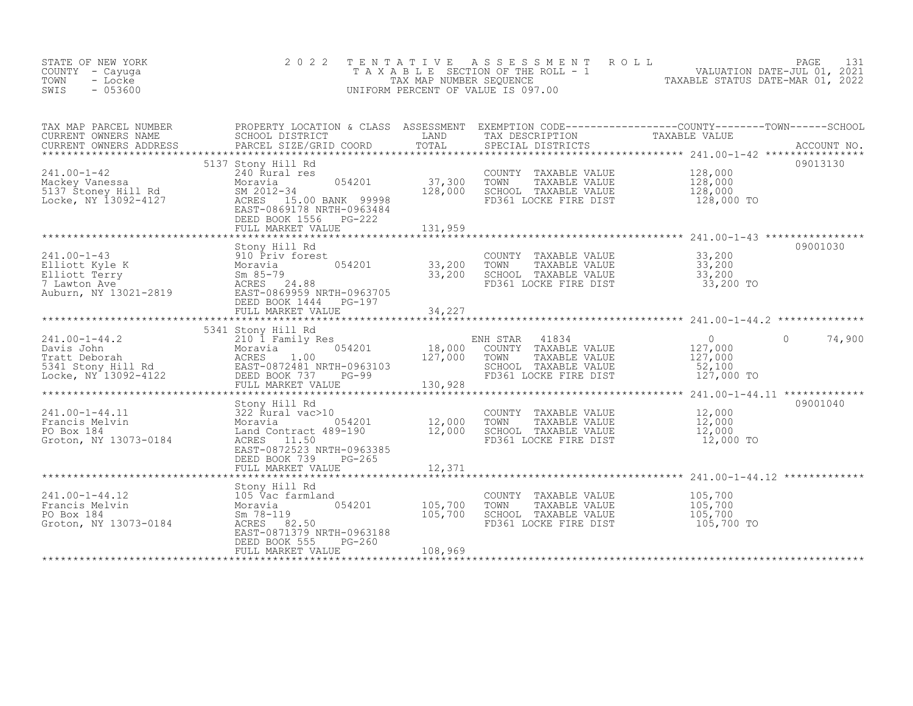STATE OF NEW YORK
COUNTY - Cayuga
TOWN - Locke
SWIS - 053600

2022 TENTATIVE ASSESSMENT ROLL
TAXABLE SECTION OF THE ROLL - 1
TAX MAP NUMBER SEQUENCE
UNIFORM PERCENT OF VALUE IS 097.00

VALUATION DATE-JUL 01, 2021
TAXABLE STATUS DATE-MAR 01, 2022

| TAX MAP PARCEL NUMBER / CURRENT OWNERS NAME / CURRENT OWNERS ADDRESS | PROPERTY LOCATION & CLASS / SCHOOL DISTRICT / PARCEL SIZE/GRID COORD | ASSESSMENT LAND | TOTAL | EXEMPTION CODE / TAX DESCRIPTION / SPECIAL DISTRICTS | COUNTY / TAXABLE VALUE | TOWN | SCHOOL | ACCOUNT NO. |
|---|---|---|---|---|---|---|---|---|
| **241.00-1-42** | 5137 Stony Hill Rd | | | | | | | 09013130 |
| 241.00-1-42 | 240 Rural res | | | COUNTY TAXABLE VALUE | 128,000 | | | |
| Mackey Vanessa | Moravia 054201 | 37,300 | | TOWN TAXABLE VALUE | 128,000 | | | |
| 5137 Stoney Hill Rd | SM 2012-34 | | 128,000 | SCHOOL TAXABLE VALUE | 128,000 | | | |
| Locke, NY 13092-4127 | ACRES 15.00 BANK 99998 | | | FD361 LOCKE FIRE DIST | 128,000 TO | | | |
| | EAST-0869178 NRTH-0963484 | | | | | | | |
| | DEED BOOK 1556 PG-222 | | | | | | | |
| | FULL MARKET VALUE | | 131,959 | | | | | |
| **241.00-1-43** | Stony Hill Rd | | | | | | | 09001030 |
| 241.00-1-43 | 910 Priv forest | | | COUNTY TAXABLE VALUE | 33,200 | | | |
| Elliott Kyle K | Moravia 054201 | 33,200 | | TOWN TAXABLE VALUE | 33,200 | | | |
| Elliott Terry | Sm 85-79 | | 33,200 | SCHOOL TAXABLE VALUE | 33,200 | | | |
| 7 Lawton Ave | ACRES 24.88 | | | FD361 LOCKE FIRE DIST | 33,200 TO | | | |
| Auburn, NY 13021-2819 | EAST-0869959 NRTH-0963705 | | | | | | | |
| | DEED BOOK 1444 PG-197 | | | | | | | |
| | FULL MARKET VALUE | | 34,227 | | | | | |
| **241.00-1-44.2** | 5341 Stony Hill Rd | | | | | | | |
| 241.00-1-44.2 | 210 1 Family Res | | | ENH STAR 41834 | 0 | 0 | 74,900 | |
| Davis John | Moravia 054201 | 18,000 | | COUNTY TAXABLE VALUE | 127,000 | | | |
| Tratt Deborah | ACRES 1.00 | | 127,000 | TOWN TAXABLE VALUE | 127,000 | | | |
| 5341 Stony Hill Rd | EAST-0872481 NRTH-0963103 | | | SCHOOL TAXABLE VALUE | 52,100 | | | |
| Locke, NY 13092-4122 | DEED BOOK 737 PG-99 | | | FD361 LOCKE FIRE DIST | 127,000 TO | | | |
| | FULL MARKET VALUE | | 130,928 | | | | | |
| **241.00-1-44.11** | Stony Hill Rd | | | | | | | 09001040 |
| 241.00-1-44.11 | 322 Rural vac>10 | | | COUNTY TAXABLE VALUE | 12,000 | | | |
| Francis Melvin | Moravia 054201 | 12,000 | | TOWN TAXABLE VALUE | 12,000 | | | |
| PO Box 184 | Land Contract 489-190 | | 12,000 | SCHOOL TAXABLE VALUE | 12,000 | | | |
| Groton, NY 13073-0184 | ACRES 11.50 | | | FD361 LOCKE FIRE DIST | 12,000 TO | | | |
| | EAST-0872523 NRTH-0963385 | | | | | | | |
| | DEED BOOK 739 PG-265 | | | | | | | |
| | FULL MARKET VALUE | | 12,371 | | | | | |
| **241.00-1-44.12** | Stony Hill Rd | | | | | | | |
| 241.00-1-44.12 | 105 Vac farmland | | | COUNTY TAXABLE VALUE | 105,700 | | | |
| Francis Melvin | Moravia 054201 | 105,700 | | TOWN TAXABLE VALUE | 105,700 | | | |
| PO Box 184 | Sm 78-119 | | 105,700 | SCHOOL TAXABLE VALUE | 105,700 | | | |
| Groton, NY 13073-0184 | ACRES 82.50 | | | FD361 LOCKE FIRE DIST | 105,700 TO | | | |
| | EAST-0871379 NRTH-0963188 | | | | | | | |
| | DEED BOOK 555 PG-260 | | | | | | | |
| | FULL MARKET VALUE | | 108,969 | | | | | |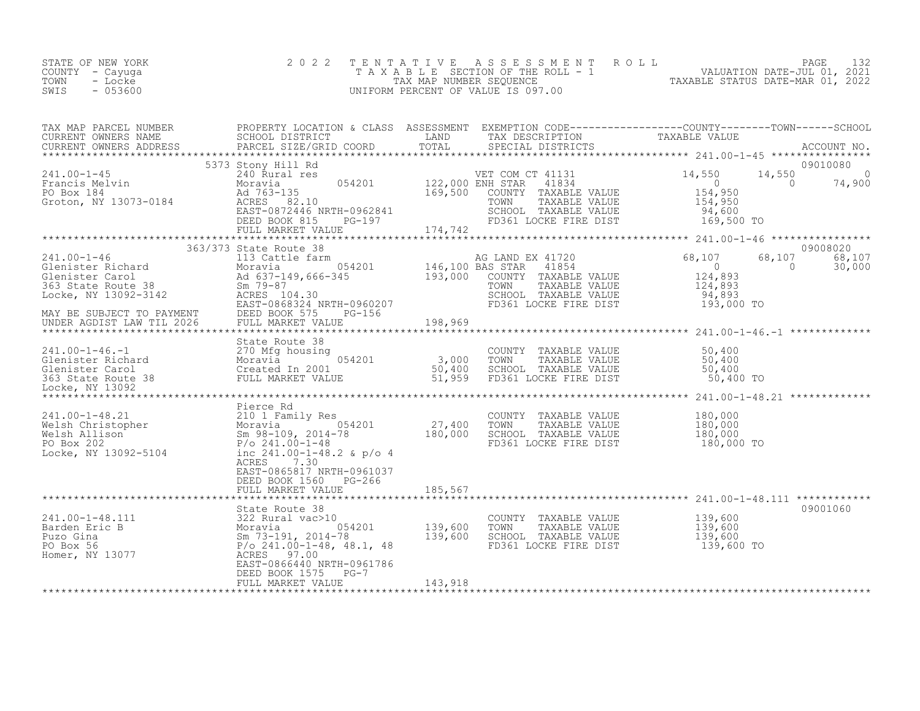STATE OF NEW YORK
COUNTY - Cayuga
TOWN - Locke
SWIS - 053600

# 2022 TENTATIVE ASSESSMENT ROLL
TAXABLE SECTION OF THE ROLL - 1
TAX MAP NUMBER SEQUENCE
UNIFORM PERCENT OF VALUE IS 097.00

VALUATION DATE-JUL 01, 2021
TAXABLE STATUS DATE-MAR 01, 2022

| TAX MAP PARCEL NUMBER / CURRENT OWNERS NAME / CURRENT OWNERS ADDRESS | PROPERTY LOCATION & CLASS / SCHOOL DISTRICT / PARCEL SIZE/GRID COORD | ASSESSMENT LAND | TOTAL | EXEMPTION CODE / TAX DESCRIPTION / SPECIAL DISTRICTS | COUNTY TAXABLE VALUE | TOWN | SCHOOL | ACCOUNT NO. |
|---|---|---|---|---|---|---|---|---|
| **241.00-1-45** | 5373 Stony Hill Rd | | | | | | | 09010080 |
| 241.00-1-45 | 240 Rural res | | | VET COM CT 41131 | 14,550 | 14,550 | 0 | |
| Francis Melvin | Moravia 054201 | 122,000 | | ENH STAR 41834 | 0 | 0 | 74,900 | |
| PO Box 184 | Ad 763-135 | | 169,500 | COUNTY TAXABLE VALUE | 154,950 | | | |
| Groton, NY 13073-0184 | ACRES 82.10 | | | TOWN TAXABLE VALUE | 154,950 | | | |
| | EAST-0872446 NRTH-0962841 | | | SCHOOL TAXABLE VALUE | 94,600 | | | |
| | DEED BOOK 815 PG-197 | | | FD361 LOCKE FIRE DIST | 169,500 TO | | | |
| | FULL MARKET VALUE | | 174,742 | | | | | |
| **241.00-1-46** | 363/373 State Route 38 | | | | | | | 09008020 |
| 241.00-1-46 | 113 Cattle farm | | | AG LAND EX 41720 | 68,107 | 68,107 | 68,107 | |
| Glenister Richard | Moravia 054201 | 146,100 | | BAS STAR 41854 | 0 | 0 | 30,000 | |
| Glenister Carol | Ad 637-149,666-345 | | 193,000 | COUNTY TAXABLE VALUE | 124,893 | | | |
| 363 State Route 38 | Sm 79-87 | | | TOWN TAXABLE VALUE | 124,893 | | | |
| Locke, NY 13092-3142 | ACRES 104.30 | | | SCHOOL TAXABLE VALUE | 94,893 | | | |
| | EAST-0868324 NRTH-0960207 | | | FD361 LOCKE FIRE DIST | 193,000 TO | | | |
| MAY BE SUBJECT TO PAYMENT | DEED BOOK 575 PG-156 | | | | | | | |
| UNDER AGDIST LAW TIL 2026 | FULL MARKET VALUE | | 198,969 | | | | | |
| **241.00-1-46.-1** | State Route 38 | | | | | | | |
| 241.00-1-46.-1 | 270 Mfg housing | | | COUNTY TAXABLE VALUE | 50,400 | | | |
| Glenister Richard | Moravia 054201 | 3,000 | | TOWN TAXABLE VALUE | 50,400 | | | |
| Glenister Carol | Created In 2001 | | 50,400 | SCHOOL TAXABLE VALUE | 50,400 | | | |
| 363 State Route 38 | FULL MARKET VALUE | | 51,959 | FD361 LOCKE FIRE DIST | 50,400 TO | | | |
| Locke, NY 13092 | | | | | | | | |
| **241.00-1-48.21** | Pierce Rd | | | | | | | |
| 241.00-1-48.21 | 210 1 Family Res | | | COUNTY TAXABLE VALUE | 180,000 | | | |
| Welsh Christopher | Moravia 054201 | 27,400 | | TOWN TAXABLE VALUE | 180,000 | | | |
| Welsh Allison | Sm 98-109, 2014-78 | | 180,000 | SCHOOL TAXABLE VALUE | 180,000 | | | |
| PO Box 202 | P/o 241.00-1-48 | | | FD361 LOCKE FIRE DIST | 180,000 TO | | | |
| Locke, NY 13092-5104 | inc 241.00-1-48.2 & p/o 4 | | | | | | | |
| | ACRES 7.30 | | | | | | | |
| | EAST-0865817 NRTH-0961037 | | | | | | | |
| | DEED BOOK 1560 PG-266 | | | | | | | |
| | FULL MARKET VALUE | | 185,567 | | | | | |
| **241.00-1-48.111** | State Route 38 | | | | | | | 09001060 |
| 241.00-1-48.111 | 322 Rural vac>10 | | | COUNTY TAXABLE VALUE | 139,600 | | | |
| Barden Eric B | Moravia 054201 | 139,600 | | TOWN TAXABLE VALUE | 139,600 | | | |
| Puzo Gina | Sm 73-191, 2014-78 | | 139,600 | SCHOOL TAXABLE VALUE | 139,600 | | | |
| PO Box 56 | P/o 241.00-1-48, 48.1, 48 | | | FD361 LOCKE FIRE DIST | 139,600 TO | | | |
| Homer, NY 13077 | ACRES 97.00 | | | | | | | |
| | EAST-0866440 NRTH-0961786 | | | | | | | |
| | DEED BOOK 1575 PG-7 | | | | | | | |
| | FULL MARKET VALUE | | 143,918 | | | | | |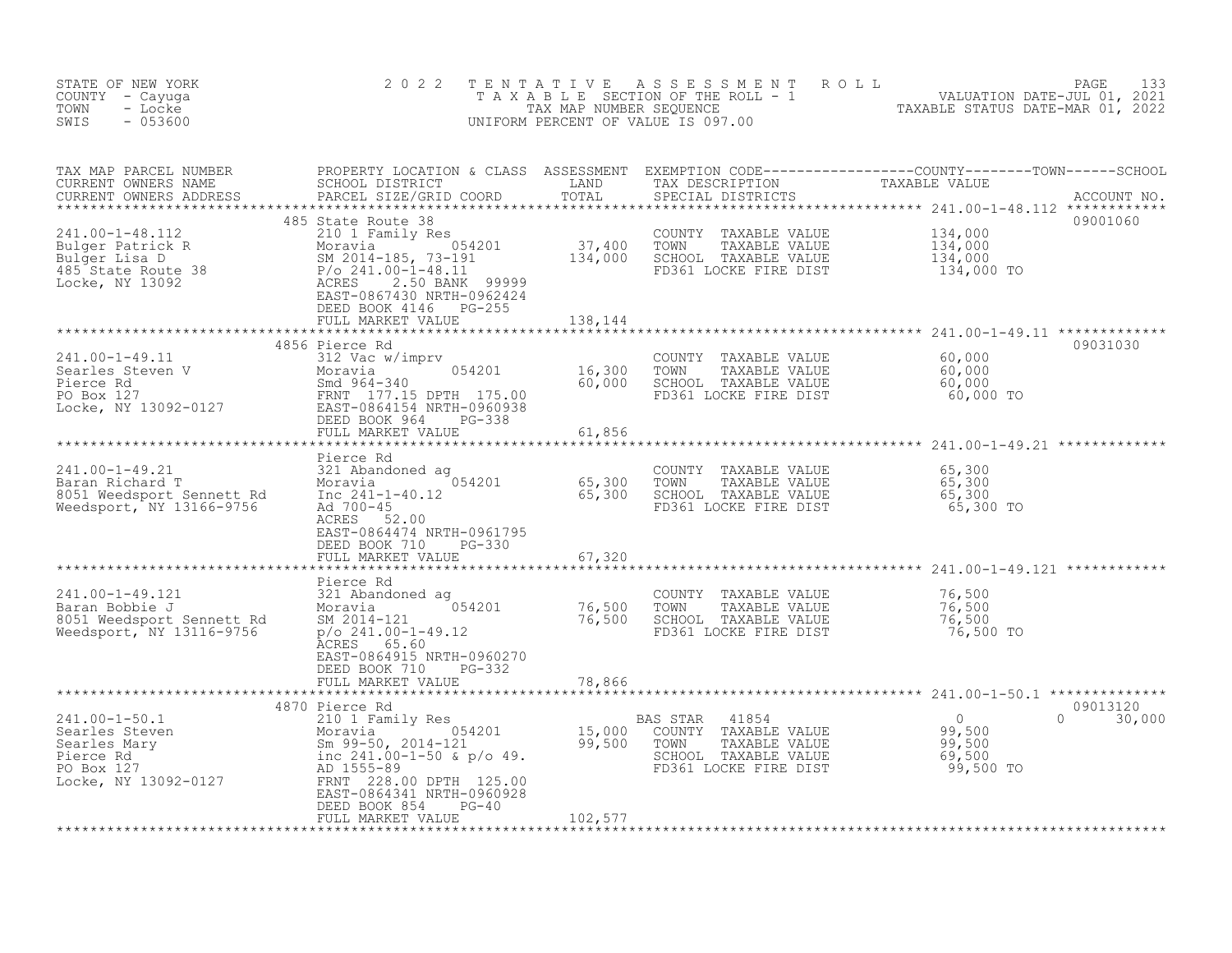STATE OF NEW YORK
COUNTY - Cayuga
TOWN - Locke
SWIS - 053600

2022 TENTATIVE ASSESSMENT ROLL
TAXABLE SECTION OF THE ROLL - 1
TAX MAP NUMBER SEQUENCE
UNIFORM PERCENT OF VALUE IS 097.00

VALUATION DATE-JUL 01, 2021
TAXABLE STATUS DATE-MAR 01, 2022

| TAX MAP PARCEL NUMBER / CURRENT OWNERS NAME / CURRENT OWNERS ADDRESS | PROPERTY LOCATION & CLASS / SCHOOL DISTRICT / PARCEL SIZE/GRID COORD | ASSESSMENT LAND | TOTAL | EXEMPTION CODE / TAX DESCRIPTION / SPECIAL DISTRICTS | COUNTY | TOWN | SCHOOL | ACCOUNT NO. |
|---|---|---|---|---|---|---|---|---|
| **241.00-1-48.112** | 485 State Route 38 | | | | | | | 09001060 |
| Bulger Patrick R | 210 1 Family Res | | | COUNTY TAXABLE VALUE | 134,000 | | | |
| Bulger Lisa D | Moravia 054201 | 37,400 | | TOWN TAXABLE VALUE | | 134,000 | | |
| 485 State Route 38 | SM 2014-185, 73-191 | | 134,000 | SCHOOL TAXABLE VALUE | | | 134,000 | |
| Locke, NY 13092 | P/o 241.00-1-48.11 | | | FD361 LOCKE FIRE DIST | 134,000 TO | | | |
| | ACRES 2.50 BANK 99999 | | | | | | | |
| | EAST-0867430 NRTH-0962424 | | | | | | | |
| | DEED BOOK 4146 PG-255 | | | | | | | |
| | FULL MARKET VALUE | | 138,144 | | | | | |
| **241.00-1-49.11** | 4856 Pierce Rd | | | | | | | 09031030 |
| Searles Steven V | 312 Vac w/imprv | | | COUNTY TAXABLE VALUE | 60,000 | | | |
| Pierce Rd | Moravia 054201 | 16,300 | | TOWN TAXABLE VALUE | | 60,000 | | |
| PO Box 127 | Smd 964-340 | | 60,000 | SCHOOL TAXABLE VALUE | | | 60,000 | |
| Locke, NY 13092-0127 | FRNT 177.15 DPTH 175.00 | | | FD361 LOCKE FIRE DIST | 60,000 TO | | | |
| | EAST-0864154 NRTH-0960938 | | | | | | | |
| | DEED BOOK 964 PG-338 | | | | | | | |
| | FULL MARKET VALUE | | 61,856 | | | | | |
| **241.00-1-49.21** | Pierce Rd | | | | | | | |
| Baran Richard T | 321 Abandoned ag | | | COUNTY TAXABLE VALUE | 65,300 | | | |
| 8051 Weedsport Sennett Rd | Moravia 054201 | 65,300 | | TOWN TAXABLE VALUE | | 65,300 | | |
| Weedsport, NY 13166-9756 | Inc 241-1-40.12 | | 65,300 | SCHOOL TAXABLE VALUE | | | 65,300 | |
| | Ad 700-45 | | | FD361 LOCKE FIRE DIST | 65,300 TO | | | |
| | ACRES 52.00 | | | | | | | |
| | EAST-0864474 NRTH-0961795 | | | | | | | |
| | DEED BOOK 710 PG-330 | | | | | | | |
| | FULL MARKET VALUE | | 67,320 | | | | | |
| **241.00-1-49.121** | Pierce Rd | | | | | | | |
| Baran Bobbie J | 321 Abandoned ag | | | COUNTY TAXABLE VALUE | 76,500 | | | |
| 8051 Weedsport Sennett Rd | Moravia 054201 | 76,500 | | TOWN TAXABLE VALUE | | 76,500 | | |
| Weedsport, NY 13116-9756 | SM 2014-121 | | 76,500 | SCHOOL TAXABLE VALUE | | | 76,500 | |
| | p/o 241.00-1-49.12 | | | FD361 LOCKE FIRE DIST | 76,500 TO | | | |
| | ACRES 65.60 | | | | | | | |
| | EAST-0864915 NRTH-0960270 | | | | | | | |
| | DEED BOOK 710 PG-332 | | | | | | | |
| | FULL MARKET VALUE | | 78,866 | | | | | |
| **241.00-1-50.1** | 4870 Pierce Rd | | | | | | | 09013120 |
| Searles Steven | 210 1 Family Res | | | BAS STAR 41854 | 0 | 0 | 30,000 | |
| Searles Mary | Moravia 054201 | 15,000 | | COUNTY TAXABLE VALUE | 99,500 | | | |
| Pierce Rd | Sm 99-50, 2014-121 | | 99,500 | TOWN TAXABLE VALUE | | 99,500 | | |
| PO Box 127 | inc 241.00-1-50 & p/o 49. | | | SCHOOL TAXABLE VALUE | | | 69,500 | |
| Locke, NY 13092-0127 | AD 1555-89 | | | FD361 LOCKE FIRE DIST | 99,500 TO | | | |
| | FRNT 228.00 DPTH 125.00 | | | | | | | |
| | EAST-0864341 NRTH-0960928 | | | | | | | |
| | DEED BOOK 854 PG-40 | | | | | | | |
| | FULL MARKET VALUE | | 102,577 | | | | | |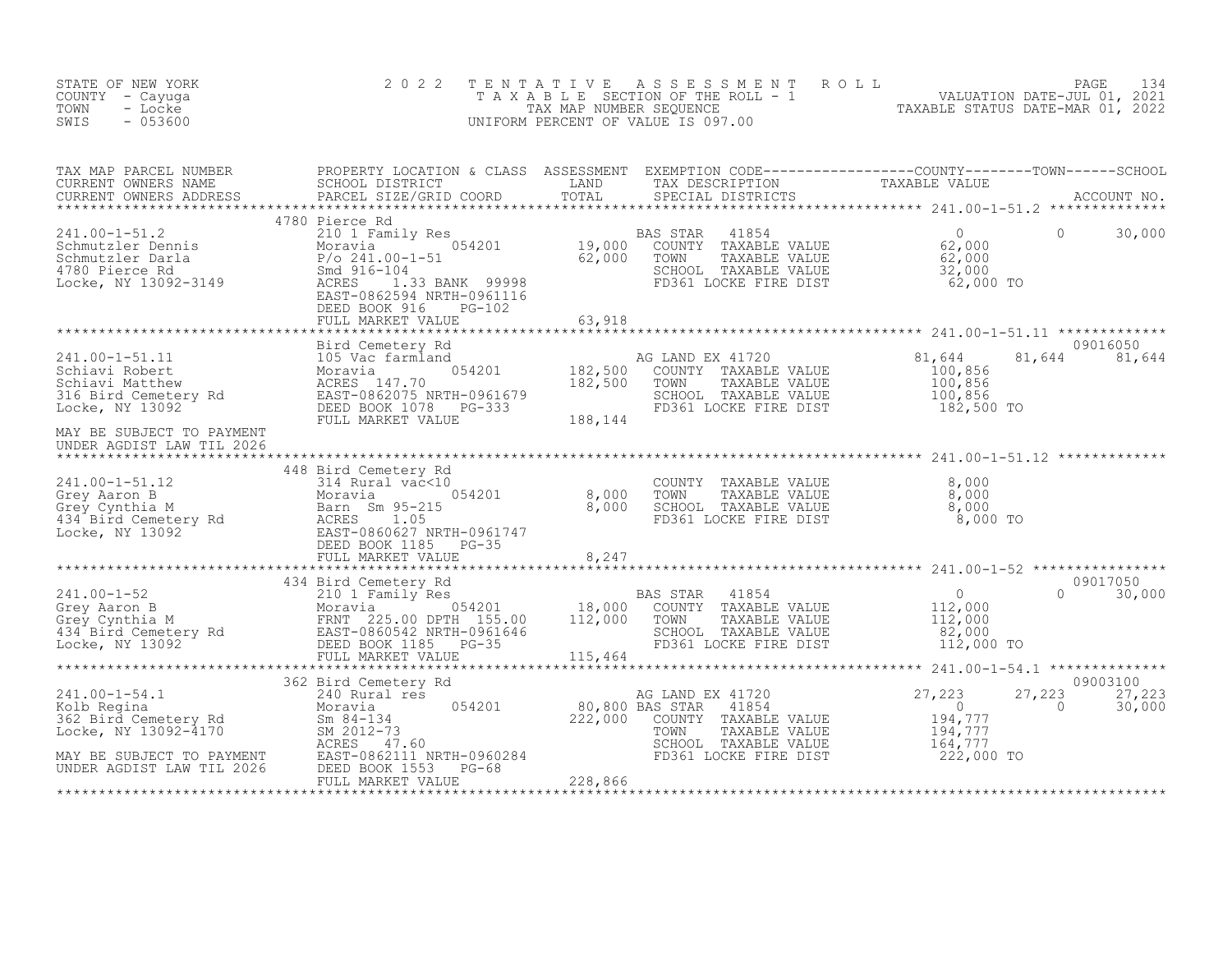STATE OF NEW YORK
COUNTY - Cayuga
TOWN - Locke
SWIS - 053600

2022 TENTATIVE ASSESSMENT ROLL
TAXABLE SECTION OF THE ROLL - 1
TAX MAP NUMBER SEQUENCE
UNIFORM PERCENT OF VALUE IS 097.00

VALUATION DATE-JUL 01, 2021
TAXABLE STATUS DATE-MAR 01, 2022

```
TAX MAP PARCEL NUMBER          PROPERTY LOCATION & CLASS  ASSESSMENT  EXEMPTION CODE------------------COUNTY--------TOWN------SCHOOL
CURRENT OWNERS NAME            SCHOOL DISTRICT              LAND      TAX DESCRIPTION              TAXABLE VALUE
CURRENT OWNERS ADDRESS         PARCEL SIZE/GRID COORD       TOTAL     SPECIAL DISTRICTS                                    ACCOUNT NO.
******************************************************************************************************* 241.00-1-51.2 **************
                               4780 Pierce Rd
241.00-1-51.2                  210 1 Family Res                       BAS STAR    41854                0             0      30,000
Schmutzler Dennis              Moravia         054201        19,000   COUNTY  TAXABLE VALUE           62,000
Schmutzler Darla               P/o 241.00-1-51               62,000   TOWN    TAXABLE VALUE           62,000
4780 Pierce Rd                 Smd 916-104                            SCHOOL  TAXABLE VALUE           32,000
Locke, NY 13092-3149           ACRES    1.33 BANK  99998              FD361 LOCKE FIRE DIST           62,000 TO
                               EAST-0862594 NRTH-0961116
                               DEED BOOK 916     PG-102
                               FULL MARKET VALUE             63,918
******************************************************************************************************* 241.00-1-51.11 *************
                               Bird Cemetery Rd                                                                          09016050
241.00-1-51.11                 105 Vac farmland                       AG LAND EX 41720            81,644        81,644      81,644
Schiavi Robert                 Moravia         054201       182,500   COUNTY  TAXABLE VALUE          100,856
Schiavi Matthew                ACRES  147.70                182,500   TOWN    TAXABLE VALUE          100,856
316 Bird Cemetery Rd           EAST-0862075 NRTH-0961679              SCHOOL  TAXABLE VALUE          100,856
Locke, NY 13092                DEED BOOK 1078    PG-333               FD361 LOCKE FIRE DIST          182,500 TO
                               FULL MARKET VALUE            188,144
MAY BE SUBJECT TO PAYMENT
UNDER AGDIST LAW TIL 2026
******************************************************************************************************* 241.00-1-51.12 *************
                               448 Bird Cemetery Rd
241.00-1-51.12                 314 Rural vac<10                       COUNTY  TAXABLE VALUE            8,000
Grey Aaron B                   Moravia         054201         8,000   TOWN    TAXABLE VALUE            8,000
Grey Cynthia M                 Barn  Sm 95-215                8,000   SCHOOL  TAXABLE VALUE            8,000
434 Bird Cemetery Rd           ACRES    1.05                          FD361 LOCKE FIRE DIST            8,000 TO
Locke, NY 13092                EAST-0860627 NRTH-0961747
                               DEED BOOK 1185    PG-35
                               FULL MARKET VALUE              8,247
******************************************************************************************************* 241.00-1-52 ****************
                               434 Bird Cemetery Rd                                                                      09017050
241.00-1-52                    210 1 Family Res                       BAS STAR    41854                0             0      30,000
Grey Aaron B                   Moravia         054201        18,000   COUNTY  TAXABLE VALUE          112,000
Grey Cynthia M                 FRNT 225.00 DPTH 155.00      112,000   TOWN    TAXABLE VALUE          112,000
434 Bird Cemetery Rd           EAST-0860542 NRTH-0961646              SCHOOL  TAXABLE VALUE           82,000
Locke, NY 13092                DEED BOOK 1185    PG-35                FD361 LOCKE FIRE DIST          112,000 TO
                               FULL MARKET VALUE            115,464
******************************************************************************************************* 241.00-1-54.1 **************
                               362 Bird Cemetery Rd                                                                      09003100
241.00-1-54.1                  240 Rural res                          AG LAND EX 41720            27,223        27,223      27,223
Kolb Regina                    Moravia         054201        80,800 BAS STAR    41854                0             0      30,000
362 Bird Cemetery Rd           Sm 84-134                    222,000   COUNTY  TAXABLE VALUE          194,777
Locke, NY 13092-4170           SM 2012-73                             TOWN    TAXABLE VALUE          194,777
                               ACRES   47.60                          SCHOOL  TAXABLE VALUE          164,777
MAY BE SUBJECT TO PAYMENT      EAST-0862111 NRTH-0960284              FD361 LOCKE FIRE DIST          222,000 TO
UNDER AGDIST LAW TIL 2026      DEED BOOK 1553    PG-68
                               FULL MARKET VALUE            228,866
************************************************************************************************************************************
```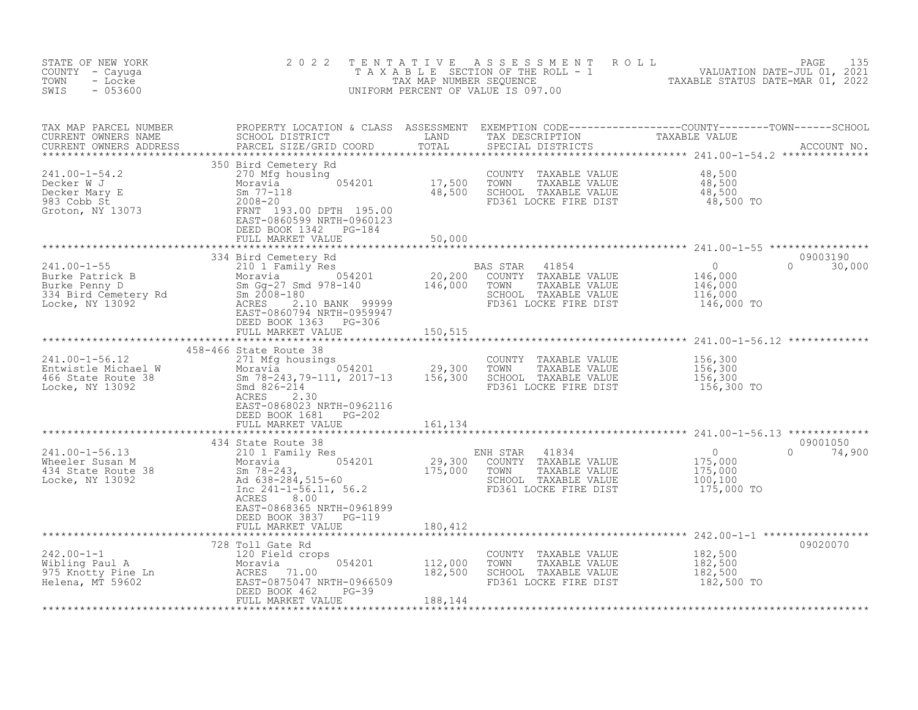STATE OF NEW YORK
COUNTY - Cayuga
TOWN - Locke
SWIS - 053600

# 2022 TENTATIVE ASSESSMENT ROLL
TAXABLE SECTION OF THE ROLL - 1
TAX MAP NUMBER SEQUENCE
UNIFORM PERCENT OF VALUE IS 097.00

VALUATION DATE-JUL 01, 2021
TAXABLE STATUS DATE-MAR 01, 2022

| TAX MAP PARCEL NUMBER / CURRENT OWNERS NAME / CURRENT OWNERS ADDRESS | PROPERTY LOCATION & CLASS / SCHOOL DISTRICT / PARCEL SIZE/GRID COORD | ASSESSMENT LAND / TOTAL | EXEMPTION CODE / TAX DESCRIPTION / SPECIAL DISTRICTS | COUNTY / TAXABLE VALUE | TOWN | SCHOOL | ACCOUNT NO. |
|---|---|---|---|---|---|---|---|
| 241.00-1-54.2 | 350 Bird Cemetery Rd | | | | | | |
| Decker W J | 270 Mfg housing | | COUNTY TAXABLE VALUE | 48,500 | | | |
| Decker Mary E | Moravia 054201 | 17,500 | TOWN TAXABLE VALUE | 48,500 | | | |
| 983 Cobb St | Sm 77-118 | 48,500 | SCHOOL TAXABLE VALUE | 48,500 | | | |
| Groton, NY 13073 | 2008-20 | | FD361 LOCKE FIRE DIST | 48,500 TO | | | |
| | FRNT 193.00 DPTH 195.00 | | | | | | |
| | EAST-0860599 NRTH-0960123 | | | | | | |
| | DEED BOOK 1342 PG-184 | | | | | | |
| | FULL MARKET VALUE | 50,000 | | | | | |
| 241.00-1-55 | 334 Bird Cemetery Rd | | | | | | 09003190 |
| Burke Patrick B | 210 1 Family Res | | BAS STAR 41854 | 0 | 0 | 30,000 | |
| Burke Penny D | Moravia 054201 | 20,200 | COUNTY TAXABLE VALUE | 146,000 | | | |
| 334 Bird Cemetery Rd | Sm Gg-27 Smd 978-140 | 146,000 | TOWN TAXABLE VALUE | 146,000 | | | |
| Locke, NY 13092 | Sm 2008-180 | | SCHOOL TAXABLE VALUE | 116,000 | | | |
| | ACRES 2.10 BANK 99999 | | FD361 LOCKE FIRE DIST | 146,000 TO | | | |
| | EAST-0860794 NRTH-0959947 | | | | | | |
| | DEED BOOK 1363 PG-306 | | | | | | |
| | FULL MARKET VALUE | 150,515 | | | | | |
| 241.00-1-56.12 | 458-466 State Route 38 | | | | | | |
| Entwistle Michael W | 271 Mfg housings | | COUNTY TAXABLE VALUE | 156,300 | | | |
| 466 State Route 38 | Moravia 054201 | 29,300 | TOWN TAXABLE VALUE | 156,300 | | | |
| Locke, NY 13092 | Sm 78-243,79-111, 2017-13 | 156,300 | SCHOOL TAXABLE VALUE | 156,300 | | | |
| | Smd 826-214 | | FD361 LOCKE FIRE DIST | 156,300 TO | | | |
| | ACRES 2.30 | | | | | | |
| | EAST-0868023 NRTH-0962116 | | | | | | |
| | DEED BOOK 1681 PG-202 | | | | | | |
| | FULL MARKET VALUE | 161,134 | | | | | |
| 241.00-1-56.13 | 434 State Route 38 | | | | | | 09001050 |
| Wheeler Susan M | 210 1 Family Res | | ENH STAR 41834 | 0 | 0 | 74,900 | |
| 434 State Route 38 | Moravia 054201 | 29,300 | COUNTY TAXABLE VALUE | 175,000 | | | |
| Locke, NY 13092 | Sm 78-243, | 175,000 | TOWN TAXABLE VALUE | 175,000 | | | |
| | Ad 638-284,515-60 | | SCHOOL TAXABLE VALUE | 100,100 | | | |
| | Inc 241-1-56.11, 56.2 | | FD361 LOCKE FIRE DIST | 175,000 TO | | | |
| | ACRES 8.00 | | | | | | |
| | EAST-0868365 NRTH-0961899 | | | | | | |
| | DEED BOOK 3837 PG-119 | | | | | | |
| | FULL MARKET VALUE | 180,412 | | | | | |
| 242.00-1-1 | 728 Toll Gate Rd | | | | | | 09020070 |
| Wibling Paul A | 120 Field crops | | COUNTY TAXABLE VALUE | 182,500 | | | |
| 975 Knotty Pine Ln | Moravia 054201 | 112,000 | TOWN TAXABLE VALUE | 182,500 | | | |
| Helena, MT 59602 | ACRES 71.00 | 182,500 | SCHOOL TAXABLE VALUE | 182,500 | | | |
| | EAST-0875047 NRTH-0966509 | | FD361 LOCKE FIRE DIST | 182,500 TO | | | |
| | DEED BOOK 462 PG-39 | | | | | | |
| | FULL MARKET VALUE | 188,144 | | | | | |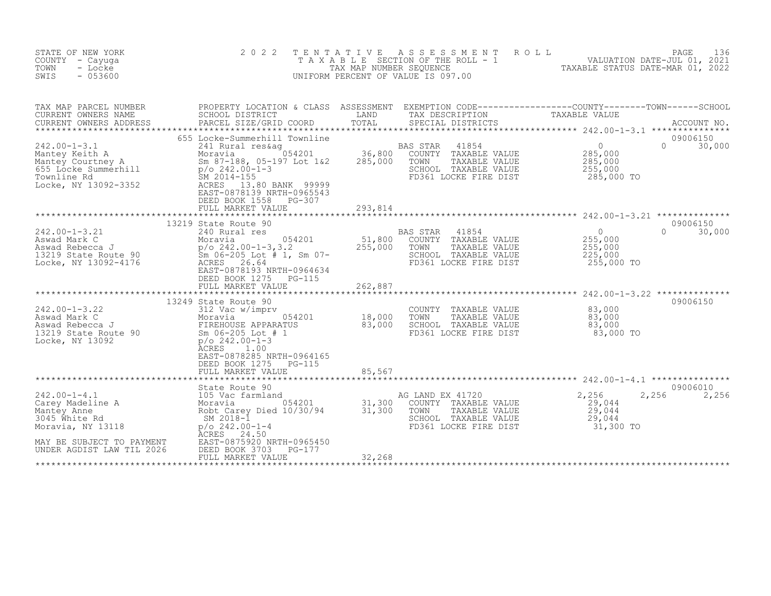STATE OF NEW YORK
COUNTY - Cayuga
TOWN - Locke
SWIS - 053600

2022 TENTATIVE ASSESSMENT ROLL
TAXABLE SECTION OF THE ROLL - 1
TAX MAP NUMBER SEQUENCE
UNIFORM PERCENT OF VALUE IS 097.00

VALUATION DATE-JUL 01, 2021
TAXABLE STATUS DATE-MAR 01, 2022

| TAX MAP PARCEL NUMBER / CURRENT OWNERS NAME / CURRENT OWNERS ADDRESS | PROPERTY LOCATION & CLASS / SCHOOL DISTRICT / PARCEL SIZE/GRID COORD | ASSESSMENT LAND | TOTAL | EXEMPTION CODE / TAX DESCRIPTION / SPECIAL DISTRICTS | COUNTY TAXABLE VALUE | TOWN | SCHOOL / ACCOUNT NO. |
|---|---|---|---|---|---|---|---|
| **242.00-1-3.1** | 655 Locke-Summerhill Townline | | | | | | 09006150 |
| 242.00-1-3.1 | 241 Rural res&ag | | | BAS STAR 41854 | 0 | 0 | 30,000 |
| Mantey Keith A | Moravia 054201 | 36,800 | | COUNTY TAXABLE VALUE | 285,000 | | |
| Mantey Courtney A | Sm 87-188, 05-197 Lot 1&2 | | 285,000 | TOWN TAXABLE VALUE | 285,000 | | |
| 655 Locke Summerhill | p/o 242.00-1-3 | | | SCHOOL TAXABLE VALUE | 255,000 | | |
| Townline Rd | SM 2014-155 | | | FD361 LOCKE FIRE DIST | 285,000 TO | | |
| Locke, NY 13092-3352 | ACRES 13.80 BANK 99999 | | | | | | |
| | EAST-0878139 NRTH-0965543 | | | | | | |
| | DEED BOOK 1558 PG-307 | | | | | | |
| | FULL MARKET VALUE | | 293,814 | | | | |
| **242.00-1-3.21** | 13219 State Route 90 | | | | | | 09006150 |
| 242.00-1-3.21 | 240 Rural res | | | BAS STAR 41854 | 0 | 0 | 30,000 |
| Aswad Mark C | Moravia 054201 | 51,800 | | COUNTY TAXABLE VALUE | 255,000 | | |
| Aswad Rebecca J | p/o 242.00-1-3,3.2 | | 255,000 | TOWN TAXABLE VALUE | 255,000 | | |
| 13219 State Route 90 | Sm 06-205 Lot # 1, Sm 07- | | | SCHOOL TAXABLE VALUE | 225,000 | | |
| Locke, NY 13092-4176 | ACRES 26.64 | | | FD361 LOCKE FIRE DIST | 255,000 TO | | |
| | EAST-0878193 NRTH-0964634 | | | | | | |
| | DEED BOOK 1275 PG-115 | | | | | | |
| | FULL MARKET VALUE | | 262,887 | | | | |
| **242.00-1-3.22** | 13249 State Route 90 | | | | | | 09006150 |
| 242.00-1-3.22 | 312 Vac w/imprv | | | COUNTY TAXABLE VALUE | 83,000 | | |
| Aswad Mark C | Moravia 054201 | 18,000 | | TOWN TAXABLE VALUE | 83,000 | | |
| Aswad Rebecca J | FIREHOUSE APPARATUS | | 83,000 | SCHOOL TAXABLE VALUE | 83,000 | | |
| 13219 State Route 90 | Sm 06-205 Lot # 1 | | | FD361 LOCKE FIRE DIST | 83,000 TO | | |
| Locke, NY 13092 | p/o 242.00-1-3 | | | | | | |
| | ACRES 1.00 | | | | | | |
| | EAST-0878285 NRTH-0964165 | | | | | | |
| | DEED BOOK 1275 PG-115 | | | | | | |
| | FULL MARKET VALUE | | 85,567 | | | | |
| **242.00-1-4.1** | State Route 90 | | | | | | 09006010 |
| 242.00-1-4.1 | 105 Vac farmland | | | AG LAND EX 41720 | 2,256 | 2,256 | 2,256 |
| Carey Madeline A | Moravia 054201 | 31,300 | | COUNTY TAXABLE VALUE | 29,044 | | |
| Mantey Anne | Robt Carey Died 10/30/94 | | 31,300 | TOWN TAXABLE VALUE | 29,044 | | |
| 3045 White Rd | SM 2018-1 | | | SCHOOL TAXABLE VALUE | 29,044 | | |
| Moravia, NY 13118 | p/o 242.00-1-4 | | | FD361 LOCKE FIRE DIST | 31,300 TO | | |
| | ACRES 24.50 | | | | | | |
| MAY BE SUBJECT TO PAYMENT | EAST-0875920 NRTH-0965450 | | | | | | |
| UNDER AGDIST LAW TIL 2026 | DEED BOOK 3703 PG-177 | | | | | | |
| | FULL MARKET VALUE | | 32,268 | | | | |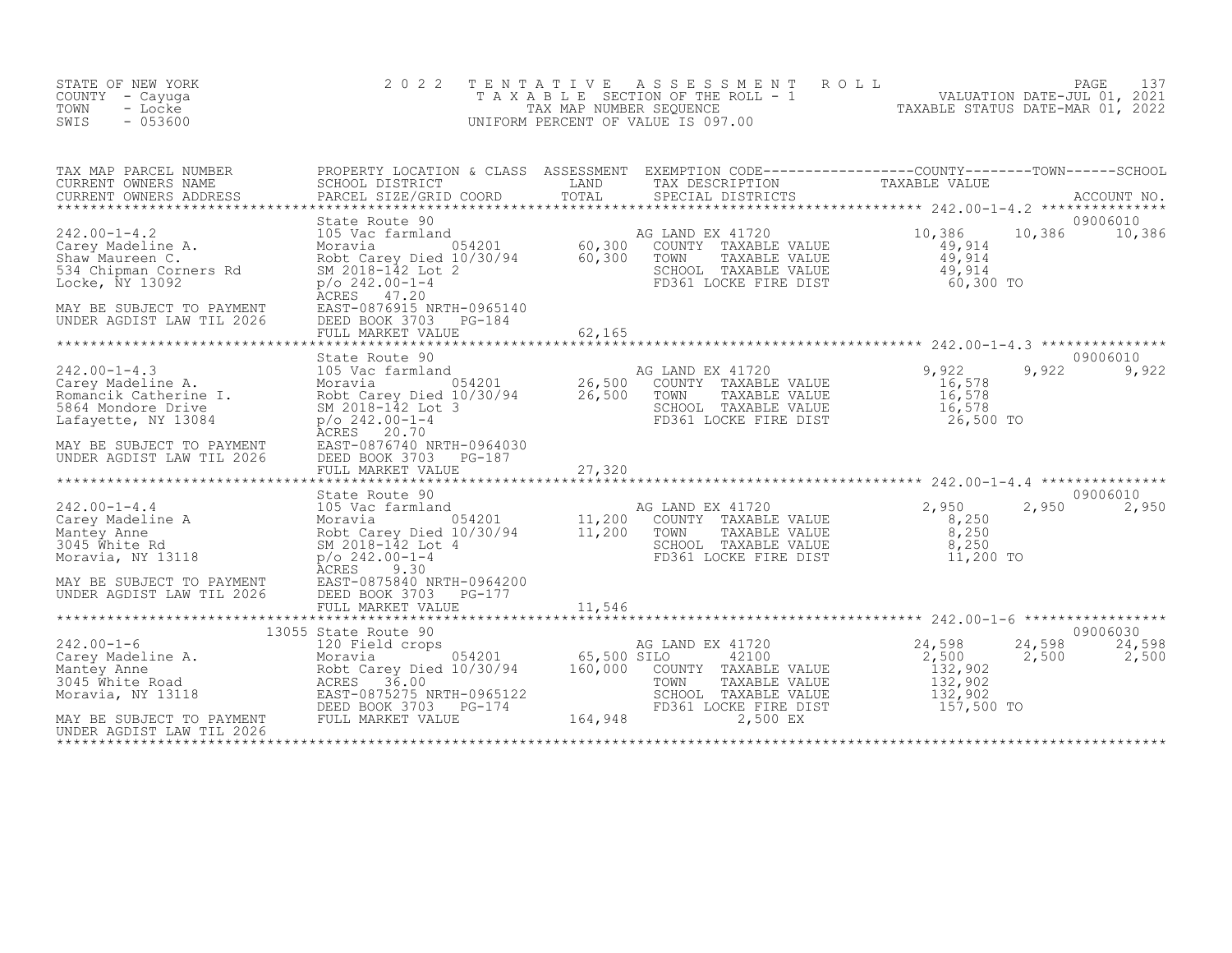STATE OF NEW YORK
COUNTY - Cayuga
TOWN - Locke
SWIS - 053600

2022 TENTATIVE ASSESSMENT ROLL
TAXABLE SECTION OF THE ROLL - 1
TAX MAP NUMBER SEQUENCE
UNIFORM PERCENT OF VALUE IS 097.00

VALUATION DATE-JUL 01, 2021
TAXABLE STATUS DATE-MAR 01, 2022

| TAX MAP PARCEL NUMBER / CURRENT OWNERS NAME / CURRENT OWNERS ADDRESS | PROPERTY LOCATION & CLASS / SCHOOL DISTRICT / PARCEL SIZE/GRID COORD | ASSESSMENT LAND / TOTAL | EXEMPTION CODE / TAX DESCRIPTION / SPECIAL DISTRICTS | COUNTY TAXABLE VALUE | TOWN | SCHOOL / ACCOUNT NO. |
|---|---|---|---|---|---|---|
| **242.00-1-4.2** | State Route 90 | | | | | 09006010 |
| 242.00-1-4.2 | 105 Vac farmland | | AG LAND EX 41720 | 10,386 | 10,386 | 10,386 |
| Carey Madeline A. | Moravia 054201 | 60,300 | COUNTY TAXABLE VALUE | 49,914 | | |
| Shaw Maureen C. | Robt Carey Died 10/30/94 | 60,300 | TOWN TAXABLE VALUE | 49,914 | | |
| 534 Chipman Corners Rd | SM 2018-142 Lot 2 | | SCHOOL TAXABLE VALUE | 49,914 | | |
| Locke, NY 13092 | p/o 242.00-1-4 | | FD361 LOCKE FIRE DIST | 60,300 TO | | |
| | ACRES 47.20 | | | | | |
| MAY BE SUBJECT TO PAYMENT | EAST-0876915 NRTH-0965140 | | | | | |
| UNDER AGDIST LAW TIL 2026 | DEED BOOK 3703 PG-184 | | | | | |
| | FULL MARKET VALUE | 62,165 | | | | |
| **242.00-1-4.3** | State Route 90 | | | | | 09006010 |
| 242.00-1-4.3 | 105 Vac farmland | | AG LAND EX 41720 | 9,922 | 9,922 | 9,922 |
| Carey Madeline A. | Moravia 054201 | 26,500 | COUNTY TAXABLE VALUE | 16,578 | | |
| Romancik Catherine I. | Robt Carey Died 10/30/94 | 26,500 | TOWN TAXABLE VALUE | 16,578 | | |
| 5864 Mondore Drive | SM 2018-142 Lot 3 | | SCHOOL TAXABLE VALUE | 16,578 | | |
| Lafayette, NY 13084 | p/o 242.00-1-4 | | FD361 LOCKE FIRE DIST | 26,500 TO | | |
| | ACRES 20.70 | | | | | |
| MAY BE SUBJECT TO PAYMENT | EAST-0876740 NRTH-0964030 | | | | | |
| UNDER AGDIST LAW TIL 2026 | DEED BOOK 3703 PG-187 | | | | | |
| | FULL MARKET VALUE | 27,320 | | | | |
| **242.00-1-4.4** | State Route 90 | | | | | 09006010 |
| 242.00-1-4.4 | 105 Vac farmland | | AG LAND EX 41720 | 2,950 | 2,950 | 2,950 |
| Carey Madeline A | Moravia 054201 | 11,200 | COUNTY TAXABLE VALUE | 8,250 | | |
| Mantey Anne | Robt Carey Died 10/30/94 | 11,200 | TOWN TAXABLE VALUE | 8,250 | | |
| 3045 White Rd | SM 2018-142 Lot 4 | | SCHOOL TAXABLE VALUE | 8,250 | | |
| Moravia, NY 13118 | p/o 242.00-1-4 | | FD361 LOCKE FIRE DIST | 11,200 TO | | |
| | ACRES 9.30 | | | | | |
| MAY BE SUBJECT TO PAYMENT | EAST-0875840 NRTH-0964200 | | | | | |
| UNDER AGDIST LAW TIL 2026 | DEED BOOK 3703 PG-177 | | | | | |
| | FULL MARKET VALUE | 11,546 | | | | |
| **242.00-1-6** | 13055 State Route 90 | | | | | 09006030 |
| 242.00-1-6 | 120 Field crops | | AG LAND EX 41720 | 24,598 | 24,598 | 24,598 |
| Carey Madeline A. | Moravia 054201 | 65,500 | SILO 42100 | 2,500 | 2,500 | 2,500 |
| Mantey Anne | Robt Carey Died 10/30/94 | 160,000 | COUNTY TAXABLE VALUE | 132,902 | | |
| 3045 White Road | ACRES 36.00 | | TOWN TAXABLE VALUE | 132,902 | | |
| Moravia, NY 13118 | EAST-0875275 NRTH-0965122 | | SCHOOL TAXABLE VALUE | 132,902 | | |
| | DEED BOOK 3703 PG-174 | | FD361 LOCKE FIRE DIST | 157,500 TO | | |
| MAY BE SUBJECT TO PAYMENT | FULL MARKET VALUE | 164,948 | 2,500 EX | | | |
| UNDER AGDIST LAW TIL 2026 | | | | | | |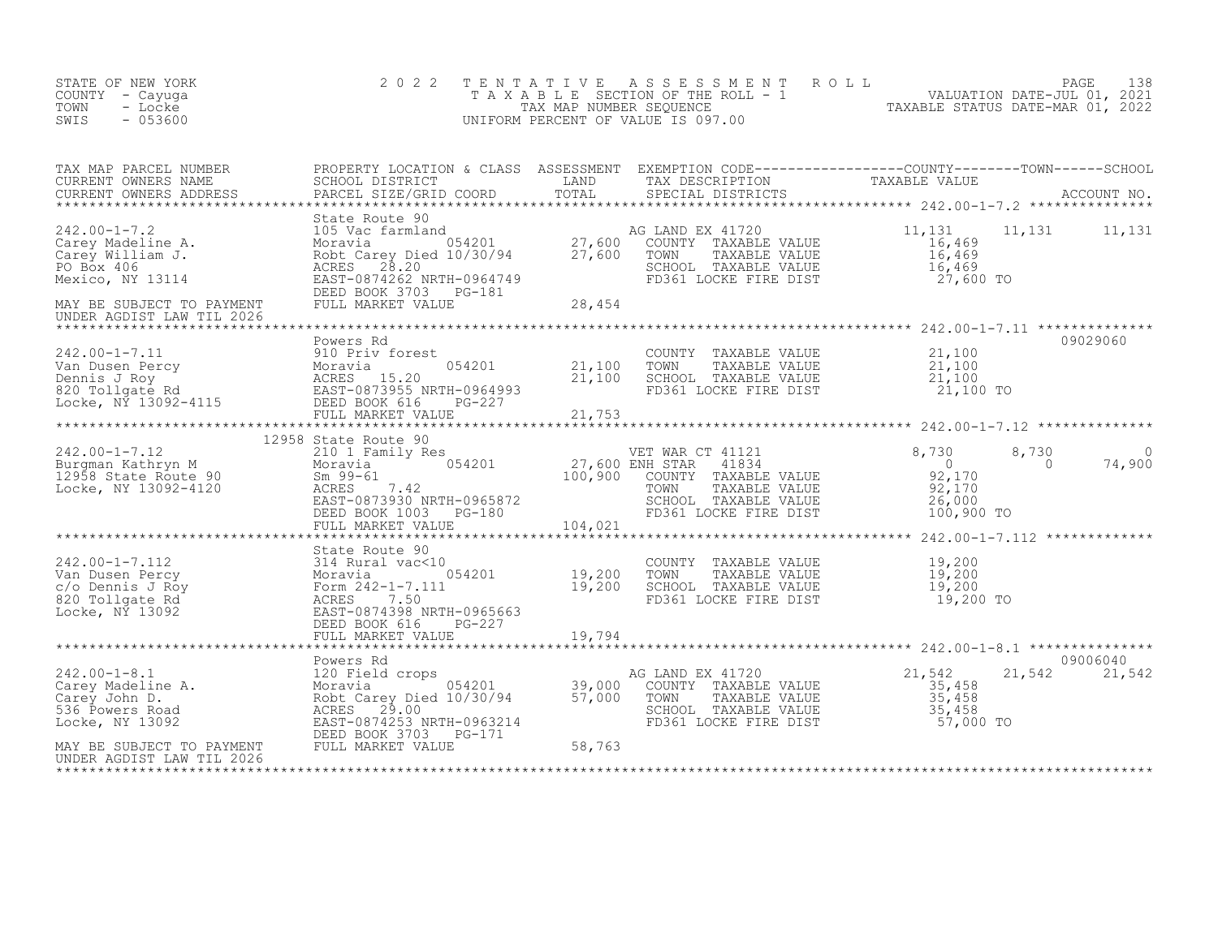STATE OF NEW YORK
COUNTY - Cayuga
TOWN - Locke
SWIS - 053600

2 0 2 2 T E N T A T I V E A S S E S S M E N T R O L L
T A X A B L E SECTION OF THE ROLL - 1
TAX MAP NUMBER SEQUENCE
UNIFORM PERCENT OF VALUE IS 097.00

VALUATION DATE-JUL 01, 2021
TAXABLE STATUS DATE-MAR 01, 2022

| TAX MAP PARCEL NUMBER / CURRENT OWNERS NAME / CURRENT OWNERS ADDRESS | PROPERTY LOCATION & CLASS / SCHOOL DISTRICT / PARCEL SIZE/GRID COORD | ASSESSMENT LAND | TOTAL | EXEMPTION CODE / TAX DESCRIPTION / SPECIAL DISTRICTS | COUNTY TAXABLE VALUE | TOWN | SCHOOL | ACCOUNT NO. |
|---|---|---|---|---|---|---|---|---|
| **242.00-1-7.2** | State Route 90 | | | | | | | |
| 242.00-1-7.2 | 105 Vac farmland | | | AG LAND EX 41720 | 11,131 | 11,131 | 11,131 | |
| Carey Madeline A. | Moravia 054201 | 27,600 | | COUNTY TAXABLE VALUE | 16,469 | | | |
| Carey William J. | Robt Carey Died 10/30/94 | | 27,600 | TOWN TAXABLE VALUE | 16,469 | | | |
| PO Box 406 | ACRES 28.20 | | | SCHOOL TAXABLE VALUE | 16,469 | | | |
| Mexico, NY 13114 | EAST-0874262 NRTH-0964749 | | | FD361 LOCKE FIRE DIST | 27,600 TO | | | |
| | DEED BOOK 3703 PG-181 | | | | | | | |
| MAY BE SUBJECT TO PAYMENT | FULL MARKET VALUE | | 28,454 | | | | | |
| UNDER AGDIST LAW TIL 2026 | | | | | | | | |
| **242.00-1-7.11** | Powers Rd | | | | | | | 09029060 |
| 242.00-1-7.11 | 910 Priv forest | | | COUNTY TAXABLE VALUE | 21,100 | | | |
| Van Dusen Percy | Moravia 054201 | 21,100 | | TOWN TAXABLE VALUE | 21,100 | | | |
| Dennis J Roy | ACRES 15.20 | | 21,100 | SCHOOL TAXABLE VALUE | 21,100 | | | |
| 820 Tollgate Rd | EAST-0873955 NRTH-0964993 | | | FD361 LOCKE FIRE DIST | 21,100 TO | | | |
| Locke, NY 13092-4115 | DEED BOOK 616 PG-227 | | | | | | | |
| | FULL MARKET VALUE | | 21,753 | | | | | |
| **242.00-1-7.12** | 12958 State Route 90 | | | | | | | |
| 242.00-1-7.12 | 210 1 Family Res | | | VET WAR CT 41121 | 8,730 | 8,730 | 0 | |
| Burgman Kathryn M | Moravia 054201 | 27,600 | | ENH STAR 41834 | 0 | 0 | 74,900 | |
| 12958 State Route 90 | Sm 99-61 | | 100,900 | COUNTY TAXABLE VALUE | 92,170 | | | |
| Locke, NY 13092-4120 | ACRES 7.42 | | | TOWN TAXABLE VALUE | 92,170 | | | |
| | EAST-0873930 NRTH-0965872 | | | SCHOOL TAXABLE VALUE | 26,000 | | | |
| | DEED BOOK 1003 PG-180 | | | FD361 LOCKE FIRE DIST | 100,900 TO | | | |
| | FULL MARKET VALUE | | 104,021 | | | | | |
| **242.00-1-7.112** | State Route 90 | | | | | | | |
| 242.00-1-7.112 | 314 Rural vac<10 | | | COUNTY TAXABLE VALUE | 19,200 | | | |
| Van Dusen Percy | Moravia 054201 | 19,200 | | TOWN TAXABLE VALUE | 19,200 | | | |
| c/o Dennis J Roy | Form 242-1-7.111 | | 19,200 | SCHOOL TAXABLE VALUE | 19,200 | | | |
| 820 Tollgate Rd | ACRES 7.50 | | | FD361 LOCKE FIRE DIST | 19,200 TO | | | |
| Locke, NY 13092 | EAST-0874398 NRTH-0965663 | | | | | | | |
| | DEED BOOK 616 PG-227 | | | | | | | |
| | FULL MARKET VALUE | | 19,794 | | | | | |
| **242.00-1-8.1** | Powers Rd | | | | | | | 09006040 |
| 242.00-1-8.1 | 120 Field crops | | | AG LAND EX 41720 | 21,542 | 21,542 | 21,542 | |
| Carey Madeline A. | Moravia 054201 | 39,000 | | COUNTY TAXABLE VALUE | 35,458 | | | |
| Carey John D. | Robt Carey Died 10/30/94 | | 57,000 | TOWN TAXABLE VALUE | 35,458 | | | |
| 536 Powers Road | ACRES 29.00 | | | SCHOOL TAXABLE VALUE | 35,458 | | | |
| Locke, NY 13092 | EAST-0874253 NRTH-0963214 | | | FD361 LOCKE FIRE DIST | 57,000 TO | | | |
| | DEED BOOK 3703 PG-171 | | | | | | | |
| MAY BE SUBJECT TO PAYMENT | FULL MARKET VALUE | | 58,763 | | | | | |
| UNDER AGDIST LAW TIL 2026 | | | | | | | | |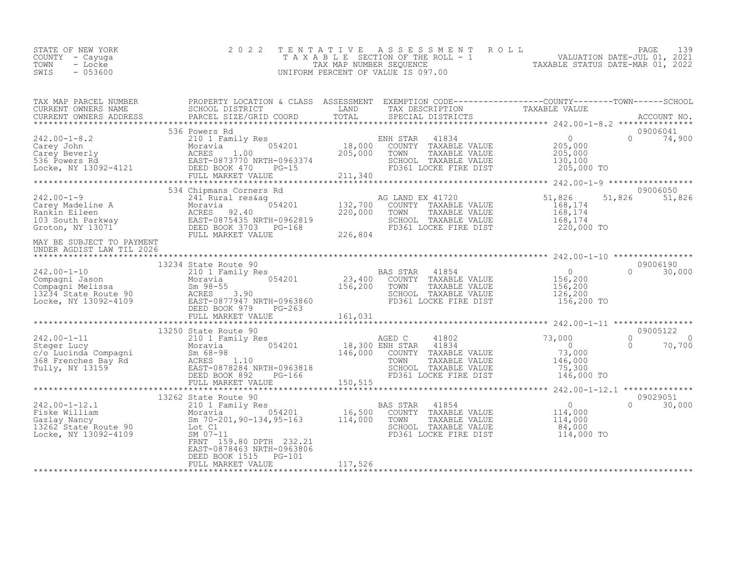STATE OF NEW YORK
COUNTY - Cayuga
TOWN - Locke
SWIS - 053600

2022 TENTATIVE ASSESSMENT ROLL
TAXABLE SECTION OF THE ROLL - 1
TAX MAP NUMBER SEQUENCE
UNIFORM PERCENT OF VALUE IS 097.00

VALUATION DATE-JUL 01, 2021
TAXABLE STATUS DATE-MAR 01, 2022

| TAX MAP PARCEL NUMBER / CURRENT OWNERS NAME / CURRENT OWNERS ADDRESS | PROPERTY LOCATION & CLASS / SCHOOL DISTRICT / PARCEL SIZE/GRID COORD | ASSESSMENT LAND / TOTAL | EXEMPTION CODE / TAX DESCRIPTION / SPECIAL DISTRICTS | COUNTY TAXABLE VALUE | TOWN | SCHOOL | ACCOUNT NO. |
|---|---|---|---|---|---|---|---|
| **242.00-1-8.2** | 536 Powers Rd | | | | | | 09006041 |
| Carey John | 210 1 Family Res | | ENH STAR 41834 | 0 | 0 | 74,900 | |
| Carey Beverly | Moravia 054201 | 18,000 | COUNTY TAXABLE VALUE | 205,000 | | | |
| 536 Powers Rd | ACRES 1.00 | 205,000 | TOWN TAXABLE VALUE | 205,000 | | | |
| Locke, NY 13092-4121 | EAST-0873770 NRTH-0963374 | | SCHOOL TAXABLE VALUE | 130,100 | | | |
| | DEED BOOK 470 PG-15 | | FD361 LOCKE FIRE DIST | 205,000 TO | | | |
| | FULL MARKET VALUE | 211,340 | | | | | |
| **242.00-1-9** | 534 Chipmans Corners Rd | | | | | | 09006050 |
| Carey Madeline A | 241 Rural res&ag | | AG LAND EX 41720 | 51,826 | 51,826 | 51,826 | |
| Rankin Eileen | Moravia 054201 | 132,700 | COUNTY TAXABLE VALUE | 168,174 | | | |
| 103 South Parkway | ACRES 92.40 | 220,000 | TOWN TAXABLE VALUE | 168,174 | | | |
| Groton, NY 13071 | EAST-0875435 NRTH-0962819 | | SCHOOL TAXABLE VALUE | 168,174 | | | |
| | DEED BOOK 3703 PG-168 | | FD361 LOCKE FIRE DIST | 220,000 TO | | | |
| | FULL MARKET VALUE | 226,804 | | | | | |
| MAY BE SUBJECT TO PAYMENT UNDER AGDIST LAW TIL 2026 | | | | | | | |
| **242.00-1-10** | 13234 State Route 90 | | | | | | 09006190 |
| Compagni Jason | 210 1 Family Res | | BAS STAR 41854 | 0 | 0 | 30,000 | |
| Compagni Melissa | Moravia 054201 | 23,400 | COUNTY TAXABLE VALUE | 156,200 | | | |
| 13234 State Route 90 | Sm 98-55 | 156,200 | TOWN TAXABLE VALUE | 156,200 | | | |
| Locke, NY 13092-4109 | ACRES 3.90 | | SCHOOL TAXABLE VALUE | 126,200 | | | |
| | EAST-0877947 NRTH-0963860 | | FD361 LOCKE FIRE DIST | 156,200 TO | | | |
| | DEED BOOK 979 PG-263 | | | | | | |
| | FULL MARKET VALUE | 161,031 | | | | | |
| **242.00-1-11** | 13250 State Route 90 | | | | | | 09005122 |
| Steger Lucy | 210 1 Family Res | | AGED C 41802 | 73,000 | 0 | 0 | |
| c/o Lucinda Compagni | Moravia 054201 | 18,300 | ENH STAR 41834 | 0 | 0 | 70,700 | |
| 368 Frenches Bay Rd | Sm 68-98 | 146,000 | COUNTY TAXABLE VALUE | 73,000 | | | |
| Tully, NY 13159 | ACRES 1.10 | | TOWN TAXABLE VALUE | 146,000 | | | |
| | EAST-0878284 NRTH-0963818 | | SCHOOL TAXABLE VALUE | 75,300 | | | |
| | DEED BOOK 892 PG-166 | | FD361 LOCKE FIRE DIST | 146,000 TO | | | |
| | FULL MARKET VALUE | 150,515 | | | | | |
| **242.00-1-12.1** | 13262 State Route 90 | | | | | | 09029051 |
| Fiske William | 210 1 Family Res | | BAS STAR 41854 | 0 | 0 | 30,000 | |
| Gazlay Nancy | Moravia 054201 | 16,500 | COUNTY TAXABLE VALUE | 114,000 | | | |
| 13262 State Route 90 | Sm 70-201,90-134,95-163 | 114,000 | TOWN TAXABLE VALUE | 114,000 | | | |
| Locke, NY 13092-4109 | Lot C1 | | SCHOOL TAXABLE VALUE | 84,000 | | | |
| | SM 07-11 | | FD361 LOCKE FIRE DIST | 114,000 TO | | | |
| | FRNT 159.80 DPTH 232.21 | | | | | | |
| | EAST-0878463 NRTH-0963806 | | | | | | |
| | DEED BOOK 1515 PG-101 | | | | | | |
| | FULL MARKET VALUE | 117,526 | | | | | |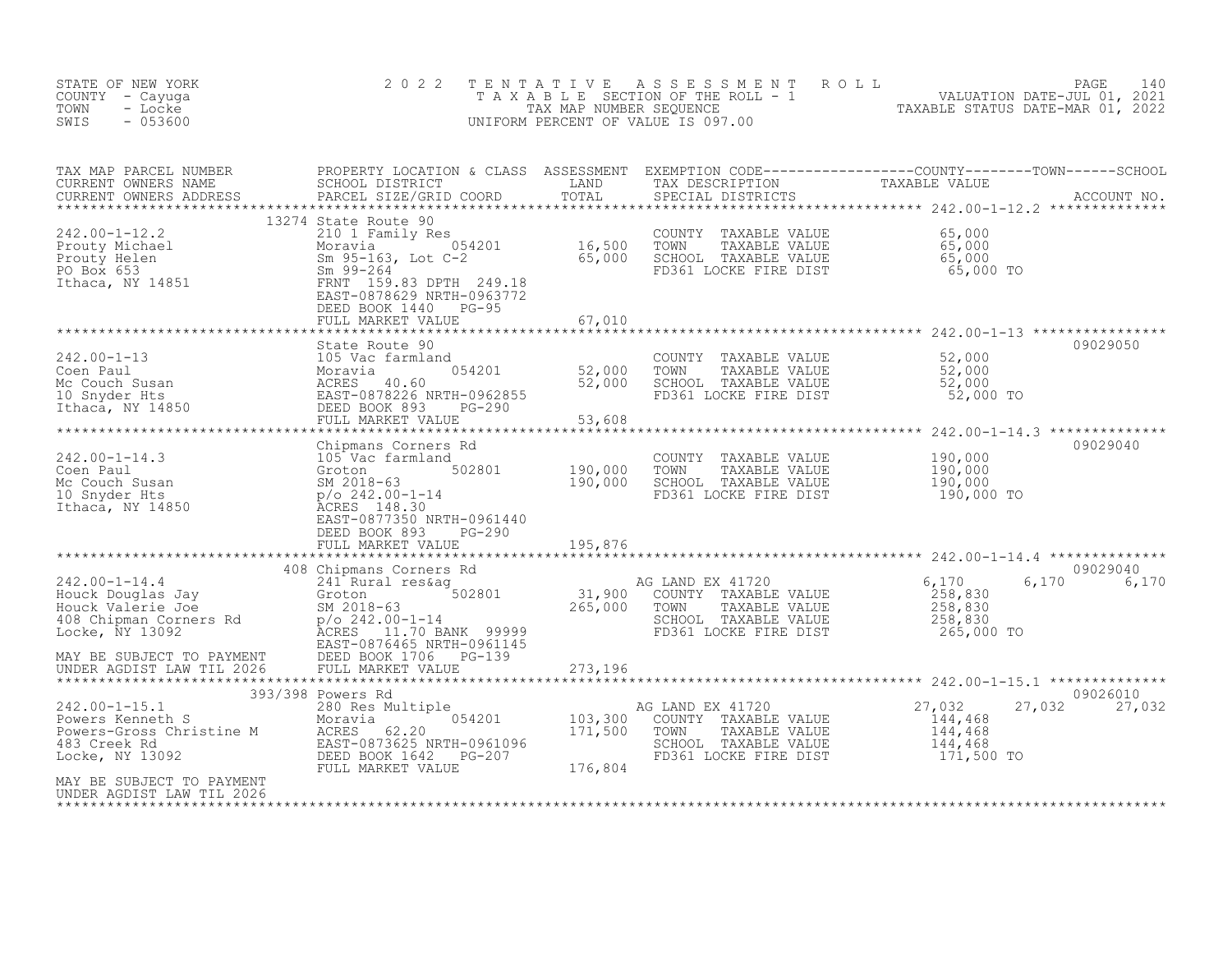STATE OF NEW YORK
COUNTY - Cayuga
TOWN - Locke
SWIS - 053600

2022 TENTATIVE ASSESSMENT ROLL
TAXABLE SECTION OF THE ROLL - 1
TAX MAP NUMBER SEQUENCE
UNIFORM PERCENT OF VALUE IS 097.00

VALUATION DATE-JUL 01, 2021
TAXABLE STATUS DATE-MAR 01, 2022

| TAX MAP PARCEL NUMBER / CURRENT OWNERS NAME / CURRENT OWNERS ADDRESS | PROPERTY LOCATION & CLASS / SCHOOL DISTRICT / PARCEL SIZE/GRID COORD | ASSESSMENT LAND / TOTAL | EXEMPTION CODE / TAX DESCRIPTION / SPECIAL DISTRICTS | COUNTY | TOWN | SCHOOL | ACCOUNT NO. |
|---|---|---|---|---|---|---|---|
| **242.00-1-12.2** | 13274 State Route 90 | | | | | | |
| Prouty Michael | 210 1 Family Res | | COUNTY TAXABLE VALUE | 65,000 | | | |
| Prouty Helen | Moravia 054201 | 16,500 | TOWN TAXABLE VALUE | 65,000 | | | |
| PO Box 653 | Sm 95-163, Lot C-2 | 65,000 | SCHOOL TAXABLE VALUE | 65,000 | | | |
| Ithaca, NY 14851 | Sm 99-264 | | FD361 LOCKE FIRE DIST | 65,000 TO | | | |
| | FRNT 159.83 DPTH 249.18 | | | | | | |
| | EAST-0878629 NRTH-0963772 | | | | | | |
| | DEED BOOK 1440 PG-95 | | | | | | |
| | FULL MARKET VALUE | 67,010 | | | | | |
| **242.00-1-13** | State Route 90 | | | | | | 09029050 |
| Coen Paul | 105 Vac farmland | | COUNTY TAXABLE VALUE | 52,000 | | | |
| Mc Couch Susan | Moravia 054201 | 52,000 | TOWN TAXABLE VALUE | 52,000 | | | |
| 10 Snyder Hts | ACRES 40.60 | 52,000 | SCHOOL TAXABLE VALUE | 52,000 | | | |
| Ithaca, NY 14850 | EAST-0878226 NRTH-0962855 | | FD361 LOCKE FIRE DIST | 52,000 TO | | | |
| | DEED BOOK 893 PG-290 | | | | | | |
| | FULL MARKET VALUE | 53,608 | | | | | |
| **242.00-1-14.3** | Chipmans Corners Rd | | | | | | 09029040 |
| Coen Paul | 105 Vac farmland | | COUNTY TAXABLE VALUE | 190,000 | | | |
| Mc Couch Susan | Groton 502801 | 190,000 | TOWN TAXABLE VALUE | 190,000 | | | |
| 10 Snyder Hts | SM 2018-63 | 190,000 | SCHOOL TAXABLE VALUE | 190,000 | | | |
| Ithaca, NY 14850 | p/o 242.00-1-14 | | FD361 LOCKE FIRE DIST | 190,000 TO | | | |
| | ACRES 148.30 | | | | | | |
| | EAST-0877350 NRTH-0961440 | | | | | | |
| | DEED BOOK 893 PG-290 | | | | | | |
| | FULL MARKET VALUE | 195,876 | | | | | |
| **242.00-1-14.4** | 408 Chipmans Corners Rd | | | | | | 09029040 |
| Houck Douglas Jay | 241 Rural res&ag | | AG LAND EX 41720 | 6,170 | 6,170 | 6,170 | |
| Houck Valerie Joe | Groton 502801 | 31,900 | COUNTY TAXABLE VALUE | 258,830 | | | |
| 408 Chipman Corners Rd | SM 2018-63 | 265,000 | TOWN TAXABLE VALUE | 258,830 | | | |
| Locke, NY 13092 | p/o 242.00-1-14 | | SCHOOL TAXABLE VALUE | 258,830 | | | |
| | ACRES 11.70 BANK 99999 | | FD361 LOCKE FIRE DIST | 265,000 TO | | | |
| | EAST-0876465 NRTH-0961145 | | | | | | |
| MAY BE SUBJECT TO PAYMENT | DEED BOOK 1706 PG-139 | | | | | | |
| UNDER AGDIST LAW TIL 2026 | FULL MARKET VALUE | 273,196 | | | | | |
| **242.00-1-15.1** | 393/398 Powers Rd | | | | | | 09026010 |
| Powers Kenneth S | 280 Res Multiple | | AG LAND EX 41720 | 27,032 | 27,032 | 27,032 | |
| Powers-Gross Christine M | Moravia 054201 | 103,300 | COUNTY TAXABLE VALUE | 144,468 | | | |
| 483 Creek Rd | ACRES 62.20 | 171,500 | TOWN TAXABLE VALUE | 144,468 | | | |
| Locke, NY 13092 | EAST-0873625 NRTH-0961096 | | SCHOOL TAXABLE VALUE | 144,468 | | | |
| | DEED BOOK 1642 PG-207 | | FD361 LOCKE FIRE DIST | 171,500 TO | | | |
| | FULL MARKET VALUE | 176,804 | | | | | |
| MAY BE SUBJECT TO PAYMENT | | | | | | | |
| UNDER AGDIST LAW TIL 2026 | | | | | | | |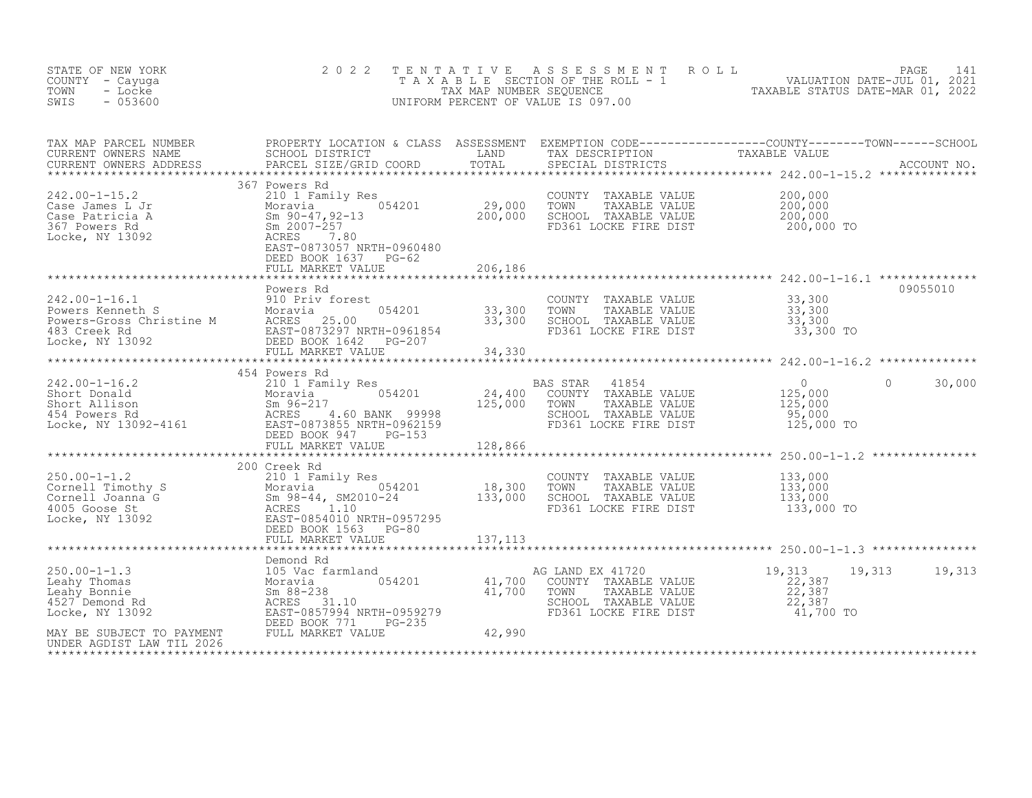STATE OF NEW YORK
COUNTY - Cayuga
TOWN - Locke
SWIS - 053600

# 2022 TENTATIVE ASSESSMENT ROLL
TAXABLE SECTION OF THE ROLL - 1
TAX MAP NUMBER SEQUENCE
UNIFORM PERCENT OF VALUE IS 097.00

VALUATION DATE-JUL 01, 2021
TAXABLE STATUS DATE-MAR 01, 2022

| TAX MAP PARCEL NUMBER / CURRENT OWNERS NAME / CURRENT OWNERS ADDRESS | PROPERTY LOCATION & CLASS / SCHOOL DISTRICT / PARCEL SIZE/GRID COORD | ASSESSMENT LAND | TOTAL | EXEMPTION CODE / TAX DESCRIPTION / SPECIAL DISTRICTS | COUNTY TAXABLE VALUE | TOWN | SCHOOL | ACCOUNT NO. |
|---|---|---|---|---|---|---|---|---|
| 242.00-1-15.2 | 367 Powers Rd | | | | | | | |
| Case James L Jr | 210 1 Family Res | | | COUNTY TAXABLE VALUE | 200,000 | | | |
| Case Patricia A | Moravia 054201 | 29,000 | | TOWN TAXABLE VALUE | 200,000 | | | |
| 367 Powers Rd | Sm 90-47,92-13 | | 200,000 | SCHOOL TAXABLE VALUE | 200,000 | | | |
| Locke, NY 13092 | Sm 2007-257 | | | FD361 LOCKE FIRE DIST | 200,000 TO | | | |
| | ACRES 7.80 | | | | | | | |
| | EAST-0873057 NRTH-0960480 | | | | | | | |
| | DEED BOOK 1637 PG-62 | | | | | | | |
| | FULL MARKET VALUE | | 206,186 | | | | | |
| 242.00-1-16.1 | Powers Rd | | | | | | | 09055010 |
| Powers Kenneth S | 910 Priv forest | | | COUNTY TAXABLE VALUE | 33,300 | | | |
| Powers-Gross Christine M | Moravia 054201 | 33,300 | | TOWN TAXABLE VALUE | 33,300 | | | |
| 483 Creek Rd | ACRES 25.00 | | 33,300 | SCHOOL TAXABLE VALUE | 33,300 | | | |
| Locke, NY 13092 | EAST-0873297 NRTH-0961854 | | | FD361 LOCKE FIRE DIST | 33,300 TO | | | |
| | DEED BOOK 1642 PG-207 | | | | | | | |
| | FULL MARKET VALUE | | 34,330 | | | | | |
| 242.00-1-16.2 | 454 Powers Rd | | | | | | | |
| Short Donald | 210 1 Family Res | | | BAS STAR 41854 | 0 | 0 | 30,000 | |
| Short Allison | Moravia 054201 | 24,400 | | COUNTY TAXABLE VALUE | 125,000 | | | |
| 454 Powers Rd | Sm 96-217 | | 125,000 | TOWN TAXABLE VALUE | 125,000 | | | |
| Locke, NY 13092-4161 | ACRES 4.60 BANK 99998 | | | SCHOOL TAXABLE VALUE | 95,000 | | | |
| | EAST-0873855 NRTH-0962159 | | | FD361 LOCKE FIRE DIST | 125,000 TO | | | |
| | DEED BOOK 947 PG-153 | | | | | | | |
| | FULL MARKET VALUE | | 128,866 | | | | | |
| 250.00-1-1.2 | 200 Creek Rd | | | | | | | |
| Cornell Timothy S | 210 1 Family Res | | | COUNTY TAXABLE VALUE | 133,000 | | | |
| Cornell Joanna G | Moravia 054201 | 18,300 | | TOWN TAXABLE VALUE | 133,000 | | | |
| 4005 Goose St | Sm 98-44, SM2010-24 | | 133,000 | SCHOOL TAXABLE VALUE | 133,000 | | | |
| Locke, NY 13092 | ACRES 1.10 | | | FD361 LOCKE FIRE DIST | 133,000 TO | | | |
| | EAST-0854010 NRTH-0957295 | | | | | | | |
| | DEED BOOK 1563 PG-80 | | | | | | | |
| | FULL MARKET VALUE | | 137,113 | | | | | |
| 250.00-1-1.3 | Demond Rd | | | | | | | |
| Leahy Thomas | 105 Vac farmland | | | AG LAND EX 41720 | 19,313 | 19,313 | 19,313 | |
| Leahy Bonnie | Moravia 054201 | 41,700 | | COUNTY TAXABLE VALUE | 22,387 | | | |
| 4527 Demond Rd | Sm 88-238 | | 41,700 | TOWN TAXABLE VALUE | 22,387 | | | |
| Locke, NY 13092 | ACRES 31.10 | | | SCHOOL TAXABLE VALUE | 22,387 | | | |
| | EAST-0857994 NRTH-0959279 | | | FD361 LOCKE FIRE DIST | 41,700 TO | | | |
| | DEED BOOK 771 PG-235 | | | | | | | |
| MAY BE SUBJECT TO PAYMENT | FULL MARKET VALUE | | 42,990 | | | | | |
| UNDER AGDIST LAW TIL 2026 | | | | | | | | |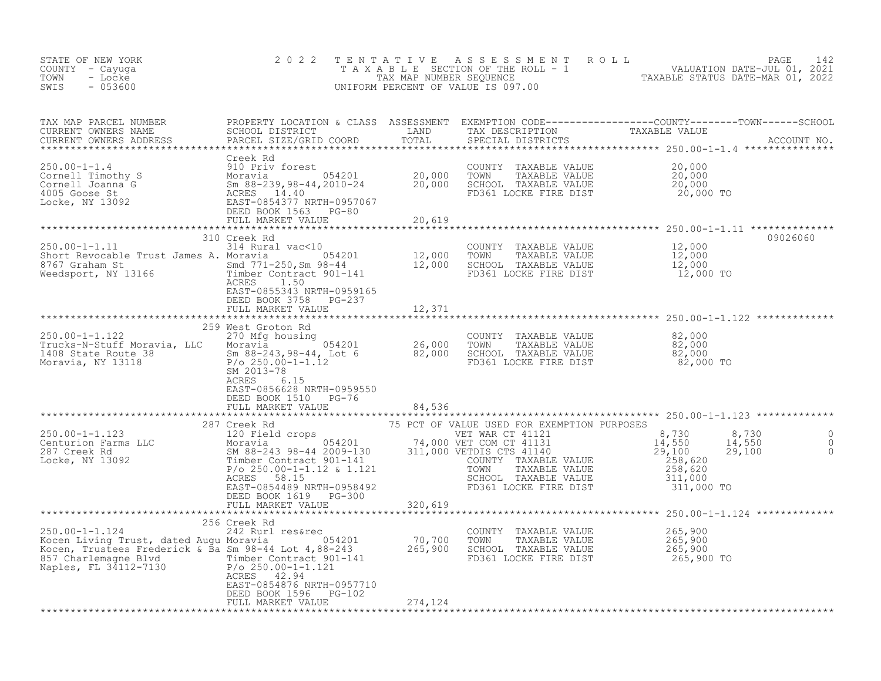STATE OF NEW YORK
COUNTY - Cayuga
TOWN - Locke
SWIS - 053600

2022 TENTATIVE ASSESSMENT ROLL
TAXABLE SECTION OF THE ROLL - 1
TAX MAP NUMBER SEQUENCE
UNIFORM PERCENT OF VALUE IS 097.00

VALUATION DATE-JUL 01, 2021
TAXABLE STATUS DATE-MAR 01, 2022

| TAX MAP PARCEL NUMBER / CURRENT OWNERS NAME / CURRENT OWNERS ADDRESS | PROPERTY LOCATION & CLASS / SCHOOL DISTRICT / PARCEL SIZE/GRID COORD | ASSESSMENT LAND / TOTAL | EXEMPTION CODE / TAX DESCRIPTION / SPECIAL DISTRICTS | COUNTY | TOWN | SCHOOL | ACCOUNT NO. |
|---|---|---|---|---|---|---|---|
| **250.00-1-1.4** | Creek Rd | | | | | | |
| 250.00-1-1.4 | 910 Priv forest | | COUNTY TAXABLE VALUE | 20,000 | | | |
| Cornell Timothy S | Moravia 054201 | 20,000 | TOWN TAXABLE VALUE | 20,000 | | | |
| Cornell Joanna G | Sm 88-239,98-44,2010-24 | 20,000 | SCHOOL TAXABLE VALUE | 20,000 | | | |
| 4005 Goose St | ACRES 14.40 | | FD361 LOCKE FIRE DIST | 20,000 TO | | | |
| Locke, NY 13092 | EAST-0854377 NRTH-0957067 | | | | | | |
| | DEED BOOK 1563 PG-80 | | | | | | |
| | FULL MARKET VALUE | 20,619 | | | | | |
| **250.00-1-1.11** | 310 Creek Rd | | | | | | 09026060 |
| 250.00-1-1.11 | 314 Rural vac<10 | | COUNTY TAXABLE VALUE | 12,000 | | | |
| Short Revocable Trust James A. | Moravia 054201 | 12,000 | TOWN TAXABLE VALUE | 12,000 | | | |
| 8767 Graham St | Smd 771-250,Sm 98-44 | 12,000 | SCHOOL TAXABLE VALUE | 12,000 | | | |
| Weedsport, NY 13166 | Timber Contract 901-141 | | FD361 LOCKE FIRE DIST | 12,000 TO | | | |
| | ACRES 1.50 | | | | | | |
| | EAST-0855343 NRTH-0959165 | | | | | | |
| | DEED BOOK 3758 PG-237 | | | | | | |
| | FULL MARKET VALUE | 12,371 | | | | | |
| **250.00-1-1.122** | 259 West Groton Rd | | | | | | |
| 250.00-1-1.122 | 270 Mfg housing | | COUNTY TAXABLE VALUE | 82,000 | | | |
| Trucks-N-Stuff Moravia, LLC | Moravia 054201 | 26,000 | TOWN TAXABLE VALUE | 82,000 | | | |
| 1408 State Route 38 | Sm 88-243,98-44, Lot 6 | 82,000 | SCHOOL TAXABLE VALUE | 82,000 | | | |
| Moravia, NY 13118 | P/o 250.00-1-1.12 | | FD361 LOCKE FIRE DIST | 82,000 TO | | | |
| | SM 2013-78 | | | | | | |
| | ACRES 6.15 | | | | | | |
| | EAST-0856628 NRTH-0959550 | | | | | | |
| | DEED BOOK 1510 PG-76 | | | | | | |
| | FULL MARKET VALUE | 84,536 | | | | | |
| **250.00-1-1.123** | 287 Creek Rd | | 75 PCT OF VALUE USED FOR EXEMPTION PURPOSES | | | | |
| 250.00-1-1.123 | 120 Field crops | | VET WAR CT 41121 | 8,730 | 8,730 | 0 | |
| Centurion Farms LLC | Moravia 054201 | 74,000 | VET COM CT 41131 | 14,550 | 14,550 | 0 | |
| 287 Creek Rd | SM 88-243 98-44 2009-130 | 311,000 | VETDIS CTS 41140 | 29,100 | 29,100 | 0 | |
| Locke, NY 13092 | Timber Contract 901-141 | | COUNTY TAXABLE VALUE | 258,620 | | | |
| | P/o 250.00-1-1.12 & 1.121 | | TOWN TAXABLE VALUE | 258,620 | | | |
| | ACRES 58.15 | | SCHOOL TAXABLE VALUE | 311,000 | | | |
| | EAST-0854489 NRTH-0958492 | | FD361 LOCKE FIRE DIST | 311,000 TO | | | |
| | DEED BOOK 1619 PG-300 | | | | | | |
| | FULL MARKET VALUE | 320,619 | | | | | |
| **250.00-1-1.124** | 256 Creek Rd | | | | | | |
| 250.00-1-1.124 | 242 Rurl res&rec | | COUNTY TAXABLE VALUE | 265,900 | | | |
| Kocen Living Trust, dated Augu | Moravia 054201 | 70,700 | TOWN TAXABLE VALUE | 265,900 | | | |
| Kocen, Trustees Frederick & Ba | Sm 98-44 Lot 4,88-243 | 265,900 | SCHOOL TAXABLE VALUE | 265,900 | | | |
| 857 Charlemagne Blvd | Timber Contract 901-141 | | FD361 LOCKE FIRE DIST | 265,900 TO | | | |
| Naples, FL 34112-7130 | P/o 250.00-1-1.121 | | | | | | |
| | ACRES 42.94 | | | | | | |
| | EAST-0854876 NRTH-0957710 | | | | | | |
| | DEED BOOK 1596 PG-102 | | | | | | |
| | FULL MARKET VALUE | 274,124 | | | | | |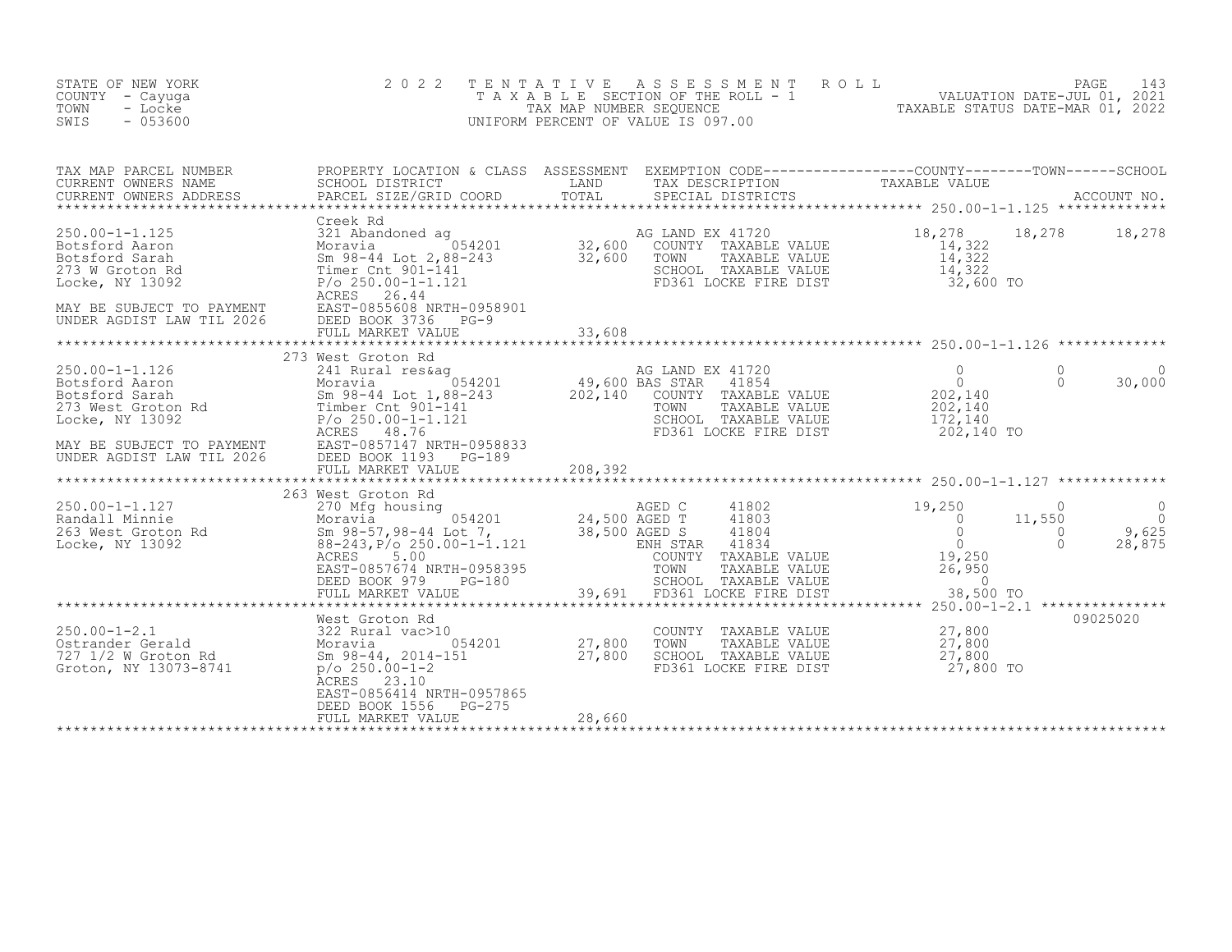STATE OF NEW YORK
COUNTY - Cayuga
TOWN - Locke
SWIS - 053600

# 2022 TENTATIVE ASSESSMENT ROLL
TAXABLE SECTION OF THE ROLL - 1
TAX MAP NUMBER SEQUENCE
UNIFORM PERCENT OF VALUE IS 097.00

VALUATION DATE-JUL 01, 2021
TAXABLE STATUS DATE-MAR 01, 2022

| TAX MAP PARCEL NUMBER / CURRENT OWNERS NAME / CURRENT OWNERS ADDRESS | PROPERTY LOCATION & CLASS / SCHOOL DISTRICT / PARCEL SIZE/GRID COORD | ASSESSMENT LAND / TOTAL | EXEMPTION CODE / TAX DESCRIPTION / SPECIAL DISTRICTS | COUNTY TAXABLE VALUE | TOWN | SCHOOL | ACCOUNT NO. |
|---|---|---|---|---|---|---|---|
| **250.00-1-1.125** | Creek Rd | | | | | | |
| 250.00-1-1.125 | 321 Abandoned ag | | AG LAND EX 41720 | 18,278 | 18,278 | 18,278 | |
| Botsford Aaron | Moravia 054201 | 32,600 | COUNTY TAXABLE VALUE | 14,322 | | | |
| Botsford Sarah | Sm 98-44 Lot 2,88-243 | 32,600 | TOWN TAXABLE VALUE | 14,322 | | | |
| 273 W Groton Rd | Timer Cnt 901-141 | | SCHOOL TAXABLE VALUE | 14,322 | | | |
| Locke, NY 13092 | P/o 250.00-1-1.121 | | FD361 LOCKE FIRE DIST | 32,600 TO | | | |
| | ACRES 26.44 | | | | | | |
| MAY BE SUBJECT TO PAYMENT | EAST-0855608 NRTH-0958901 | | | | | | |
| UNDER AGDIST LAW TIL 2026 | DEED BOOK 3736 PG-9 | | | | | | |
| | FULL MARKET VALUE | 33,608 | | | | | |
| **250.00-1-1.126** | 273 West Groton Rd | | | | | | |
| 250.00-1-1.126 | 241 Rural res&ag | | AG LAND EX 41720 | 0 | 0 | 0 | |
| Botsford Aaron | Moravia 054201 | 49,600 | BAS STAR 41854 | 0 | 0 | 30,000 | |
| Botsford Sarah | Sm 98-44 Lot 1,88-243 | 202,140 | COUNTY TAXABLE VALUE | 202,140 | | | |
| 273 West Groton Rd | Timber Cnt 901-141 | | TOWN TAXABLE VALUE | 202,140 | | | |
| Locke, NY 13092 | P/o 250.00-1-1.121 | | SCHOOL TAXABLE VALUE | 172,140 | | | |
| | ACRES 48.76 | | FD361 LOCKE FIRE DIST | 202,140 TO | | | |
| MAY BE SUBJECT TO PAYMENT | EAST-0857147 NRTH-0958833 | | | | | | |
| UNDER AGDIST LAW TIL 2026 | DEED BOOK 1193 PG-189 | | | | | | |
| | FULL MARKET VALUE | 208,392 | | | | | |
| **250.00-1-1.127** | 263 West Groton Rd | | | | | | |
| 250.00-1-1.127 | 270 Mfg housing | | AGED C 41802 | 19,250 | 0 | 0 | |
| Randall Minnie | Moravia 054201 | 24,500 | AGED T 41803 | 0 | 11,550 | 0 | |
| 263 West Groton Rd | Sm 98-57,98-44 Lot 7, | 38,500 | AGED S 41804 | 0 | 0 | 9,625 | |
| Locke, NY 13092 | 88-243,P/o 250.00-1-1.121 | | ENH STAR 41834 | 0 | 0 | 28,875 | |
| | ACRES 5.00 | | COUNTY TAXABLE VALUE | 19,250 | | | |
| | EAST-0857674 NRTH-0958395 | | TOWN TAXABLE VALUE | 26,950 | | | |
| | DEED BOOK 979 PG-180 | | SCHOOL TAXABLE VALUE | 0 | | | |
| | FULL MARKET VALUE | 39,691 | FD361 LOCKE FIRE DIST | 38,500 TO | | | |
| **250.00-1-2.1** | West Groton Rd | | | | | | 09025020 |
| 250.00-1-2.1 | 322 Rural vac>10 | | COUNTY TAXABLE VALUE | 27,800 | | | |
| Ostrander Gerald | Moravia 054201 | 27,800 | TOWN TAXABLE VALUE | 27,800 | | | |
| 727 1/2 W Groton Rd | Sm 98-44, 2014-151 | 27,800 | SCHOOL TAXABLE VALUE | 27,800 | | | |
| Groton, NY 13073-8741 | p/o 250.00-1-2 | | FD361 LOCKE FIRE DIST | 27,800 TO | | | |
| | ACRES 23.10 | | | | | | |
| | EAST-0856414 NRTH-0957865 | | | | | | |
| | DEED BOOK 1556 PG-275 | | | | | | |
| | FULL MARKET VALUE | 28,660 | | | | | |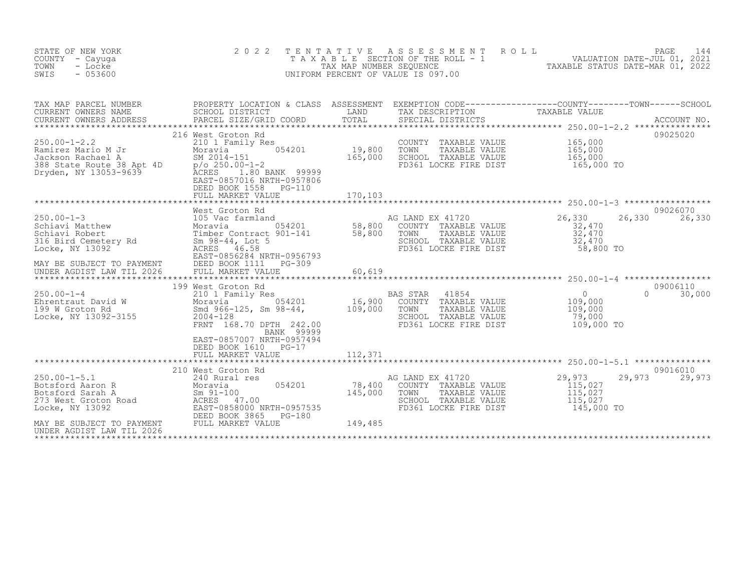STATE OF NEW YORK
COUNTY - Cayuga
TOWN - Locke
SWIS - 053600

# 2022 TENTATIVE ASSESSMENT ROLL

TAXABLE SECTION OF THE ROLL - 1
TAX MAP NUMBER SEQUENCE
UNIFORM PERCENT OF VALUE IS 097.00

VALUATION DATE-JUL 01, 2021
TAXABLE STATUS DATE-MAR 01, 2022

| TAX MAP PARCEL NUMBER / CURRENT OWNERS NAME / CURRENT OWNERS ADDRESS | PROPERTY LOCATION & CLASS / SCHOOL DISTRICT / PARCEL SIZE/GRID COORD | ASSESSMENT LAND / TOTAL | EXEMPTION CODE / TAX DESCRIPTION / SPECIAL DISTRICTS | COUNTY TAXABLE VALUE | TOWN | SCHOOL | ACCOUNT NO. |
|---|---|---|---|---|---|---|---|
| **250.00-1-2.2** | 216 West Groton Rd | | | | | | 09025020 |
| 250.00-1-2.2 | 210 1 Family Res | | COUNTY TAXABLE VALUE | 165,000 | | | |
| Ramirez Mario M Jr | Moravia 054201 | 19,800 | TOWN TAXABLE VALUE | 165,000 | | | |
| Jackson Rachael A | SM 2014-151 | 165,000 | SCHOOL TAXABLE VALUE | 165,000 | | | |
| 388 State Route 38 Apt 4D | p/o 250.00-1-2 | | FD361 LOCKE FIRE DIST | 165,000 TO | | | |
| Dryden, NY 13053-9639 | ACRES 1.80 BANK 99999 | | | | | | |
| | EAST-0857016 NRTH-0957806 | | | | | | |
| | DEED BOOK 1558 PG-110 | | | | | | |
| | FULL MARKET VALUE | 170,103 | | | | | |
| **250.00-1-3** | West Groton Rd | | | | | | 09026070 |
| 250.00-1-3 | 105 Vac farmland | | AG LAND EX 41720 | 26,330 | 26,330 | 26,330 | |
| Schiavi Matthew | Moravia 054201 | 58,800 | COUNTY TAXABLE VALUE | 32,470 | | | |
| Schiavi Robert | Timber Contract 901-141 | 58,800 | TOWN TAXABLE VALUE | 32,470 | | | |
| 316 Bird Cemetery Rd | Sm 98-44, Lot 5 | | SCHOOL TAXABLE VALUE | 32,470 | | | |
| Locke, NY 13092 | ACRES 46.58 | | FD361 LOCKE FIRE DIST | 58,800 TO | | | |
| | EAST-0856284 NRTH-0956793 | | | | | | |
| MAY BE SUBJECT TO PAYMENT | DEED BOOK 1111 PG-309 | | | | | | |
| UNDER AGDIST LAW TIL 2026 | FULL MARKET VALUE | 60,619 | | | | | |
| **250.00-1-4** | 199 West Groton Rd | | | | | | 09006110 |
| 250.00-1-4 | 210 1 Family Res | | BAS STAR 41854 | 0 | 0 | 30,000 | |
| Ehrentraut David W | Moravia 054201 | 16,900 | COUNTY TAXABLE VALUE | 109,000 | | | |
| 199 W Groton Rd | Smd 966-125, Sm 98-44, | 109,000 | TOWN TAXABLE VALUE | 109,000 | | | |
| Locke, NY 13092-3155 | 2004-128 | | SCHOOL TAXABLE VALUE | 79,000 | | | |
| | FRNT 168.70 DPTH 242.00 | | FD361 LOCKE FIRE DIST | 109,000 TO | | | |
| | BANK 99999 | | | | | | |
| | EAST-0857007 NRTH-0957494 | | | | | | |
| | DEED BOOK 1610 PG-17 | | | | | | |
| | FULL MARKET VALUE | 112,371 | | | | | |
| **250.00-1-5.1** | 210 West Groton Rd | | | | | | 09016010 |
| 250.00-1-5.1 | 240 Rural res | | AG LAND EX 41720 | 29,973 | 29,973 | 29,973 | |
| Botsford Aaron R | Moravia 054201 | 78,400 | COUNTY TAXABLE VALUE | 115,027 | | | |
| Botsford Sarah A | Sm 91-100 | 145,000 | TOWN TAXABLE VALUE | 115,027 | | | |
| 273 West Groton Road | ACRES 47.00 | | SCHOOL TAXABLE VALUE | 115,027 | | | |
| Locke, NY 13092 | EAST-0858000 NRTH-0957535 | | FD361 LOCKE FIRE DIST | 145,000 TO | | | |
| | DEED BOOK 3865 PG-180 | | | | | | |
| MAY BE SUBJECT TO PAYMENT | FULL MARKET VALUE | 149,485 | | | | | |
| UNDER AGDIST LAW TIL 2026 | | | | | | | |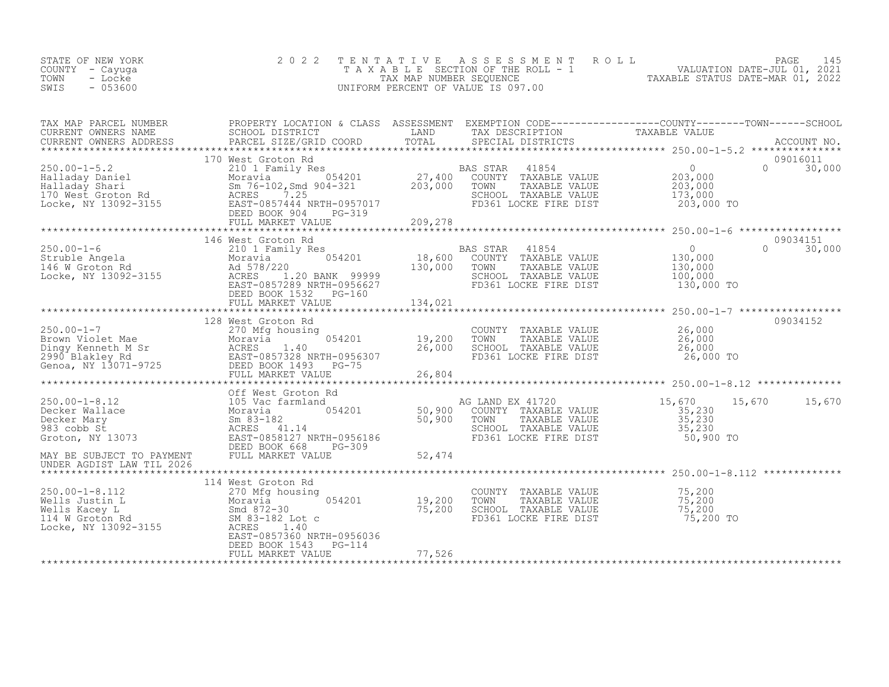STATE OF NEW YORK
COUNTY - Cayuga
TOWN - Locke
SWIS - 053600

2022 TENTATIVE ASSESSMENT ROLL
TAXABLE SECTION OF THE ROLL - 1
TAX MAP NUMBER SEQUENCE
UNIFORM PERCENT OF VALUE IS 097.00

VALUATION DATE-JUL 01, 2021
TAXABLE STATUS DATE-MAR 01, 2022

| TAX MAP PARCEL NUMBER / CURRENT OWNERS NAME / CURRENT OWNERS ADDRESS | PROPERTY LOCATION & CLASS / SCHOOL DISTRICT / PARCEL SIZE/GRID COORD | ASSESSMENT LAND / TOTAL | EXEMPTION CODE / TAX DESCRIPTION / SPECIAL DISTRICTS | COUNTY TAXABLE VALUE | TOWN | SCHOOL / ACCOUNT NO. |
|---|---|---|---|---|---|---|
| 250.00-1-5.2 | 170 West Groton Rd | | | | | 09016011 |
| Halladay Daniel | 210 1 Family Res | | BAS STAR 41854 | 0 | 0 | 30,000 |
| Halladay Shari | Moravia 054201 | 27,400 | COUNTY TAXABLE VALUE | 203,000 | | |
| 170 West Groton Rd | Sm 76-102,Smd 904-321 | 203,000 | TOWN TAXABLE VALUE | 203,000 | | |
| Locke, NY 13092-3155 | ACRES 7.25 | | SCHOOL TAXABLE VALUE | 173,000 | | |
| | EAST-0857444 NRTH-0957017 | | FD361 LOCKE FIRE DIST | 203,000 TO | | |
| | DEED BOOK 904 PG-319 | | | | | |
| | FULL MARKET VALUE | 209,278 | | | | |
| 250.00-1-6 | 146 West Groton Rd | | | | | 09034151 |
| Struble Angela | 210 1 Family Res | | BAS STAR 41854 | 0 | 0 | 30,000 |
| 146 W Groton Rd | Moravia 054201 | 18,600 | COUNTY TAXABLE VALUE | 130,000 | | |
| Locke, NY 13092-3155 | Ad 578/220 | 130,000 | TOWN TAXABLE VALUE | 130,000 | | |
| | ACRES 1.20 BANK 99999 | | SCHOOL TAXABLE VALUE | 100,000 | | |
| | EAST-0857289 NRTH-0956627 | | FD361 LOCKE FIRE DIST | 130,000 TO | | |
| | DEED BOOK 1532 PG-160 | | | | | |
| | FULL MARKET VALUE | 134,021 | | | | |
| 250.00-1-7 | 128 West Groton Rd | | | | | 09034152 |
| Brown Violet Mae | 270 Mfg housing | | COUNTY TAXABLE VALUE | 26,000 | | |
| Dingy Kenneth M Sr | Moravia 054201 | 19,200 | TOWN TAXABLE VALUE | 26,000 | | |
| 2990 Blakley Rd | ACRES 1.40 | 26,000 | SCHOOL TAXABLE VALUE | 26,000 | | |
| Genoa, NY 13071-9725 | EAST-0857328 NRTH-0956307 | | FD361 LOCKE FIRE DIST | 26,000 TO | | |
| | DEED BOOK 1493 PG-75 | | | | | |
| | FULL MARKET VALUE | 26,804 | | | | |
| 250.00-1-8.12 | Off West Groton Rd | | | | | |
| Decker Wallace | 105 Vac farmland | | AG LAND EX 41720 | 15,670 | 15,670 | 15,670 |
| Decker Mary | Moravia 054201 | 50,900 | COUNTY TAXABLE VALUE | 35,230 | | |
| 983 cobb St | Sm 83-182 | 50,900 | TOWN TAXABLE VALUE | 35,230 | | |
| Groton, NY 13073 | ACRES 41.14 | | SCHOOL TAXABLE VALUE | 35,230 | | |
| | EAST-0858127 NRTH-0956186 | | FD361 LOCKE FIRE DIST | 50,900 TO | | |
| | DEED BOOK 668 PG-309 | | | | | |
| MAY BE SUBJECT TO PAYMENT UNDER AGDIST LAW TIL 2026 | FULL MARKET VALUE | 52,474 | | | | |
| 250.00-1-8.112 | 114 West Groton Rd | | | | | |
| Wells Justin L | 270 Mfg housing | | COUNTY TAXABLE VALUE | 75,200 | | |
| Wells Kacey L | Moravia 054201 | 19,200 | TOWN TAXABLE VALUE | 75,200 | | |
| 114 W Groton Rd | Smd 872-30 | 75,200 | SCHOOL TAXABLE VALUE | 75,200 | | |
| Locke, NY 13092-3155 | SM 83-182 Lot c | | FD361 LOCKE FIRE DIST | 75,200 TO | | |
| | ACRES 1.40 | | | | | |
| | EAST-0857360 NRTH-0956036 | | | | | |
| | DEED BOOK 1543 PG-114 | | | | | |
| | FULL MARKET VALUE | 77,526 | | | | |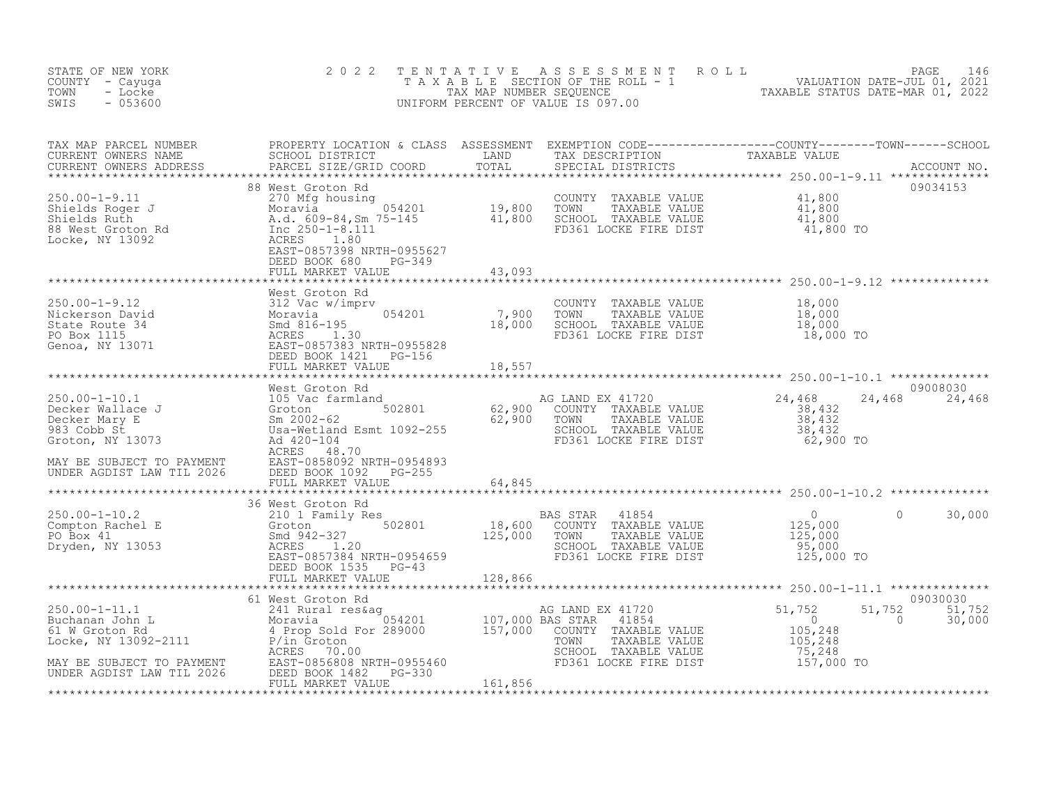STATE OF NEW YORK · COUNTY - Cayuga · TOWN - Locke · SWIS - 053600

# 2022 TENTATIVE ASSESSMENT ROLL

TAXABLE SECTION OF THE ROLL - 1 · TAX MAP NUMBER SEQUENCE · UNIFORM PERCENT OF VALUE IS 097.00

VALUATION DATE-JUL 01, 2021 · TAXABLE STATUS DATE-MAR 01, 2022

| TAX MAP PARCEL NUMBER / CURRENT OWNERS NAME / CURRENT OWNERS ADDRESS | PROPERTY LOCATION & CLASS / SCHOOL DISTRICT / PARCEL SIZE/GRID COORD | ASSESSMENT LAND | ASSESSMENT TOTAL | EXEMPTION CODE / TAX DESCRIPTION / SPECIAL DISTRICTS | COUNTY TAXABLE VALUE | TOWN | SCHOOL | ACCOUNT NO. |
|---|---|---|---|---|---|---|---|---|
| 250.00-1-9.11 | 88 West Groton Rd | | | | | | | 09034153 |
| Shields Roger J | 270 Mfg housing | | | COUNTY TAXABLE VALUE | 41,800 | | | |
| Shields Ruth | Moravia 054201 | 19,800 | | TOWN TAXABLE VALUE | 41,800 | | | |
| 88 West Groton Rd | A.d. 609-84,Sm 75-145 | | 41,800 | SCHOOL TAXABLE VALUE | 41,800 | | | |
| Locke, NY 13092 | Inc 250-1-8.111 | | | FD361 LOCKE FIRE DIST | 41,800 TO | | | |
| | ACRES 1.80 | | | | | | | |
| | EAST-0857398 NRTH-0955627 | | | | | | | |
| | DEED BOOK 680 PG-349 | | | | | | | |
| | FULL MARKET VALUE | | 43,093 | | | | | |
| 250.00-1-9.12 | West Groton Rd | | | | | | | |
| Nickerson David | 312 Vac w/imprv | | | COUNTY TAXABLE VALUE | 18,000 | | | |
| State Route 34 | Moravia 054201 | 7,900 | | TOWN TAXABLE VALUE | 18,000 | | | |
| PO Box 1115 | Smd 816-195 | | 18,000 | SCHOOL TAXABLE VALUE | 18,000 | | | |
| Genoa, NY 13071 | ACRES 1.30 | | | FD361 LOCKE FIRE DIST | 18,000 TO | | | |
| | EAST-0857383 NRTH-0955828 | | | | | | | |
| | DEED BOOK 1421 PG-156 | | | | | | | |
| | FULL MARKET VALUE | | 18,557 | | | | | |
| 250.00-1-10.1 | West Groton Rd | | | | | | | 09008030 |
| Decker Wallace J | 105 Vac farmland | | | AG LAND EX 41720 | 24,468 | 24,468 | 24,468 | |
| Decker Mary E | Groton 502801 | 62,900 | | COUNTY TAXABLE VALUE | 38,432 | | | |
| 983 Cobb St | Sm 2002-62 | | 62,900 | TOWN TAXABLE VALUE | 38,432 | | | |
| Groton, NY 13073 | Usa-Wetland Esmt 1092-255 | | | SCHOOL TAXABLE VALUE | 38,432 | | | |
| | Ad 420-104 | | | FD361 LOCKE FIRE DIST | 62,900 TO | | | |
| | ACRES 48.70 | | | | | | | |
| MAY BE SUBJECT TO PAYMENT | EAST-0858092 NRTH-0954893 | | | | | | | |
| UNDER AGDIST LAW TIL 2026 | DEED BOOK 1092 PG-255 | | | | | | | |
| | FULL MARKET VALUE | | 64,845 | | | | | |
| 250.00-1-10.2 | 36 West Groton Rd | | | | | | | |
| Compton Rachel E | 210 1 Family Res | | | BAS STAR 41854 | 0 | 0 | 30,000 | |
| PO Box 41 | Groton 502801 | 18,600 | | COUNTY TAXABLE VALUE | 125,000 | | | |
| Dryden, NY 13053 | Smd 942-327 | | 125,000 | TOWN TAXABLE VALUE | 125,000 | | | |
| | ACRES 1.20 | | | SCHOOL TAXABLE VALUE | 95,000 | | | |
| | EAST-0857384 NRTH-0954659 | | | FD361 LOCKE FIRE DIST | 125,000 TO | | | |
| | DEED BOOK 1535 PG-43 | | | | | | | |
| | FULL MARKET VALUE | | 128,866 | | | | | |
| 250.00-1-11.1 | 61 West Groton Rd | | | | | | | 09030030 |
| Buchanan John L | 241 Rural res&ag | | | AG LAND EX 41720 | 51,752 | 51,752 | 51,752 | |
| 61 W Groton Rd | Moravia 054201 | 107,000 | | BAS STAR 41854 | 0 | 0 | 30,000 | |
| Locke, NY 13092-2111 | 4 Prop Sold For 289000 | | 157,000 | COUNTY TAXABLE VALUE | 105,248 | | | |
| | P/in Groton | | | TOWN TAXABLE VALUE | 105,248 | | | |
| | ACRES 70.00 | | | SCHOOL TAXABLE VALUE | 75,248 | | | |
| MAY BE SUBJECT TO PAYMENT | EAST-0856808 NRTH-0955460 | | | FD361 LOCKE FIRE DIST | 157,000 TO | | | |
| UNDER AGDIST LAW TIL 2026 | DEED BOOK 1482 PG-330 | | | | | | | |
| | FULL MARKET VALUE | | 161,856 | | | | | |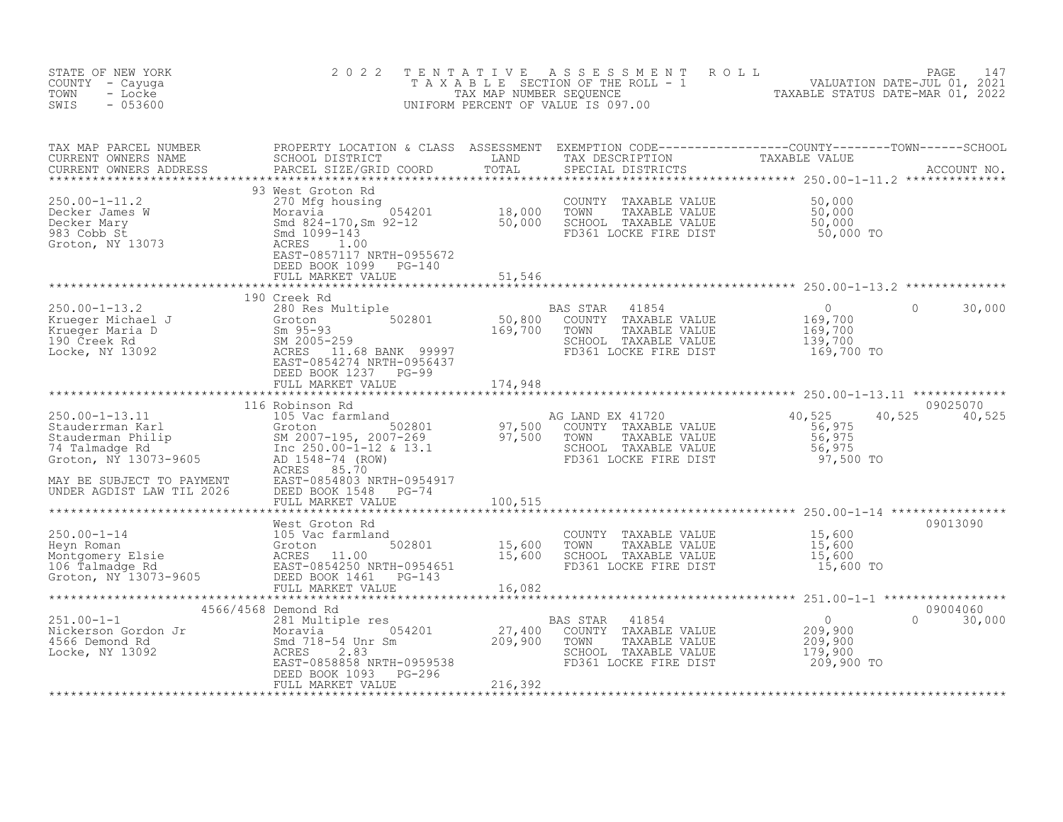STATE OF NEW YORK
COUNTY - Cayuga
TOWN - Locke
SWIS - 053600

2022 TENTATIVE ASSESSMENT ROLL
TAXABLE SECTION OF THE ROLL - 1
TAX MAP NUMBER SEQUENCE
UNIFORM PERCENT OF VALUE IS 097.00

VALUATION DATE-JUL 01, 2021
TAXABLE STATUS DATE-MAR 01, 2022

| TAX MAP PARCEL NUMBER / CURRENT OWNERS NAME / CURRENT OWNERS ADDRESS | PROPERTY LOCATION & CLASS / SCHOOL DISTRICT / PARCEL SIZE/GRID COORD | ASSESSMENT LAND / TOTAL | EXEMPTION CODE / TAX DESCRIPTION / SPECIAL DISTRICTS | COUNTY | TOWN | SCHOOL | ACCOUNT NO. |
|---|---|---|---|---|---|---|---|
| **250.00-1-11.2** | 93 West Groton Rd | | | | | | |
| 250.00-1-11.2 | 270 Mfg housing | | COUNTY TAXABLE VALUE | 50,000 | | | |
| Decker James W | Moravia 054201 | 18,000 | TOWN TAXABLE VALUE | | 50,000 | | |
| Decker Mary | Smd 824-170,Sm 92-12 | 50,000 | SCHOOL TAXABLE VALUE | | | 50,000 | |
| 983 Cobb St | Smd 1099-143 | | FD361 LOCKE FIRE DIST | 50,000 TO | | | |
| Groton, NY 13073 | ACRES 1.00 | | | | | | |
| | EAST-0857117 NRTH-0955672 | | | | | | |
| | DEED BOOK 1099 PG-140 | | | | | | |
| | FULL MARKET VALUE | 51,546 | | | | | |
| **250.00-1-13.2** | 190 Creek Rd | | | | | | |
| 250.00-1-13.2 | 280 Res Multiple | | BAS STAR 41854 | 0 | 0 | 30,000 | |
| Krueger Michael J | Groton 502801 | 50,800 | COUNTY TAXABLE VALUE | 169,700 | | | |
| Krueger Maria D | Sm 95-93 | 169,700 | TOWN TAXABLE VALUE | | 169,700 | | |
| 190 Creek Rd | SM 2005-259 | | SCHOOL TAXABLE VALUE | | | 139,700 | |
| Locke, NY 13092 | ACRES 11.68 BANK 99997 | | FD361 LOCKE FIRE DIST | 169,700 TO | | | |
| | EAST-0854274 NRTH-0956437 | | | | | | |
| | DEED BOOK 1237 PG-99 | | | | | | |
| | FULL MARKET VALUE | 174,948 | | | | | |
| **250.00-1-13.11** | 116 Robinson Rd | | | | | | 09025070 |
| 250.00-1-13.11 | 105 Vac farmland | | AG LAND EX 41720 | 40,525 | 40,525 | 40,525 | |
| Stauderrman Karl | Groton 502801 | 97,500 | COUNTY TAXABLE VALUE | 56,975 | | | |
| Stauderman Philip | SM 2007-195, 2007-269 | 97,500 | TOWN TAXABLE VALUE | | 56,975 | | |
| 74 Talmadge Rd | Inc 250.00-1-12 & 13.1 | | SCHOOL TAXABLE VALUE | | | 56,975 | |
| Groton, NY 13073-9605 | AD 1548-74 (ROW) | | FD361 LOCKE FIRE DIST | 97,500 TO | | | |
| | ACRES 85.70 | | | | | | |
| MAY BE SUBJECT TO PAYMENT | EAST-0854803 NRTH-0954917 | | | | | | |
| UNDER AGDIST LAW TIL 2026 | DEED BOOK 1548 PG-74 | | | | | | |
| | FULL MARKET VALUE | 100,515 | | | | | |
| **250.00-1-14** | West Groton Rd | | | | | | 09013090 |
| 250.00-1-14 | 105 Vac farmland | | COUNTY TAXABLE VALUE | 15,600 | | | |
| Heyn Roman | Groton 502801 | 15,600 | TOWN TAXABLE VALUE | | 15,600 | | |
| Montgomery Elsie | ACRES 11.00 | 15,600 | SCHOOL TAXABLE VALUE | | | 15,600 | |
| 106 Talmadge Rd | EAST-0854250 NRTH-0954651 | | FD361 LOCKE FIRE DIST | 15,600 TO | | | |
| Groton, NY 13073-9605 | DEED BOOK 1461 PG-143 | | | | | | |
| | FULL MARKET VALUE | 16,082 | | | | | |
| **251.00-1-1** | 4566/4568 Demond Rd | | | | | | 09004060 |
| 251.00-1-1 | 281 Multiple res | | BAS STAR 41854 | 0 | 0 | 30,000 | |
| Nickerson Gordon Jr | Moravia 054201 | 27,400 | COUNTY TAXABLE VALUE | 209,900 | | | |
| 4566 Demond Rd | Smd 718-54 Unr Sm | 209,900 | TOWN TAXABLE VALUE | | 209,900 | | |
| Locke, NY 13092 | ACRES 2.83 | | SCHOOL TAXABLE VALUE | | | 179,900 | |
| | EAST-0858858 NRTH-0959538 | | FD361 LOCKE FIRE DIST | 209,900 TO | | | |
| | DEED BOOK 1093 PG-296 | | | | | | |
| | FULL MARKET VALUE | 216,392 | | | | | |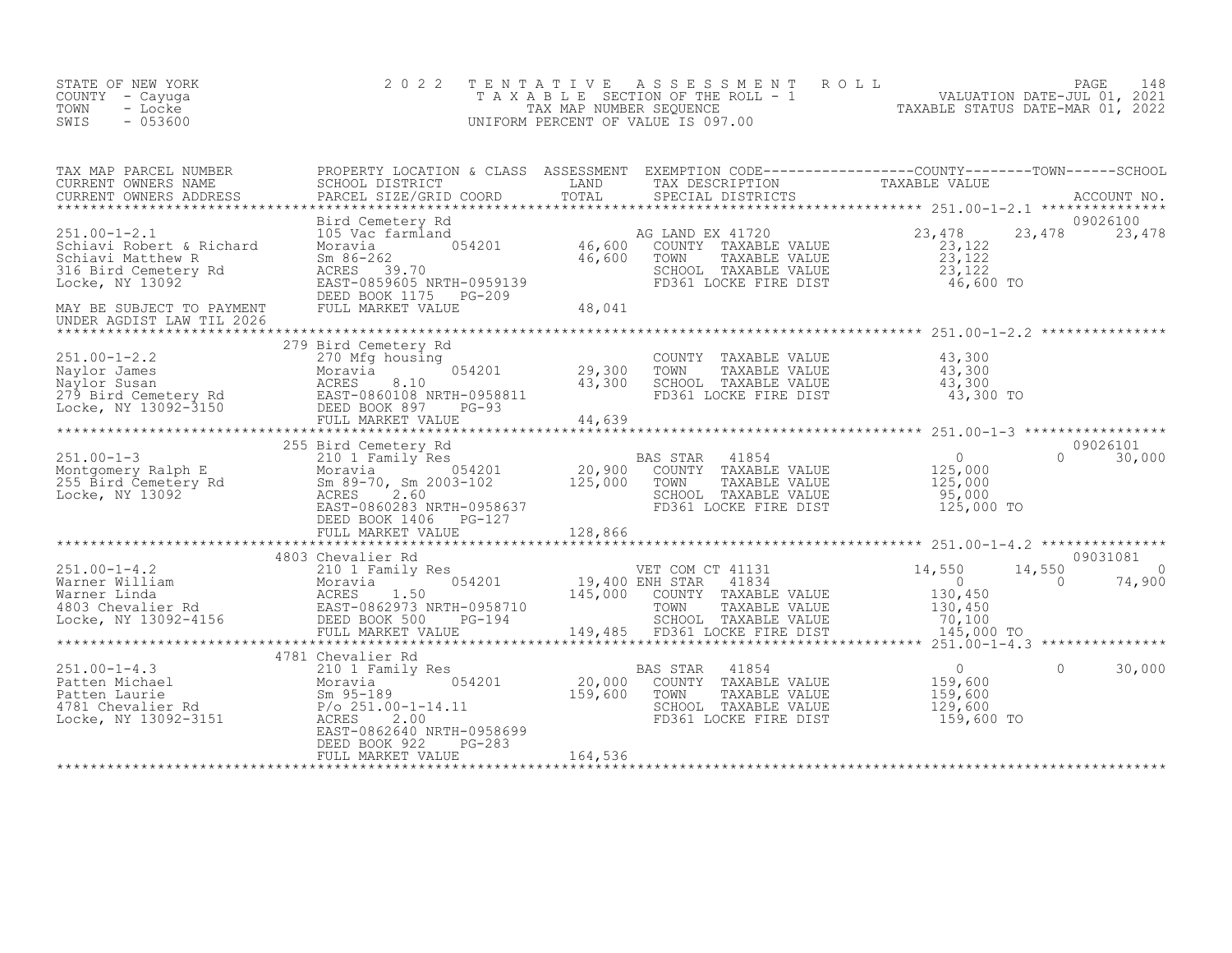STATE OF NEW YORK
COUNTY - Cayuga
TOWN - Locke
SWIS - 053600

# 2022 TENTATIVE ASSESSMENT ROLL

TAXABLE SECTION OF THE ROLL - 1
TAX MAP NUMBER SEQUENCE
UNIFORM PERCENT OF VALUE IS 097.00

VALUATION DATE-JUL 01, 2021
TAXABLE STATUS DATE-MAR 01, 2022

| TAX MAP PARCEL NUMBER / CURRENT OWNERS NAME / CURRENT OWNERS ADDRESS | PROPERTY LOCATION & CLASS / SCHOOL DISTRICT / PARCEL SIZE/GRID COORD | ASSESSMENT LAND | ASSESSMENT TOTAL | EXEMPTION CODE / TAX DESCRIPTION / SPECIAL DISTRICTS | COUNTY TAXABLE VALUE | TOWN | SCHOOL / ACCOUNT NO. |
|---|---|---|---|---|---|---|---|
| **251.00-1-2.1** | Bird Cemetery Rd | | | | | | 09026100 |
| 251.00-1-2.1 | 105 Vac farmland | | | AG LAND EX 41720 | 23,478 | 23,478 | 23,478 |
| Schiavi Robert & Richard | Moravia 054201 | 46,600 | | COUNTY TAXABLE VALUE | 23,122 | | |
| Schiavi Matthew R | Sm 86-262 | | 46,600 | TOWN TAXABLE VALUE | 23,122 | | |
| 316 Bird Cemetery Rd | ACRES 39.70 | | | SCHOOL TAXABLE VALUE | 23,122 | | |
| Locke, NY 13092 | EAST-0859605 NRTH-0959139 | | | FD361 LOCKE FIRE DIST | 46,600 TO | | |
| | DEED BOOK 1175 PG-209 | | | | | | |
| MAY BE SUBJECT TO PAYMENT UNDER AGDIST LAW TIL 2026 | FULL MARKET VALUE | | 48,041 | | | | |
| **251.00-1-2.2** | 279 Bird Cemetery Rd | | | | | | |
| 251.00-1-2.2 | 270 Mfg housing | | | COUNTY TAXABLE VALUE | 43,300 | | |
| Naylor James | Moravia 054201 | 29,300 | | TOWN TAXABLE VALUE | 43,300 | | |
| Naylor Susan | ACRES 8.10 | | 43,300 | SCHOOL TAXABLE VALUE | 43,300 | | |
| 279 Bird Cemetery Rd | EAST-0860108 NRTH-0958811 | | | FD361 LOCKE FIRE DIST | 43,300 TO | | |
| Locke, NY 13092-3150 | DEED BOOK 897 PG-93 | | | | | | |
| | FULL MARKET VALUE | | 44,639 | | | | |
| **251.00-1-3** | 255 Bird Cemetery Rd | | | | | | 09026101 |
| 251.00-1-3 | 210 1 Family Res | | | BAS STAR 41854 | 0 | 0 | 30,000 |
| Montgomery Ralph E | Moravia 054201 | 20,900 | | COUNTY TAXABLE VALUE | 125,000 | | |
| 255 Bird Cemetery Rd | Sm 89-70, Sm 2003-102 | | 125,000 | TOWN TAXABLE VALUE | 125,000 | | |
| Locke, NY 13092 | ACRES 2.60 | | | SCHOOL TAXABLE VALUE | 95,000 | | |
| | EAST-0860283 NRTH-0958637 | | | FD361 LOCKE FIRE DIST | 125,000 TO | | |
| | DEED BOOK 1406 PG-127 | | | | | | |
| | FULL MARKET VALUE | | 128,866 | | | | |
| **251.00-1-4.2** | 4803 Chevalier Rd | | | | | | 09031081 |
| 251.00-1-4.2 | 210 1 Family Res | | | VET COM CT 41131 | 14,550 | 14,550 | 0 |
| Warner William | Moravia 054201 | 19,400 | | ENH STAR 41834 | 0 | 0 | 74,900 |
| Warner Linda | ACRES 1.50 | | 145,000 | COUNTY TAXABLE VALUE | 130,450 | | |
| 4803 Chevalier Rd | EAST-0862973 NRTH-0958710 | | | TOWN TAXABLE VALUE | 130,450 | | |
| Locke, NY 13092-4156 | DEED BOOK 500 PG-194 | | | SCHOOL TAXABLE VALUE | 70,100 | | |
| | FULL MARKET VALUE | | 149,485 | FD361 LOCKE FIRE DIST | 145,000 TO | | |
| **251.00-1-4.3** | 4781 Chevalier Rd | | | | | | |
| 251.00-1-4.3 | 210 1 Family Res | | | BAS STAR 41854 | 0 | 0 | 30,000 |
| Patten Michael | Moravia 054201 | 20,000 | | COUNTY TAXABLE VALUE | 159,600 | | |
| Patten Laurie | Sm 95-189 | | 159,600 | TOWN TAXABLE VALUE | 159,600 | | |
| 4781 Chevalier Rd | P/o 251.00-1-14.11 | | | SCHOOL TAXABLE VALUE | 129,600 | | |
| Locke, NY 13092-3151 | ACRES 2.00 | | | FD361 LOCKE FIRE DIST | 159,600 TO | | |
| | EAST-0862640 NRTH-0958699 | | | | | | |
| | DEED BOOK 922 PG-283 | | | | | | |
| | FULL MARKET VALUE | | 164,536 | | | | |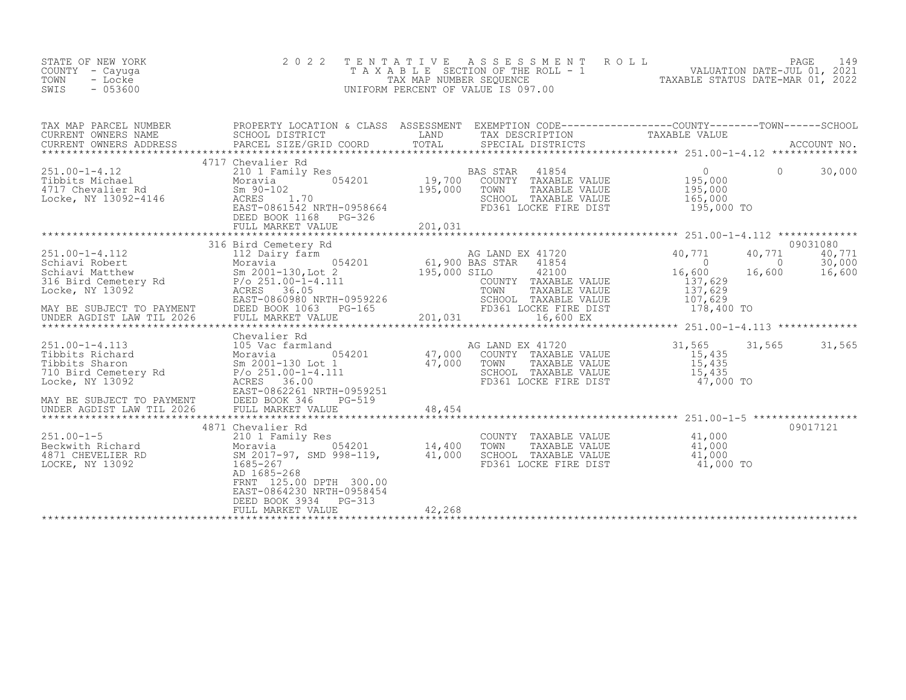STATE OF NEW YORK
COUNTY - Cayuga
TOWN - Locke
SWIS - 053600

2022 TENTATIVE ASSESSMENT ROLL
TAXABLE SECTION OF THE ROLL - 1
TAX MAP NUMBER SEQUENCE
UNIFORM PERCENT OF VALUE IS 097.00

VALUATION DATE-JUL 01, 2021
TAXABLE STATUS DATE-MAR 01, 2022

| TAX MAP PARCEL NUMBER / CURRENT OWNERS NAME / CURRENT OWNERS ADDRESS | PROPERTY LOCATION & CLASS / SCHOOL DISTRICT / PARCEL SIZE/GRID COORD | ASSESSMENT LAND | TOTAL | EXEMPTION CODE / TAX DESCRIPTION / SPECIAL DISTRICTS | COUNTY | TOWN | SCHOOL | ACCOUNT NO. |
|---|---|---|---|---|---|---|---|---|
| 251.00-1-4.12 | 4717 Chevalier Rd | | | | | | | |
| 251.00-1-4.12 | 210 1 Family Res | | | BAS STAR 41854 | 0 | 0 | 30,000 | |
| Tibbits Michael | Moravia 054201 | 19,700 | | COUNTY TAXABLE VALUE | 195,000 | | | |
| 4717 Chevalier Rd | Sm 90-102 | | 195,000 | TOWN TAXABLE VALUE | | 195,000 | | |
| Locke, NY 13092-4146 | ACRES 1.70 | | | SCHOOL TAXABLE VALUE | | | 165,000 | |
| | EAST-0861542 NRTH-0958664 | | | FD361 LOCKE FIRE DIST | 195,000 TO | | | |
| | DEED BOOK 1168 PG-326 | | | | | | | |
| | FULL MARKET VALUE | | 201,031 | | | | | |
| 251.00-1-4.112 | 316 Bird Cemetery Rd | | | | | | | 09031080 |
| 251.00-1-4.112 | 112 Dairy farm | | | AG LAND EX 41720 | 40,771 | 40,771 | 40,771 | |
| Schiavi Robert | Moravia 054201 | 61,900 | | BAS STAR 41854 | 0 | 0 | 30,000 | |
| Schiavi Matthew | Sm 2001-130,Lot 2 | | 195,000 | SILO 42100 | 16,600 | 16,600 | 16,600 | |
| 316 Bird Cemetery Rd | P/o 251.00-1-4.111 | | | COUNTY TAXABLE VALUE | 137,629 | | | |
| Locke, NY 13092 | ACRES 36.05 | | | TOWN TAXABLE VALUE | | 137,629 | | |
| | EAST-0860980 NRTH-0959226 | | | SCHOOL TAXABLE VALUE | | | 107,629 | |
| MAY BE SUBJECT TO PAYMENT | DEED BOOK 1063 PG-165 | | | FD361 LOCKE FIRE DIST | 178,400 TO | | | |
| UNDER AGDIST LAW TIL 2026 | FULL MARKET VALUE | | 201,031 | 16,600 EX | | | | |
| 251.00-1-4.113 | Chevalier Rd | | | | | | | |
| 251.00-1-4.113 | 105 Vac farmland | | | AG LAND EX 41720 | 31,565 | 31,565 | 31,565 | |
| Tibbits Richard | Moravia 054201 | 47,000 | | COUNTY TAXABLE VALUE | 15,435 | | | |
| Tibbits Sharon | Sm 2001-130 Lot 1 | | 47,000 | TOWN TAXABLE VALUE | | 15,435 | | |
| 710 Bird Cemetery Rd | P/o 251.00-1-4.111 | | | SCHOOL TAXABLE VALUE | | | 15,435 | |
| Locke, NY 13092 | ACRES 36.00 | | | FD361 LOCKE FIRE DIST | 47,000 TO | | | |
| | EAST-0862261 NRTH-0959251 | | | | | | | |
| MAY BE SUBJECT TO PAYMENT | DEED BOOK 346 PG-519 | | | | | | | |
| UNDER AGDIST LAW TIL 2026 | FULL MARKET VALUE | | 48,454 | | | | | |
| 251.00-1-5 | 4871 Chevalier Rd | | | | | | | 09017121 |
| 251.00-1-5 | 210 1 Family Res | | | COUNTY TAXABLE VALUE | 41,000 | | | |
| Beckwith Richard | Moravia 054201 | 14,400 | | TOWN TAXABLE VALUE | | 41,000 | | |
| 4871 CHEVELIER RD | SM 2017-97, SMD 998-119, | | 41,000 | SCHOOL TAXABLE VALUE | | | 41,000 | |
| LOCKE, NY 13092 | 1685-267 | | | FD361 LOCKE FIRE DIST | 41,000 TO | | | |
| | AD 1685-268 | | | | | | | |
| | FRNT 125.00 DPTH 300.00 | | | | | | | |
| | EAST-0864230 NRTH-0958454 | | | | | | | |
| | DEED BOOK 3934 PG-313 | | | | | | | |
| | FULL MARKET VALUE | | 42,268 | | | | | |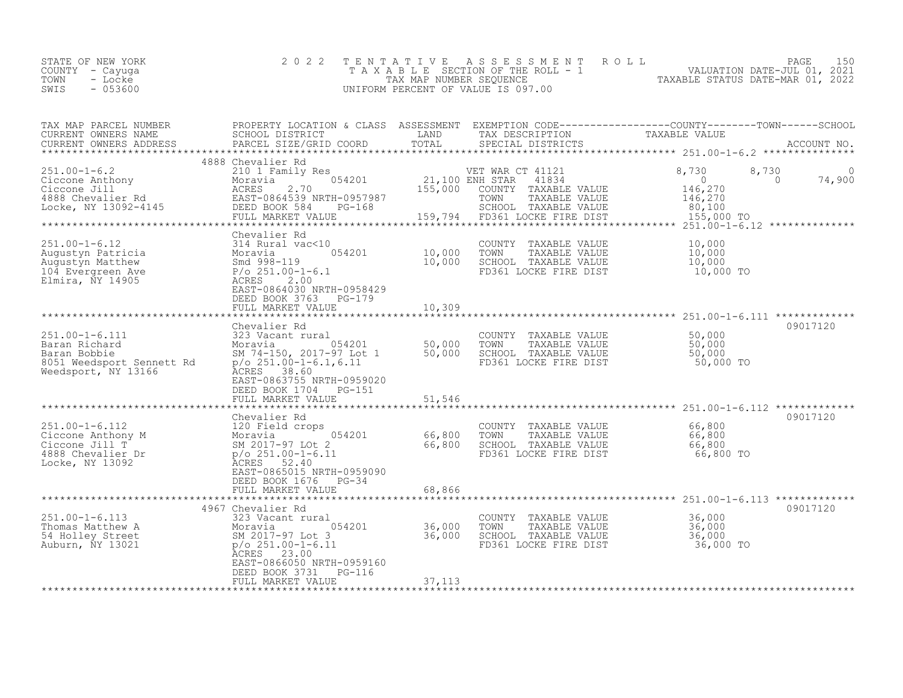STATE OF NEW YORK
COUNTY - Cayuga
TOWN - Locke
SWIS - 053600

2022 TENTATIVE ASSESSMENT ROLL
TAXABLE SECTION OF THE ROLL - 1
TAX MAP NUMBER SEQUENCE
UNIFORM PERCENT OF VALUE IS 097.00

VALUATION DATE-JUL 01, 2021
TAXABLE STATUS DATE-MAR 01, 2022

| TAX MAP PARCEL NUMBER / CURRENT OWNERS NAME / CURRENT OWNERS ADDRESS | PROPERTY LOCATION & CLASS / SCHOOL DISTRICT / PARCEL SIZE/GRID COORD | ASSESSMENT LAND | TOTAL | EXEMPTION CODE / TAX DESCRIPTION / SPECIAL DISTRICTS | COUNTY TAXABLE VALUE | TOWN | SCHOOL | ACCOUNT NO. |
|---|---|---|---|---|---|---|---|---|
| **251.00-1-6.2** | 4888 Chevalier Rd | | | | | | | |
| 251.00-1-6.2 | 210 1 Family Res | | | VET WAR CT 41121 | 8,730 | 8,730 | 0 | |
| Ciccone Anthony | Moravia 054201 | 21,100 | | ENH STAR 41834 | 0 | 0 | 74,900 | |
| Ciccone Jill | ACRES 2.70 | | 155,000 | COUNTY TAXABLE VALUE | 146,270 | | | |
| 4888 Chevalier Rd | EAST-0864539 NRTH-0957987 | | | TOWN TAXABLE VALUE | 146,270 | | | |
| Locke, NY 13092-4145 | DEED BOOK 584 PG-168 | | | SCHOOL TAXABLE VALUE | 80,100 | | | |
| | FULL MARKET VALUE | | 159,794 | FD361 LOCKE FIRE DIST | 155,000 TO | | | |
| **251.00-1-6.12** | Chevalier Rd | | | | | | | |
| 251.00-1-6.12 | 314 Rural vac<10 | | | COUNTY TAXABLE VALUE | 10,000 | | | |
| Augustyn Patricia | Moravia 054201 | 10,000 | | TOWN TAXABLE VALUE | 10,000 | | | |
| Augustyn Matthew | Smd 998-119 | | 10,000 | SCHOOL TAXABLE VALUE | 10,000 | | | |
| 104 Evergreen Ave | P/o 251.00-1-6.1 | | | FD361 LOCKE FIRE DIST | 10,000 TO | | | |
| Elmira, NY 14905 | ACRES 2.00 | | | | | | | |
| | EAST-0864030 NRTH-0958429 | | | | | | | |
| | DEED BOOK 3763 PG-179 | | | | | | | |
| | FULL MARKET VALUE | | 10,309 | | | | | |
| **251.00-1-6.111** | Chevalier Rd | | | | | | | 09017120 |
| 251.00-1-6.111 | 323 Vacant rural | | | COUNTY TAXABLE VALUE | 50,000 | | | |
| Baran Richard | Moravia 054201 | 50,000 | | TOWN TAXABLE VALUE | 50,000 | | | |
| Baran Bobbie | SM 74-150, 2017-97 Lot 1 | | 50,000 | SCHOOL TAXABLE VALUE | 50,000 | | | |
| 8051 Weedsport Sennett Rd | p/o 251.00-1-6.1,6.11 | | | FD361 LOCKE FIRE DIST | 50,000 TO | | | |
| Weedsport, NY 13166 | ACRES 38.60 | | | | | | | |
| | EAST-0863755 NRTH-0959020 | | | | | | | |
| | DEED BOOK 1704 PG-151 | | | | | | | |
| | FULL MARKET VALUE | | 51,546 | | | | | |
| **251.00-1-6.112** | Chevalier Rd | | | | | | | 09017120 |
| 251.00-1-6.112 | 120 Field crops | | | COUNTY TAXABLE VALUE | 66,800 | | | |
| Ciccone Anthony M | Moravia 054201 | 66,800 | | TOWN TAXABLE VALUE | 66,800 | | | |
| Ciccone Jill T | SM 2017-97 LOt 2 | | 66,800 | SCHOOL TAXABLE VALUE | 66,800 | | | |
| 4888 Chevalier Dr | p/o 251.00-1-6.11 | | | FD361 LOCKE FIRE DIST | 66,800 TO | | | |
| Locke, NY 13092 | ACRES 52.40 | | | | | | | |
| | EAST-0865015 NRTH-0959090 | | | | | | | |
| | DEED BOOK 1676 PG-34 | | | | | | | |
| | FULL MARKET VALUE | | 68,866 | | | | | |
| **251.00-1-6.113** | 4967 Chevalier Rd | | | | | | | 09017120 |
| 251.00-1-6.113 | 323 Vacant rural | | | COUNTY TAXABLE VALUE | 36,000 | | | |
| Thomas Matthew A | Moravia 054201 | 36,000 | | TOWN TAXABLE VALUE | 36,000 | | | |
| 54 Holley Street | SM 2017-97 Lot 3 | | 36,000 | SCHOOL TAXABLE VALUE | 36,000 | | | |
| Auburn, NY 13021 | p/o 251.00-1-6.11 | | | FD361 LOCKE FIRE DIST | 36,000 TO | | | |
| | ACRES 23.00 | | | | | | | |
| | EAST-0866050 NRTH-0959160 | | | | | | | |
| | DEED BOOK 3731 PG-116 | | | | | | | |
| | FULL MARKET VALUE | | 37,113 | | | | | |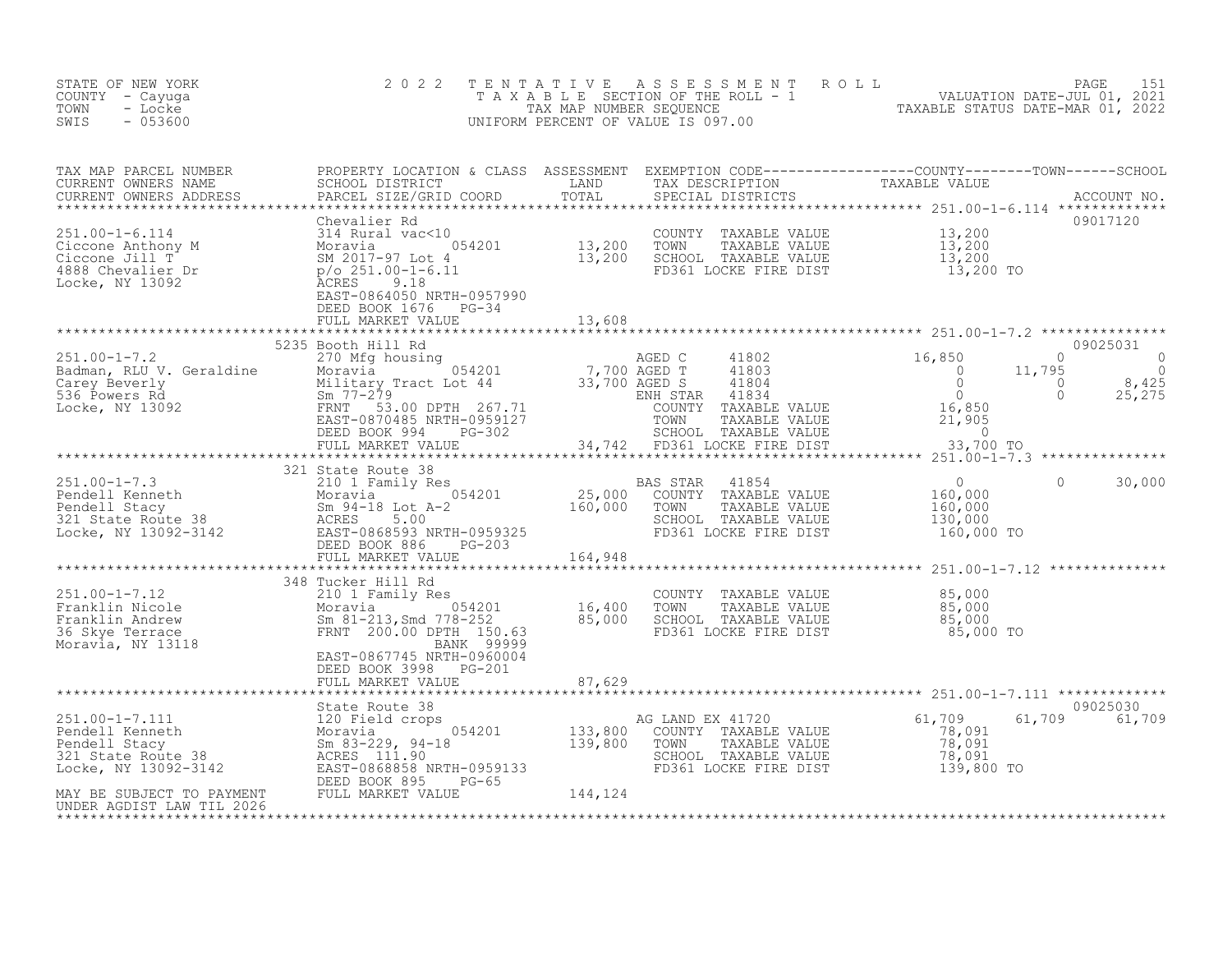STATE OF NEW YORK
COUNTY - Cayuga
TOWN - Locke
SWIS - 053600

# 2022 TENTATIVE ASSESSMENT ROLL

TAXABLE SECTION OF THE ROLL - 1
TAX MAP NUMBER SEQUENCE
UNIFORM PERCENT OF VALUE IS 097.00

VALUATION DATE-JUL 01, 2021
TAXABLE STATUS DATE-MAR 01, 2022

| TAX MAP PARCEL NUMBER / CURRENT OWNERS NAME / CURRENT OWNERS ADDRESS | PROPERTY LOCATION & CLASS / SCHOOL DISTRICT / PARCEL SIZE/GRID COORD | ASSESSMENT LAND / TOTAL | EXEMPTION CODE / TAX DESCRIPTION / SPECIAL DISTRICTS | COUNTY TAXABLE VALUE | TOWN | SCHOOL | ACCOUNT NO. |
|---|---|---|---|---|---|---|---|
| 251.00-1-6.114 | Chevalier Rd | | | | | | 09017120 |
| 251.00-1-6.114 | 314 Rural vac<10 | | COUNTY TAXABLE VALUE | 13,200 | | | |
| Ciccone Anthony M | Moravia 054201 | 13,200 | TOWN TAXABLE VALUE | 13,200 | | | |
| Ciccone Jill T | SM 2017-97 Lot 4 | 13,200 | SCHOOL TAXABLE VALUE | 13,200 | | | |
| 4888 Chevalier Dr | p/o 251.00-1-6.11 | | FD361 LOCKE FIRE DIST | 13,200 TO | | | |
| Locke, NY 13092 | ACRES 9.18 | | | | | | |
| | EAST-0864050 NRTH-0957990 | | | | | | |
| | DEED BOOK 1676 PG-34 | | | | | | |
| | FULL MARKET VALUE | 13,608 | | | | | |
| 251.00-1-7.2 | 5235 Booth Hill Rd | | | | | | 09025031 |
| 251.00-1-7.2 | 270 Mfg housing | | AGED C 41802 | 16,850 | 0 | 0 | |
| Badman, RLU V. Geraldine | Moravia 054201 | 7,700 | AGED T 41803 | 0 | 11,795 | 0 | |
| Carey Beverly | Military Tract Lot 44 | 33,700 | AGED S 41804 | 0 | 0 | 8,425 | |
| 536 Powers Rd | Sm 77-279 | | ENH STAR 41834 | 0 | 0 | 25,275 | |
| Locke, NY 13092 | FRNT 53.00 DPTH 267.71 | | COUNTY TAXABLE VALUE | 16,850 | | | |
| | EAST-0870485 NRTH-0959127 | | TOWN TAXABLE VALUE | 21,905 | | | |
| | DEED BOOK 994 PG-302 | | SCHOOL TAXABLE VALUE | 0 | | | |
| | FULL MARKET VALUE | 34,742 | FD361 LOCKE FIRE DIST | 33,700 TO | | | |
| 251.00-1-7.3 | 321 State Route 38 | | | | | | |
| 251.00-1-7.3 | 210 1 Family Res | | BAS STAR 41854 | 0 | 0 | 30,000 | |
| Pendell Kenneth | Moravia 054201 | 25,000 | COUNTY TAXABLE VALUE | 160,000 | | | |
| Pendell Stacy | Sm 94-18 Lot A-2 | 160,000 | TOWN TAXABLE VALUE | 160,000 | | | |
| 321 State Route 38 | ACRES 5.00 | | SCHOOL TAXABLE VALUE | 130,000 | | | |
| Locke, NY 13092-3142 | EAST-0868593 NRTH-0959325 | | FD361 LOCKE FIRE DIST | 160,000 TO | | | |
| | DEED BOOK 886 PG-203 | | | | | | |
| | FULL MARKET VALUE | 164,948 | | | | | |
| 251.00-1-7.12 | 348 Tucker Hill Rd | | | | | | |
| 251.00-1-7.12 | 210 1 Family Res | | COUNTY TAXABLE VALUE | 85,000 | | | |
| Franklin Nicole | Moravia 054201 | 16,400 | TOWN TAXABLE VALUE | 85,000 | | | |
| Franklin Andrew | Sm 81-213,Smd 778-252 | 85,000 | SCHOOL TAXABLE VALUE | 85,000 | | | |
| 36 Skye Terrace | FRNT 200.00 DPTH 150.63 | | FD361 LOCKE FIRE DIST | 85,000 TO | | | |
| Moravia, NY 13118 | BANK 99999 | | | | | | |
| | EAST-0867745 NRTH-0960004 | | | | | | |
| | DEED BOOK 3998 PG-201 | | | | | | |
| | FULL MARKET VALUE | 87,629 | | | | | |
| 251.00-1-7.111 | State Route 38 | | | | | | 09025030 |
| 251.00-1-7.111 | 120 Field crops | | AG LAND EX 41720 | 61,709 | 61,709 | 61,709 | |
| Pendell Kenneth | Moravia 054201 | 133,800 | COUNTY TAXABLE VALUE | 78,091 | | | |
| Pendell Stacy | Sm 83-229, 94-18 | 139,800 | TOWN TAXABLE VALUE | 78,091 | | | |
| 321 State Route 38 | ACRES 111.90 | | SCHOOL TAXABLE VALUE | 78,091 | | | |
| Locke, NY 13092-3142 | EAST-0868858 NRTH-0959133 | | FD361 LOCKE FIRE DIST | 139,800 TO | | | |
| | DEED BOOK 895 PG-65 | | | | | | |
| MAY BE SUBJECT TO PAYMENT | FULL MARKET VALUE | 144,124 | | | | | |
| UNDER AGDIST LAW TIL 2026 | | | | | | | |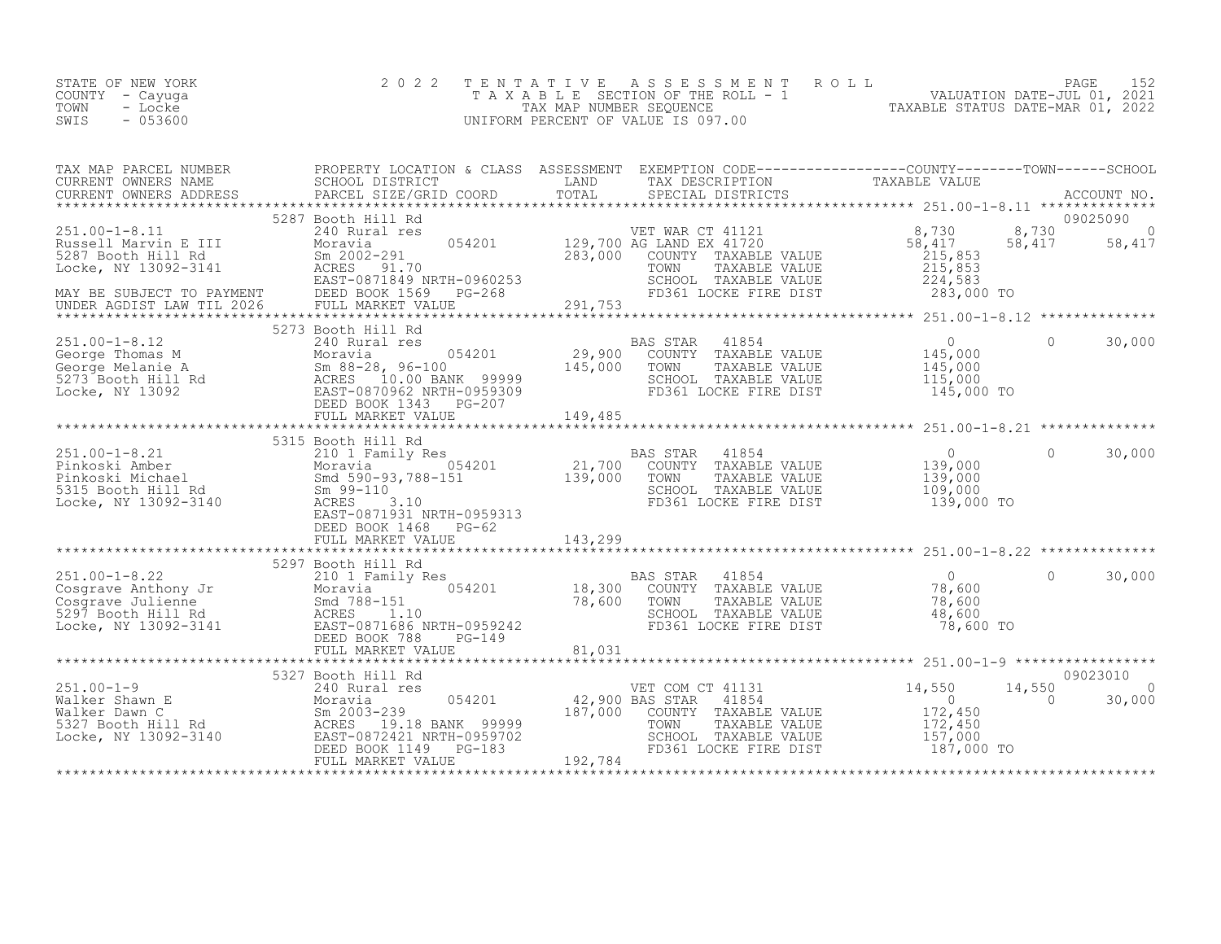STATE OF NEW YORK
COUNTY - Cayuga
TOWN - Locke
SWIS - 053600

2022 TENTATIVE ASSESSMENT ROLL
TAXABLE SECTION OF THE ROLL - 1
TAX MAP NUMBER SEQUENCE
UNIFORM PERCENT OF VALUE IS 097.00

VALUATION DATE-JUL 01, 2021
TAXABLE STATUS DATE-MAR 01, 2022

| TAX MAP PARCEL NUMBER / CURRENT OWNERS NAME / CURRENT OWNERS ADDRESS | PROPERTY LOCATION & CLASS / SCHOOL DISTRICT / PARCEL SIZE/GRID COORD | ASSESSMENT LAND / TOTAL | EXEMPTION CODE / TAX DESCRIPTION / SPECIAL DISTRICTS | COUNTY TAXABLE VALUE | TOWN | SCHOOL | ACCOUNT NO. |
|---|---|---|---|---|---|---|---|
| 251.00-1-8.11 | 5287 Booth Hill Rd | | | | | | 09025090 |
| Russell Marvin E III | 240 Rural res | | VET WAR CT 41121 | 8,730 | 8,730 | 0 | |
| 5287 Booth Hill Rd | Moravia 054201 | 129,700 | AG LAND EX 41720 | 58,417 | 58,417 | 58,417 | |
| Locke, NY 13092-3141 | Sm 2002-291 | 283,000 | COUNTY TAXABLE VALUE | 215,853 | | | |
| | ACRES 91.70 | | TOWN TAXABLE VALUE | 215,853 | | | |
| | EAST-0871849 NRTH-0960253 | | SCHOOL TAXABLE VALUE | 224,583 | | | |
| MAY BE SUBJECT TO PAYMENT | DEED BOOK 1569 PG-268 | | FD361 LOCKE FIRE DIST | 283,000 TO | | | |
| UNDER AGDIST LAW TIL 2026 | FULL MARKET VALUE | 291,753 | | | | | |
| 251.00-1-8.12 | 5273 Booth Hill Rd | | | | | | |
| George Thomas M | 240 Rural res | | BAS STAR 41854 | 0 | 0 | 30,000 | |
| George Melanie A | Moravia 054201 | 29,900 | COUNTY TAXABLE VALUE | 145,000 | | | |
| 5273 Booth Hill Rd | Sm 88-28, 96-100 | 145,000 | TOWN TAXABLE VALUE | 145,000 | | | |
| Locke, NY 13092 | ACRES 10.00 BANK 99999 | | SCHOOL TAXABLE VALUE | 115,000 | | | |
| | EAST-0870962 NRTH-0959309 | | FD361 LOCKE FIRE DIST | 145,000 TO | | | |
| | DEED BOOK 1343 PG-207 | | | | | | |
| | FULL MARKET VALUE | 149,485 | | | | | |
| 251.00-1-8.21 | 5315 Booth Hill Rd | | | | | | |
| Pinkoski Amber | 210 1 Family Res | | BAS STAR 41854 | 0 | 0 | 30,000 | |
| Pinkoski Michael | Moravia 054201 | 21,700 | COUNTY TAXABLE VALUE | 139,000 | | | |
| 5315 Booth Hill Rd | Smd 590-93,788-151 | 139,000 | TOWN TAXABLE VALUE | 139,000 | | | |
| Locke, NY 13092-3140 | Sm 99-110 | | SCHOOL TAXABLE VALUE | 109,000 | | | |
| | ACRES 3.10 | | FD361 LOCKE FIRE DIST | 139,000 TO | | | |
| | EAST-0871931 NRTH-0959313 | | | | | | |
| | DEED BOOK 1468 PG-62 | | | | | | |
| | FULL MARKET VALUE | 143,299 | | | | | |
| 251.00-1-8.22 | 5297 Booth Hill Rd | | | | | | |
| Cosgrave Anthony Jr | 210 1 Family Res | | BAS STAR 41854 | 0 | 0 | 30,000 | |
| Cosgrave Julienne | Moravia 054201 | 18,300 | COUNTY TAXABLE VALUE | 78,600 | | | |
| 5297 Booth Hill Rd | Smd 788-151 | 78,600 | TOWN TAXABLE VALUE | 78,600 | | | |
| Locke, NY 13092-3141 | ACRES 1.10 | | SCHOOL TAXABLE VALUE | 48,600 | | | |
| | EAST-0871686 NRTH-0959242 | | FD361 LOCKE FIRE DIST | 78,600 TO | | | |
| | DEED BOOK 788 PG-149 | | | | | | |
| | FULL MARKET VALUE | 81,031 | | | | | |
| 251.00-1-9 | 5327 Booth Hill Rd | | | | | | 09023010 |
| Walker Shawn E | 240 Rural res | | VET COM CT 41131 | 14,550 | 14,550 | 0 | |
| Walker Dawn C | Moravia 054201 | 42,900 | BAS STAR 41854 | 0 | 0 | 30,000 | |
| 5327 Booth Hill Rd | Sm 2003-239 | 187,000 | COUNTY TAXABLE VALUE | 172,450 | | | |
| Locke, NY 13092-3140 | ACRES 19.18 BANK 99999 | | TOWN TAXABLE VALUE | 172,450 | | | |
| | EAST-0872421 NRTH-0959702 | | SCHOOL TAXABLE VALUE | 157,000 | | | |
| | DEED BOOK 1149 PG-183 | | FD361 LOCKE FIRE DIST | 187,000 TO | | | |
| | FULL MARKET VALUE | 192,784 | | | | | |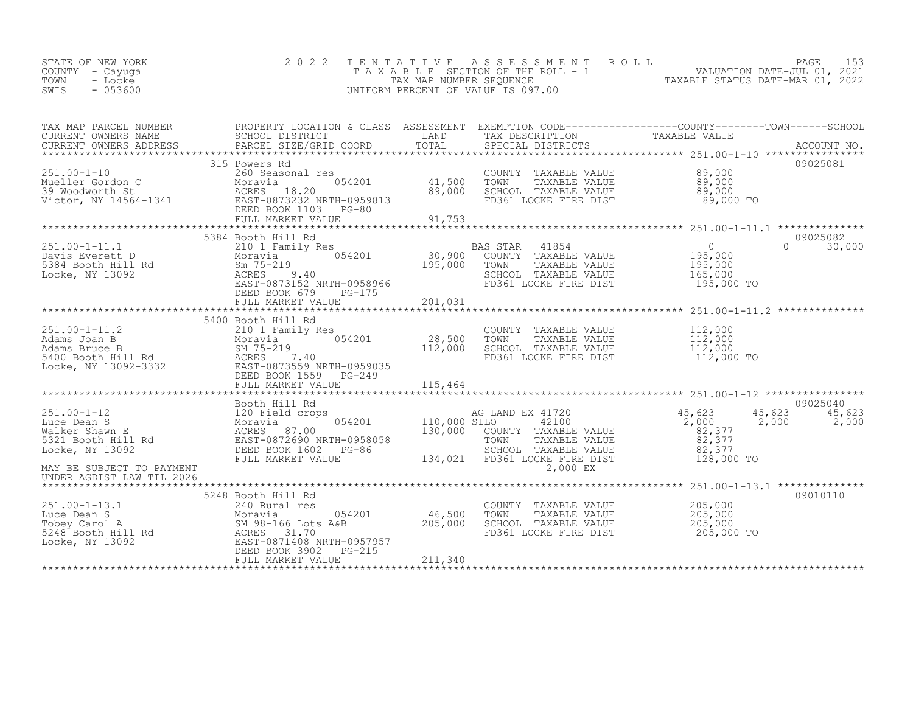STATE OF NEW YORK
COUNTY - Cayuga
TOWN - Locke
SWIS - 053600

2022 TENTATIVE ASSESSMENT ROLL
TAXABLE SECTION OF THE ROLL - 1
TAX MAP NUMBER SEQUENCE
UNIFORM PERCENT OF VALUE IS 097.00

VALUATION DATE-JUL 01, 2021
TAXABLE STATUS DATE-MAR 01, 2022

| TAX MAP PARCEL NUMBER / CURRENT OWNERS NAME / CURRENT OWNERS ADDRESS | PROPERTY LOCATION & CLASS / SCHOOL DISTRICT / PARCEL SIZE/GRID COORD | ASSESSMENT LAND | TOTAL | EXEMPTION CODE / TAX DESCRIPTION / SPECIAL DISTRICTS | COUNTY | TOWN | SCHOOL | ACCOUNT NO. |
|---|---|---|---|---|---|---|---|---|
| 251.00-1-10 | 315 Powers Rd | | | | | | | 09025081 |
| Mueller Gordon C | 260 Seasonal res | | | COUNTY TAXABLE VALUE | 89,000 | | | |
| 39 Woodworth St | Moravia 054201 | 41,500 | | TOWN TAXABLE VALUE | | 89,000 | | |
| Victor, NY 14564-1341 | ACRES 18.20 | | 89,000 | SCHOOL TAXABLE VALUE | | | 89,000 | |
| | EAST-0873232 NRTH-0959813 | | | FD361 LOCKE FIRE DIST | 89,000 TO | | | |
| | DEED BOOK 1103 PG-80 | | | | | | | |
| | FULL MARKET VALUE | | 91,753 | | | | | |
| 251.00-1-11.1 | 5384 Booth Hill Rd | | | | | | | 09025082 |
| Davis Everett D | 210 1 Family Res | | | BAS STAR 41854 | 0 | 0 | 30,000 | |
| 5384 Booth Hill Rd | Moravia 054201 | 30,900 | | COUNTY TAXABLE VALUE | 195,000 | | | |
| Locke, NY 13092 | Sm 75-219 | | 195,000 | TOWN TAXABLE VALUE | | 195,000 | | |
| | ACRES 9.40 | | | SCHOOL TAXABLE VALUE | | | 165,000 | |
| | EAST-0873152 NRTH-0958966 | | | FD361 LOCKE FIRE DIST | 195,000 TO | | | |
| | DEED BOOK 679 PG-175 | | | | | | | |
| | FULL MARKET VALUE | | 201,031 | | | | | |
| 251.00-1-11.2 | 5400 Booth Hill Rd | | | | | | | |
| Adams Joan B | 210 1 Family Res | | | COUNTY TAXABLE VALUE | 112,000 | | | |
| Adams Bruce B | Moravia 054201 | 28,500 | | TOWN TAXABLE VALUE | | 112,000 | | |
| 5400 Booth Hill Rd | SM 75-219 | | 112,000 | SCHOOL TAXABLE VALUE | | | 112,000 | |
| Locke, NY 13092-3332 | ACRES 7.40 | | | FD361 LOCKE FIRE DIST | 112,000 TO | | | |
| | EAST-0873559 NRTH-0959035 | | | | | | | |
| | DEED BOOK 1559 PG-249 | | | | | | | |
| | FULL MARKET VALUE | | 115,464 | | | | | |
| 251.00-1-12 | Booth Hill Rd | | | | | | | 09025040 |
| Luce Dean S | 120 Field crops | | | AG LAND EX 41720 | 45,623 | 45,623 | 45,623 | |
| Walker Shawn E | Moravia 054201 | 110,000 | | SILO 42100 | 2,000 | 2,000 | 2,000 | |
| 5321 Booth Hill Rd | ACRES 87.00 | | 130,000 | COUNTY TAXABLE VALUE | 82,377 | | | |
| Locke, NY 13092 | EAST-0872690 NRTH-0958058 | | | TOWN TAXABLE VALUE | | 82,377 | | |
| | DEED BOOK 1602 PG-86 | | | SCHOOL TAXABLE VALUE | | | 82,377 | |
| MAY BE SUBJECT TO PAYMENT | FULL MARKET VALUE | | 134,021 | FD361 LOCKE FIRE DIST | 128,000 TO | | | |
| UNDER AGDIST LAW TIL 2026 | | | | 2,000 EX | | | | |
| 251.00-1-13.1 | 5248 Booth Hill Rd | | | | | | | 09010110 |
| Luce Dean S | 240 Rural res | | | COUNTY TAXABLE VALUE | 205,000 | | | |
| Tobey Carol A | Moravia 054201 | 46,500 | | TOWN TAXABLE VALUE | | 205,000 | | |
| 5248 Booth Hill Rd | SM 98-166 Lots A&B | | 205,000 | SCHOOL TAXABLE VALUE | | | 205,000 | |
| Locke, NY 13092 | ACRES 31.70 | | | FD361 LOCKE FIRE DIST | 205,000 TO | | | |
| | EAST-0871408 NRTH-0957957 | | | | | | | |
| | DEED BOOK 3902 PG-215 | | | | | | | |
| | FULL MARKET VALUE | | 211,340 | | | | | |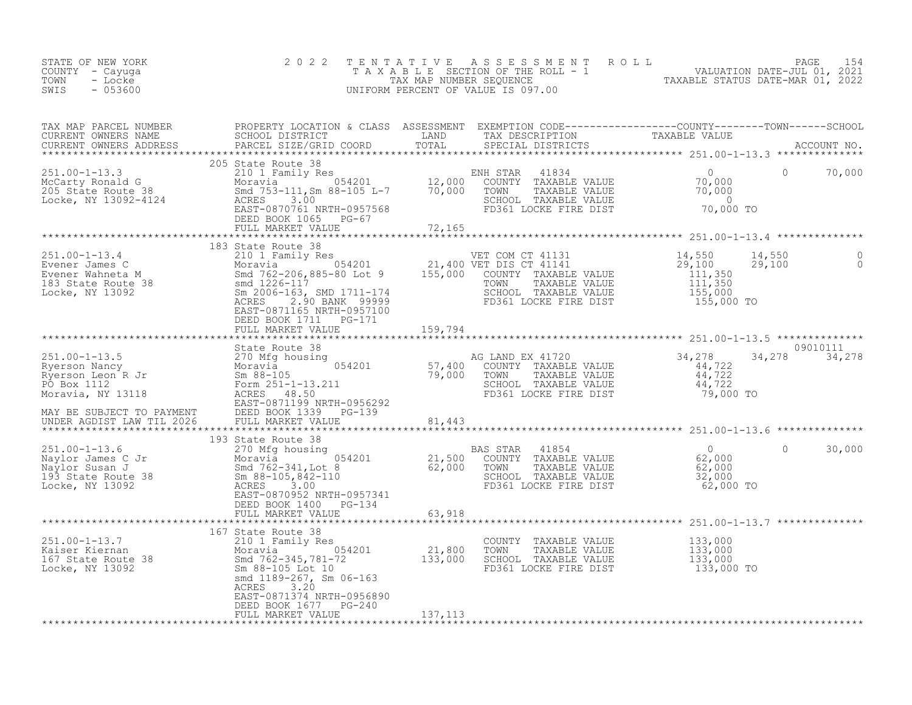STATE OF NEW YORK
COUNTY - Cayuga
TOWN - Locke
SWIS - 053600

2 0 2 2 T E N T A T I V E A S S E S S M E N T R O L L
T A X A B L E SECTION OF THE ROLL - 1
TAX MAP NUMBER SEQUENCE
UNIFORM PERCENT OF VALUE IS 097.00

VALUATION DATE-JUL 01, 2021
TAXABLE STATUS DATE-MAR 01, 2022

| TAX MAP PARCEL NUMBER / CURRENT OWNERS NAME / CURRENT OWNERS ADDRESS | PROPERTY LOCATION & CLASS / SCHOOL DISTRICT / PARCEL SIZE/GRID COORD | ASSESSMENT LAND / TOTAL | EXEMPTION CODE / TAX DESCRIPTION / SPECIAL DISTRICTS | COUNTY TAXABLE VALUE | TOWN | SCHOOL | ACCOUNT NO. |
|---|---|---|---|---|---|---|---|
| 251.00-1-13.3 | 205 State Route 38 | | | | | | |
| McCarty Ronald G | 210 1 Family Res | | ENH STAR 41834 | 0 | 0 | 70,000 | |
| 205 State Route 38 | Moravia 054201 | 12,000 | COUNTY TAXABLE VALUE | 70,000 | | | |
| Locke, NY 13092-4124 | Smd 753-111,Sm 88-105 L-7 | 70,000 | TOWN TAXABLE VALUE | 70,000 | | | |
| | ACRES 3.00 | | SCHOOL TAXABLE VALUE | 0 | | | |
| | EAST-0870761 NRTH-0957568 | | FD361 LOCKE FIRE DIST | 70,000 TO | | | |
| | DEED BOOK 1065 PG-67 | | | | | | |
| | FULL MARKET VALUE | 72,165 | | | | | |
| 251.00-1-13.4 | 183 State Route 38 | | | | | | |
| Evener James C | 210 1 Family Res | | VET COM CT 41131 | 14,550 | 14,550 | 0 | |
| Evener Wahneta M | Moravia 054201 | 21,400 | VET DIS CT 41141 | 29,100 | 29,100 | 0 | |
| 183 State Route 38 | Smd 762-206,885-80 Lot 9 | 155,000 | COUNTY TAXABLE VALUE | 111,350 | | | |
| Locke, NY 13092 | smd 1226-117 | | TOWN TAXABLE VALUE | 111,350 | | | |
| | Sm 2006-163, SMD 1711-174 | | SCHOOL TAXABLE VALUE | 155,000 | | | |
| | ACRES 2.90 BANK 99999 | | FD361 LOCKE FIRE DIST | 155,000 TO | | | |
| | EAST-0871165 NRTH-0957100 | | | | | | |
| | DEED BOOK 1711 PG-171 | | | | | | |
| | FULL MARKET VALUE | 159,794 | | | | | |
| 251.00-1-13.5 | State Route 38 | | | | | | 09010111 |
| Ryerson Nancy | 270 Mfg housing | | AG LAND EX 41720 | 34,278 | 34,278 | 34,278 | |
| Ryerson Leon R Jr | Moravia 054201 | 57,400 | COUNTY TAXABLE VALUE | 44,722 | | | |
| PO Box 1112 | Sm 88-105 | 79,000 | TOWN TAXABLE VALUE | 44,722 | | | |
| Moravia, NY 13118 | Form 251-1-13.211 | | SCHOOL TAXABLE VALUE | 44,722 | | | |
| | ACRES 48.50 | | FD361 LOCKE FIRE DIST | 79,000 TO | | | |
| MAY BE SUBJECT TO PAYMENT | EAST-0871199 NRTH-0956292 | | | | | | |
| UNDER AGDIST LAW TIL 2026 | DEED BOOK 1339 PG-139 | | | | | | |
| | FULL MARKET VALUE | 81,443 | | | | | |
| 251.00-1-13.6 | 193 State Route 38 | | | | | | |
| Naylor James C Jr | 270 Mfg housing | | BAS STAR 41854 | 0 | 0 | 30,000 | |
| Naylor Susan J | Moravia 054201 | 21,500 | COUNTY TAXABLE VALUE | 62,000 | | | |
| 193 State Route 38 | Smd 762-341,Lot 8 | 62,000 | TOWN TAXABLE VALUE | 62,000 | | | |
| Locke, NY 13092 | Sm 88-105,842-110 | | SCHOOL TAXABLE VALUE | 32,000 | | | |
| | ACRES 3.00 | | FD361 LOCKE FIRE DIST | 62,000 TO | | | |
| | EAST-0870952 NRTH-0957341 | | | | | | |
| | DEED BOOK 1400 PG-134 | | | | | | |
| | FULL MARKET VALUE | 63,918 | | | | | |
| 251.00-1-13.7 | 167 State Route 38 | | | | | | |
| Kaiser Kiernan | 210 1 Family Res | | COUNTY TAXABLE VALUE | 133,000 | | | |
| 167 State Route 38 | Moravia 054201 | 21,800 | TOWN TAXABLE VALUE | 133,000 | | | |
| Locke, NY 13092 | Smd 762-345,781-72 | 133,000 | SCHOOL TAXABLE VALUE | 133,000 | | | |
| | Sm 88-105 Lot 10 | | FD361 LOCKE FIRE DIST | 133,000 TO | | | |
| | smd 1189-267, Sm 06-163 | | | | | | |
| | ACRES 3.20 | | | | | | |
| | EAST-0871374 NRTH-0956890 | | | | | | |
| | DEED BOOK 1677 PG-240 | | | | | | |
| | FULL MARKET VALUE | 137,113 | | | | | |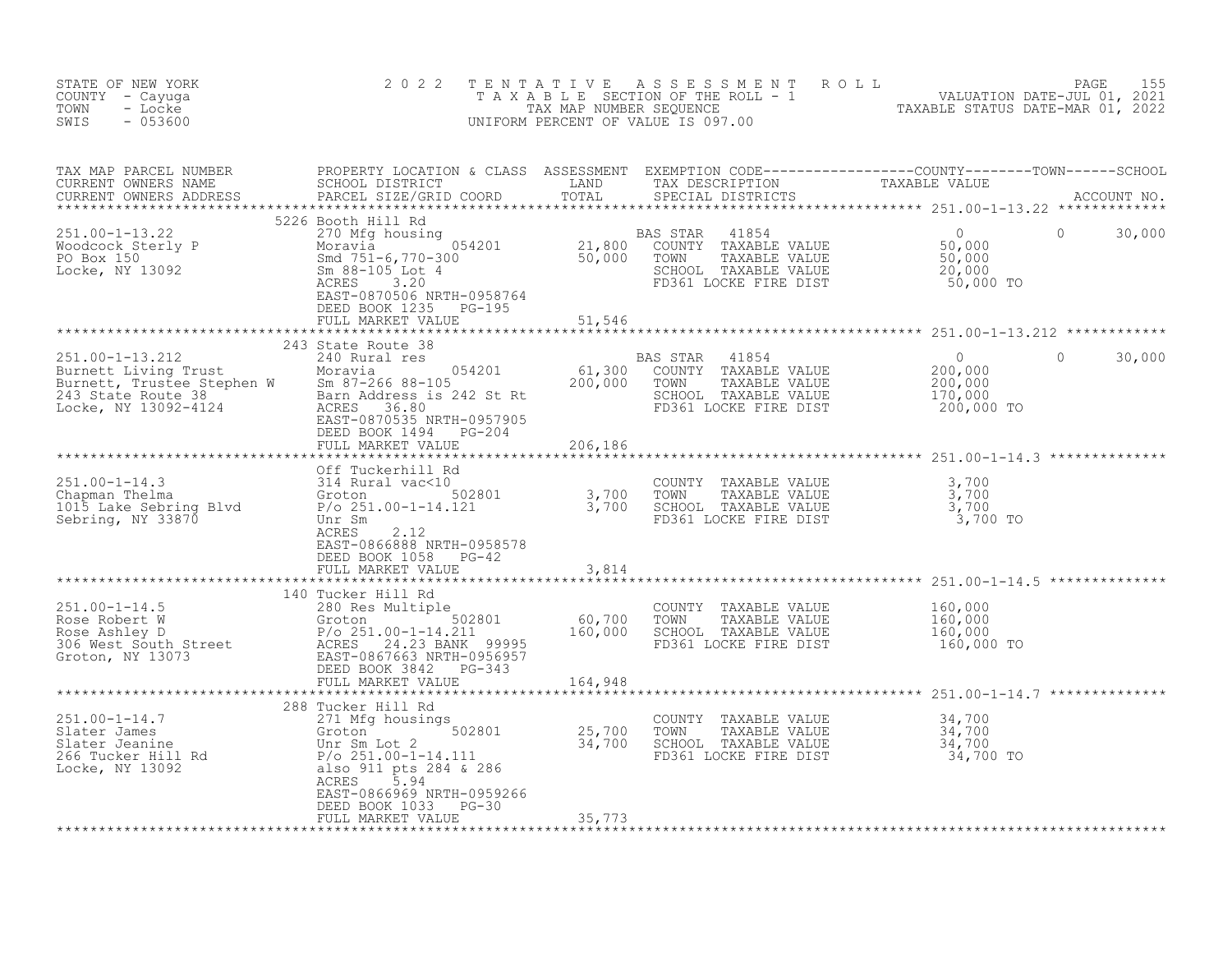STATE OF NEW YORK
COUNTY - Cayuga
TOWN - Locke
SWIS - 053600

2022 TENTATIVE ASSESSMENT ROLL
TAXABLE SECTION OF THE ROLL - 1
TAX MAP NUMBER SEQUENCE
UNIFORM PERCENT OF VALUE IS 097.00

VALUATION DATE-JUL 01, 2021
TAXABLE STATUS DATE-MAR 01, 2022

| TAX MAP PARCEL NUMBER / CURRENT OWNERS NAME / CURRENT OWNERS ADDRESS | PROPERTY LOCATION & CLASS / SCHOOL DISTRICT / PARCEL SIZE/GRID COORD | ASSESSMENT LAND | TOTAL | EXEMPTION CODE / TAX DESCRIPTION / SPECIAL DISTRICTS | COUNTY TAXABLE VALUE | TOWN | SCHOOL |
|---|---|---|---|---|---|---|---|
| **251.00-1-13.22** | 5226 Booth Hill Rd | | | | | | |
| Woodcock Sterly P | 270 Mfg housing | | | BAS STAR 41854 | 0 | 0 | 30,000 |
| PO Box 150 | Moravia 054201 | 21,800 | | COUNTY TAXABLE VALUE | 50,000 | | |
| Locke, NY 13092 | Smd 751-6,770-300 | | 50,000 | TOWN TAXABLE VALUE | 50,000 | | |
| | Sm 88-105 Lot 4 | | | SCHOOL TAXABLE VALUE | 20,000 | | |
| | ACRES 3.20 | | | FD361 LOCKE FIRE DIST | 50,000 TO | | |
| | EAST-0870506 NRTH-0958764 | | | | | | |
| | DEED BOOK 1235 PG-195 | | | | | | |
| | FULL MARKET VALUE | | 51,546 | | | | |
| **251.00-1-13.212** | 243 State Route 38 | | | | | | |
| Burnett Living Trust | 240 Rural res | | | BAS STAR 41854 | 0 | 0 | 30,000 |
| Burnett, Trustee Stephen W | Moravia 054201 | 61,300 | | COUNTY TAXABLE VALUE | 200,000 | | |
| 243 State Route 38 | Sm 87-266 88-105 | | 200,000 | TOWN TAXABLE VALUE | 200,000 | | |
| Locke, NY 13092-4124 | Barn Address is 242 St Rt | | | SCHOOL TAXABLE VALUE | 170,000 | | |
| | ACRES 36.80 | | | FD361 LOCKE FIRE DIST | 200,000 TO | | |
| | EAST-0870535 NRTH-0957905 | | | | | | |
| | DEED BOOK 1494 PG-204 | | | | | | |
| | FULL MARKET VALUE | | 206,186 | | | | |
| **251.00-1-14.3** | Off Tuckerhill Rd | | | | | | |
| Chapman Thelma | 314 Rural vac<10 | | | COUNTY TAXABLE VALUE | 3,700 | | |
| 1015 Lake Sebring Blvd | Groton 502801 | 3,700 | | TOWN TAXABLE VALUE | 3,700 | | |
| Sebring, NY 33870 | P/o 251.00-1-14.121 | | 3,700 | SCHOOL TAXABLE VALUE | 3,700 | | |
| | Unr Sm | | | FD361 LOCKE FIRE DIST | 3,700 TO | | |
| | ACRES 2.12 | | | | | | |
| | EAST-0866888 NRTH-0958578 | | | | | | |
| | DEED BOOK 1058 PG-42 | | | | | | |
| | FULL MARKET VALUE | | 3,814 | | | | |
| **251.00-1-14.5** | 140 Tucker Hill Rd | | | | | | |
| Rose Robert W | 280 Res Multiple | | | COUNTY TAXABLE VALUE | 160,000 | | |
| Rose Ashley D | Groton 502801 | 60,700 | | TOWN TAXABLE VALUE | 160,000 | | |
| 306 West South Street | P/o 251.00-1-14.211 | | 160,000 | SCHOOL TAXABLE VALUE | 160,000 | | |
| Groton, NY 13073 | ACRES 24.23 BANK 99995 | | | FD361 LOCKE FIRE DIST | 160,000 TO | | |
| | EAST-0867663 NRTH-0956957 | | | | | | |
| | DEED BOOK 3842 PG-343 | | | | | | |
| | FULL MARKET VALUE | | 164,948 | | | | |
| **251.00-1-14.7** | 288 Tucker Hill Rd | | | | | | |
| Slater James | 271 Mfg housings | | | COUNTY TAXABLE VALUE | 34,700 | | |
| Slater Jeanine | Groton 502801 | 25,700 | | TOWN TAXABLE VALUE | 34,700 | | |
| 266 Tucker Hill Rd | Unr Sm Lot 2 | | 34,700 | SCHOOL TAXABLE VALUE | 34,700 | | |
| Locke, NY 13092 | P/o 251.00-1-14.111 | | | FD361 LOCKE FIRE DIST | 34,700 TO | | |
| | also 911 pts 284 & 286 | | | | | | |
| | ACRES 5.94 | | | | | | |
| | EAST-0866969 NRTH-0959266 | | | | | | |
| | DEED BOOK 1033 PG-30 | | | | | | |
| | FULL MARKET VALUE | | 35,773 | | | | |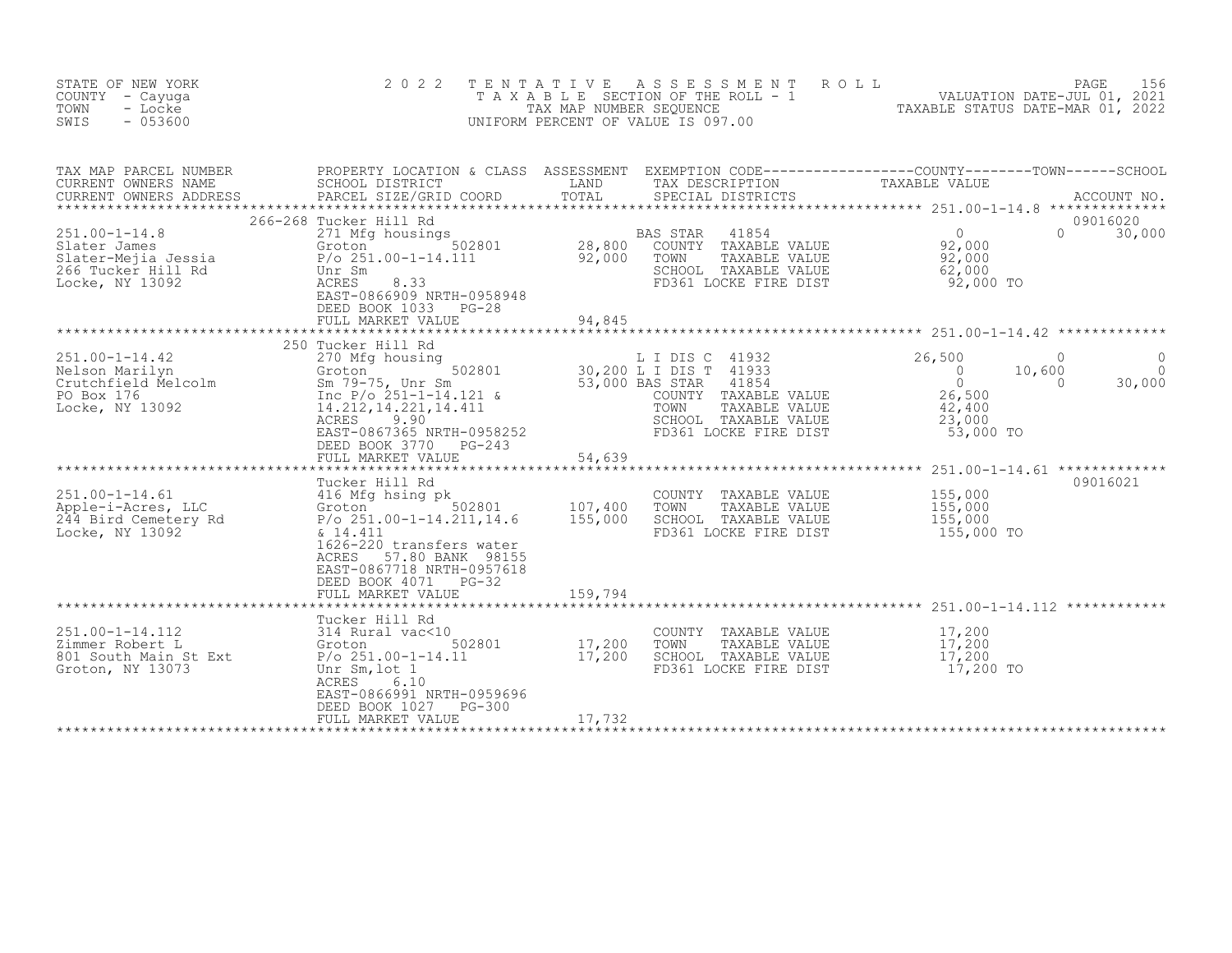STATE OF NEW YORK — COUNTY - Cayuga — TOWN - Locke — SWIS - 053600

# 2022 TENTATIVE ASSESSMENT ROLL

TAXABLE SECTION OF THE ROLL - 1
TAX MAP NUMBER SEQUENCE
UNIFORM PERCENT OF VALUE IS 097.00

VALUATION DATE-JUL 01, 2021
TAXABLE STATUS DATE-MAR 01, 2022

| TAX MAP PARCEL NUMBER / CURRENT OWNERS NAME / CURRENT OWNERS ADDRESS | PROPERTY LOCATION & CLASS / SCHOOL DISTRICT / PARCEL SIZE/GRID COORD | ASSESSMENT LAND / TOTAL | EXEMPTION CODE / TAX DESCRIPTION / SPECIAL DISTRICTS | COUNTY | TOWN | SCHOOL | ACCOUNT NO. |
|---|---|---|---|---|---|---|---|
| **251.00-1-14.8** | 266-268 Tucker Hill Rd | | | | | | 09016020 |
| Slater James | 271 Mfg housings | | BAS STAR 41854 | 0 | 0 | 30,000 | |
| Slater-Mejia Jessia | Groton 502801 | 28,800 | COUNTY TAXABLE VALUE | 92,000 | | | |
| 266 Tucker Hill Rd | P/o 251.00-1-14.111 | 92,000 | TOWN TAXABLE VALUE | | 92,000 | | |
| Locke, NY 13092 | Unr Sm | | SCHOOL TAXABLE VALUE | | | 62,000 | |
| | ACRES 8.33 | | FD361 LOCKE FIRE DIST | 92,000 TO | | | |
| | EAST-0866909 NRTH-0958948 | | | | | | |
| | DEED BOOK 1033 PG-28 | | | | | | |
| | FULL MARKET VALUE | 94,845 | | | | | |
| **251.00-1-14.42** | 250 Tucker Hill Rd | | | | | | |
| Nelson Marilyn | 270 Mfg housing | | L I DIS C 41932 | 26,500 | 0 | 0 | |
| Crutchfield Melcolm | Groton 502801 | 30,200 | L I DIS T 41933 | 0 | 10,600 | 0 | |
| PO Box 176 | Sm 79-75, Unr Sm | 53,000 | BAS STAR 41854 | 0 | 0 | 30,000 | |
| Locke, NY 13092 | Inc P/o 251-1-14.121 & | | COUNTY TAXABLE VALUE | 26,500 | | | |
| | 14.212,14.221,14.411 | | TOWN TAXABLE VALUE | | 42,400 | | |
| | ACRES 9.90 | | SCHOOL TAXABLE VALUE | | | 23,000 | |
| | EAST-0867365 NRTH-0958252 | | FD361 LOCKE FIRE DIST | 53,000 TO | | | |
| | DEED BOOK 3770 PG-243 | | | | | | |
| | FULL MARKET VALUE | 54,639 | | | | | |
| **251.00-1-14.61** | Tucker Hill Rd | | | | | | 09016021 |
| Apple-i-Acres, LLC | 416 Mfg hsing pk | | COUNTY TAXABLE VALUE | 155,000 | | | |
| 244 Bird Cemetery Rd | Groton 502801 | 107,400 | TOWN TAXABLE VALUE | | 155,000 | | |
| Locke, NY 13092 | P/o 251.00-1-14.211,14.6 | 155,000 | SCHOOL TAXABLE VALUE | | | 155,000 | |
| | & 14.411 | | FD361 LOCKE FIRE DIST | 155,000 TO | | | |
| | 1626-220 transfers water | | | | | | |
| | ACRES 57.80 BANK 98155 | | | | | | |
| | EAST-0867718 NRTH-0957618 | | | | | | |
| | DEED BOOK 4071 PG-32 | | | | | | |
| | FULL MARKET VALUE | 159,794 | | | | | |
| **251.00-1-14.112** | Tucker Hill Rd | | | | | | |
| Zimmer Robert L | 314 Rural vac<10 | | COUNTY TAXABLE VALUE | 17,200 | | | |
| 801 South Main St Ext | Groton 502801 | 17,200 | TOWN TAXABLE VALUE | | 17,200 | | |
| Groton, NY 13073 | P/o 251.00-1-14.11 | 17,200 | SCHOOL TAXABLE VALUE | | | 17,200 | |
| | Unr Sm,lot 1 | | FD361 LOCKE FIRE DIST | 17,200 TO | | | |
| | ACRES 6.10 | | | | | | |
| | EAST-0866991 NRTH-0959696 | | | | | | |
| | DEED BOOK 1027 PG-300 | | | | | | |
| | FULL MARKET VALUE | 17,732 | | | | | |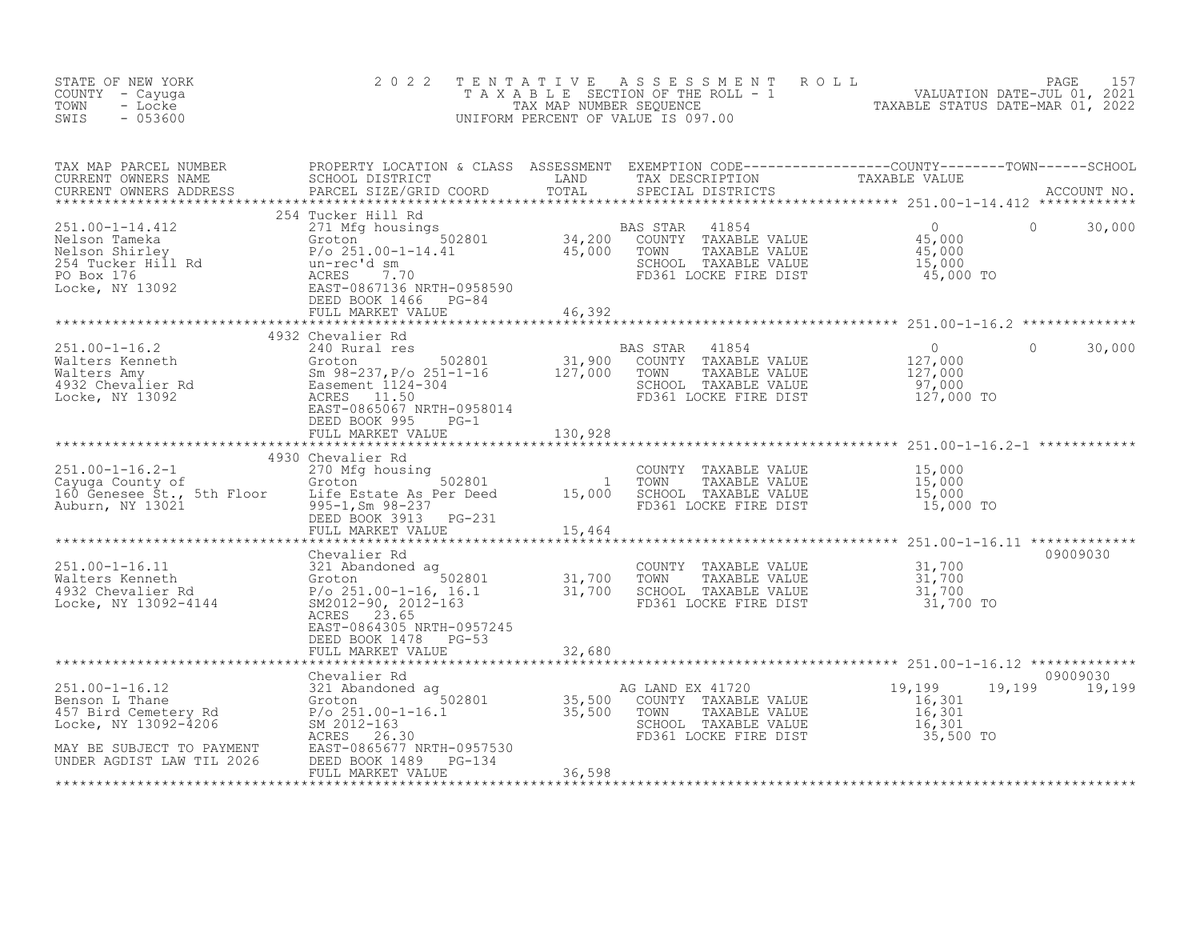STATE OF NEW YORK
COUNTY - Cayuga
TOWN - Locke
SWIS - 053600

# 2022 TENTATIVE ASSESSMENT ROLL
TAXABLE SECTION OF THE ROLL - 1
TAX MAP NUMBER SEQUENCE
UNIFORM PERCENT OF VALUE IS 097.00

VALUATION DATE-JUL 01, 2021
TAXABLE STATUS DATE-MAR 01, 2022

| TAX MAP PARCEL NUMBER / CURRENT OWNERS NAME / CURRENT OWNERS ADDRESS | PROPERTY LOCATION & CLASS / SCHOOL DISTRICT / PARCEL SIZE/GRID COORD | ASSESSMENT LAND | TOTAL | EXEMPTION CODE / TAX DESCRIPTION / SPECIAL DISTRICTS | COUNTY TAXABLE VALUE | TOWN | SCHOOL / ACCOUNT NO. |
|---|---|---|---|---|---|---|---|
| **251.00-1-14.412** | 254 Tucker Hill Rd | | | | | | |
| 251.00-1-14.412 | 271 Mfg housings | | | BAS STAR 41854 | 0 | 0 | 30,000 |
| Nelson Tameka | Groton 502801 | 34,200 | | COUNTY TAXABLE VALUE | 45,000 | | |
| Nelson Shirley | P/o 251.00-1-14.41 | | 45,000 | TOWN TAXABLE VALUE | 45,000 | | |
| 254 Tucker Hill Rd | un-rec'd sm | | | SCHOOL TAXABLE VALUE | 15,000 | | |
| PO Box 176 | ACRES 7.70 | | | FD361 LOCKE FIRE DIST | 45,000 TO | | |
| Locke, NY 13092 | EAST-0867136 NRTH-0958590 | | | | | | |
| | DEED BOOK 1466 PG-84 | | | | | | |
| | FULL MARKET VALUE | | 46,392 | | | | |
| **251.00-1-16.2** | 4932 Chevalier Rd | | | | | | |
| 251.00-1-16.2 | 240 Rural res | | | BAS STAR 41854 | 0 | 0 | 30,000 |
| Walters Kenneth | Groton 502801 | 31,900 | | COUNTY TAXABLE VALUE | 127,000 | | |
| Walters Amy | Sm 98-237,P/o 251-1-16 | | 127,000 | TOWN TAXABLE VALUE | 127,000 | | |
| 4932 Chevalier Rd | Easement 1124-304 | | | SCHOOL TAXABLE VALUE | 97,000 | | |
| Locke, NY 13092 | ACRES 11.50 | | | FD361 LOCKE FIRE DIST | 127,000 TO | | |
| | EAST-0865067 NRTH-0958014 | | | | | | |
| | DEED BOOK 995 PG-1 | | | | | | |
| | FULL MARKET VALUE | | 130,928 | | | | |
| **251.00-1-16.2-1** | 4930 Chevalier Rd | | | | | | |
| 251.00-1-16.2-1 | 270 Mfg housing | | | COUNTY TAXABLE VALUE | 15,000 | | |
| Cayuga County of | Groton 502801 | 1 | | TOWN TAXABLE VALUE | 15,000 | | |
| 160 Genesee St., 5th Floor | Life Estate As Per Deed | | 15,000 | SCHOOL TAXABLE VALUE | 15,000 | | |
| Auburn, NY 13021 | 995-1,Sm 98-237 | | | FD361 LOCKE FIRE DIST | 15,000 TO | | |
| | DEED BOOK 3913 PG-231 | | | | | | |
| | FULL MARKET VALUE | | 15,464 | | | | |
| **251.00-1-16.11** | Chevalier Rd | | | | | | 09009030 |
| 251.00-1-16.11 | 321 Abandoned ag | | | COUNTY TAXABLE VALUE | 31,700 | | |
| Walters Kenneth | Groton 502801 | 31,700 | | TOWN TAXABLE VALUE | 31,700 | | |
| 4932 Chevalier Rd | P/o 251.00-1-16, 16.1 | | 31,700 | SCHOOL TAXABLE VALUE | 31,700 | | |
| Locke, NY 13092-4144 | SM2012-90, 2012-163 | | | FD361 LOCKE FIRE DIST | 31,700 TO | | |
| | ACRES 23.65 | | | | | | |
| | EAST-0864305 NRTH-0957245 | | | | | | |
| | DEED BOOK 1478 PG-53 | | | | | | |
| | FULL MARKET VALUE | | 32,680 | | | | |
| **251.00-1-16.12** | Chevalier Rd | | | | | | 09009030 |
| 251.00-1-16.12 | 321 Abandoned ag | | | AG LAND EX 41720 | 19,199 | 19,199 | 19,199 |
| Benson L Thane | Groton 502801 | 35,500 | | COUNTY TAXABLE VALUE | 16,301 | | |
| 457 Bird Cemetery Rd | P/o 251.00-1-16.1 | | 35,500 | TOWN TAXABLE VALUE | 16,301 | | |
| Locke, NY 13092-4206 | SM 2012-163 | | | SCHOOL TAXABLE VALUE | 16,301 | | |
| | ACRES 26.30 | | | FD361 LOCKE FIRE DIST | 35,500 TO | | |
| MAY BE SUBJECT TO PAYMENT | EAST-0865677 NRTH-0957530 | | | | | | |
| UNDER AGDIST LAW TIL 2026 | DEED BOOK 1489 PG-134 | | | | | | |
| | FULL MARKET VALUE | | 36,598 | | | | |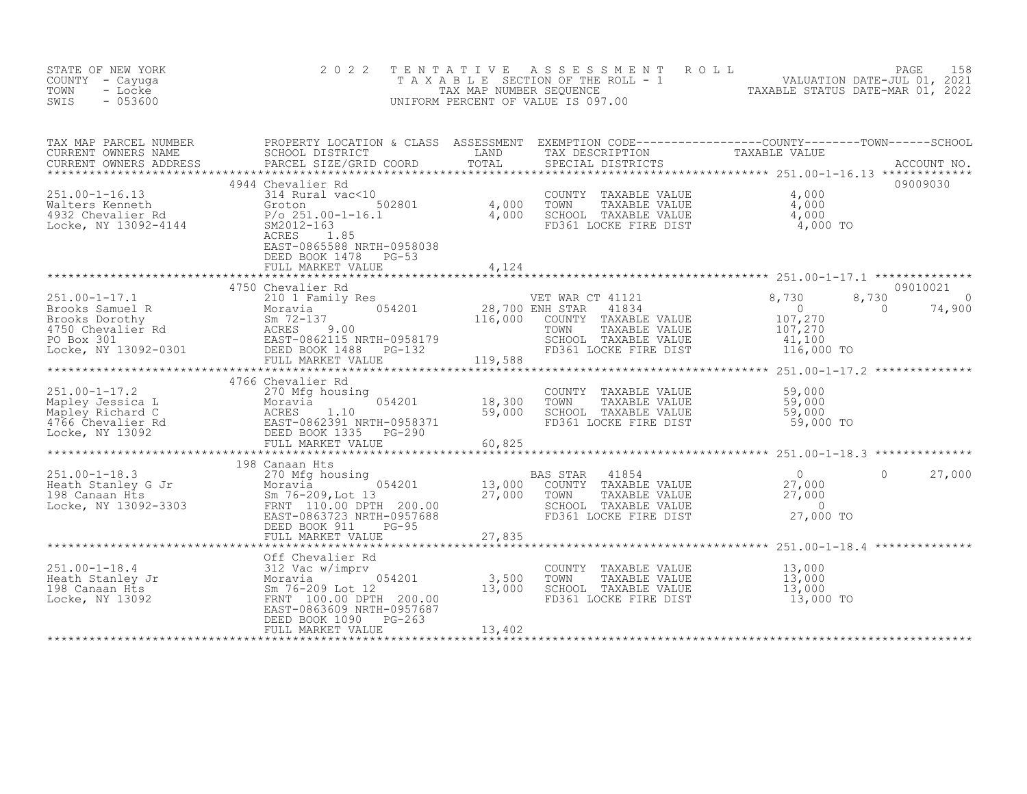STATE OF NEW YORK
COUNTY - Cayuga
TOWN - Locke
SWIS - 053600

# 2022 TENTATIVE ASSESSMENT ROLL

TAXABLE SECTION OF THE ROLL - 1
TAX MAP NUMBER SEQUENCE
UNIFORM PERCENT OF VALUE IS 097.00

VALUATION DATE-JUL 01, 2021
TAXABLE STATUS DATE-MAR 01, 2022

| TAX MAP PARCEL NUMBER / CURRENT OWNERS NAME / CURRENT OWNERS ADDRESS | PROPERTY LOCATION & CLASS / SCHOOL DISTRICT / PARCEL SIZE/GRID COORD | ASSESSMENT LAND | TOTAL | EXEMPTION CODE / TAX DESCRIPTION / SPECIAL DISTRICTS | COUNTY TAXABLE VALUE | TOWN | SCHOOL | ACCOUNT NO. |
|---|---|---|---|---|---|---|---|---|
| | 4944 Chevalier Rd | | | | | | | 09009030 |
| 251.00-1-16.13 | 314 Rural vac<10 | | | COUNTY TAXABLE VALUE | 4,000 | | | |
| Walters Kenneth | Groton 502801 | 4,000 | | TOWN TAXABLE VALUE | 4,000 | | | |
| 4932 Chevalier Rd | P/o 251.00-1-16.1 | | 4,000 | SCHOOL TAXABLE VALUE | 4,000 | | | |
| Locke, NY 13092-4144 | SM2012-163 | | | FD361 LOCKE FIRE DIST | 4,000 TO | | | |
| | ACRES 1.85 | | | | | | | |
| | EAST-0865588 NRTH-0958038 | | | | | | | |
| | DEED BOOK 1478 PG-53 | | | | | | | |
| | FULL MARKET VALUE | | 4,124 | | | | | |
| | 4750 Chevalier Rd | | | | | | | 09010021 |
| 251.00-1-17.1 | 210 1 Family Res | | | VET WAR CT 41121 | 8,730 | 8,730 | 0 | |
| Brooks Samuel R | Moravia 054201 | 28,700 | | ENH STAR 41834 | 0 | 0 | 74,900 | |
| Brooks Dorothy | Sm 72-137 | | 116,000 | COUNTY TAXABLE VALUE | 107,270 | | | |
| 4750 Chevalier Rd | ACRES 9.00 | | | TOWN TAXABLE VALUE | 107,270 | | | |
| PO Box 301 | EAST-0862115 NRTH-0958179 | | | SCHOOL TAXABLE VALUE | 41,100 | | | |
| Locke, NY 13092-0301 | DEED BOOK 1488 PG-132 | | | FD361 LOCKE FIRE DIST | 116,000 TO | | | |
| | FULL MARKET VALUE | | 119,588 | | | | | |
| | 4766 Chevalier Rd | | | | | | | |
| 251.00-1-17.2 | 270 Mfg housing | | | COUNTY TAXABLE VALUE | 59,000 | | | |
| Mapley Jessica L | Moravia 054201 | 18,300 | | TOWN TAXABLE VALUE | 59,000 | | | |
| Mapley Richard C | ACRES 1.10 | | 59,000 | SCHOOL TAXABLE VALUE | 59,000 | | | |
| 4766 Chevalier Rd | EAST-0862391 NRTH-0958371 | | | FD361 LOCKE FIRE DIST | 59,000 TO | | | |
| Locke, NY 13092 | DEED BOOK 1335 PG-290 | | | | | | | |
| | FULL MARKET VALUE | | 60,825 | | | | | |
| | 198 Canaan Hts | | | | | | | |
| 251.00-1-18.3 | 270 Mfg housing | | | BAS STAR 41854 | 0 | 0 | 27,000 | |
| Heath Stanley G Jr | Moravia 054201 | 13,000 | | COUNTY TAXABLE VALUE | 27,000 | | | |
| 198 Canaan Hts | Sm 76-209,Lot 13 | | 27,000 | TOWN TAXABLE VALUE | 27,000 | | | |
| Locke, NY 13092-3303 | FRNT 110.00 DPTH 200.00 | | | SCHOOL TAXABLE VALUE | 0 | | | |
| | EAST-0863723 NRTH-0957688 | | | FD361 LOCKE FIRE DIST | 27,000 TO | | | |
| | DEED BOOK 911 PG-95 | | | | | | | |
| | FULL MARKET VALUE | | 27,835 | | | | | |
| | Off Chevalier Rd | | | | | | | |
| 251.00-1-18.4 | 312 Vac w/imprv | | | COUNTY TAXABLE VALUE | 13,000 | | | |
| Heath Stanley Jr | Moravia 054201 | 3,500 | | TOWN TAXABLE VALUE | 13,000 | | | |
| 198 Canaan Hts | Sm 76-209 Lot 12 | | 13,000 | SCHOOL TAXABLE VALUE | 13,000 | | | |
| Locke, NY 13092 | FRNT 100.00 DPTH 200.00 | | | FD361 LOCKE FIRE DIST | 13,000 TO | | | |
| | EAST-0863609 NRTH-0957687 | | | | | | | |
| | DEED BOOK 1090 PG-263 | | | | | | | |
| | FULL MARKET VALUE | | 13,402 | | | | | |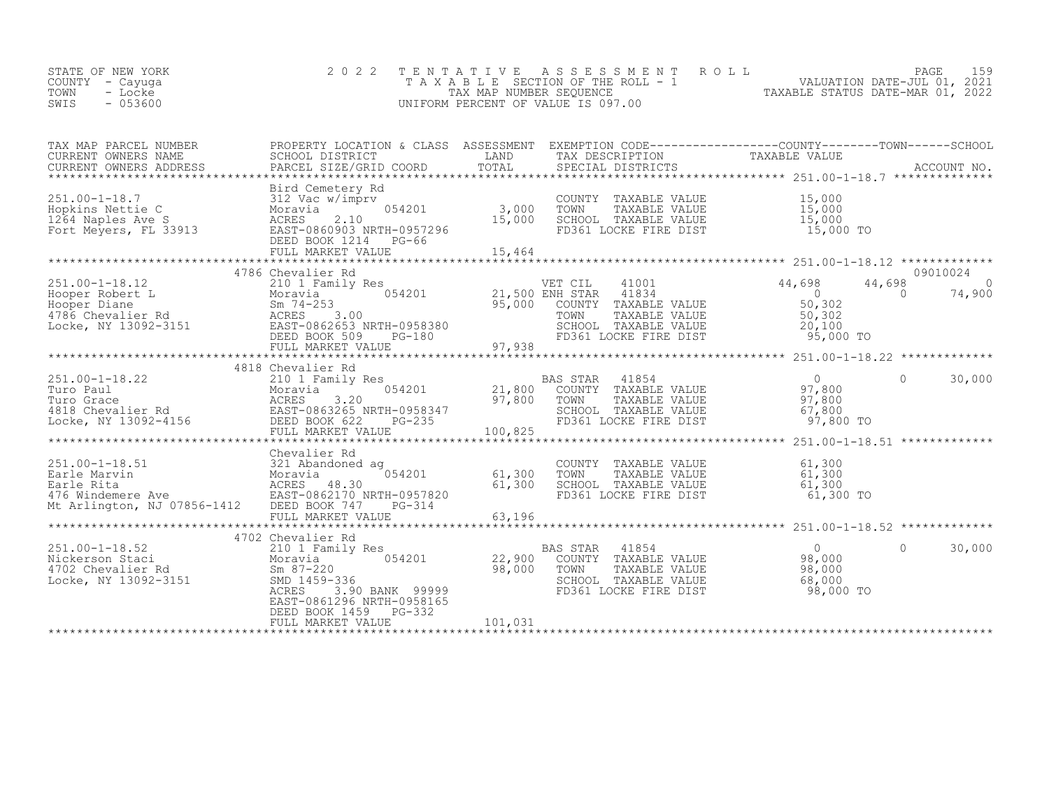STATE OF NEW YORK
COUNTY - Cayuga
TOWN - Locke
SWIS - 053600

2022 TENTATIVE ASSESSMENT ROLL
TAXABLE SECTION OF THE ROLL - 1
TAX MAP NUMBER SEQUENCE
UNIFORM PERCENT OF VALUE IS 097.00

VALUATION DATE-JUL 01, 2021
TAXABLE STATUS DATE-MAR 01, 2022

| TAX MAP PARCEL NUMBER / CURRENT OWNERS NAME / CURRENT OWNERS ADDRESS | PROPERTY LOCATION & CLASS / SCHOOL DISTRICT / PARCEL SIZE/GRID COORD | ASSESSMENT LAND | ASSESSMENT TOTAL | EXEMPTION CODE / TAX DESCRIPTION / SPECIAL DISTRICTS | COUNTY TAXABLE VALUE | TOWN | SCHOOL | ACCOUNT NO. |
|---|---|---|---|---|---|---|---|---|
| 251.00-1-18.7 | Bird Cemetery Rd | | | | | | | |
| Hopkins Nettie C | 312 Vac w/imprv | | | COUNTY TAXABLE VALUE | 15,000 | | | |
| 1264 Naples Ave S | Moravia 054201 | 3,000 | | TOWN TAXABLE VALUE | 15,000 | | | |
| Fort Meyers, FL 33913 | ACRES 2.10 | | 15,000 | SCHOOL TAXABLE VALUE | 15,000 | | | |
| | EAST-0860903 NRTH-0957296 | | | FD361 LOCKE FIRE DIST | 15,000 TO | | | |
| | DEED BOOK 1214 PG-66 | | | | | | | |
| | FULL MARKET VALUE | | 15,464 | | | | | |
| 251.00-1-18.12 | 4786 Chevalier Rd | | | | | | | 09010024 |
| Hooper Robert L | 210 1 Family Res | | | VET CIL 41001 | 44,698 | 44,698 | 0 | |
| Hooper Diane | Moravia 054201 | 21,500 | | ENH STAR 41834 | 0 | 0 | 74,900 | |
| 4786 Chevalier Rd | Sm 74-253 | | 95,000 | COUNTY TAXABLE VALUE | 50,302 | | | |
| Locke, NY 13092-3151 | ACRES 3.00 | | | TOWN TAXABLE VALUE | 50,302 | | | |
| | EAST-0862653 NRTH-0958380 | | | SCHOOL TAXABLE VALUE | 20,100 | | | |
| | DEED BOOK 509 PG-180 | | | FD361 LOCKE FIRE DIST | 95,000 TO | | | |
| | FULL MARKET VALUE | | 97,938 | | | | | |
| 251.00-1-18.22 | 4818 Chevalier Rd | | | | | | | |
| Turo Paul | 210 1 Family Res | | | BAS STAR 41854 | 0 | 0 | 30,000 | |
| Turo Grace | Moravia 054201 | 21,800 | | COUNTY TAXABLE VALUE | 97,800 | | | |
| 4818 Chevalier Rd | ACRES 3.20 | | 97,800 | TOWN TAXABLE VALUE | 97,800 | | | |
| Locke, NY 13092-4156 | EAST-0863265 NRTH-0958347 | | | SCHOOL TAXABLE VALUE | 67,800 | | | |
| | DEED BOOK 622 PG-235 | | | FD361 LOCKE FIRE DIST | 97,800 TO | | | |
| | FULL MARKET VALUE | | 100,825 | | | | | |
| 251.00-1-18.51 | Chevalier Rd | | | | | | | |
| Earle Marvin | 321 Abandoned ag | | | COUNTY TAXABLE VALUE | 61,300 | | | |
| Earle Rita | Moravia 054201 | 61,300 | | TOWN TAXABLE VALUE | 61,300 | | | |
| 476 Windemere Ave | ACRES 48.30 | | 61,300 | SCHOOL TAXABLE VALUE | 61,300 | | | |
| Mt Arlington, NJ 07856-1412 | EAST-0862170 NRTH-0957820 | | | FD361 LOCKE FIRE DIST | 61,300 TO | | | |
| | DEED BOOK 747 PG-314 | | | | | | | |
| | FULL MARKET VALUE | | 63,196 | | | | | |
| 251.00-1-18.52 | 4702 Chevalier Rd | | | | | | | |
| Nickerson Staci | 210 1 Family Res | | | BAS STAR 41854 | 0 | 0 | 30,000 | |
| 4702 Chevalier Rd | Moravia 054201 | 22,900 | | COUNTY TAXABLE VALUE | 98,000 | | | |
| Locke, NY 13092-3151 | Sm 87-220 | | 98,000 | TOWN TAXABLE VALUE | 98,000 | | | |
| | SMD 1459-336 | | | SCHOOL TAXABLE VALUE | 68,000 | | | |
| | ACRES 3.90 BANK 99999 | | | FD361 LOCKE FIRE DIST | 98,000 TO | | | |
| | EAST-0861296 NRTH-0958165 | | | | | | | |
| | DEED BOOK 1459 PG-332 | | | | | | | |
| | FULL MARKET VALUE | | 101,031 | | | | | |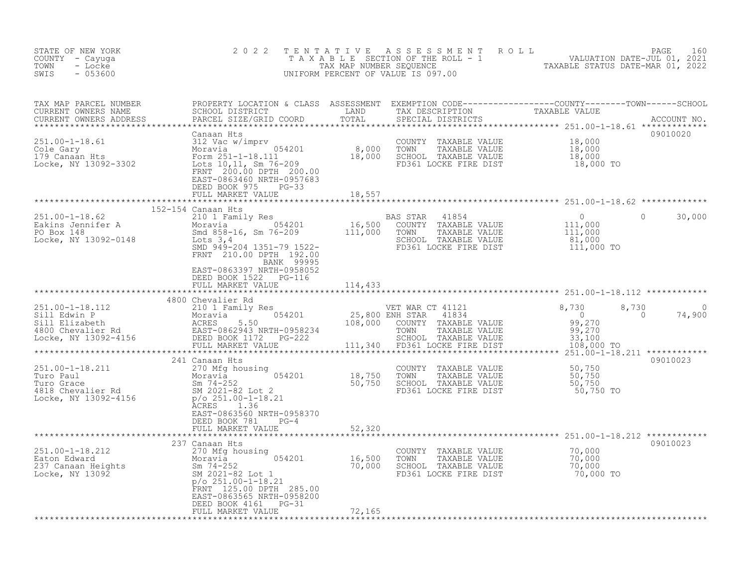STATE OF NEW YORK
COUNTY - Cayuga
TOWN - Locke
SWIS - 053600

2022 TENTATIVE ASSESSMENT ROLL
TAXABLE SECTION OF THE ROLL - 1
TAX MAP NUMBER SEQUENCE
UNIFORM PERCENT OF VALUE IS 097.00

VALUATION DATE-JUL 01, 2021
TAXABLE STATUS DATE-MAR 01, 2022

| TAX MAP PARCEL NUMBER / CURRENT OWNERS NAME / CURRENT OWNERS ADDRESS | PROPERTY LOCATION & CLASS / SCHOOL DISTRICT / PARCEL SIZE/GRID COORD | ASSESSMENT LAND / TOTAL | EXEMPTION CODE / TAX DESCRIPTION / SPECIAL DISTRICTS | COUNTY TAXABLE VALUE | TOWN | SCHOOL | ACCOUNT NO. |
|---|---|---|---|---|---|---|---|
| **251.00-1-18.61** | Canaan Hts | | | | | | 09010020 |
| 251.00-1-18.61 | 312 Vac w/imprv | | COUNTY TAXABLE VALUE | 18,000 | | | |
| Cole Gary | Moravia 054201 | 8,000 | TOWN TAXABLE VALUE | 18,000 | | | |
| 179 Canaan Hts | Form 251-1-18.111 | 18,000 | SCHOOL TAXABLE VALUE | 18,000 | | | |
| Locke, NY 13092-3302 | Lots 10,11, Sm 76-209 | | FD361 LOCKE FIRE DIST | 18,000 TO | | | |
| | FRNT 200.00 DPTH 200.00 | | | | | | |
| | EAST-0863460 NRTH-0957683 | | | | | | |
| | DEED BOOK 975 PG-33 | | | | | | |
| | FULL MARKET VALUE | 18,557 | | | | | |
| **251.00-1-18.62** | 152-154 Canaan Hts | | | | | | |
| 251.00-1-18.62 | 210 1 Family Res | | BAS STAR 41854 | 0 | 0 | 30,000 | |
| Eakins Jennifer A | Moravia 054201 | 16,500 | COUNTY TAXABLE VALUE | 111,000 | | | |
| PO Box 148 | Smd 858-16, Sm 76-209 | 111,000 | TOWN TAXABLE VALUE | 111,000 | | | |
| Locke, NY 13092-0148 | Lots 3,4 | | SCHOOL TAXABLE VALUE | 81,000 | | | |
| | SMD 949-204 1351-79 1522- | | FD361 LOCKE FIRE DIST | 111,000 TO | | | |
| | FRNT 210.00 DPTH 192.00 | | | | | | |
| | BANK 99995 | | | | | | |
| | EAST-0863397 NRTH-0958052 | | | | | | |
| | DEED BOOK 1522 PG-116 | | | | | | |
| | FULL MARKET VALUE | 114,433 | | | | | |
| **251.00-1-18.112** | 4800 Chevalier Rd | | | | | | |
| 251.00-1-18.112 | 210 1 Family Res | | VET WAR CT 41121 | 8,730 | 8,730 | 0 | |
| Sill Edwin P | Moravia 054201 | 25,800 | ENH STAR 41834 | 0 | 0 | 74,900 | |
| Sill Elizabeth | ACRES 5.50 | 108,000 | COUNTY TAXABLE VALUE | 99,270 | | | |
| 4800 Chevalier Rd | EAST-0862943 NRTH-0958234 | | TOWN TAXABLE VALUE | 99,270 | | | |
| Locke, NY 13092-4156 | DEED BOOK 1172 PG-222 | | SCHOOL TAXABLE VALUE | 33,100 | | | |
| | FULL MARKET VALUE | 111,340 | FD361 LOCKE FIRE DIST | 108,000 TO | | | |
| **251.00-1-18.211** | 241 Canaan Hts | | | | | | 09010023 |
| 251.00-1-18.211 | 270 Mfg housing | | COUNTY TAXABLE VALUE | 50,750 | | | |
| Turo Paul | Moravia 054201 | 18,750 | TOWN TAXABLE VALUE | 50,750 | | | |
| Turo Grace | Sm 74-252 | 50,750 | SCHOOL TAXABLE VALUE | 50,750 | | | |
| 4818 Chevalier Rd | SM 2021-82 Lot 2 | | FD361 LOCKE FIRE DIST | 50,750 TO | | | |
| Locke, NY 13092-4156 | p/o 251.00-1-18.21 | | | | | | |
| | ACRES 1.36 | | | | | | |
| | EAST-0863560 NRTH-0958370 | | | | | | |
| | DEED BOOK 781 PG-4 | | | | | | |
| | FULL MARKET VALUE | 52,320 | | | | | |
| **251.00-1-18.212** | 237 Canaan Hts | | | | | | 09010023 |
| 251.00-1-18.212 | 270 Mfg housing | | COUNTY TAXABLE VALUE | 70,000 | | | |
| Eaton Edward | Moravia 054201 | 16,500 | TOWN TAXABLE VALUE | 70,000 | | | |
| 237 Canaan Heights | Sm 74-252 | 70,000 | SCHOOL TAXABLE VALUE | 70,000 | | | |
| Locke, NY 13092 | SM 2021-82 Lot 1 | | FD361 LOCKE FIRE DIST | 70,000 TO | | | |
| | p/o 251.00-1-18.21 | | | | | | |
| | FRNT 125.00 DPTH 285.00 | | | | | | |
| | EAST-0863565 NRTH-0958200 | | | | | | |
| | DEED BOOK 4161 PG-31 | | | | | | |
| | FULL MARKET VALUE | 72,165 | | | | | |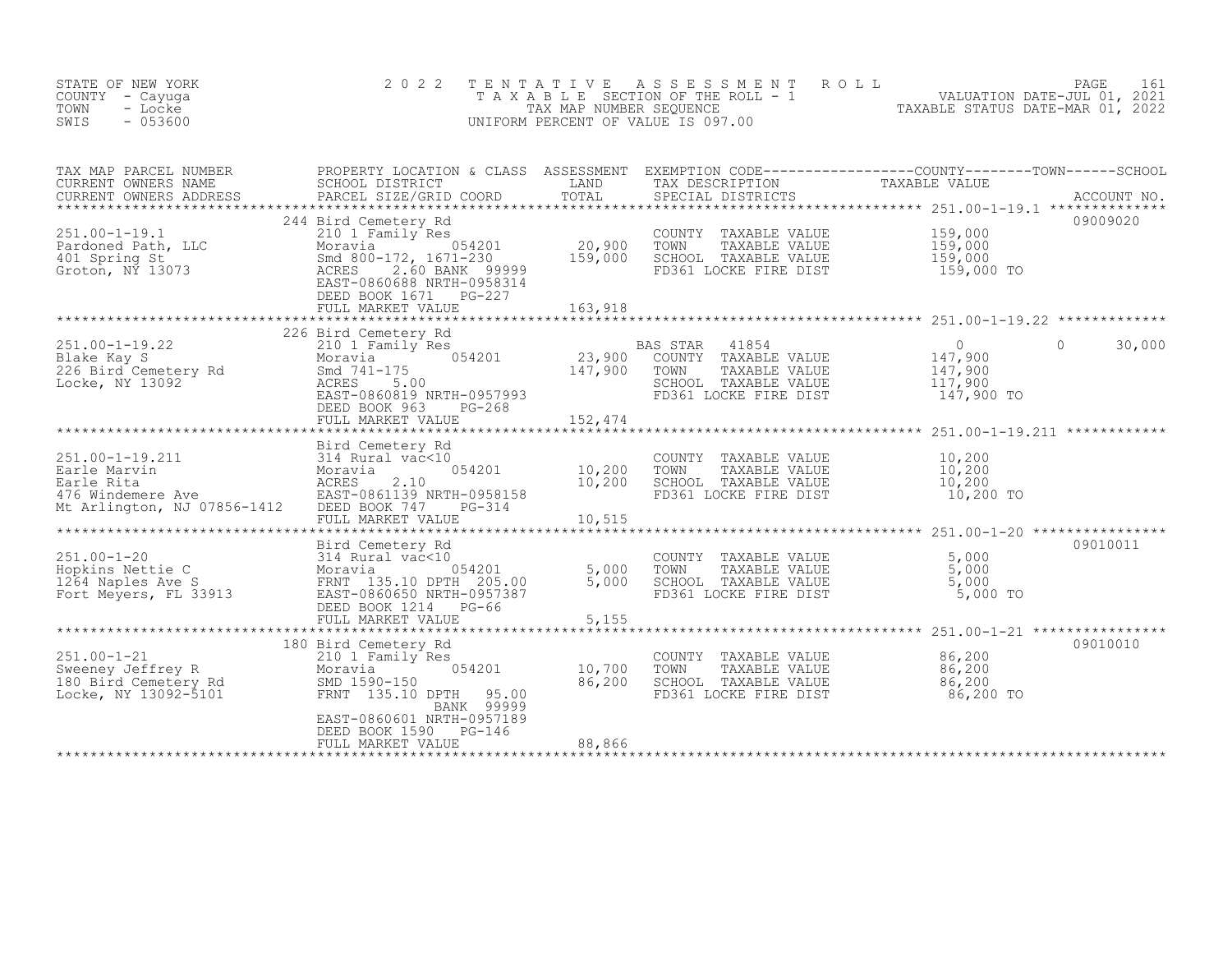STATE OF NEW YORK
COUNTY - Cayuga
TOWN - Locke
SWIS - 053600

# 2022 TENTATIVE ASSESSMENT ROLL

TAXABLE SECTION OF THE ROLL - 1
TAX MAP NUMBER SEQUENCE
UNIFORM PERCENT OF VALUE IS 097.00

VALUATION DATE-JUL 01, 2021
TAXABLE STATUS DATE-MAR 01, 2022

| TAX MAP PARCEL NUMBER / CURRENT OWNERS NAME / CURRENT OWNERS ADDRESS | PROPERTY LOCATION & CLASS / SCHOOL DISTRICT / PARCEL SIZE/GRID COORD | ASSESSMENT LAND | ASSESSMENT TOTAL | EXEMPTION CODE / TAX DESCRIPTION / SPECIAL DISTRICTS | COUNTY TAXABLE VALUE | TOWN | SCHOOL | ACCOUNT NO. |
|---|---|---|---|---|---|---|---|---|
| **251.00-1-19.1** | 244 Bird Cemetery Rd | | | | | | | 09009020 |
| Pardoned Path, LLC | 210 1 Family Res | | | COUNTY TAXABLE VALUE | 159,000 | | | |
| 401 Spring St | Moravia 054201 | 20,900 | | TOWN TAXABLE VALUE | 159,000 | | | |
| Groton, NY 13073 | Smd 800-172, 1671-230 | | 159,000 | SCHOOL TAXABLE VALUE | 159,000 | | | |
| | ACRES 2.60 BANK 99999 | | | FD361 LOCKE FIRE DIST | 159,000 TO | | | |
| | EAST-0860688 NRTH-0958314 | | | | | | | |
| | DEED BOOK 1671 PG-227 | | | | | | | |
| | FULL MARKET VALUE | | 163,918 | | | | | |
| **251.00-1-19.22** | 226 Bird Cemetery Rd | | | | | | | |
| Blake Kay S | 210 1 Family Res | | | BAS STAR 41854 | 0 | 0 | 30,000 | |
| 226 Bird Cemetery Rd | Moravia 054201 | 23,900 | | COUNTY TAXABLE VALUE | 147,900 | | | |
| Locke, NY 13092 | Smd 741-175 | | 147,900 | TOWN TAXABLE VALUE | 147,900 | | | |
| | ACRES 5.00 | | | SCHOOL TAXABLE VALUE | 117,900 | | | |
| | EAST-0860819 NRTH-0957993 | | | FD361 LOCKE FIRE DIST | 147,900 TO | | | |
| | DEED BOOK 963 PG-268 | | | | | | | |
| | FULL MARKET VALUE | | 152,474 | | | | | |
| **251.00-1-19.211** | Bird Cemetery Rd | | | | | | | |
| Earle Marvin | 314 Rural vac<10 | | | COUNTY TAXABLE VALUE | 10,200 | | | |
| Earle Rita | Moravia 054201 | 10,200 | | TOWN TAXABLE VALUE | 10,200 | | | |
| 476 Windemere Ave | ACRES 2.10 | | 10,200 | SCHOOL TAXABLE VALUE | 10,200 | | | |
| Mt Arlington, NJ 07856-1412 | EAST-0861139 NRTH-0958158 | | | FD361 LOCKE FIRE DIST | 10,200 TO | | | |
| | DEED BOOK 747 PG-314 | | | | | | | |
| | FULL MARKET VALUE | | 10,515 | | | | | |
| **251.00-1-20** | Bird Cemetery Rd | | | | | | | 09010011 |
| Hopkins Nettie C | 314 Rural vac<10 | | | COUNTY TAXABLE VALUE | 5,000 | | | |
| 1264 Naples Ave S | Moravia 054201 | 5,000 | | TOWN TAXABLE VALUE | 5,000 | | | |
| Fort Meyers, FL 33913 | FRNT 135.10 DPTH 205.00 | | 5,000 | SCHOOL TAXABLE VALUE | 5,000 | | | |
| | EAST-0860650 NRTH-0957387 | | | FD361 LOCKE FIRE DIST | 5,000 TO | | | |
| | DEED BOOK 1214 PG-66 | | | | | | | |
| | FULL MARKET VALUE | | 5,155 | | | | | |
| **251.00-1-21** | 180 Bird Cemetery Rd | | | | | | | 09010010 |
| Sweeney Jeffrey R | 210 1 Family Res | | | COUNTY TAXABLE VALUE | 86,200 | | | |
| 180 Bird Cemetery Rd | Moravia 054201 | 10,700 | | TOWN TAXABLE VALUE | 86,200 | | | |
| Locke, NY 13092-5101 | SMD 1590-150 | | 86,200 | SCHOOL TAXABLE VALUE | 86,200 | | | |
| | FRNT 135.10 DPTH 95.00 | | | FD361 LOCKE FIRE DIST | 86,200 TO | | | |
| | BANK 99999 | | | | | | | |
| | EAST-0860601 NRTH-0957189 | | | | | | | |
| | DEED BOOK 1590 PG-146 | | | | | | | |
| | FULL MARKET VALUE | | 88,866 | | | | | |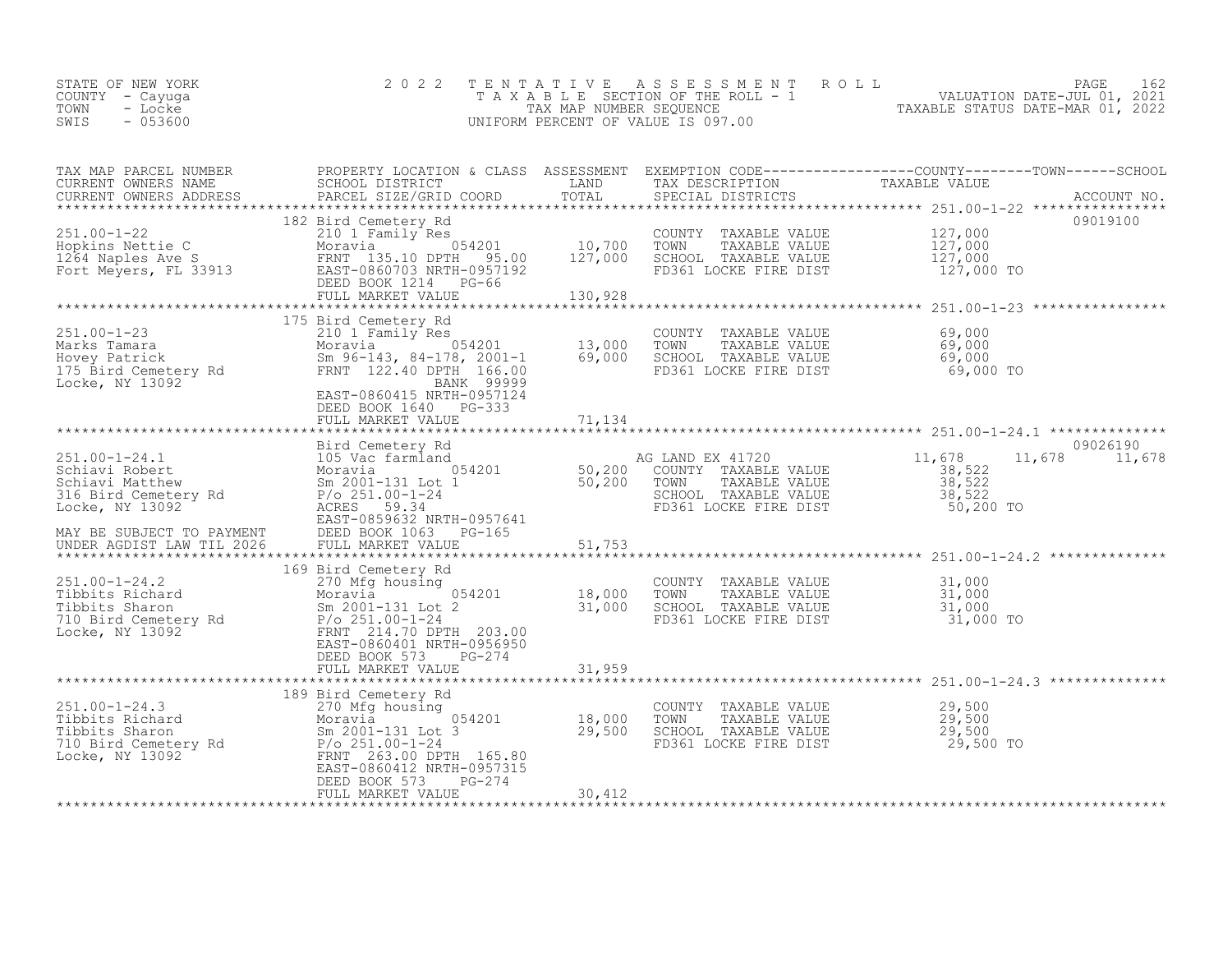STATE OF NEW YORK
COUNTY - Cayuga
TOWN - Locke
SWIS - 053600

# 2022 TENTATIVE ASSESSMENT ROLL

TAXABLE SECTION OF THE ROLL - 1
TAX MAP NUMBER SEQUENCE
UNIFORM PERCENT OF VALUE IS 097.00

VALUATION DATE-JUL 01, 2021
TAXABLE STATUS DATE-MAR 01, 2022

| TAX MAP PARCEL NUMBER / CURRENT OWNERS NAME / CURRENT OWNERS ADDRESS | PROPERTY LOCATION & CLASS / SCHOOL DISTRICT / PARCEL SIZE/GRID COORD | ASSESSMENT LAND / TOTAL | EXEMPTION CODE / TAX DESCRIPTION / SPECIAL DISTRICTS | COUNTY | TOWN | SCHOOL | ACCOUNT NO. |
|---|---|---|---|---|---|---|---|
| 251.00-1-22 | 182 Bird Cemetery Rd | | | | | | 09019100 |
| Hopkins Nettie C | 210 1 Family Res | | COUNTY TAXABLE VALUE | 127,000 | | | |
| 1264 Naples Ave S | Moravia 054201 | 10,700 | TOWN TAXABLE VALUE | 127,000 | | | |
| Fort Meyers, FL 33913 | FRNT 135.10 DPTH 95.00 | 127,000 | SCHOOL TAXABLE VALUE | 127,000 | | | |
| | EAST-0860703 NRTH-0957192 | | FD361 LOCKE FIRE DIST | 127,000 TO | | | |
| | DEED BOOK 1214 PG-66 | | | | | | |
| | FULL MARKET VALUE | 130,928 | | | | | |
| 251.00-1-23 | 175 Bird Cemetery Rd | | | | | | |
| Marks Tamara | 210 1 Family Res | | COUNTY TAXABLE VALUE | 69,000 | | | |
| Hovey Patrick | Moravia 054201 | 13,000 | TOWN TAXABLE VALUE | 69,000 | | | |
| 175 Bird Cemetery Rd | Sm 96-143, 84-178, 2001-1 | 69,000 | SCHOOL TAXABLE VALUE | 69,000 | | | |
| Locke, NY 13092 | FRNT 122.40 DPTH 166.00 | | FD361 LOCKE FIRE DIST | 69,000 TO | | | |
| | BANK 99999 | | | | | | |
| | EAST-0860415 NRTH-0957124 | | | | | | |
| | DEED BOOK 1640 PG-333 | | | | | | |
| | FULL MARKET VALUE | 71,134 | | | | | |
| 251.00-1-24.1 | Bird Cemetery Rd | | | | | | 09026190 |
| Schiavi Robert | 105 Vac farmland | | AG LAND EX 41720 | 11,678 | 11,678 | 11,678 | |
| Schiavi Matthew | Moravia 054201 | 50,200 | COUNTY TAXABLE VALUE | 38,522 | | | |
| 316 Bird Cemetery Rd | Sm 2001-131 Lot 1 | 50,200 | TOWN TAXABLE VALUE | 38,522 | | | |
| Locke, NY 13092 | P/o 251.00-1-24 | | SCHOOL TAXABLE VALUE | 38,522 | | | |
| | ACRES 59.34 | | FD361 LOCKE FIRE DIST | 50,200 TO | | | |
| | EAST-0859632 NRTH-0957641 | | | | | | |
| MAY BE SUBJECT TO PAYMENT | DEED BOOK 1063 PG-165 | | | | | | |
| UNDER AGDIST LAW TIL 2026 | FULL MARKET VALUE | 51,753 | | | | | |
| 251.00-1-24.2 | 169 Bird Cemetery Rd | | | | | | |
| Tibbits Richard | 270 Mfg housing | | COUNTY TAXABLE VALUE | 31,000 | | | |
| Tibbits Sharon | Moravia 054201 | 18,000 | TOWN TAXABLE VALUE | 31,000 | | | |
| 710 Bird Cemetery Rd | Sm 2001-131 Lot 2 | 31,000 | SCHOOL TAXABLE VALUE | 31,000 | | | |
| Locke, NY 13092 | P/o 251.00-1-24 | | FD361 LOCKE FIRE DIST | 31,000 TO | | | |
| | FRNT 214.70 DPTH 203.00 | | | | | | |
| | EAST-0860401 NRTH-0956950 | | | | | | |
| | DEED BOOK 573 PG-274 | | | | | | |
| | FULL MARKET VALUE | 31,959 | | | | | |
| 251.00-1-24.3 | 189 Bird Cemetery Rd | | | | | | |
| Tibbits Richard | 270 Mfg housing | | COUNTY TAXABLE VALUE | 29,500 | | | |
| Tibbits Sharon | Moravia 054201 | 18,000 | TOWN TAXABLE VALUE | 29,500 | | | |
| 710 Bird Cemetery Rd | Sm 2001-131 Lot 3 | 29,500 | SCHOOL TAXABLE VALUE | 29,500 | | | |
| Locke, NY 13092 | P/o 251.00-1-24 | | FD361 LOCKE FIRE DIST | 29,500 TO | | | |
| | FRNT 263.00 DPTH 165.80 | | | | | | |
| | EAST-0860412 NRTH-0957315 | | | | | | |
| | DEED BOOK 573 PG-274 | | | | | | |
| | FULL MARKET VALUE | 30,412 | | | | | |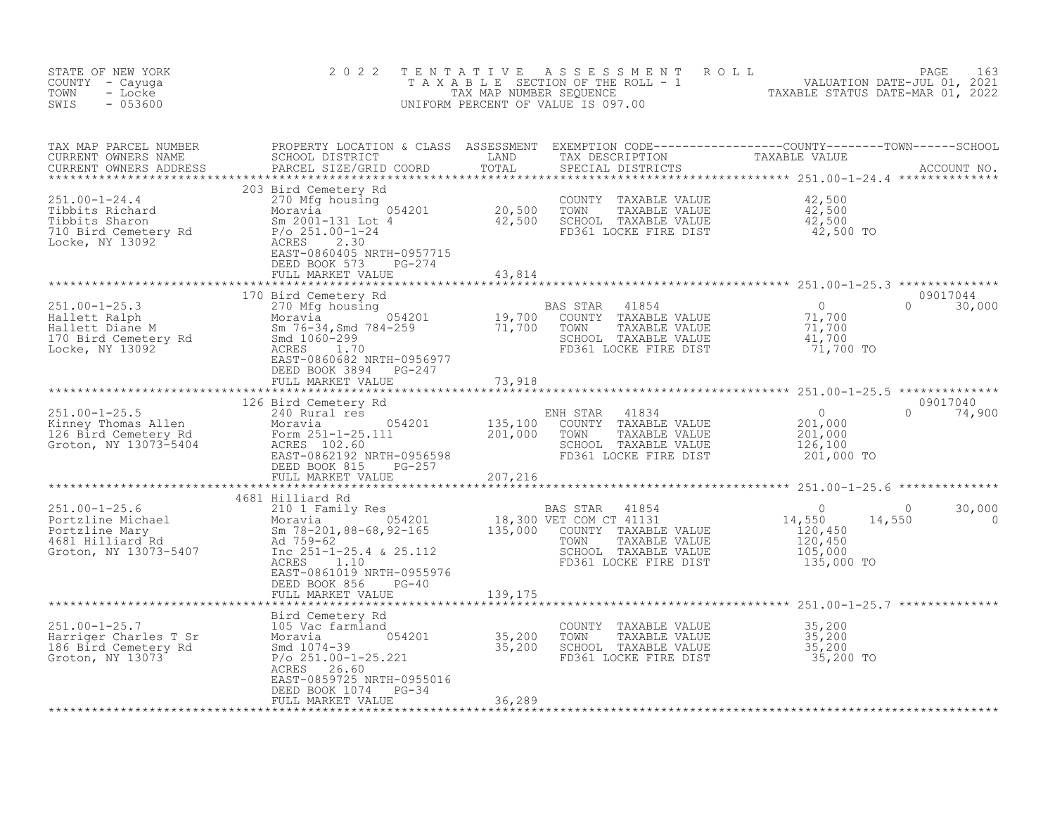STATE OF NEW YORK
COUNTY - Cayuga
TOWN - Locke
SWIS - 053600

2022 TENTATIVE ASSESSMENT ROLL
TAXABLE SECTION OF THE ROLL - 1
TAX MAP NUMBER SEQUENCE
UNIFORM PERCENT OF VALUE IS 097.00

VALUATION DATE-JUL 01, 2021
TAXABLE STATUS DATE-MAR 01, 2022

| TAX MAP PARCEL NUMBER / CURRENT OWNERS NAME / CURRENT OWNERS ADDRESS | PROPERTY LOCATION & CLASS / SCHOOL DISTRICT / PARCEL SIZE/GRID COORD | ASSESSMENT LAND | TOTAL | EXEMPTION CODE / TAX DESCRIPTION / SPECIAL DISTRICTS | COUNTY TAXABLE VALUE | TOWN | SCHOOL | ACCOUNT NO. |
|---|---|---|---|---|---|---|---|---|
| **251.00-1-24.4** | 203 Bird Cemetery Rd | | | | | | | |
| 251.00-1-24.4 | 270 Mfg housing | | | COUNTY TAXABLE VALUE | 42,500 | | | |
| Tibbits Richard | Moravia 054201 | 20,500 | | TOWN TAXABLE VALUE | 42,500 | | | |
| Tibbits Sharon | Sm 2001-131 Lot 4 | | 42,500 | SCHOOL TAXABLE VALUE | 42,500 | | | |
| 710 Bird Cemetery Rd | P/o 251.00-1-24 | | | FD361 LOCKE FIRE DIST | 42,500 TO | | | |
| Locke, NY 13092 | ACRES 2.30 | | | | | | | |
| | EAST-0860405 NRTH-0957715 | | | | | | | |
| | DEED BOOK 573 PG-274 | | | | | | | |
| | FULL MARKET VALUE | | 43,814 | | | | | |
| **251.00-1-25.3** | 170 Bird Cemetery Rd | | | | | | | 09017044 |
| 251.00-1-25.3 | 270 Mfg housing | | | BAS STAR 41854 | 0 | 0 | 30,000 | |
| Hallett Ralph | Moravia 054201 | 19,700 | | COUNTY TAXABLE VALUE | 71,700 | | | |
| Hallett Diane M | Sm 76-34,Smd 784-259 | | 71,700 | TOWN TAXABLE VALUE | 71,700 | | | |
| 170 Bird Cemetery Rd | Smd 1060-299 | | | SCHOOL TAXABLE VALUE | 41,700 | | | |
| Locke, NY 13092 | ACRES 1.70 | | | FD361 LOCKE FIRE DIST | 71,700 TO | | | |
| | EAST-0860682 NRTH-0956977 | | | | | | | |
| | DEED BOOK 3894 PG-247 | | | | | | | |
| | FULL MARKET VALUE | | 73,918 | | | | | |
| **251.00-1-25.5** | 126 Bird Cemetery Rd | | | | | | | 09017040 |
| 251.00-1-25.5 | 240 Rural res | | | ENH STAR 41834 | 0 | 0 | 74,900 | |
| Kinney Thomas Allen | Moravia 054201 | 135,100 | | COUNTY TAXABLE VALUE | 201,000 | | | |
| 126 Bird Cemetery Rd | Form 251-1-25.111 | | 201,000 | TOWN TAXABLE VALUE | 201,000 | | | |
| Groton, NY 13073-5404 | ACRES 102.60 | | | SCHOOL TAXABLE VALUE | 126,100 | | | |
| | EAST-0862192 NRTH-0956598 | | | FD361 LOCKE FIRE DIST | 201,000 TO | | | |
| | DEED BOOK 815 PG-257 | | | | | | | |
| | FULL MARKET VALUE | | 207,216 | | | | | |
| **251.00-1-25.6** | 4681 Hilliard Rd | | | | | | | |
| 251.00-1-25.6 | 210 1 Family Res | | | BAS STAR 41854 | 0 | 0 | 30,000 | |
| Portzline Michael | Moravia 054201 | 18,300 | | VET COM CT 41131 | 14,550 | 14,550 | 0 | |
| Portzline Mary | Sm 78-201,88-68,92-165 | | 135,000 | COUNTY TAXABLE VALUE | 120,450 | | | |
| 4681 Hilliard Rd | Ad 759-62 | | | TOWN TAXABLE VALUE | 120,450 | | | |
| Groton, NY 13073-5407 | Inc 251-1-25.4 & 25.112 | | | SCHOOL TAXABLE VALUE | 105,000 | | | |
| | ACRES 1.10 | | | FD361 LOCKE FIRE DIST | 135,000 TO | | | |
| | EAST-0861019 NRTH-0955976 | | | | | | | |
| | DEED BOOK 856 PG-40 | | | | | | | |
| | FULL MARKET VALUE | | 139,175 | | | | | |
| **251.00-1-25.7** | Bird Cemetery Rd | | | | | | | |
| 251.00-1-25.7 | 105 Vac farmland | | | COUNTY TAXABLE VALUE | 35,200 | | | |
| Harriger Charles T Sr | Moravia 054201 | 35,200 | | TOWN TAXABLE VALUE | 35,200 | | | |
| 186 Bird Cemetery Rd | Smd 1074-39 | | 35,200 | SCHOOL TAXABLE VALUE | 35,200 | | | |
| Groton, NY 13073 | P/o 251.00-1-25.221 | | | FD361 LOCKE FIRE DIST | 35,200 TO | | | |
| | ACRES 26.60 | | | | | | | |
| | EAST-0859725 NRTH-0955016 | | | | | | | |
| | DEED BOOK 1074 PG-34 | | | | | | | |
| | FULL MARKET VALUE | | 36,289 | | | | | |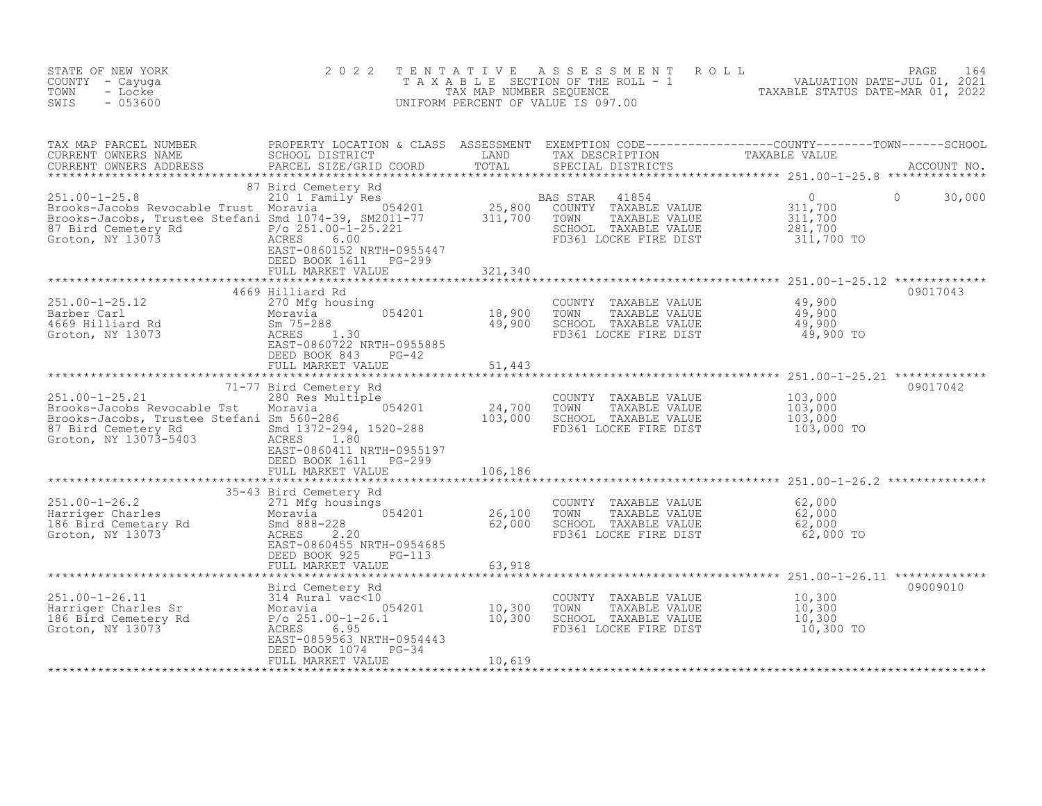STATE OF NEW YORK · COUNTY - Cayuga · TOWN - Locke · SWIS - 053600

# 2022 TENTATIVE ASSESSMENT ROLL

TAXABLE SECTION OF THE ROLL - 1 · TAX MAP NUMBER SEQUENCE · UNIFORM PERCENT OF VALUE IS 097.00

VALUATION DATE-JUL 01, 2021 · TAXABLE STATUS DATE-MAR 01, 2022

| TAX MAP PARCEL NUMBER / CURRENT OWNERS NAME / CURRENT OWNERS ADDRESS | PROPERTY LOCATION & CLASS / SCHOOL DISTRICT / PARCEL SIZE/GRID COORD | ASSESSMENT LAND | ASSESSMENT TOTAL | EXEMPTION CODE / TAX DESCRIPTION / SPECIAL DISTRICTS | COUNTY TAXABLE VALUE | TOWN TAXABLE VALUE | SCHOOL TAXABLE VALUE | ACCOUNT NO. |
|---|---|---|---|---|---|---|---|---|
| 251.00-1-25.8 | 87 Bird Cemetery Rd | | | | | | | |
| Brooks-Jacobs Revocable Trust | 210 1 Family Res | | | BAS STAR 41854 | 0 | 0 | 30,000 | |
| Brooks-Jacobs, Trustee Stefani | Moravia 054201 | 25,800 | | COUNTY TAXABLE VALUE | 311,700 | | | |
| 87 Bird Cemetery Rd | Smd 1074-39, SM2011-77 | | 311,700 | TOWN TAXABLE VALUE | | 311,700 | | |
| Groton, NY 13073 | P/o 251.00-1-25.221 | | | SCHOOL TAXABLE VALUE | | | 281,700 | |
| | ACRES 6.00 | | | FD361 LOCKE FIRE DIST | 311,700 TO | | | |
| | EAST-0860152 NRTH-0955447 | | | | | | | |
| | DEED BOOK 1611 PG-299 | | | | | | | |
| | FULL MARKET VALUE | | 321,340 | | | | | |
| 251.00-1-25.12 | 4669 Hilliard Rd | | | | | | | 09017043 |
| Barber Carl | 270 Mfg housing | | | COUNTY TAXABLE VALUE | 49,900 | | | |
| 4669 Hilliard Rd | Moravia 054201 | 18,900 | | TOWN TAXABLE VALUE | | 49,900 | | |
| Groton, NY 13073 | Sm 75-288 | | 49,900 | SCHOOL TAXABLE VALUE | | | 49,900 | |
| | ACRES 1.30 | | | FD361 LOCKE FIRE DIST | 49,900 TO | | | |
| | EAST-0860722 NRTH-0955885 | | | | | | | |
| | DEED BOOK 843 PG-42 | | | | | | | |
| | FULL MARKET VALUE | | 51,443 | | | | | |
| 251.00-1-25.21 | 71-77 Bird Cemetery Rd | | | | | | | 09017042 |
| Brooks-Jacobs Revocable Tst | 280 Res Multiple | | | COUNTY TAXABLE VALUE | 103,000 | | | |
| Brooks-Jacobs, Trustee Stefani | Moravia 054201 | 24,700 | | TOWN TAXABLE VALUE | | 103,000 | | |
| 87 Bird Cemetery Rd | Sm 560-286 | | 103,000 | SCHOOL TAXABLE VALUE | | | 103,000 | |
| Groton, NY 13073-5403 | Smd 1372-294, 1520-288 | | | FD361 LOCKE FIRE DIST | 103,000 TO | | | |
| | ACRES 1.80 | | | | | | | |
| | EAST-0860411 NRTH-0955197 | | | | | | | |
| | DEED BOOK 1611 PG-299 | | | | | | | |
| | FULL MARKET VALUE | | 106,186 | | | | | |
| 251.00-1-26.2 | 35-43 Bird Cemetery Rd | | | | | | | |
| Harriger Charles | 271 Mfg housings | | | COUNTY TAXABLE VALUE | 62,000 | | | |
| 186 Bird Cemetary Rd | Moravia 054201 | 26,100 | | TOWN TAXABLE VALUE | | 62,000 | | |
| Groton, NY 13073 | Smd 888-228 | | 62,000 | SCHOOL TAXABLE VALUE | | | 62,000 | |
| | ACRES 2.20 | | | FD361 LOCKE FIRE DIST | 62,000 TO | | | |
| | EAST-0860455 NRTH-0954685 | | | | | | | |
| | DEED BOOK 925 PG-113 | | | | | | | |
| | FULL MARKET VALUE | | 63,918 | | | | | |
| 251.00-1-26.11 | Bird Cemetery Rd | | | | | | | 09009010 |
| Harriger Charles Sr | 314 Rural vac<10 | | | COUNTY TAXABLE VALUE | 10,300 | | | |
| 186 Bird Cemetery Rd | Moravia 054201 | 10,300 | | TOWN TAXABLE VALUE | | 10,300 | | |
| Groton, NY 13073 | P/o 251.00-1-26.1 | | 10,300 | SCHOOL TAXABLE VALUE | | | 10,300 | |
| | ACRES 6.95 | | | FD361 LOCKE FIRE DIST | 10,300 TO | | | |
| | EAST-0859563 NRTH-0954443 | | | | | | | |
| | DEED BOOK 1074 PG-34 | | | | | | | |
| | FULL MARKET VALUE | | 10,619 | | | | | |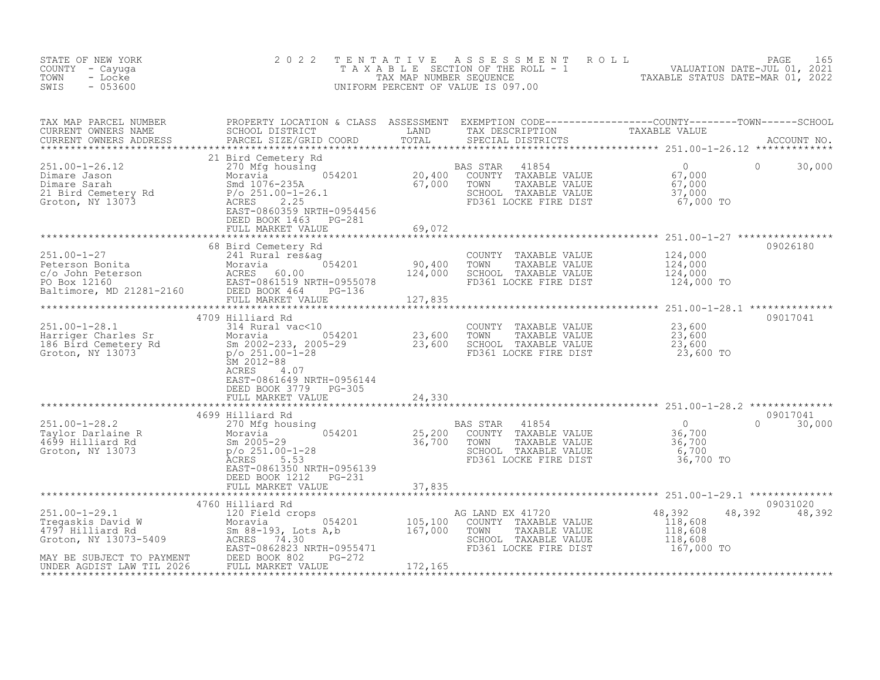STATE OF NEW YORK
COUNTY - Cayuga
TOWN - Locke
SWIS - 053600

# 2022 TENTATIVE ASSESSMENT ROLL
TAXABLE SECTION OF THE ROLL - 1
TAX MAP NUMBER SEQUENCE
UNIFORM PERCENT OF VALUE IS 097.00

VALUATION DATE-JUL 01, 2021
TAXABLE STATUS DATE-MAR 01, 2022

| TAX MAP PARCEL NUMBER / CURRENT OWNERS NAME / CURRENT OWNERS ADDRESS | PROPERTY LOCATION & CLASS / SCHOOL DISTRICT / PARCEL SIZE/GRID COORD | ASSESSMENT LAND | TOTAL | EXEMPTION CODE / TAX DESCRIPTION / SPECIAL DISTRICTS | COUNTY TAXABLE VALUE | TOWN | SCHOOL | ACCOUNT NO. |
|---|---|---|---|---|---|---|---|---|
| **251.00-1-26.12** | 21 Bird Cemetery Rd | | | | | | | |
| Dimare Jason | 270 Mfg housing | | | BAS STAR 41854 | 0 | 0 | 30,000 | |
| Dimare Sarah | Moravia 054201 | 20,400 | | COUNTY TAXABLE VALUE | 67,000 | | | |
| 21 Bird Cemetery Rd | Smd 1076-235A | | 67,000 | TOWN TAXABLE VALUE | 67,000 | | | |
| Groton, NY 13073 | P/o 251.00-1-26.1 | | | SCHOOL TAXABLE VALUE | 37,000 | | | |
| | ACRES 2.25 | | | FD361 LOCKE FIRE DIST | 67,000 TO | | | |
| | EAST-0860359 NRTH-0954456 | | | | | | | |
| | DEED BOOK 1463 PG-281 | | | | | | | |
| | FULL MARKET VALUE | | 69,072 | | | | | |
| **251.00-1-27** | 68 Bird Cemetery Rd | | | | | | | 09026180 |
| Peterson Bonita | 241 Rural res&ag | | | COUNTY TAXABLE VALUE | 124,000 | | | |
| c/o John Peterson | Moravia 054201 | 90,400 | | TOWN TAXABLE VALUE | 124,000 | | | |
| PO Box 12160 | ACRES 60.00 | | 124,000 | SCHOOL TAXABLE VALUE | 124,000 | | | |
| Baltimore, MD 21281-2160 | EAST-0861519 NRTH-0955078 | | | FD361 LOCKE FIRE DIST | 124,000 TO | | | |
| | DEED BOOK 464 PG-136 | | | | | | | |
| | FULL MARKET VALUE | | 127,835 | | | | | |
| **251.00-1-28.1** | 4709 Hilliard Rd | | | | | | | 09017041 |
| Harriger Charles Sr | 314 Rural vac<10 | | | COUNTY TAXABLE VALUE | 23,600 | | | |
| 186 Bird Cemetery Rd | Moravia 054201 | 23,600 | | TOWN TAXABLE VALUE | 23,600 | | | |
| Groton, NY 13073 | Sm 2002-233, 2005-29 | | 23,600 | SCHOOL TAXABLE VALUE | 23,600 | | | |
| | p/o 251.00-1-28 | | | FD361 LOCKE FIRE DIST | 23,600 TO | | | |
| | SM 2012-88 | | | | | | | |
| | ACRES 4.07 | | | | | | | |
| | EAST-0861649 NRTH-0956144 | | | | | | | |
| | DEED BOOK 3779 PG-305 | | | | | | | |
| | FULL MARKET VALUE | | 24,330 | | | | | |
| **251.00-1-28.2** | 4699 Hilliard Rd | | | | | | | 09017041 |
| Taylor Darlaine R | 270 Mfg housing | | | BAS STAR 41854 | 0 | 0 | 30,000 | |
| 4699 Hilliard Rd | Moravia 054201 | 25,200 | | COUNTY TAXABLE VALUE | 36,700 | | | |
| Groton, NY 13073 | Sm 2005-29 | | 36,700 | TOWN TAXABLE VALUE | 36,700 | | | |
| | p/o 251.00-1-28 | | | SCHOOL TAXABLE VALUE | 6,700 | | | |
| | ACRES 5.53 | | | FD361 LOCKE FIRE DIST | 36,700 TO | | | |
| | EAST-0861350 NRTH-0956139 | | | | | | | |
| | DEED BOOK 1212 PG-231 | | | | | | | |
| | FULL MARKET VALUE | | 37,835 | | | | | |
| **251.00-1-29.1** | 4760 Hilliard Rd | | | | | | | 09031020 |
| Tregaskis David W | 120 Field crops | | | AG LAND EX 41720 | 48,392 | 48,392 | 48,392 | |
| 4797 Hilliard Rd | Moravia 054201 | 105,100 | | COUNTY TAXABLE VALUE | 118,608 | | | |
| Groton, NY 13073-5409 | Sm 88-193, Lots A,b | | 167,000 | TOWN TAXABLE VALUE | 118,608 | | | |
| | ACRES 74.30 | | | SCHOOL TAXABLE VALUE | 118,608 | | | |
| | EAST-0862823 NRTH-0955471 | | | FD361 LOCKE FIRE DIST | 167,000 TO | | | |
| MAY BE SUBJECT TO PAYMENT | DEED BOOK 802 PG-272 | | | | | | | |
| UNDER AGDIST LAW TIL 2026 | FULL MARKET VALUE | | 172,165 | | | | | |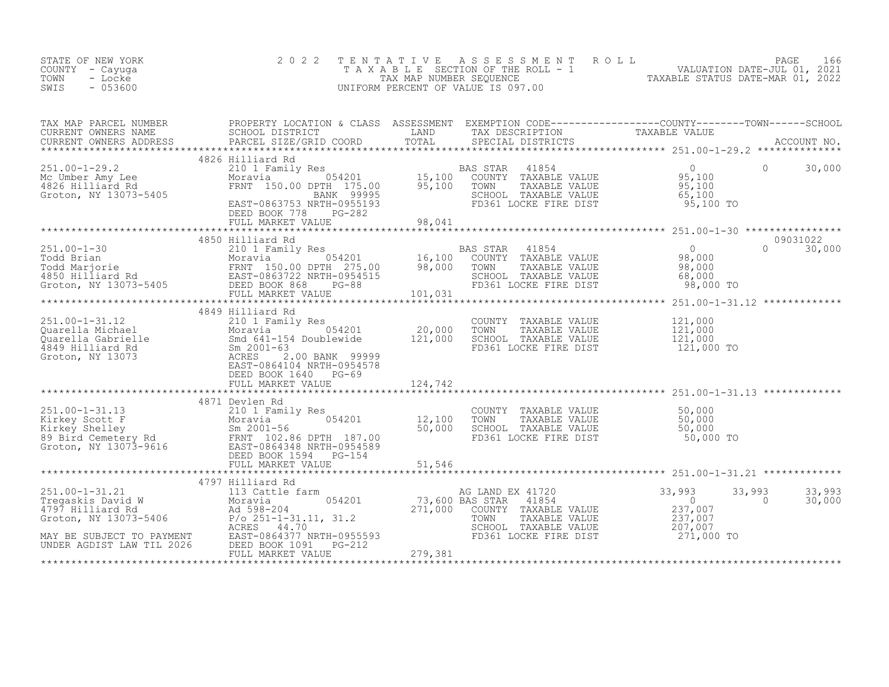STATE OF NEW YORK
COUNTY - Cayuga
TOWN - Locke
SWIS - 053600

2022 TENTATIVE ASSESSMENT ROLL
TAXABLE SECTION OF THE ROLL - 1
TAX MAP NUMBER SEQUENCE
UNIFORM PERCENT OF VALUE IS 097.00

VALUATION DATE-JUL 01, 2021
TAXABLE STATUS DATE-MAR 01, 2022

| TAX MAP PARCEL NUMBER / CURRENT OWNERS NAME / CURRENT OWNERS ADDRESS | PROPERTY LOCATION & CLASS / SCHOOL DISTRICT / PARCEL SIZE/GRID COORD | ASSESSMENT LAND | TOTAL | EXEMPTION CODE / TAX DESCRIPTION / SPECIAL DISTRICTS | COUNTY TAXABLE VALUE | TOWN | SCHOOL / ACCOUNT NO. |
|---|---|---|---|---|---|---|---|
| **251.00-1-29.2** | 4826 Hilliard Rd | | | | | | |
| Mc Umber Amy Lee | 210 1 Family Res | | | BAS STAR 41854 | 0 | 0 | 30,000 |
| 4826 Hilliard Rd | Moravia 054201 | 15,100 | | COUNTY TAXABLE VALUE | 95,100 | | |
| Groton, NY 13073-5405 | FRNT 150.00 DPTH 175.00 | | 95,100 | TOWN TAXABLE VALUE | 95,100 | | |
| | BANK 99995 | | | SCHOOL TAXABLE VALUE | 65,100 | | |
| | EAST-0863753 NRTH-0955193 | | | FD361 LOCKE FIRE DIST | 95,100 TO | | |
| | DEED BOOK 778 PG-282 | | | | | | |
| | FULL MARKET VALUE | | 98,041 | | | | |
| **251.00-1-30** | 4850 Hilliard Rd | | | | | | 09031022 |
| Todd Brian | 210 1 Family Res | | | BAS STAR 41854 | 0 | 0 | 30,000 |
| Todd Marjorie | Moravia 054201 | 16,100 | | COUNTY TAXABLE VALUE | 98,000 | | |
| 4850 Hilliard Rd | FRNT 150.00 DPTH 275.00 | | 98,000 | TOWN TAXABLE VALUE | 98,000 | | |
| Groton, NY 13073-5405 | EAST-0863722 NRTH-0954515 | | | SCHOOL TAXABLE VALUE | 68,000 | | |
| | DEED BOOK 868 PG-88 | | | FD361 LOCKE FIRE DIST | 98,000 TO | | |
| | FULL MARKET VALUE | | 101,031 | | | | |
| **251.00-1-31.12** | 4849 Hilliard Rd | | | | | | |
| Quarella Michael | 210 1 Family Res | | | COUNTY TAXABLE VALUE | 121,000 | | |
| Quarella Gabrielle | Moravia 054201 | 20,000 | | TOWN TAXABLE VALUE | 121,000 | | |
| 4849 Hilliard Rd | Smd 641-154 Doublewide | | 121,000 | SCHOOL TAXABLE VALUE | 121,000 | | |
| Groton, NY 13073 | Sm 2001-63 | | | FD361 LOCKE FIRE DIST | 121,000 TO | | |
| | ACRES 2.00 BANK 99999 | | | | | | |
| | EAST-0864104 NRTH-0954578 | | | | | | |
| | DEED BOOK 1640 PG-69 | | | | | | |
| | FULL MARKET VALUE | | 124,742 | | | | |
| **251.00-1-31.13** | 4871 Devlen Rd | | | | | | |
| Kirkey Scott F | 210 1 Family Res | | | COUNTY TAXABLE VALUE | 50,000 | | |
| Kirkey Shelley | Moravia 054201 | 12,100 | | TOWN TAXABLE VALUE | 50,000 | | |
| 89 Bird Cemetery Rd | Sm 2001-56 | | 50,000 | SCHOOL TAXABLE VALUE | 50,000 | | |
| Groton, NY 13073-9616 | FRNT 102.86 DPTH 187.00 | | | FD361 LOCKE FIRE DIST | 50,000 TO | | |
| | EAST-0864348 NRTH-0954589 | | | | | | |
| | DEED BOOK 1594 PG-154 | | | | | | |
| | FULL MARKET VALUE | | 51,546 | | | | |
| **251.00-1-31.21** | 4797 Hilliard Rd | | | | | | |
| Tregaskis David W | 113 Cattle farm | | | AG LAND EX 41720 | 33,993 | 33,993 | 33,993 |
| 4797 Hilliard Rd | Moravia 054201 | 73,600 | | BAS STAR 41854 | 0 | 0 | 30,000 |
| Groton, NY 13073-5406 | Ad 598-204 | | 271,000 | COUNTY TAXABLE VALUE | 237,007 | | |
| | P/o 251-1-31.11, 31.2 | | | TOWN TAXABLE VALUE | 237,007 | | |
| | ACRES 44.70 | | | SCHOOL TAXABLE VALUE | 207,007 | | |
| MAY BE SUBJECT TO PAYMENT | EAST-0864377 NRTH-0955593 | | | FD361 LOCKE FIRE DIST | 271,000 TO | | |
| UNDER AGDIST LAW TIL 2026 | DEED BOOK 1091 PG-212 | | | | | | |
| | FULL MARKET VALUE | | 279,381 | | | | |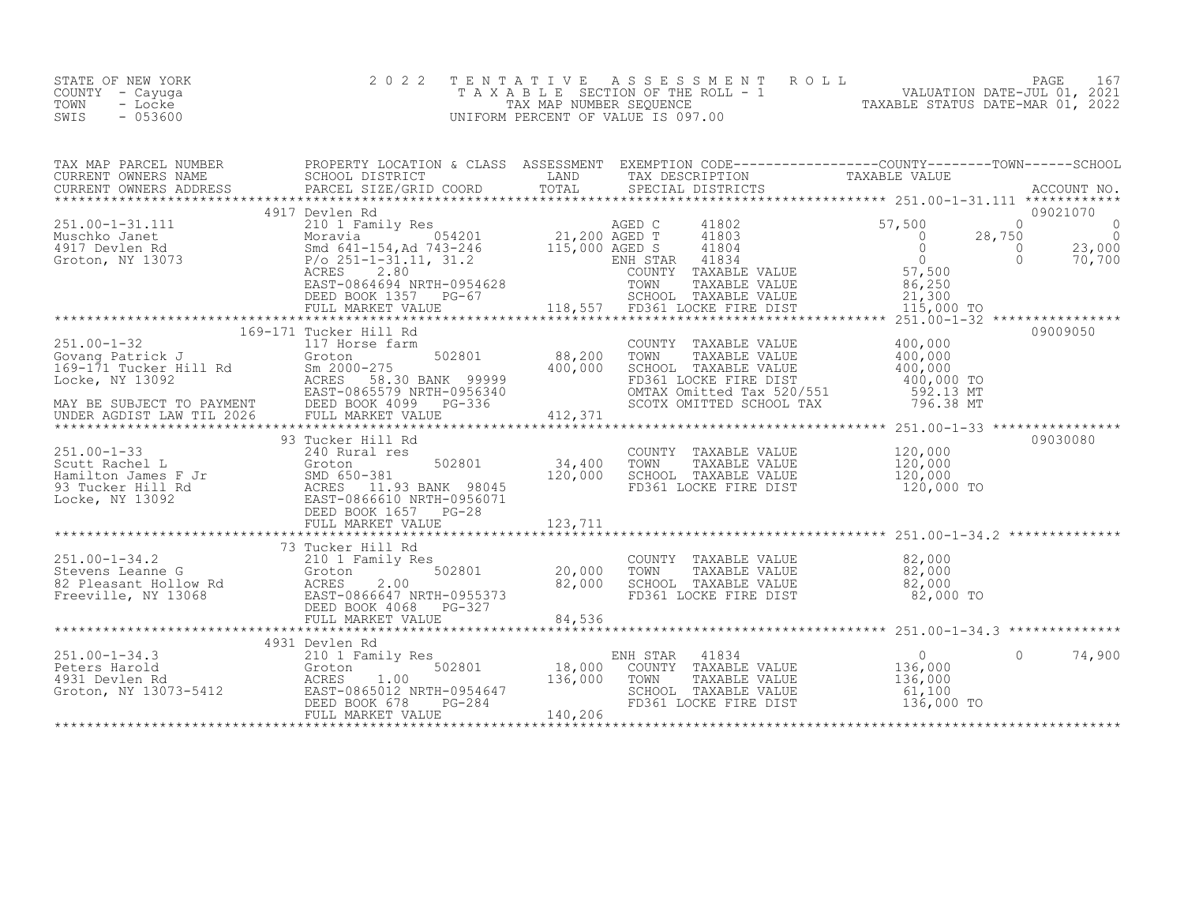STATE OF NEW YORK
COUNTY - Cayuga
TOWN - Locke
SWIS - 053600

# 2022 TENTATIVE ASSESSMENT ROLL
TAXABLE SECTION OF THE ROLL - 1
TAX MAP NUMBER SEQUENCE
UNIFORM PERCENT OF VALUE IS 097.00

VALUATION DATE-JUL 01, 2021
TAXABLE STATUS DATE-MAR 01, 2022

| TAX MAP PARCEL NUMBER / CURRENT OWNERS NAME / CURRENT OWNERS ADDRESS | PROPERTY LOCATION & CLASS / SCHOOL DISTRICT / PARCEL SIZE/GRID COORD | ASSESSMENT LAND / TOTAL | EXEMPTION CODE / TAX DESCRIPTION / SPECIAL DISTRICTS | COUNTY | TOWN | SCHOOL | ACCOUNT NO. |
|---|---|---|---|---|---|---|---|
| **251.00-1-31.111** | 4917 Devlen Rd | | | | | | 09021070 |
| Muschko Janet | 210 1 Family Res | | AGED C 41802 | 57,500 | 0 | 0 | |
| 4917 Devlen Rd | Moravia 054201 | 21,200 | AGED T 41803 | 0 | 28,750 | 0 | |
| Groton, NY 13073 | Smd 641-154,Ad 743-246 | 115,000 | AGED S 41804 | 0 | 0 | 23,000 | |
| | P/o 251-1-31.11, 31.2 | | ENH STAR 41834 | 0 | 0 | 70,700 | |
| | ACRES 2.80 | | COUNTY TAXABLE VALUE | 57,500 | | | |
| | EAST-0864694 NRTH-0954628 | | TOWN TAXABLE VALUE | 86,250 | | | |
| | DEED BOOK 1357 PG-67 | | SCHOOL TAXABLE VALUE | 21,300 | | | |
| | FULL MARKET VALUE | 118,557 | FD361 LOCKE FIRE DIST | 115,000 TO | | | |
| **251.00-1-32** | 169-171 Tucker Hill Rd | | | | | | 09009050 |
| Govang Patrick J | 117 Horse farm | | COUNTY TAXABLE VALUE | 400,000 | | | |
| 169-171 Tucker Hill Rd | Groton 502801 | 88,200 | TOWN TAXABLE VALUE | 400,000 | | | |
| Locke, NY 13092 | Sm 2000-275 | 400,000 | SCHOOL TAXABLE VALUE | 400,000 | | | |
| | ACRES 58.30 BANK 99999 | | FD361 LOCKE FIRE DIST | 400,000 TO | | | |
| | EAST-0865579 NRTH-0956340 | | OMTAX Omitted Tax 520/551 | 592.13 MT | | | |
| MAY BE SUBJECT TO PAYMENT | DEED BOOK 4099 PG-336 | | SCOTX OMITTED SCHOOL TAX | 796.38 MT | | | |
| UNDER AGDIST LAW TIL 2026 | FULL MARKET VALUE | 412,371 | | | | | |
| **251.00-1-33** | 93 Tucker Hill Rd | | | | | | 09030080 |
| Scutt Rachel L | 240 Rural res | | COUNTY TAXABLE VALUE | 120,000 | | | |
| Hamilton James F Jr | Groton 502801 | 34,400 | TOWN TAXABLE VALUE | 120,000 | | | |
| 93 Tucker Hill Rd | SMD 650-381 | 120,000 | SCHOOL TAXABLE VALUE | 120,000 | | | |
| Locke, NY 13092 | ACRES 11.93 BANK 98045 | | FD361 LOCKE FIRE DIST | 120,000 TO | | | |
| | EAST-0866610 NRTH-0956071 | | | | | | |
| | DEED BOOK 1657 PG-28 | | | | | | |
| | FULL MARKET VALUE | 123,711 | | | | | |
| **251.00-1-34.2** | 73 Tucker Hill Rd | | | | | | |
| Stevens Leanne G | 210 1 Family Res | | COUNTY TAXABLE VALUE | 82,000 | | | |
| 82 Pleasant Hollow Rd | Groton 502801 | 20,000 | TOWN TAXABLE VALUE | 82,000 | | | |
| Freeville, NY 13068 | ACRES 2.00 | 82,000 | SCHOOL TAXABLE VALUE | 82,000 | | | |
| | EAST-0866647 NRTH-0955373 | | FD361 LOCKE FIRE DIST | 82,000 TO | | | |
| | DEED BOOK 4068 PG-327 | | | | | | |
| | FULL MARKET VALUE | 84,536 | | | | | |
| **251.00-1-34.3** | 4931 Devlen Rd | | | | | | |
| Peters Harold | 210 1 Family Res | | ENH STAR 41834 | 0 | 0 | 74,900 | |
| 4931 Devlen Rd | Groton 502801 | 18,000 | COUNTY TAXABLE VALUE | 136,000 | | | |
| Groton, NY 13073-5412 | ACRES 1.00 | 136,000 | TOWN TAXABLE VALUE | 136,000 | | | |
| | EAST-0865012 NRTH-0954647 | | SCHOOL TAXABLE VALUE | 61,100 | | | |
| | DEED BOOK 678 PG-284 | | FD361 LOCKE FIRE DIST | 136,000 TO | | | |
| | FULL MARKET VALUE | 140,206 | | | | | |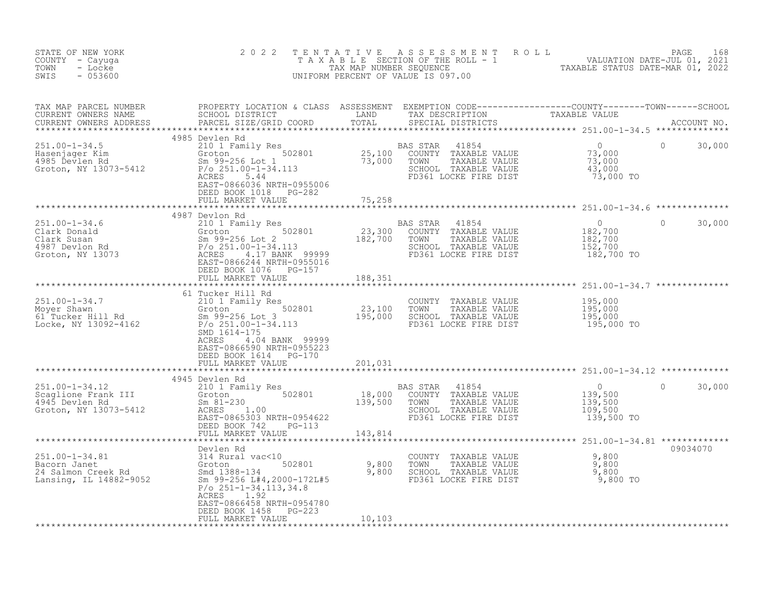STATE OF NEW YORK
COUNTY - Cayuga
TOWN - Locke
SWIS - 053600

2022 TENTATIVE ASSESSMENT ROLL
TAXABLE SECTION OF THE ROLL - 1
TAX MAP NUMBER SEQUENCE
UNIFORM PERCENT OF VALUE IS 097.00

VALUATION DATE-JUL 01, 2021
TAXABLE STATUS DATE-MAR 01, 2022

| TAX MAP PARCEL NUMBER / CURRENT OWNERS NAME / CURRENT OWNERS ADDRESS | PROPERTY LOCATION & CLASS / SCHOOL DISTRICT / PARCEL SIZE/GRID COORD | ASSESSMENT LAND / TOTAL | EXEMPTION CODE / TAX DESCRIPTION / SPECIAL DISTRICTS | COUNTY TAXABLE VALUE | TOWN | SCHOOL / ACCOUNT NO. |
|---|---|---|---|---|---|---|
| **251.00-1-34.5** | 4985 Devlen Rd | | | | | |
| 251.00-1-34.5 | 210 1 Family Res | | BAS STAR 41854 | 0 | 0 | 30,000 |
| Hasenjager Kim | Groton 502801 | 25,100 | COUNTY TAXABLE VALUE | 73,000 | | |
| 4985 Devlen Rd | Sm 99-256 Lot 1 | 73,000 | TOWN TAXABLE VALUE | 73,000 | | |
| Groton, NY 13073-5412 | P/o 251.00-1-34.113 | | SCHOOL TAXABLE VALUE | 43,000 | | |
| | ACRES 5.44 | | FD361 LOCKE FIRE DIST | 73,000 TO | | |
| | EAST-0866036 NRTH-0955006 | | | | | |
| | DEED BOOK 1018 PG-282 | | | | | |
| | FULL MARKET VALUE | 75,258 | | | | |
| **251.00-1-34.6** | 4987 Devlon Rd | | | | | |
| 251.00-1-34.6 | 210 1 Family Res | | BAS STAR 41854 | 0 | 0 | 30,000 |
| Clark Donald | Groton 502801 | 23,300 | COUNTY TAXABLE VALUE | 182,700 | | |
| Clark Susan | Sm 99-256 Lot 2 | 182,700 | TOWN TAXABLE VALUE | 182,700 | | |
| 4987 Devlon Rd | P/o 251.00-1-34.113 | | SCHOOL TAXABLE VALUE | 152,700 | | |
| Groton, NY 13073 | ACRES 4.17 BANK 99999 | | FD361 LOCKE FIRE DIST | 182,700 TO | | |
| | EAST-0866244 NRTH-0955016 | | | | | |
| | DEED BOOK 1076 PG-157 | | | | | |
| | FULL MARKET VALUE | 188,351 | | | | |
| **251.00-1-34.7** | 61 Tucker Hill Rd | | | | | |
| 251.00-1-34.7 | 210 1 Family Res | | COUNTY TAXABLE VALUE | 195,000 | | |
| Moyer Shawn | Groton 502801 | 23,100 | TOWN TAXABLE VALUE | 195,000 | | |
| 61 Tucker Hill Rd | Sm 99-256 Lot 3 | 195,000 | SCHOOL TAXABLE VALUE | 195,000 | | |
| Locke, NY 13092-4162 | P/o 251.00-1-34.113 | | FD361 LOCKE FIRE DIST | 195,000 TO | | |
| | SMD 1614-175 | | | | | |
| | ACRES 4.04 BANK 99999 | | | | | |
| | EAST-0866590 NRTH-0955223 | | | | | |
| | DEED BOOK 1614 PG-170 | | | | | |
| | FULL MARKET VALUE | 201,031 | | | | |
| **251.00-1-34.12** | 4945 Devlen Rd | | | | | |
| 251.00-1-34.12 | 210 1 Family Res | | BAS STAR 41854 | 0 | 0 | 30,000 |
| Scaglione Frank III | Groton 502801 | 18,000 | COUNTY TAXABLE VALUE | 139,500 | | |
| 4945 Devlen Rd | Sm 81-230 | 139,500 | TOWN TAXABLE VALUE | 139,500 | | |
| Groton, NY 13073-5412 | ACRES 1.00 | | SCHOOL TAXABLE VALUE | 109,500 | | |
| | EAST-0865303 NRTH-0954622 | | FD361 LOCKE FIRE DIST | 139,500 TO | | |
| | DEED BOOK 742 PG-113 | | | | | |
| | FULL MARKET VALUE | 143,814 | | | | |
| **251.00-1-34.81** | Devlen Rd | | | | | 09034070 |
| 251.00-1-34.81 | 314 Rural vac<10 | | COUNTY TAXABLE VALUE | 9,800 | | |
| Bacorn Janet | Groton 502801 | 9,800 | TOWN TAXABLE VALUE | 9,800 | | |
| 24 Salmon Creek Rd | Smd 1388-134 | 9,800 | SCHOOL TAXABLE VALUE | 9,800 | | |
| Lansing, IL 14882-9052 | Sm 99-256 L#4,2000-172L#5 | | FD361 LOCKE FIRE DIST | 9,800 TO | | |
| | P/o 251-1-34.113,34.8 | | | | | |
| | ACRES 1.92 | | | | | |
| | EAST-0866458 NRTH-0954780 | | | | | |
| | DEED BOOK 1458 PG-223 | | | | | |
| | FULL MARKET VALUE | 10,103 | | | | |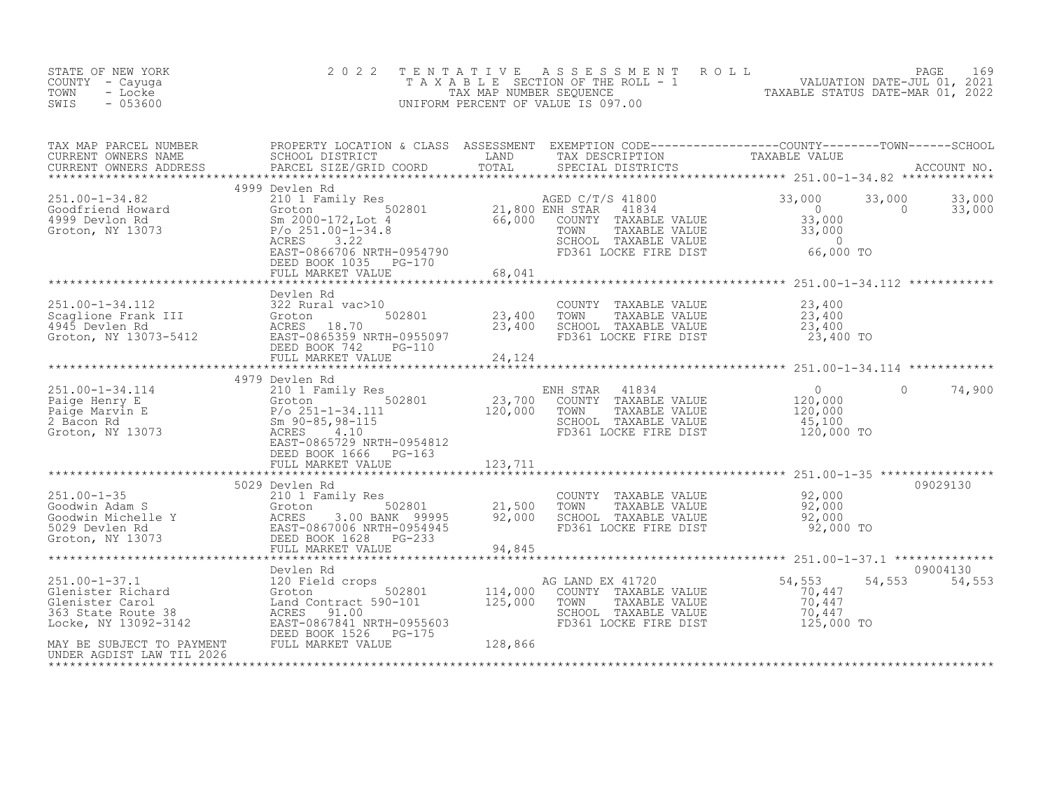STATE OF NEW YORK
COUNTY - Cayuga
TOWN - Locke
SWIS - 053600

2022 TENTATIVE ASSESSMENT ROLL
TAXABLE SECTION OF THE ROLL - 1
TAX MAP NUMBER SEQUENCE
UNIFORM PERCENT OF VALUE IS 097.00

VALUATION DATE-JUL 01, 2021
TAXABLE STATUS DATE-MAR 01, 2022

| TAX MAP PARCEL NUMBER / CURRENT OWNERS NAME / CURRENT OWNERS ADDRESS | PROPERTY LOCATION & CLASS / SCHOOL DISTRICT / PARCEL SIZE/GRID COORD | ASSESSMENT LAND / TOTAL | EXEMPTION CODE / TAX DESCRIPTION / SPECIAL DISTRICTS | COUNTY TAXABLE VALUE | TOWN | SCHOOL | ACCOUNT NO. |
|---|---|---|---|---|---|---|---|
| **251.00-1-34.82** | 4999 Devlen Rd | | | | | | |
| 251.00-1-34.82 | 210 1 Family Res | | AGED C/T/S 41800 | 33,000 | 33,000 | 33,000 | |
| Goodfriend Howard | Groton 502801 | 21,800 | ENH STAR 41834 | 0 | 0 | 33,000 | |
| 4999 Devlon Rd | Sm 2000-172,Lot 4 | 66,000 | COUNTY TAXABLE VALUE | 33,000 | | | |
| Groton, NY 13073 | P/o 251.00-1-34.8 | | TOWN TAXABLE VALUE | 33,000 | | | |
| | ACRES 3.22 | | SCHOOL TAXABLE VALUE | 0 | | | |
| | EAST-0866706 NRTH-0954790 | | FD361 LOCKE FIRE DIST | 66,000 TO | | | |
| | DEED BOOK 1035 PG-170 | | | | | | |
| | FULL MARKET VALUE | 68,041 | | | | | |
| **251.00-1-34.112** | Devlen Rd | | | | | | |
| 251.00-1-34.112 | 322 Rural vac>10 | | COUNTY TAXABLE VALUE | 23,400 | | | |
| Scaglione Frank III | Groton 502801 | 23,400 | TOWN TAXABLE VALUE | 23,400 | | | |
| 4945 Devlen Rd | ACRES 18.70 | 23,400 | SCHOOL TAXABLE VALUE | 23,400 | | | |
| Groton, NY 13073-5412 | EAST-0865359 NRTH-0955097 | | FD361 LOCKE FIRE DIST | 23,400 TO | | | |
| | DEED BOOK 742 PG-110 | | | | | | |
| | FULL MARKET VALUE | 24,124 | | | | | |
| **251.00-1-34.114** | 4979 Devlen Rd | | | | | | |
| 251.00-1-34.114 | 210 1 Family Res | | ENH STAR 41834 | 0 | 0 | 74,900 | |
| Paige Henry E | Groton 502801 | 23,700 | COUNTY TAXABLE VALUE | 120,000 | | | |
| Paige Marvin E | P/o 251-1-34.111 | 120,000 | TOWN TAXABLE VALUE | 120,000 | | | |
| 2 Bacon Rd | Sm 90-85,98-115 | | SCHOOL TAXABLE VALUE | 45,100 | | | |
| Groton, NY 13073 | ACRES 4.10 | | FD361 LOCKE FIRE DIST | 120,000 TO | | | |
| | EAST-0865729 NRTH-0954812 | | | | | | |
| | DEED BOOK 1666 PG-163 | | | | | | |
| | FULL MARKET VALUE | 123,711 | | | | | |
| **251.00-1-35** | 5029 Devlen Rd | | | | | | 09029130 |
| 251.00-1-35 | 210 1 Family Res | | COUNTY TAXABLE VALUE | 92,000 | | | |
| Goodwin Adam S | Groton 502801 | 21,500 | TOWN TAXABLE VALUE | 92,000 | | | |
| Goodwin Michelle Y | ACRES 3.00 BANK 99995 | 92,000 | SCHOOL TAXABLE VALUE | 92,000 | | | |
| 5029 Devlen Rd | EAST-0867006 NRTH-0954945 | | FD361 LOCKE FIRE DIST | 92,000 TO | | | |
| Groton, NY 13073 | DEED BOOK 1628 PG-233 | | | | | | |
| | FULL MARKET VALUE | 94,845 | | | | | |
| **251.00-1-37.1** | Devlen Rd | | | | | | 09004130 |
| 251.00-1-37.1 | 120 Field crops | | AG LAND EX 41720 | 54,553 | 54,553 | 54,553 | |
| Glenister Richard | Groton 502801 | 114,000 | COUNTY TAXABLE VALUE | 70,447 | | | |
| Glenister Carol | Land Contract 590-101 | 125,000 | TOWN TAXABLE VALUE | 70,447 | | | |
| 363 State Route 38 | ACRES 91.00 | | SCHOOL TAXABLE VALUE | 70,447 | | | |
| Locke, NY 13092-3142 | EAST-0867841 NRTH-0955603 | | FD361 LOCKE FIRE DIST | 125,000 TO | | | |
| | DEED BOOK 1526 PG-175 | | | | | | |
| MAY BE SUBJECT TO PAYMENT UNDER AGDIST LAW TIL 2026 | FULL MARKET VALUE | 128,866 | | | | | |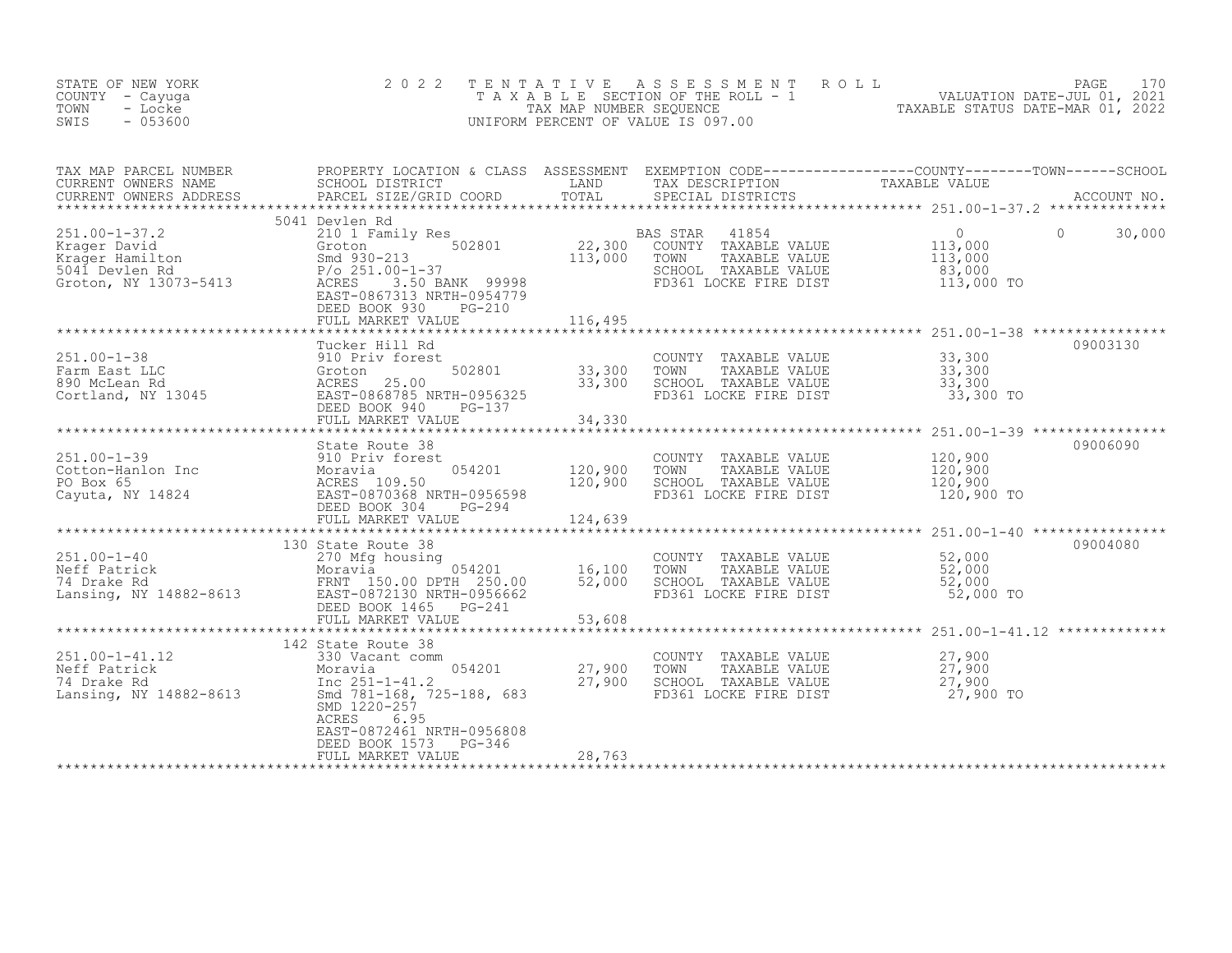STATE OF NEW YORK
COUNTY - Cayuga
TOWN - Locke
SWIS - 053600

2022 TENTATIVE ASSESSMENT ROLL
TAXABLE SECTION OF THE ROLL - 1
TAX MAP NUMBER SEQUENCE
UNIFORM PERCENT OF VALUE IS 097.00

VALUATION DATE-JUL 01, 2021
TAXABLE STATUS DATE-MAR 01, 2022

| TAX MAP PARCEL NUMBER / CURRENT OWNERS NAME / CURRENT OWNERS ADDRESS | PROPERTY LOCATION & CLASS / SCHOOL DISTRICT / PARCEL SIZE/GRID COORD | ASSESSMENT LAND | TOTAL | EXEMPTION CODE / TAX DESCRIPTION / SPECIAL DISTRICTS | COUNTY TAXABLE VALUE | TOWN | SCHOOL | ACCOUNT NO. |
|---|---|---|---|---|---|---|---|---|
| **251.00-1-37.2** | 5041 Devlen Rd | | | | | | | |
| 251.00-1-37.2 | 210 1 Family Res | | | BAS STAR 41854 | 0 | 0 | 30,000 | |
| Krager David | Groton 502801 | 22,300 | | COUNTY TAXABLE VALUE | 113,000 | | | |
| Krager Hamilton | Smd 930-213 | | 113,000 | TOWN TAXABLE VALUE | 113,000 | | | |
| 5041 Devlen Rd | P/o 251.00-1-37 | | | SCHOOL TAXABLE VALUE | 83,000 | | | |
| Groton, NY 13073-5413 | ACRES 3.50 BANK 99998 | | | FD361 LOCKE FIRE DIST | 113,000 TO | | | |
| | EAST-0867313 NRTH-0954779 | | | | | | | |
| | DEED BOOK 930 PG-210 | | | | | | | |
| | FULL MARKET VALUE | | 116,495 | | | | | |
| **251.00-1-38** | Tucker Hill Rd | | | | | | | 09003130 |
| 251.00-1-38 | 910 Priv forest | | | COUNTY TAXABLE VALUE | 33,300 | | | |
| Farm East LLC | Groton 502801 | 33,300 | | TOWN TAXABLE VALUE | 33,300 | | | |
| 890 McLean Rd | ACRES 25.00 | | 33,300 | SCHOOL TAXABLE VALUE | 33,300 | | | |
| Cortland, NY 13045 | EAST-0868785 NRTH-0956325 | | | FD361 LOCKE FIRE DIST | 33,300 TO | | | |
| | DEED BOOK 940 PG-137 | | | | | | | |
| | FULL MARKET VALUE | | 34,330 | | | | | |
| **251.00-1-39** | State Route 38 | | | | | | | 09006090 |
| 251.00-1-39 | 910 Priv forest | | | COUNTY TAXABLE VALUE | 120,900 | | | |
| Cotton-Hanlon Inc | Moravia 054201 | 120,900 | | TOWN TAXABLE VALUE | 120,900 | | | |
| PO Box 65 | ACRES 109.50 | | 120,900 | SCHOOL TAXABLE VALUE | 120,900 | | | |
| Cayuta, NY 14824 | EAST-0870368 NRTH-0956598 | | | FD361 LOCKE FIRE DIST | 120,900 TO | | | |
| | DEED BOOK 304 PG-294 | | | | | | | |
| | FULL MARKET VALUE | | 124,639 | | | | | |
| **251.00-1-40** | 130 State Route 38 | | | | | | | 09004080 |
| 251.00-1-40 | 270 Mfg housing | | | COUNTY TAXABLE VALUE | 52,000 | | | |
| Neff Patrick | Moravia 054201 | 16,100 | | TOWN TAXABLE VALUE | 52,000 | | | |
| 74 Drake Rd | FRNT 150.00 DPTH 250.00 | | 52,000 | SCHOOL TAXABLE VALUE | 52,000 | | | |
| Lansing, NY 14882-8613 | EAST-0872130 NRTH-0956662 | | | FD361 LOCKE FIRE DIST | 52,000 TO | | | |
| | DEED BOOK 1465 PG-241 | | | | | | | |
| | FULL MARKET VALUE | | 53,608 | | | | | |
| **251.00-1-41.12** | 142 State Route 38 | | | | | | | |
| 251.00-1-41.12 | 330 Vacant comm | | | COUNTY TAXABLE VALUE | 27,900 | | | |
| Neff Patrick | Moravia 054201 | 27,900 | | TOWN TAXABLE VALUE | 27,900 | | | |
| 74 Drake Rd | Inc 251-1-41.2 | | 27,900 | SCHOOL TAXABLE VALUE | 27,900 | | | |
| Lansing, NY 14882-8613 | Smd 781-168, 725-188, 683 | | | FD361 LOCKE FIRE DIST | 27,900 TO | | | |
| | SMD 1220-257 | | | | | | | |
| | ACRES 6.95 | | | | | | | |
| | EAST-0872461 NRTH-0956808 | | | | | | | |
| | DEED BOOK 1573 PG-346 | | | | | | | |
| | FULL MARKET VALUE | | 28,763 | | | | | |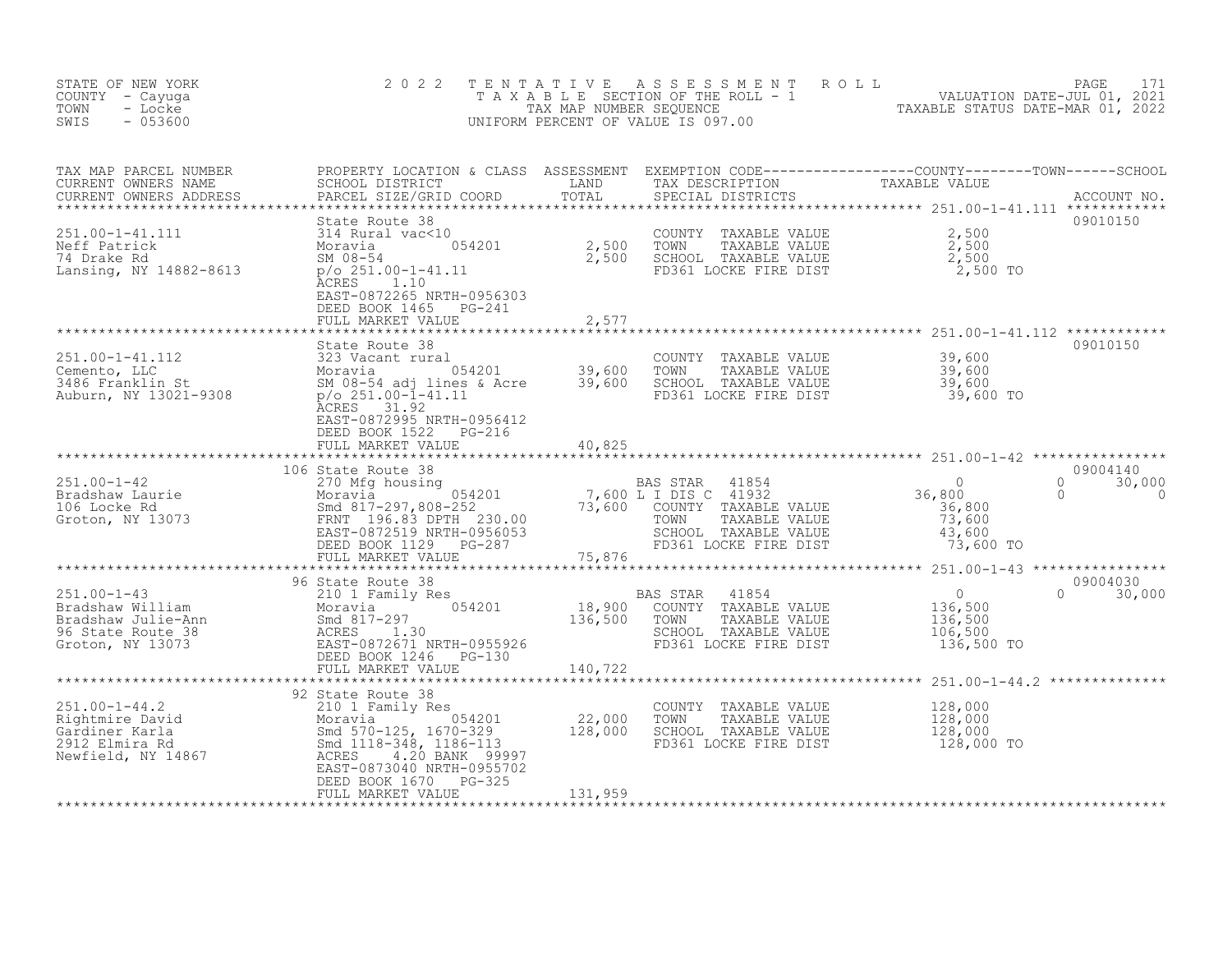STATE OF NEW YORK
COUNTY - Cayuga
TOWN - Locke
SWIS - 053600

# 2022 TENTATIVE ASSESSMENT ROLL

TAXABLE SECTION OF THE ROLL - 1
TAX MAP NUMBER SEQUENCE
UNIFORM PERCENT OF VALUE IS 097.00

VALUATION DATE-JUL 01, 2021
TAXABLE STATUS DATE-MAR 01, 2022

| TAX MAP PARCEL NUMBER / CURRENT OWNERS NAME / CURRENT OWNERS ADDRESS | PROPERTY LOCATION & CLASS / SCHOOL DISTRICT / PARCEL SIZE/GRID COORD | ASSESSMENT LAND | TOTAL | EXEMPTION CODE / TAX DESCRIPTION / SPECIAL DISTRICTS | COUNTY TAXABLE VALUE | TOWN | SCHOOL | ACCOUNT NO. |
|---|---|---|---|---|---|---|---|---|
| **251.00-1-41.111** | State Route 38 | | | | | | | 09010150 |
| Neff Patrick | 314 Rural vac<10 | | | COUNTY TAXABLE VALUE | 2,500 | | | |
| 74 Drake Rd | Moravia 054201 | 2,500 | | TOWN TAXABLE VALUE | 2,500 | | | |
| Lansing, NY 14882-8613 | SM 08-54 | | 2,500 | SCHOOL TAXABLE VALUE | 2,500 | | | |
| | p/o 251.00-1-41.11 | | | FD361 LOCKE FIRE DIST | 2,500 TO | | | |
| | ACRES 1.10 | | | | | | | |
| | EAST-0872265 NRTH-0956303 | | | | | | | |
| | DEED BOOK 1465 PG-241 | | | | | | | |
| | FULL MARKET VALUE | | 2,577 | | | | | |
| **251.00-1-41.112** | State Route 38 | | | | | | | 09010150 |
| Cemento, LLC | 323 Vacant rural | | | COUNTY TAXABLE VALUE | 39,600 | | | |
| 3486 Franklin St | Moravia 054201 | 39,600 | | TOWN TAXABLE VALUE | 39,600 | | | |
| Auburn, NY 13021-9308 | SM 08-54 adj lines & Acre | | 39,600 | SCHOOL TAXABLE VALUE | 39,600 | | | |
| | p/o 251.00-1-41.11 | | | FD361 LOCKE FIRE DIST | 39,600 TO | | | |
| | ACRES 31.92 | | | | | | | |
| | EAST-0872995 NRTH-0956412 | | | | | | | |
| | DEED BOOK 1522 PG-216 | | | | | | | |
| | FULL MARKET VALUE | | 40,825 | | | | | |
| **251.00-1-42** | 106 State Route 38 | | | | | | | 09004140 |
| Bradshaw Laurie | 270 Mfg housing | | | BAS STAR 41854 | 0 | 0 | 30,000 | |
| 106 Locke Rd | Moravia 054201 | 7,600 | | L I DIS C 41932 | 36,800 | 0 | 0 | |
| Groton, NY 13073 | Smd 817-297,808-252 | | 73,600 | COUNTY TAXABLE VALUE | 36,800 | | | |
| | FRNT 196.83 DPTH 230.00 | | | TOWN TAXABLE VALUE | 73,600 | | | |
| | EAST-0872519 NRTH-0956053 | | | SCHOOL TAXABLE VALUE | 43,600 | | | |
| | DEED BOOK 1129 PG-287 | | | FD361 LOCKE FIRE DIST | 73,600 TO | | | |
| | FULL MARKET VALUE | | 75,876 | | | | | |
| **251.00-1-43** | 96 State Route 38 | | | | | | | 09004030 |
| Bradshaw William | 210 1 Family Res | | | BAS STAR 41854 | 0 | 0 | 30,000 | |
| Bradshaw Julie-Ann | Moravia 054201 | 18,900 | | COUNTY TAXABLE VALUE | 136,500 | | | |
| 96 State Route 38 | Smd 817-297 | | 136,500 | TOWN TAXABLE VALUE | 136,500 | | | |
| Groton, NY 13073 | ACRES 1.30 | | | SCHOOL TAXABLE VALUE | 106,500 | | | |
| | EAST-0872671 NRTH-0955926 | | | FD361 LOCKE FIRE DIST | 136,500 TO | | | |
| | DEED BOOK 1246 PG-130 | | | | | | | |
| | FULL MARKET VALUE | | 140,722 | | | | | |
| **251.00-1-44.2** | 92 State Route 38 | | | | | | | |
| Rightmire David | 210 1 Family Res | | | COUNTY TAXABLE VALUE | 128,000 | | | |
| Gardiner Karla | Moravia 054201 | 22,000 | | TOWN TAXABLE VALUE | 128,000 | | | |
| 2912 Elmira Rd | Smd 570-125, 1670-329 | | 128,000 | SCHOOL TAXABLE VALUE | 128,000 | | | |
| Newfield, NY 14867 | Smd 1118-348, 1186-113 | | | FD361 LOCKE FIRE DIST | 128,000 TO | | | |
| | ACRES 4.20 BANK 99997 | | | | | | | |
| | EAST-0873040 NRTH-0955702 | | | | | | | |
| | DEED BOOK 1670 PG-325 | | | | | | | |
| | FULL MARKET VALUE | | 131,959 | | | | | |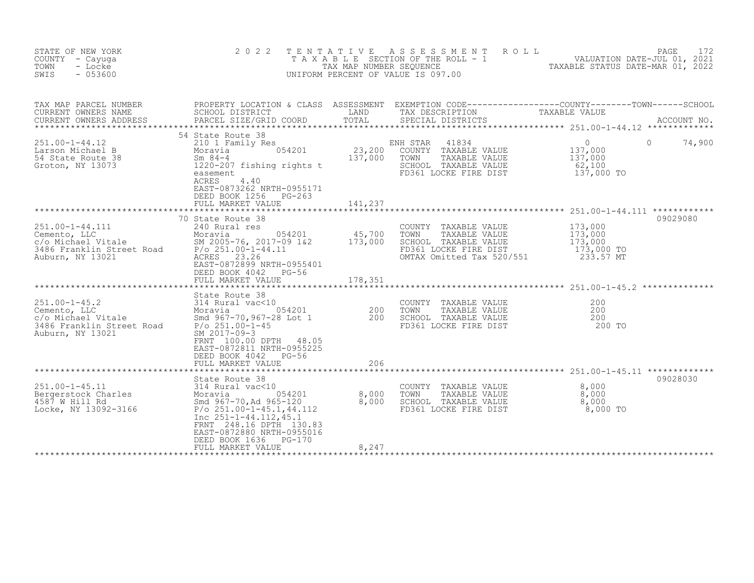STATE OF NEW YORK
COUNTY - Cayuga
TOWN - Locke
SWIS - 053600

2022 TENTATIVE ASSESSMENT ROLL
TAXABLE SECTION OF THE ROLL - 1
TAX MAP NUMBER SEQUENCE
UNIFORM PERCENT OF VALUE IS 097.00

VALUATION DATE-JUL 01, 2021
TAXABLE STATUS DATE-MAR 01, 2022

| TAX MAP PARCEL NUMBER / CURRENT OWNERS NAME / CURRENT OWNERS ADDRESS | PROPERTY LOCATION & CLASS / SCHOOL DISTRICT / PARCEL SIZE/GRID COORD | ASSESSMENT LAND / TOTAL | EXEMPTION CODE / TAX DESCRIPTION / SPECIAL DISTRICTS | COUNTY TAXABLE VALUE | TOWN | SCHOOL | ACCOUNT NO. |
|---|---|---|---|---|---|---|---|
| **251.00-1-44.12** | 54 State Route 38 | | | | | | |
| 251.00-1-44.12 | 210 1 Family Res | | ENH STAR 41834 | 0 | 0 | 74,900 | |
| Larson Michael B | Moravia 054201 | 23,200 | COUNTY TAXABLE VALUE | 137,000 | | | |
| 54 State Route 38 | Sm 84-4 | 137,000 | TOWN TAXABLE VALUE | 137,000 | | | |
| Groton, NY 13073 | 1220-207 fishing rights t | | SCHOOL TAXABLE VALUE | 62,100 | | | |
| | easement | | FD361 LOCKE FIRE DIST | 137,000 TO | | | |
| | ACRES 4.40 | | | | | | |
| | EAST-0873262 NRTH-0955171 | | | | | | |
| | DEED BOOK 1256 PG-263 | | | | | | |
| | FULL MARKET VALUE | 141,237 | | | | | |
| **251.00-1-44.111** | 70 State Route 38 | | | | | | 09029080 |
| 251.00-1-44.111 | 240 Rural res | | COUNTY TAXABLE VALUE | 173,000 | | | |
| Cemento, LLC | Moravia 054201 | 45,700 | TOWN TAXABLE VALUE | 173,000 | | | |
| c/o Michael Vitale | SM 2005-76, 2017-09 1&2 | 173,000 | SCHOOL TAXABLE VALUE | 173,000 | | | |
| 3486 Franklin Street Road | P/o 251.00-1-44.11 | | FD361 LOCKE FIRE DIST | 173,000 TO | | | |
| Auburn, NY 13021 | ACRES 23.26 | | OMTAX Omitted Tax 520/551 | 233.57 MT | | | |
| | EAST-0872899 NRTH-0955401 | | | | | | |
| | DEED BOOK 4042 PG-56 | | | | | | |
| | FULL MARKET VALUE | 178,351 | | | | | |
| **251.00-1-45.2** | State Route 38 | | | | | | |
| 251.00-1-45.2 | 314 Rural vac<10 | | COUNTY TAXABLE VALUE | 200 | | | |
| Cemento, LLC | Moravia 054201 | 200 | TOWN TAXABLE VALUE | 200 | | | |
| c/o Michael Vitale | Smd 967-70,967-28 Lot 1 | 200 | SCHOOL TAXABLE VALUE | 200 | | | |
| 3486 Franklin Street Road | P/o 251.00-1-45 | | FD361 LOCKE FIRE DIST | 200 TO | | | |
| Auburn, NY 13021 | SM 2017-09-3 | | | | | | |
| | FRNT 100.00 DPTH 48.05 | | | | | | |
| | EAST-0872811 NRTH-0955225 | | | | | | |
| | DEED BOOK 4042 PG-56 | | | | | | |
| | FULL MARKET VALUE | 206 | | | | | |
| **251.00-1-45.11** | State Route 38 | | | | | | 09028030 |
| 251.00-1-45.11 | 314 Rural vac<10 | | COUNTY TAXABLE VALUE | 8,000 | | | |
| Bergerstock Charles | Moravia 054201 | 8,000 | TOWN TAXABLE VALUE | 8,000 | | | |
| 4587 W Hill Rd | Smd 967-70,Ad 965-120 | 8,000 | SCHOOL TAXABLE VALUE | 8,000 | | | |
| Locke, NY 13092-3166 | P/o 251.00-1-45.1,44.112 | | FD361 LOCKE FIRE DIST | 8,000 TO | | | |
| | Inc 251-1-44.112,45.1 | | | | | | |
| | FRNT 248.16 DPTH 130.83 | | | | | | |
| | EAST-0872880 NRTH-0955016 | | | | | | |
| | DEED BOOK 1636 PG-170 | | | | | | |
| | FULL MARKET VALUE | 8,247 | | | | | |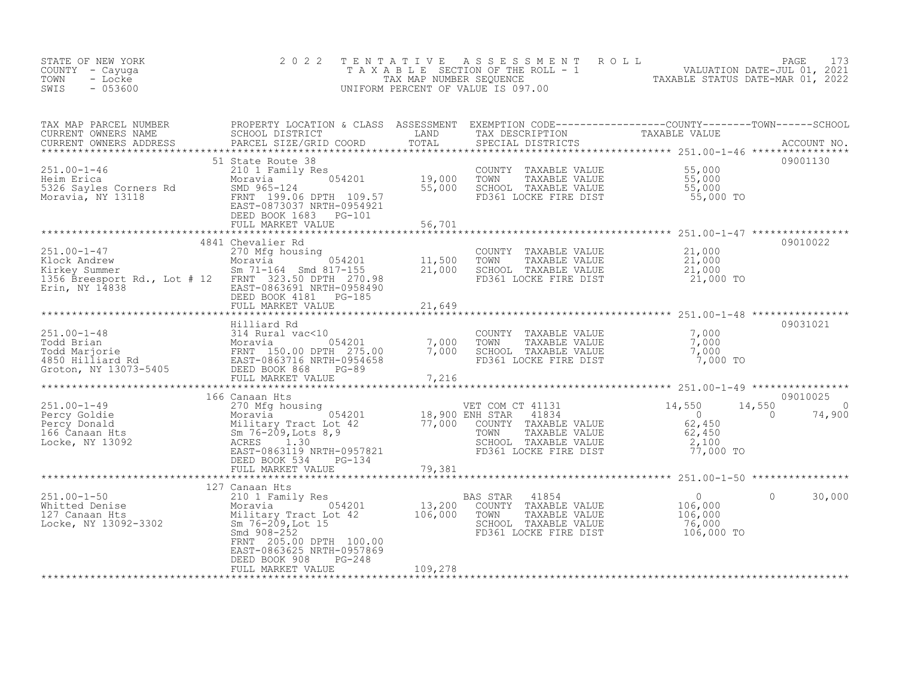STATE OF NEW YORK
COUNTY - Cayuga
TOWN - Locke
SWIS - 053600

# 2022 TENTATIVE ASSESSMENT ROLL

TAXABLE SECTION OF THE ROLL - 1
TAX MAP NUMBER SEQUENCE
UNIFORM PERCENT OF VALUE IS 097.00

VALUATION DATE-JUL 01, 2021
TAXABLE STATUS DATE-MAR 01, 2022

| TAX MAP PARCEL NUMBER / CURRENT OWNERS NAME / CURRENT OWNERS ADDRESS | PROPERTY LOCATION & CLASS / SCHOOL DISTRICT / PARCEL SIZE/GRID COORD | ASSESSMENT LAND / TOTAL | EXEMPTION CODE / TAX DESCRIPTION / SPECIAL DISTRICTS | COUNTY TAXABLE VALUE | TOWN | SCHOOL | ACCOUNT NO. |
|---|---|---|---|---|---|---|---|
| 251.00-1-46 | 51 State Route 38 | | | | | | 09001130 |
| Heim Erica | 210 1 Family Res | | COUNTY TAXABLE VALUE | 55,000 | | | |
| 5326 Sayles Corners Rd | Moravia 054201 | 19,000 | TOWN TAXABLE VALUE | 55,000 | | | |
| Moravia, NY 13118 | SMD 965-124 | 55,000 | SCHOOL TAXABLE VALUE | 55,000 | | | |
| | FRNT 199.06 DPTH 109.57 | | FD361 LOCKE FIRE DIST | 55,000 TO | | | |
| | EAST-0873037 NRTH-0954921 | | | | | | |
| | DEED BOOK 1683 PG-101 | | | | | | |
| | FULL MARKET VALUE | 56,701 | | | | | |
| 251.00-1-47 | 4841 Chevalier Rd | | | | | | 09010022 |
| Klock Andrew | 270 Mfg housing | | COUNTY TAXABLE VALUE | 21,000 | | | |
| Kirkey Summer | Moravia 054201 | 11,500 | TOWN TAXABLE VALUE | 21,000 | | | |
| 1356 Breesport Rd., Lot # 12 | Sm 71-164 Smd 817-155 | 21,000 | SCHOOL TAXABLE VALUE | 21,000 | | | |
| Erin, NY 14838 | FRNT 323.50 DPTH 270.98 | | FD361 LOCKE FIRE DIST | 21,000 TO | | | |
| | EAST-0863691 NRTH-0958490 | | | | | | |
| | DEED BOOK 4181 PG-185 | | | | | | |
| | FULL MARKET VALUE | 21,649 | | | | | |
| 251.00-1-48 | Hilliard Rd | | | | | | 09031021 |
| Todd Brian | 314 Rural vac<10 | | COUNTY TAXABLE VALUE | 7,000 | | | |
| Todd Marjorie | Moravia 054201 | 7,000 | TOWN TAXABLE VALUE | 7,000 | | | |
| 4850 Hilliard Rd | FRNT 150.00 DPTH 275.00 | 7,000 | SCHOOL TAXABLE VALUE | 7,000 | | | |
| Groton, NY 13073-5405 | EAST-0863716 NRTH-0954658 | | FD361 LOCKE FIRE DIST | 7,000 TO | | | |
| | DEED BOOK 868 PG-89 | | | | | | |
| | FULL MARKET VALUE | 7,216 | | | | | |
| 251.00-1-49 | 166 Canaan Hts | | | | | | 09010025 |
| Percy Goldie | 270 Mfg housing | | VET COM CT 41131 | 14,550 | 14,550 | 0 | |
| Percy Donald | Moravia 054201 | 18,900 | ENH STAR 41834 | 0 | 0 | 74,900 | |
| 166 Canaan Hts | Military Tract Lot 42 | 77,000 | COUNTY TAXABLE VALUE | 62,450 | | | |
| Locke, NY 13092 | Sm 76-209,Lots 8,9 | | TOWN TAXABLE VALUE | 62,450 | | | |
| | ACRES 1.30 | | SCHOOL TAXABLE VALUE | 2,100 | | | |
| | EAST-0863119 NRTH-0957821 | | FD361 LOCKE FIRE DIST | 77,000 TO | | | |
| | DEED BOOK 534 PG-134 | | | | | | |
| | FULL MARKET VALUE | 79,381 | | | | | |
| 251.00-1-50 | 127 Canaan Hts | | | | | | |
| Whitted Denise | 210 1 Family Res | | BAS STAR 41854 | 0 | 0 | 30,000 | |
| 127 Canaan Hts | Moravia 054201 | 13,200 | COUNTY TAXABLE VALUE | 106,000 | | | |
| Locke, NY 13092-3302 | Military Tract Lot 42 | 106,000 | TOWN TAXABLE VALUE | 106,000 | | | |
| | Sm 76-209,Lot 15 | | SCHOOL TAXABLE VALUE | 76,000 | | | |
| | Smd 908-252 | | FD361 LOCKE FIRE DIST | 106,000 TO | | | |
| | FRNT 205.00 DPTH 100.00 | | | | | | |
| | EAST-0863625 NRTH-0957869 | | | | | | |
| | DEED BOOK 908 PG-248 | | | | | | |
| | FULL MARKET VALUE | 109,278 | | | | | |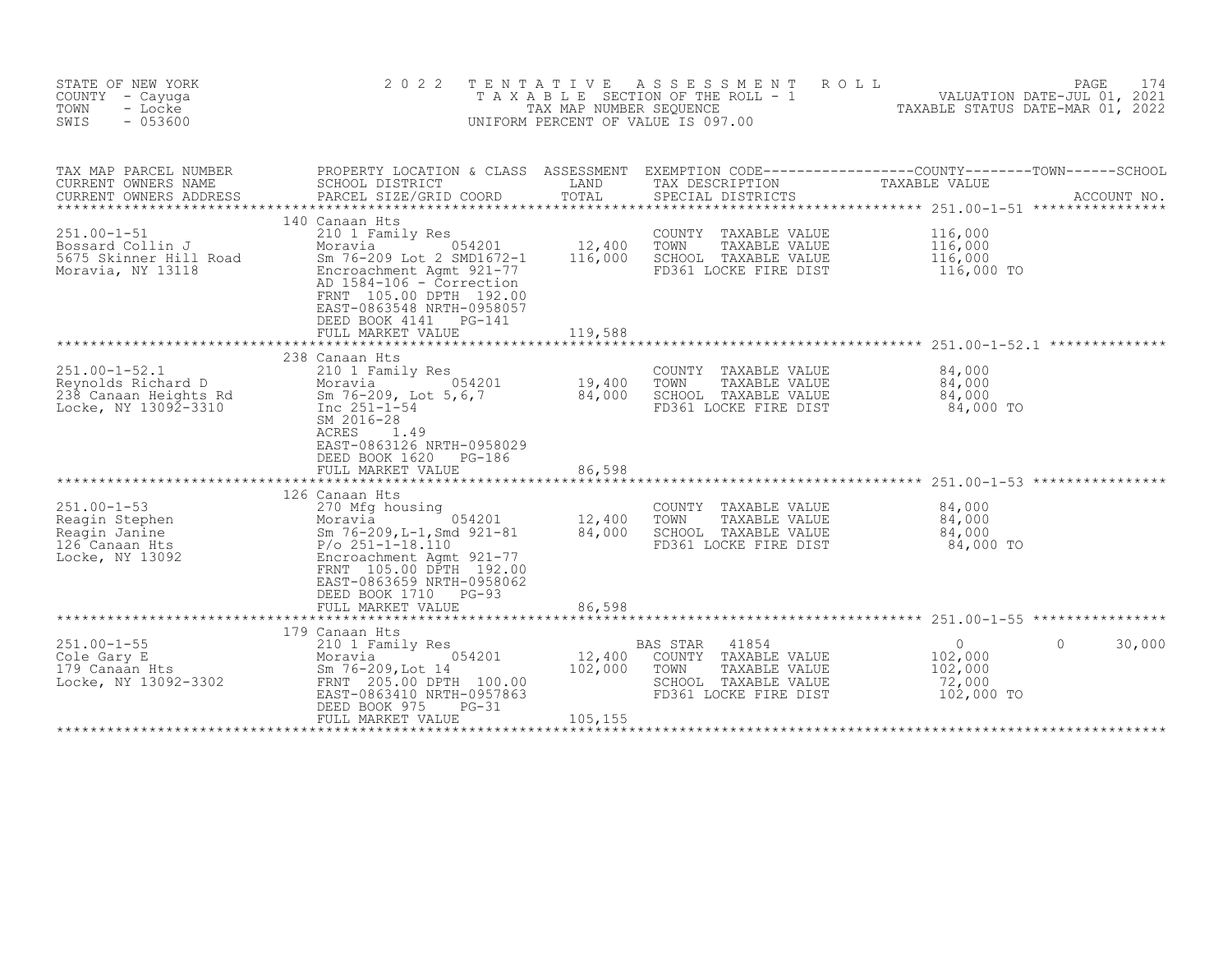STATE OF NEW YORK
COUNTY - Cayuga
TOWN - Locke
SWIS - 053600

2022 TENTATIVE ASSESSMENT ROLL
TAXABLE SECTION OF THE ROLL - 1
TAX MAP NUMBER SEQUENCE
UNIFORM PERCENT OF VALUE IS 097.00

VALUATION DATE-JUL 01, 2021
TAXABLE STATUS DATE-MAR 01, 2022

| TAX MAP PARCEL NUMBER / CURRENT OWNERS NAME / CURRENT OWNERS ADDRESS | PROPERTY LOCATION & CLASS / SCHOOL DISTRICT / PARCEL SIZE/GRID COORD | ASSESSMENT LAND | ASSESSMENT TOTAL | EXEMPTION CODE / TAX DESCRIPTION / SPECIAL DISTRICTS | COUNTY TAXABLE VALUE | TOWN | SCHOOL | ACCOUNT NO. |
|---|---|---|---|---|---|---|---|---|
| 251.00-1-51 | 140 Canaan Hts | | | | | | | |
| Bossard Collin J | 210 1 Family Res | | | COUNTY TAXABLE VALUE | 116,000 | | | |
| 5675 Skinner Hill Road | Moravia 054201 | 12,400 | | TOWN TAXABLE VALUE | 116,000 | | | |
| Moravia, NY 13118 | Sm 76-209 Lot 2 SMD1672-1 | | 116,000 | SCHOOL TAXABLE VALUE | 116,000 | | | |
| | Encroachment Agmt 921-77 | | | FD361 LOCKE FIRE DIST | 116,000 TO | | | |
| | AD 1584-106 - Correction | | | | | | | |
| | FRNT 105.00 DPTH 192.00 | | | | | | | |
| | EAST-0863548 NRTH-0958057 | | | | | | | |
| | DEED BOOK 4141 PG-141 | | | | | | | |
| | FULL MARKET VALUE | | 119,588 | | | | | |
| 251.00-1-52.1 | 238 Canaan Hts | | | | | | | |
| Reynolds Richard D | 210 1 Family Res | | | COUNTY TAXABLE VALUE | 84,000 | | | |
| 238 Canaan Heights Rd | Moravia 054201 | 19,400 | | TOWN TAXABLE VALUE | 84,000 | | | |
| Locke, NY 13092-3310 | Sm 76-209, Lot 5,6,7 | | 84,000 | SCHOOL TAXABLE VALUE | 84,000 | | | |
| | Inc 251-1-54 | | | FD361 LOCKE FIRE DIST | 84,000 TO | | | |
| | SM 2016-28 | | | | | | | |
| | ACRES 1.49 | | | | | | | |
| | EAST-0863126 NRTH-0958029 | | | | | | | |
| | DEED BOOK 1620 PG-186 | | | | | | | |
| | FULL MARKET VALUE | | 86,598 | | | | | |
| 251.00-1-53 | 126 Canaan Hts | | | | | | | |
| Reagin Stephen | 270 Mfg housing | | | COUNTY TAXABLE VALUE | 84,000 | | | |
| Reagin Janine | Moravia 054201 | 12,400 | | TOWN TAXABLE VALUE | 84,000 | | | |
| 126 Canaan Hts | Sm 76-209,L-1,Smd 921-81 | | 84,000 | SCHOOL TAXABLE VALUE | 84,000 | | | |
| Locke, NY 13092 | P/o 251-1-18.110 | | | FD361 LOCKE FIRE DIST | 84,000 TO | | | |
| | Encroachment Agmt 921-77 | | | | | | | |
| | FRNT 105.00 DPTH 192.00 | | | | | | | |
| | EAST-0863659 NRTH-0958062 | | | | | | | |
| | DEED BOOK 1710 PG-93 | | | | | | | |
| | FULL MARKET VALUE | | 86,598 | | | | | |
| 251.00-1-55 | 179 Canaan Hts | | | | | | | |
| Cole Gary E | 210 1 Family Res | | | BAS STAR 41854 | 0 | 0 | 30,000 | |
| 179 Canaan Hts | Moravia 054201 | 12,400 | | COUNTY TAXABLE VALUE | 102,000 | | | |
| Locke, NY 13092-3302 | Sm 76-209,Lot 14 | | 102,000 | TOWN TAXABLE VALUE | 102,000 | | | |
| | FRNT 205.00 DPTH 100.00 | | | SCHOOL TAXABLE VALUE | 72,000 | | | |
| | EAST-0863410 NRTH-0957863 | | | FD361 LOCKE FIRE DIST | 102,000 TO | | | |
| | DEED BOOK 975 PG-31 | | | | | | | |
| | FULL MARKET VALUE | | 105,155 | | | | | |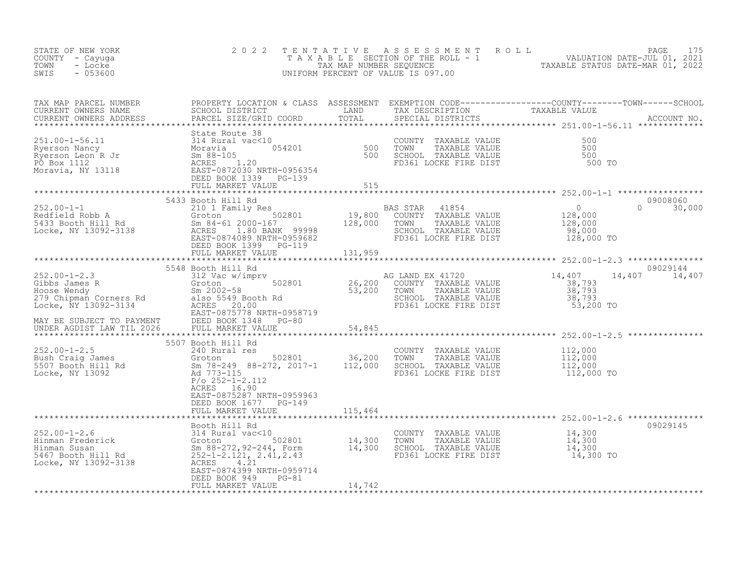STATE OF NEW YORK
COUNTY - Cayuga
TOWN - Locke
SWIS - 053600

2022 TENTATIVE ASSESSMENT ROLL
TAXABLE SECTION OF THE ROLL - 1
TAX MAP NUMBER SEQUENCE
UNIFORM PERCENT OF VALUE IS 097.00

VALUATION DATE-JUL 01, 2021
TAXABLE STATUS DATE-MAR 01, 2022

| TAX MAP PARCEL NUMBER / CURRENT OWNERS NAME / CURRENT OWNERS ADDRESS | PROPERTY LOCATION & CLASS / SCHOOL DISTRICT / PARCEL SIZE/GRID COORD | ASSESSMENT LAND / TOTAL | EXEMPTION CODE / TAX DESCRIPTION / SPECIAL DISTRICTS | COUNTY TAXABLE VALUE | TOWN | SCHOOL | ACCOUNT NO. |
|---|---|---|---|---|---|---|---|
| **251.00-1-56.11** | State Route 38 | | | | | | |
| 251.00-1-56.11 | 314 Rural vac<10 | | COUNTY TAXABLE VALUE | 500 | | | |
| Ryerson Nancy | Moravia 054201 | 500 | TOWN TAXABLE VALUE | 500 | | | |
| Ryerson Leon R Jr | Sm 88-105 | 500 | SCHOOL TAXABLE VALUE | 500 | | | |
| PO Box 1112 | ACRES 1.20 | | FD361 LOCKE FIRE DIST | 500 TO | | | |
| Moravia, NY 13118 | EAST-0872030 NRTH-0956354 | | | | | | |
| | DEED BOOK 1339 PG-139 | | | | | | |
| | FULL MARKET VALUE | 515 | | | | | |
| **252.00-1-1** | 5433 Booth Hill Rd | | | | | | 09008060 |
| 252.00-1-1 | 210 1 Family Res | | BAS STAR 41854 | 0 | 0 | 30,000 | |
| Redfield Robb A | Groton 502801 | 19,800 | COUNTY TAXABLE VALUE | 128,000 | | | |
| 5433 Booth Hill Rd | Sm 84-61 2000-167 | 128,000 | TOWN TAXABLE VALUE | 128,000 | | | |
| Locke, NY 13092-3138 | ACRES 1.80 BANK 99998 | | SCHOOL TAXABLE VALUE | 98,000 | | | |
| | EAST-0874089 NRTH-0959682 | | FD361 LOCKE FIRE DIST | 128,000 TO | | | |
| | DEED BOOK 1399 PG-119 | | | | | | |
| | FULL MARKET VALUE | 131,959 | | | | | |
| **252.00-1-2.3** | 5548 Booth Hill Rd | | | | | | 09029144 |
| 252.00-1-2.3 | 312 Vac w/imprv | | AG LAND EX 41720 | 14,407 | 14,407 | 14,407 | |
| Gibbs James R | Groton 502801 | 26,200 | COUNTY TAXABLE VALUE | 38,793 | | | |
| Hoose Wendy | Sm 2002-58 | 53,200 | TOWN TAXABLE VALUE | 38,793 | | | |
| 279 Chipman Corners Rd | also 5549 Booth Rd | | SCHOOL TAXABLE VALUE | 38,793 | | | |
| Locke, NY 13092-3134 | ACRES 20.00 | | FD361 LOCKE FIRE DIST | 53,200 TO | | | |
| | EAST-0875778 NRTH-0958719 | | | | | | |
| MAY BE SUBJECT TO PAYMENT | DEED BOOK 1348 PG-80 | | | | | | |
| UNDER AGDIST LAW TIL 2026 | FULL MARKET VALUE | 54,845 | | | | | |
| **252.00-1-2.5** | 5507 Booth Hill Rd | | | | | | |
| 252.00-1-2.5 | 240 Rural res | | COUNTY TAXABLE VALUE | 112,000 | | | |
| Bush Craig James | Groton 502801 | 36,200 | TOWN TAXABLE VALUE | 112,000 | | | |
| 5507 Booth Hill Rd | Sm 78-249 88-272, 2017-1 | 112,000 | SCHOOL TAXABLE VALUE | 112,000 | | | |
| Locke, NY 13092 | Ad 773-115 | | FD361 LOCKE FIRE DIST | 112,000 TO | | | |
| | P/o 252-1-2.112 | | | | | | |
| | ACRES 16.90 | | | | | | |
| | EAST-0875287 NRTH-0959963 | | | | | | |
| | DEED BOOK 1677 PG-149 | | | | | | |
| | FULL MARKET VALUE | 115,464 | | | | | |
| **252.00-1-2.6** | Booth Hill Rd | | | | | | 09029145 |
| 252.00-1-2.6 | 314 Rural vac<10 | | COUNTY TAXABLE VALUE | 14,300 | | | |
| Hinman Frederick | Groton 502801 | 14,300 | TOWN TAXABLE VALUE | 14,300 | | | |
| Hinman Susan | Sm 88-272,92-244, Form | 14,300 | SCHOOL TAXABLE VALUE | 14,300 | | | |
| 5467 Booth Hill Rd | 252-1-2.121, 2.41,2.43 | | FD361 LOCKE FIRE DIST | 14,300 TO | | | |
| Locke, NY 13092-3138 | ACRES 4.21 | | | | | | |
| | EAST-0874399 NRTH-0959714 | | | | | | |
| | DEED BOOK 949 PG-81 | | | | | | |
| | FULL MARKET VALUE | 14,742 | | | | | |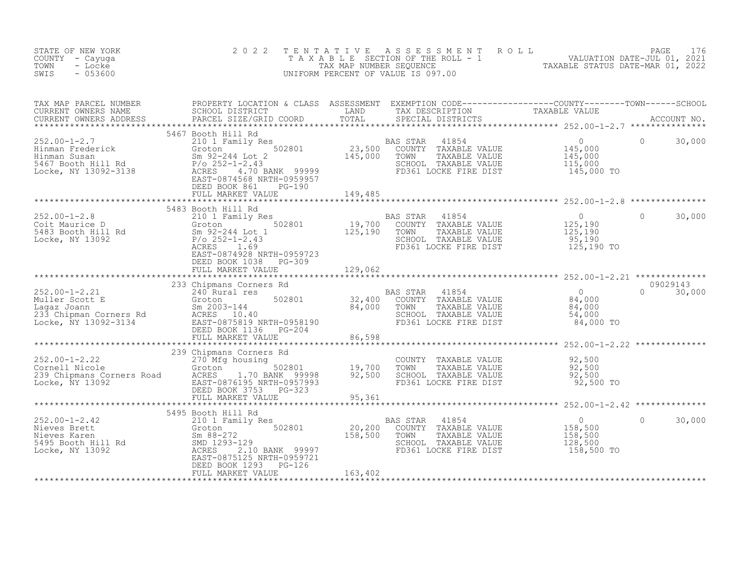STATE OF NEW YORK
COUNTY - Cayuga
TOWN - Locke
SWIS - 053600

2 0 2 2 T E N T A T I V E A S S E S S M E N T R O L L
T A X A B L E SECTION OF THE ROLL - 1
TAX MAP NUMBER SEQUENCE
UNIFORM PERCENT OF VALUE IS 097.00

VALUATION DATE-JUL 01, 2021
TAXABLE STATUS DATE-MAR 01, 2022

| TAX MAP PARCEL NUMBER / CURRENT OWNERS NAME / CURRENT OWNERS ADDRESS | PROPERTY LOCATION & CLASS / SCHOOL DISTRICT / PARCEL SIZE/GRID COORD | ASSESSMENT LAND / TOTAL | EXEMPTION CODE / TAX DESCRIPTION / SPECIAL DISTRICTS | COUNTY TAXABLE VALUE | TOWN | SCHOOL / ACCOUNT NO. |
|---|---|---|---|---|---|---|
| 252.00-1-2.7 | 5467 Booth Hill Rd | | | | | |
| | 210 1 Family Res | | BAS STAR 41854 | 0 | 0 | 30,000 |
| Hinman Frederick | Groton 502801 | 23,500 | COUNTY TAXABLE VALUE | 145,000 | | |
| Hinman Susan | Sm 92-244 Lot 2 | 145,000 | TOWN TAXABLE VALUE | 145,000 | | |
| 5467 Booth Hill Rd | P/o 252-1-2.43 | | SCHOOL TAXABLE VALUE | 115,000 | | |
| Locke, NY 13092-3138 | ACRES 4.70 BANK 99999 | | FD361 LOCKE FIRE DIST | 145,000 TO | | |
| | EAST-0874568 NRTH-0959957 | | | | | |
| | DEED BOOK 861 PG-190 | | | | | |
| | FULL MARKET VALUE | 149,485 | | | | |
| 252.00-1-2.8 | 5483 Booth Hill Rd | | | | | |
| | 210 1 Family Res | | BAS STAR 41854 | 0 | 0 | 30,000 |
| Coit Maurice D | Groton 502801 | 19,700 | COUNTY TAXABLE VALUE | 125,190 | | |
| 5483 Booth Hill Rd | Sm 92-244 Lot 1 | 125,190 | TOWN TAXABLE VALUE | 125,190 | | |
| Locke, NY 13092 | P/o 252-1-2.43 | | SCHOOL TAXABLE VALUE | 95,190 | | |
| | ACRES 1.69 | | FD361 LOCKE FIRE DIST | 125,190 TO | | |
| | EAST-0874928 NRTH-0959723 | | | | | |
| | DEED BOOK 1038 PG-309 | | | | | |
| | FULL MARKET VALUE | 129,062 | | | | |
| 252.00-1-2.21 | 233 Chipmans Corners Rd | | | | | 09029143 |
| | 240 Rural res | | BAS STAR 41854 | 0 | 0 | 30,000 |
| Muller Scott E | Groton 502801 | 32,400 | COUNTY TAXABLE VALUE | 84,000 | | |
| Lagaz Joann | Sm 2003-144 | 84,000 | TOWN TAXABLE VALUE | 84,000 | | |
| 233 Chipman Corners Rd | ACRES 10.40 | | SCHOOL TAXABLE VALUE | 54,000 | | |
| Locke, NY 13092-3134 | EAST-0875819 NRTH-0958190 | | FD361 LOCKE FIRE DIST | 84,000 TO | | |
| | DEED BOOK 1136 PG-204 | | | | | |
| | FULL MARKET VALUE | 86,598 | | | | |
| 252.00-1-2.22 | 239 Chipmans Corners Rd | | | | | |
| | 270 Mfg housing | | COUNTY TAXABLE VALUE | 92,500 | | |
| Cornell Nicole | Groton 502801 | 19,700 | TOWN TAXABLE VALUE | 92,500 | | |
| 239 Chipmans Corners Road | ACRES 1.70 BANK 99998 | 92,500 | SCHOOL TAXABLE VALUE | 92,500 | | |
| Locke, NY 13092 | EAST-0876195 NRTH-0957993 | | FD361 LOCKE FIRE DIST | 92,500 TO | | |
| | DEED BOOK 3753 PG-323 | | | | | |
| | FULL MARKET VALUE | 95,361 | | | | |
| 252.00-1-2.42 | 5495 Booth Hill Rd | | | | | |
| | 210 1 Family Res | | BAS STAR 41854 | 0 | 0 | 30,000 |
| Nieves Brett | Groton 502801 | 20,200 | COUNTY TAXABLE VALUE | 158,500 | | |
| Nieves Karen | Sm 88-272 | 158,500 | TOWN TAXABLE VALUE | 158,500 | | |
| 5495 Booth Hill Rd | SMD 1293-129 | | SCHOOL TAXABLE VALUE | 128,500 | | |
| Locke, NY 13092 | ACRES 2.10 BANK 99997 | | FD361 LOCKE FIRE DIST | 158,500 TO | | |
| | EAST-0875125 NRTH-0959721 | | | | | |
| | DEED BOOK 1293 PG-126 | | | | | |
| | FULL MARKET VALUE | 163,402 | | | | |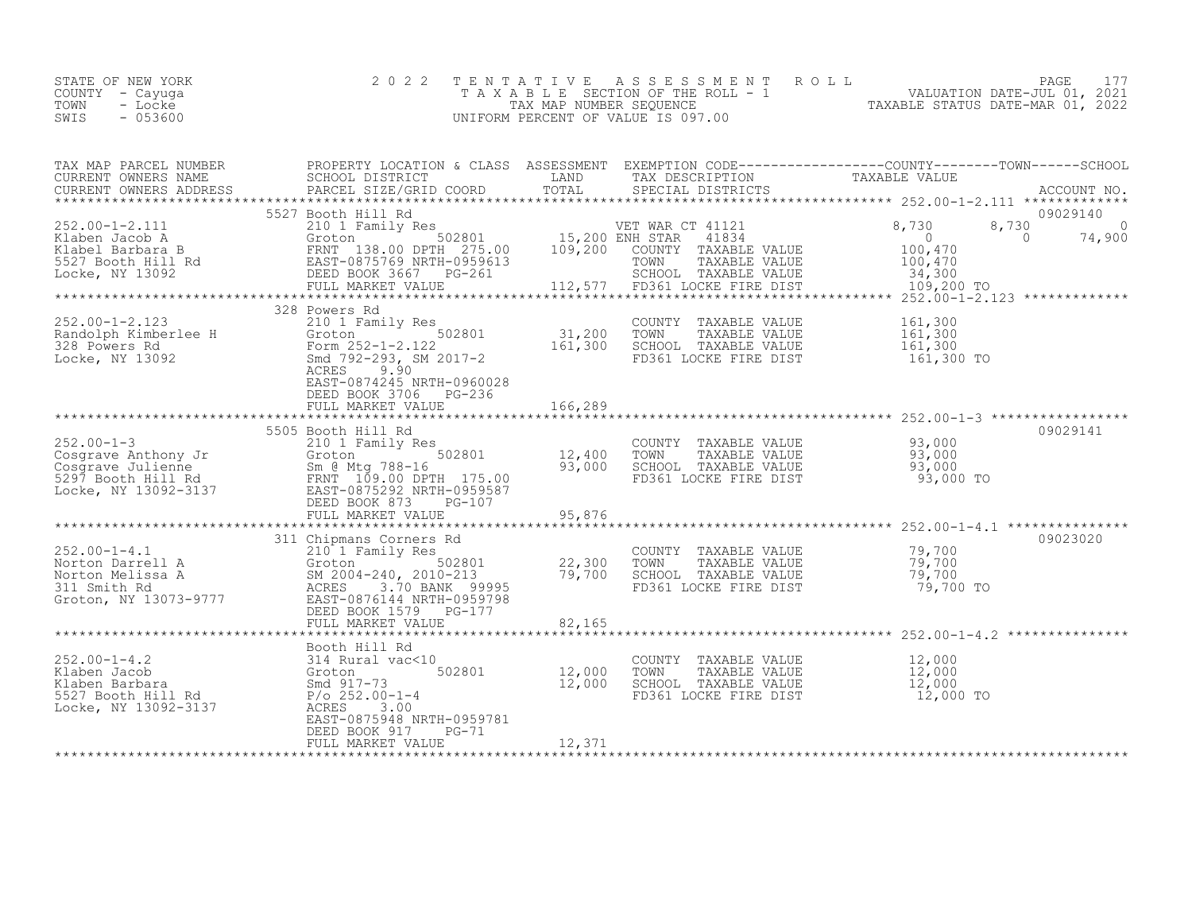STATE OF NEW YORK
COUNTY - Cayuga
TOWN - Locke
SWIS - 053600

2022 TENTATIVE ASSESSMENT ROLL
TAXABLE SECTION OF THE ROLL - 1
TAX MAP NUMBER SEQUENCE
UNIFORM PERCENT OF VALUE IS 097.00

VALUATION DATE-JUL 01, 2021
TAXABLE STATUS DATE-MAR 01, 2022

| TAX MAP PARCEL NUMBER / CURRENT OWNERS NAME / CURRENT OWNERS ADDRESS | PROPERTY LOCATION & CLASS / SCHOOL DISTRICT / PARCEL SIZE/GRID COORD | ASSESSMENT LAND / TOTAL | EXEMPTION CODE / TAX DESCRIPTION / SPECIAL DISTRICTS | COUNTY TAXABLE VALUE | TOWN | SCHOOL | ACCOUNT NO. |
|---|---|---|---|---|---|---|---|
| **252.00-1-2.111** | 5527 Booth Hill Rd | | | | | | 09029140 |
| Klaben Jacob A | 210 1 Family Res | | VET WAR CT 41121 | 8,730 | 8,730 | 0 | |
| Klabel Barbara B | Groton 502801 | 15,200 | ENH STAR 41834 | 0 | 0 | 74,900 | |
| 5527 Booth Hill Rd | FRNT 138.00 DPTH 275.00 | 109,200 | COUNTY TAXABLE VALUE | 100,470 | | | |
| Locke, NY 13092 | EAST-0875769 NRTH-0959613 | | TOWN TAXABLE VALUE | 100,470 | | | |
| | DEED BOOK 3667 PG-261 | | SCHOOL TAXABLE VALUE | 34,300 | | | |
| | FULL MARKET VALUE | 112,577 | FD361 LOCKE FIRE DIST | 109,200 TO | | | |
| **252.00-1-2.123** | 328 Powers Rd | | | | | | |
| Randolph Kimberlee H | 210 1 Family Res | | COUNTY TAXABLE VALUE | 161,300 | | | |
| 328 Powers Rd | Groton 502801 | 31,200 | TOWN TAXABLE VALUE | 161,300 | | | |
| Locke, NY 13092 | Form 252-1-2.122 | 161,300 | SCHOOL TAXABLE VALUE | 161,300 | | | |
| | Smd 792-293, SM 2017-2 | | FD361 LOCKE FIRE DIST | 161,300 TO | | | |
| | ACRES 9.90 | | | | | | |
| | EAST-0874245 NRTH-0960028 | | | | | | |
| | DEED BOOK 3706 PG-236 | | | | | | |
| | FULL MARKET VALUE | 166,289 | | | | | |
| **252.00-1-3** | 5505 Booth Hill Rd | | | | | | 09029141 |
| Cosgrave Anthony Jr | 210 1 Family Res | | COUNTY TAXABLE VALUE | 93,000 | | | |
| Cosgrave Julienne | Groton 502801 | 12,400 | TOWN TAXABLE VALUE | 93,000 | | | |
| 5297 Booth Hill Rd | Sm @ Mtg 788-16 | 93,000 | SCHOOL TAXABLE VALUE | 93,000 | | | |
| Locke, NY 13092-3137 | FRNT 109.00 DPTH 175.00 | | FD361 LOCKE FIRE DIST | 93,000 TO | | | |
| | EAST-0875292 NRTH-0959587 | | | | | | |
| | DEED BOOK 873 PG-107 | | | | | | |
| | FULL MARKET VALUE | 95,876 | | | | | |
| **252.00-1-4.1** | 311 Chipmans Corners Rd | | | | | | 09023020 |
| Norton Darrell A | 210 1 Family Res | | COUNTY TAXABLE VALUE | 79,700 | | | |
| Norton Melissa A | Groton 502801 | 22,300 | TOWN TAXABLE VALUE | 79,700 | | | |
| 311 Smith Rd | SM 2004-240, 2010-213 | 79,700 | SCHOOL TAXABLE VALUE | 79,700 | | | |
| Groton, NY 13073-9777 | ACRES 3.70 BANK 99995 | | FD361 LOCKE FIRE DIST | 79,700 TO | | | |
| | EAST-0876144 NRTH-0959798 | | | | | | |
| | DEED BOOK 1579 PG-177 | | | | | | |
| | FULL MARKET VALUE | 82,165 | | | | | |
| **252.00-1-4.2** | Booth Hill Rd | | | | | | |
| Klaben Jacob | 314 Rural vac<10 | | COUNTY TAXABLE VALUE | 12,000 | | | |
| Klaben Barbara | Groton 502801 | 12,000 | TOWN TAXABLE VALUE | 12,000 | | | |
| 5527 Booth Hill Rd | Smd 917-73 | 12,000 | SCHOOL TAXABLE VALUE | 12,000 | | | |
| Locke, NY 13092-3137 | P/o 252.00-1-4 | | FD361 LOCKE FIRE DIST | 12,000 TO | | | |
| | ACRES 3.00 | | | | | | |
| | EAST-0875948 NRTH-0959781 | | | | | | |
| | DEED BOOK 917 PG-71 | | | | | | |
| | FULL MARKET VALUE | 12,371 | | | | | |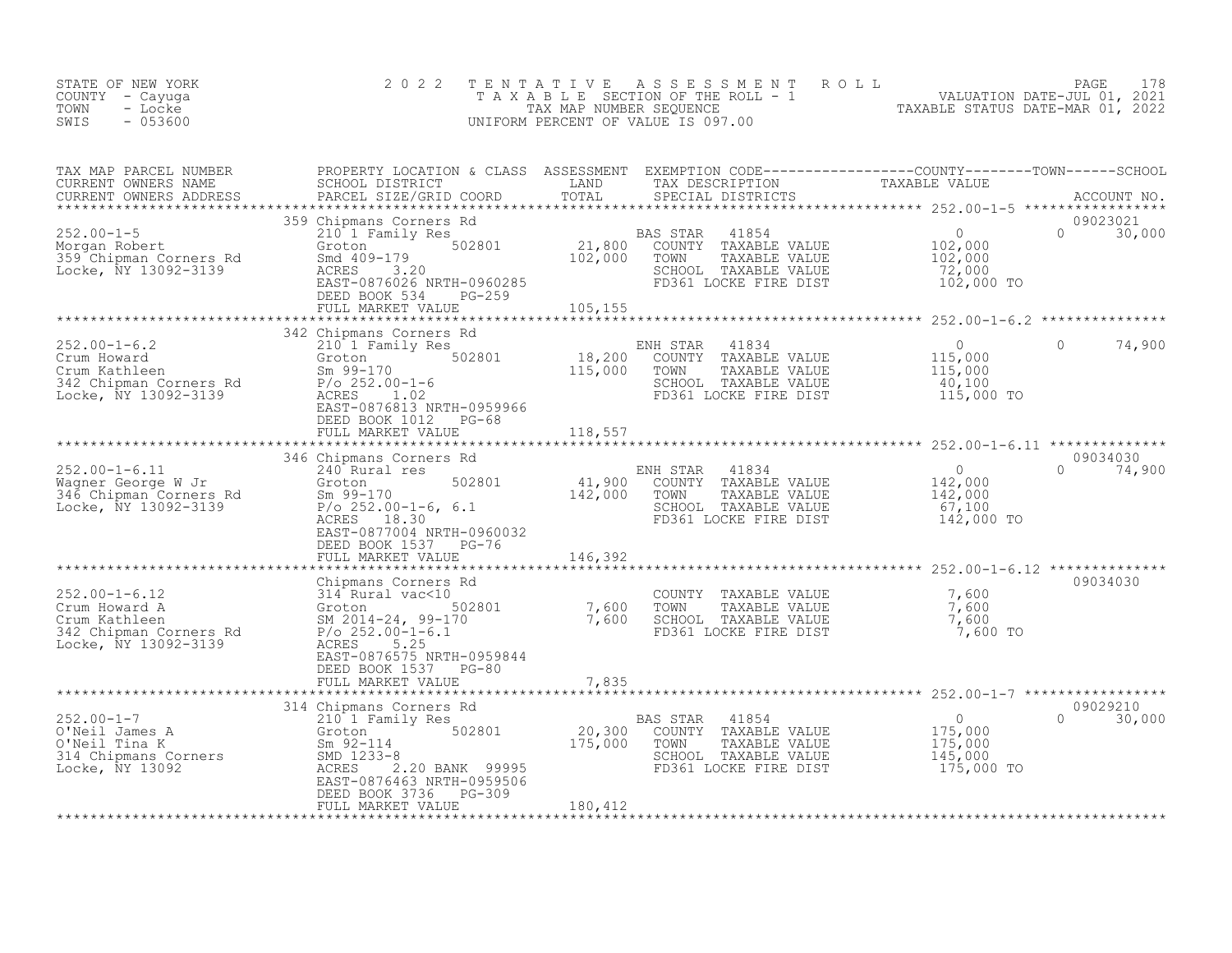STATE OF NEW YORK
COUNTY - Cayuga
TOWN - Locke
SWIS - 053600

2022 TENTATIVE ASSESSMENT ROLL
TAXABLE SECTION OF THE ROLL - 1
TAX MAP NUMBER SEQUENCE
UNIFORM PERCENT OF VALUE IS 097.00

VALUATION DATE-JUL 01, 2021
TAXABLE STATUS DATE-MAR 01, 2022

| TAX MAP PARCEL NUMBER / CURRENT OWNERS NAME / CURRENT OWNERS ADDRESS | PROPERTY LOCATION & CLASS / SCHOOL DISTRICT / PARCEL SIZE/GRID COORD | ASSESSMENT LAND / TOTAL | EXEMPTION CODE / TAX DESCRIPTION / SPECIAL DISTRICTS | COUNTY / TOWN / SCHOOL TAXABLE VALUE | ACCOUNT NO. |
|---|---|---|---|---|---|
| **252.00-1-5** | 359 Chipmans Corners Rd | | | | 09023021 |
| Morgan Robert | 210 1 Family Res | | BAS STAR 41854 | 0 0 30,000 | |
| 359 Chipman Corners Rd | Groton 502801 | 21,800 | COUNTY TAXABLE VALUE | 102,000 | |
| Locke, NY 13092-3139 | Smd 409-179 | 102,000 | TOWN TAXABLE VALUE | 102,000 | |
| | ACRES 3.20 | | SCHOOL TAXABLE VALUE | 72,000 | |
| | EAST-0876026 NRTH-0960285 | | FD361 LOCKE FIRE DIST | 102,000 TO | |
| | DEED BOOK 534 PG-259 | | | | |
| | FULL MARKET VALUE | 105,155 | | | |
| **252.00-1-6.2** | 342 Chipmans Corners Rd | | | | |
| Crum Howard | 210 1 Family Res | | ENH STAR 41834 | 0 0 74,900 | |
| Crum Kathleen | Groton 502801 | 18,200 | COUNTY TAXABLE VALUE | 115,000 | |
| 342 Chipman Corners Rd | Sm 99-170 | 115,000 | TOWN TAXABLE VALUE | 115,000 | |
| Locke, NY 13092-3139 | P/o 252.00-1-6 | | SCHOOL TAXABLE VALUE | 40,100 | |
| | ACRES 1.02 | | FD361 LOCKE FIRE DIST | 115,000 TO | |
| | EAST-0876813 NRTH-0959966 | | | | |
| | DEED BOOK 1012 PG-68 | | | | |
| | FULL MARKET VALUE | 118,557 | | | |
| **252.00-1-6.11** | 346 Chipmans Corners Rd | | | | 09034030 |
| Wagner George W Jr | 240 Rural res | | ENH STAR 41834 | 0 0 74,900 | |
| 346 Chipman Corners Rd | Groton 502801 | 41,900 | COUNTY TAXABLE VALUE | 142,000 | |
| Locke, NY 13092-3139 | Sm 99-170 | 142,000 | TOWN TAXABLE VALUE | 142,000 | |
| | P/o 252.00-1-6, 6.1 | | SCHOOL TAXABLE VALUE | 67,100 | |
| | ACRES 18.30 | | FD361 LOCKE FIRE DIST | 142,000 TO | |
| | EAST-0877004 NRTH-0960032 | | | | |
| | DEED BOOK 1537 PG-76 | | | | |
| | FULL MARKET VALUE | 146,392 | | | |
| **252.00-1-6.12** | Chipmans Corners Rd | | | | 09034030 |
| Crum Howard A | 314 Rural vac<10 | | COUNTY TAXABLE VALUE | 7,600 | |
| Crum Kathleen | Groton 502801 | 7,600 | TOWN TAXABLE VALUE | 7,600 | |
| 342 Chipman Corners Rd | SM 2014-24, 99-170 | 7,600 | SCHOOL TAXABLE VALUE | 7,600 | |
| Locke, NY 13092-3139 | P/o 252.00-1-6.1 | | FD361 LOCKE FIRE DIST | 7,600 TO | |
| | ACRES 5.25 | | | | |
| | EAST-0876575 NRTH-0959844 | | | | |
| | DEED BOOK 1537 PG-80 | | | | |
| | FULL MARKET VALUE | 7,835 | | | |
| **252.00-1-7** | 314 Chipmans Corners Rd | | | | 09029210 |
| O'Neil James A | 210 1 Family Res | | BAS STAR 41854 | 0 0 30,000 | |
| O'Neil Tina K | Groton 502801 | 20,300 | COUNTY TAXABLE VALUE | 175,000 | |
| 314 Chipmans Corners | Sm 92-114 | 175,000 | TOWN TAXABLE VALUE | 175,000 | |
| Locke, NY 13092 | SMD 1233-8 | | SCHOOL TAXABLE VALUE | 145,000 | |
| | ACRES 2.20 BANK 99995 | | FD361 LOCKE FIRE DIST | 175,000 TO | |
| | EAST-0876463 NRTH-0959506 | | | | |
| | DEED BOOK 3736 PG-309 | | | | |
| | FULL MARKET VALUE | 180,412 | | | |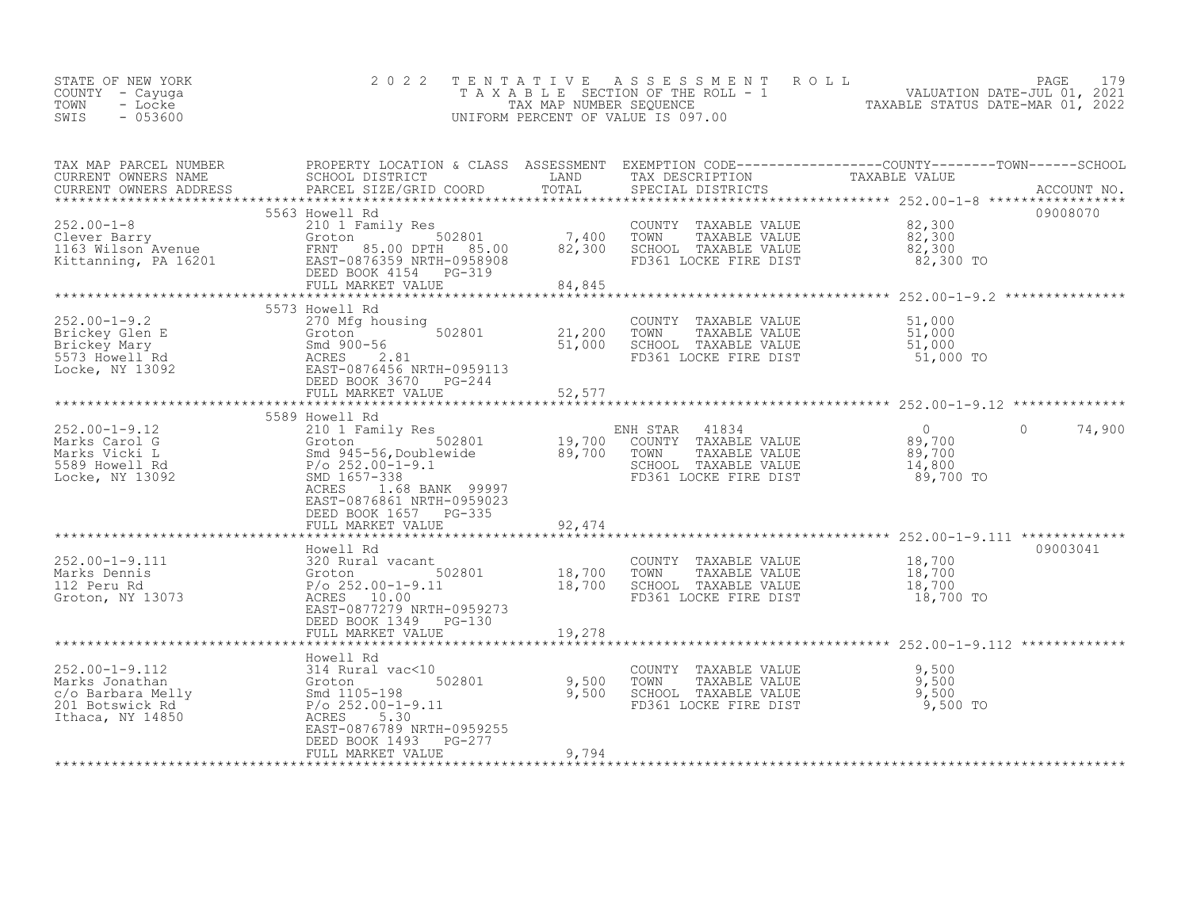STATE OF NEW YORK
COUNTY - Cayuga
TOWN - Locke
SWIS - 053600

2 0 2 2 T E N T A T I V E A S S E S S M E N T R O L L
T A X A B L E SECTION OF THE ROLL - 1
TAX MAP NUMBER SEQUENCE
UNIFORM PERCENT OF VALUE IS 097.00

VALUATION DATE-JUL 01, 2021
TAXABLE STATUS DATE-MAR 01, 2022

| TAX MAP PARCEL NUMBER / CURRENT OWNERS NAME / CURRENT OWNERS ADDRESS | PROPERTY LOCATION & CLASS / SCHOOL DISTRICT / PARCEL SIZE/GRID COORD | ASSESSMENT LAND | TOTAL | EXEMPTION CODE / TAX DESCRIPTION / SPECIAL DISTRICTS | COUNTY / TOWN / SCHOOL TAXABLE VALUE | ACCOUNT NO. |
|---|---|---|---|---|---|---|
| **252.00-1-8** | 5563 Howell Rd | | | | | 09008070 |
| Clever Barry | 210 1 Family Res | | | COUNTY TAXABLE VALUE | 82,300 | |
| 1163 Wilson Avenue | Groton 502801 | 7,400 | | TOWN TAXABLE VALUE | 82,300 | |
| Kittanning, PA 16201 | FRNT 85.00 DPTH 85.00 | | 82,300 | SCHOOL TAXABLE VALUE | 82,300 | |
| | EAST-0876359 NRTH-0958908 | | | FD361 LOCKE FIRE DIST | 82,300 TO | |
| | DEED BOOK 4154 PG-319 | | | | | |
| | FULL MARKET VALUE | | 84,845 | | | |
| **252.00-1-9.2** | 5573 Howell Rd | | | | | |
| Brickey Glen E | 270 Mfg housing | | | COUNTY TAXABLE VALUE | 51,000 | |
| Brickey Mary | Groton 502801 | 21,200 | | TOWN TAXABLE VALUE | 51,000 | |
| 5573 Howell Rd | Smd 900-56 | | 51,000 | SCHOOL TAXABLE VALUE | 51,000 | |
| Locke, NY 13092 | ACRES 2.81 | | | FD361 LOCKE FIRE DIST | 51,000 TO | |
| | EAST-0876456 NRTH-0959113 | | | | | |
| | DEED BOOK 3670 PG-244 | | | | | |
| | FULL MARKET VALUE | | 52,577 | | | |
| **252.00-1-9.12** | 5589 Howell Rd | | | | | |
| Marks Carol G | 210 1 Family Res | | | ENH STAR 41834 | 0 0 74,900 | |
| Marks Vicki L | Groton 502801 | 19,700 | | COUNTY TAXABLE VALUE | 89,700 | |
| 5589 Howell Rd | Smd 945-56,Doublewide | | 89,700 | TOWN TAXABLE VALUE | 89,700 | |
| Locke, NY 13092 | P/o 252.00-1-9.1 | | | SCHOOL TAXABLE VALUE | 14,800 | |
| | SMD 1657-338 | | | FD361 LOCKE FIRE DIST | 89,700 TO | |
| | ACRES 1.68 BANK 99997 | | | | | |
| | EAST-0876861 NRTH-0959023 | | | | | |
| | DEED BOOK 1657 PG-335 | | | | | |
| | FULL MARKET VALUE | | 92,474 | | | |
| **252.00-1-9.111** | Howell Rd | | | | | 09003041 |
| Marks Dennis | 320 Rural vacant | | | COUNTY TAXABLE VALUE | 18,700 | |
| 112 Peru Rd | Groton 502801 | 18,700 | | TOWN TAXABLE VALUE | 18,700 | |
| Groton, NY 13073 | P/o 252.00-1-9.11 | | 18,700 | SCHOOL TAXABLE VALUE | 18,700 | |
| | ACRES 10.00 | | | FD361 LOCKE FIRE DIST | 18,700 TO | |
| | EAST-0877279 NRTH-0959273 | | | | | |
| | DEED BOOK 1349 PG-130 | | | | | |
| | FULL MARKET VALUE | | 19,278 | | | |
| **252.00-1-9.112** | Howell Rd | | | | | |
| Marks Jonathan | 314 Rural vac<10 | | | COUNTY TAXABLE VALUE | 9,500 | |
| c/o Barbara Melly | Groton 502801 | 9,500 | | TOWN TAXABLE VALUE | 9,500 | |
| 201 Botswick Rd | Smd 1105-198 | | 9,500 | SCHOOL TAXABLE VALUE | 9,500 | |
| Ithaca, NY 14850 | P/o 252.00-1-9.11 | | | FD361 LOCKE FIRE DIST | 9,500 TO | |
| | ACRES 5.30 | | | | | |
| | EAST-0876789 NRTH-0959255 | | | | | |
| | DEED BOOK 1493 PG-277 | | | | | |
| | FULL MARKET VALUE | | 9,794 | | | |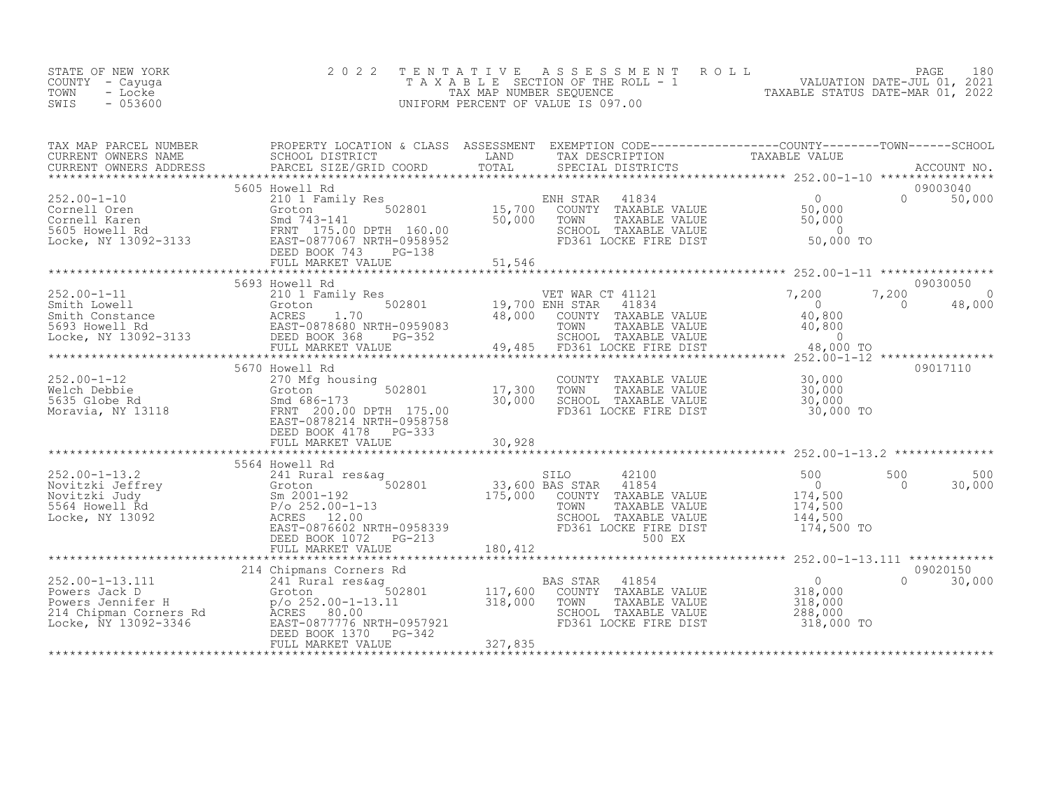STATE OF NEW YORK
COUNTY - Cayuga
TOWN - Locke
SWIS - 053600

2022 TENTATIVE ASSESSMENT ROLL
TAXABLE SECTION OF THE ROLL - 1
TAX MAP NUMBER SEQUENCE
UNIFORM PERCENT OF VALUE IS 097.00

VALUATION DATE-JUL 01, 2021
TAXABLE STATUS DATE-MAR 01, 2022

| TAX MAP PARCEL NUMBER / CURRENT OWNERS NAME / CURRENT OWNERS ADDRESS | PROPERTY LOCATION & CLASS / SCHOOL DISTRICT / PARCEL SIZE/GRID COORD | ASSESSMENT LAND / TOTAL | EXEMPTION CODE / TAX DESCRIPTION / SPECIAL DISTRICTS | COUNTY TAXABLE VALUE | TOWN | SCHOOL | ACCOUNT NO. |
|---|---|---|---|---|---|---|---|
| **252.00-1-10** | 5605 Howell Rd | | | | | | 09003040 |
| Cornell Oren | 210 1 Family Res | | ENH STAR 41834 | 0 | 0 | 50,000 | |
| Cornell Karen | Groton 502801 | 15,700 | COUNTY TAXABLE VALUE | 50,000 | | | |
| 5605 Howell Rd | Smd 743-141 | 50,000 | TOWN TAXABLE VALUE | 50,000 | | | |
| Locke, NY 13092-3133 | FRNT 175.00 DPTH 160.00 | | SCHOOL TAXABLE VALUE | 0 | | | |
| | EAST-0877067 NRTH-0958952 | | FD361 LOCKE FIRE DIST | 50,000 TO | | | |
| | DEED BOOK 743 PG-138 | | | | | | |
| | FULL MARKET VALUE | 51,546 | | | | | |
| **252.00-1-11** | 5693 Howell Rd | | | | | | 09030050 |
| Smith Lowell | 210 1 Family Res | | VET WAR CT 41121 | 7,200 | 7,200 | 0 | |
| Smith Constance | Groton 502801 | 19,700 | ENH STAR 41834 | 0 | 0 | 48,000 | |
| 5693 Howell Rd | ACRES 1.70 | 48,000 | COUNTY TAXABLE VALUE | 40,800 | | | |
| Locke, NY 13092-3133 | EAST-0878680 NRTH-0959083 | | TOWN TAXABLE VALUE | 40,800 | | | |
| | DEED BOOK 368 PG-352 | | SCHOOL TAXABLE VALUE | 0 | | | |
| | FULL MARKET VALUE | 49,485 | FD361 LOCKE FIRE DIST | 48,000 TO | | | |
| **252.00-1-12** | 5670 Howell Rd | | | | | | 09017110 |
| Welch Debbie | 270 Mfg housing | | COUNTY TAXABLE VALUE | 30,000 | | | |
| 5635 Globe Rd | Groton 502801 | 17,300 | TOWN TAXABLE VALUE | 30,000 | | | |
| Moravia, NY 13118 | Smd 686-173 | 30,000 | SCHOOL TAXABLE VALUE | 30,000 | | | |
| | FRNT 200.00 DPTH 175.00 | | FD361 LOCKE FIRE DIST | 30,000 TO | | | |
| | EAST-0878214 NRTH-0958758 | | | | | | |
| | DEED BOOK 4178 PG-333 | | | | | | |
| | FULL MARKET VALUE | 30,928 | | | | | |
| **252.00-1-13.2** | 5564 Howell Rd | | | | | | |
| Novitzki Jeffrey | 241 Rural res&ag | | SILO 42100 | 500 | 500 | 500 | |
| Novitzki Judy | Groton 502801 | 33,600 | BAS STAR 41854 | 0 | 0 | 30,000 | |
| 5564 Howell Rd | Sm 2001-192 | 175,000 | COUNTY TAXABLE VALUE | 174,500 | | | |
| Locke, NY 13092 | P/o 252.00-1-13 | | TOWN TAXABLE VALUE | 174,500 | | | |
| | ACRES 12.00 | | SCHOOL TAXABLE VALUE | 144,500 | | | |
| | EAST-0876602 NRTH-0958339 | | FD361 LOCKE FIRE DIST | 174,500 TO | | | |
| | DEED BOOK 1072 PG-213 | | 500 EX | | | | |
| | FULL MARKET VALUE | 180,412 | | | | | |
| **252.00-1-13.111** | 214 Chipmans Corners Rd | | | | | | 09020150 |
| Powers Jack D | 241 Rural res&ag | | BAS STAR 41854 | 0 | 0 | 30,000 | |
| Powers Jennifer H | Groton 502801 | 117,600 | COUNTY TAXABLE VALUE | 318,000 | | | |
| 214 Chipman Corners Rd | p/o 252.00-1-13.11 | 318,000 | TOWN TAXABLE VALUE | 318,000 | | | |
| Locke, NY 13092-3346 | ACRES 80.00 | | SCHOOL TAXABLE VALUE | 288,000 | | | |
| | EAST-0877776 NRTH-0957921 | | FD361 LOCKE FIRE DIST | 318,000 TO | | | |
| | DEED BOOK 1370 PG-342 | | | | | | |
| | FULL MARKET VALUE | 327,835 | | | | | |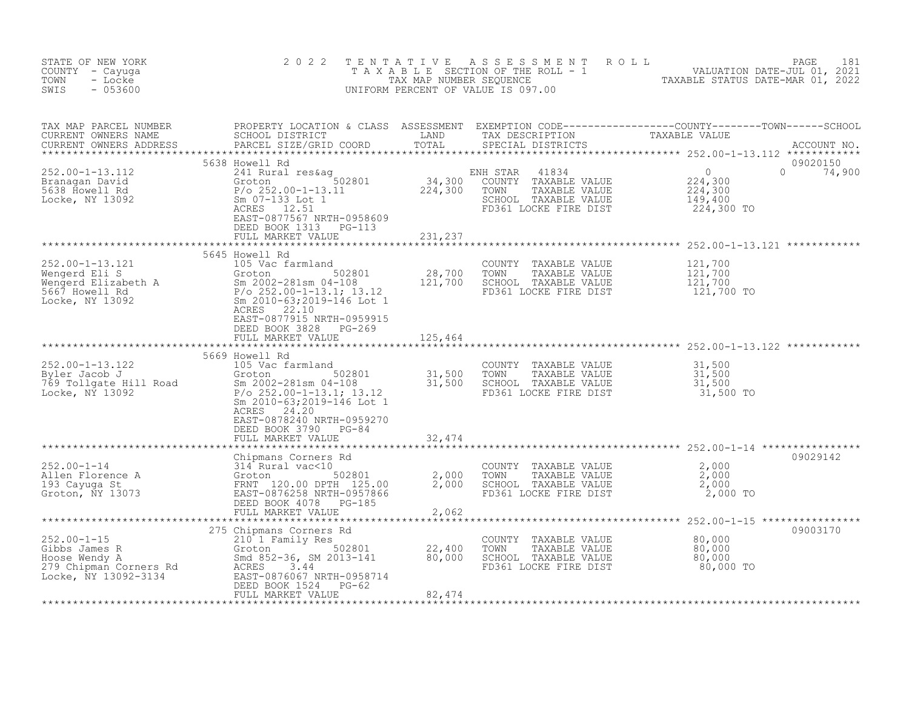STATE OF NEW YORK
COUNTY - Cayuga
TOWN - Locke
SWIS - 053600

2022 TENTATIVE ASSESSMENT ROLL
TAXABLE SECTION OF THE ROLL - 1
TAX MAP NUMBER SEQUENCE
UNIFORM PERCENT OF VALUE IS 097.00

VALUATION DATE-JUL 01, 2021
TAXABLE STATUS DATE-MAR 01, 2022

| TAX MAP PARCEL NUMBER / CURRENT OWNERS NAME / CURRENT OWNERS ADDRESS | PROPERTY LOCATION & CLASS / SCHOOL DISTRICT / PARCEL SIZE/GRID COORD | ASSESSMENT LAND / TOTAL | EXEMPTION CODE / TAX DESCRIPTION / SPECIAL DISTRICTS | COUNTY / TOWN / SCHOOL TAXABLE VALUE | ACCOUNT NO. |
|---|---|---|---|---|---|
| 252.00-1-13.112 | 5638 Howell Rd | | | | 09020150 |
| Branagan David | 241 Rural res&ag | | ENH STAR 41834 | 0 0 74,900 | |
| 5638 Howell Rd | Groton 502801 | 34,300 | COUNTY TAXABLE VALUE | 224,300 | |
| Locke, NY 13092 | P/o 252.00-1-13.11 | 224,300 | TOWN TAXABLE VALUE | 224,300 | |
| | Sm 07-133 Lot 1 | | SCHOOL TAXABLE VALUE | 149,400 | |
| | ACRES 12.51 | | FD361 LOCKE FIRE DIST | 224,300 TO | |
| | EAST-0877567 NRTH-0958609 | | | | |
| | DEED BOOK 1313 PG-113 | | | | |
| | FULL MARKET VALUE | 231,237 | | | |
| 252.00-1-13.121 | 5645 Howell Rd | | | | |
| Wengerd Eli S | 105 Vac farmland | | COUNTY TAXABLE VALUE | 121,700 | |
| Wengerd Elizabeth A | Groton 502801 | 28,700 | TOWN TAXABLE VALUE | 121,700 | |
| 5667 Howell Rd | Sm 2002-281sm 04-108 | 121,700 | SCHOOL TAXABLE VALUE | 121,700 | |
| Locke, NY 13092 | P/o 252.00-1-13.1; 13.12 | | FD361 LOCKE FIRE DIST | 121,700 TO | |
| | Sm 2010-63;2019-146 Lot 1 | | | | |
| | ACRES 22.10 | | | | |
| | EAST-0877915 NRTH-0959915 | | | | |
| | DEED BOOK 3828 PG-269 | | | | |
| | FULL MARKET VALUE | 125,464 | | | |
| 252.00-1-13.122 | 5669 Howell Rd | | | | |
| Byler Jacob J | 105 Vac farmland | | COUNTY TAXABLE VALUE | 31,500 | |
| 769 Tollgate Hill Road | Groton 502801 | 31,500 | TOWN TAXABLE VALUE | 31,500 | |
| Locke, NY 13092 | Sm 2002-281sm 04-108 | 31,500 | SCHOOL TAXABLE VALUE | 31,500 | |
| | P/o 252.00-1-13.1; 13.12 | | FD361 LOCKE FIRE DIST | 31,500 TO | |
| | Sm 2010-63;2019-146 Lot 1 | | | | |
| | ACRES 24.20 | | | | |
| | EAST-0878240 NRTH-0959270 | | | | |
| | DEED BOOK 3790 PG-84 | | | | |
| | FULL MARKET VALUE | 32,474 | | | |
| 252.00-1-14 | Chipmans Corners Rd | | | | 09029142 |
| Allen Florence A | 314 Rural vac<10 | | COUNTY TAXABLE VALUE | 2,000 | |
| 193 Cayuga St | Groton 502801 | 2,000 | TOWN TAXABLE VALUE | 2,000 | |
| Groton, NY 13073 | FRNT 120.00 DPTH 125.00 | 2,000 | SCHOOL TAXABLE VALUE | 2,000 | |
| | EAST-0876258 NRTH-0957866 | | FD361 LOCKE FIRE DIST | 2,000 TO | |
| | DEED BOOK 4078 PG-185 | | | | |
| | FULL MARKET VALUE | 2,062 | | | |
| 252.00-1-15 | 275 Chipmans Corners Rd | | | | 09003170 |
| Gibbs James R | 210 1 Family Res | | COUNTY TAXABLE VALUE | 80,000 | |
| Hoose Wendy A | Groton 502801 | 22,400 | TOWN TAXABLE VALUE | 80,000 | |
| 279 Chipman Corners Rd | Smd 852-36, SM 2013-141 | 80,000 | SCHOOL TAXABLE VALUE | 80,000 | |
| Locke, NY 13092-3134 | ACRES 3.44 | | FD361 LOCKE FIRE DIST | 80,000 TO | |
| | EAST-0876067 NRTH-0958714 | | | | |
| | DEED BOOK 1524 PG-62 | | | | |
| | FULL MARKET VALUE | 82,474 | | | |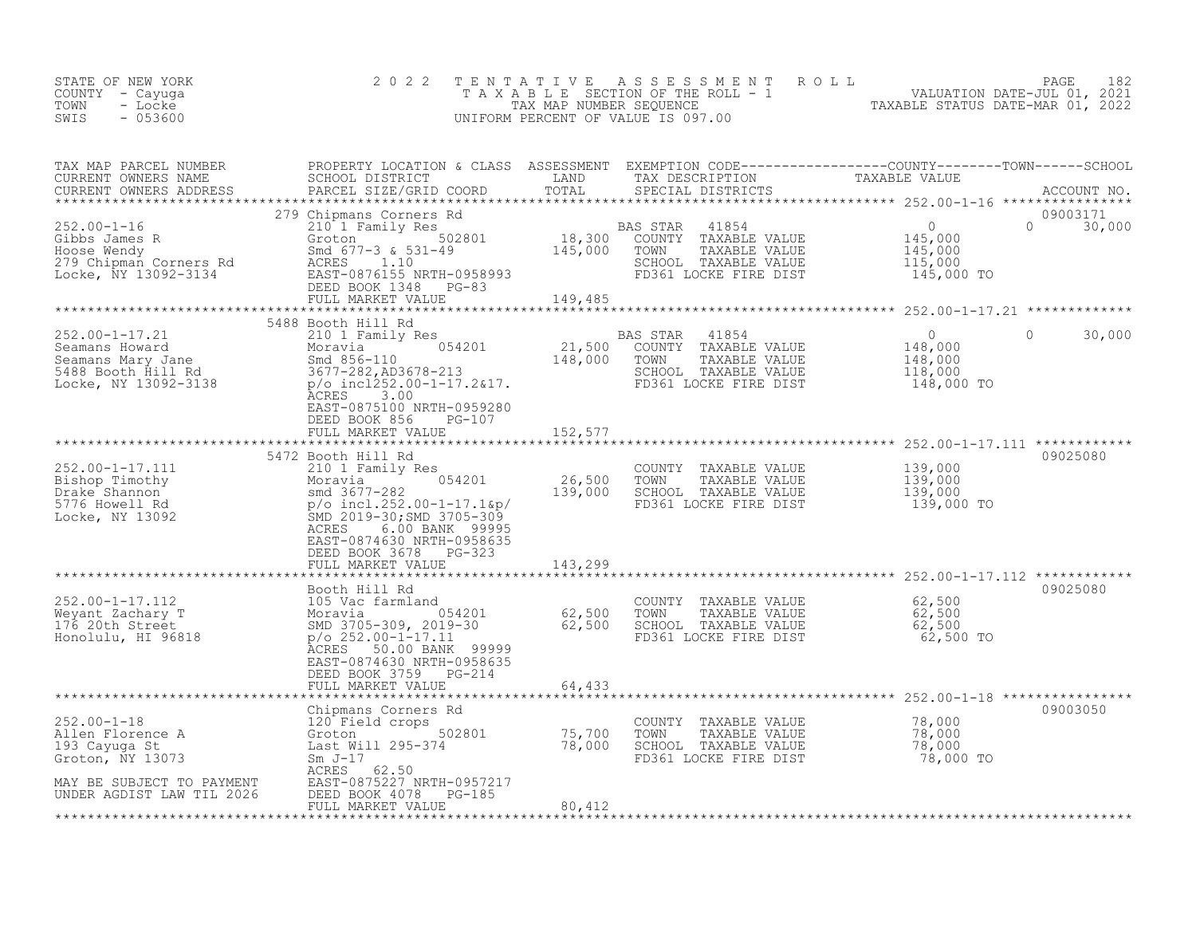STATE OF NEW YORK
COUNTY - Cayuga
TOWN - Locke
SWIS - 053600

2022 TENTATIVE ASSESSMENT ROLL
TAXABLE SECTION OF THE ROLL - 1
TAX MAP NUMBER SEQUENCE
UNIFORM PERCENT OF VALUE IS 097.00

VALUATION DATE-JUL 01, 2021
TAXABLE STATUS DATE-MAR 01, 2022

| TAX MAP PARCEL NUMBER / CURRENT OWNERS NAME / CURRENT OWNERS ADDRESS | PROPERTY LOCATION & CLASS / SCHOOL DISTRICT / PARCEL SIZE/GRID COORD | ASSESSMENT LAND / TOTAL | EXEMPTION CODE / TAX DESCRIPTION / SPECIAL DISTRICTS | COUNTY TAXABLE VALUE | TOWN | SCHOOL | ACCOUNT NO. |
|---|---|---|---|---|---|---|---|
| **252.00-1-16** | 279 Chipmans Corners Rd | | | | | | 09003171 |
| 252.00-1-16 | 210 1 Family Res | | BAS STAR 41854 | 0 | 0 | 30,000 | |
| Gibbs James R | Groton 502801 | 18,300 | COUNTY TAXABLE VALUE | 145,000 | | | |
| Hoose Wendy | Smd 677-3 & 531-49 | 145,000 | TOWN TAXABLE VALUE | 145,000 | | | |
| 279 Chipman Corners Rd | ACRES 1.10 | | SCHOOL TAXABLE VALUE | 115,000 | | | |
| Locke, NY 13092-3134 | EAST-0876155 NRTH-0958993 | | FD361 LOCKE FIRE DIST | 145,000 TO | | | |
| | DEED BOOK 1348 PG-83 | | | | | | |
| | FULL MARKET VALUE | 149,485 | | | | | |
| **252.00-1-17.21** | 5488 Booth Hill Rd | | | | | | |
| 252.00-1-17.21 | 210 1 Family Res | | BAS STAR 41854 | 0 | 0 | 30,000 | |
| Seamans Howard | Moravia 054201 | 21,500 | COUNTY TAXABLE VALUE | 148,000 | | | |
| Seamans Mary Jane | Smd 856-110 | 148,000 | TOWN TAXABLE VALUE | 148,000 | | | |
| 5488 Booth Hill Rd | 3677-282,AD3678-213 | | SCHOOL TAXABLE VALUE | 118,000 | | | |
| Locke, NY 13092-3138 | p/o incl252.00-1-17.2&17. | | FD361 LOCKE FIRE DIST | 148,000 TO | | | |
| | ACRES 3.00 | | | | | | |
| | EAST-0875100 NRTH-0959280 | | | | | | |
| | DEED BOOK 856 PG-107 | | | | | | |
| | FULL MARKET VALUE | 152,577 | | | | | |
| **252.00-1-17.111** | 5472 Booth Hill Rd | | | | | | 09025080 |
| 252.00-1-17.111 | 210 1 Family Res | | COUNTY TAXABLE VALUE | 139,000 | | | |
| Bishop Timothy | Moravia 054201 | 26,500 | TOWN TAXABLE VALUE | 139,000 | | | |
| Drake Shannon | smd 3677-282 | 139,000 | SCHOOL TAXABLE VALUE | 139,000 | | | |
| 5776 Howell Rd | p/o incl.252.00-1-17.1&p/ | | FD361 LOCKE FIRE DIST | 139,000 TO | | | |
| Locke, NY 13092 | SMD 2019-30;SMD 3705-309 | | | | | | |
| | ACRES 6.00 BANK 99995 | | | | | | |
| | EAST-0874630 NRTH-0958635 | | | | | | |
| | DEED BOOK 3678 PG-323 | | | | | | |
| | FULL MARKET VALUE | 143,299 | | | | | |
| **252.00-1-17.112** | Booth Hill Rd | | | | | | 09025080 |
| 252.00-1-17.112 | 105 Vac farmland | | COUNTY TAXABLE VALUE | 62,500 | | | |
| Weyant Zachary T | Moravia 054201 | 62,500 | TOWN TAXABLE VALUE | 62,500 | | | |
| 176 20th Street | SMD 3705-309, 2019-30 | 62,500 | SCHOOL TAXABLE VALUE | 62,500 | | | |
| Honolulu, HI 96818 | p/o 252.00-1-17.11 | | FD361 LOCKE FIRE DIST | 62,500 TO | | | |
| | ACRES 50.00 BANK 99999 | | | | | | |
| | EAST-0874630 NRTH-0958635 | | | | | | |
| | DEED BOOK 3759 PG-214 | | | | | | |
| | FULL MARKET VALUE | 64,433 | | | | | |
| **252.00-1-18** | Chipmans Corners Rd | | | | | | 09003050 |
| 252.00-1-18 | 120 Field crops | | COUNTY TAXABLE VALUE | 78,000 | | | |
| Allen Florence A | Groton 502801 | 75,700 | TOWN TAXABLE VALUE | 78,000 | | | |
| 193 Cayuga St | Last Will 295-374 | 78,000 | SCHOOL TAXABLE VALUE | 78,000 | | | |
| Groton, NY 13073 | Sm J-17 | | FD361 LOCKE FIRE DIST | 78,000 TO | | | |
| | ACRES 62.50 | | | | | | |
| MAY BE SUBJECT TO PAYMENT | EAST-0875227 NRTH-0957217 | | | | | | |
| UNDER AGDIST LAW TIL 2026 | DEED BOOK 4078 PG-185 | | | | | | |
| | FULL MARKET VALUE | 80,412 | | | | | |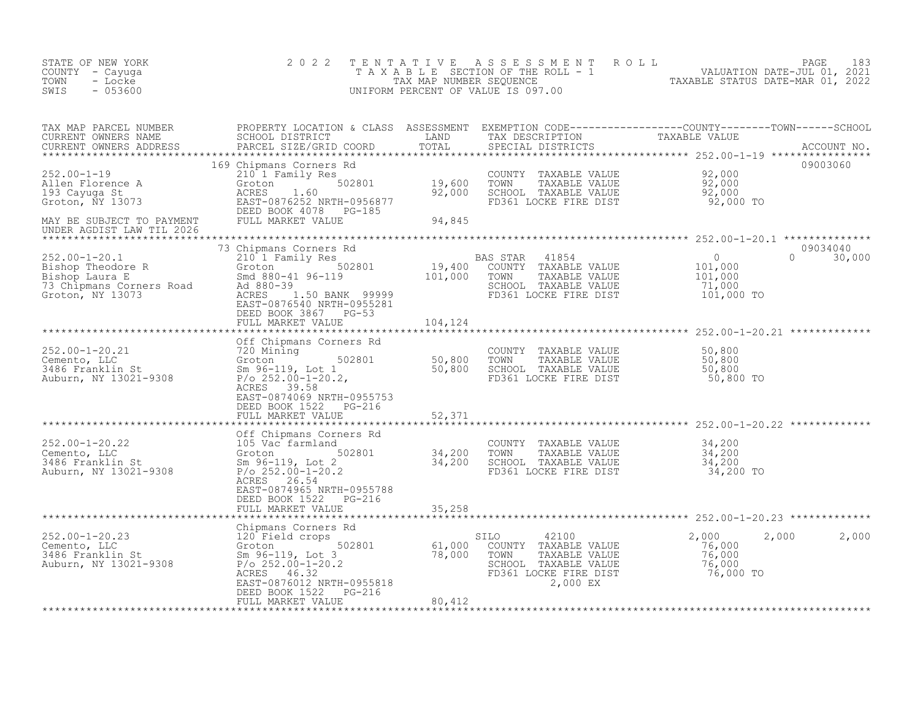STATE OF NEW YORK
COUNTY - Cayuga
TOWN - Locke
SWIS - 053600

# 2022 TENTATIVE ASSESSMENT ROLL

TAXABLE SECTION OF THE ROLL - 1
TAX MAP NUMBER SEQUENCE
UNIFORM PERCENT OF VALUE IS 097.00

VALUATION DATE-JUL 01, 2021
TAXABLE STATUS DATE-MAR 01, 2022

| TAX MAP PARCEL NUMBER / CURRENT OWNERS NAME / CURRENT OWNERS ADDRESS | PROPERTY LOCATION & CLASS / SCHOOL DISTRICT / PARCEL SIZE/GRID COORD | ASSESSMENT LAND / TOTAL | EXEMPTION CODE / TAX DESCRIPTION / SPECIAL DISTRICTS | COUNTY | TOWN | SCHOOL / TAXABLE VALUE | ACCOUNT NO. |
|---|---|---|---|---|---|---|---|
| **252.00-1-19** | 169 Chipmans Corners Rd | | | | | | 09003060 |
| | 210 1 Family Res | | COUNTY TAXABLE VALUE | 92,000 | | | |
| Allen Florence A | Groton 502801 | 19,600 | TOWN TAXABLE VALUE | | 92,000 | | |
| 193 Cayuga St | ACRES 1.60 | 92,000 | SCHOOL TAXABLE VALUE | | | 92,000 | |
| Groton, NY 13073 | EAST-0876252 NRTH-0956877 | | FD361 LOCKE FIRE DIST | 92,000 TO | | | |
| | DEED BOOK 4078 PG-185 | | | | | | |
| MAY BE SUBJECT TO PAYMENT UNDER AGDIST LAW TIL 2026 | FULL MARKET VALUE | 94,845 | | | | | |
| **252.00-1-20.1** | 73 Chipmans Corners Rd | | | | | | 09034040 |
| | 210 1 Family Res | | BAS STAR 41854 | 0 | 0 | 30,000 | |
| Bishop Theodore R | Groton 502801 | 19,400 | COUNTY TAXABLE VALUE | 101,000 | | | |
| Bishop Laura E | Smd 880-41 96-119 | 101,000 | TOWN TAXABLE VALUE | | 101,000 | | |
| 73 Chipmans Corners Road | Ad 880-39 | | SCHOOL TAXABLE VALUE | | | 71,000 | |
| Groton, NY 13073 | ACRES 1.50 BANK 99999 | | FD361 LOCKE FIRE DIST | 101,000 TO | | | |
| | EAST-0876540 NRTH-0955281 | | | | | | |
| | DEED BOOK 3867 PG-53 | | | | | | |
| | FULL MARKET VALUE | 104,124 | | | | | |
| **252.00-1-20.21** | Off Chipmans Corners Rd | | | | | | |
| | 720 Mining | | COUNTY TAXABLE VALUE | 50,800 | | | |
| Cemento, LLC | Groton 502801 | 50,800 | TOWN TAXABLE VALUE | | 50,800 | | |
| 3486 Franklin St | Sm 96-119, Lot 1 | 50,800 | SCHOOL TAXABLE VALUE | | | 50,800 | |
| Auburn, NY 13021-9308 | P/o 252.00-1-20.2, | | FD361 LOCKE FIRE DIST | 50,800 TO | | | |
| | ACRES 39.58 | | | | | | |
| | EAST-0874069 NRTH-0955753 | | | | | | |
| | DEED BOOK 1522 PG-216 | | | | | | |
| | FULL MARKET VALUE | 52,371 | | | | | |
| **252.00-1-20.22** | Off Chipmans Corners Rd | | | | | | |
| | 105 Vac farmland | | COUNTY TAXABLE VALUE | 34,200 | | | |
| Cemento, LLC | Groton 502801 | 34,200 | TOWN TAXABLE VALUE | | 34,200 | | |
| 3486 Franklin St | Sm 96-119, Lot 2 | 34,200 | SCHOOL TAXABLE VALUE | | | 34,200 | |
| Auburn, NY 13021-9308 | P/o 252.00-1-20.2 | | FD361 LOCKE FIRE DIST | 34,200 TO | | | |
| | ACRES 26.54 | | | | | | |
| | EAST-0874965 NRTH-0955788 | | | | | | |
| | DEED BOOK 1522 PG-216 | | | | | | |
| | FULL MARKET VALUE | 35,258 | | | | | |
| **252.00-1-20.23** | Chipmans Corners Rd | | | | | | |
| | 120 Field crops | | SILO 42100 | 2,000 | 2,000 | 2,000 | |
| Cemento, LLC | Groton 502801 | 61,000 | COUNTY TAXABLE VALUE | 76,000 | | | |
| 3486 Franklin St | Sm 96-119, Lot 3 | 78,000 | TOWN TAXABLE VALUE | | 76,000 | | |
| Auburn, NY 13021-9308 | P/o 252.00-1-20.2 | | SCHOOL TAXABLE VALUE | | | 76,000 | |
| | ACRES 46.32 | | FD361 LOCKE FIRE DIST | 76,000 TO | | | |
| | EAST-0876012 NRTH-0955818 | | 2,000 EX | | | | |
| | DEED BOOK 1522 PG-216 | | | | | | |
| | FULL MARKET VALUE | 80,412 | | | | | |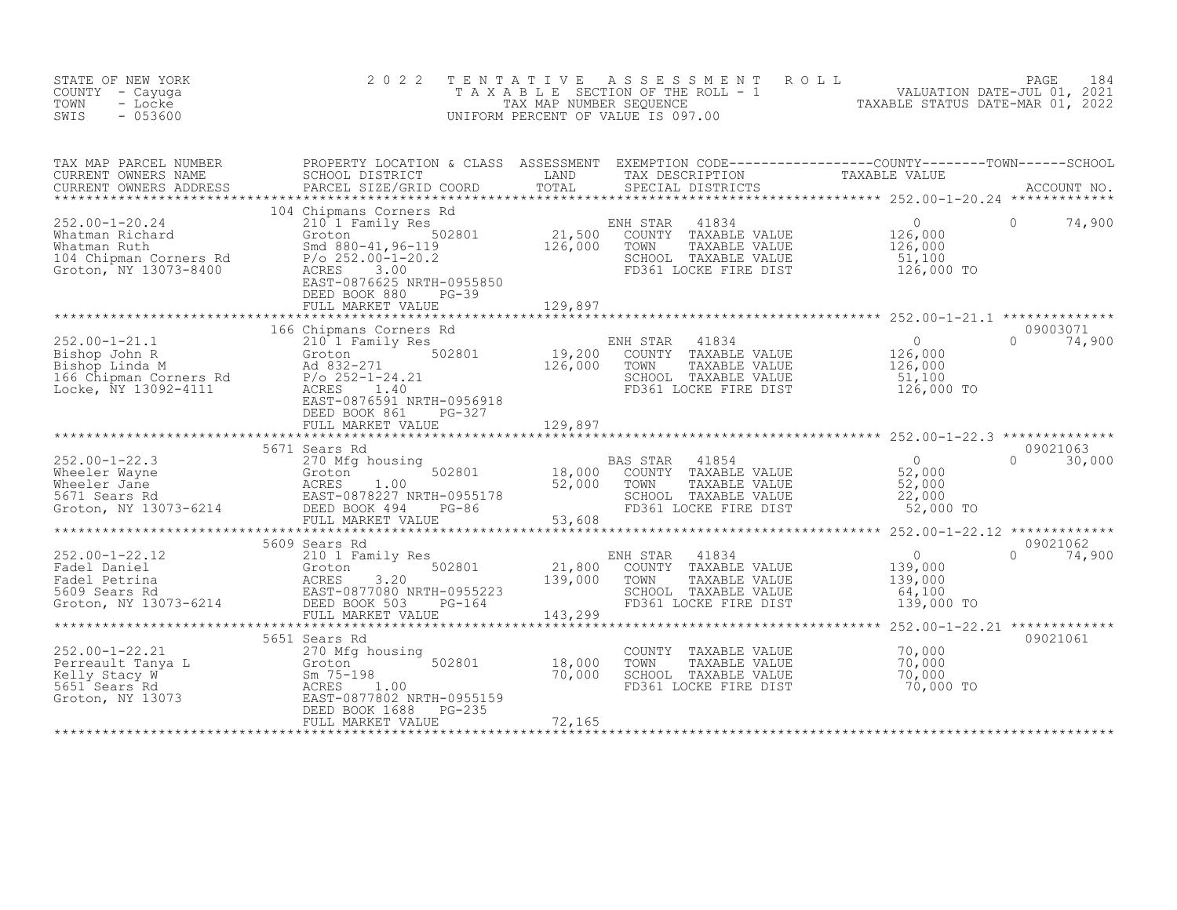STATE OF NEW YORK
COUNTY - Cayuga
TOWN - Locke
SWIS - 053600

# 2022 TENTATIVE ASSESSMENT ROLL
TAXABLE SECTION OF THE ROLL - 1
TAX MAP NUMBER SEQUENCE
UNIFORM PERCENT OF VALUE IS 097.00

VALUATION DATE-JUL 01, 2021
TAXABLE STATUS DATE-MAR 01, 2022

| TAX MAP PARCEL NUMBER / CURRENT OWNERS NAME / CURRENT OWNERS ADDRESS | PROPERTY LOCATION & CLASS / SCHOOL DISTRICT / PARCEL SIZE/GRID COORD | ASSESSMENT LAND / TOTAL | EXEMPTION CODE / TAX DESCRIPTION / SPECIAL DISTRICTS | COUNTY / TAXABLE VALUE | TOWN | SCHOOL / ACCOUNT NO. |
|---|---|---|---|---|---|---|
| 252.00-1-20.24 | 104 Chipmans Corners Rd | | | | | |
| 252.00-1-20.24 | 210 1 Family Res | | ENH STAR 41834 | 0 | 0 | 74,900 |
| Whatman Richard | Groton 502801 | 21,500 | COUNTY TAXABLE VALUE | 126,000 | | |
| Whatman Ruth | Smd 880-41,96-119 | 126,000 | TOWN TAXABLE VALUE | 126,000 | | |
| 104 Chipman Corners Rd | P/o 252.00-1-20.2 | | SCHOOL TAXABLE VALUE | 51,100 | | |
| Groton, NY 13073-8400 | ACRES 3.00 | | FD361 LOCKE FIRE DIST | 126,000 TO | | |
| | EAST-0876625 NRTH-0955850 | | | | | |
| | DEED BOOK 880 PG-39 | | | | | |
| | FULL MARKET VALUE | 129,897 | | | | |
| 252.00-1-21.1 | 166 Chipmans Corners Rd | | | | | 09003071 |
| 252.00-1-21.1 | 210 1 Family Res | | ENH STAR 41834 | 0 | 0 | 74,900 |
| Bishop John R | Groton 502801 | 19,200 | COUNTY TAXABLE VALUE | 126,000 | | |
| Bishop Linda M | Ad 832-271 | 126,000 | TOWN TAXABLE VALUE | 126,000 | | |
| 166 Chipman Corners Rd | P/o 252-1-24.21 | | SCHOOL TAXABLE VALUE | 51,100 | | |
| Locke, NY 13092-4111 | ACRES 1.40 | | FD361 LOCKE FIRE DIST | 126,000 TO | | |
| | EAST-0876591 NRTH-0956918 | | | | | |
| | DEED BOOK 861 PG-327 | | | | | |
| | FULL MARKET VALUE | 129,897 | | | | |
| 252.00-1-22.3 | 5671 Sears Rd | | | | | 09021063 |
| 252.00-1-22.3 | 270 Mfg housing | | BAS STAR 41854 | 0 | 0 | 30,000 |
| Wheeler Wayne | Groton 502801 | 18,000 | COUNTY TAXABLE VALUE | 52,000 | | |
| Wheeler Jane | ACRES 1.00 | 52,000 | TOWN TAXABLE VALUE | 52,000 | | |
| 5671 Sears Rd | EAST-0878227 NRTH-0955178 | | SCHOOL TAXABLE VALUE | 22,000 | | |
| Groton, NY 13073-6214 | DEED BOOK 494 PG-86 | | FD361 LOCKE FIRE DIST | 52,000 TO | | |
| | FULL MARKET VALUE | 53,608 | | | | |
| 252.00-1-22.12 | 5609 Sears Rd | | | | | 09021062 |
| 252.00-1-22.12 | 210 1 Family Res | | ENH STAR 41834 | 0 | 0 | 74,900 |
| Fadel Daniel | Groton 502801 | 21,800 | COUNTY TAXABLE VALUE | 139,000 | | |
| Fadel Petrina | ACRES 3.20 | 139,000 | TOWN TAXABLE VALUE | 139,000 | | |
| 5609 Sears Rd | EAST-0877080 NRTH-0955223 | | SCHOOL TAXABLE VALUE | 64,100 | | |
| Groton, NY 13073-6214 | DEED BOOK 503 PG-164 | | FD361 LOCKE FIRE DIST | 139,000 TO | | |
| | FULL MARKET VALUE | 143,299 | | | | |
| 252.00-1-22.21 | 5651 Sears Rd | | | | | 09021061 |
| 252.00-1-22.21 | 270 Mfg housing | | COUNTY TAXABLE VALUE | 70,000 | | |
| Perreault Tanya L | Groton 502801 | 18,000 | TOWN TAXABLE VALUE | 70,000 | | |
| Kelly Stacy W | Sm 75-198 | 70,000 | SCHOOL TAXABLE VALUE | 70,000 | | |
| 5651 Sears Rd | ACRES 1.00 | | FD361 LOCKE FIRE DIST | 70,000 TO | | |
| Groton, NY 13073 | EAST-0877802 NRTH-0955159 | | | | | |
| | DEED BOOK 1688 PG-235 | | | | | |
| | FULL MARKET VALUE | 72,165 | | | | |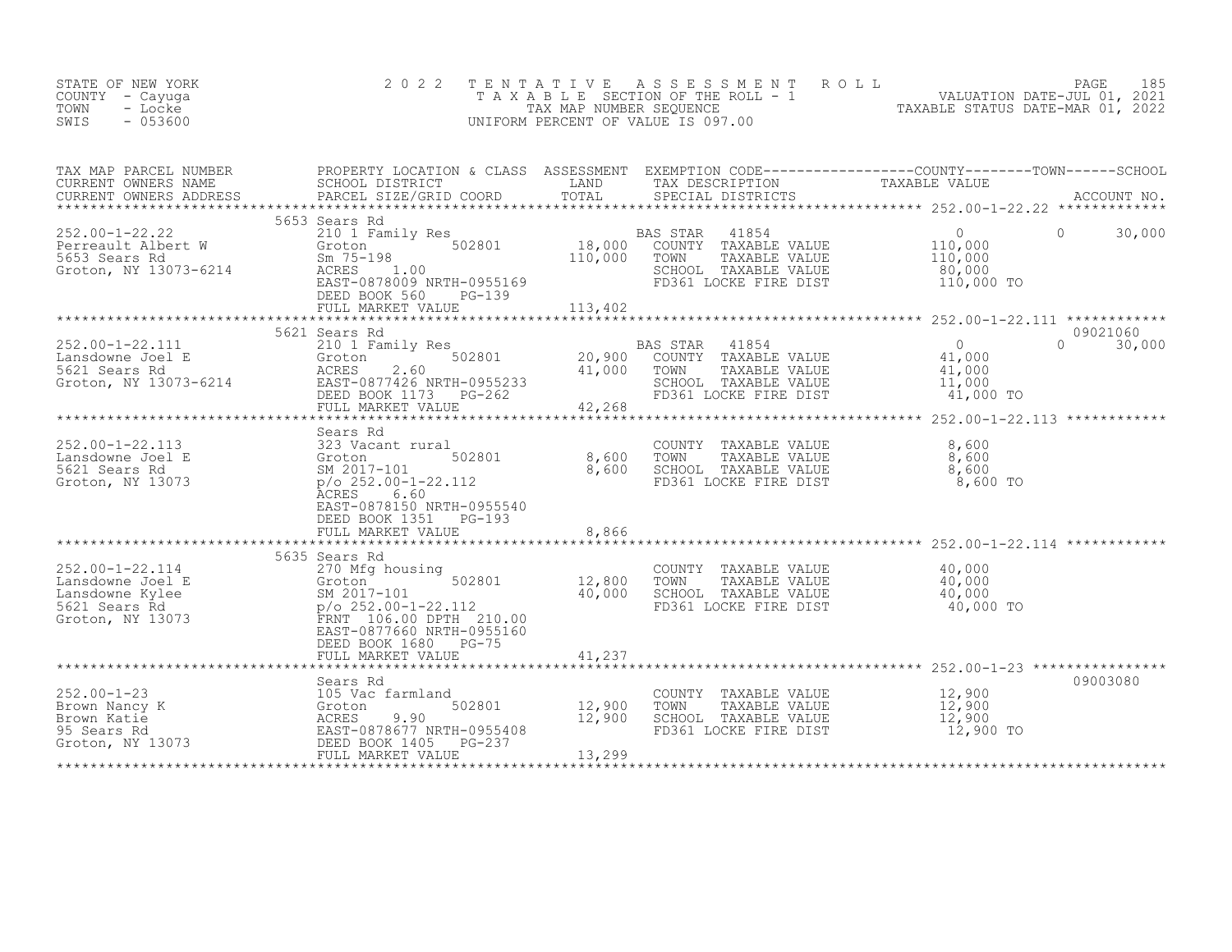STATE OF NEW YORK
COUNTY - Cayuga
TOWN - Locke
SWIS - 053600

# 2022 TENTATIVE ASSESSMENT ROLL

TAXABLE SECTION OF THE ROLL - 1
TAX MAP NUMBER SEQUENCE
UNIFORM PERCENT OF VALUE IS 097.00

VALUATION DATE-JUL 01, 2021
TAXABLE STATUS DATE-MAR 01, 2022

| TAX MAP PARCEL NUMBER / CURRENT OWNERS NAME / CURRENT OWNERS ADDRESS | PROPERTY LOCATION & CLASS / SCHOOL DISTRICT / PARCEL SIZE/GRID COORD | ASSESSMENT LAND / TOTAL | EXEMPTION CODE / TAX DESCRIPTION / SPECIAL DISTRICTS | COUNTY TAXABLE VALUE | TOWN | SCHOOL | ACCOUNT NO. |
|---|---|---|---|---|---|---|---|
| 252.00-1-22.22<br>Perreault Albert W<br>5653 Sears Rd<br>Groton, NY 13073-6214 | 5653 Sears Rd<br>210 1 Family Res<br>Groton 502801<br>Sm 75-198<br>ACRES 1.00<br>EAST-0878009 NRTH-0955169<br>DEED BOOK 560 PG-139<br>FULL MARKET VALUE | 18,000<br>110,000<br><br><br><br><br><br>113,402 | BAS STAR 41854<br>COUNTY TAXABLE VALUE<br>TOWN TAXABLE VALUE<br>SCHOOL TAXABLE VALUE<br>FD361 LOCKE FIRE DIST | 0<br>110,000<br>110,000<br>80,000<br>110,000 TO | 0 | 30,000 | |
| 252.00-1-22.111<br>Lansdowne Joel E<br>5621 Sears Rd<br>Groton, NY 13073-6214 | 5621 Sears Rd<br>210 1 Family Res<br>Groton 502801<br>ACRES 2.60<br>EAST-0877426 NRTH-0955233<br>DEED BOOK 1173 PG-262<br>FULL MARKET VALUE | 20,900<br>41,000<br><br><br><br>42,268 | BAS STAR 41854<br>COUNTY TAXABLE VALUE<br>TOWN TAXABLE VALUE<br>SCHOOL TAXABLE VALUE<br>FD361 LOCKE FIRE DIST | 0<br>41,000<br>41,000<br>11,000<br>41,000 TO | 0 | 30,000 | 09021060 |
| 252.00-1-22.113<br>Lansdowne Joel E<br>5621 Sears Rd<br>Groton, NY 13073 | Sears Rd<br>323 Vacant rural<br>Groton 502801<br>SM 2017-101<br>p/o 252.00-1-22.112<br>ACRES 6.60<br>EAST-0878150 NRTH-0955540<br>DEED BOOK 1351 PG-193<br>FULL MARKET VALUE | 8,600<br>8,600<br><br><br><br><br><br>8,866 | COUNTY TAXABLE VALUE<br>TOWN TAXABLE VALUE<br>SCHOOL TAXABLE VALUE<br>FD361 LOCKE FIRE DIST | 8,600<br>8,600<br>8,600<br>8,600 TO | | | |
| 252.00-1-22.114<br>Lansdowne Joel E<br>Lansdowne Kylee<br>5621 Sears Rd<br>Groton, NY 13073 | 5635 Sears Rd<br>270 Mfg housing<br>Groton 502801<br>SM 2017-101<br>p/o 252.00-1-22.112<br>FRNT 106.00 DPTH 210.00<br>EAST-0877660 NRTH-0955160<br>DEED BOOK 1680 PG-75<br>FULL MARKET VALUE | 12,800<br>40,000<br><br><br><br><br><br>41,237 | COUNTY TAXABLE VALUE<br>TOWN TAXABLE VALUE<br>SCHOOL TAXABLE VALUE<br>FD361 LOCKE FIRE DIST | 40,000<br>40,000<br>40,000<br>40,000 TO | | | |
| 252.00-1-23<br>Brown Nancy K<br>Brown Katie<br>95 Sears Rd<br>Groton, NY 13073 | Sears Rd<br>105 Vac farmland<br>Groton 502801<br>ACRES 9.90<br>EAST-0878677 NRTH-0955408<br>DEED BOOK 1405 PG-237<br>FULL MARKET VALUE | 12,900<br>12,900<br><br><br><br>13,299 | COUNTY TAXABLE VALUE<br>TOWN TAXABLE VALUE<br>SCHOOL TAXABLE VALUE<br>FD361 LOCKE FIRE DIST | 12,900<br>12,900<br>12,900<br>12,900 TO | | | 09003080 |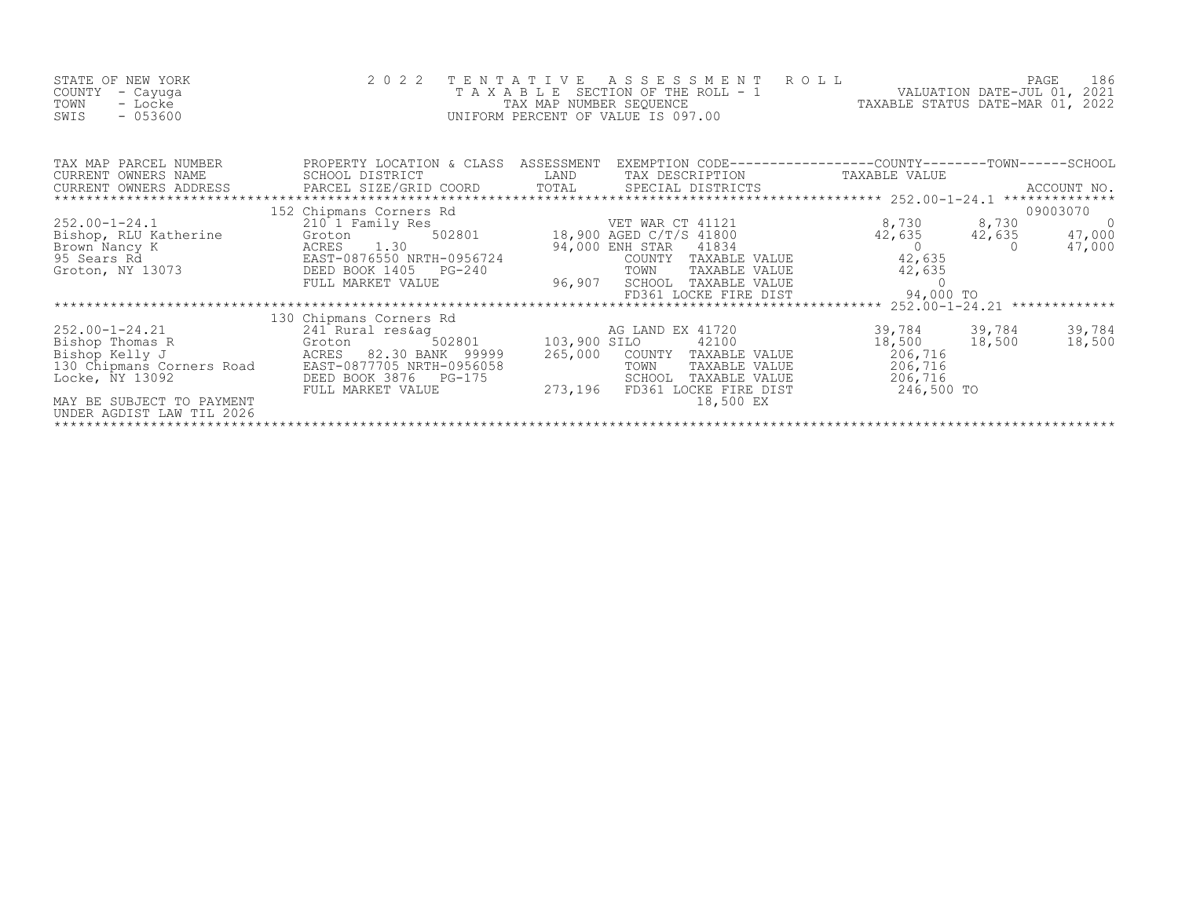STATE OF NEW YORK
COUNTY - Cayuga
TOWN - Locke
SWIS - 053600

2 0 2 2 T E N T A T I V E A S S E S S M E N T R O L L
T A X A B L E SECTION OF THE ROLL - 1
TAX MAP NUMBER SEQUENCE
UNIFORM PERCENT OF VALUE IS 097.00

VALUATION DATE-JUL 01, 2021
TAXABLE STATUS DATE-MAR 01, 2022

| TAX MAP PARCEL NUMBER / CURRENT OWNERS NAME / CURRENT OWNERS ADDRESS | PROPERTY LOCATION & CLASS / SCHOOL DISTRICT / PARCEL SIZE/GRID COORD | ASSESSMENT LAND / TOTAL | EXEMPTION CODE / TAX DESCRIPTION / SPECIAL DISTRICTS | COUNTY TAXABLE VALUE | TOWN | SCHOOL / ACCOUNT NO. |
|---|---|---|---|---|---|---|
| | 152 Chipmans Corners Rd | | | | | 09003070 |
| 252.00-1-24.1 | 210 1 Family Res | | VET WAR CT 41121 | 8,730 | 8,730 | 0 |
| Bishop, RLU Katherine | Groton 502801 | 18,900 | AGED C/T/S 41800 | 42,635 | 42,635 | 47,000 |
| Brown Nancy K | ACRES 1.30 | 94,000 | ENH STAR 41834 | 0 | 0 | 47,000 |
| 95 Sears Rd | EAST-0876550 NRTH-0956724 | | COUNTY TAXABLE VALUE | 42,635 | | |
| Groton, NY 13073 | DEED BOOK 1405 PG-240 | | TOWN TAXABLE VALUE | 42,635 | | |
| | FULL MARKET VALUE | 96,907 | SCHOOL TAXABLE VALUE | 0 | | |
| | | | FD361 LOCKE FIRE DIST | 94,000 TO | | |
| | 130 Chipmans Corners Rd | | | | | |
| 252.00-1-24.21 | 241 Rural res&ag | | AG LAND EX 41720 | 39,784 | 39,784 | 39,784 |
| Bishop Thomas R | Groton 502801 | 103,900 | SILO 42100 | 18,500 | 18,500 | 18,500 |
| Bishop Kelly J | ACRES 82.30 BANK 99999 | 265,000 | COUNTY TAXABLE VALUE | 206,716 | | |
| 130 Chipmans Corners Road | EAST-0877705 NRTH-0956058 | | TOWN TAXABLE VALUE | 206,716 | | |
| Locke, NY 13092 | DEED BOOK 3876 PG-175 | | SCHOOL TAXABLE VALUE | 206,716 | | |
| | FULL MARKET VALUE | 273,196 | FD361 LOCKE FIRE DIST | 246,500 TO | | |
| MAY BE SUBJECT TO PAYMENT | | | 18,500 EX | | | |
| UNDER AGDIST LAW TIL 2026 | | | | | | |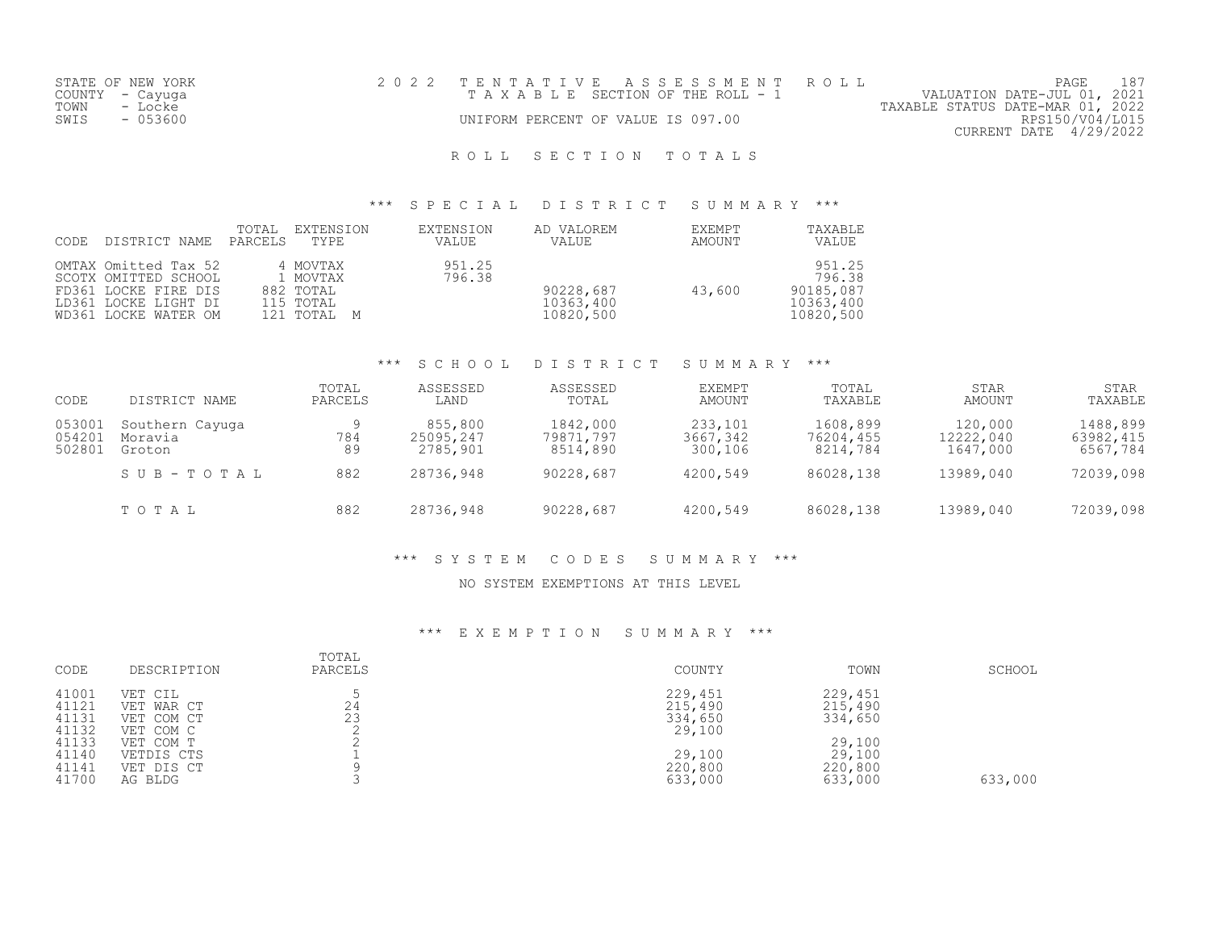STATE OF NEW YORK
COUNTY - Cayuga
TOWN - Locke
SWIS - 053600

2022 TENTATIVE ASSESSMENT ROLL
TAXABLE SECTION OF THE ROLL - 1
UNIFORM PERCENT OF VALUE IS 097.00

PAGE 187
VALUATION DATE-JUL 01, 2021
TAXABLE STATUS DATE-MAR 01, 2022
RPS150/V04/L015
CURRENT DATE 4/29/2022

# ROLL SECTION TOTALS

## *** SPECIAL DISTRICT SUMMARY ***

| CODE | DISTRICT NAME | TOTAL PARCELS | EXTENSION TYPE | EXTENSION VALUE | AD VALOREM VALUE | EXEMPT AMOUNT | TAXABLE VALUE |
|---|---|---|---|---|---|---|---|
| OMTAX | Omitted Tax 52 | 4 | MOVTAX | 951.25 | | | 951.25 |
| SCOTX | OMITTED SCHOOL | 1 | MOVTAX | 796.38 | | | 796.38 |
| FD361 | LOCKE FIRE DIS | 882 | TOTAL | | 90228,687 | 43,600 | 90185,087 |
| LD361 | LOCKE LIGHT DI | 115 | TOTAL | | 10363,400 | | 10363,400 |
| WD361 | LOCKE WATER OM | 121 | TOTAL M | | 10820,500 | | 10820,500 |

## *** SCHOOL DISTRICT SUMMARY ***

| CODE | DISTRICT NAME | TOTAL PARCELS | ASSESSED LAND | ASSESSED TOTAL | EXEMPT AMOUNT | TOTAL TAXABLE | STAR AMOUNT | STAR TAXABLE |
|---|---|---|---|---|---|---|---|---|
| 053001 | Southern Cayuga | 9 | 855,800 | 1842,000 | 233,101 | 1608,899 | 120,000 | 1488,899 |
| 054201 | Moravia | 784 | 25095,247 | 79871,797 | 3667,342 | 76204,455 | 12222,040 | 63982,415 |
| 502801 | Groton | 89 | 2785,901 | 8514,890 | 300,106 | 8214,784 | 1647,000 | 6567,784 |
| | SUB-TOTAL | 882 | 28736,948 | 90228,687 | 4200,549 | 86028,138 | 13989,040 | 72039,098 |
| | TOTAL | 882 | 28736,948 | 90228,687 | 4200,549 | 86028,138 | 13989,040 | 72039,098 |

## *** SYSTEM CODES SUMMARY ***

NO SYSTEM EXEMPTIONS AT THIS LEVEL

## *** EXEMPTION SUMMARY ***

| CODE | DESCRIPTION | TOTAL PARCELS | COUNTY | TOWN | SCHOOL |
|---|---|---|---|---|---|
| 41001 | VET CIL | 5 | 229,451 | 229,451 | |
| 41121 | VET WAR CT | 24 | 215,490 | 215,490 | |
| 41131 | VET COM CT | 23 | 334,650 | 334,650 | |
| 41132 | VET COM C | 2 | 29,100 | | |
| 41133 | VET COM T | 2 | | 29,100 | |
| 41140 | VETDIS CTS | 1 | 29,100 | 29,100 | |
| 41141 | VET DIS CT | 9 | 220,800 | 220,800 | |
| 41700 | AG BLDG | 3 | 633,000 | 633,000 | 633,000 |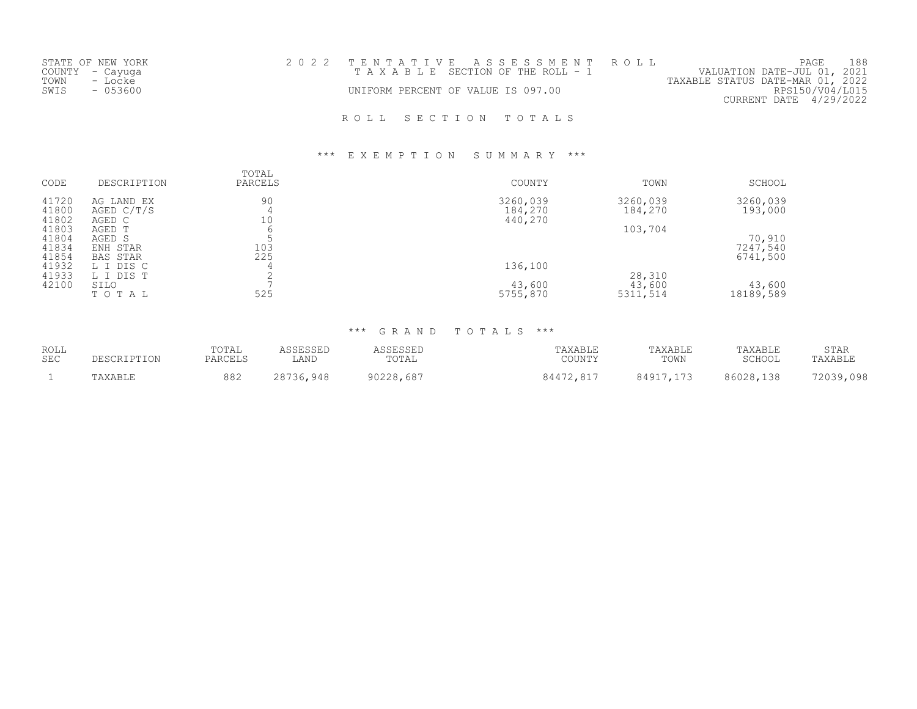STATE OF NEW YORK
COUNTY - Cayuga
TOWN - Locke
SWIS - 053600

2 0 2 2 T E N T A T I V E A S S E S S M E N T R O L L
T A X A B L E SECTION OF THE ROLL - 1
UNIFORM PERCENT OF VALUE IS 097.00

PAGE 188
VALUATION DATE-JUL 01, 2021
TAXABLE STATUS DATE-MAR 01, 2022
RPS150/V04/L015
CURRENT DATE 4/29/2022

## R O L L S E C T I O N T O T A L S

### *** E X E M P T I O N S U M M A R Y ***

| CODE | DESCRIPTION | TOTAL PARCELS | COUNTY | TOWN | SCHOOL |
|---|---|---|---|---|---|
| 41720 | AG LAND EX | 90 | 3260,039 | 3260,039 | 3260,039 |
| 41800 | AGED C/T/S | 4 | 184,270 | 184,270 | 193,000 |
| 41802 | AGED C | 10 | 440,270 | | |
| 41803 | AGED T | 6 | | 103,704 | |
| 41804 | AGED S | 5 | | | 70,910 |
| 41834 | ENH STAR | 103 | | | 7247,540 |
| 41854 | BAS STAR | 225 | | | 6741,500 |
| 41932 | L I DIS C | 4 | 136,100 | | |
| 41933 | L I DIS T | 2 | | 28,310 | |
| 42100 | SILO | 7 | 43,600 | 43,600 | 43,600 |
| | T O T A L | 525 | 5755,870 | 5311,514 | 18189,589 |

### *** G R A N D T O T A L S ***

| ROLL SEC | DESCRIPTION | TOTAL PARCELS | ASSESSED LAND | ASSESSED TOTAL | TAXABLE COUNTY | TAXABLE TOWN | TAXABLE SCHOOL | STAR TAXABLE |
|---|---|---|---|---|---|---|---|---|
| 1 | TAXABLE | 882 | 28736,948 | 90228,687 | 84472,817 | 84917,173 | 86028,138 | 72039,098 |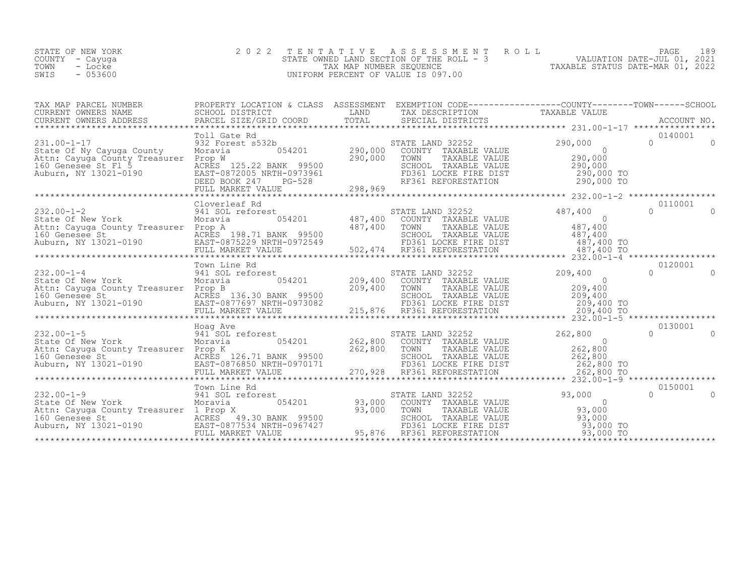STATE OF NEW YORK
COUNTY - Cayuga
TOWN - Locke
SWIS - 053600

2 0 2 2 T E N T A T I V E A S S E S S M E N T R O L L
STATE OWNED LAND SECTION OF THE ROLL - 3
TAX MAP NUMBER SEQUENCE
UNIFORM PERCENT OF VALUE IS 097.00

VALUATION DATE-JUL 01, 2021
TAXABLE STATUS DATE-MAR 01, 2022

| TAX MAP PARCEL NUMBER / CURRENT OWNERS NAME / CURRENT OWNERS ADDRESS | PROPERTY LOCATION & CLASS / SCHOOL DISTRICT / PARCEL SIZE/GRID COORD | ASSESSMENT LAND / TOTAL | EXEMPTION CODE / TAX DESCRIPTION / SPECIAL DISTRICTS | COUNTY | TOWN | SCHOOL / TAXABLE VALUE | ACCOUNT NO. |
|---|---|---|---|---|---|---|---|
| 231.00-1-17 | Toll Gate Rd | | | | | | 0140001 |
| | 932 Forest s532b | | STATE LAND 32252 | 290,000 | 0 | 0 | |
| State Of Ny Cayuga County | Moravia 054201 | 290,000 | COUNTY TAXABLE VALUE | 0 | | | |
| Attn: Cayuga County Treasurer | Prop W | 290,000 | TOWN TAXABLE VALUE | 290,000 | | | |
| 160 Genesee St Fl 5 | ACRES 125.22 BANK 99500 | | SCHOOL TAXABLE VALUE | 290,000 | | | |
| Auburn, NY 13021-0190 | EAST-0872005 NRTH-0973961 | | FD361 LOCKE FIRE DIST | 290,000 TO | | | |
| | DEED BOOK 247 PG-528 | | RF361 REFORESTATION | 290,000 TO | | | |
| | FULL MARKET VALUE | 298,969 | | | | | |
| 232.00-1-2 | Cloverleaf Rd | | | | | | 0110001 |
| | 941 SOL reforest | | STATE LAND 32252 | 487,400 | 0 | 0 | |
| State Of New York | Moravia 054201 | 487,400 | COUNTY TAXABLE VALUE | 0 | | | |
| Attn: Cayuga County Treasurer | Prop A | 487,400 | TOWN TAXABLE VALUE | 487,400 | | | |
| 160 Genesee St | ACRES 198.71 BANK 99500 | | SCHOOL TAXABLE VALUE | 487,400 | | | |
| Auburn, NY 13021-0190 | EAST-0875229 NRTH-0972549 | | FD361 LOCKE FIRE DIST | 487,400 TO | | | |
| | FULL MARKET VALUE | 502,474 | RF361 REFORESTATION | 487,400 TO | | | |
| 232.00-1-4 | Town Line Rd | | | | | | 0120001 |
| | 941 SOL reforest | | STATE LAND 32252 | 209,400 | 0 | 0 | |
| State Of New York | Moravia 054201 | 209,400 | COUNTY TAXABLE VALUE | 0 | | | |
| Attn: Cayuga County Treasurer | Prop B | 209,400 | TOWN TAXABLE VALUE | 209,400 | | | |
| 160 Genesee St | ACRES 136.30 BANK 99500 | | SCHOOL TAXABLE VALUE | 209,400 | | | |
| Auburn, NY 13021-0190 | EAST-0877697 NRTH-0973082 | | FD361 LOCKE FIRE DIST | 209,400 TO | | | |
| | FULL MARKET VALUE | 215,876 | RF361 REFORESTATION | 209,400 TO | | | |
| 232.00-1-5 | Hoag Ave | | | | | | 0130001 |
| | 941 SOL reforest | | STATE LAND 32252 | 262,800 | 0 | 0 | |
| State Of New York | Moravia 054201 | 262,800 | COUNTY TAXABLE VALUE | 0 | | | |
| Attn: Cayuga County Treasurer | Prop K | 262,800 | TOWN TAXABLE VALUE | 262,800 | | | |
| 160 Genesee St | ACRES 126.71 BANK 99500 | | SCHOOL TAXABLE VALUE | 262,800 | | | |
| Auburn, NY 13021-0190 | EAST-0876850 NRTH-0970171 | | FD361 LOCKE FIRE DIST | 262,800 TO | | | |
| | FULL MARKET VALUE | 270,928 | RF361 REFORESTATION | 262,800 TO | | | |
| 232.00-1-9 | Town Line Rd | | | | | | 0150001 |
| | 941 SOL reforest | | STATE LAND 32252 | 93,000 | 0 | 0 | |
| State Of New York | Moravia 054201 | 93,000 | COUNTY TAXABLE VALUE | 0 | | | |
| Attn: Cayuga County Treasurer | 1 Prop X | 93,000 | TOWN TAXABLE VALUE | 93,000 | | | |
| 160 Genesee St | ACRES 49.30 BANK 99500 | | SCHOOL TAXABLE VALUE | 93,000 | | | |
| Auburn, NY 13021-0190 | EAST-0877534 NRTH-0967427 | | FD361 LOCKE FIRE DIST | 93,000 TO | | | |
| | FULL MARKET VALUE | 95,876 | RF361 REFORESTATION | 93,000 TO | | | |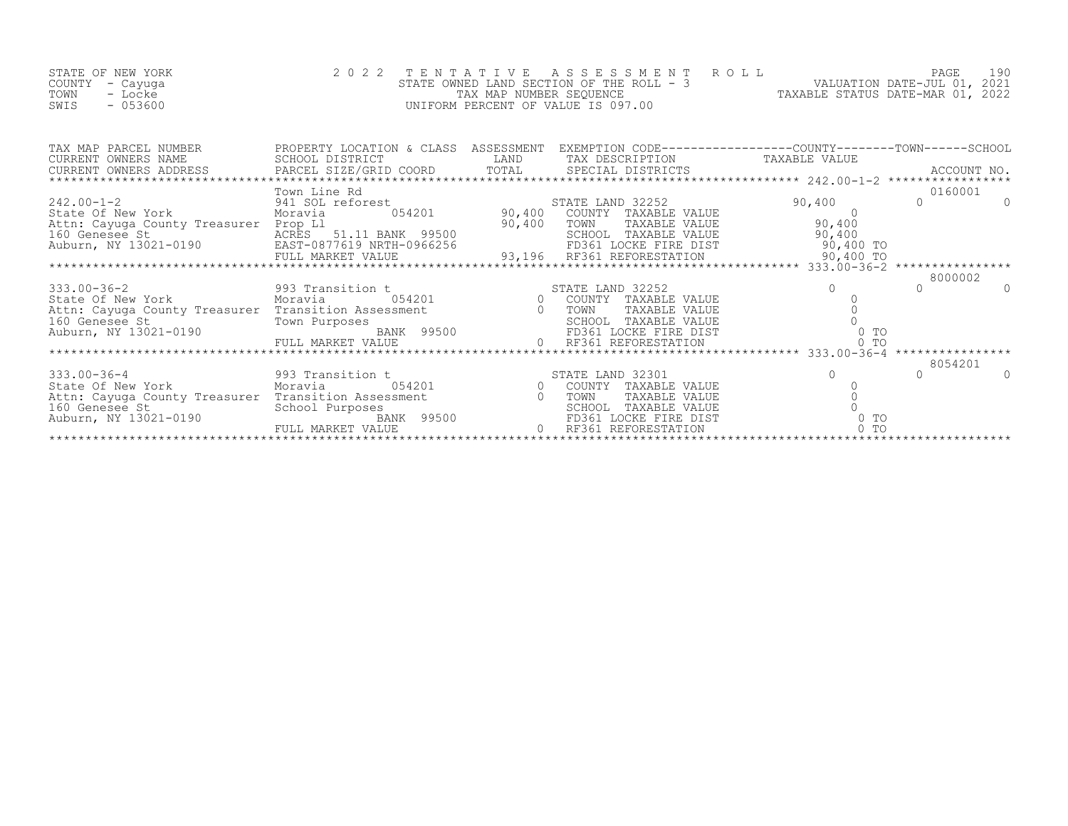STATE OF NEW YORK
COUNTY - Cayuga
TOWN - Locke
SWIS - 053600

2022 TENTATIVE ASSESSMENT ROLL
STATE OWNED LAND SECTION OF THE ROLL - 3
TAX MAP NUMBER SEQUENCE
UNIFORM PERCENT OF VALUE IS 097.00

VALUATION DATE-JUL 01, 2021
TAXABLE STATUS DATE-MAR 01, 2022

| TAX MAP PARCEL NUMBER / CURRENT OWNERS NAME / CURRENT OWNERS ADDRESS | PROPERTY LOCATION & CLASS / SCHOOL DISTRICT / PARCEL SIZE/GRID COORD | ASSESSMENT LAND / TOTAL | EXEMPTION CODE / TAX DESCRIPTION / SPECIAL DISTRICTS | COUNTY | TOWN | SCHOOL | ACCOUNT NO. |
|---|---|---|---|---|---|---|---|
| 242.00-1-2 | Town Line Rd | | | | | | 0160001 |
| | 941 SOL reforest | | STATE LAND 32252 | 90,400 | 0 | 0 | |
| State Of New York | Moravia 054201 | 90,400 | COUNTY TAXABLE VALUE | 0 | | | |
| Attn: Cayuga County Treasurer | Prop Ll | 90,400 | TOWN TAXABLE VALUE | 90,400 | | | |
| 160 Genesee St | ACRES 51.11 BANK 99500 | | SCHOOL TAXABLE VALUE | 90,400 | | | |
| Auburn, NY 13021-0190 | EAST-0877619 NRTH-0966256 | | FD361 LOCKE FIRE DIST | 90,400 TO | | | |
| | FULL MARKET VALUE | 93,196 | RF361 REFORESTATION | 90,400 TO | | | |
| 333.00-36-2 | | | | | | | 8000002 |
| | 993 Transition t | | STATE LAND 32252 | 0 | 0 | 0 | |
| State Of New York | Moravia 054201 | 0 | COUNTY TAXABLE VALUE | 0 | | | |
| Attn: Cayuga County Treasurer | Transition Assessment | 0 | TOWN TAXABLE VALUE | 0 | | | |
| 160 Genesee St | Town Purposes | | SCHOOL TAXABLE VALUE | 0 | | | |
| Auburn, NY 13021-0190 | BANK 99500 | | FD361 LOCKE FIRE DIST | 0 TO | | | |
| | FULL MARKET VALUE | 0 | RF361 REFORESTATION | 0 TO | | | |
| 333.00-36-4 | | | | | | | 8054201 |
| | 993 Transition t | | STATE LAND 32301 | 0 | 0 | 0 | |
| State Of New York | Moravia 054201 | 0 | COUNTY TAXABLE VALUE | 0 | | | |
| Attn: Cayuga County Treasurer | Transition Assessment | 0 | TOWN TAXABLE VALUE | 0 | | | |
| 160 Genesee St | School Purposes | | SCHOOL TAXABLE VALUE | 0 | | | |
| Auburn, NY 13021-0190 | BANK 99500 | | FD361 LOCKE FIRE DIST | 0 TO | | | |
| | FULL MARKET VALUE | 0 | RF361 REFORESTATION | 0 TO | | | |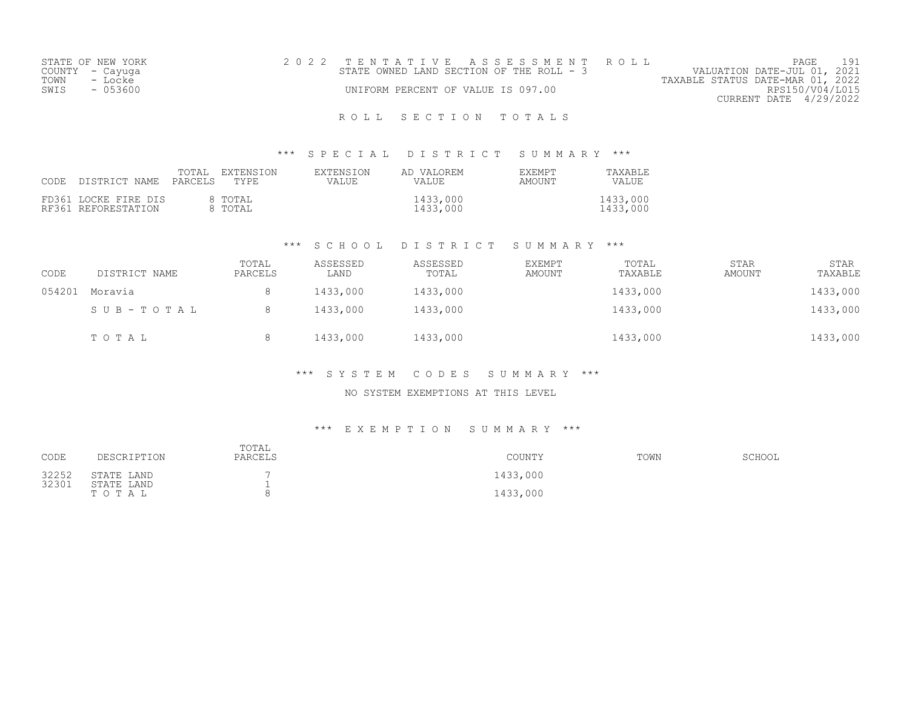STATE OF NEW YORK
COUNTY - Cayuga
TOWN - Locke
SWIS - 053600

2 0 2 2 T E N T A T I V E A S S E S S M E N T R O L L
STATE OWNED LAND SECTION OF THE ROLL - 3
UNIFORM PERCENT OF VALUE IS 097.00

VALUATION DATE-JUL 01, 2021
TAXABLE STATUS DATE-MAR 01, 2022
RPS150/V04/L015
CURRENT DATE 4/29/2022

## R O L L S E C T I O N T O T A L S

### *** S P E C I A L D I S T R I C T S U M M A R Y ***

| CODE | DISTRICT NAME | TOTAL PARCELS | EXTENSION TYPE | EXTENSION VALUE | AD VALOREM VALUE | EXEMPT AMOUNT | TAXABLE VALUE |
|---|---|---|---|---|---|---|---|
| FD361 | LOCKE FIRE DIS | 8 | TOTAL | | 1433,000 | | 1433,000 |
| RF361 | REFORESTATION | 8 | TOTAL | | 1433,000 | | 1433,000 |

### *** S C H O O L D I S T R I C T S U M M A R Y ***

| CODE | DISTRICT NAME | TOTAL PARCELS | ASSESSED LAND | ASSESSED TOTAL | EXEMPT AMOUNT | TOTAL TAXABLE | STAR AMOUNT | STAR TAXABLE |
|---|---|---|---|---|---|---|---|---|
| 054201 | Moravia | 8 | 1433,000 | 1433,000 | | 1433,000 | | 1433,000 |
| | S U B - T O T A L | 8 | 1433,000 | 1433,000 | | 1433,000 | | 1433,000 |
| | T O T A L | 8 | 1433,000 | 1433,000 | | 1433,000 | | 1433,000 |

### *** S Y S T E M C O D E S S U M M A R Y ***

NO SYSTEM EXEMPTIONS AT THIS LEVEL

### *** E X E M P T I O N S U M M A R Y ***

| CODE | DESCRIPTION | TOTAL PARCELS | COUNTY | TOWN | SCHOOL |
|---|---|---|---|---|---|
| 32252 | STATE LAND | 7 | 1433,000 | | |
| 32301 | STATE LAND | 1 | | | |
| | T O T A L | 8 | 1433,000 | | |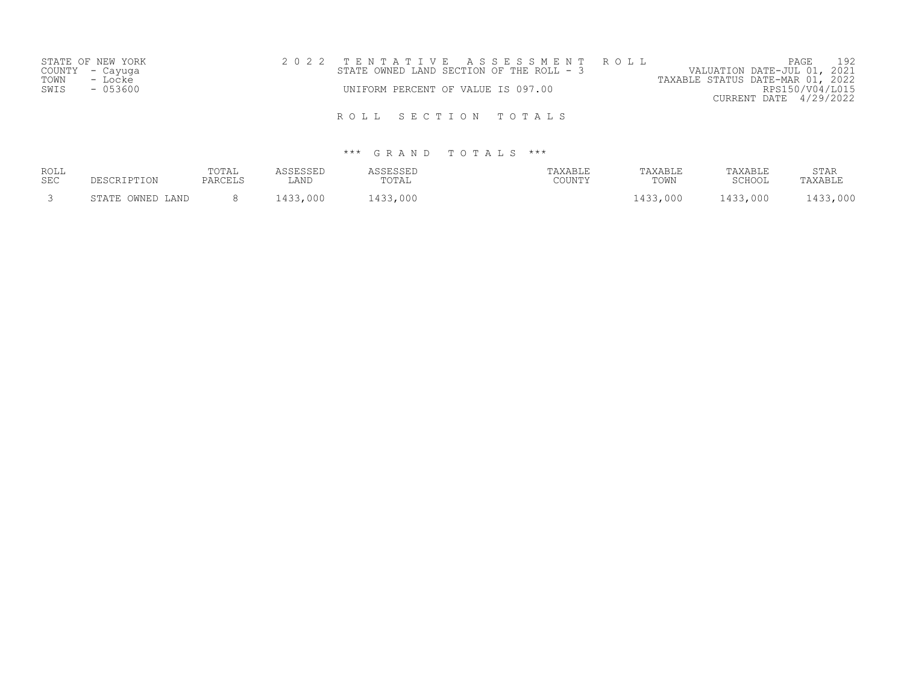STATE OF NEW YORK
COUNTY - Cayuga
TOWN - Locke
SWIS - 053600

2022 TENTATIVE ASSESSMENT ROLL
STATE OWNED LAND SECTION OF THE ROLL - 3
UNIFORM PERCENT OF VALUE IS 097.00

VALUATION DATE-JUL 01, 2021
TAXABLE STATUS DATE-MAR 01, 2022
RPS150/V04/L015
CURRENT DATE 4/29/2022

## ROLL SECTION TOTALS

### *** GRAND TOTALS ***

| ROLL SEC | DESCRIPTION | TOTAL PARCELS | ASSESSED LAND | ASSESSED TOTAL | TAXABLE COUNTY | TAXABLE TOWN | TAXABLE SCHOOL | STAR TAXABLE |
|---|---|---|---|---|---|---|---|---|
| 3 | STATE OWNED LAND | 8 | 1433,000 | 1433,000 | | 1433,000 | 1433,000 | 1433,000 |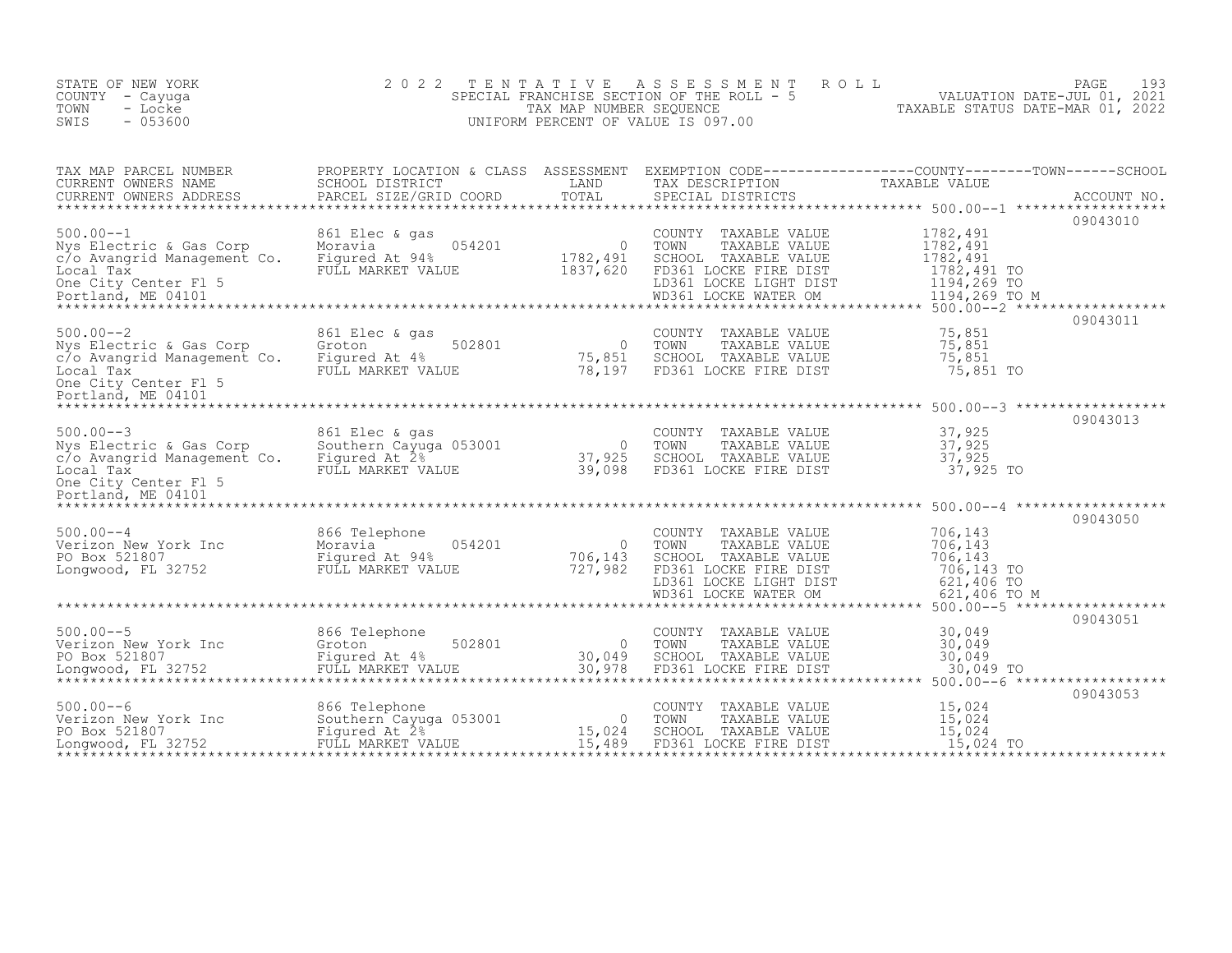STATE OF NEW YORK
COUNTY - Cayuga
TOWN - Locke
SWIS - 053600

# 2022 TENTATIVE ASSESSMENT ROLL
SPECIAL FRANCHISE SECTION OF THE ROLL - 5
TAX MAP NUMBER SEQUENCE
UNIFORM PERCENT OF VALUE IS 097.00

VALUATION DATE-JUL 01, 2021
TAXABLE STATUS DATE-MAR 01, 2022

| TAX MAP PARCEL NUMBER / CURRENT OWNERS NAME / CURRENT OWNERS ADDRESS | PROPERTY LOCATION & CLASS / SCHOOL DISTRICT / PARCEL SIZE/GRID COORD | ASSESSMENT LAND / TOTAL | EXEMPTION CODE / TAX DESCRIPTION / SPECIAL DISTRICTS | TAXABLE VALUE (COUNTY / TOWN / SCHOOL) | ACCOUNT NO. |
|---|---|---|---|---|---|
| 500.00--1 | 861 Elec & gas | | | | 09043010 |
| Nys Electric & Gas Corp | Moravia 054201 | 0 | COUNTY TAXABLE VALUE | 1782,491 | |
| c/o Avangrid Management Co. | Figured At 94% | 1782,491 | TOWN TAXABLE VALUE | 1782,491 | |
| Local Tax | FULL MARKET VALUE | 1837,620 | SCHOOL TAXABLE VALUE | 1782,491 | |
| One City Center Fl 5 | | | FD361 LOCKE FIRE DIST | 1782,491 TO | |
| Portland, ME 04101 | | | LD361 LOCKE LIGHT DIST | 1194,269 TO | |
| | | | WD361 LOCKE WATER OM | 1194,269 TO M | |
| 500.00--2 | 861 Elec & gas | | | | 09043011 |
| Nys Electric & Gas Corp | Groton 502801 | 0 | COUNTY TAXABLE VALUE | 75,851 | |
| c/o Avangrid Management Co. | Figured At 4% | 75,851 | TOWN TAXABLE VALUE | 75,851 | |
| Local Tax | FULL MARKET VALUE | 78,197 | SCHOOL TAXABLE VALUE | 75,851 | |
| One City Center Fl 5 | | | FD361 LOCKE FIRE DIST | 75,851 TO | |
| Portland, ME 04101 | | | | | |
| 500.00--3 | 861 Elec & gas | | | | 09043013 |
| Nys Electric & Gas Corp | Southern Cayuga 053001 | 0 | COUNTY TAXABLE VALUE | 37,925 | |
| c/o Avangrid Management Co. | Figured At 2% | 37,925 | TOWN TAXABLE VALUE | 37,925 | |
| Local Tax | FULL MARKET VALUE | 39,098 | SCHOOL TAXABLE VALUE | 37,925 | |
| One City Center Fl 5 | | | FD361 LOCKE FIRE DIST | 37,925 TO | |
| Portland, ME 04101 | | | | | |
| 500.00--4 | 866 Telephone | | | | 09043050 |
| Verizon New York Inc | Moravia 054201 | 0 | COUNTY TAXABLE VALUE | 706,143 | |
| PO Box 521807 | Figured At 94% | 706,143 | TOWN TAXABLE VALUE | 706,143 | |
| Longwood, FL 32752 | FULL MARKET VALUE | 727,982 | SCHOOL TAXABLE VALUE | 706,143 | |
| | | | FD361 LOCKE FIRE DIST | 706,143 TO | |
| | | | LD361 LOCKE LIGHT DIST | 621,406 TO | |
| | | | WD361 LOCKE WATER OM | 621,406 TO M | |
| 500.00--5 | 866 Telephone | | | | 09043051 |
| Verizon New York Inc | Groton 502801 | 0 | COUNTY TAXABLE VALUE | 30,049 | |
| PO Box 521807 | Figured At 4% | 30,049 | TOWN TAXABLE VALUE | 30,049 | |
| Longwood, FL 32752 | FULL MARKET VALUE | 30,978 | SCHOOL TAXABLE VALUE | 30,049 | |
| | | | FD361 LOCKE FIRE DIST | 30,049 TO | |
| 500.00--6 | 866 Telephone | | | | 09043053 |
| Verizon New York Inc | Southern Cayuga 053001 | 0 | COUNTY TAXABLE VALUE | 15,024 | |
| PO Box 521807 | Figured At 2% | 15,024 | TOWN TAXABLE VALUE | 15,024 | |
| Longwood, FL 32752 | FULL MARKET VALUE | 15,489 | SCHOOL TAXABLE VALUE | 15,024 | |
| | | | FD361 LOCKE FIRE DIST | 15,024 TO | |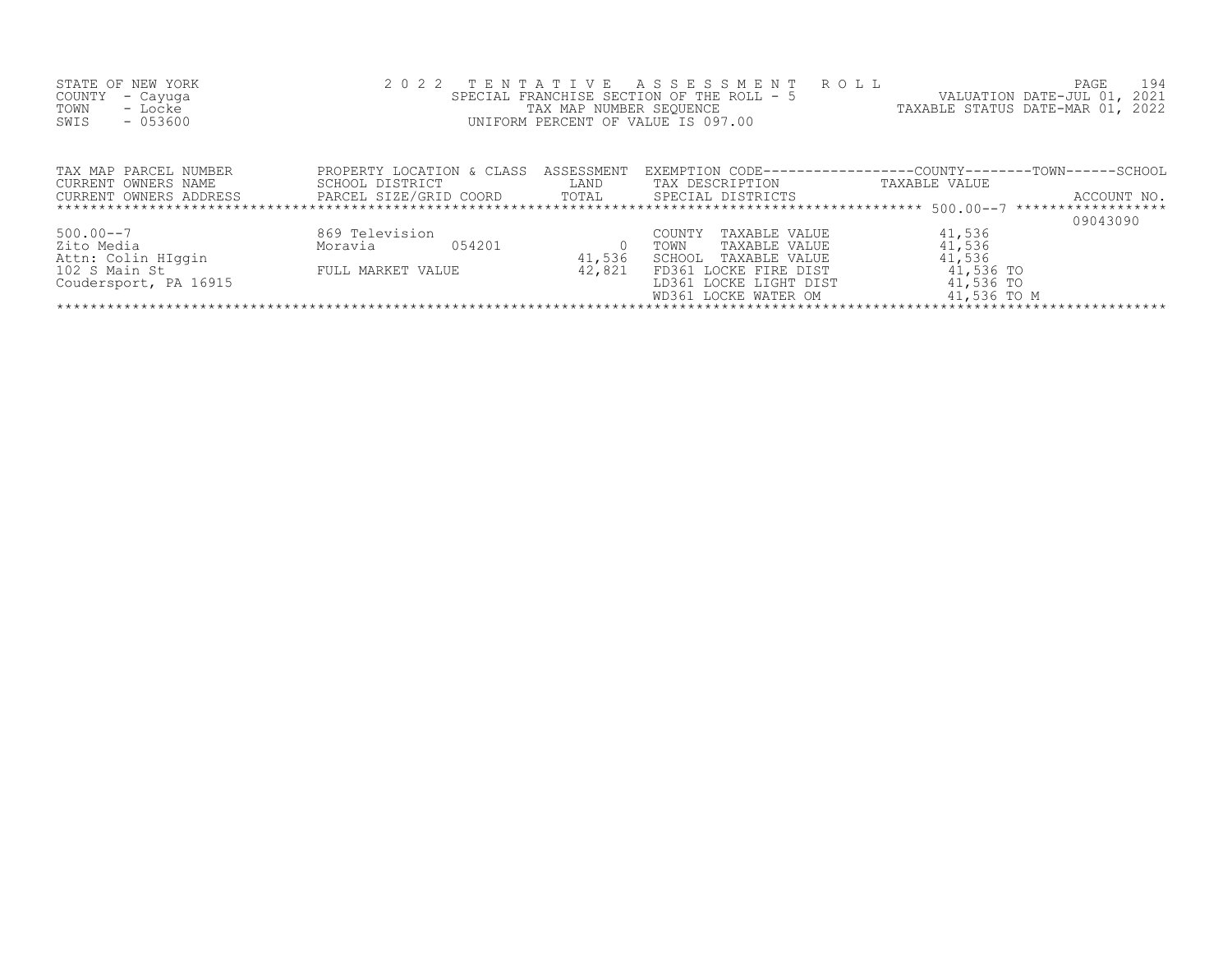STATE OF NEW YORK
COUNTY - Cayuga
TOWN - Locke
SWIS - 053600

2022 TENTATIVE ASSESSMENT ROLL
SPECIAL FRANCHISE SECTION OF THE ROLL - 5
TAX MAP NUMBER SEQUENCE
UNIFORM PERCENT OF VALUE IS 097.00

VALUATION DATE-JUL 01, 2021
TAXABLE STATUS DATE-MAR 01, 2022

| TAX MAP PARCEL NUMBER<br>CURRENT OWNERS NAME<br>CURRENT OWNERS ADDRESS | PROPERTY LOCATION & CLASS<br>SCHOOL DISTRICT<br>PARCEL SIZE/GRID COORD | ASSESSMENT<br>LAND<br>TOTAL | EXEMPTION CODE-----COUNTY-----TOWN-----SCHOOL<br>TAX DESCRIPTION<br>SPECIAL DISTRICTS | TAXABLE VALUE | ACCOUNT NO. |
|---|---|---|---|---|---|
| ******** 500.00--7 ******** | | | | | |
| 500.00--7 | 869 Television | | | | 09043090 |
| Zito Media | Moravia 054201 | 0 | COUNTY TAXABLE VALUE | 41,536 | |
| Attn: Colin HIggin | | 41,536 | TOWN TAXABLE VALUE | 41,536 | |
| 102 S Main St | FULL MARKET VALUE | 42,821 | SCHOOL TAXABLE VALUE | 41,536 | |
| Coudersport, PA 16915 | | | FD361 LOCKE FIRE DIST | 41,536 TO | |
| | | | LD361 LOCKE LIGHT DIST | 41,536 TO | |
| | | | WD361 LOCKE WATER OM | 41,536 TO M | |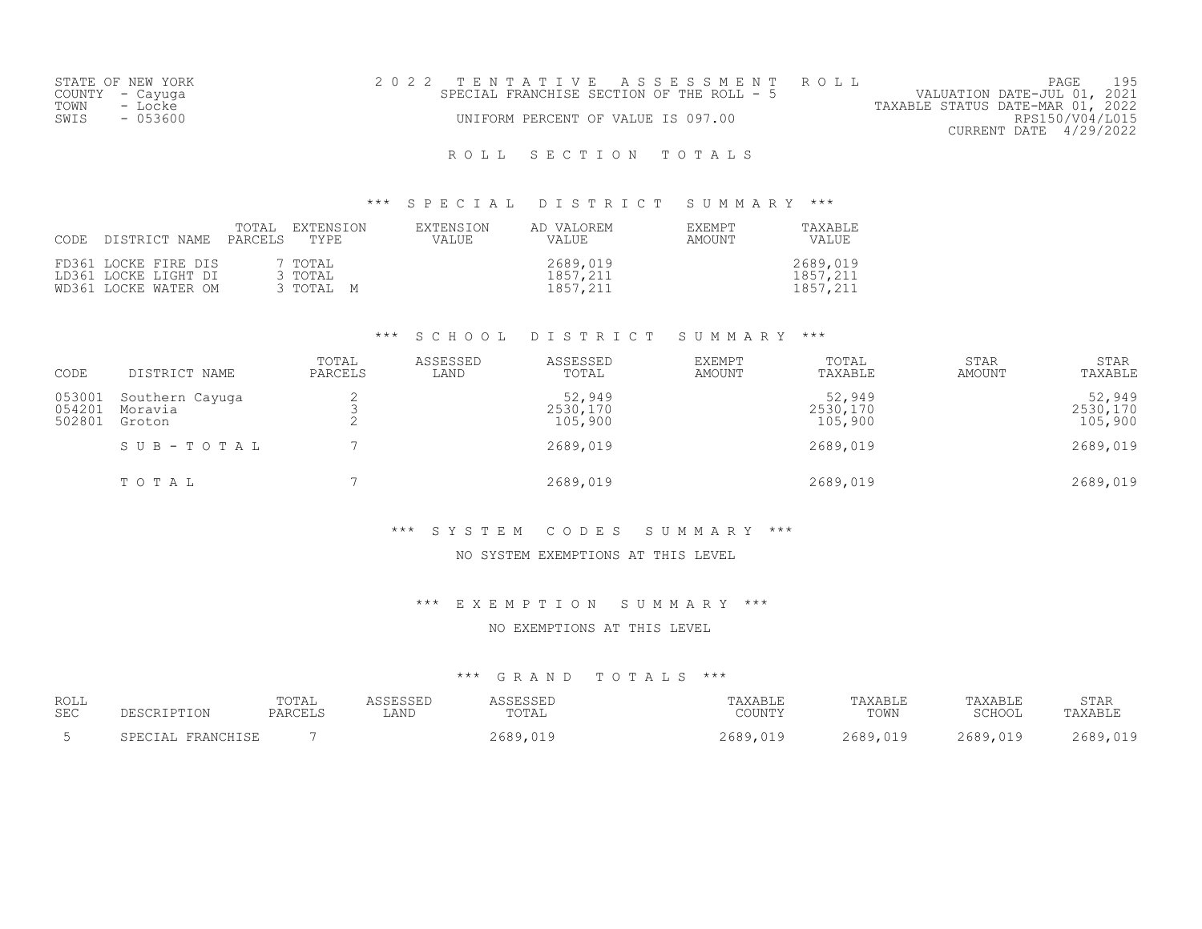STATE OF NEW YORK
COUNTY - Cayuga
TOWN - Locke
SWIS - 053600

# 2022 TENTATIVE ASSESSMENT ROLL

SPECIAL FRANCHISE SECTION OF THE ROLL - 5

UNIFORM PERCENT OF VALUE IS 097.00

VALUATION DATE-JUL 01, 2021
TAXABLE STATUS DATE-MAR 01, 2022
RPS150/V04/L015
CURRENT DATE 4/29/2022

## ROLL SECTION TOTALS

### *** SPECIAL DISTRICT SUMMARY ***

| CODE | DISTRICT NAME | TOTAL PARCELS | EXTENSION TYPE | EXTENSION VALUE | AD VALOREM VALUE | EXEMPT AMOUNT | TAXABLE VALUE |
|---|---|---|---|---|---|---|---|
| FD361 | LOCKE FIRE DIS | 7 | TOTAL | | 2689,019 | | 2689,019 |
| LD361 | LOCKE LIGHT DI | 3 | TOTAL | | 1857,211 | | 1857,211 |
| WD361 | LOCKE WATER OM | 3 | TOTAL M | | 1857,211 | | 1857,211 |

### *** SCHOOL DISTRICT SUMMARY ***

| CODE | DISTRICT NAME | TOTAL PARCELS | ASSESSED LAND | ASSESSED TOTAL | EXEMPT AMOUNT | TOTAL TAXABLE | STAR AMOUNT | STAR TAXABLE |
|---|---|---|---|---|---|---|---|---|
| 053001 | Southern Cayuga | 2 | | 52,949 | | 52,949 | | 52,949 |
| 054201 | Moravia | 3 | | 2530,170 | | 2530,170 | | 2530,170 |
| 502801 | Groton | 2 | | 105,900 | | 105,900 | | 105,900 |
| | SUB-TOTAL | 7 | | 2689,019 | | 2689,019 | | 2689,019 |
| | TOTAL | 7 | | 2689,019 | | 2689,019 | | 2689,019 |

### *** SYSTEM CODES SUMMARY ***

NO SYSTEM EXEMPTIONS AT THIS LEVEL

### *** EXEMPTION SUMMARY ***

NO EXEMPTIONS AT THIS LEVEL

### *** GRAND TOTALS ***

| ROLL SEC | DESCRIPTION | TOTAL PARCELS | ASSESSED LAND | ASSESSED TOTAL | TAXABLE COUNTY | TAXABLE TOWN | TAXABLE SCHOOL | STAR TAXABLE |
|---|---|---|---|---|---|---|---|---|
| 5 | SPECIAL FRANCHISE | 7 | | 2689,019 | 2689,019 | 2689,019 | 2689,019 | 2689,019 |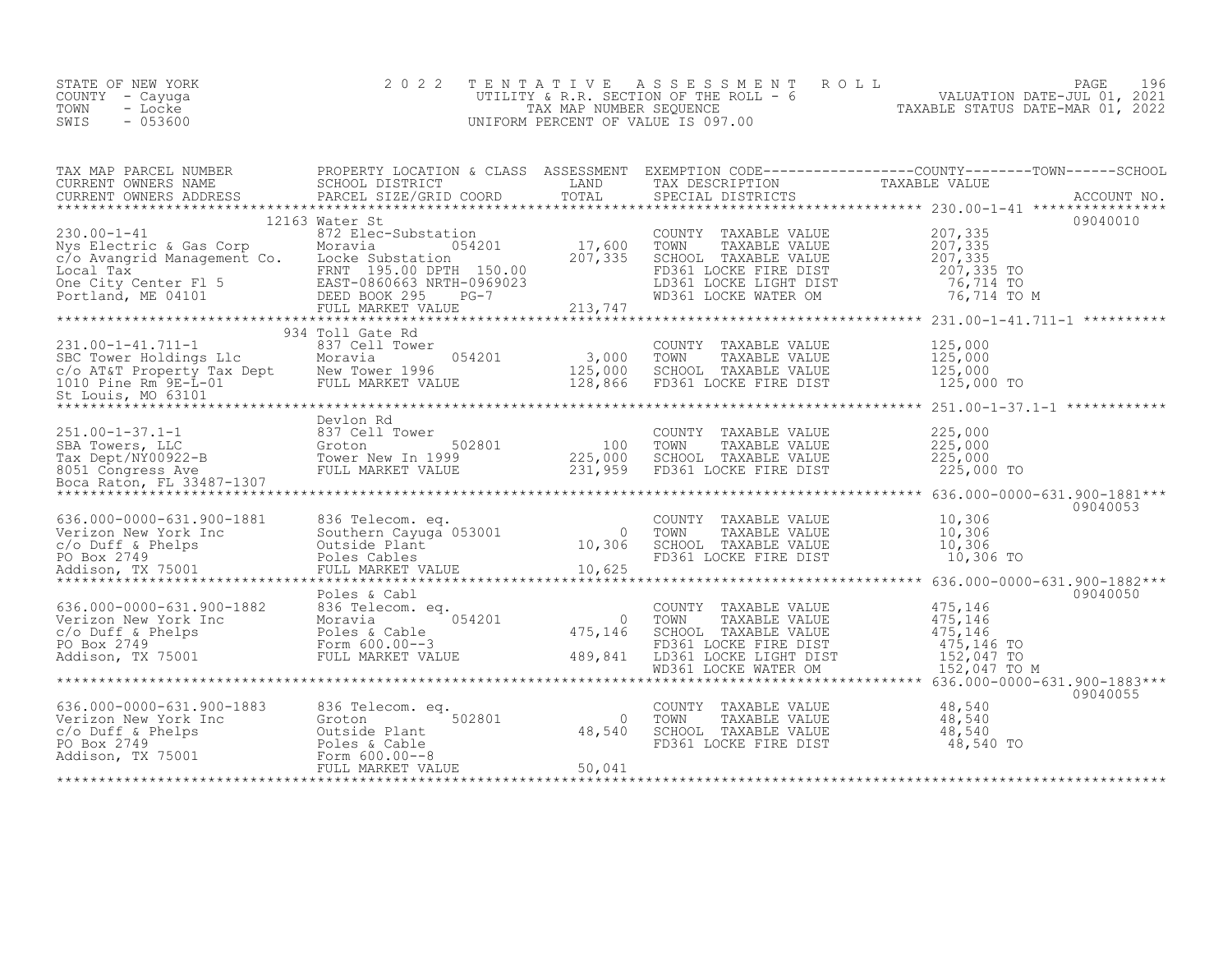STATE OF NEW YORK
COUNTY - Cayuga
TOWN - Locke
SWIS - 053600

# 2022 TENTATIVE ASSESSMENT ROLL

UTILITY & R.R. SECTION OF THE ROLL - 6
TAX MAP NUMBER SEQUENCE
UNIFORM PERCENT OF VALUE IS 097.00

VALUATION DATE-JUL 01, 2021
TAXABLE STATUS DATE-MAR 01, 2022

| TAX MAP PARCEL NUMBER / CURRENT OWNERS NAME / CURRENT OWNERS ADDRESS | PROPERTY LOCATION & CLASS / SCHOOL DISTRICT / PARCEL SIZE/GRID COORD | ASSESSMENT LAND / TOTAL | EXEMPTION CODE / TAX DESCRIPTION / SPECIAL DISTRICTS | TAXABLE VALUE (COUNTY / TOWN / SCHOOL) | ACCOUNT NO. |
|---|---|---|---|---|---|
| 230.00-1-41 | 12163 Water St | | | | 09040010 |
| 230.00-1-41 | 872 Elec-Substation | | COUNTY TAXABLE VALUE | 207,335 | |
| Nys Electric & Gas Corp | Moravia 054201 | 17,600 | TOWN TAXABLE VALUE | 207,335 | |
| c/o Avangrid Management Co. | Locke Substation | 207,335 | SCHOOL TAXABLE VALUE | 207,335 | |
| Local Tax | FRNT 195.00 DPTH 150.00 | | FD361 LOCKE FIRE DIST | 207,335 TO | |
| One City Center Fl 5 | EAST-0860663 NRTH-0969023 | | LD361 LOCKE LIGHT DIST | 76,714 TO | |
| Portland, ME 04101 | DEED BOOK 295 PG-7 | | WD361 LOCKE WATER OM | 76,714 TO M | |
| | FULL MARKET VALUE | 213,747 | | | |
| 231.00-1-41.711-1 | 934 Toll Gate Rd | | | | |
| 231.00-1-41.711-1 | 837 Cell Tower | | COUNTY TAXABLE VALUE | 125,000 | |
| SBC Tower Holdings Llc | Moravia 054201 | 3,000 | TOWN TAXABLE VALUE | 125,000 | |
| c/o AT&T Property Tax Dept | New Tower 1996 | 125,000 | SCHOOL TAXABLE VALUE | 125,000 | |
| 1010 Pine Rm 9E-L-01 | FULL MARKET VALUE | 128,866 | FD361 LOCKE FIRE DIST | 125,000 TO | |
| St Louis, MO 63101 | | | | | |
| 251.00-1-37.1-1 | Devlon Rd | | | | |
| 251.00-1-37.1-1 | 837 Cell Tower | | COUNTY TAXABLE VALUE | 225,000 | |
| SBA Towers, LLC | Groton 502801 | 100 | TOWN TAXABLE VALUE | 225,000 | |
| Tax Dept/NY00922-B | Tower New In 1999 | 225,000 | SCHOOL TAXABLE VALUE | 225,000 | |
| 8051 Congress Ave | FULL MARKET VALUE | 231,959 | FD361 LOCKE FIRE DIST | 225,000 TO | |
| Boca Raton, FL 33487-1307 | | | | | |
| 636.000-0000-631.900-1881 | | | | | 09040053 |
| 636.000-0000-631.900-1881 | 836 Telecom. eq. | | COUNTY TAXABLE VALUE | 10,306 | |
| Verizon New York Inc | Southern Cayuga 053001 | 0 | TOWN TAXABLE VALUE | 10,306 | |
| c/o Duff & Phelps | Outside Plant | 10,306 | SCHOOL TAXABLE VALUE | 10,306 | |
| PO Box 2749 | Poles Cables | | FD361 LOCKE FIRE DIST | 10,306 TO | |
| Addison, TX 75001 | FULL MARKET VALUE | 10,625 | | | |
| 636.000-0000-631.900-1882 | Poles & Cabl | | | | 09040050 |
| 636.000-0000-631.900-1882 | 836 Telecom. eq. | | COUNTY TAXABLE VALUE | 475,146 | |
| Verizon New York Inc | Moravia 054201 | 0 | TOWN TAXABLE VALUE | 475,146 | |
| c/o Duff & Phelps | Poles & Cable | 475,146 | SCHOOL TAXABLE VALUE | 475,146 | |
| PO Box 2749 | Form 600.00--3 | | FD361 LOCKE FIRE DIST | 475,146 TO | |
| Addison, TX 75001 | FULL MARKET VALUE | 489,841 | LD361 LOCKE LIGHT DIST | 152,047 TO | |
| | | | WD361 LOCKE WATER OM | 152,047 TO M | |
| 636.000-0000-631.900-1883 | | | | | 09040055 |
| 636.000-0000-631.900-1883 | 836 Telecom. eq. | | COUNTY TAXABLE VALUE | 48,540 | |
| Verizon New York Inc | Groton 502801 | 0 | TOWN TAXABLE VALUE | 48,540 | |
| c/o Duff & Phelps | Outside Plant | 48,540 | SCHOOL TAXABLE VALUE | 48,540 | |
| PO Box 2749 | Poles & Cable | | FD361 LOCKE FIRE DIST | 48,540 TO | |
| Addison, TX 75001 | Form 600.00--8 | | | | |
| | FULL MARKET VALUE | 50,041 | | | |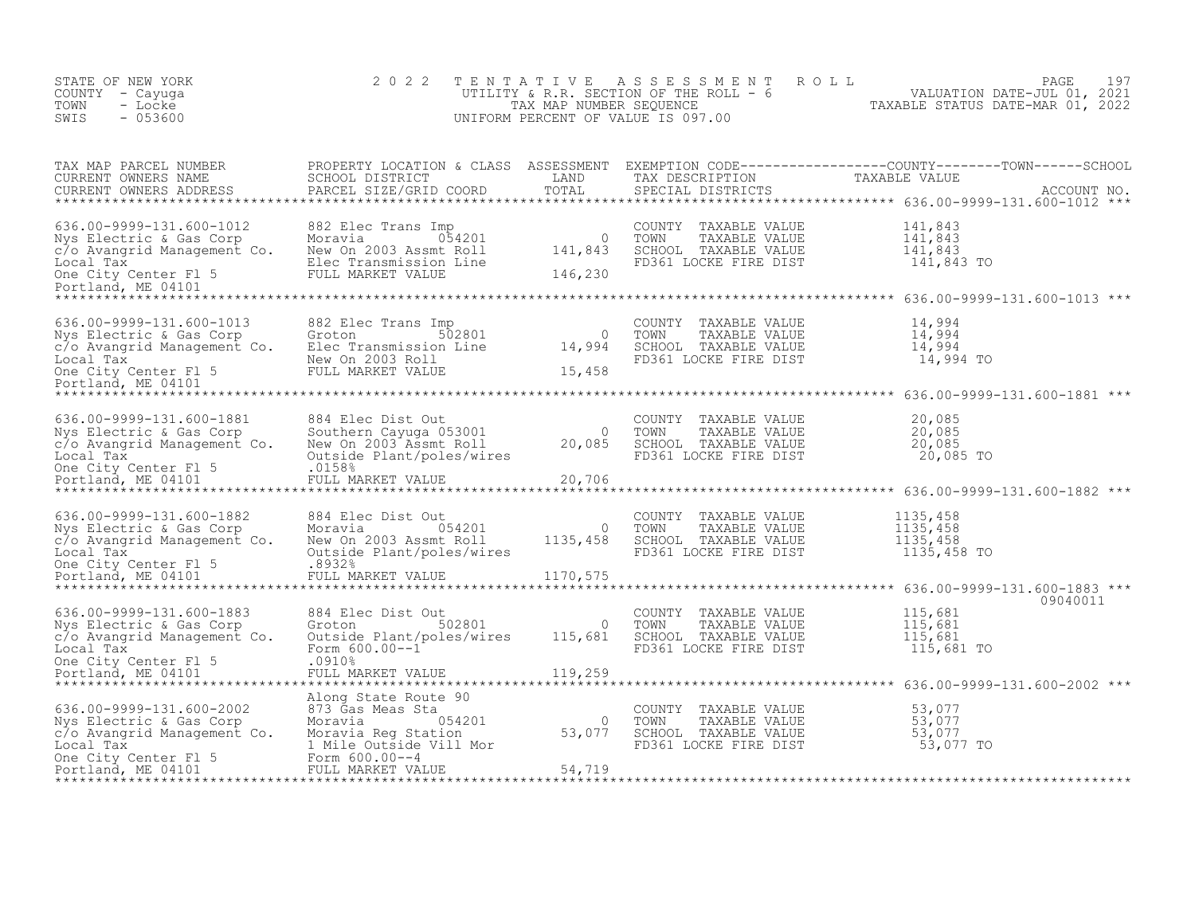STATE OF NEW YORK
COUNTY - Cayuga
TOWN - Locke
SWIS - 053600

2022 TENTATIVE ASSESSMENT ROLL
UTILITY & R.R. SECTION OF THE ROLL - 6
TAX MAP NUMBER SEQUENCE
UNIFORM PERCENT OF VALUE IS 097.00

VALUATION DATE-JUL 01, 2021
TAXABLE STATUS DATE-MAR 01, 2022

| TAX MAP PARCEL NUMBER / CURRENT OWNERS NAME / CURRENT OWNERS ADDRESS | PROPERTY LOCATION & CLASS / SCHOOL DISTRICT / PARCEL SIZE/GRID COORD | ASSESSMENT LAND / TOTAL | EXEMPTION CODE / TAX DESCRIPTION / SPECIAL DISTRICTS | COUNTY / TOWN / SCHOOL TAXABLE VALUE | ACCOUNT NO. |
|---|---|---|---|---|---|
| 636.00-9999-131.600-1012 | 882 Elec Trans Imp | | | | |
| Nys Electric & Gas Corp | Moravia 054201 | 0 | COUNTY TAXABLE VALUE | 141,843 | |
| c/o Avangrid Management Co. | New On 2003 Assmt Roll | 141,843 | TOWN TAXABLE VALUE | 141,843 | |
| Local Tax | Elec Transmission Line | | SCHOOL TAXABLE VALUE | 141,843 | |
| One City Center Fl 5 | FULL MARKET VALUE | 146,230 | FD361 LOCKE FIRE DIST | 141,843 TO | |
| Portland, ME 04101 | | | | | |
| 636.00-9999-131.600-1013 | 882 Elec Trans Imp | | | | |
| Nys Electric & Gas Corp | Groton 502801 | 0 | COUNTY TAXABLE VALUE | 14,994 | |
| c/o Avangrid Management Co. | Elec Transmission Line | 14,994 | TOWN TAXABLE VALUE | 14,994 | |
| Local Tax | New On 2003 Roll | | SCHOOL TAXABLE VALUE | 14,994 | |
| One City Center Fl 5 | FULL MARKET VALUE | 15,458 | FD361 LOCKE FIRE DIST | 14,994 TO | |
| Portland, ME 04101 | | | | | |
| 636.00-9999-131.600-1881 | 884 Elec Dist Out | | | | |
| Nys Electric & Gas Corp | Southern Cayuga 053001 | 0 | COUNTY TAXABLE VALUE | 20,085 | |
| c/o Avangrid Management Co. | New On 2003 Assmt Roll | 20,085 | TOWN TAXABLE VALUE | 20,085 | |
| Local Tax | Outside Plant/poles/wires | | SCHOOL TAXABLE VALUE | 20,085 | |
| One City Center Fl 5 | .0158% | | FD361 LOCKE FIRE DIST | 20,085 TO | |
| Portland, ME 04101 | FULL MARKET VALUE | 20,706 | | | |
| 636.00-9999-131.600-1882 | 884 Elec Dist Out | | | | |
| Nys Electric & Gas Corp | Moravia 054201 | 0 | COUNTY TAXABLE VALUE | 1135,458 | |
| c/o Avangrid Management Co. | New On 2003 Assmt Roll | 1135,458 | TOWN TAXABLE VALUE | 1135,458 | |
| Local Tax | Outside Plant/poles/wires | | SCHOOL TAXABLE VALUE | 1135,458 | |
| One City Center Fl 5 | .8932% | | FD361 LOCKE FIRE DIST | 1135,458 TO | |
| Portland, ME 04101 | FULL MARKET VALUE | 1170,575 | | | |
| 636.00-9999-131.600-1883 | 884 Elec Dist Out | | | | 09040011 |
| Nys Electric & Gas Corp | Groton 502801 | 0 | COUNTY TAXABLE VALUE | 115,681 | |
| c/o Avangrid Management Co. | Outside Plant/poles/wires | 115,681 | TOWN TAXABLE VALUE | 115,681 | |
| Local Tax | Form 600.00--1 | | SCHOOL TAXABLE VALUE | 115,681 | |
| One City Center Fl 5 | .0910% | | FD361 LOCKE FIRE DIST | 115,681 TO | |
| Portland, ME 04101 | FULL MARKET VALUE | 119,259 | | | |
| 636.00-9999-131.600-2002 | Along State Route 90 | | | | |
| | 873 Gas Meas Sta | | | | |
| Nys Electric & Gas Corp | Moravia 054201 | 0 | COUNTY TAXABLE VALUE | 53,077 | |
| c/o Avangrid Management Co. | Moravia Reg Station | 53,077 | TOWN TAXABLE VALUE | 53,077 | |
| Local Tax | 1 Mile Outside Vill Mor | | SCHOOL TAXABLE VALUE | 53,077 | |
| One City Center Fl 5 | Form 600.00--4 | | FD361 LOCKE FIRE DIST | 53,077 TO | |
| Portland, ME 04101 | FULL MARKET VALUE | 54,719 | | | |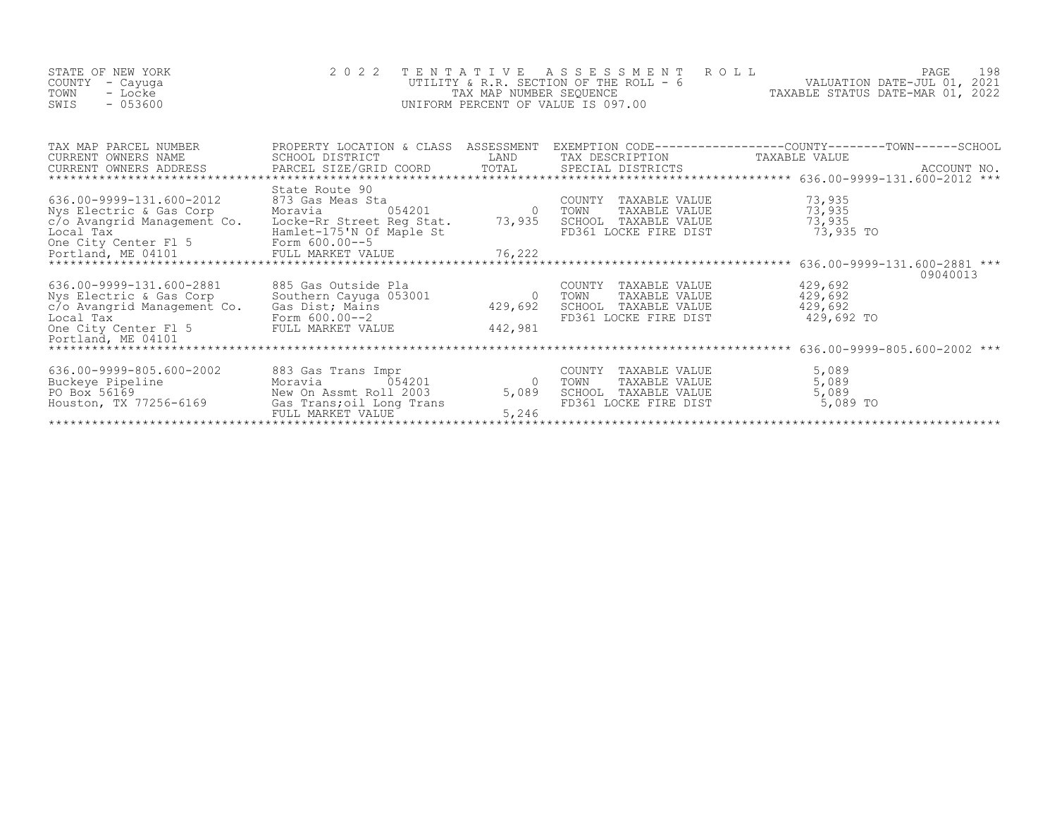STATE OF NEW YORK
COUNTY - Cayuga
TOWN - Locke
SWIS - 053600

2022 TENTATIVE ASSESSMENT ROLL
UTILITY & R.R. SECTION OF THE ROLL - 6
TAX MAP NUMBER SEQUENCE
UNIFORM PERCENT OF VALUE IS 097.00

VALUATION DATE-JUL 01, 2021
TAXABLE STATUS DATE-MAR 01, 2022

| TAX MAP PARCEL NUMBER / CURRENT OWNERS NAME / CURRENT OWNERS ADDRESS | PROPERTY LOCATION & CLASS / SCHOOL DISTRICT / PARCEL SIZE/GRID COORD | ASSESSMENT LAND / TOTAL | EXEMPTION CODE / TAX DESCRIPTION / SPECIAL DISTRICTS | COUNTY / TOWN / SCHOOL TAXABLE VALUE | ACCOUNT NO. |
|---|---|---|---|---|---|
| 636.00-9999-131.600-2012 | State Route 90 | | | | |
| 636.00-9999-131.600-2012 | 873 Gas Meas Sta | | COUNTY TAXABLE VALUE | 73,935 | |
| Nys Electric & Gas Corp | Moravia 054201 | 0 | TOWN TAXABLE VALUE | 73,935 | |
| c/o Avangrid Management Co. | Locke-Rr Street Reg Stat. | 73,935 | SCHOOL TAXABLE VALUE | 73,935 | |
| Local Tax | Hamlet-175'N Of Maple St | | FD361 LOCKE FIRE DIST | 73,935 TO | |
| One City Center Fl 5 | Form 600.00--5 | | | | |
| Portland, ME 04101 | FULL MARKET VALUE | 76,222 | | | |
| 636.00-9999-131.600-2881 | | | | | 09040013 |
| 636.00-9999-131.600-2881 | 885 Gas Outside Pla | | COUNTY TAXABLE VALUE | 429,692 | |
| Nys Electric & Gas Corp | Southern Cayuga 053001 | 0 | TOWN TAXABLE VALUE | 429,692 | |
| c/o Avangrid Management Co. | Gas Dist; Mains | 429,692 | SCHOOL TAXABLE VALUE | 429,692 | |
| Local Tax | Form 600.00--2 | | FD361 LOCKE FIRE DIST | 429,692 TO | |
| One City Center Fl 5 | FULL MARKET VALUE | 442,981 | | | |
| Portland, ME 04101 | | | | | |
| 636.00-9999-805.600-2002 | | | | | |
| 636.00-9999-805.600-2002 | 883 Gas Trans Impr | | COUNTY TAXABLE VALUE | 5,089 | |
| Buckeye Pipeline | Moravia 054201 | 0 | TOWN TAXABLE VALUE | 5,089 | |
| PO Box 56169 | New On Assmt Roll 2003 | 5,089 | SCHOOL TAXABLE VALUE | 5,089 | |
| Houston, TX 77256-6169 | Gas Trans;oil Long Trans | | FD361 LOCKE FIRE DIST | 5,089 TO | |
| | FULL MARKET VALUE | 5,246 | | | |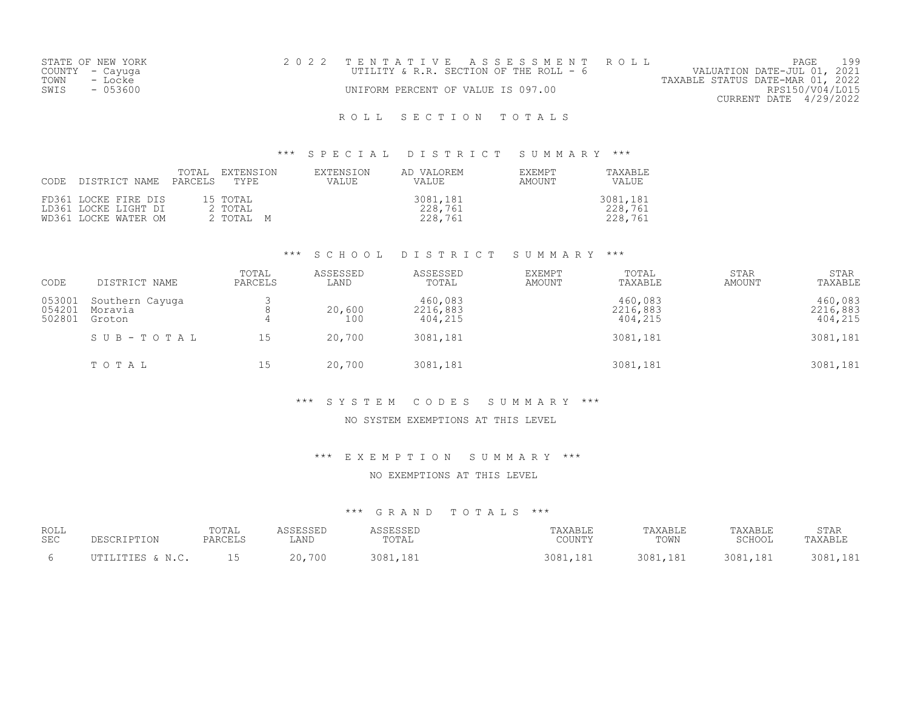STATE OF NEW YORK
COUNTY - Cayuga
TOWN - Locke
SWIS - 053600

2 0 2 2 T E N T A T I V E A S S E S S M E N T R O L L
UTILITY & R.R. SECTION OF THE ROLL - 6
UNIFORM PERCENT OF VALUE IS 097.00

VALUATION DATE-JUL 01, 2021
TAXABLE STATUS DATE-MAR 01, 2022
RPS150/V04/L015
CURRENT DATE 4/29/2022

# R O L L S E C T I O N T O T A L S

## *** S P E C I A L D I S T R I C T S U M M A R Y ***

| CODE | DISTRICT NAME | TOTAL PARCELS | EXTENSION TYPE | EXTENSION VALUE | AD VALOREM VALUE | EXEMPT AMOUNT | TAXABLE VALUE |
|---|---|---|---|---|---|---|---|
| FD361 | LOCKE FIRE DIS | 15 | TOTAL | | 3081,181 | | 3081,181 |
| LD361 | LOCKE LIGHT DI | 2 | TOTAL | | 228,761 | | 228,761 |
| WD361 | LOCKE WATER OM | 2 | TOTAL M | | 228,761 | | 228,761 |

## *** S C H O O L D I S T R I C T S U M M A R Y ***

| CODE | DISTRICT NAME | TOTAL PARCELS | ASSESSED LAND | ASSESSED TOTAL | EXEMPT AMOUNT | TOTAL TAXABLE | STAR AMOUNT | STAR TAXABLE |
|---|---|---|---|---|---|---|---|---|
| 053001 | Southern Cayuga | 3 | | 460,083 | | 460,083 | | 460,083 |
| 054201 | Moravia | 8 | 20,600 | 2216,883 | | 2216,883 | | 2216,883 |
| 502801 | Groton | 4 | 100 | 404,215 | | 404,215 | | 404,215 |
| | S U B - T O T A L | 15 | 20,700 | 3081,181 | | 3081,181 | | 3081,181 |
| | T O T A L | 15 | 20,700 | 3081,181 | | 3081,181 | | 3081,181 |

## *** S Y S T E M C O D E S S U M M A R Y ***

NO SYSTEM EXEMPTIONS AT THIS LEVEL

## *** E X E M P T I O N S U M M A R Y ***

NO EXEMPTIONS AT THIS LEVEL

## *** G R A N D T O T A L S ***

| ROLL SEC | DESCRIPTION | TOTAL PARCELS | ASSESSED LAND | ASSESSED TOTAL | TAXABLE COUNTY | TAXABLE TOWN | TAXABLE SCHOOL | STAR TAXABLE |
|---|---|---|---|---|---|---|---|---|
| 6 | UTILITIES & N.C. | 15 | 20,700 | 3081,181 | 3081,181 | 3081,181 | 3081,181 | 3081,181 |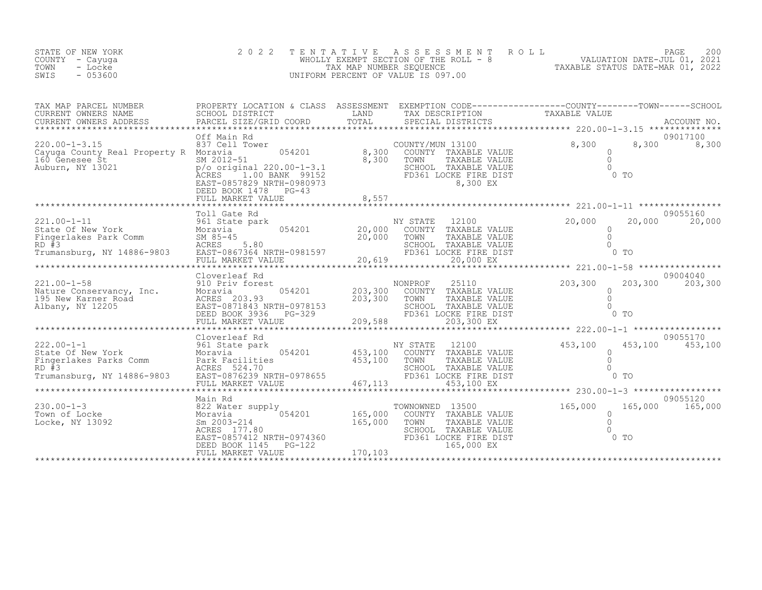STATE OF NEW YORK
COUNTY - Cayuga
TOWN - Locke
SWIS - 053600

# 2022 TENTATIVE ASSESSMENT ROLL

WHOLLY EXEMPT SECTION OF THE ROLL - 8
TAX MAP NUMBER SEQUENCE
UNIFORM PERCENT OF VALUE IS 097.00

VALUATION DATE-JUL 01, 2021
TAXABLE STATUS DATE-MAR 01, 2022

| TAX MAP PARCEL NUMBER / CURRENT OWNERS NAME / CURRENT OWNERS ADDRESS | PROPERTY LOCATION & CLASS / SCHOOL DISTRICT / PARCEL SIZE/GRID COORD | ASSESSMENT LAND / TOTAL | EXEMPTION CODE / TAX DESCRIPTION / SPECIAL DISTRICTS | COUNTY TAXABLE VALUE | TOWN | SCHOOL / ACCOUNT NO. |
|---|---|---|---|---|---|---|
| 220.00-1-3.15 | Off Main Rd | | | | | 09017100 |
| | 837 Cell Tower | | COUNTY/MUN 13100 | 8,300 | 8,300 | 8,300 |
| Cayuga County Real Property R | Moravia 054201 | 8,300 | COUNTY TAXABLE VALUE | 0 | | |
| 160 Genesee St | SM 2012-51 | 8,300 | TOWN TAXABLE VALUE | 0 | | |
| Auburn, NY 13021 | p/o original 220.00-1-3.1 | | SCHOOL TAXABLE VALUE | 0 | | |
| | ACRES 1.00 BANK 99152 | | FD361 LOCKE FIRE DIST | 0 TO | | |
| | EAST-0857829 NRTH-0980973 | | 8,300 EX | | | |
| | DEED BOOK 1478 PG-43 | | | | | |
| | FULL MARKET VALUE | 8,557 | | | | |
| 221.00-1-11 | Toll Gate Rd | | | | | 09055160 |
| | 961 State park | | NY STATE 12100 | 20,000 | 20,000 | 20,000 |
| State Of New York | Moravia 054201 | 20,000 | COUNTY TAXABLE VALUE | 0 | | |
| Fingerlakes Park Comm | SM 85-45 | 20,000 | TOWN TAXABLE VALUE | 0 | | |
| RD #3 | ACRES 5.80 | | SCHOOL TAXABLE VALUE | 0 | | |
| Trumansburg, NY 14886-9803 | EAST-0867364 NRTH-0981597 | | FD361 LOCKE FIRE DIST | 0 TO | | |
| | FULL MARKET VALUE | 20,619 | 20,000 EX | | | |
| 221.00-1-58 | Cloverleaf Rd | | | | | 09004040 |
| | 910 Priv forest | | NONPROF 25110 | 203,300 | 203,300 | 203,300 |
| Nature Conservancy, Inc. | Moravia 054201 | 203,300 | COUNTY TAXABLE VALUE | 0 | | |
| 195 New Karner Road | ACRES 203.93 | 203,300 | TOWN TAXABLE VALUE | 0 | | |
| Albany, NY 12205 | EAST-0871843 NRTH-0978153 | | SCHOOL TAXABLE VALUE | 0 | | |
| | DEED BOOK 3936 PG-329 | | FD361 LOCKE FIRE DIST | 0 TO | | |
| | FULL MARKET VALUE | 209,588 | 203,300 EX | | | |
| 222.00-1-1 | Cloverleaf Rd | | | | | 09055170 |
| | 961 State park | | NY STATE 12100 | 453,100 | 453,100 | 453,100 |
| State Of New York | Moravia 054201 | 453,100 | COUNTY TAXABLE VALUE | 0 | | |
| Fingerlakes Parks Comm | Park Facilities | 453,100 | TOWN TAXABLE VALUE | 0 | | |
| RD #3 | ACRES 524.70 | | SCHOOL TAXABLE VALUE | 0 | | |
| Trumansburg, NY 14886-9803 | EAST-0876239 NRTH-0978655 | | FD361 LOCKE FIRE DIST | 0 TO | | |
| | FULL MARKET VALUE | 467,113 | 453,100 EX | | | |
| 230.00-1-3 | Main Rd | | | | | 09055120 |
| | 822 Water supply | | TOWNOWNED 13500 | 165,000 | 165,000 | 165,000 |
| Town of Locke | Moravia 054201 | 165,000 | COUNTY TAXABLE VALUE | 0 | | |
| Locke, NY 13092 | Sm 2003-214 | 165,000 | TOWN TAXABLE VALUE | 0 | | |
| | ACRES 177.80 | | SCHOOL TAXABLE VALUE | 0 | | |
| | EAST-0857412 NRTH-0974360 | | FD361 LOCKE FIRE DIST | 0 TO | | |
| | DEED BOOK 1145 PG-122 | | 165,000 EX | | | |
| | FULL MARKET VALUE | 170,103 | | | | |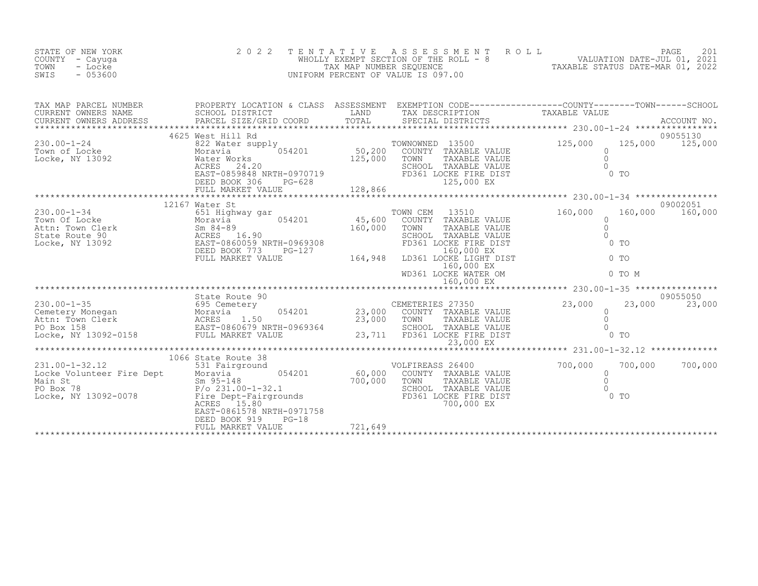STATE OF NEW YORK
COUNTY - Cayuga
TOWN - Locke
SWIS - 053600

2022 TENTATIVE ASSESSMENT ROLL
WHOLLY EXEMPT SECTION OF THE ROLL - 8
TAX MAP NUMBER SEQUENCE
UNIFORM PERCENT OF VALUE IS 097.00

VALUATION DATE-JUL 01, 2021
TAXABLE STATUS DATE-MAR 01, 2022

| TAX MAP PARCEL NUMBER / CURRENT OWNERS NAME / CURRENT OWNERS ADDRESS | PROPERTY LOCATION & CLASS / SCHOOL DISTRICT / PARCEL SIZE/GRID COORD | ASSESSMENT LAND | ASSESSMENT TOTAL | EXEMPTION CODE / TAX DESCRIPTION / SPECIAL DISTRICTS | COUNTY TAXABLE VALUE | TOWN | SCHOOL | ACCOUNT NO. |
|---|---|---|---|---|---|---|---|---|
| 230.00-1-24 | 4625 West Hill Rd | | | | | | | 09055130 |
| Town of Locke | 822 Water supply | | | TOWNOWNED 13500 | 125,000 | 125,000 | 125,000 | |
| Locke, NY 13092 | Moravia 054201 | 50,200 | | COUNTY TAXABLE VALUE | 0 | | | |
| | Water Works | | 125,000 | TOWN TAXABLE VALUE | 0 | | | |
| | ACRES 24.20 | | | SCHOOL TAXABLE VALUE | 0 | | | |
| | EAST-0859848 NRTH-0970719 | | | FD361 LOCKE FIRE DIST | 0 TO | | | |
| | DEED BOOK 306 PG-628 | | | 125,000 EX | | | | |
| | FULL MARKET VALUE | | 128,866 | | | | | |
| 230.00-1-34 | 12167 Water St | | | | | | | 09002051 |
| Town Of Locke | 651 Highway gar | | | TOWN CEM 13510 | 160,000 | 160,000 | 160,000 | |
| Attn: Town Clerk | Moravia 054201 | 45,600 | | COUNTY TAXABLE VALUE | 0 | | | |
| State Route 90 | Sm 84-89 | | 160,000 | TOWN TAXABLE VALUE | 0 | | | |
| Locke, NY 13092 | ACRES 16.90 | | | SCHOOL TAXABLE VALUE | 0 | | | |
| | EAST-0860059 NRTH-0969308 | | | FD361 LOCKE FIRE DIST | 0 TO | | | |
| | DEED BOOK 773 PG-127 | | | 160,000 EX | | | | |
| | FULL MARKET VALUE | | 164,948 | LD361 LOCKE LIGHT DIST | 0 TO | | | |
| | | | | 160,000 EX | | | | |
| | | | | WD361 LOCKE WATER OM | 0 TO M | | | |
| | | | | 160,000 EX | | | | |
| 230.00-1-35 | State Route 90 | | | | | | | 09055050 |
| Cemetery Monegan | 695 Cemetery | | | CEMETERIES 27350 | 23,000 | 23,000 | 23,000 | |
| Attn: Town Clerk | Moravia 054201 | 23,000 | | COUNTY TAXABLE VALUE | 0 | | | |
| PO Box 158 | ACRES 1.50 | | 23,000 | TOWN TAXABLE VALUE | 0 | | | |
| Locke, NY 13092-0158 | EAST-0860679 NRTH-0969364 | | | SCHOOL TAXABLE VALUE | 0 | | | |
| | FULL MARKET VALUE | | 23,711 | FD361 LOCKE FIRE DIST | 0 TO | | | |
| | | | | 23,000 EX | | | | |
| 231.00-1-32.12 | 1066 State Route 38 | | | | | | | |
| Locke Volunteer Fire Dept | 531 Fairground | | | VOLFIREASS 26400 | 700,000 | 700,000 | 700,000 | |
| Main St | Moravia 054201 | 60,000 | | COUNTY TAXABLE VALUE | 0 | | | |
| PO Box 78 | Sm 95-148 | | 700,000 | TOWN TAXABLE VALUE | 0 | | | |
| Locke, NY 13092-0078 | P/o 231.00-1-32.1 | | | SCHOOL TAXABLE VALUE | 0 | | | |
| | Fire Dept-Fairgrounds | | | FD361 LOCKE FIRE DIST | 0 TO | | | |
| | ACRES 15.80 | | | 700,000 EX | | | | |
| | EAST-0861578 NRTH-0971758 | | | | | | | |
| | DEED BOOK 919 PG-18 | | | | | | | |
| | FULL MARKET VALUE | | 721,649 | | | | | |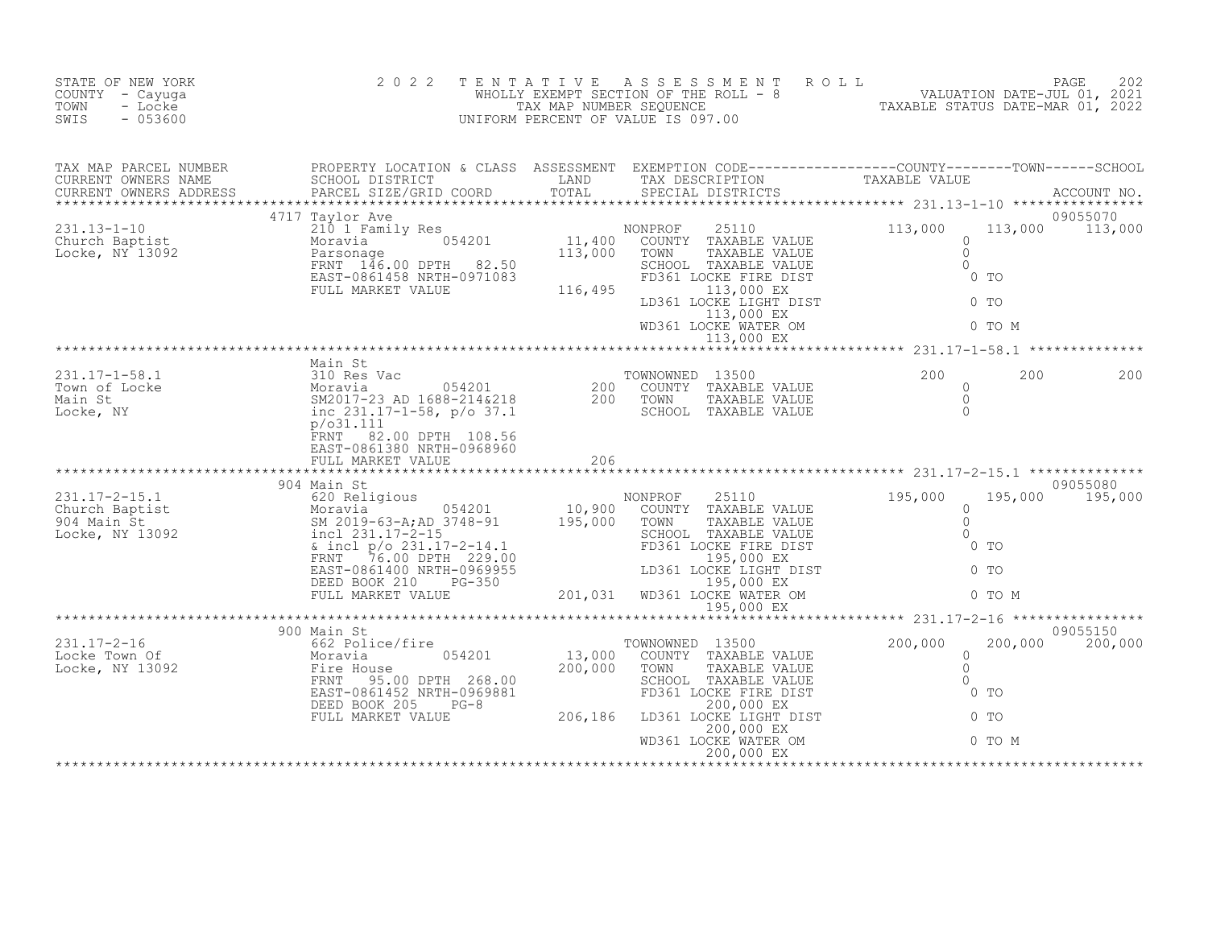STATE OF NEW YORK
COUNTY - Cayuga
TOWN - Locke
SWIS - 053600

2022 TENTATIVE ASSESSMENT ROLL
WHOLLY EXEMPT SECTION OF THE ROLL - 8
TAX MAP NUMBER SEQUENCE
UNIFORM PERCENT OF VALUE IS 097.00

VALUATION DATE-JUL 01, 2021
TAXABLE STATUS DATE-MAR 01, 2022

| TAX MAP PARCEL NUMBER / CURRENT OWNERS NAME / CURRENT OWNERS ADDRESS | PROPERTY LOCATION & CLASS / SCHOOL DISTRICT / PARCEL SIZE/GRID COORD | ASSESSMENT LAND | TOTAL | EXEMPTION CODE / TAX DESCRIPTION / SPECIAL DISTRICTS | COUNTY TAXABLE VALUE | TOWN | SCHOOL | ACCOUNT NO. |
|---|---|---|---|---|---|---|---|---|
| 231.13-1-10 | 4717 Taylor Ave | | | | | | | 09055070 |
| Church Baptist | 210 1 Family Res | | | NONPROF 25110 | 113,000 | 113,000 | 113,000 | |
| Locke, NY 13092 | Moravia 054201 | 11,400 | | COUNTY TAXABLE VALUE | 0 | | | |
| | Parsonage | | 113,000 | TOWN TAXABLE VALUE | 0 | | | |
| | FRNT 146.00 DPTH 82.50 | | | SCHOOL TAXABLE VALUE | 0 | | | |
| | EAST-0861458 NRTH-0971083 | | | FD361 LOCKE FIRE DIST 113,000 EX | 0 TO | | | |
| | FULL MARKET VALUE | | 116,495 | LD361 LOCKE LIGHT DIST 113,000 EX | 0 TO | | | |
| | | | | WD361 LOCKE WATER OM 113,000 EX | 0 TO M | | | |
| 231.17-1-58.1 | Main St | | | | | | | |
| Town of Locke | 310 Res Vac | | | TOWNOWNED 13500 | 200 | 200 | 200 | |
| Main St | Moravia 054201 | 200 | | COUNTY TAXABLE VALUE | 0 | | | |
| Locke, NY | SM2017-23 AD 1688-214&218 | | 200 | TOWN TAXABLE VALUE | 0 | | | |
| | inc 231.17-1-58, p/o 37.1 | | | SCHOOL TAXABLE VALUE | 0 | | | |
| | p/o31.111 | | | | | | | |
| | FRNT 82.00 DPTH 108.56 | | | | | | | |
| | EAST-0861380 NRTH-0968960 | | | | | | | |
| | FULL MARKET VALUE | | 206 | | | | | |
| 231.17-2-15.1 | 904 Main St | | | | | | | 09055080 |
| Church Baptist | 620 Religious | | | NONPROF 25110 | 195,000 | 195,000 | 195,000 | |
| 904 Main St | Moravia 054201 | 10,900 | | COUNTY TAXABLE VALUE | 0 | | | |
| Locke, NY 13092 | SM 2019-63-A;AD 3748-91 | | 195,000 | TOWN TAXABLE VALUE | 0 | | | |
| | incl 231.17-2-15 | | | SCHOOL TAXABLE VALUE | 0 | | | |
| | & incl p/o 231.17-2-14.1 | | | FD361 LOCKE FIRE DIST 195,000 EX | 0 TO | | | |
| | FRNT 76.00 DPTH 229.00 | | | | | | | |
| | EAST-0861400 NRTH-0969955 | | | LD361 LOCKE LIGHT DIST 195,000 EX | 0 TO | | | |
| | DEED BOOK 210 PG-350 | | | | | | | |
| | FULL MARKET VALUE | | 201,031 | WD361 LOCKE WATER OM 195,000 EX | 0 TO M | | | |
| 231.17-2-16 | 900 Main St | | | | | | | 09055150 |
| Locke Town Of | 662 Police/fire | | | TOWNOWNED 13500 | 200,000 | 200,000 | 200,000 | |
| Locke, NY 13092 | Moravia 054201 | 13,000 | | COUNTY TAXABLE VALUE | 0 | | | |
| | Fire House | | 200,000 | TOWN TAXABLE VALUE | 0 | | | |
| | FRNT 95.00 DPTH 268.00 | | | SCHOOL TAXABLE VALUE | 0 | | | |
| | EAST-0861452 NRTH-0969881 | | | FD361 LOCKE FIRE DIST 200,000 EX | 0 TO | | | |
| | DEED BOOK 205 PG-8 | | | | | | | |
| | FULL MARKET VALUE | | 206,186 | LD361 LOCKE LIGHT DIST 200,000 EX | 0 TO | | | |
| | | | | WD361 LOCKE WATER OM 200,000 EX | 0 TO M | | | |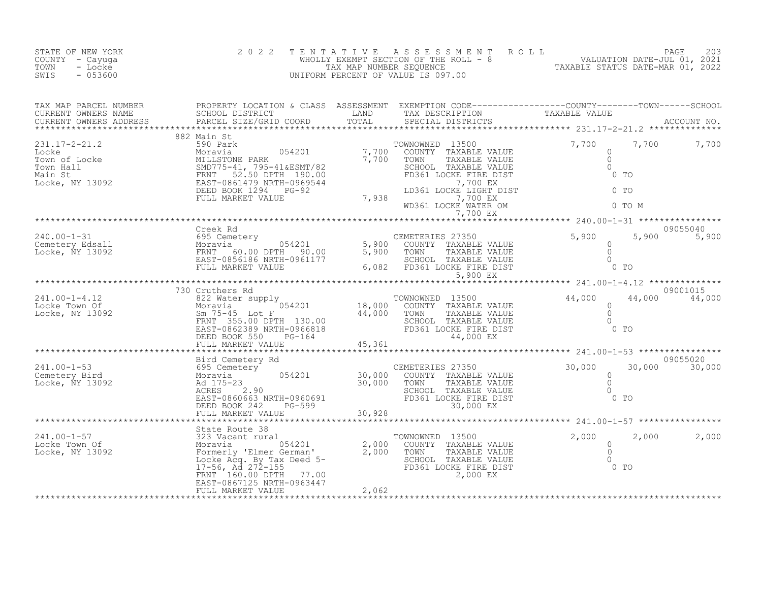STATE OF NEW YORK
COUNTY - Cayuga
TOWN - Locke
SWIS - 053600

2022 TENTATIVE ASSESSMENT ROLL
WHOLLY EXEMPT SECTION OF THE ROLL - 8
TAX MAP NUMBER SEQUENCE
UNIFORM PERCENT OF VALUE IS 097.00

VALUATION DATE-JUL 01, 2021
TAXABLE STATUS DATE-MAR 01, 2022

| TAX MAP PARCEL NUMBER / CURRENT OWNERS NAME / CURRENT OWNERS ADDRESS | PROPERTY LOCATION & CLASS / SCHOOL DISTRICT / PARCEL SIZE/GRID COORD | ASSESSMENT LAND / TOTAL | EXEMPTION CODE / TAX DESCRIPTION / SPECIAL DISTRICTS | COUNTY TAXABLE VALUE | TOWN | SCHOOL / ACCOUNT NO. |
|---|---|---|---|---|---|---|
| 231.17-2-21.2 | 882 Main St | | | | | |
| Locke | 590 Park | | TOWNOWNED 13500 | 7,700 | 7,700 | 7,700 |
| Town of Locke | Moravia 054201 | 7,700 | COUNTY TAXABLE VALUE | 0 | | |
| Town Hall | MILLSTONE PARK | 7,700 | TOWN TAXABLE VALUE | 0 | | |
| Main St | SMD775-41, 795-41&ESMT/82 | | SCHOOL TAXABLE VALUE | 0 | | |
| Locke, NY 13092 | FRNT 52.50 DPTH 190.00 | | FD361 LOCKE FIRE DIST 7,700 EX | 0 TO | | |
| | EAST-0861479 NRTH-0969544 | | LD361 LOCKE LIGHT DIST 7,700 EX | 0 TO | | |
| | DEED BOOK 1294 PG-92 | | WD361 LOCKE WATER OM 7,700 EX | 0 TO M | | |
| | FULL MARKET VALUE | 7,938 | | | | |
| 240.00-1-31 | Creek Rd | | | | | 09055040 |
| Cemetery Edsall | 695 Cemetery | | CEMETERIES 27350 | 5,900 | 5,900 | 5,900 |
| Locke, NY 13092 | Moravia 054201 | 5,900 | COUNTY TAXABLE VALUE | 0 | | |
| | FRNT 60.00 DPTH 90.00 | 5,900 | TOWN TAXABLE VALUE | 0 | | |
| | EAST-0856186 NRTH-0961177 | | SCHOOL TAXABLE VALUE | 0 | | |
| | FULL MARKET VALUE | 6,082 | FD361 LOCKE FIRE DIST 5,900 EX | 0 TO | | |
| 241.00-1-4.12 | 730 Cruthers Rd | | | | | 09001015 |
| Locke Town Of | 822 Water supply | | TOWNOWNED 13500 | 44,000 | 44,000 | 44,000 |
| Locke, NY 13092 | Moravia 054201 | 18,000 | COUNTY TAXABLE VALUE | 0 | | |
| | Sm 75-45 Lot F | 44,000 | TOWN TAXABLE VALUE | 0 | | |
| | FRNT 355.00 DPTH 130.00 | | SCHOOL TAXABLE VALUE | 0 | | |
| | EAST-0862389 NRTH-0966818 | | FD361 LOCKE FIRE DIST 44,000 EX | 0 TO | | |
| | DEED BOOK 550 PG-164 | | | | | |
| | FULL MARKET VALUE | 45,361 | | | | |
| 241.00-1-53 | Bird Cemetery Rd | | | | | 09055020 |
| Cemetery Bird | 695 Cemetery | | CEMETERIES 27350 | 30,000 | 30,000 | 30,000 |
| Locke, NY 13092 | Moravia 054201 | 30,000 | COUNTY TAXABLE VALUE | 0 | | |
| | Ad 175-23 | 30,000 | TOWN TAXABLE VALUE | 0 | | |
| | ACRES 2.90 | | SCHOOL TAXABLE VALUE | 0 | | |
| | EAST-0860663 NRTH-0960691 | | FD361 LOCKE FIRE DIST 30,000 EX | 0 TO | | |
| | DEED BOOK 242 PG-599 | | | | | |
| | FULL MARKET VALUE | 30,928 | | | | |
| 241.00-1-57 | State Route 38 | | | | | |
| Locke Town Of | 323 Vacant rural | | TOWNOWNED 13500 | 2,000 | 2,000 | 2,000 |
| Locke, NY 13092 | Moravia 054201 | 2,000 | COUNTY TAXABLE VALUE | 0 | | |
| | Formerly 'Elmer German' | 2,000 | TOWN TAXABLE VALUE | 0 | | |
| | Locke Acq. By Tax Deed 5-17-56, Ad 272-155 | | SCHOOL TAXABLE VALUE | 0 | | |
| | FRNT 160.00 DPTH 77.00 | | FD361 LOCKE FIRE DIST 2,000 EX | 0 TO | | |
| | EAST-0867125 NRTH-0963447 | | | | | |
| | FULL MARKET VALUE | 2,062 | | | | |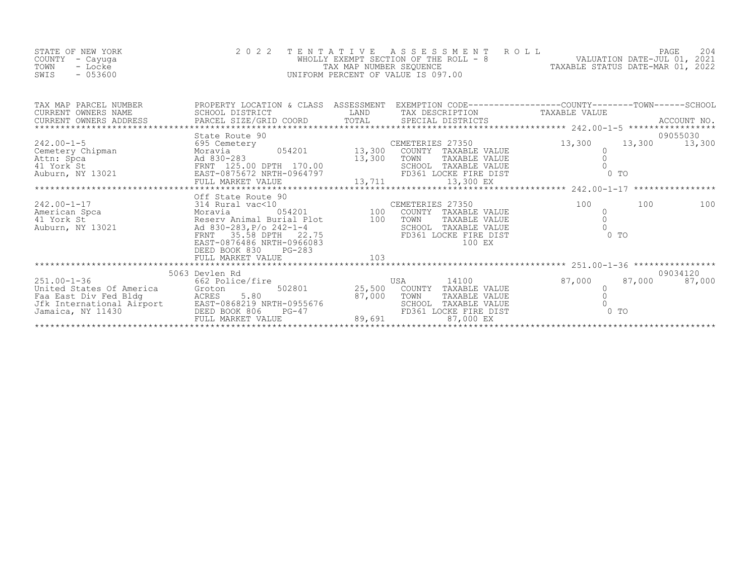STATE OF NEW YORK
COUNTY - Cayuga
TOWN - Locke
SWIS - 053600

2 0 2 2 T E N T A T I V E A S S E S S M E N T R O L L
WHOLLY EXEMPT SECTION OF THE ROLL - 8
TAX MAP NUMBER SEQUENCE
UNIFORM PERCENT OF VALUE IS 097.00

VALUATION DATE-JUL 01, 2021
TAXABLE STATUS DATE-MAR 01, 2022

| TAX MAP PARCEL NUMBER / CURRENT OWNERS NAME / CURRENT OWNERS ADDRESS | PROPERTY LOCATION & CLASS / SCHOOL DISTRICT / PARCEL SIZE/GRID COORD | ASSESSMENT LAND / TOTAL | EXEMPTION CODE / TAX DESCRIPTION / SPECIAL DISTRICTS | COUNTY TAXABLE VALUE | TOWN | SCHOOL / ACCOUNT NO. |
|---|---|---|---|---|---|---|
| | State Route 90 | | | | | 09055030 |
| 242.00-1-5 | 695 Cemetery | | CEMETERIES 27350 | 13,300 | 13,300 | 13,300 |
| Cemetery Chipman | Moravia 054201 | 13,300 | COUNTY TAXABLE VALUE | 0 | | |
| Attn: Spca | Ad 830-283 | 13,300 | TOWN TAXABLE VALUE | 0 | | |
| 41 York St | FRNT 125.00 DPTH 170.00 | | SCHOOL TAXABLE VALUE | 0 | | |
| Auburn, NY 13021 | EAST-0875672 NRTH-0964797 | | FD361 LOCKE FIRE DIST | 0 TO | | |
| | FULL MARKET VALUE | 13,711 | 13,300 EX | | | |
| | Off State Route 90 | | | | | |
| 242.00-1-17 | 314 Rural vac<10 | | CEMETERIES 27350 | 100 | 100 | 100 |
| American Spca | Moravia 054201 | 100 | COUNTY TAXABLE VALUE | 0 | | |
| 41 York St | Reserv Animal Burial Plot | 100 | TOWN TAXABLE VALUE | 0 | | |
| Auburn, NY 13021 | Ad 830-283,P/o 242-1-4 | | SCHOOL TAXABLE VALUE | 0 | | |
| | FRNT 35.58 DPTH 22.75 | | FD361 LOCKE FIRE DIST | 0 TO | | |
| | EAST-0876486 NRTH-0966083 | | 100 EX | | | |
| | DEED BOOK 830 PG-283 | | | | | |
| | FULL MARKET VALUE | 103 | | | | |
| | 5063 Devlen Rd | | | | | 09034120 |
| 251.00-1-36 | 662 Police/fire | | USA 14100 | 87,000 | 87,000 | 87,000 |
| United States Of America | Groton 502801 | 25,500 | COUNTY TAXABLE VALUE | 0 | | |
| Faa East Div Fed Bldg | ACRES 5.80 | 87,000 | TOWN TAXABLE VALUE | 0 | | |
| Jfk International Airport | EAST-0868219 NRTH-0955676 | | SCHOOL TAXABLE VALUE | 0 | | |
| Jamaica, NY 11430 | DEED BOOK 806 PG-47 | | FD361 LOCKE FIRE DIST | 0 TO | | |
| | FULL MARKET VALUE | 89,691 | 87,000 EX | | | |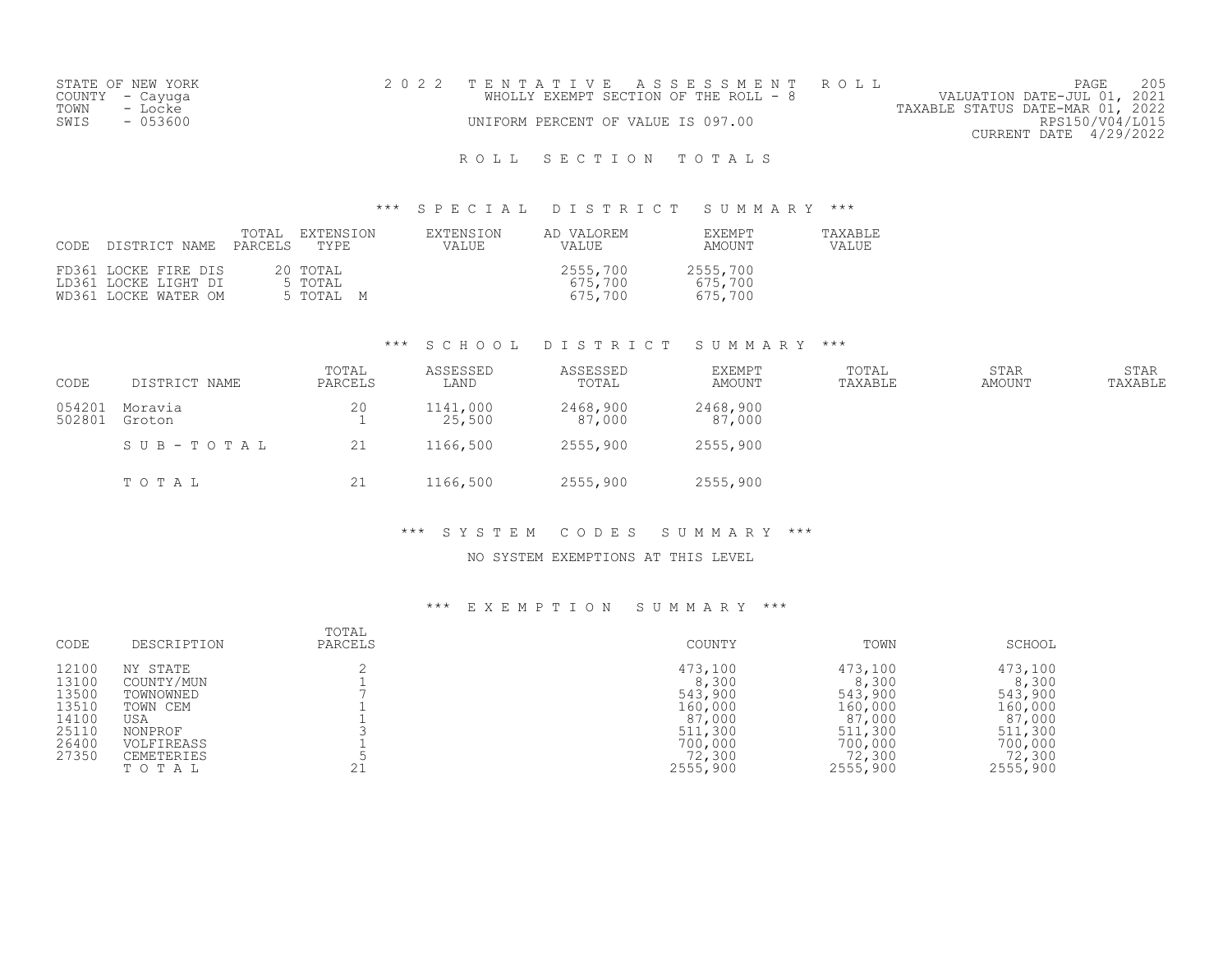STATE OF NEW YORK
COUNTY - Cayuga
TOWN - Locke
SWIS - 053600

2 0 2 2 T E N T A T I V E A S S E S S M E N T R O L L
WHOLLY EXEMPT SECTION OF THE ROLL - 8
UNIFORM PERCENT OF VALUE IS 097.00

PAGE 205
VALUATION DATE-JUL 01, 2021
TAXABLE STATUS DATE-MAR 01, 2022
RPS150/V04/L015
CURRENT DATE 4/29/2022

## R O L L S E C T I O N T O T A L S

### *** S P E C I A L D I S T R I C T S U M M A R Y ***

| CODE | DISTRICT NAME | TOTAL PARCELS | EXTENSION TYPE | EXTENSION VALUE | AD VALOREM VALUE | EXEMPT AMOUNT | TAXABLE VALUE |
|---|---|---|---|---|---|---|---|
| FD361 | LOCKE FIRE DIS | 20 | TOTAL | | 2555,700 | 2555,700 | |
| LD361 | LOCKE LIGHT DI | 5 | TOTAL | | 675,700 | 675,700 | |
| WD361 | LOCKE WATER OM | 5 | TOTAL M | | 675,700 | 675,700 | |

### *** S C H O O L D I S T R I C T S U M M A R Y ***

| CODE | DISTRICT NAME | TOTAL PARCELS | ASSESSED LAND | ASSESSED TOTAL | EXEMPT AMOUNT | TOTAL TAXABLE | STAR AMOUNT | STAR TAXABLE |
|---|---|---|---|---|---|---|---|---|
| 054201 | Moravia | 20 | 1141,000 | 2468,900 | 2468,900 | | | |
| 502801 | Groton | 1 | 25,500 | 87,000 | 87,000 | | | |
| | S U B - T O T A L | 21 | 1166,500 | 2555,900 | 2555,900 | | | |
| | T O T A L | 21 | 1166,500 | 2555,900 | 2555,900 | | | |

### *** S Y S T E M C O D E S S U M M A R Y ***

NO SYSTEM EXEMPTIONS AT THIS LEVEL

### *** E X E M P T I O N S U M M A R Y ***

| CODE | DESCRIPTION | TOTAL PARCELS | COUNTY | TOWN | SCHOOL |
|---|---|---|---|---|---|
| 12100 | NY STATE | 2 | 473,100 | 473,100 | 473,100 |
| 13100 | COUNTY/MUN | 1 | 8,300 | 8,300 | 8,300 |
| 13500 | TOWNOWNED | 7 | 543,900 | 543,900 | 543,900 |
| 13510 | TOWN CEM | 1 | 160,000 | 160,000 | 160,000 |
| 14100 | USA | 1 | 87,000 | 87,000 | 87,000 |
| 25110 | NONPROF | 3 | 511,300 | 511,300 | 511,300 |
| 26400 | VOLFIREASS | 1 | 700,000 | 700,000 | 700,000 |
| 27350 | CEMETERIES | 5 | 72,300 | 72,300 | 72,300 |
| | T O T A L | 21 | 2555,900 | 2555,900 | 2555,900 |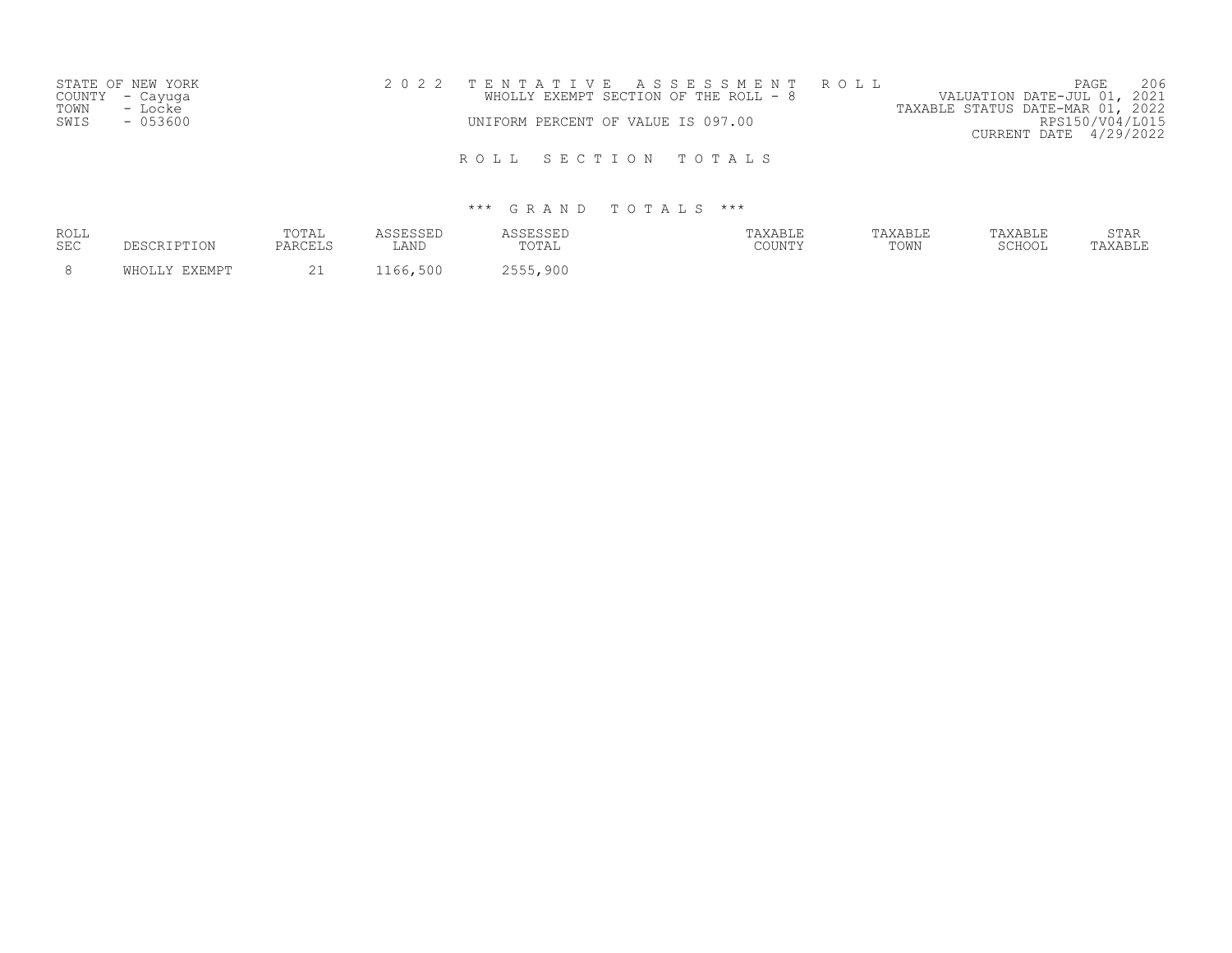STATE OF NEW YORK
COUNTY - Cayuga
TOWN - Locke
SWIS - 053600

2022 TENTATIVE ASSESSMENT ROLL
WHOLLY EXEMPT SECTION OF THE ROLL - 8
UNIFORM PERCENT OF VALUE IS 097.00

VALUATION DATE-JUL 01, 2021
TAXABLE STATUS DATE-MAR 01, 2022
RPS150/V04/L015
CURRENT DATE 4/29/2022

## ROLL SECTION TOTALS

### *** GRAND TOTALS ***

| ROLL SEC | DESCRIPTION | TOTAL PARCELS | ASSESSED LAND | ASSESSED TOTAL | TAXABLE COUNTY | TAXABLE TOWN | TAXABLE SCHOOL | STAR TAXABLE |
|---|---|---|---|---|---|---|---|---|
| 8 | WHOLLY EXEMPT | 21 | 1166,500 | 2555,900 | | | | |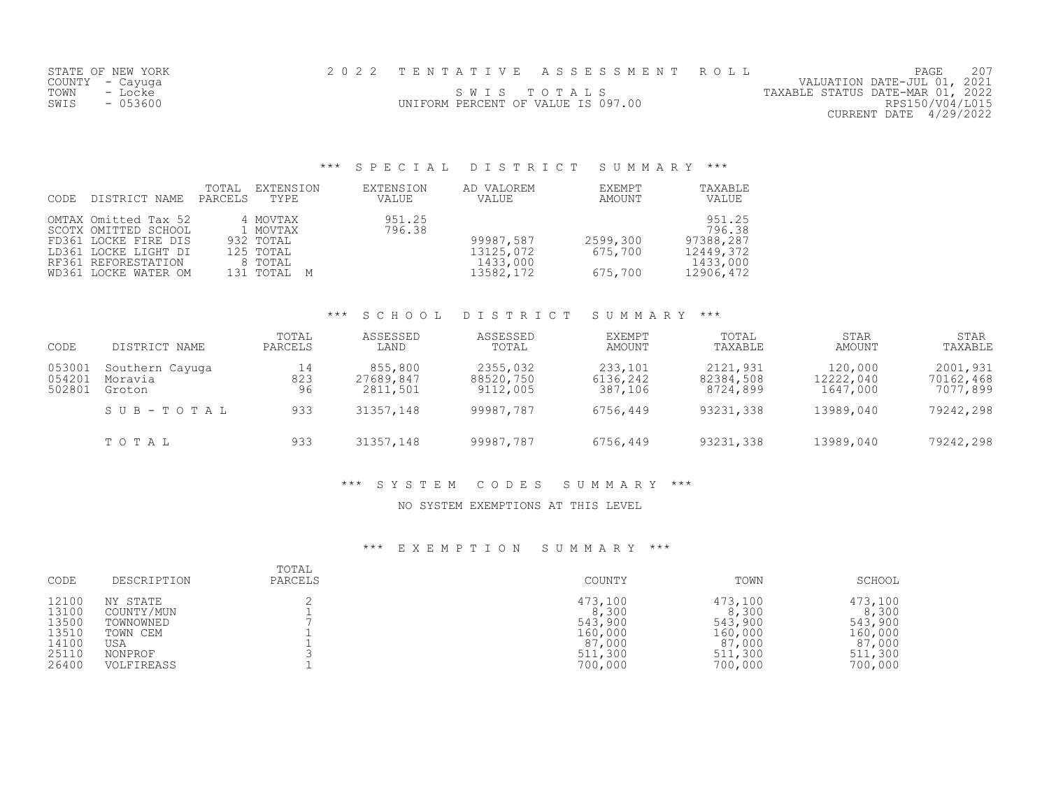STATE OF NEW YORK
COUNTY - Cayuga
TOWN - Locke
SWIS - 053600

2022 TENTATIVE ASSESSMENT ROLL

SWIS TOTALS

UNIFORM PERCENT OF VALUE IS 097.00

VALUATION DATE-JUL 01, 2021
TAXABLE STATUS DATE-MAR 01, 2022
RPS150/V04/L015
CURRENT DATE 4/29/2022

### *** SPECIAL DISTRICT SUMMARY ***

| CODE | DISTRICT NAME | TOTAL PARCELS | EXTENSION TYPE | EXTENSION VALUE | AD VALOREM VALUE | EXEMPT AMOUNT | TAXABLE VALUE |
|---|---|---|---|---|---|---|---|
| OMTAX | Omitted Tax 52 | 4 | MOVTAX | 951.25 | | | 951.25 |
| SCOTX | OMITTED SCHOOL | 1 | MOVTAX | 796.38 | | | 796.38 |
| FD361 | LOCKE FIRE DIS | 932 | TOTAL | | 99987,587 | 2599,300 | 97388,287 |
| LD361 | LOCKE LIGHT DI | 125 | TOTAL | | 13125,072 | 675,700 | 12449,372 |
| RF361 | REFORESTATION | 8 | TOTAL | | 1433,000 | | 1433,000 |
| WD361 | LOCKE WATER OM | 131 | TOTAL M | | 13582,172 | 675,700 | 12906,472 |

### *** SCHOOL DISTRICT SUMMARY ***

| CODE | DISTRICT NAME | TOTAL PARCELS | ASSESSED LAND | ASSESSED TOTAL | EXEMPT AMOUNT | TOTAL TAXABLE | STAR AMOUNT | STAR TAXABLE |
|---|---|---|---|---|---|---|---|---|
| 053001 | Southern Cayuga | 14 | 855,800 | 2355,032 | 233,101 | 2121,931 | 120,000 | 2001,931 |
| 054201 | Moravia | 823 | 27689,847 | 88520,750 | 6136,242 | 82384,508 | 12222,040 | 70162,468 |
| 502801 | Groton | 96 | 2811,501 | 9112,005 | 387,106 | 8724,899 | 1647,000 | 7077,899 |
| | SUB-TOTAL | 933 | 31357,148 | 99987,787 | 6756,449 | 93231,338 | 13989,040 | 79242,298 |
| | TOTAL | 933 | 31357,148 | 99987,787 | 6756,449 | 93231,338 | 13989,040 | 79242,298 |

### *** SYSTEM CODES SUMMARY ***

NO SYSTEM EXEMPTIONS AT THIS LEVEL

### *** EXEMPTION SUMMARY ***

| CODE | DESCRIPTION | TOTAL PARCELS | COUNTY | TOWN | SCHOOL |
|---|---|---|---|---|---|
| 12100 | NY STATE | 2 | 473,100 | 473,100 | 473,100 |
| 13100 | COUNTY/MUN | 1 | 8,300 | 8,300 | 8,300 |
| 13500 | TOWNOWNED | 7 | 543,900 | 543,900 | 543,900 |
| 13510 | TOWN CEM | 1 | 160,000 | 160,000 | 160,000 |
| 14100 | USA | 1 | 87,000 | 87,000 | 87,000 |
| 25110 | NONPROF | 3 | 511,300 | 511,300 | 511,300 |
| 26400 | VOLFIREASS | 1 | 700,000 | 700,000 | 700,000 |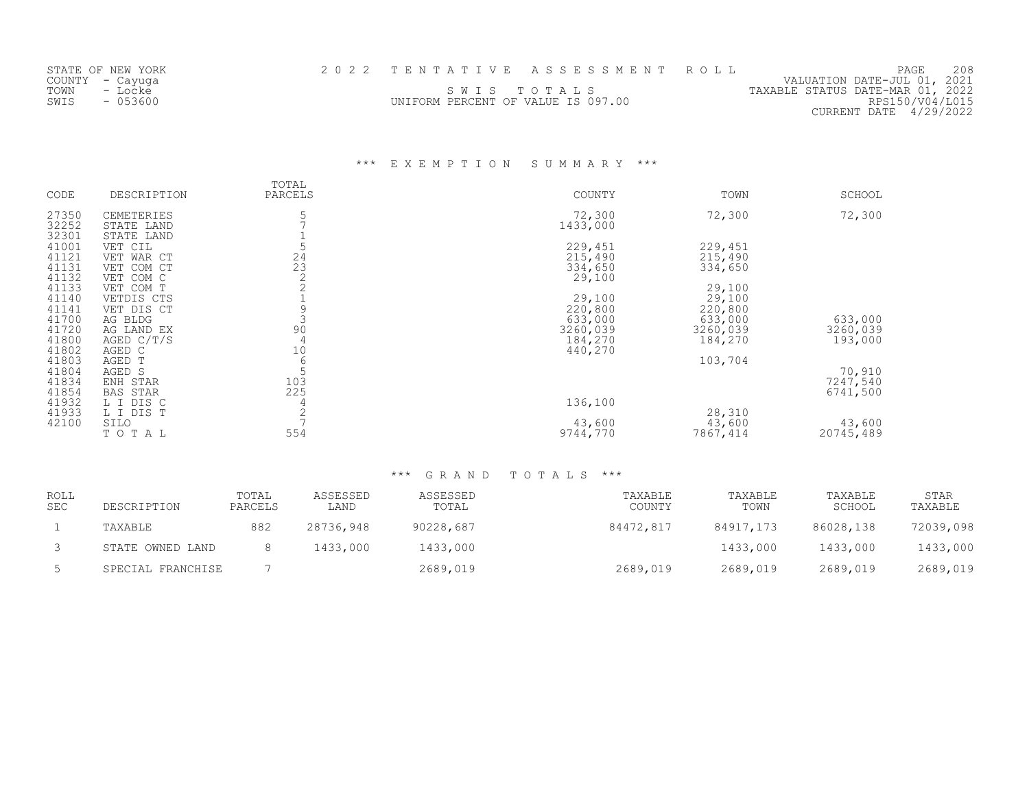STATE OF NEW YORK
COUNTY - Cayuga
TOWN - Locke
SWIS - 053600

2 0 2 2 T E N T A T I V E A S S E S S M E N T R O L L
S W I S T O T A L S
UNIFORM PERCENT OF VALUE IS 097.00

VALUATION DATE-JUL 01, 2021
TAXABLE STATUS DATE-MAR 01, 2022
RPS150/V04/L015
CURRENT DATE 4/29/2022

### *** E X E M P T I O N S U M M A R Y ***

| CODE | DESCRIPTION | TOTAL PARCELS | COUNTY | TOWN | SCHOOL |
|---|---|---|---|---|---|
| 27350 | CEMETERIES | 5 | 72,300 | 72,300 | 72,300 |
| 32252 | STATE LAND | 7 | 1433,000 | | |
| 32301 | STATE LAND | 1 | | | |
| 41001 | VET CIL | 5 | 229,451 | 229,451 | |
| 41121 | VET WAR CT | 24 | 215,490 | 215,490 | |
| 41131 | VET COM CT | 23 | 334,650 | 334,650 | |
| 41132 | VET COM C | 2 | 29,100 | | |
| 41133 | VET COM T | 2 | | 29,100 | |
| 41140 | VETDIS CTS | 1 | 29,100 | 29,100 | |
| 41141 | VET DIS CT | 9 | 220,800 | 220,800 | |
| 41700 | AG BLDG | 3 | 633,000 | 633,000 | 633,000 |
| 41720 | AG LAND EX | 90 | 3260,039 | 3260,039 | 3260,039 |
| 41800 | AGED C/T/S | 4 | 184,270 | 184,270 | 193,000 |
| 41802 | AGED C | 10 | 440,270 | | |
| 41803 | AGED T | 6 | | 103,704 | |
| 41804 | AGED S | 5 | | | 70,910 |
| 41834 | ENH STAR | 103 | | | 7247,540 |
| 41854 | BAS STAR | 225 | | | 6741,500 |
| 41932 | L I DIS C | 4 | 136,100 | | |
| 41933 | L I DIS T | 2 | | 28,310 | |
| 42100 | SILO | 7 | 43,600 | 43,600 | 43,600 |
| | T O T A L | 554 | 9744,770 | 7867,414 | 20745,489 |

### *** G R A N D T O T A L S ***

| ROLL SEC | DESCRIPTION | TOTAL PARCELS | ASSESSED LAND | ASSESSED TOTAL | TAXABLE COUNTY | TAXABLE TOWN | TAXABLE SCHOOL | STAR TAXABLE |
|---|---|---|---|---|---|---|---|---|
| 1 | TAXABLE | 882 | 28736,948 | 90228,687 | 84472,817 | 84917,173 | 86028,138 | 72039,098 |
| 3 | STATE OWNED LAND | 8 | 1433,000 | 1433,000 | | 1433,000 | 1433,000 | 1433,000 |
| 5 | SPECIAL FRANCHISE | 7 | | 2689,019 | 2689,019 | 2689,019 | 2689,019 | 2689,019 |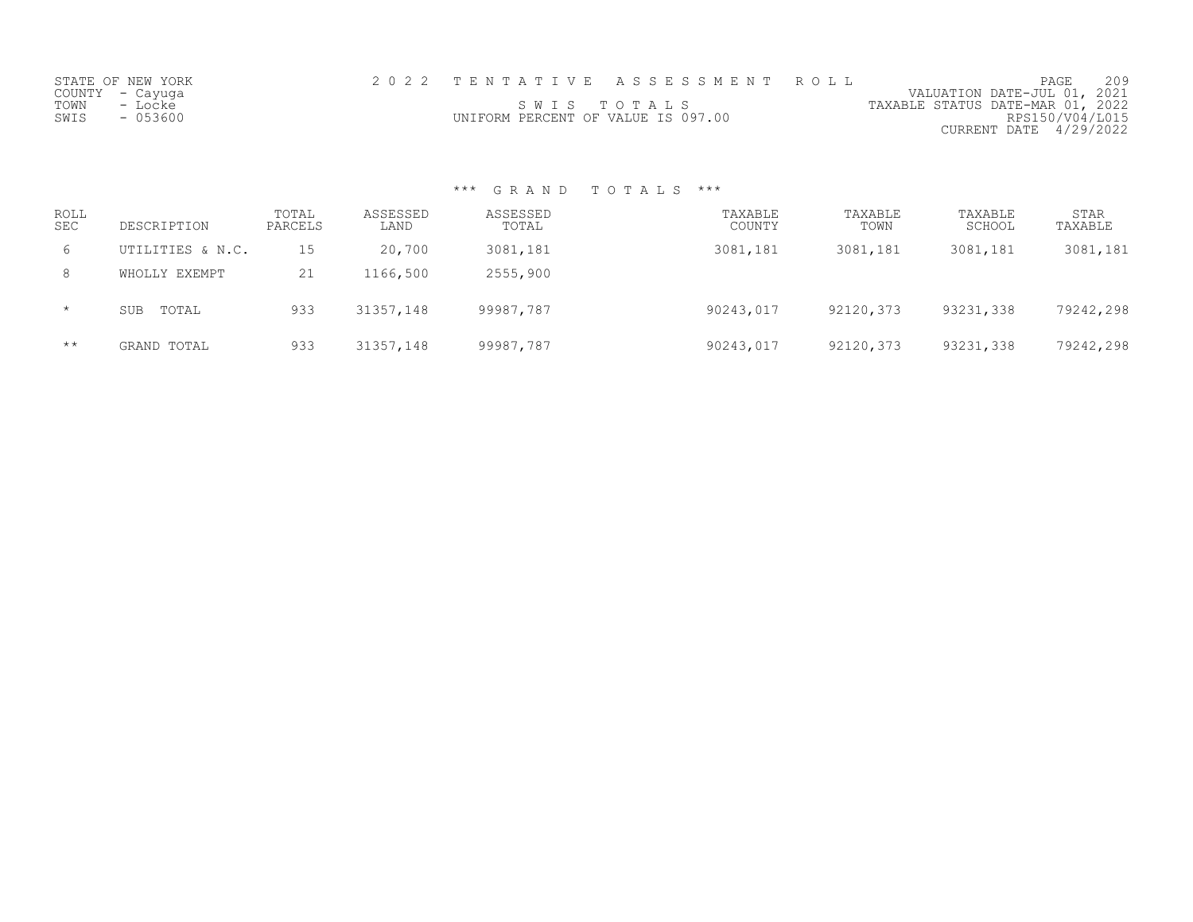STATE OF NEW YORK
COUNTY - Cayuga
TOWN - Locke
SWIS - 053600

2 0 2 2 T E N T A T I V E A S S E S S M E N T R O L L

S W I S T O T A L S

UNIFORM PERCENT OF VALUE IS 097.00

VALUATION DATE-JUL 01, 2021
TAXABLE STATUS DATE-MAR 01, 2022
RPS150/V04/L015
CURRENT DATE 4/29/2022

### *** G R A N D T O T A L S ***

| ROLL SEC | DESCRIPTION | TOTAL PARCELS | ASSESSED LAND | ASSESSED TOTAL | TAXABLE COUNTY | TAXABLE TOWN | TAXABLE SCHOOL | STAR TAXABLE |
|---|---|---|---|---|---|---|---|---|
| 6 | UTILITIES & N.C. | 15 | 20,700 | 3081,181 | 3081,181 | 3081,181 | 3081,181 | 3081,181 |
| 8 | WHOLLY EXEMPT | 21 | 1166,500 | 2555,900 | | | | |
| * | SUB TOTAL | 933 | 31357,148 | 99987,787 | 90243,017 | 92120,373 | 93231,338 | 79242,298 |
| ** | GRAND TOTAL | 933 | 31357,148 | 99987,787 | 90243,017 | 92120,373 | 93231,338 | 79242,298 |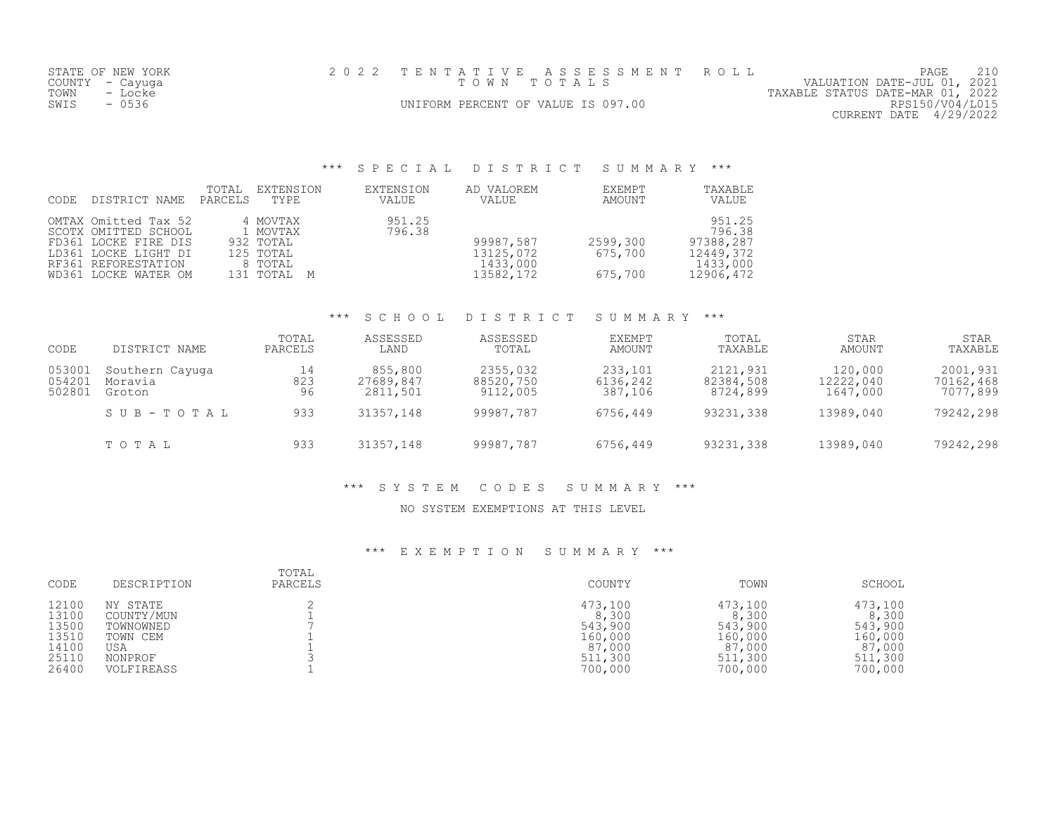STATE OF NEW YORK
COUNTY - Cayuga
TOWN - Locke
SWIS - 0536

# 2022 TENTATIVE ASSESSMENT ROLL

TOWN TOTALS

UNIFORM PERCENT OF VALUE IS 097.00

VALUATION DATE-JUL 01, 2021
TAXABLE STATUS DATE-MAR 01, 2022
RPS150/V04/L015
CURRENT DATE 4/29/2022

## *** SPECIAL DISTRICT SUMMARY ***

| CODE | DISTRICT NAME | TOTAL PARCELS | EXTENSION TYPE | EXTENSION VALUE | AD VALOREM VALUE | EXEMPT AMOUNT | TAXABLE VALUE |
|---|---|---|---|---|---|---|---|
| OMTAX | Omitted Tax 52 | 4 | MOVTAX | 951.25 | | | 951.25 |
| SCOTX | OMITTED SCHOOL | 1 | MOVTAX | 796.38 | | | 796.38 |
| FD361 | LOCKE FIRE DIS | 932 | TOTAL | | 99987,587 | 2599,300 | 97388,287 |
| LD361 | LOCKE LIGHT DI | 125 | TOTAL | | 13125,072 | 675,700 | 12449,372 |
| RF361 | REFORESTATION | 8 | TOTAL | | 1433,000 | | 1433,000 |
| WD361 | LOCKE WATER OM | 131 | TOTAL M | | 13582,172 | 675,700 | 12906,472 |

## *** SCHOOL DISTRICT SUMMARY ***

| CODE | DISTRICT NAME | TOTAL PARCELS | ASSESSED LAND | ASSESSED TOTAL | EXEMPT AMOUNT | TOTAL TAXABLE | STAR AMOUNT | STAR TAXABLE |
|---|---|---|---|---|---|---|---|---|
| 053001 | Southern Cayuga | 14 | 855,800 | 2355,032 | 233,101 | 2121,931 | 120,000 | 2001,931 |
| 054201 | Moravia | 823 | 27689,847 | 88520,750 | 6136,242 | 82384,508 | 12222,040 | 70162,468 |
| 502801 | Groton | 96 | 2811,501 | 9112,005 | 387,106 | 8724,899 | 1647,000 | 7077,899 |
| | SUB-TOTAL | 933 | 31357,148 | 99987,787 | 6756,449 | 93231,338 | 13989,040 | 79242,298 |
| | TOTAL | 933 | 31357,148 | 99987,787 | 6756,449 | 93231,338 | 13989,040 | 79242,298 |

## *** SYSTEM CODES SUMMARY ***

NO SYSTEM EXEMPTIONS AT THIS LEVEL

## *** EXEMPTION SUMMARY ***

| CODE | DESCRIPTION | TOTAL PARCELS | COUNTY | TOWN | SCHOOL |
|---|---|---|---|---|---|
| 12100 | NY STATE | 2 | 473,100 | 473,100 | 473,100 |
| 13100 | COUNTY/MUN | 1 | 8,300 | 8,300 | 8,300 |
| 13500 | TOWNOWNED | 7 | 543,900 | 543,900 | 543,900 |
| 13510 | TOWN CEM | 1 | 160,000 | 160,000 | 160,000 |
| 14100 | USA | 1 | 87,000 | 87,000 | 87,000 |
| 25110 | NONPROF | 3 | 511,300 | 511,300 | 511,300 |
| 26400 | VOLFIREASS | 1 | 700,000 | 700,000 | 700,000 |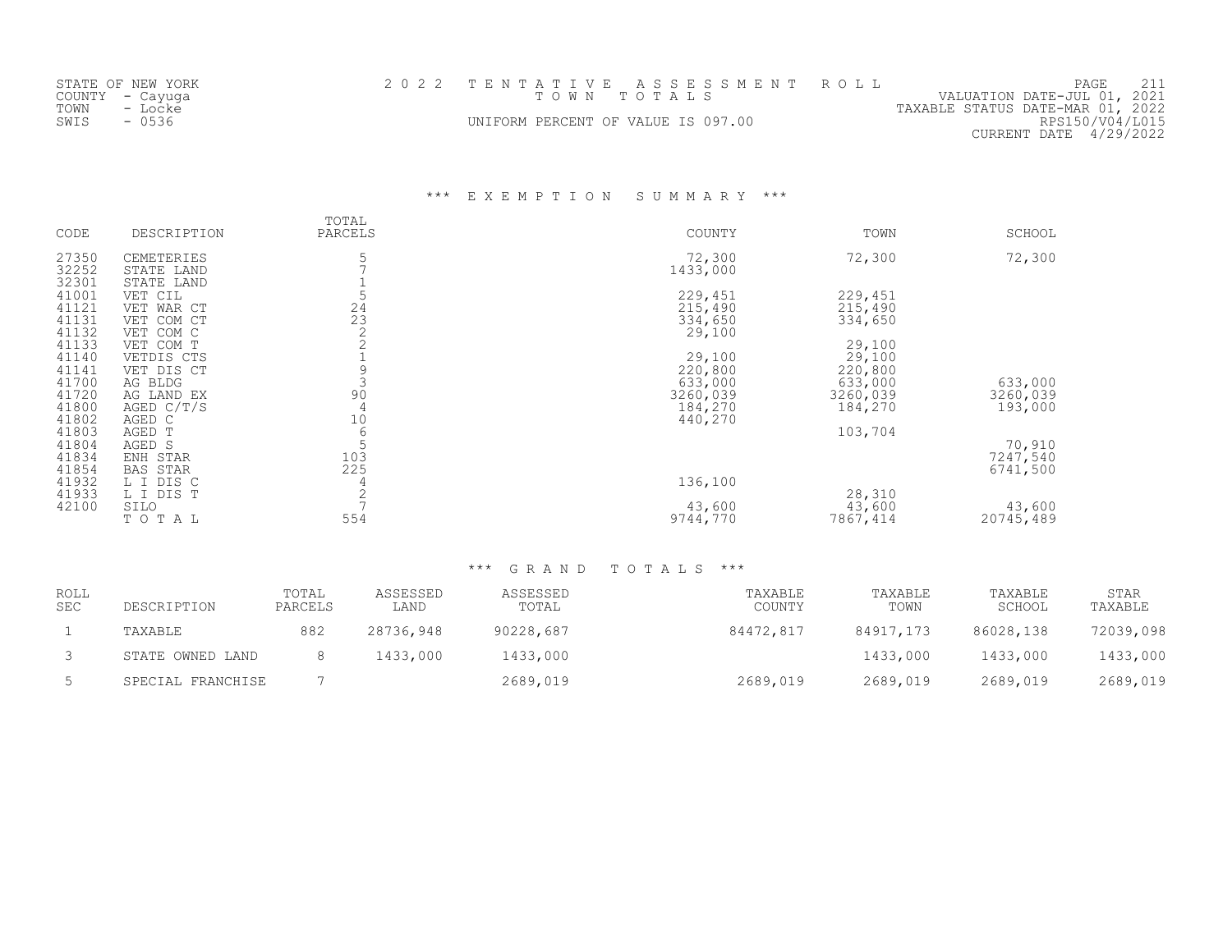STATE OF NEW YORK
COUNTY - Cayuga
TOWN - Locke
SWIS - 0536

# 2022 TENTATIVE ASSESSMENT ROLL

TOWN TOTALS

UNIFORM PERCENT OF VALUE IS 097.00

VALUATION DATE-JUL 01, 2021
TAXABLE STATUS DATE-MAR 01, 2022
RPS150/V04/L015
CURRENT DATE 4/29/2022

## *** EXEMPTION SUMMARY ***

| CODE | DESCRIPTION | TOTAL PARCELS | COUNTY | TOWN | SCHOOL |
|---|---|---|---|---|---|
| 27350 | CEMETERIES | 5 | 72,300 | 72,300 | 72,300 |
| 32252 | STATE LAND | 7 | 1433,000 | | |
| 32301 | STATE LAND | 1 | | | |
| 41001 | VET CIL | 5 | 229,451 | 229,451 | |
| 41121 | VET WAR CT | 24 | 215,490 | 215,490 | |
| 41131 | VET COM CT | 23 | 334,650 | 334,650 | |
| 41132 | VET COM C | 2 | 29,100 | | |
| 41133 | VET COM T | 2 | | 29,100 | |
| 41140 | VETDIS CTS | 1 | 29,100 | 29,100 | |
| 41141 | VET DIS CT | 9 | 220,800 | 220,800 | |
| 41700 | AG BLDG | 3 | 633,000 | 633,000 | 633,000 |
| 41720 | AG LAND EX | 90 | 3260,039 | 3260,039 | 3260,039 |
| 41800 | AGED C/T/S | 4 | 184,270 | 184,270 | 193,000 |
| 41802 | AGED C | 10 | 440,270 | | |
| 41803 | AGED T | 6 | | 103,704 | |
| 41804 | AGED S | 5 | | | 70,910 |
| 41834 | ENH STAR | 103 | | | 7247,540 |
| 41854 | BAS STAR | 225 | | | 6741,500 |
| 41932 | L I DIS C | 4 | 136,100 | | |
| 41933 | L I DIS T | 2 | | 28,310 | |
| 42100 | SILO | 7 | 43,600 | 43,600 | 43,600 |
| | TOTAL | 554 | 9744,770 | 7867,414 | 20745,489 |

## *** GRAND TOTALS ***

| ROLL SEC | DESCRIPTION | TOTAL PARCELS | ASSESSED LAND | ASSESSED TOTAL | TAXABLE COUNTY | TAXABLE TOWN | TAXABLE SCHOOL | STAR TAXABLE |
|---|---|---|---|---|---|---|---|---|
| 1 | TAXABLE | 882 | 28736,948 | 90228,687 | 84472,817 | 84917,173 | 86028,138 | 72039,098 |
| 3 | STATE OWNED LAND | 8 | 1433,000 | 1433,000 | | 1433,000 | 1433,000 | 1433,000 |
| 5 | SPECIAL FRANCHISE | 7 | | 2689,019 | 2689,019 | 2689,019 | 2689,019 | 2689,019 |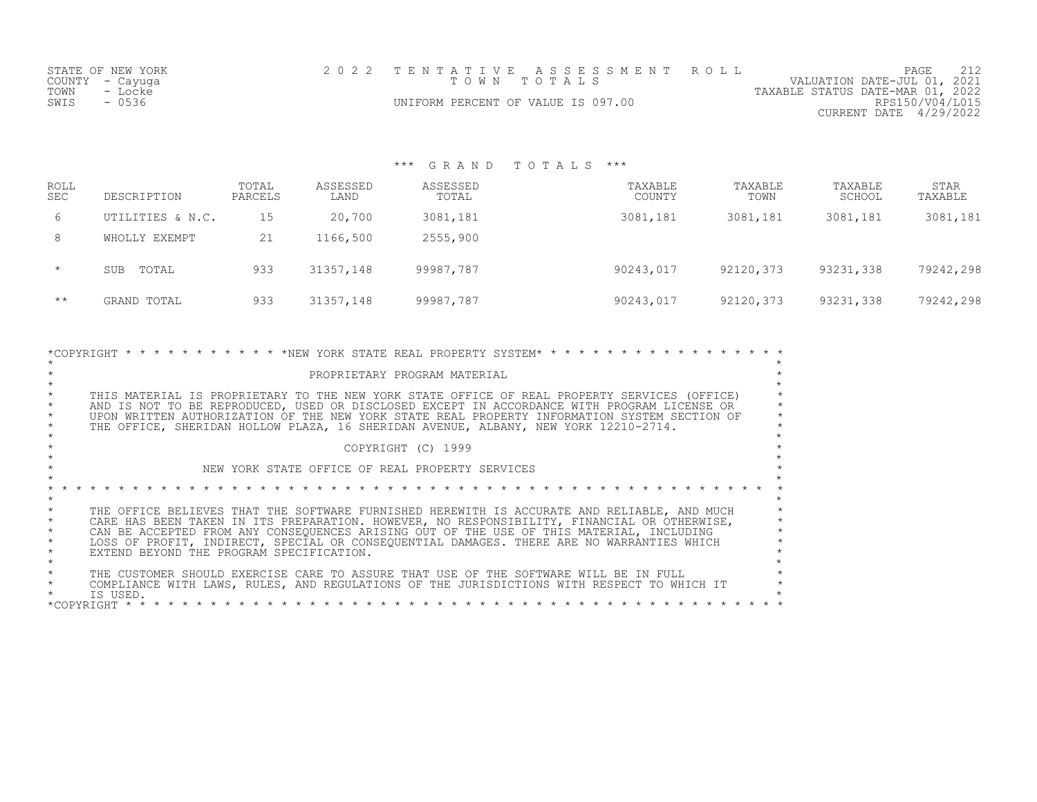STATE OF NEW YORK
COUNTY - Cayuga
TOWN - Locke
SWIS - 0536

2022 TENTATIVE ASSESSMENT ROLL
TOWN TOTALS
UNIFORM PERCENT OF VALUE IS 097.00

VALUATION DATE-JUL 01, 2021
TAXABLE STATUS DATE-MAR 01, 2022
RPS150/V04/L015
CURRENT DATE 4/29/2022

## *** GRAND TOTALS ***

| ROLL SEC | DESCRIPTION | TOTAL PARCELS | ASSESSED LAND | ASSESSED TOTAL | TAXABLE COUNTY | TAXABLE TOWN | TAXABLE SCHOOL | STAR TAXABLE |
|---|---|---|---|---|---|---|---|---|
| 6 | UTILITIES & N.C. | 15 | 20,700 | 3081,181 | 3081,181 | 3081,181 | 3081,181 | 3081,181 |
| 8 | WHOLLY EXEMPT | 21 | 1166,500 | 2555,900 | | | | |
| * | SUB TOTAL | 933 | 31357,148 | 99987,787 | 90243,017 | 92120,373 | 93231,338 | 79242,298 |
| ** | GRAND TOTAL | 933 | 31357,148 | 99987,787 | 90243,017 | 92120,373 | 93231,338 | 79242,298 |

*COPYRIGHT * * * * * * * * * * * *NEW YORK STATE REAL PROPERTY SYSTEM* * * * * * * * * * * * * * * * * * *

PROPRIETARY PROGRAM MATERIAL

THIS MATERIAL IS PROPRIETARY TO THE NEW YORK STATE OFFICE OF REAL PROPERTY SERVICES (OFFICE) AND IS NOT TO BE REPRODUCED, USED OR DISCLOSED EXCEPT IN ACCORDANCE WITH PROGRAM LICENSE OR UPON WRITTEN AUTHORIZATION OF THE NEW YORK STATE REAL PROPERTY INFORMATION SYSTEM SECTION OF THE OFFICE, SHERIDAN HOLLOW PLAZA, 16 SHERIDAN AVENUE, ALBANY, NEW YORK 12210-2714.

COPYRIGHT (C) 1999

NEW YORK STATE OFFICE OF REAL PROPERTY SERVICES

THE OFFICE BELIEVES THAT THE SOFTWARE FURNISHED HEREWITH IS ACCURATE AND RELIABLE, AND MUCH CARE HAS BEEN TAKEN IN ITS PREPARATION. HOWEVER, NO RESPONSIBILITY, FINANCIAL OR OTHERWISE, CAN BE ACCEPTED FROM ANY CONSEQUENCES ARISING OUT OF THE USE OF THIS MATERIAL, INCLUDING LOSS OF PROFIT, INDIRECT, SPECIAL OR CONSEQUENTIAL DAMAGES. THERE ARE NO WARRANTIES WHICH EXTEND BEYOND THE PROGRAM SPECIFICATION.

THE CUSTOMER SHOULD EXERCISE CARE TO ASSURE THAT USE OF THE SOFTWARE WILL BE IN FULL COMPLIANCE WITH LAWS, RULES, AND REGULATIONS OF THE JURISDICTIONS WITH RESPECT TO WHICH IT IS USED.

*COPYRIGHT * * * * * * * * * * * * * * * * * * * * * * * * * * * * * * * * * * * * * * * * * * * * *